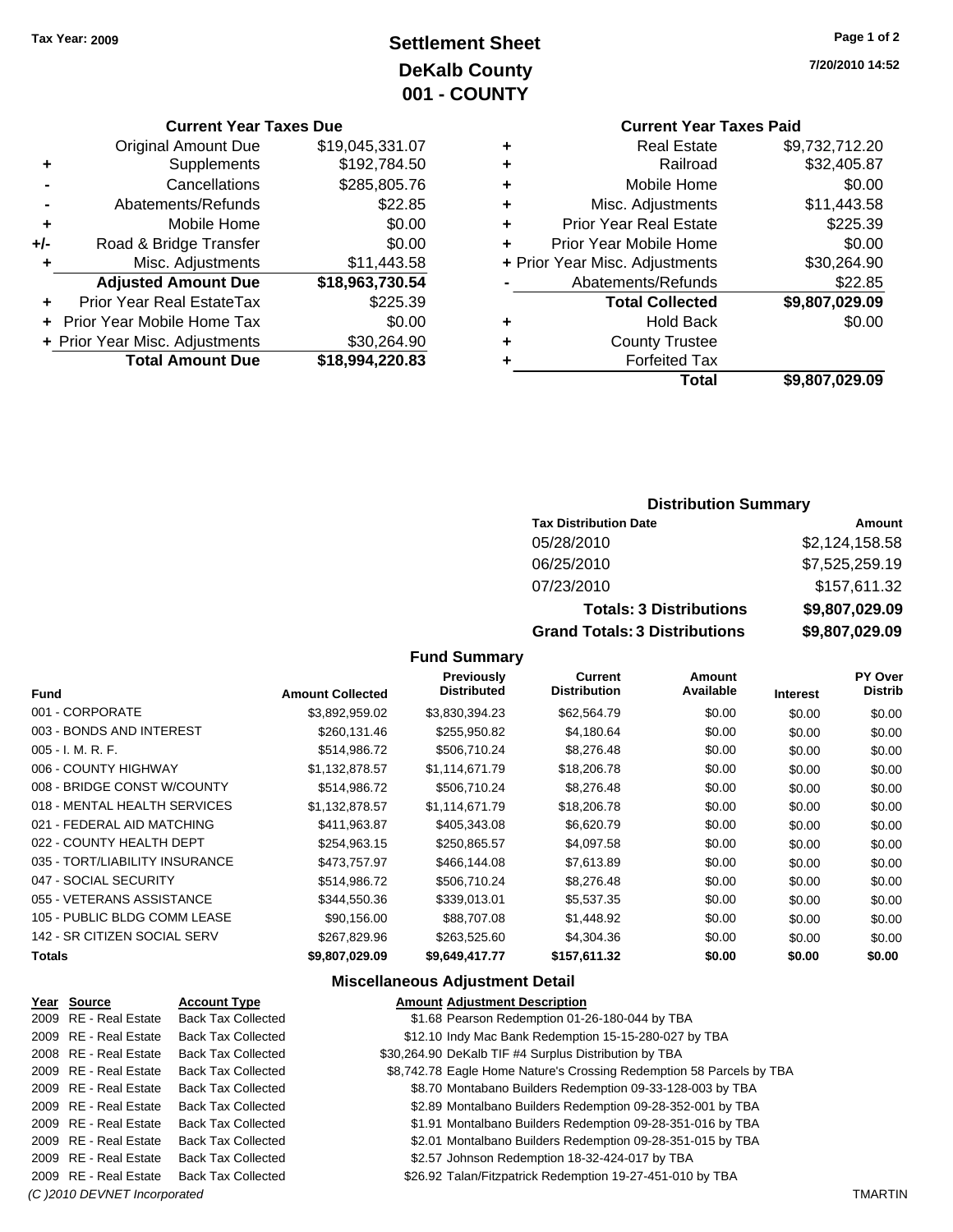Tax Year: 2009

# Settlement Sheet
## DeKalb County
## 001 - COUNTY

7/20/2010 14:52

### Current Year Taxes Due

| | | |
|---|---|---|
| | Original Amount Due | $19,045,331.07 |
| + | Supplements | $192,784.50 |
| - | Cancellations | $285,805.76 |
| - | Abatements/Refunds | $22.85 |
| + | Mobile Home | $0.00 |
| +/- | Road & Bridge Transfer | $0.00 |
| + | Misc. Adjustments | $11,443.58 |
| | **Adjusted Amount Due** | **$18,963,730.54** |
| + | Prior Year Real EstateTax | $225.39 |
| + | Prior Year Mobile Home Tax | $0.00 |
| + | Prior Year Misc. Adjustments | $30,264.90 |
| | **Total Amount Due** | **$18,994,220.83** |

### Current Year Taxes Paid

| | | |
|---|---|---|
| + | Real Estate | $9,732,712.20 |
| + | Railroad | $32,405.87 |
| + | Mobile Home | $0.00 |
| + | Misc. Adjustments | $11,443.58 |
| + | Prior Year Real Estate | $225.39 |
| + | Prior Year Mobile Home | $0.00 |
| + | Prior Year Misc. Adjustments | $30,264.90 |
| - | Abatements/Refunds | $22.85 |
| | **Total Collected** | **$9,807,029.09** |
| + | Hold Back | $0.00 |
| + | County Trustee | |
| + | Forfeited Tax | |
| | **Total** | **$9,807,029.09** |

### Distribution Summary

| Tax Distribution Date | Amount |
|---|---|
| 05/28/2010 | $2,124,158.58 |
| 06/25/2010 | $7,525,259.19 |
| 07/23/2010 | $157,611.32 |
| **Totals: 3 Distributions** | **$9,807,029.09** |
| **Grand Totals: 3 Distributions** | **$9,807,029.09** |

### Fund Summary

| Fund | Amount Collected | Previously Distributed | Current Distribution | Amount Available | Interest | PY Over Distrib |
|---|---|---|---|---|---|---|
| 001 - CORPORATE | $3,892,959.02 | $3,830,394.23 | $62,564.79 | $0.00 | $0.00 | $0.00 |
| 003 - BONDS AND INTEREST | $260,131.46 | $255,950.82 | $4,180.64 | $0.00 | $0.00 | $0.00 |
| 005 - I. M. R. F. | $514,986.72 | $506,710.24 | $8,276.48 | $0.00 | $0.00 | $0.00 |
| 006 - COUNTY HIGHWAY | $1,132,878.57 | $1,114,671.79 | $18,206.78 | $0.00 | $0.00 | $0.00 |
| 008 - BRIDGE CONST W/COUNTY | $514,986.72 | $506,710.24 | $8,276.48 | $0.00 | $0.00 | $0.00 |
| 018 - MENTAL HEALTH SERVICES | $1,132,878.57 | $1,114,671.79 | $18,206.78 | $0.00 | $0.00 | $0.00 |
| 021 - FEDERAL AID MATCHING | $411,963.87 | $405,343.08 | $6,620.79 | $0.00 | $0.00 | $0.00 |
| 022 - COUNTY HEALTH DEPT | $254,963.15 | $250,865.57 | $4,097.58 | $0.00 | $0.00 | $0.00 |
| 035 - TORT/LIABILITY INSURANCE | $473,757.97 | $466,144.08 | $7,613.89 | $0.00 | $0.00 | $0.00 |
| 047 - SOCIAL SECURITY | $514,986.72 | $506,710.24 | $8,276.48 | $0.00 | $0.00 | $0.00 |
| 055 - VETERANS ASSISTANCE | $344,550.36 | $339,013.01 | $5,537.35 | $0.00 | $0.00 | $0.00 |
| 105 - PUBLIC BLDG COMM LEASE | $90,156.00 | $88,707.08 | $1,448.92 | $0.00 | $0.00 | $0.00 |
| 142 - SR CITIZEN SOCIAL SERV | $267,829.96 | $263,525.60 | $4,304.36 | $0.00 | $0.00 | $0.00 |
| **Totals** | **$9,807,029.09** | **$9,649,417.77** | **$157,611.32** | **$0.00** | **$0.00** | **$0.00** |

### Miscellaneous Adjustment Detail

| Year | Source | Account Type | Amount | Adjustment Description |
|---|---|---|---|---|
| 2009 | RE - Real Estate | Back Tax Collected | $1.68 | Pearson Redemption 01-26-180-044 by TBA |
| 2009 | RE - Real Estate | Back Tax Collected | $12.10 | Indy Mac Bank Redemption 15-15-280-027 by TBA |
| 2008 | RE - Real Estate | Back Tax Collected | $30,264.90 | DeKalb TIF #4 Surplus Distribution by TBA |
| 2009 | RE - Real Estate | Back Tax Collected | $8,742.78 | Eagle Home Nature's Crossing Redemption 58 Parcels by TBA |
| 2009 | RE - Real Estate | Back Tax Collected | $8.70 | Montabano Builders Redemption 09-33-128-003 by TBA |
| 2009 | RE - Real Estate | Back Tax Collected | $2.89 | Montalbano Builders Redemption 09-28-352-001 by TBA |
| 2009 | RE - Real Estate | Back Tax Collected | $1.91 | Montalbano Builders Redemption 09-28-351-016 by TBA |
| 2009 | RE - Real Estate | Back Tax Collected | $2.01 | Montalbano Builders Redemption 09-28-351-015 by TBA |
| 2009 | RE - Real Estate | Back Tax Collected | $2.57 | Johnson Redemption 18-32-424-017 by TBA |
| 2009 | RE - Real Estate | Back Tax Collected | $26.92 | Talan/Fitzpatrick Redemption 19-27-451-010 by TBA |

(C )2010 DEVNET Incorporated TMARTIN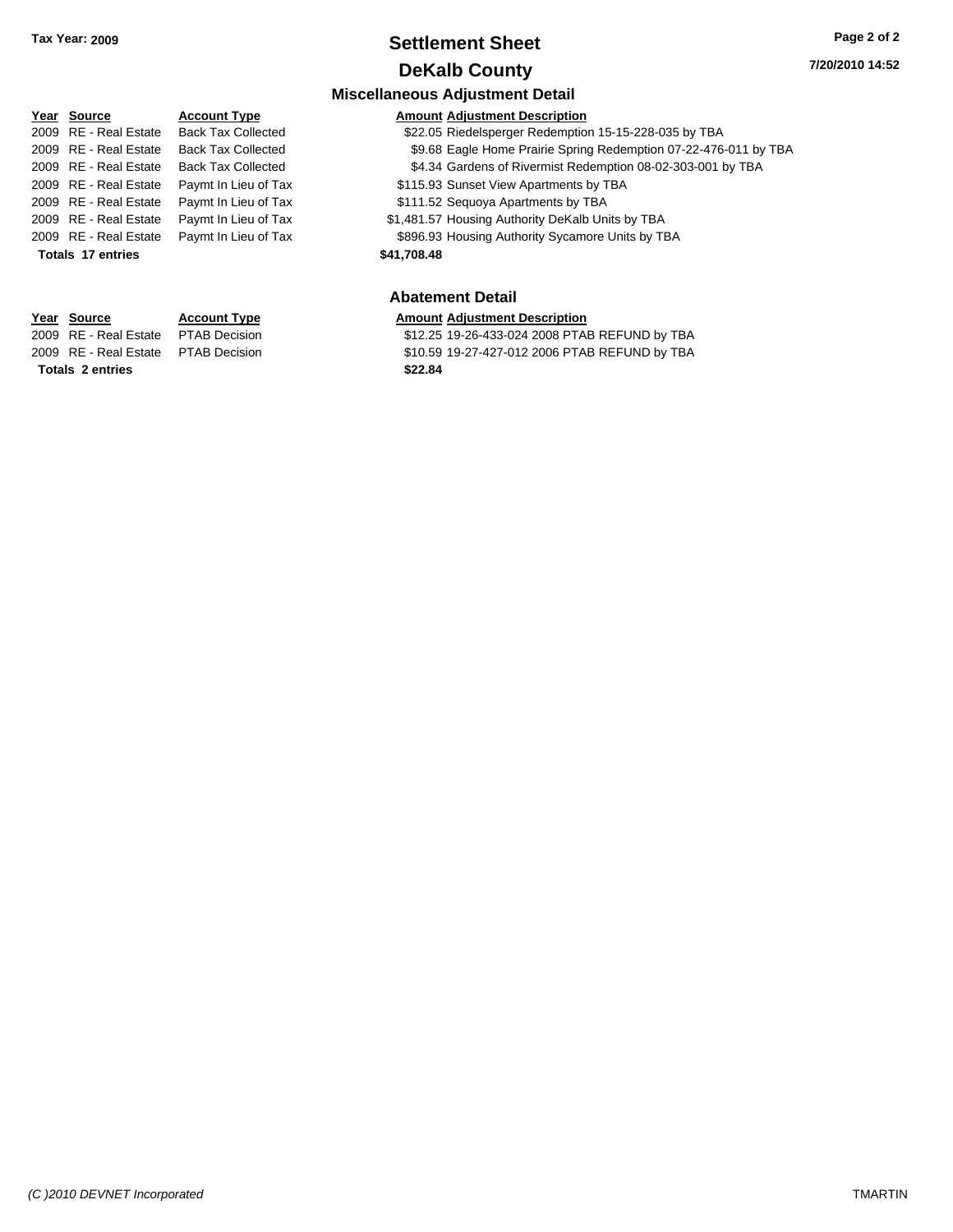Tax Year: 2009

# Settlement Sheet

## DeKalb County

### Miscellaneous Adjustment Detail

| Year | Source | Account Type | Amount | Adjustment Description |
|---|---|---|---|---|
| 2009 | RE - Real Estate | Back Tax Collected | $22.05 | Riedelsperger Redemption 15-15-228-035 by TBA |
| 2009 | RE - Real Estate | Back Tax Collected | $9.68 | Eagle Home Prairie Spring Redemption 07-22-476-011 by TBA |
| 2009 | RE - Real Estate | Back Tax Collected | $4.34 | Gardens of Rivermist Redemption 08-02-303-001 by TBA |
| 2009 | RE - Real Estate | Paymt In Lieu of Tax | $115.93 | Sunset View Apartments by TBA |
| 2009 | RE - Real Estate | Paymt In Lieu of Tax | $111.52 | Sequoya Apartments by TBA |
| 2009 | RE - Real Estate | Paymt In Lieu of Tax | $1,481.57 | Housing Authority DeKalb Units by TBA |
| 2009 | RE - Real Estate | Paymt In Lieu of Tax | $896.93 | Housing Authority Sycamore Units by TBA |
| **Totals 17 entries** | | | **$41,708.48** | |

### Abatement Detail

| Year | Source | Account Type | Amount | Adjustment Description |
|---|---|---|---|---|
| 2009 | RE - Real Estate | PTAB Decision | $12.25 | 19-26-433-024 2008 PTAB REFUND by TBA |
| 2009 | RE - Real Estate | PTAB Decision | $10.59 | 19-27-427-012 2006 PTAB REFUND by TBA |
| **Totals 2 entries** | | | **$22.84** | |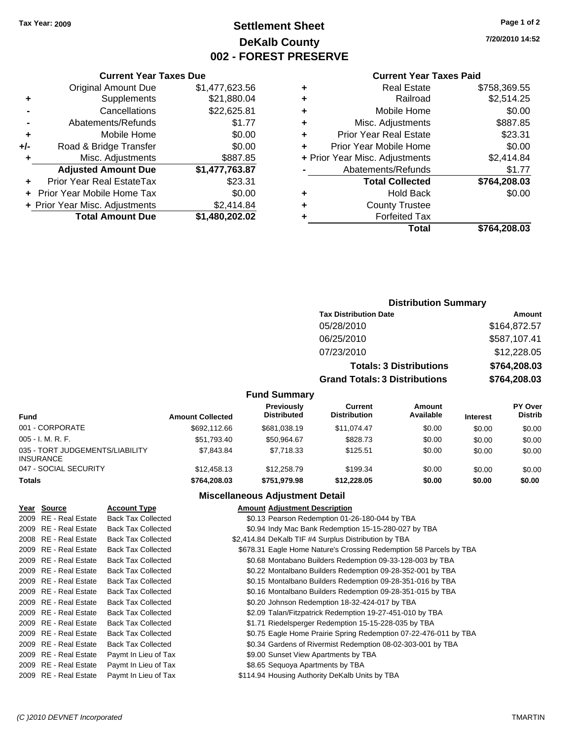Tax Year: 2009

# Settlement Sheet
## DeKalb County
## 002 - FOREST PRESERVE

7/20/2010 14:52

### Current Year Taxes Due

| | | |
|---|---|---|
| | Original Amount Due | $1,477,623.56 |
| + | Supplements | $21,880.04 |
| - | Cancellations | $22,625.81 |
| - | Abatements/Refunds | $1.77 |
| + | Mobile Home | $0.00 |
| +/- | Road & Bridge Transfer | $0.00 |
| + | Misc. Adjustments | $887.85 |
| | **Adjusted Amount Due** | **$1,477,763.87** |
| + | Prior Year Real EstateTax | $23.31 |
| + | Prior Year Mobile Home Tax | $0.00 |
| + | Prior Year Misc. Adjustments | $2,414.84 |
| | **Total Amount Due** | **$1,480,202.02** |

### Current Year Taxes Paid

| | | |
|---|---|---|
| + | Real Estate | $758,369.55 |
| + | Railroad | $2,514.25 |
| + | Mobile Home | $0.00 |
| + | Misc. Adjustments | $887.85 |
| + | Prior Year Real Estate | $23.31 |
| + | Prior Year Mobile Home | $0.00 |
| + | Prior Year Misc. Adjustments | $2,414.84 |
| - | Abatements/Refunds | $1.77 |
| | **Total Collected** | **$764,208.03** |
| + | Hold Back | $0.00 |
| + | County Trustee | |
| + | Forfeited Tax | |
| | **Total** | **$764,208.03** |

### Distribution Summary

| Tax Distribution Date | Amount |
|---|---|
| 05/28/2010 | $164,872.57 |
| 06/25/2010 | $587,107.41 |
| 07/23/2010 | $12,228.05 |
| **Totals: 3 Distributions** | **$764,208.03** |
| **Grand Totals: 3 Distributions** | **$764,208.03** |

### Fund Summary

| Fund | Amount Collected | Previously Distributed | Current Distribution | Amount Available | Interest | PY Over Distrib |
|---|---|---|---|---|---|---|
| 001 - CORPORATE | $692,112.66 | $681,038.19 | $11,074.47 | $0.00 | $0.00 | $0.00 |
| 005 - I. M. R. F. | $51,793.40 | $50,964.67 | $828.73 | $0.00 | $0.00 | $0.00 |
| 035 - TORT JUDGEMENTS/LIABILITY INSURANCE | $7,843.84 | $7,718.33 | $125.51 | $0.00 | $0.00 | $0.00 |
| 047 - SOCIAL SECURITY | $12,458.13 | $12,258.79 | $199.34 | $0.00 | $0.00 | $0.00 |
| **Totals** | **$764,208.03** | **$751,979.98** | **$12,228.05** | **$0.00** | **$0.00** | **$0.00** |

### Miscellaneous Adjustment Detail

| Year | Source | Account Type | Amount | Adjustment Description |
|---|---|---|---|---|
| 2009 | RE - Real Estate | Back Tax Collected | $0.13 | Pearson Redemption 01-26-180-044 by TBA |
| 2009 | RE - Real Estate | Back Tax Collected | $0.94 | Indy Mac Bank Redemption 15-15-280-027 by TBA |
| 2008 | RE - Real Estate | Back Tax Collected | $2,414.84 | DeKalb TIF #4 Surplus Distribution by TBA |
| 2009 | RE - Real Estate | Back Tax Collected | $678.31 | Eagle Home Nature's Crossing Redemption 58 Parcels by TBA |
| 2009 | RE - Real Estate | Back Tax Collected | $0.68 | Montabano Builders Redemption 09-33-128-003 by TBA |
| 2009 | RE - Real Estate | Back Tax Collected | $0.22 | Montalbano Builders Redemption 09-28-352-001 by TBA |
| 2009 | RE - Real Estate | Back Tax Collected | $0.15 | Montalbano Builders Redemption 09-28-351-016 by TBA |
| 2009 | RE - Real Estate | Back Tax Collected | $0.16 | Montalbano Builders Redemption 09-28-351-015 by TBA |
| 2009 | RE - Real Estate | Back Tax Collected | $0.20 | Johnson Redemption 18-32-424-017 by TBA |
| 2009 | RE - Real Estate | Back Tax Collected | $2.09 | Talan/Fitzpatrick Redemption 19-27-451-010 by TBA |
| 2009 | RE - Real Estate | Back Tax Collected | $1.71 | Riedelsperger Redemption 15-15-228-035 by TBA |
| 2009 | RE - Real Estate | Back Tax Collected | $0.75 | Eagle Home Prairie Spring Redemption 07-22-476-011 by TBA |
| 2009 | RE - Real Estate | Back Tax Collected | $0.34 | Gardens of Rivermist Redemption 08-02-303-001 by TBA |
| 2009 | RE - Real Estate | Paymt In Lieu of Tax | $9.00 | Sunset View Apartments by TBA |
| 2009 | RE - Real Estate | Paymt In Lieu of Tax | $8.65 | Sequoya Apartments by TBA |
| 2009 | RE - Real Estate | Paymt In Lieu of Tax | $114.94 | Housing Authority DeKalb Units by TBA |

(C )2010 DEVNET Incorporated TMARTIN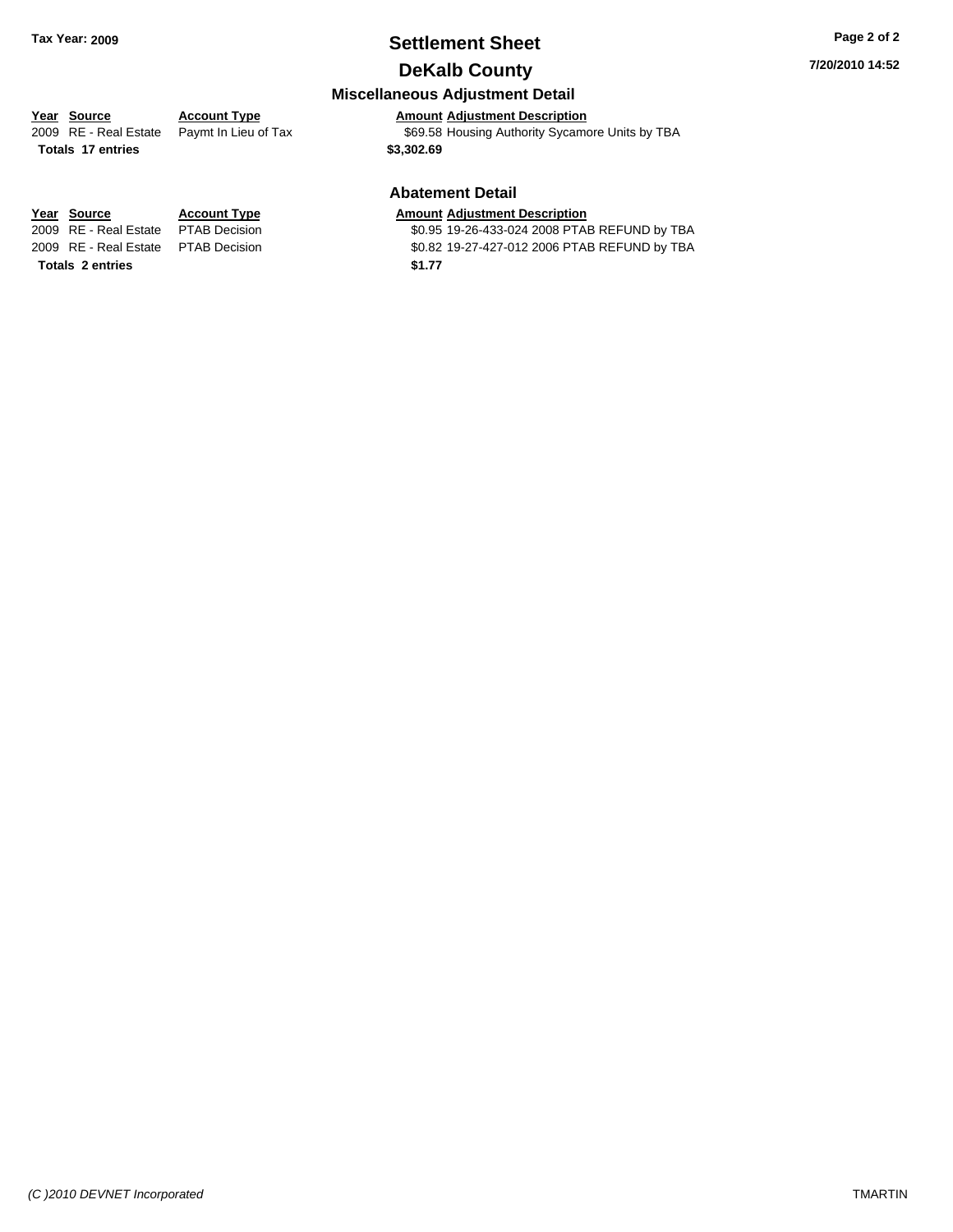**Tax Year: 2009**

# Settlement Sheet

## DeKalb County

### Miscellaneous Adjustment Detail

| Year | Source | Account Type | Amount | Adjustment Description |
|---|---|---|---|---|
| 2009 | RE - Real Estate | Paymt In Lieu of Tax | $69.58 | Housing Authority Sycamore Units by TBA |
| **Totals** | **17 entries** | | **$3,302.69** | |

### Abatement Detail

| Year | Source | Account Type | Amount | Adjustment Description |
|---|---|---|---|---|
| 2009 | RE - Real Estate | PTAB Decision | $0.95 | 19-26-433-024 2008 PTAB REFUND by TBA |
| 2009 | RE - Real Estate | PTAB Decision | $0.82 | 19-27-427-012 2006 PTAB REFUND by TBA |
| **Totals** | **2 entries** | | **$1.77** | |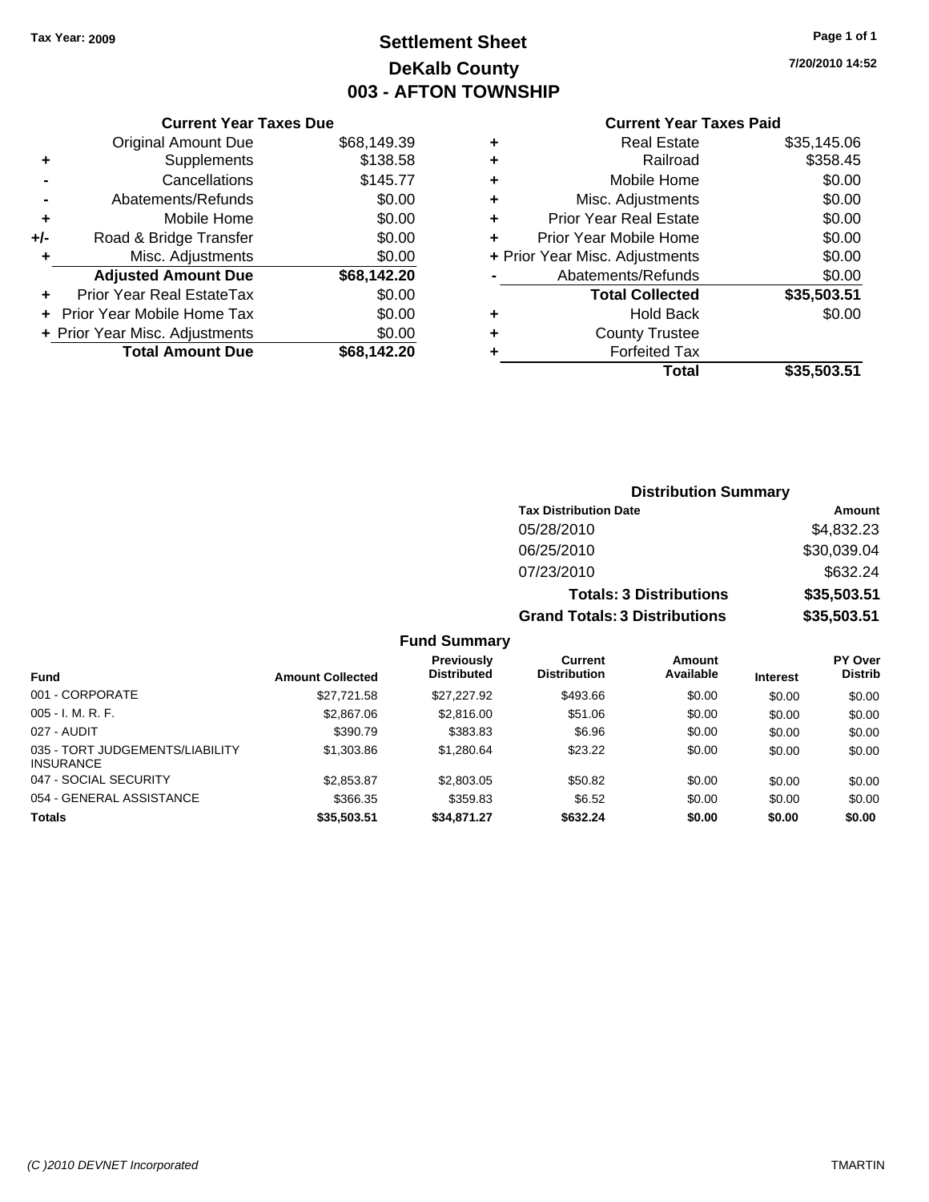Tax Year: 2009

# Settlement Sheet
## DeKalb County
## 003 - AFTON TOWNSHIP

7/20/2010 14:52

### Current Year Taxes Due

| | | |
|---|---|---|
| | Original Amount Due | $68,149.39 |
| + | Supplements | $138.58 |
| - | Cancellations | $145.77 |
| - | Abatements/Refunds | $0.00 |
| + | Mobile Home | $0.00 |
| +/- | Road & Bridge Transfer | $0.00 |
| + | Misc. Adjustments | $0.00 |
| | **Adjusted Amount Due** | **$68,142.20** |
| + | Prior Year Real EstateTax | $0.00 |
| + | Prior Year Mobile Home Tax | $0.00 |
| + | Prior Year Misc. Adjustments | $0.00 |
| | **Total Amount Due** | **$68,142.20** |

### Current Year Taxes Paid

| | | |
|---|---|---|
| + | Real Estate | $35,145.06 |
| + | Railroad | $358.45 |
| + | Mobile Home | $0.00 |
| + | Misc. Adjustments | $0.00 |
| + | Prior Year Real Estate | $0.00 |
| + | Prior Year Mobile Home | $0.00 |
| + | Prior Year Misc. Adjustments | $0.00 |
| - | Abatements/Refunds | $0.00 |
| | **Total Collected** | **$35,503.51** |
| + | Hold Back | $0.00 |
| + | County Trustee | |
| + | Forfeited Tax | |
| | **Total** | **$35,503.51** |

### Distribution Summary

| Tax Distribution Date | Amount |
|---|---|
| 05/28/2010 | $4,832.23 |
| 06/25/2010 | $30,039.04 |
| 07/23/2010 | $632.24 |
| **Totals: 3 Distributions** | **$35,503.51** |
| **Grand Totals: 3 Distributions** | **$35,503.51** |

### Fund Summary

| Fund | Amount Collected | Previously Distributed | Current Distribution | Amount Available | Interest | PY Over Distrib |
|---|---|---|---|---|---|---|
| 001 - CORPORATE | $27,721.58 | $27,227.92 | $493.66 | $0.00 | $0.00 | $0.00 |
| 005 - I. M. R. F. | $2,867.06 | $2,816.00 | $51.06 | $0.00 | $0.00 | $0.00 |
| 027 - AUDIT | $390.79 | $383.83 | $6.96 | $0.00 | $0.00 | $0.00 |
| 035 - TORT JUDGEMENTS/LIABILITY INSURANCE | $1,303.86 | $1,280.64 | $23.22 | $0.00 | $0.00 | $0.00 |
| 047 - SOCIAL SECURITY | $2,853.87 | $2,803.05 | $50.82 | $0.00 | $0.00 | $0.00 |
| 054 - GENERAL ASSISTANCE | $366.35 | $359.83 | $6.52 | $0.00 | $0.00 | $0.00 |
| **Totals** | **$35,503.51** | **$34,871.27** | **$632.24** | **$0.00** | **$0.00** | **$0.00** |

(C )2010 DEVNET Incorporated TMARTIN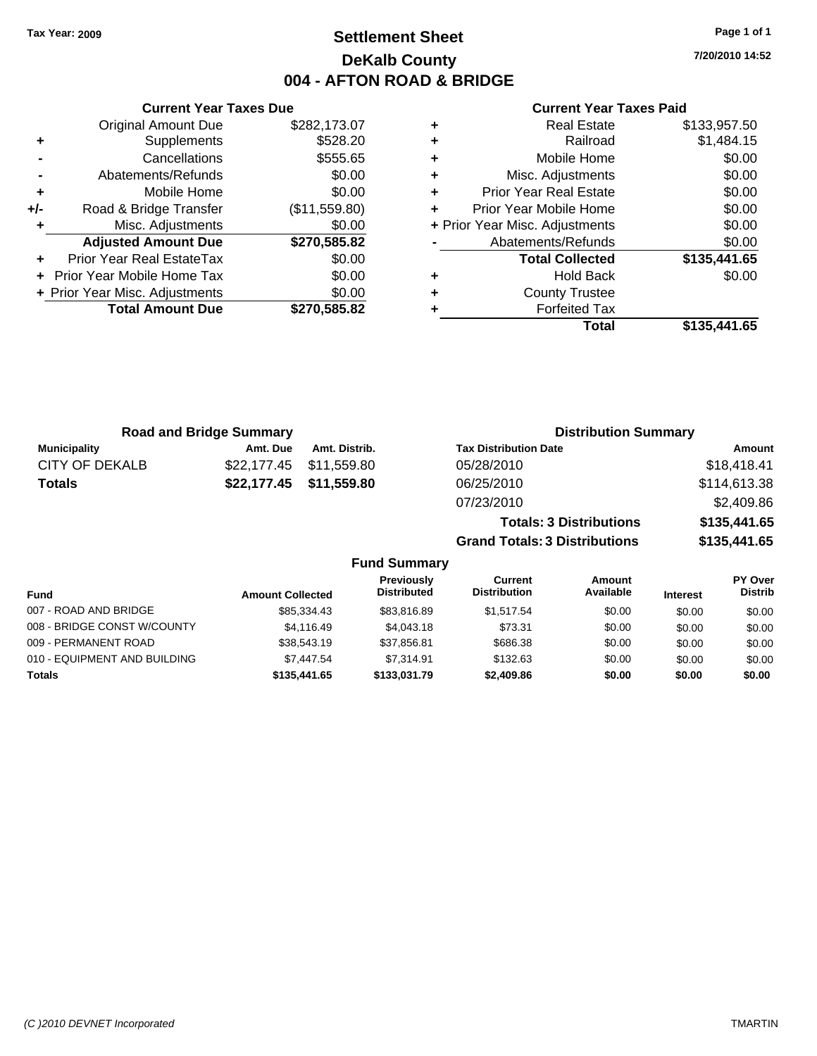Tax Year: 2009

# Settlement Sheet

## DeKalb County

## 004 - AFTON ROAD & BRIDGE

7/20/2010 14:52

### Current Year Taxes Due

| | | |
|---|---|---|
| | Original Amount Due | $282,173.07 |
| + | Supplements | $528.20 |
| - | Cancellations | $555.65 |
| - | Abatements/Refunds | $0.00 |
| + | Mobile Home | $0.00 |
| +/- | Road & Bridge Transfer | ($11,559.80) |
| + | Misc. Adjustments | $0.00 |
| | **Adjusted Amount Due** | **$270,585.82** |
| + | Prior Year Real EstateTax | $0.00 |
| + | Prior Year Mobile Home Tax | $0.00 |
| + | Prior Year Misc. Adjustments | $0.00 |
| | **Total Amount Due** | **$270,585.82** |

### Current Year Taxes Paid

| | | |
|---|---|---|
| + | Real Estate | $133,957.50 |
| + | Railroad | $1,484.15 |
| + | Mobile Home | $0.00 |
| + | Misc. Adjustments | $0.00 |
| + | Prior Year Real Estate | $0.00 |
| + | Prior Year Mobile Home | $0.00 |
| + | Prior Year Misc. Adjustments | $0.00 |
| - | Abatements/Refunds | $0.00 |
| | **Total Collected** | **$135,441.65** |
| + | Hold Back | $0.00 |
| + | County Trustee | |
| + | Forfeited Tax | |
| | **Total** | **$135,441.65** |

### Road and Bridge Summary

| Municipality | Amt. Due | Amt. Distrib. |
|---|---|---|
| CITY OF DEKALB | $22,177.45 | $11,559.80 |
| **Totals** | **$22,177.45** | **$11,559.80** |

### Distribution Summary

| Tax Distribution Date | Amount |
|---|---|
| 05/28/2010 | $18,418.41 |
| 06/25/2010 | $114,613.38 |
| 07/23/2010 | $2,409.86 |
| **Totals: 3 Distributions** | **$135,441.65** |
| **Grand Totals: 3 Distributions** | **$135,441.65** |

### Fund Summary

| Fund | Amount Collected | Previously Distributed | Current Distribution | Amount Available | Interest | PY Over Distrib |
|---|---|---|---|---|---|---|
| 007 - ROAD AND BRIDGE | $85,334.43 | $83,816.89 | $1,517.54 | $0.00 | $0.00 | $0.00 |
| 008 - BRIDGE CONST W/COUNTY | $4,116.49 | $4,043.18 | $73.31 | $0.00 | $0.00 | $0.00 |
| 009 - PERMANENT ROAD | $38,543.19 | $37,856.81 | $686.38 | $0.00 | $0.00 | $0.00 |
| 010 - EQUIPMENT AND BUILDING | $7,447.54 | $7,314.91 | $132.63 | $0.00 | $0.00 | $0.00 |
| **Totals** | **$135,441.65** | **$133,031.79** | **$2,409.86** | **$0.00** | **$0.00** | **$0.00** |

(C )2010 DEVNET Incorporated TMARTIN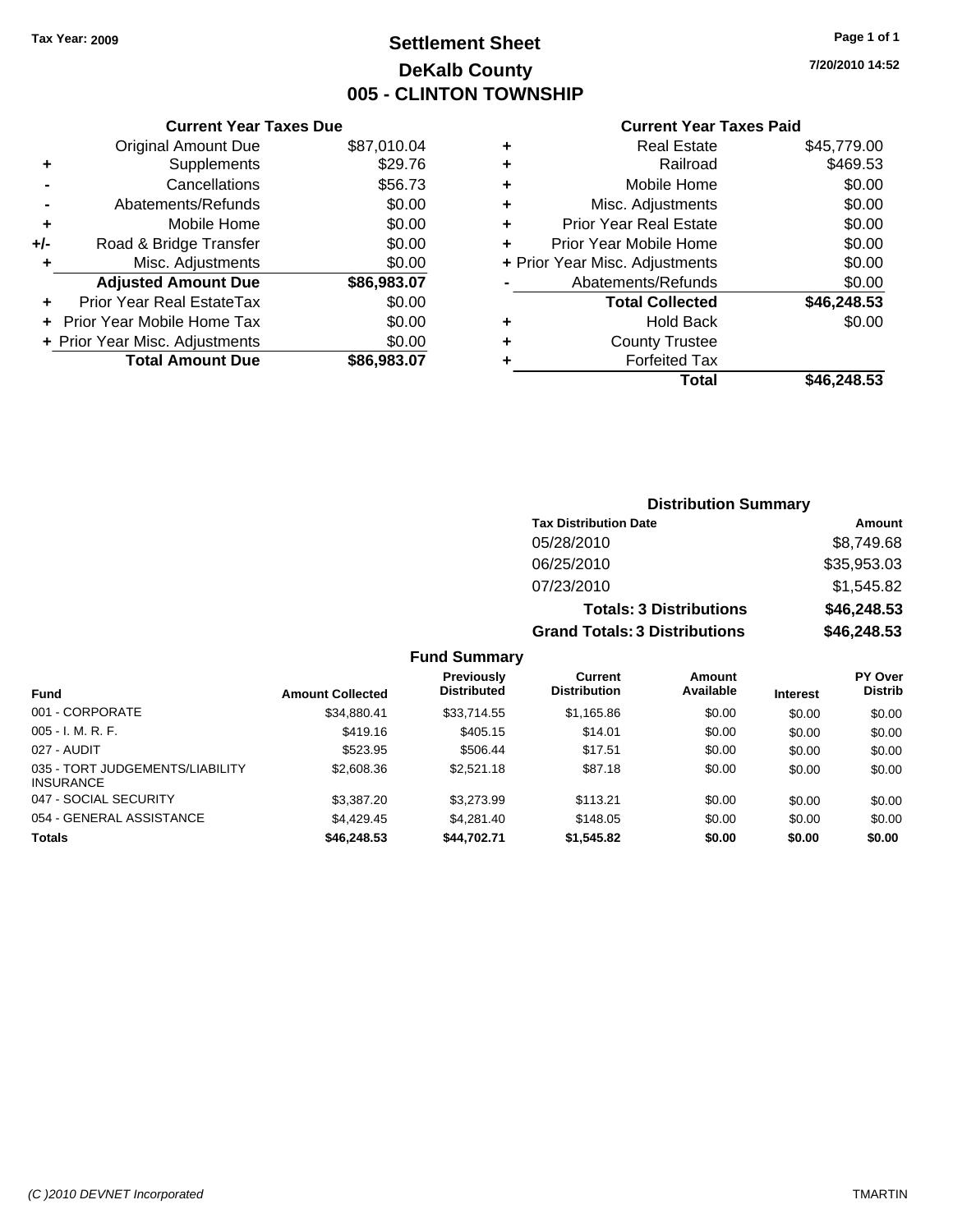Tax Year: 2009

# Settlement Sheet
## DeKalb County
## 005 - CLINTON TOWNSHIP

7/20/2010 14:52

### Current Year Taxes Due

| | | |
|---|---|---|
| | Original Amount Due | $87,010.04 |
| + | Supplements | $29.76 |
| - | Cancellations | $56.73 |
| - | Abatements/Refunds | $0.00 |
| + | Mobile Home | $0.00 |
| +/- | Road & Bridge Transfer | $0.00 |
| + | Misc. Adjustments | $0.00 |
| | **Adjusted Amount Due** | **$86,983.07** |
| + | Prior Year Real EstateTax | $0.00 |
| + | Prior Year Mobile Home Tax | $0.00 |
| + | Prior Year Misc. Adjustments | $0.00 |
| | **Total Amount Due** | **$86,983.07** |

### Current Year Taxes Paid

| | | |
|---|---|---|
| + | Real Estate | $45,779.00 |
| + | Railroad | $469.53 |
| + | Mobile Home | $0.00 |
| + | Misc. Adjustments | $0.00 |
| + | Prior Year Real Estate | $0.00 |
| + | Prior Year Mobile Home | $0.00 |
| + | Prior Year Misc. Adjustments | $0.00 |
| - | Abatements/Refunds | $0.00 |
| | **Total Collected** | **$46,248.53** |
| + | Hold Back | $0.00 |
| + | County Trustee | |
| + | Forfeited Tax | |
| | **Total** | **$46,248.53** |

### Distribution Summary

| Tax Distribution Date | Amount |
|---|---|
| 05/28/2010 | $8,749.68 |
| 06/25/2010 | $35,953.03 |
| 07/23/2010 | $1,545.82 |
| **Totals: 3 Distributions** | **$46,248.53** |
| **Grand Totals: 3 Distributions** | **$46,248.53** |

### Fund Summary

| Fund | Amount Collected | Previously Distributed | Current Distribution | Amount Available | Interest | PY Over Distrib |
|---|---|---|---|---|---|---|
| 001 - CORPORATE | $34,880.41 | $33,714.55 | $1,165.86 | $0.00 | $0.00 | $0.00 |
| 005 - I. M. R. F. | $419.16 | $405.15 | $14.01 | $0.00 | $0.00 | $0.00 |
| 027 - AUDIT | $523.95 | $506.44 | $17.51 | $0.00 | $0.00 | $0.00 |
| 035 - TORT JUDGEMENTS/LIABILITY INSURANCE | $2,608.36 | $2,521.18 | $87.18 | $0.00 | $0.00 | $0.00 |
| 047 - SOCIAL SECURITY | $3,387.20 | $3,273.99 | $113.21 | $0.00 | $0.00 | $0.00 |
| 054 - GENERAL ASSISTANCE | $4,429.45 | $4,281.40 | $148.05 | $0.00 | $0.00 | $0.00 |
| **Totals** | **$46,248.53** | **$44,702.71** | **$1,545.82** | **$0.00** | **$0.00** | **$0.00** |

(C )2010 DEVNET Incorporated — TMARTIN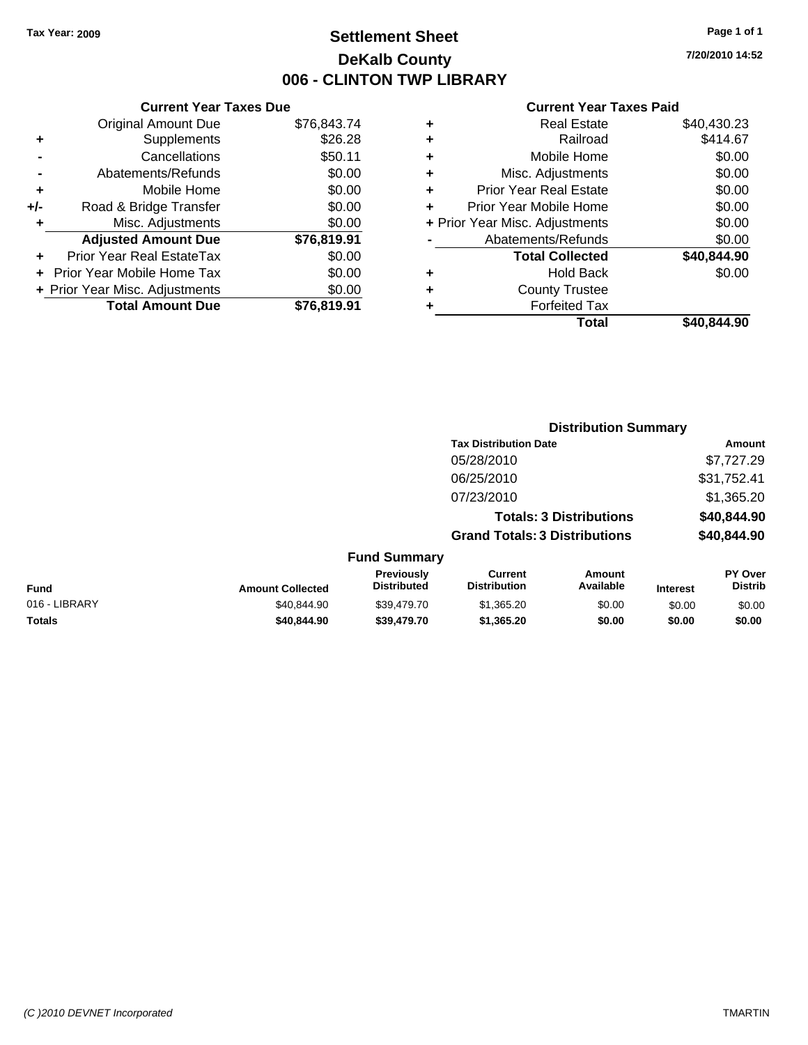Tax Year: 2009

# Settlement Sheet
## DeKalb County
## 006 - CLINTON TWP LIBRARY

7/20/2010 14:52

### Current Year Taxes Due

| | | |
|---|---|---|
| | Original Amount Due | $76,843.74 |
| + | Supplements | $26.28 |
| - | Cancellations | $50.11 |
| - | Abatements/Refunds | $0.00 |
| + | Mobile Home | $0.00 |
| +/- | Road & Bridge Transfer | $0.00 |
| + | Misc. Adjustments | $0.00 |
| | **Adjusted Amount Due** | **$76,819.91** |
| + | Prior Year Real EstateTax | $0.00 |
| + | Prior Year Mobile Home Tax | $0.00 |
| + | Prior Year Misc. Adjustments | $0.00 |
| | **Total Amount Due** | **$76,819.91** |

### Current Year Taxes Paid

| | | |
|---|---|---|
| + | Real Estate | $40,430.23 |
| + | Railroad | $414.67 |
| + | Mobile Home | $0.00 |
| + | Misc. Adjustments | $0.00 |
| + | Prior Year Real Estate | $0.00 |
| + | Prior Year Mobile Home | $0.00 |
| + | Prior Year Misc. Adjustments | $0.00 |
| - | Abatements/Refunds | $0.00 |
| | **Total Collected** | **$40,844.90** |
| + | Hold Back | $0.00 |
| + | County Trustee | |
| + | Forfeited Tax | |
| | **Total** | **$40,844.90** |

### Distribution Summary

| Tax Distribution Date | Amount |
|---|---|
| 05/28/2010 | $7,727.29 |
| 06/25/2010 | $31,752.41 |
| 07/23/2010 | $1,365.20 |
| **Totals: 3 Distributions** | **$40,844.90** |
| **Grand Totals: 3 Distributions** | **$40,844.90** |

### Fund Summary

| Fund | Amount Collected | Previously Distributed | Current Distribution | Amount Available | Interest | PY Over Distrib |
|---|---|---|---|---|---|---|
| 016 - LIBRARY | $40,844.90 | $39,479.70 | $1,365.20 | $0.00 | $0.00 | $0.00 |
| **Totals** | **$40,844.90** | **$39,479.70** | **$1,365.20** | **$0.00** | **$0.00** | **$0.00** |

(C )2010 DEVNET Incorporated

TMARTIN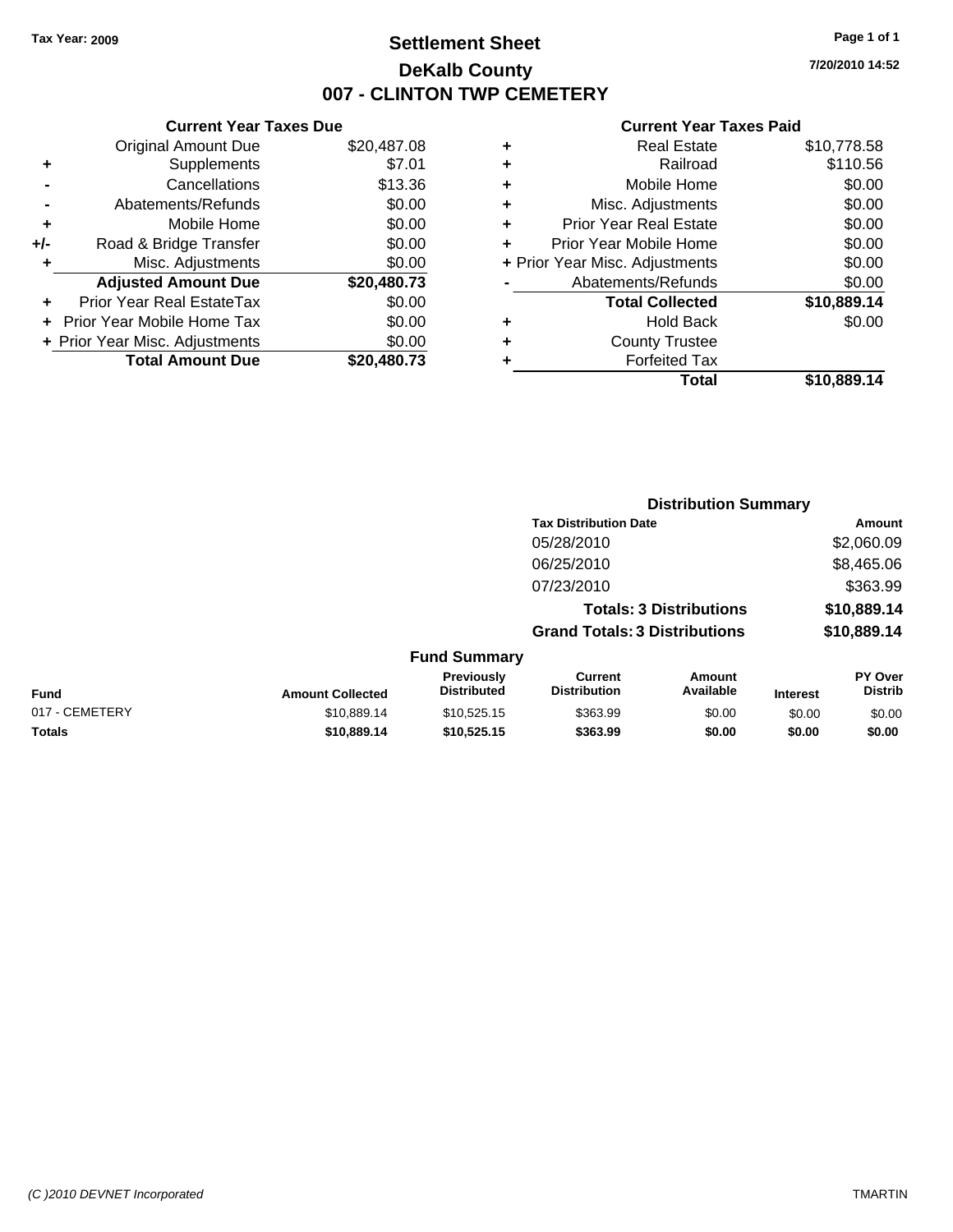Tax Year: 2009

# Settlement Sheet
## DeKalb County
## 007 - CLINTON TWP CEMETERY

7/20/2010 14:52

### Current Year Taxes Due

| | | |
|---|---|---|
| | Original Amount Due | $20,487.08 |
| + | Supplements | $7.01 |
| - | Cancellations | $13.36 |
| - | Abatements/Refunds | $0.00 |
| + | Mobile Home | $0.00 |
| +/- | Road & Bridge Transfer | $0.00 |
| + | Misc. Adjustments | $0.00 |
| | **Adjusted Amount Due** | **$20,480.73** |
| + | Prior Year Real EstateTax | $0.00 |
| + | Prior Year Mobile Home Tax | $0.00 |
| + | Prior Year Misc. Adjustments | $0.00 |
| | **Total Amount Due** | **$20,480.73** |

### Current Year Taxes Paid

| | | |
|---|---|---|
| + | Real Estate | $10,778.58 |
| + | Railroad | $110.56 |
| + | Mobile Home | $0.00 |
| + | Misc. Adjustments | $0.00 |
| + | Prior Year Real Estate | $0.00 |
| + | Prior Year Mobile Home | $0.00 |
| + | Prior Year Misc. Adjustments | $0.00 |
| - | Abatements/Refunds | $0.00 |
| | **Total Collected** | **$10,889.14** |
| + | Hold Back | $0.00 |
| + | County Trustee | |
| + | Forfeited Tax | |
| | **Total** | **$10,889.14** |

### Distribution Summary

| Tax Distribution Date | Amount |
|---|---|
| 05/28/2010 | $2,060.09 |
| 06/25/2010 | $8,465.06 |
| 07/23/2010 | $363.99 |
| **Totals: 3 Distributions** | **$10,889.14** |
| **Grand Totals: 3 Distributions** | **$10,889.14** |

### Fund Summary

| Fund | Amount Collected | Previously Distributed | Current Distribution | Amount Available | Interest | PY Over Distrib |
|---|---|---|---|---|---|---|
| 017 - CEMETERY | $10,889.14 | $10,525.15 | $363.99 | $0.00 | $0.00 | $0.00 |
| **Totals** | **$10,889.14** | **$10,525.15** | **$363.99** | **$0.00** | **$0.00** | **$0.00** |

(C )2010 DEVNET Incorporated TMARTIN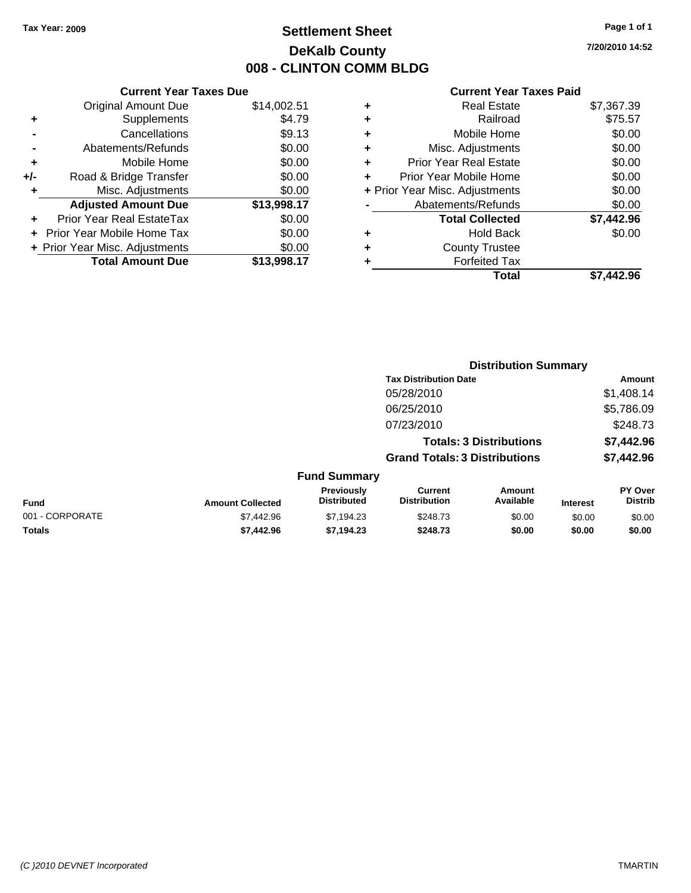Tax Year: 2009

# Settlement Sheet
## DeKalb County
## 008 - CLINTON COMM BLDG

7/20/2010 14:52

### Current Year Taxes Due

| | | |
|---|---|---|
| | Original Amount Due | $14,002.51 |
| + | Supplements | $4.79 |
| - | Cancellations | $9.13 |
| - | Abatements/Refunds | $0.00 |
| + | Mobile Home | $0.00 |
| +/- | Road & Bridge Transfer | $0.00 |
| + | Misc. Adjustments | $0.00 |
| | **Adjusted Amount Due** | **$13,998.17** |
| + | Prior Year Real EstateTax | $0.00 |
| + | Prior Year Mobile Home Tax | $0.00 |
| + | Prior Year Misc. Adjustments | $0.00 |
| | **Total Amount Due** | **$13,998.17** |

### Current Year Taxes Paid

| | | |
|---|---|---|
| + | Real Estate | $7,367.39 |
| + | Railroad | $75.57 |
| + | Mobile Home | $0.00 |
| + | Misc. Adjustments | $0.00 |
| + | Prior Year Real Estate | $0.00 |
| + | Prior Year Mobile Home | $0.00 |
| + | Prior Year Misc. Adjustments | $0.00 |
| - | Abatements/Refunds | $0.00 |
| | **Total Collected** | **$7,442.96** |
| + | Hold Back | $0.00 |
| + | County Trustee | |
| + | Forfeited Tax | |
| | **Total** | **$7,442.96** |

### Distribution Summary

| Tax Distribution Date | Amount |
|---|---|
| 05/28/2010 | $1,408.14 |
| 06/25/2010 | $5,786.09 |
| 07/23/2010 | $248.73 |
| **Totals: 3 Distributions** | **$7,442.96** |
| **Grand Totals: 3 Distributions** | **$7,442.96** |

### Fund Summary

| Fund | Amount Collected | Previously Distributed | Current Distribution | Amount Available | Interest | PY Over Distrib |
|---|---|---|---|---|---|---|
| 001 - CORPORATE | $7,442.96 | $7,194.23 | $248.73 | $0.00 | $0.00 | $0.00 |
| **Totals** | **$7,442.96** | **$7,194.23** | **$248.73** | **$0.00** | **$0.00** | **$0.00** |

(C )2010 DEVNET Incorporated TMARTIN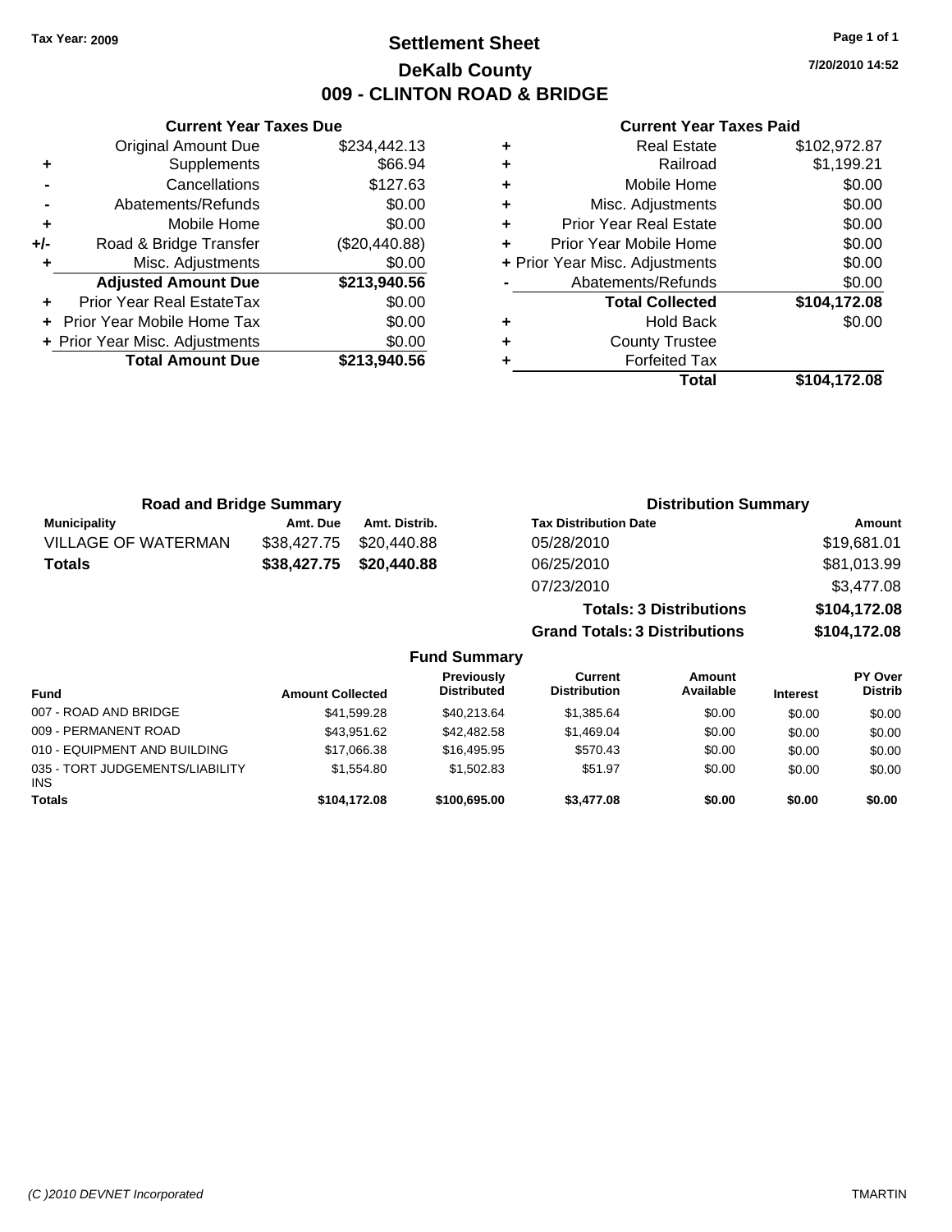Tax Year: 2009

# Settlement Sheet

## DeKalb County

## 009 - CLINTON ROAD & BRIDGE

7/20/2010 14:52

### Current Year Taxes Due

| | | |
|---|---|---|
| | Original Amount Due | $234,442.13 |
| + | Supplements | $66.94 |
| - | Cancellations | $127.63 |
| - | Abatements/Refunds | $0.00 |
| + | Mobile Home | $0.00 |
| +/- | Road & Bridge Transfer | ($20,440.88) |
| + | Misc. Adjustments | $0.00 |
| | **Adjusted Amount Due** | **$213,940.56** |
| + | Prior Year Real EstateTax | $0.00 |
| + | Prior Year Mobile Home Tax | $0.00 |
| + | Prior Year Misc. Adjustments | $0.00 |
| | **Total Amount Due** | **$213,940.56** |

### Current Year Taxes Paid

| | | |
|---|---|---|
| + | Real Estate | $102,972.87 |
| + | Railroad | $1,199.21 |
| + | Mobile Home | $0.00 |
| + | Misc. Adjustments | $0.00 |
| + | Prior Year Real Estate | $0.00 |
| + | Prior Year Mobile Home | $0.00 |
| + | Prior Year Misc. Adjustments | $0.00 |
| - | Abatements/Refunds | $0.00 |
| | **Total Collected** | **$104,172.08** |
| + | Hold Back | $0.00 |
| + | County Trustee | |
| + | Forfeited Tax | |
| | **Total** | **$104,172.08** |

### Road and Bridge Summary

| Municipality | Amt. Due | Amt. Distrib. |
|---|---|---|
| VILLAGE OF WATERMAN | $38,427.75 | $20,440.88 |
| **Totals** | **$38,427.75** | **$20,440.88** |

### Distribution Summary

| Tax Distribution Date | Amount |
|---|---|
| 05/28/2010 | $19,681.01 |
| 06/25/2010 | $81,013.99 |
| 07/23/2010 | $3,477.08 |
| **Totals: 3 Distributions** | **$104,172.08** |
| **Grand Totals: 3 Distributions** | **$104,172.08** |

### Fund Summary

| Fund | Amount Collected | Previously Distributed | Current Distribution | Amount Available | Interest | PY Over Distrib |
|---|---|---|---|---|---|---|
| 007 - ROAD AND BRIDGE | $41,599.28 | $40,213.64 | $1,385.64 | $0.00 | $0.00 | $0.00 |
| 009 - PERMANENT ROAD | $43,951.62 | $42,482.58 | $1,469.04 | $0.00 | $0.00 | $0.00 |
| 010 - EQUIPMENT AND BUILDING | $17,066.38 | $16,495.95 | $570.43 | $0.00 | $0.00 | $0.00 |
| 035 - TORT JUDGEMENTS/LIABILITY INS | $1,554.80 | $1,502.83 | $51.97 | $0.00 | $0.00 | $0.00 |
| **Totals** | **$104,172.08** | **$100,695.00** | **$3,477.08** | **$0.00** | **$0.00** | **$0.00** |

(C )2010 DEVNET Incorporated TMARTIN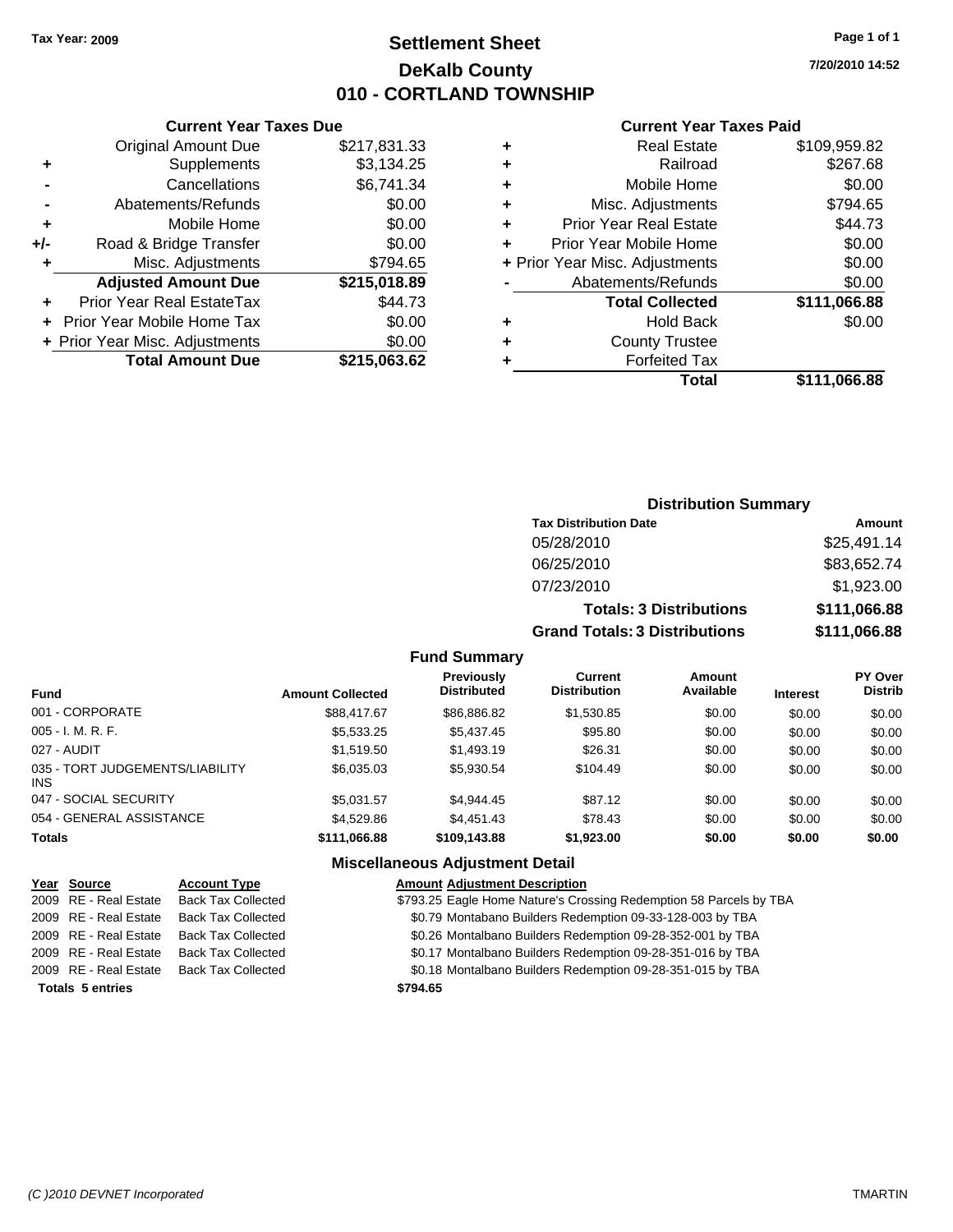Tax Year: 2009

# Settlement Sheet
## DeKalb County
## 010 - CORTLAND TOWNSHIP

7/20/2010 14:52

### Current Year Taxes Due

| | | |
|---|---|---|
| | Original Amount Due | $217,831.33 |
| + | Supplements | $3,134.25 |
| - | Cancellations | $6,741.34 |
| - | Abatements/Refunds | $0.00 |
| + | Mobile Home | $0.00 |
| +/- | Road & Bridge Transfer | $0.00 |
| + | Misc. Adjustments | $794.65 |
| | **Adjusted Amount Due** | **$215,018.89** |
| + | Prior Year Real EstateTax | $44.73 |
| + | Prior Year Mobile Home Tax | $0.00 |
| + | Prior Year Misc. Adjustments | $0.00 |
| | **Total Amount Due** | **$215,063.62** |

### Current Year Taxes Paid

| | | |
|---|---|---|
| + | Real Estate | $109,959.82 |
| + | Railroad | $267.68 |
| + | Mobile Home | $0.00 |
| + | Misc. Adjustments | $794.65 |
| + | Prior Year Real Estate | $44.73 |
| + | Prior Year Mobile Home | $0.00 |
| + | Prior Year Misc. Adjustments | $0.00 |
| - | Abatements/Refunds | $0.00 |
| | **Total Collected** | **$111,066.88** |
| + | Hold Back | $0.00 |
| + | County Trustee | |
| + | Forfeited Tax | |
| | **Total** | **$111,066.88** |

### Distribution Summary

| Tax Distribution Date | Amount |
|---|---|
| 05/28/2010 | $25,491.14 |
| 06/25/2010 | $83,652.74 |
| 07/23/2010 | $1,923.00 |
| **Totals: 3 Distributions** | **$111,066.88** |
| **Grand Totals: 3 Distributions** | **$111,066.88** |

### Fund Summary

| Fund | Amount Collected | Previously Distributed | Current Distribution | Amount Available | Interest | PY Over Distrib |
|---|---|---|---|---|---|---|
| 001 - CORPORATE | $88,417.67 | $86,886.82 | $1,530.85 | $0.00 | $0.00 | $0.00 |
| 005 - I. M. R. F. | $5,533.25 | $5,437.45 | $95.80 | $0.00 | $0.00 | $0.00 |
| 027 - AUDIT | $1,519.50 | $1,493.19 | $26.31 | $0.00 | $0.00 | $0.00 |
| 035 - TORT JUDGEMENTS/LIABILITY INS | $6,035.03 | $5,930.54 | $104.49 | $0.00 | $0.00 | $0.00 |
| 047 - SOCIAL SECURITY | $5,031.57 | $4,944.45 | $87.12 | $0.00 | $0.00 | $0.00 |
| 054 - GENERAL ASSISTANCE | $4,529.86 | $4,451.43 | $78.43 | $0.00 | $0.00 | $0.00 |
| **Totals** | **$111,066.88** | **$109,143.88** | **$1,923.00** | **$0.00** | **$0.00** | **$0.00** |

### Miscellaneous Adjustment Detail

| Year | Source | Account Type | Amount | Adjustment Description |
|---|---|---|---|---|
| 2009 | RE - Real Estate | Back Tax Collected | $793.25 | Eagle Home Nature's Crossing Redemption 58 Parcels by TBA |
| 2009 | RE - Real Estate | Back Tax Collected | $0.79 | Montabano Builders Redemption 09-33-128-003 by TBA |
| 2009 | RE - Real Estate | Back Tax Collected | $0.26 | Montalbano Builders Redemption 09-28-352-001 by TBA |
| 2009 | RE - Real Estate | Back Tax Collected | $0.17 | Montalbano Builders Redemption 09-28-351-016 by TBA |
| 2009 | RE - Real Estate | Back Tax Collected | $0.18 | Montalbano Builders Redemption 09-28-351-015 by TBA |
| **Totals 5 entries** | | | **$794.65** | |

(C )2010 DEVNET Incorporated TMARTIN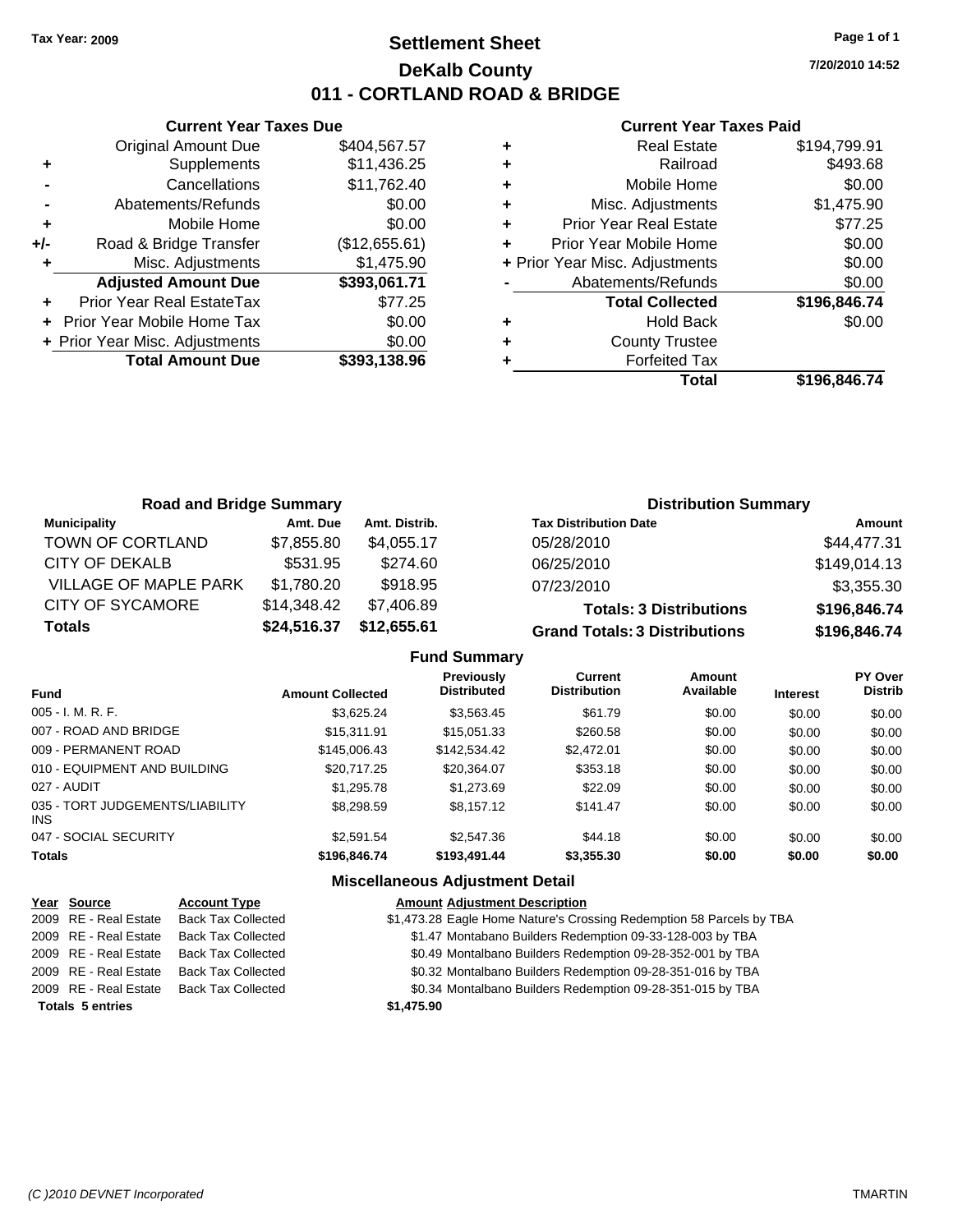Tax Year: 2009

# Settlement Sheet

## DeKalb County

## 011 - CORTLAND ROAD & BRIDGE

7/20/2010 14:52

### Current Year Taxes Due

| | | |
|---|---|---|
| | Original Amount Due | $404,567.57 |
| + | Supplements | $11,436.25 |
| - | Cancellations | $11,762.40 |
| - | Abatements/Refunds | $0.00 |
| + | Mobile Home | $0.00 |
| +/- | Road & Bridge Transfer | ($12,655.61) |
| + | Misc. Adjustments | $1,475.90 |
| | **Adjusted Amount Due** | **$393,061.71** |
| + | Prior Year Real EstateTax | $77.25 |
| + | Prior Year Mobile Home Tax | $0.00 |
| + | Prior Year Misc. Adjustments | $0.00 |
| | **Total Amount Due** | **$393,138.96** |

### Current Year Taxes Paid

| | | |
|---|---|---|
| + | Real Estate | $194,799.91 |
| + | Railroad | $493.68 |
| + | Mobile Home | $0.00 |
| + | Misc. Adjustments | $1,475.90 |
| + | Prior Year Real Estate | $77.25 |
| + | Prior Year Mobile Home | $0.00 |
| + | Prior Year Misc. Adjustments | $0.00 |
| - | Abatements/Refunds | $0.00 |
| | **Total Collected** | **$196,846.74** |
| + | Hold Back | $0.00 |
| + | County Trustee | |
| + | Forfeited Tax | |
| | **Total** | **$196,846.74** |

### Road and Bridge Summary

| Municipality | Amt. Due | Amt. Distrib. |
|---|---|---|
| TOWN OF CORTLAND | $7,855.80 | $4,055.17 |
| CITY OF DEKALB | $531.95 | $274.60 |
| VILLAGE OF MAPLE PARK | $1,780.20 | $918.95 |
| CITY OF SYCAMORE | $14,348.42 | $7,406.89 |
| **Totals** | **$24,516.37** | **$12,655.61** |

### Distribution Summary

| Tax Distribution Date | Amount |
|---|---|
| 05/28/2010 | $44,477.31 |
| 06/25/2010 | $149,014.13 |
| 07/23/2010 | $3,355.30 |
| **Totals: 3 Distributions** | **$196,846.74** |
| **Grand Totals: 3 Distributions** | **$196,846.74** |

### Fund Summary

| Fund | Amount Collected | Previously Distributed | Current Distribution | Amount Available | Interest | PY Over Distrib |
|---|---|---|---|---|---|---|
| 005 - I. M. R. F. | $3,625.24 | $3,563.45 | $61.79 | $0.00 | $0.00 | $0.00 |
| 007 - ROAD AND BRIDGE | $15,311.91 | $15,051.33 | $260.58 | $0.00 | $0.00 | $0.00 |
| 009 - PERMANENT ROAD | $145,006.43 | $142,534.42 | $2,472.01 | $0.00 | $0.00 | $0.00 |
| 010 - EQUIPMENT AND BUILDING | $20,717.25 | $20,364.07 | $353.18 | $0.00 | $0.00 | $0.00 |
| 027 - AUDIT | $1,295.78 | $1,273.69 | $22.09 | $0.00 | $0.00 | $0.00 |
| 035 - TORT JUDGEMENTS/LIABILITY INS | $8,298.59 | $8,157.12 | $141.47 | $0.00 | $0.00 | $0.00 |
| 047 - SOCIAL SECURITY | $2,591.54 | $2,547.36 | $44.18 | $0.00 | $0.00 | $0.00 |
| **Totals** | **$196,846.74** | **$193,491.44** | **$3,355.30** | **$0.00** | **$0.00** | **$0.00** |

### Miscellaneous Adjustment Detail

| Year | Source | Account Type | Amount | Adjustment Description |
|---|---|---|---|---|
| 2009 | RE - Real Estate | Back Tax Collected | $1,473.28 | Eagle Home Nature's Crossing Redemption 58 Parcels by TBA |
| 2009 | RE - Real Estate | Back Tax Collected | $1.47 | Montabano Builders Redemption 09-33-128-003 by TBA |
| 2009 | RE - Real Estate | Back Tax Collected | $0.49 | Montalbano Builders Redemption 09-28-352-001 by TBA |
| 2009 | RE - Real Estate | Back Tax Collected | $0.32 | Montalbano Builders Redemption 09-28-351-016 by TBA |
| 2009 | RE - Real Estate | Back Tax Collected | $0.34 | Montalbano Builders Redemption 09-28-351-015 by TBA |
| **Totals 5 entries** | | | **$1,475.90** | |

(C )2010 DEVNET Incorporated TMARTIN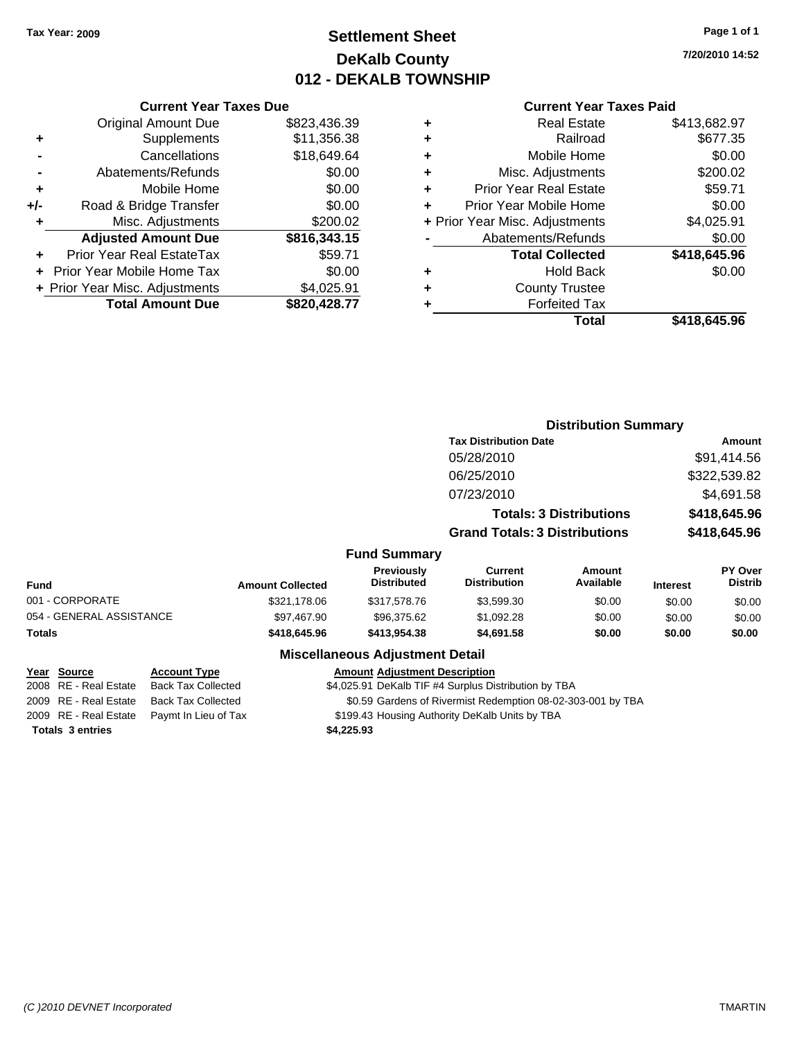Tax Year: 2009

# Settlement Sheet
## DeKalb County
## 012 - DEKALB TOWNSHIP

7/20/2010 14:52

### Current Year Taxes Due

| | | |
|---|---|---|
| | Original Amount Due | $823,436.39 |
| + | Supplements | $11,356.38 |
| - | Cancellations | $18,649.64 |
| - | Abatements/Refunds | $0.00 |
| + | Mobile Home | $0.00 |
| +/- | Road & Bridge Transfer | $0.00 |
| + | Misc. Adjustments | $200.02 |
| | **Adjusted Amount Due** | **$816,343.15** |
| + | Prior Year Real EstateTax | $59.71 |
| + | Prior Year Mobile Home Tax | $0.00 |
| + | Prior Year Misc. Adjustments | $4,025.91 |
| | **Total Amount Due** | **$820,428.77** |

### Current Year Taxes Paid

| | | |
|---|---|---|
| + | Real Estate | $413,682.97 |
| + | Railroad | $677.35 |
| + | Mobile Home | $0.00 |
| + | Misc. Adjustments | $200.02 |
| + | Prior Year Real Estate | $59.71 |
| + | Prior Year Mobile Home | $0.00 |
| + | Prior Year Misc. Adjustments | $4,025.91 |
| - | Abatements/Refunds | $0.00 |
| | **Total Collected** | **$418,645.96** |
| + | Hold Back | $0.00 |
| + | County Trustee | |
| + | Forfeited Tax | |
| | **Total** | **$418,645.96** |

### Distribution Summary

| Tax Distribution Date | Amount |
|---|---|
| 05/28/2010 | $91,414.56 |
| 06/25/2010 | $322,539.82 |
| 07/23/2010 | $4,691.58 |
| **Totals: 3 Distributions** | **$418,645.96** |
| **Grand Totals: 3 Distributions** | **$418,645.96** |

### Fund Summary

| Fund | Amount Collected | Previously Distributed | Current Distribution | Amount Available | Interest | PY Over Distrib |
|---|---|---|---|---|---|---|
| 001 - CORPORATE | $321,178.06 | $317,578.76 | $3,599.30 | $0.00 | $0.00 | $0.00 |
| 054 - GENERAL ASSISTANCE | $97,467.90 | $96,375.62 | $1,092.28 | $0.00 | $0.00 | $0.00 |
| **Totals** | **$418,645.96** | **$413,954.38** | **$4,691.58** | **$0.00** | **$0.00** | **$0.00** |

### Miscellaneous Adjustment Detail

| Year | Source | Account Type | Amount | Adjustment Description |
|---|---|---|---|---|
| 2008 | RE - Real Estate | Back Tax Collected | $4,025.91 | DeKalb TIF #4 Surplus Distribution by TBA |
| 2009 | RE - Real Estate | Back Tax Collected | $0.59 | Gardens of Rivermist Redemption 08-02-303-001 by TBA |
| 2009 | RE - Real Estate | Paymt In Lieu of Tax | $199.43 | Housing Authority DeKalb Units by TBA |
| **Totals 3 entries** | | | **$4,225.93** | |

(C )2010 DEVNET Incorporated TMARTIN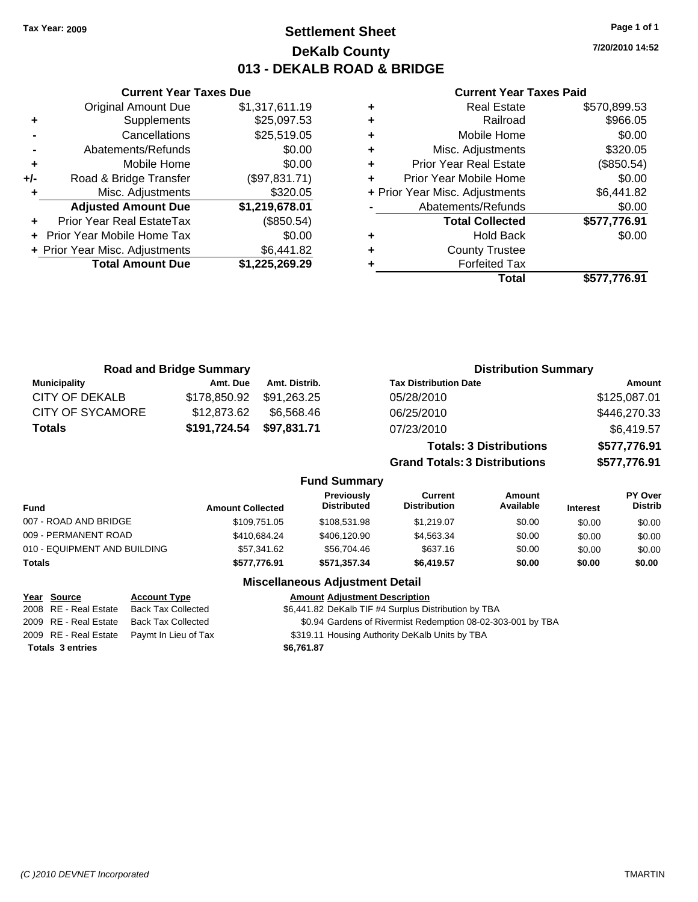Tax Year: 2009

# Settlement Sheet
## DeKalb County
## 013 - DEKALB ROAD & BRIDGE

7/20/2010 14:52

### Current Year Taxes Due

| | | |
|---|---|---|
| | Original Amount Due | $1,317,611.19 |
| + | Supplements | $25,097.53 |
| - | Cancellations | $25,519.05 |
| - | Abatements/Refunds | $0.00 |
| + | Mobile Home | $0.00 |
| +/- | Road & Bridge Transfer | ($97,831.71) |
| + | Misc. Adjustments | $320.05 |
| | **Adjusted Amount Due** | **$1,219,678.01** |
| + | Prior Year Real EstateTax | ($850.54) |
| + | Prior Year Mobile Home Tax | $0.00 |
| + | Prior Year Misc. Adjustments | $6,441.82 |
| | **Total Amount Due** | **$1,225,269.29** |

### Current Year Taxes Paid

| | | |
|---|---|---|
| + | Real Estate | $570,899.53 |
| + | Railroad | $966.05 |
| + | Mobile Home | $0.00 |
| + | Misc. Adjustments | $320.05 |
| + | Prior Year Real Estate | ($850.54) |
| + | Prior Year Mobile Home | $0.00 |
| + | Prior Year Misc. Adjustments | $6,441.82 |
| - | Abatements/Refunds | $0.00 |
| | **Total Collected** | **$577,776.91** |
| + | Hold Back | $0.00 |
| + | County Trustee | |
| + | Forfeited Tax | |
| | **Total** | **$577,776.91** |

### Road and Bridge Summary

| Municipality | Amt. Due | Amt. Distrib. |
|---|---|---|
| CITY OF DEKALB | $178,850.92 | $91,263.25 |
| CITY OF SYCAMORE | $12,873.62 | $6,568.46 |
| **Totals** | **$191,724.54** | **$97,831.71** |

### Distribution Summary

| Tax Distribution Date | Amount |
|---|---|
| 05/28/2010 | $125,087.01 |
| 06/25/2010 | $446,270.33 |
| 07/23/2010 | $6,419.57 |
| **Totals: 3 Distributions** | **$577,776.91** |
| **Grand Totals: 3 Distributions** | **$577,776.91** |

### Fund Summary

| Fund | Amount Collected | Previously Distributed | Current Distribution | Amount Available | Interest | PY Over Distrib |
|---|---|---|---|---|---|---|
| 007 - ROAD AND BRIDGE | $109,751.05 | $108,531.98 | $1,219.07 | $0.00 | $0.00 | $0.00 |
| 009 - PERMANENT ROAD | $410,684.24 | $406,120.90 | $4,563.34 | $0.00 | $0.00 | $0.00 |
| 010 - EQUIPMENT AND BUILDING | $57,341.62 | $56,704.46 | $637.16 | $0.00 | $0.00 | $0.00 |
| **Totals** | **$577,776.91** | **$571,357.34** | **$6,419.57** | **$0.00** | **$0.00** | **$0.00** |

### Miscellaneous Adjustment Detail

| Year | Source | Account Type | Amount | Adjustment Description |
|---|---|---|---|---|
| 2008 | RE - Real Estate | Back Tax Collected | $6,441.82 | DeKalb TIF #4 Surplus Distribution by TBA |
| 2009 | RE - Real Estate | Back Tax Collected | $0.94 | Gardens of Rivermist Redemption 08-02-303-001 by TBA |
| 2009 | RE - Real Estate | Paymt In Lieu of Tax | $319.11 | Housing Authority DeKalb Units by TBA |
| **Totals 3 entries** | | | **$6,761.87** | |

(C )2010 DEVNET Incorporated TMARTIN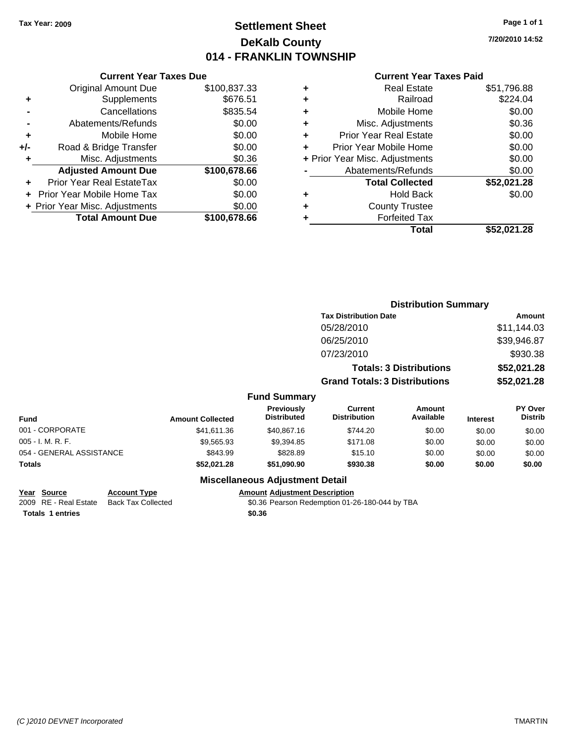Tax Year: 2009

# Settlement Sheet
## DeKalb County
## 014 - FRANKLIN TOWNSHIP

7/20/2010 14:52

### Current Year Taxes Due

| | | |
|---|---|---|
| | Original Amount Due | $100,837.33 |
| + | Supplements | $676.51 |
| - | Cancellations | $835.54 |
| - | Abatements/Refunds | $0.00 |
| + | Mobile Home | $0.00 |
| +/- | Road & Bridge Transfer | $0.00 |
| + | Misc. Adjustments | $0.36 |
| | **Adjusted Amount Due** | **$100,678.66** |
| + | Prior Year Real EstateTax | $0.00 |
| + | Prior Year Mobile Home Tax | $0.00 |
| + | Prior Year Misc. Adjustments | $0.00 |
| | **Total Amount Due** | **$100,678.66** |

### Current Year Taxes Paid

| | | |
|---|---|---|
| + | Real Estate | $51,796.88 |
| + | Railroad | $224.04 |
| + | Mobile Home | $0.00 |
| + | Misc. Adjustments | $0.36 |
| + | Prior Year Real Estate | $0.00 |
| + | Prior Year Mobile Home | $0.00 |
| + | Prior Year Misc. Adjustments | $0.00 |
| - | Abatements/Refunds | $0.00 |
| | **Total Collected** | **$52,021.28** |
| + | Hold Back | $0.00 |
| + | County Trustee | |
| + | Forfeited Tax | |
| | **Total** | **$52,021.28** |

### Distribution Summary

| Tax Distribution Date | Amount |
|---|---|
| 05/28/2010 | $11,144.03 |
| 06/25/2010 | $39,946.87 |
| 07/23/2010 | $930.38 |
| **Totals: 3 Distributions** | **$52,021.28** |
| **Grand Totals: 3 Distributions** | **$52,021.28** |

### Fund Summary

| Fund | Amount Collected | Previously Distributed | Current Distribution | Amount Available | Interest | PY Over Distrib |
|---|---|---|---|---|---|---|
| 001 - CORPORATE | $41,611.36 | $40,867.16 | $744.20 | $0.00 | $0.00 | $0.00 |
| 005 - I. M. R. F. | $9,565.93 | $9,394.85 | $171.08 | $0.00 | $0.00 | $0.00 |
| 054 - GENERAL ASSISTANCE | $843.99 | $828.89 | $15.10 | $0.00 | $0.00 | $0.00 |
| **Totals** | **$52,021.28** | **$51,090.90** | **$930.38** | **$0.00** | **$0.00** | **$0.00** |

### Miscellaneous Adjustment Detail

| Year | Source | Account Type | Amount | Adjustment Description |
|---|---|---|---|---|
| 2009 | RE - Real Estate | Back Tax Collected | $0.36 | Pearson Redemption 01-26-180-044 by TBA |
| **Totals 1 entries** | | | **$0.36** | |

(C )2010 DEVNET Incorporated — TMARTIN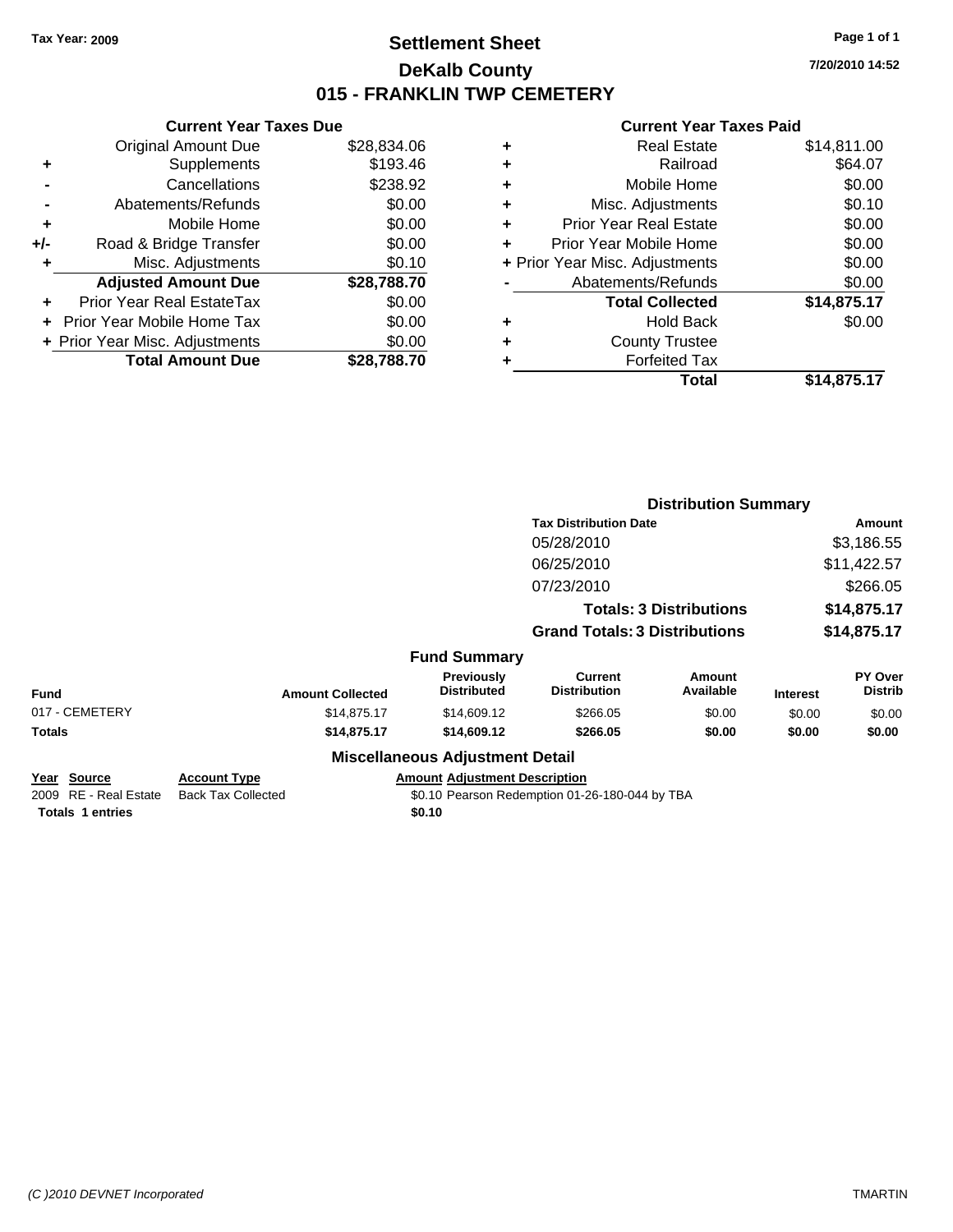Tax Year: 2009

# Settlement Sheet
## DeKalb County
## 015 - FRANKLIN TWP CEMETERY

7/20/2010 14:52

### Current Year Taxes Due

| | | |
|---|---|---|
| | Original Amount Due | $28,834.06 |
| + | Supplements | $193.46 |
| - | Cancellations | $238.92 |
| - | Abatements/Refunds | $0.00 |
| + | Mobile Home | $0.00 |
| +/- | Road & Bridge Transfer | $0.00 |
| + | Misc. Adjustments | $0.10 |
| | **Adjusted Amount Due** | **$28,788.70** |
| + | Prior Year Real EstateTax | $0.00 |
| + | Prior Year Mobile Home Tax | $0.00 |
| + | Prior Year Misc. Adjustments | $0.00 |
| | **Total Amount Due** | **$28,788.70** |

### Current Year Taxes Paid

| | | |
|---|---|---|
| + | Real Estate | $14,811.00 |
| + | Railroad | $64.07 |
| + | Mobile Home | $0.00 |
| + | Misc. Adjustments | $0.10 |
| + | Prior Year Real Estate | $0.00 |
| + | Prior Year Mobile Home | $0.00 |
| + | Prior Year Misc. Adjustments | $0.00 |
| - | Abatements/Refunds | $0.00 |
| | **Total Collected** | **$14,875.17** |
| + | Hold Back | $0.00 |
| + | County Trustee | |
| + | Forfeited Tax | |
| | **Total** | **$14,875.17** |

### Distribution Summary

| Tax Distribution Date | Amount |
|---|---|
| 05/28/2010 | $3,186.55 |
| 06/25/2010 | $11,422.57 |
| 07/23/2010 | $266.05 |
| **Totals: 3 Distributions** | **$14,875.17** |
| **Grand Totals: 3 Distributions** | **$14,875.17** |

### Fund Summary

| Fund | Amount Collected | Previously Distributed | Current Distribution | Amount Available | Interest | PY Over Distrib |
|---|---|---|---|---|---|---|
| 017 - CEMETERY | $14,875.17 | $14,609.12 | $266.05 | $0.00 | $0.00 | $0.00 |
| **Totals** | **$14,875.17** | **$14,609.12** | **$266.05** | **$0.00** | **$0.00** | **$0.00** |

### Miscellaneous Adjustment Detail

| Year | Source | Account Type | Amount | Adjustment Description |
|---|---|---|---|---|
| 2009 | RE - Real Estate | Back Tax Collected | $0.10 | Pearson Redemption 01-26-180-044 by TBA |
| **Totals** | **1 entries** | | **$0.10** | |

(C )2010 DEVNET Incorporated

TMARTIN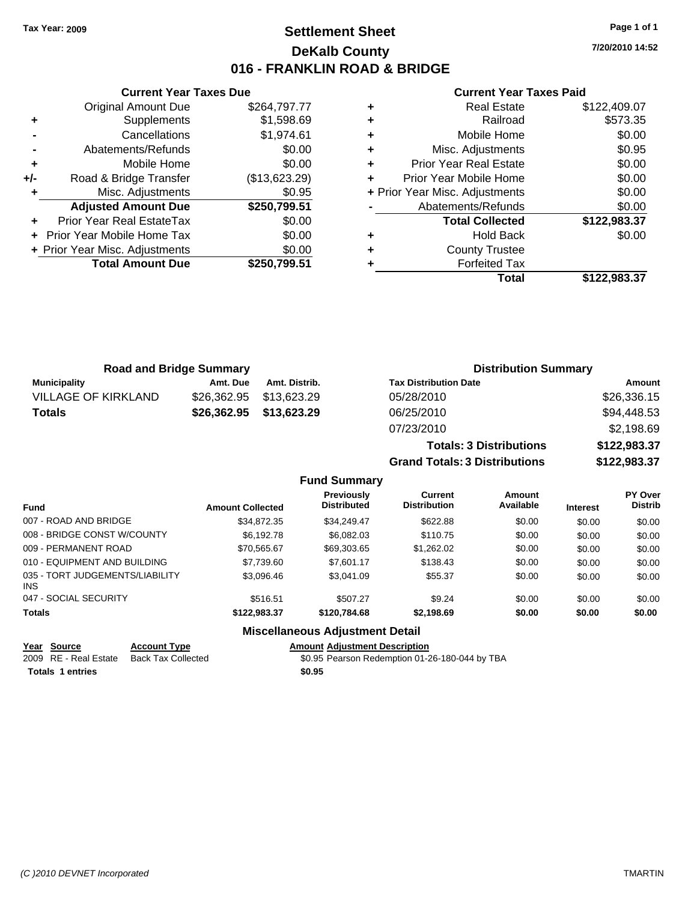**Tax Year: 2009**

# Settlement Sheet
## DeKalb County
## 016 - FRANKLIN ROAD & BRIDGE

7/20/2010 14:52

### Current Year Taxes Due

| | | |
|---|---|---|
| | Original Amount Due | $264,797.77 |
| + | Supplements | $1,598.69 |
| - | Cancellations | $1,974.61 |
| - | Abatements/Refunds | $0.00 |
| + | Mobile Home | $0.00 |
| +/- | Road & Bridge Transfer | ($13,623.29) |
| + | Misc. Adjustments | $0.95 |
| | **Adjusted Amount Due** | **$250,799.51** |
| + | Prior Year Real EstateTax | $0.00 |
| + | Prior Year Mobile Home Tax | $0.00 |
| + | Prior Year Misc. Adjustments | $0.00 |
| | **Total Amount Due** | **$250,799.51** |

### Current Year Taxes Paid

| | | |
|---|---|---|
| + | Real Estate | $122,409.07 |
| + | Railroad | $573.35 |
| + | Mobile Home | $0.00 |
| + | Misc. Adjustments | $0.95 |
| + | Prior Year Real Estate | $0.00 |
| + | Prior Year Mobile Home | $0.00 |
| + | Prior Year Misc. Adjustments | $0.00 |
| - | Abatements/Refunds | $0.00 |
| | **Total Collected** | **$122,983.37** |
| + | Hold Back | $0.00 |
| + | County Trustee | |
| + | Forfeited Tax | |
| | **Total** | **$122,983.37** |

### Road and Bridge Summary

| Municipality | Amt. Due | Amt. Distrib. |
|---|---|---|
| VILLAGE OF KIRKLAND | $26,362.95 | $13,623.29 |
| **Totals** | **$26,362.95** | **$13,623.29** |

### Distribution Summary

| Tax Distribution Date | Amount |
|---|---|
| 05/28/2010 | $26,336.15 |
| 06/25/2010 | $94,448.53 |
| 07/23/2010 | $2,198.69 |
| **Totals: 3 Distributions** | **$122,983.37** |
| **Grand Totals: 3 Distributions** | **$122,983.37** |

### Fund Summary

| Fund | Amount Collected | Previously Distributed | Current Distribution | Amount Available | Interest | PY Over Distrib |
|---|---|---|---|---|---|---|
| 007 - ROAD AND BRIDGE | $34,872.35 | $34,249.47 | $622.88 | $0.00 | $0.00 | $0.00 |
| 008 - BRIDGE CONST W/COUNTY | $6,192.78 | $6,082.03 | $110.75 | $0.00 | $0.00 | $0.00 |
| 009 - PERMANENT ROAD | $70,565.67 | $69,303.65 | $1,262.02 | $0.00 | $0.00 | $0.00 |
| 010 - EQUIPMENT AND BUILDING | $7,739.60 | $7,601.17 | $138.43 | $0.00 | $0.00 | $0.00 |
| 035 - TORT JUDGEMENTS/LIABILITY INS | $3,096.46 | $3,041.09 | $55.37 | $0.00 | $0.00 | $0.00 |
| 047 - SOCIAL SECURITY | $516.51 | $507.27 | $9.24 | $0.00 | $0.00 | $0.00 |
| **Totals** | **$122,983.37** | **$120,784.68** | **$2,198.69** | **$0.00** | **$0.00** | **$0.00** |

### Miscellaneous Adjustment Detail

| Year | Source | Account Type | Amount | Adjustment Description |
|---|---|---|---|---|
| 2009 | RE - Real Estate | Back Tax Collected | $0.95 | Pearson Redemption 01-26-180-044 by TBA |
| **Totals** | **1 entries** | | **$0.95** | |

(C )2010 DEVNET Incorporated TMARTIN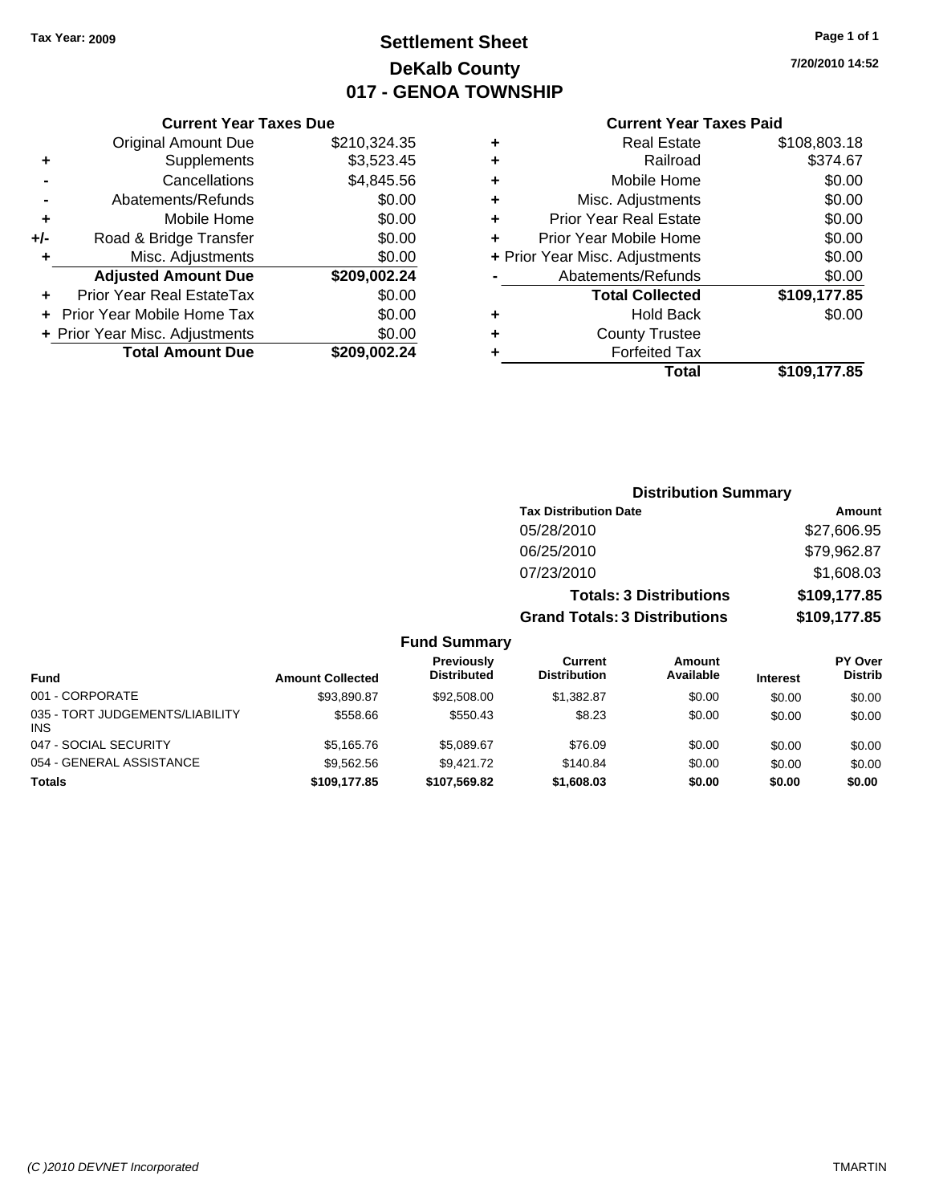Tax Year: 2009

# Settlement Sheet
## DeKalb County
## 017 - GENOA TOWNSHIP

7/20/2010 14:52

### Current Year Taxes Due

| | | |
|---|---|---|
| | Original Amount Due | $210,324.35 |
| + | Supplements | $3,523.45 |
| - | Cancellations | $4,845.56 |
| - | Abatements/Refunds | $0.00 |
| + | Mobile Home | $0.00 |
| +/- | Road & Bridge Transfer | $0.00 |
| + | Misc. Adjustments | $0.00 |
| | **Adjusted Amount Due** | **$209,002.24** |
| + | Prior Year Real EstateTax | $0.00 |
| + | Prior Year Mobile Home Tax | $0.00 |
| + | Prior Year Misc. Adjustments | $0.00 |
| | **Total Amount Due** | **$209,002.24** |

### Current Year Taxes Paid

| | | |
|---|---|---|
| + | Real Estate | $108,803.18 |
| + | Railroad | $374.67 |
| + | Mobile Home | $0.00 |
| + | Misc. Adjustments | $0.00 |
| + | Prior Year Real Estate | $0.00 |
| + | Prior Year Mobile Home | $0.00 |
| + | Prior Year Misc. Adjustments | $0.00 |
| - | Abatements/Refunds | $0.00 |
| | **Total Collected** | **$109,177.85** |
| + | Hold Back | $0.00 |
| + | County Trustee | |
| + | Forfeited Tax | |
| | **Total** | **$109,177.85** |

### Distribution Summary

| Tax Distribution Date | Amount |
|---|---|
| 05/28/2010 | $27,606.95 |
| 06/25/2010 | $79,962.87 |
| 07/23/2010 | $1,608.03 |
| **Totals: 3 Distributions** | **$109,177.85** |
| **Grand Totals: 3 Distributions** | **$109,177.85** |

### Fund Summary

| Fund | Amount Collected | Previously Distributed | Current Distribution | Amount Available | Interest | PY Over Distrib |
|---|---|---|---|---|---|---|
| 001 - CORPORATE | $93,890.87 | $92,508.00 | $1,382.87 | $0.00 | $0.00 | $0.00 |
| 035 - TORT JUDGEMENTS/LIABILITY INS | $558.66 | $550.43 | $8.23 | $0.00 | $0.00 | $0.00 |
| 047 - SOCIAL SECURITY | $5,165.76 | $5,089.67 | $76.09 | $0.00 | $0.00 | $0.00 |
| 054 - GENERAL ASSISTANCE | $9,562.56 | $9,421.72 | $140.84 | $0.00 | $0.00 | $0.00 |
| **Totals** | **$109,177.85** | **$107,569.82** | **$1,608.03** | **$0.00** | **$0.00** | **$0.00** |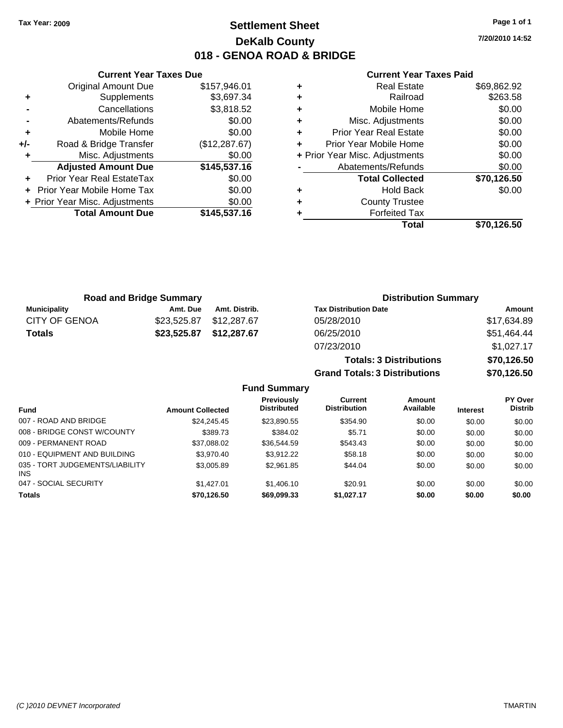Tax Year: 2009

# Settlement Sheet
## DeKalb County
## 018 - GENOA ROAD & BRIDGE

7/20/2010 14:52

### Current Year Taxes Due

| | | |
|---|---|---|
| | Original Amount Due | $157,946.01 |
| + | Supplements | $3,697.34 |
| - | Cancellations | $3,818.52 |
| - | Abatements/Refunds | $0.00 |
| + | Mobile Home | $0.00 |
| +/- | Road & Bridge Transfer | ($12,287.67) |
| + | Misc. Adjustments | $0.00 |
| | **Adjusted Amount Due** | **$145,537.16** |
| + | Prior Year Real EstateTax | $0.00 |
| + | Prior Year Mobile Home Tax | $0.00 |
| + | Prior Year Misc. Adjustments | $0.00 |
| | **Total Amount Due** | **$145,537.16** |

### Current Year Taxes Paid

| | | |
|---|---|---|
| + | Real Estate | $69,862.92 |
| + | Railroad | $263.58 |
| + | Mobile Home | $0.00 |
| + | Misc. Adjustments | $0.00 |
| + | Prior Year Real Estate | $0.00 |
| + | Prior Year Mobile Home | $0.00 |
| + | Prior Year Misc. Adjustments | $0.00 |
| - | Abatements/Refunds | $0.00 |
| | **Total Collected** | **$70,126.50** |
| + | Hold Back | $0.00 |
| + | County Trustee | |
| + | Forfeited Tax | |
| | **Total** | **$70,126.50** |

### Road and Bridge Summary

| Municipality | Amt. Due | Amt. Distrib. |
|---|---|---|
| CITY OF GENOA | $23,525.87 | $12,287.67 |
| **Totals** | **$23,525.87** | **$12,287.67** |

### Distribution Summary

| Tax Distribution Date | Amount |
|---|---|
| 05/28/2010 | $17,634.89 |
| 06/25/2010 | $51,464.44 |
| 07/23/2010 | $1,027.17 |
| **Totals: 3 Distributions** | **$70,126.50** |
| **Grand Totals: 3 Distributions** | **$70,126.50** |

### Fund Summary

| Fund | Amount Collected | Previously Distributed | Current Distribution | Amount Available | Interest | PY Over Distrib |
|---|---|---|---|---|---|---|
| 007 - ROAD AND BRIDGE | $24,245.45 | $23,890.55 | $354.90 | $0.00 | $0.00 | $0.00 |
| 008 - BRIDGE CONST W/COUNTY | $389.73 | $384.02 | $5.71 | $0.00 | $0.00 | $0.00 |
| 009 - PERMANENT ROAD | $37,088.02 | $36,544.59 | $543.43 | $0.00 | $0.00 | $0.00 |
| 010 - EQUIPMENT AND BUILDING | $3,970.40 | $3,912.22 | $58.18 | $0.00 | $0.00 | $0.00 |
| 035 - TORT JUDGEMENTS/LIABILITY INS | $3,005.89 | $2,961.85 | $44.04 | $0.00 | $0.00 | $0.00 |
| 047 - SOCIAL SECURITY | $1,427.01 | $1,406.10 | $20.91 | $0.00 | $0.00 | $0.00 |
| **Totals** | **$70,126.50** | **$69,099.33** | **$1,027.17** | **$0.00** | **$0.00** | **$0.00** |

(C )2010 DEVNET Incorporated TMARTIN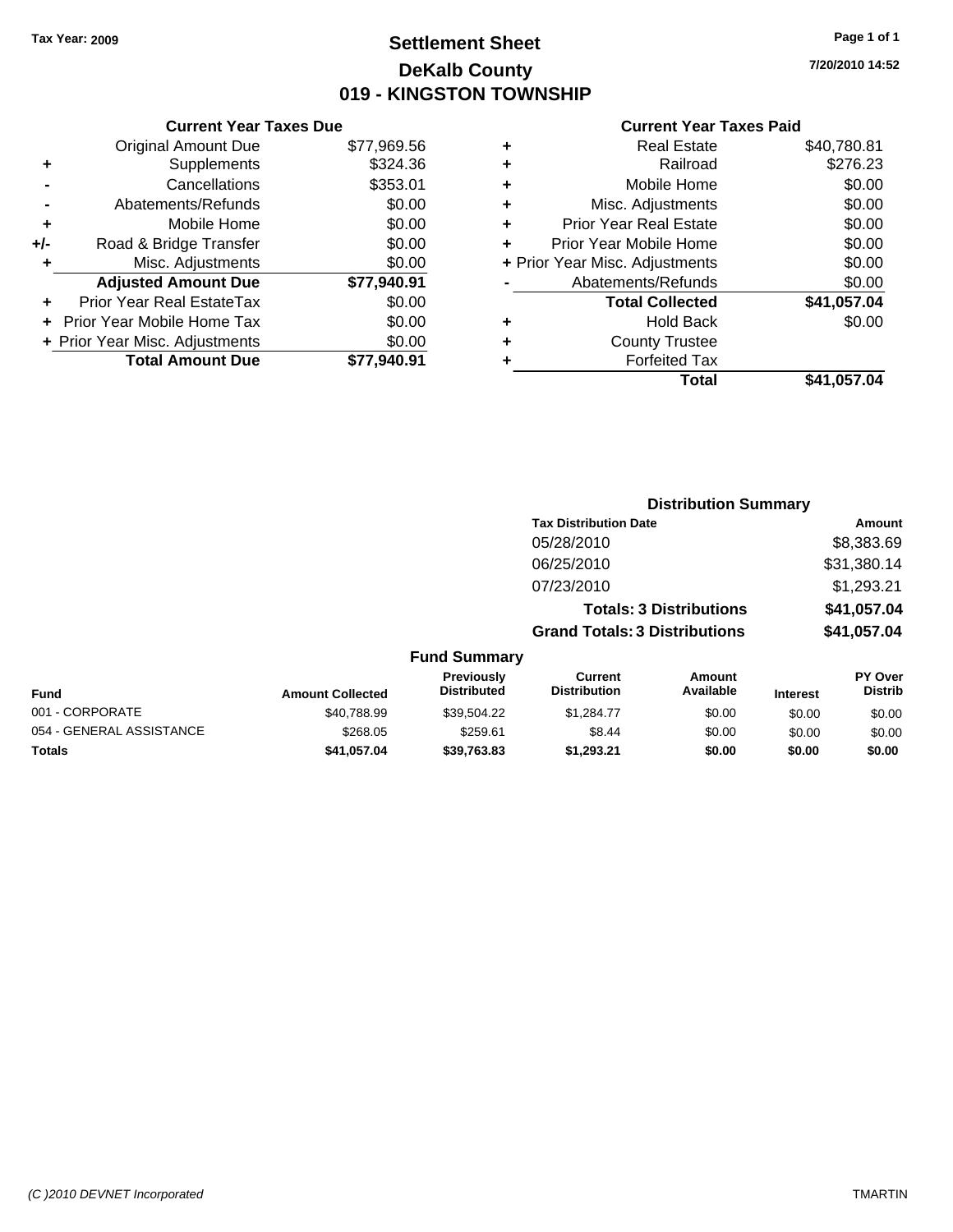Tax Year: 2009

# Settlement Sheet
## DeKalb County
## 019 - KINGSTON TOWNSHIP

7/20/2010 14:52

### Current Year Taxes Due

| | | |
|---|---|---|
| | Original Amount Due | $77,969.56 |
| + | Supplements | $324.36 |
| - | Cancellations | $353.01 |
| - | Abatements/Refunds | $0.00 |
| + | Mobile Home | $0.00 |
| +/- | Road & Bridge Transfer | $0.00 |
| + | Misc. Adjustments | $0.00 |
| | **Adjusted Amount Due** | **$77,940.91** |
| + | Prior Year Real EstateTax | $0.00 |
| + | Prior Year Mobile Home Tax | $0.00 |
| + | Prior Year Misc. Adjustments | $0.00 |
| | **Total Amount Due** | **$77,940.91** |

### Current Year Taxes Paid

| | | |
|---|---|---|
| + | Real Estate | $40,780.81 |
| + | Railroad | $276.23 |
| + | Mobile Home | $0.00 |
| + | Misc. Adjustments | $0.00 |
| + | Prior Year Real Estate | $0.00 |
| + | Prior Year Mobile Home | $0.00 |
| + | Prior Year Misc. Adjustments | $0.00 |
| - | Abatements/Refunds | $0.00 |
| | **Total Collected** | **$41,057.04** |
| + | Hold Back | $0.00 |
| + | County Trustee | |
| + | Forfeited Tax | |
| | **Total** | **$41,057.04** |

### Distribution Summary

| Tax Distribution Date | Amount |
|---|---|
| 05/28/2010 | $8,383.69 |
| 06/25/2010 | $31,380.14 |
| 07/23/2010 | $1,293.21 |
| **Totals: 3 Distributions** | **$41,057.04** |
| **Grand Totals: 3 Distributions** | **$41,057.04** |

### Fund Summary

| Fund | Amount Collected | Previously Distributed | Current Distribution | Amount Available | Interest | PY Over Distrib |
|---|---|---|---|---|---|---|
| 001 - CORPORATE | $40,788.99 | $39,504.22 | $1,284.77 | $0.00 | $0.00 | $0.00 |
| 054 - GENERAL ASSISTANCE | $268.05 | $259.61 | $8.44 | $0.00 | $0.00 | $0.00 |
| **Totals** | **$41,057.04** | **$39,763.83** | **$1,293.21** | **$0.00** | **$0.00** | **$0.00** |

(C )2010 DEVNET Incorporated TMARTIN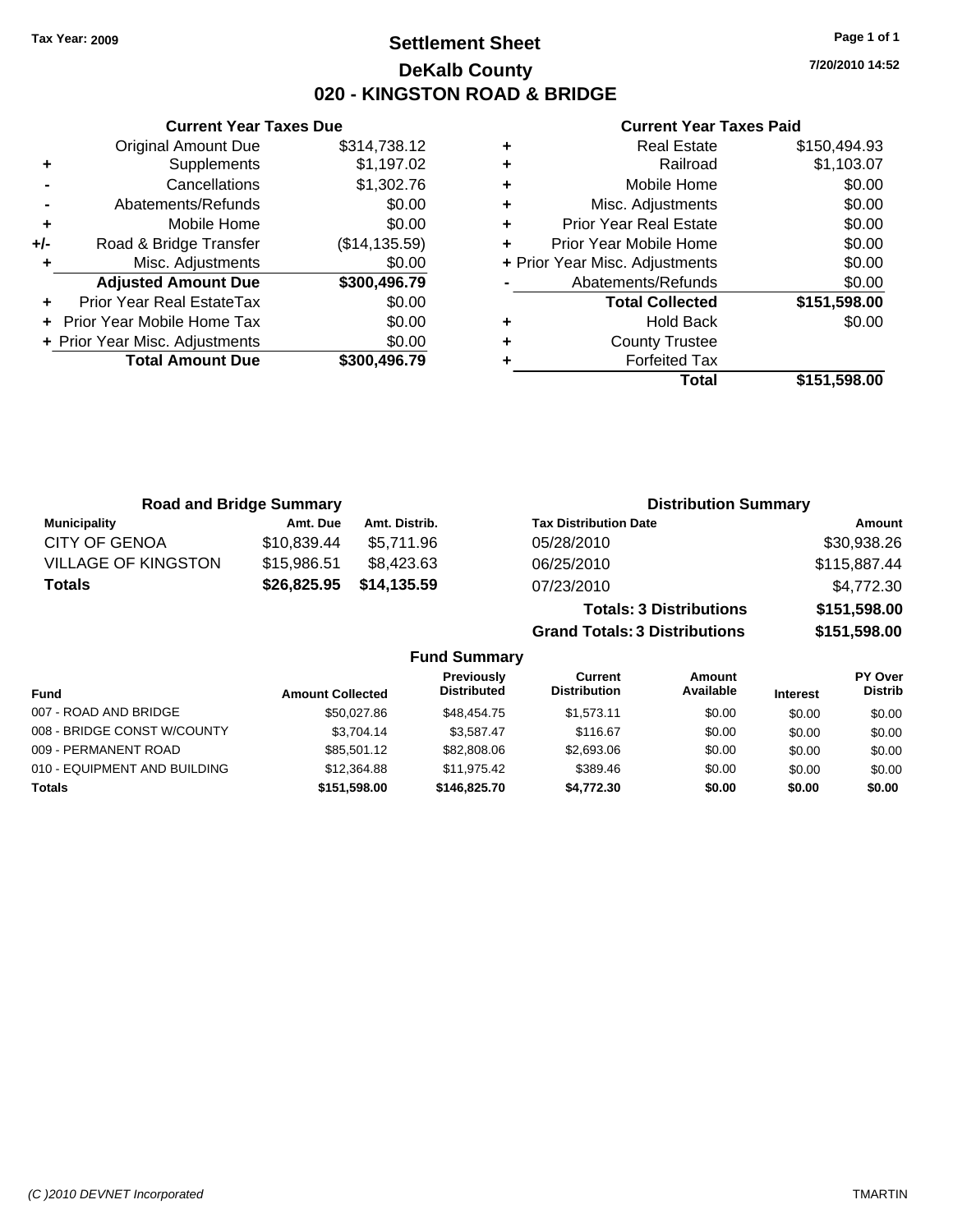Tax Year: 2009

# Settlement Sheet

## DeKalb County

## 020 - KINGSTON ROAD & BRIDGE

7/20/2010 14:52

### Current Year Taxes Due

| | | |
|---|---|---|
| | Original Amount Due | $314,738.12 |
| + | Supplements | $1,197.02 |
| - | Cancellations | $1,302.76 |
| - | Abatements/Refunds | $0.00 |
| + | Mobile Home | $0.00 |
| +/- | Road & Bridge Transfer | ($14,135.59) |
| + | Misc. Adjustments | $0.00 |
| | **Adjusted Amount Due** | **$300,496.79** |
| + | Prior Year Real EstateTax | $0.00 |
| + | Prior Year Mobile Home Tax | $0.00 |
| + | Prior Year Misc. Adjustments | $0.00 |
| | **Total Amount Due** | **$300,496.79** |

### Current Year Taxes Paid

| | | |
|---|---|---|
| + | Real Estate | $150,494.93 |
| + | Railroad | $1,103.07 |
| + | Mobile Home | $0.00 |
| + | Misc. Adjustments | $0.00 |
| + | Prior Year Real Estate | $0.00 |
| + | Prior Year Mobile Home | $0.00 |
| + | Prior Year Misc. Adjustments | $0.00 |
| - | Abatements/Refunds | $0.00 |
| | **Total Collected** | **$151,598.00** |
| + | Hold Back | $0.00 |
| + | County Trustee | |
| + | Forfeited Tax | |
| | **Total** | **$151,598.00** |

### Road and Bridge Summary

| Municipality | Amt. Due | Amt. Distrib. |
|---|---|---|
| CITY OF GENOA | $10,839.44 | $5,711.96 |
| VILLAGE OF KINGSTON | $15,986.51 | $8,423.63 |
| **Totals** | **$26,825.95** | **$14,135.59** |

### Distribution Summary

| Tax Distribution Date | Amount |
|---|---|
| 05/28/2010 | $30,938.26 |
| 06/25/2010 | $115,887.44 |
| 07/23/2010 | $4,772.30 |
| **Totals: 3 Distributions** | **$151,598.00** |
| **Grand Totals: 3 Distributions** | **$151,598.00** |

### Fund Summary

| Fund | Amount Collected | Previously Distributed | Current Distribution | Amount Available | Interest | PY Over Distrib |
|---|---|---|---|---|---|---|
| 007 - ROAD AND BRIDGE | $50,027.86 | $48,454.75 | $1,573.11 | $0.00 | $0.00 | $0.00 |
| 008 - BRIDGE CONST W/COUNTY | $3,704.14 | $3,587.47 | $116.67 | $0.00 | $0.00 | $0.00 |
| 009 - PERMANENT ROAD | $85,501.12 | $82,808.06 | $2,693.06 | $0.00 | $0.00 | $0.00 |
| 010 - EQUIPMENT AND BUILDING | $12,364.88 | $11,975.42 | $389.46 | $0.00 | $0.00 | $0.00 |
| **Totals** | **$151,598.00** | **$146,825.70** | **$4,772.30** | **$0.00** | **$0.00** | **$0.00** |

(C )2010 DEVNET Incorporated TMARTIN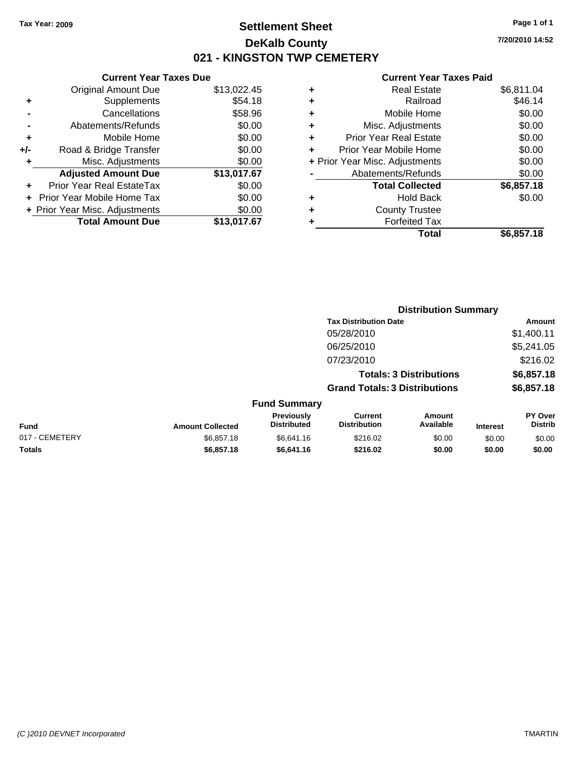Tax Year: 2009

# Settlement Sheet

## DeKalb County

## 021 - KINGSTON TWP CEMETERY

7/20/2010 14:52

### Current Year Taxes Due

| | | |
|---|---|---|
| | Original Amount Due | $13,022.45 |
| + | Supplements | $54.18 |
| - | Cancellations | $58.96 |
| - | Abatements/Refunds | $0.00 |
| + | Mobile Home | $0.00 |
| +/- | Road & Bridge Transfer | $0.00 |
| + | Misc. Adjustments | $0.00 |
| | **Adjusted Amount Due** | **$13,017.67** |
| + | Prior Year Real EstateTax | $0.00 |
| + | Prior Year Mobile Home Tax | $0.00 |
| + | Prior Year Misc. Adjustments | $0.00 |
| | **Total Amount Due** | **$13,017.67** |

### Current Year Taxes Paid

| | | |
|---|---|---|
| + | Real Estate | $6,811.04 |
| + | Railroad | $46.14 |
| + | Mobile Home | $0.00 |
| + | Misc. Adjustments | $0.00 |
| + | Prior Year Real Estate | $0.00 |
| + | Prior Year Mobile Home | $0.00 |
| + | Prior Year Misc. Adjustments | $0.00 |
| - | Abatements/Refunds | $0.00 |
| | **Total Collected** | **$6,857.18** |
| + | Hold Back | $0.00 |
| + | County Trustee | |
| + | Forfeited Tax | |
| | **Total** | **$6,857.18** |

### Distribution Summary

| Tax Distribution Date | Amount |
|---|---|
| 05/28/2010 | $1,400.11 |
| 06/25/2010 | $5,241.05 |
| 07/23/2010 | $216.02 |
| **Totals: 3 Distributions** | **$6,857.18** |
| **Grand Totals: 3 Distributions** | **$6,857.18** |

### Fund Summary

| Fund | Amount Collected | Previously Distributed | Current Distribution | Amount Available | Interest | PY Over Distrib |
|---|---|---|---|---|---|---|
| 017 - CEMETERY | $6,857.18 | $6,641.16 | $216.02 | $0.00 | $0.00 | $0.00 |
| **Totals** | **$6,857.18** | **$6,641.16** | **$216.02** | **$0.00** | **$0.00** | **$0.00** |

(C )2010 DEVNET Incorporated TMARTIN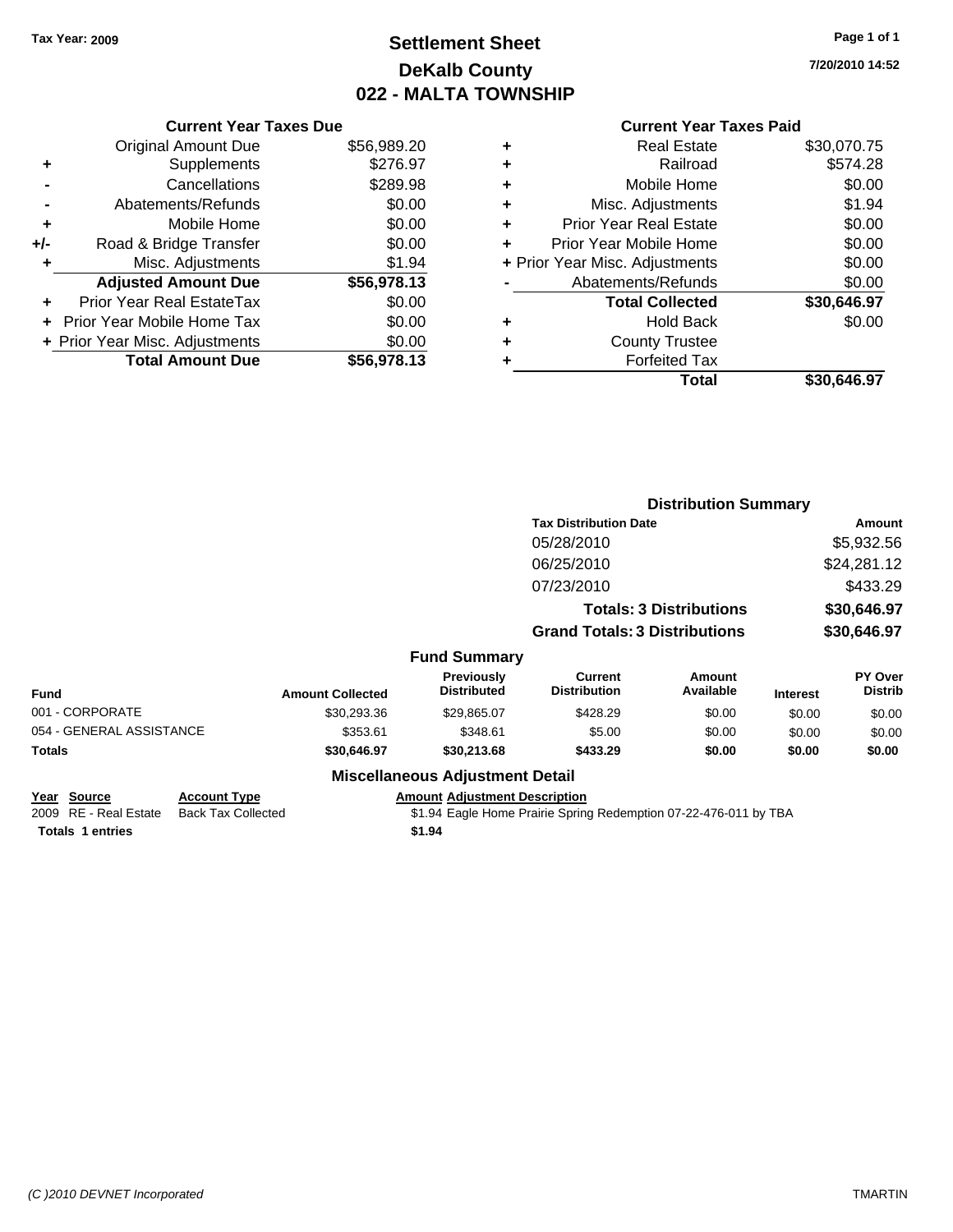Tax Year: 2009

# Settlement Sheet
## DeKalb County
## 022 - MALTA TOWNSHIP

7/20/2010 14:52

### Current Year Taxes Due

| | | |
|---|---|---|
| | Original Amount Due | $56,989.20 |
| + | Supplements | $276.97 |
| - | Cancellations | $289.98 |
| - | Abatements/Refunds | $0.00 |
| + | Mobile Home | $0.00 |
| +/- | Road & Bridge Transfer | $0.00 |
| + | Misc. Adjustments | $1.94 |
| | **Adjusted Amount Due** | **$56,978.13** |
| + | Prior Year Real EstateTax | $0.00 |
| + | Prior Year Mobile Home Tax | $0.00 |
| + | Prior Year Misc. Adjustments | $0.00 |
| | **Total Amount Due** | **$56,978.13** |

### Current Year Taxes Paid

| | | |
|---|---|---|
| + | Real Estate | $30,070.75 |
| + | Railroad | $574.28 |
| + | Mobile Home | $0.00 |
| + | Misc. Adjustments | $1.94 |
| + | Prior Year Real Estate | $0.00 |
| + | Prior Year Mobile Home | $0.00 |
| + | Prior Year Misc. Adjustments | $0.00 |
| - | Abatements/Refunds | $0.00 |
| | **Total Collected** | **$30,646.97** |
| + | Hold Back | $0.00 |
| + | County Trustee | |
| + | Forfeited Tax | |
| | **Total** | **$30,646.97** |

### Distribution Summary

| Tax Distribution Date | Amount |
|---|---|
| 05/28/2010 | $5,932.56 |
| 06/25/2010 | $24,281.12 |
| 07/23/2010 | $433.29 |
| **Totals: 3 Distributions** | **$30,646.97** |
| **Grand Totals: 3 Distributions** | **$30,646.97** |

### Fund Summary

| Fund | Amount Collected | Previously Distributed | Current Distribution | Amount Available | Interest | PY Over Distrib |
|---|---|---|---|---|---|---|
| 001 - CORPORATE | $30,293.36 | $29,865.07 | $428.29 | $0.00 | $0.00 | $0.00 |
| 054 - GENERAL ASSISTANCE | $353.61 | $348.61 | $5.00 | $0.00 | $0.00 | $0.00 |
| **Totals** | **$30,646.97** | **$30,213.68** | **$433.29** | **$0.00** | **$0.00** | **$0.00** |

### Miscellaneous Adjustment Detail

| Year | Source | Account Type | Amount | Adjustment Description |
|---|---|---|---|---|
| 2009 | RE - Real Estate | Back Tax Collected | $1.94 | Eagle Home Prairie Spring Redemption 07-22-476-011 by TBA |
| **Totals** | **1 entries** | | **$1.94** | |

(C )2010 DEVNET Incorporated

TMARTIN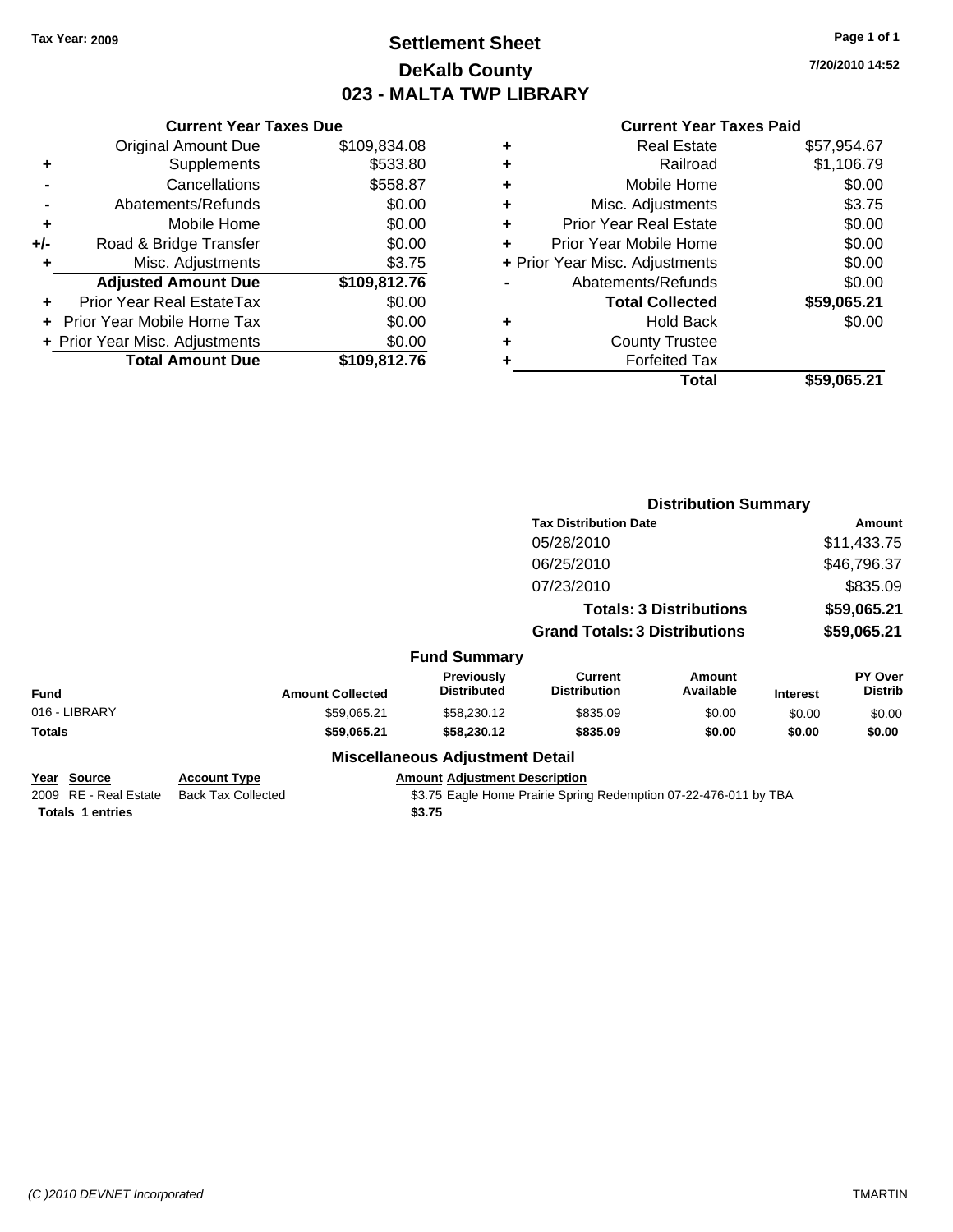**Tax Year: 2009**

# Settlement Sheet
## DeKalb County
## 023 - MALTA TWP LIBRARY

7/20/2010 14:52

### Current Year Taxes Due

| | | |
|---|---|---|
| | Original Amount Due | $109,834.08 |
| + | Supplements | $533.80 |
| - | Cancellations | $558.87 |
| - | Abatements/Refunds | $0.00 |
| + | Mobile Home | $0.00 |
| +/- | Road & Bridge Transfer | $0.00 |
| + | Misc. Adjustments | $3.75 |
| | **Adjusted Amount Due** | **$109,812.76** |
| + | Prior Year Real EstateTax | $0.00 |
| + | Prior Year Mobile Home Tax | $0.00 |
| + | Prior Year Misc. Adjustments | $0.00 |
| | **Total Amount Due** | **$109,812.76** |

### Current Year Taxes Paid

| | | |
|---|---|---|
| + | Real Estate | $57,954.67 |
| + | Railroad | $1,106.79 |
| + | Mobile Home | $0.00 |
| + | Misc. Adjustments | $3.75 |
| + | Prior Year Real Estate | $0.00 |
| + | Prior Year Mobile Home | $0.00 |
| + | Prior Year Misc. Adjustments | $0.00 |
| - | Abatements/Refunds | $0.00 |
| | **Total Collected** | **$59,065.21** |
| + | Hold Back | $0.00 |
| + | County Trustee | |
| + | Forfeited Tax | |
| | **Total** | **$59,065.21** |

### Distribution Summary

| Tax Distribution Date | Amount |
|---|---|
| 05/28/2010 | $11,433.75 |
| 06/25/2010 | $46,796.37 |
| 07/23/2010 | $835.09 |
| **Totals: 3 Distributions** | **$59,065.21** |
| **Grand Totals: 3 Distributions** | **$59,065.21** |

### Fund Summary

| Fund | Amount Collected | Previously Distributed | Current Distribution | Amount Available | Interest | PY Over Distrib |
|---|---|---|---|---|---|---|
| 016 - LIBRARY | $59,065.21 | $58,230.12 | $835.09 | $0.00 | $0.00 | $0.00 |
| **Totals** | **$59,065.21** | **$58,230.12** | **$835.09** | **$0.00** | **$0.00** | **$0.00** |

### Miscellaneous Adjustment Detail

| Year | Source | Account Type | Amount | Adjustment Description |
|---|---|---|---|---|
| 2009 | RE - Real Estate | Back Tax Collected | $3.75 | Eagle Home Prairie Spring Redemption 07-22-476-011 by TBA |
| **Totals 1 entries** | | | **$3.75** | |

(C )2010 DEVNET Incorporated TMARTIN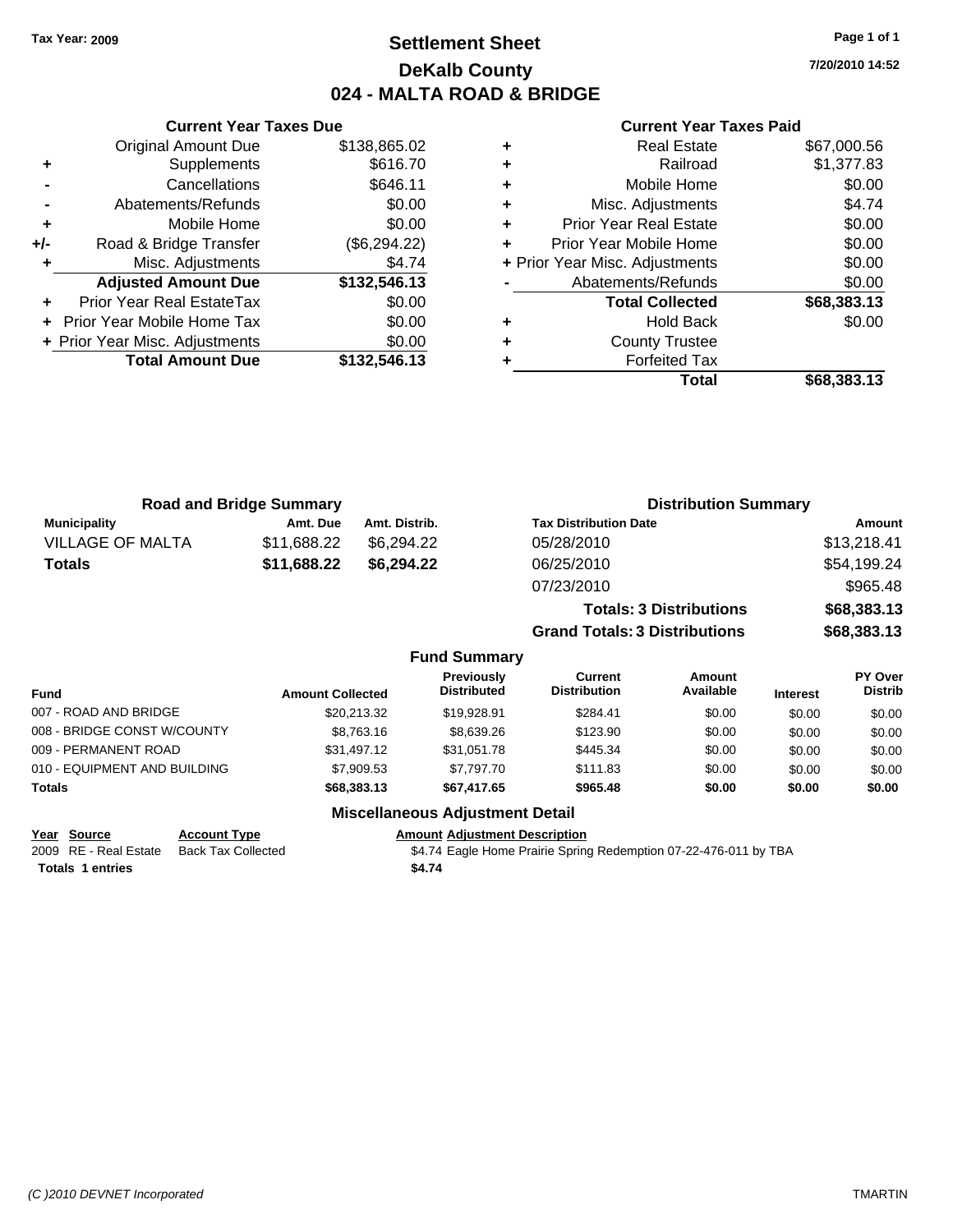Tax Year: 2009

# Settlement Sheet
## DeKalb County
## 024 - MALTA ROAD & BRIDGE

7/20/2010 14:52

### Current Year Taxes Due

| | | |
|---|---|---|
| | Original Amount Due | $138,865.02 |
| + | Supplements | $616.70 |
| - | Cancellations | $646.11 |
| - | Abatements/Refunds | $0.00 |
| + | Mobile Home | $0.00 |
| +/- | Road & Bridge Transfer | ($6,294.22) |
| + | Misc. Adjustments | $4.74 |
| | **Adjusted Amount Due** | **$132,546.13** |
| + | Prior Year Real EstateTax | $0.00 |
| + | Prior Year Mobile Home Tax | $0.00 |
| + | Prior Year Misc. Adjustments | $0.00 |
| | **Total Amount Due** | **$132,546.13** |

### Current Year Taxes Paid

| | | |
|---|---|---|
| + | Real Estate | $67,000.56 |
| + | Railroad | $1,377.83 |
| + | Mobile Home | $0.00 |
| + | Misc. Adjustments | $4.74 |
| + | Prior Year Real Estate | $0.00 |
| + | Prior Year Mobile Home | $0.00 |
| + | Prior Year Misc. Adjustments | $0.00 |
| - | Abatements/Refunds | $0.00 |
| | **Total Collected** | **$68,383.13** |
| + | Hold Back | $0.00 |
| + | County Trustee | |
| + | Forfeited Tax | |
| | **Total** | **$68,383.13** |

### Road and Bridge Summary

| Municipality | Amt. Due | Amt. Distrib. |
|---|---|---|
| VILLAGE OF MALTA | $11,688.22 | $6,294.22 |
| **Totals** | **$11,688.22** | **$6,294.22** |

### Distribution Summary

| Tax Distribution Date | Amount |
|---|---|
| 05/28/2010 | $13,218.41 |
| 06/25/2010 | $54,199.24 |
| 07/23/2010 | $965.48 |
| **Totals: 3 Distributions** | **$68,383.13** |
| **Grand Totals: 3 Distributions** | **$68,383.13** |

### Fund Summary

| Fund | Amount Collected | Previously Distributed | Current Distribution | Amount Available | Interest | PY Over Distrib |
|---|---|---|---|---|---|---|
| 007 - ROAD AND BRIDGE | $20,213.32 | $19,928.91 | $284.41 | $0.00 | $0.00 | $0.00 |
| 008 - BRIDGE CONST W/COUNTY | $8,763.16 | $8,639.26 | $123.90 | $0.00 | $0.00 | $0.00 |
| 009 - PERMANENT ROAD | $31,497.12 | $31,051.78 | $445.34 | $0.00 | $0.00 | $0.00 |
| 010 - EQUIPMENT AND BUILDING | $7,909.53 | $7,797.70 | $111.83 | $0.00 | $0.00 | $0.00 |
| **Totals** | **$68,383.13** | **$67,417.65** | **$965.48** | **$0.00** | **$0.00** | **$0.00** |

### Miscellaneous Adjustment Detail

| Year | Source | Account Type | Amount | Adjustment Description |
|---|---|---|---|---|
| 2009 | RE - Real Estate | Back Tax Collected | $4.74 | Eagle Home Prairie Spring Redemption 07-22-476-011 by TBA |
| **Totals** | **1 entries** | | **$4.74** | |

(C )2010 DEVNET Incorporated TMARTIN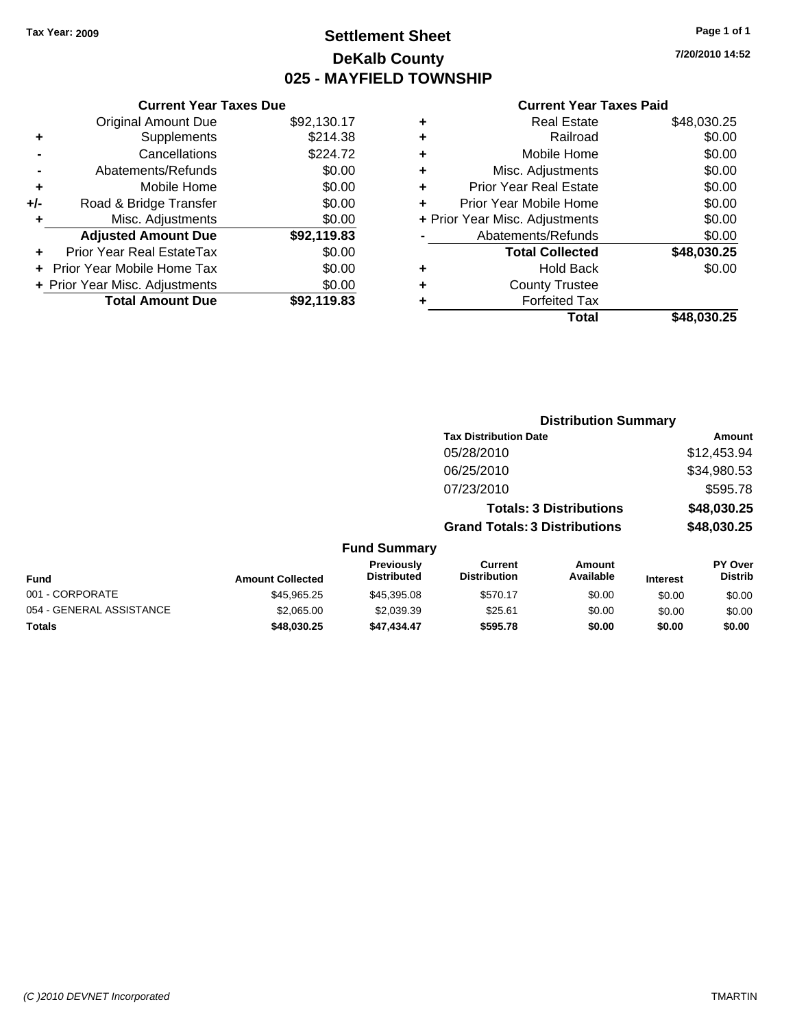Tax Year: 2009

# Settlement Sheet
## DeKalb County
## 025 - MAYFIELD TOWNSHIP

7/20/2010 14:52

### Current Year Taxes Due

| | | |
|---|---|---|
| | Original Amount Due | $92,130.17 |
| + | Supplements | $214.38 |
| - | Cancellations | $224.72 |
| - | Abatements/Refunds | $0.00 |
| + | Mobile Home | $0.00 |
| +/- | Road & Bridge Transfer | $0.00 |
| + | Misc. Adjustments | $0.00 |
| | **Adjusted Amount Due** | **$92,119.83** |
| + | Prior Year Real EstateTax | $0.00 |
| + | Prior Year Mobile Home Tax | $0.00 |
| + | Prior Year Misc. Adjustments | $0.00 |
| | **Total Amount Due** | **$92,119.83** |

### Current Year Taxes Paid

| | | |
|---|---|---|
| + | Real Estate | $48,030.25 |
| + | Railroad | $0.00 |
| + | Mobile Home | $0.00 |
| + | Misc. Adjustments | $0.00 |
| + | Prior Year Real Estate | $0.00 |
| + | Prior Year Mobile Home | $0.00 |
| + | Prior Year Misc. Adjustments | $0.00 |
| - | Abatements/Refunds | $0.00 |
| | **Total Collected** | **$48,030.25** |
| + | Hold Back | $0.00 |
| + | County Trustee | |
| + | Forfeited Tax | |
| | **Total** | **$48,030.25** |

### Distribution Summary

| Tax Distribution Date | Amount |
|---|---|
| 05/28/2010 | $12,453.94 |
| 06/25/2010 | $34,980.53 |
| 07/23/2010 | $595.78 |
| **Totals: 3 Distributions** | **$48,030.25** |
| **Grand Totals: 3 Distributions** | **$48,030.25** |

### Fund Summary

| Fund | Amount Collected | Previously Distributed | Current Distribution | Amount Available | Interest | PY Over Distrib |
|---|---|---|---|---|---|---|
| 001 - CORPORATE | $45,965.25 | $45,395.08 | $570.17 | $0.00 | $0.00 | $0.00 |
| 054 - GENERAL ASSISTANCE | $2,065.00 | $2,039.39 | $25.61 | $0.00 | $0.00 | $0.00 |
| **Totals** | **$48,030.25** | **$47,434.47** | **$595.78** | **$0.00** | **$0.00** | **$0.00** |

(C )2010 DEVNET Incorporated TMARTIN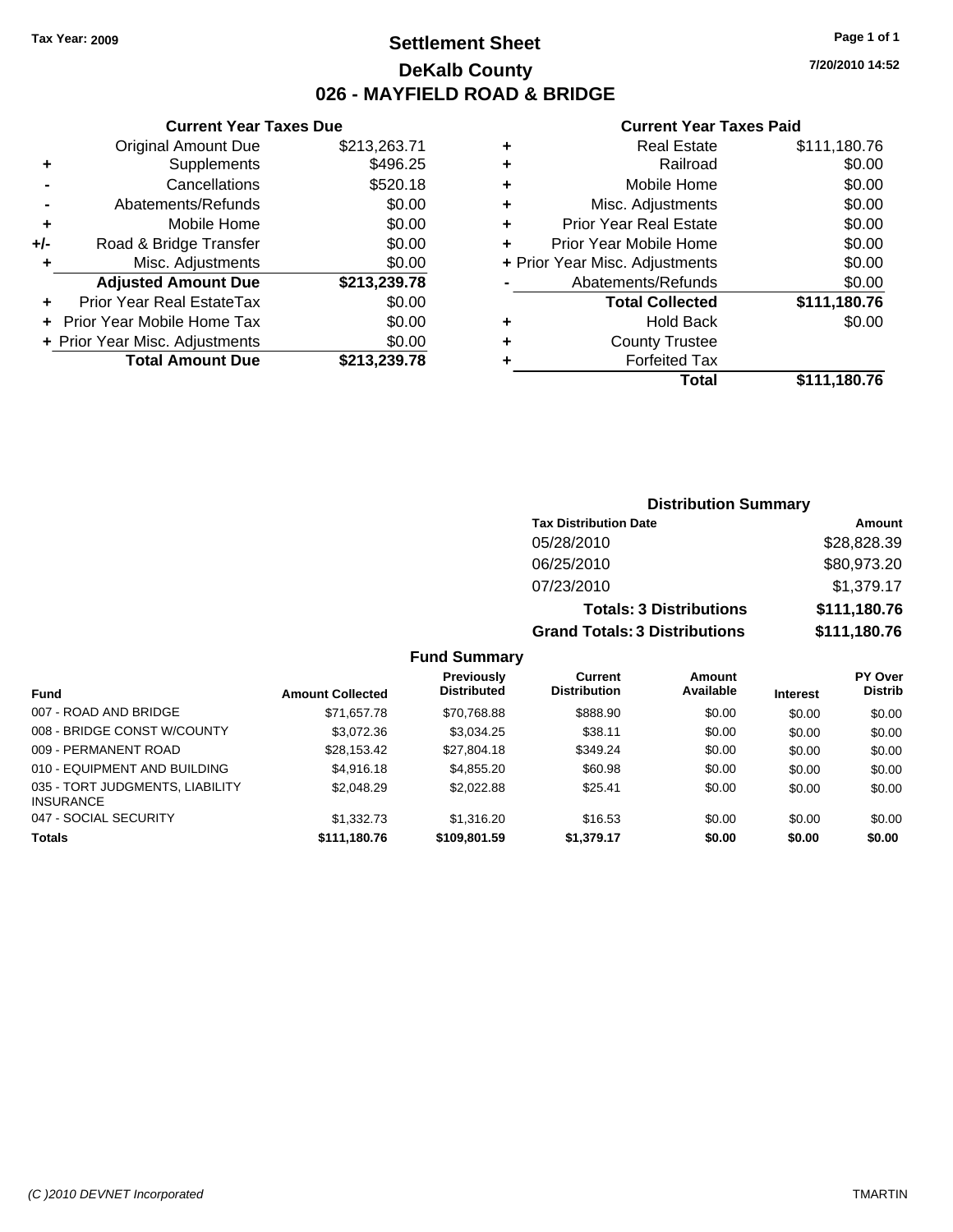Tax Year: 2009

# Settlement Sheet
## DeKalb County
## 026 - MAYFIELD ROAD & BRIDGE

7/20/2010 14:52

### Current Year Taxes Due

| | | |
|---|---|---|
| | Original Amount Due | $213,263.71 |
| + | Supplements | $496.25 |
| - | Cancellations | $520.18 |
| - | Abatements/Refunds | $0.00 |
| + | Mobile Home | $0.00 |
| +/- | Road & Bridge Transfer | $0.00 |
| + | Misc. Adjustments | $0.00 |
| | **Adjusted Amount Due** | **$213,239.78** |
| + | Prior Year Real EstateTax | $0.00 |
| + | Prior Year Mobile Home Tax | $0.00 |
| + | Prior Year Misc. Adjustments | $0.00 |
| | **Total Amount Due** | **$213,239.78** |

### Current Year Taxes Paid

| | | |
|---|---|---|
| + | Real Estate | $111,180.76 |
| + | Railroad | $0.00 |
| + | Mobile Home | $0.00 |
| + | Misc. Adjustments | $0.00 |
| + | Prior Year Real Estate | $0.00 |
| + | Prior Year Mobile Home | $0.00 |
| + | Prior Year Misc. Adjustments | $0.00 |
| - | Abatements/Refunds | $0.00 |
| | **Total Collected** | **$111,180.76** |
| + | Hold Back | $0.00 |
| + | County Trustee | |
| + | Forfeited Tax | |
| | **Total** | **$111,180.76** |

### Distribution Summary

| Tax Distribution Date | Amount |
|---|---|
| 05/28/2010 | $28,828.39 |
| 06/25/2010 | $80,973.20 |
| 07/23/2010 | $1,379.17 |
| **Totals: 3 Distributions** | **$111,180.76** |
| **Grand Totals: 3 Distributions** | **$111,180.76** |

### Fund Summary

| Fund | Amount Collected | Previously Distributed | Current Distribution | Amount Available | Interest | PY Over Distrib |
|---|---|---|---|---|---|---|
| 007 - ROAD AND BRIDGE | $71,657.78 | $70,768.88 | $888.90 | $0.00 | $0.00 | $0.00 |
| 008 - BRIDGE CONST W/COUNTY | $3,072.36 | $3,034.25 | $38.11 | $0.00 | $0.00 | $0.00 |
| 009 - PERMANENT ROAD | $28,153.42 | $27,804.18 | $349.24 | $0.00 | $0.00 | $0.00 |
| 010 - EQUIPMENT AND BUILDING | $4,916.18 | $4,855.20 | $60.98 | $0.00 | $0.00 | $0.00 |
| 035 - TORT JUDGMENTS, LIABILITY INSURANCE | $2,048.29 | $2,022.88 | $25.41 | $0.00 | $0.00 | $0.00 |
| 047 - SOCIAL SECURITY | $1,332.73 | $1,316.20 | $16.53 | $0.00 | $0.00 | $0.00 |
| **Totals** | **$111,180.76** | **$109,801.59** | **$1,379.17** | **$0.00** | **$0.00** | **$0.00** |

(C )2010 DEVNET Incorporated TMARTIN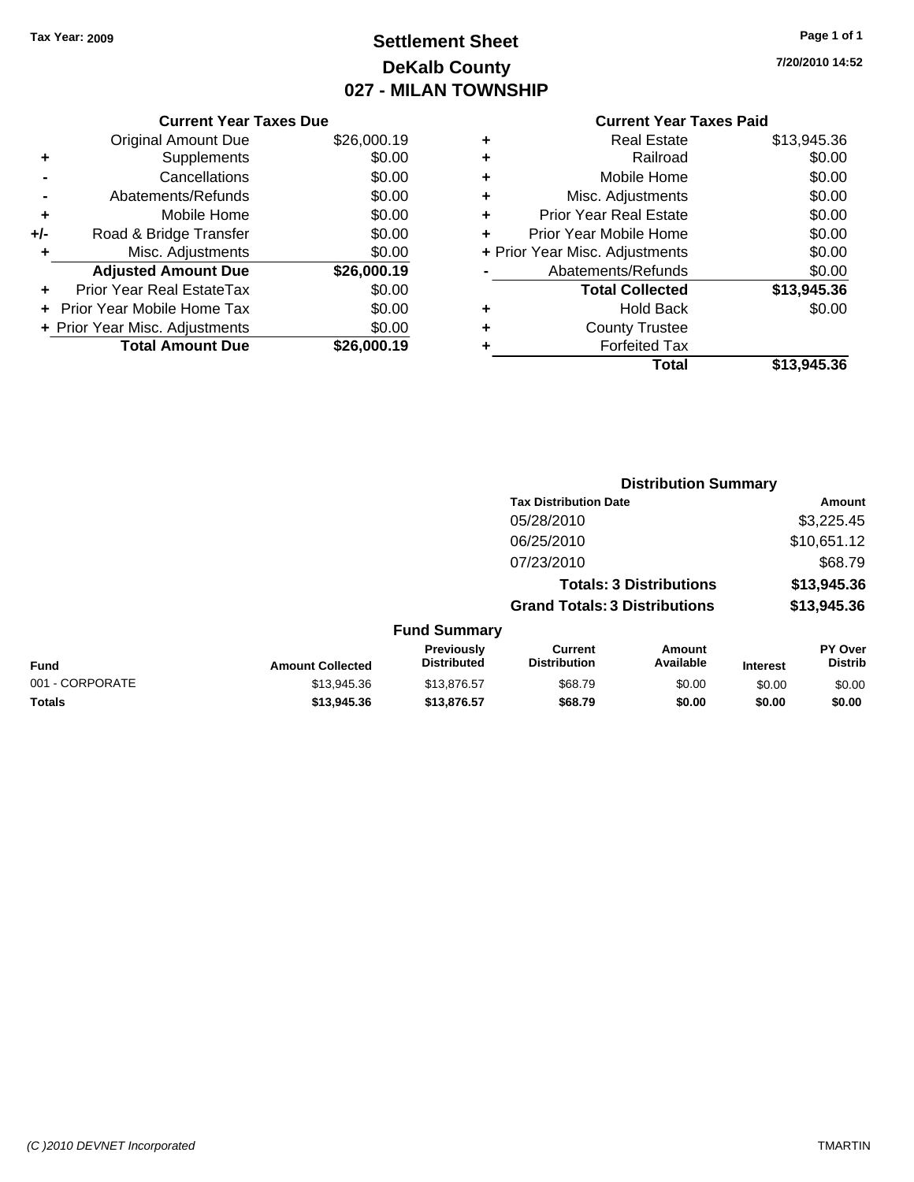Tax Year: 2009

# Settlement Sheet
## DeKalb County
## 027 - MILAN TOWNSHIP

7/20/2010 14:52

### Current Year Taxes Due

| | | |
|---|---|---|
| | Original Amount Due | $26,000.19 |
| + | Supplements | $0.00 |
| - | Cancellations | $0.00 |
| - | Abatements/Refunds | $0.00 |
| + | Mobile Home | $0.00 |
| +/- | Road & Bridge Transfer | $0.00 |
| + | Misc. Adjustments | $0.00 |
| | **Adjusted Amount Due** | **$26,000.19** |
| + | Prior Year Real EstateTax | $0.00 |
| + | Prior Year Mobile Home Tax | $0.00 |
| + | Prior Year Misc. Adjustments | $0.00 |
| | **Total Amount Due** | **$26,000.19** |

### Current Year Taxes Paid

| | | |
|---|---|---|
| + | Real Estate | $13,945.36 |
| + | Railroad | $0.00 |
| + | Mobile Home | $0.00 |
| + | Misc. Adjustments | $0.00 |
| + | Prior Year Real Estate | $0.00 |
| + | Prior Year Mobile Home | $0.00 |
| + | Prior Year Misc. Adjustments | $0.00 |
| - | Abatements/Refunds | $0.00 |
| | **Total Collected** | **$13,945.36** |
| + | Hold Back | $0.00 |
| + | County Trustee | |
| + | Forfeited Tax | |
| | **Total** | **$13,945.36** |

### Distribution Summary

| Tax Distribution Date | Amount |
|---|---|
| 05/28/2010 | $3,225.45 |
| 06/25/2010 | $10,651.12 |
| 07/23/2010 | $68.79 |
| **Totals: 3 Distributions** | **$13,945.36** |
| **Grand Totals: 3 Distributions** | **$13,945.36** |

### Fund Summary

| Fund | Amount Collected | Previously Distributed | Current Distribution | Amount Available | Interest | PY Over Distrib |
|---|---|---|---|---|---|---|
| 001 - CORPORATE | $13,945.36 | $13,876.57 | $68.79 | $0.00 | $0.00 | $0.00 |
| **Totals** | **$13,945.36** | **$13,876.57** | **$68.79** | **$0.00** | **$0.00** | **$0.00** |

(C )2010 DEVNET Incorporated

TMARTIN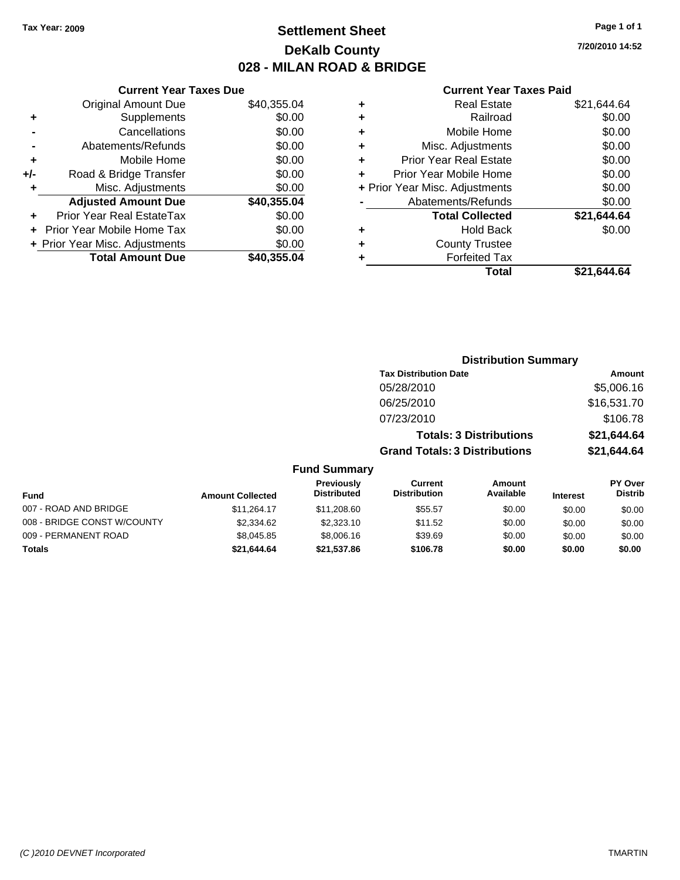Tax Year: 2009

# Settlement Sheet

## DeKalb County

## 028 - MILAN ROAD & BRIDGE

7/20/2010 14:52

### Current Year Taxes Due

| | | |
|---|---|---|
| | Original Amount Due | $40,355.04 |
| + | Supplements | $0.00 |
| - | Cancellations | $0.00 |
| - | Abatements/Refunds | $0.00 |
| + | Mobile Home | $0.00 |
| +/- | Road & Bridge Transfer | $0.00 |
| + | Misc. Adjustments | $0.00 |
| | **Adjusted Amount Due** | **$40,355.04** |
| + | Prior Year Real EstateTax | $0.00 |
| + | Prior Year Mobile Home Tax | $0.00 |
| + | Prior Year Misc. Adjustments | $0.00 |
| | **Total Amount Due** | **$40,355.04** |

### Current Year Taxes Paid

| | | |
|---|---|---|
| + | Real Estate | $21,644.64 |
| + | Railroad | $0.00 |
| + | Mobile Home | $0.00 |
| + | Misc. Adjustments | $0.00 |
| + | Prior Year Real Estate | $0.00 |
| + | Prior Year Mobile Home | $0.00 |
| + | Prior Year Misc. Adjustments | $0.00 |
| - | Abatements/Refunds | $0.00 |
| | **Total Collected** | **$21,644.64** |
| + | Hold Back | $0.00 |
| + | County Trustee | |
| + | Forfeited Tax | |
| | **Total** | **$21,644.64** |

### Distribution Summary

| Tax Distribution Date | Amount |
|---|---|
| 05/28/2010 | $5,006.16 |
| 06/25/2010 | $16,531.70 |
| 07/23/2010 | $106.78 |
| **Totals: 3 Distributions** | **$21,644.64** |
| **Grand Totals: 3 Distributions** | **$21,644.64** |

### Fund Summary

| Fund | Amount Collected | Previously Distributed | Current Distribution | Amount Available | Interest | PY Over Distrib |
|---|---|---|---|---|---|---|
| 007 - ROAD AND BRIDGE | $11,264.17 | $11,208.60 | $55.57 | $0.00 | $0.00 | $0.00 |
| 008 - BRIDGE CONST W/COUNTY | $2,334.62 | $2,323.10 | $11.52 | $0.00 | $0.00 | $0.00 |
| 009 - PERMANENT ROAD | $8,045.85 | $8,006.16 | $39.69 | $0.00 | $0.00 | $0.00 |
| **Totals** | **$21,644.64** | **$21,537.86** | **$106.78** | **$0.00** | **$0.00** | **$0.00** |

*(C )2010 DEVNET Incorporated* TMARTIN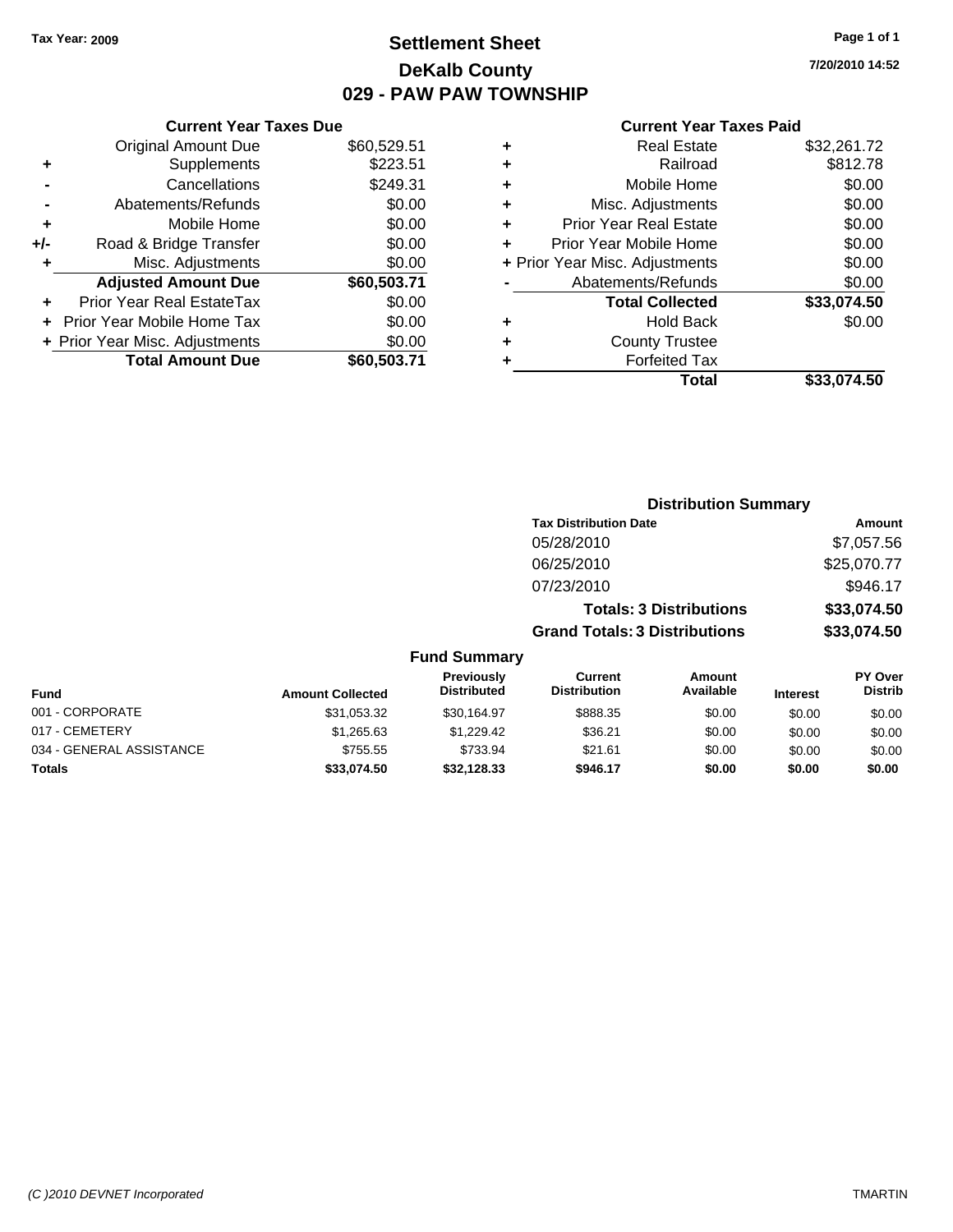Tax Year: 2009

# Settlement Sheet
## DeKalb County
## 029 - PAW PAW TOWNSHIP

7/20/2010 14:52

### Current Year Taxes Due

| | | |
|---|---|---|
| | Original Amount Due | $60,529.51 |
| + | Supplements | $223.51 |
| - | Cancellations | $249.31 |
| - | Abatements/Refunds | $0.00 |
| + | Mobile Home | $0.00 |
| +/- | Road & Bridge Transfer | $0.00 |
| + | Misc. Adjustments | $0.00 |
| | **Adjusted Amount Due** | **$60,503.71** |
| + | Prior Year Real EstateTax | $0.00 |
| + | Prior Year Mobile Home Tax | $0.00 |
| + | Prior Year Misc. Adjustments | $0.00 |
| | **Total Amount Due** | **$60,503.71** |

### Current Year Taxes Paid

| | | |
|---|---|---|
| + | Real Estate | $32,261.72 |
| + | Railroad | $812.78 |
| + | Mobile Home | $0.00 |
| + | Misc. Adjustments | $0.00 |
| + | Prior Year Real Estate | $0.00 |
| + | Prior Year Mobile Home | $0.00 |
| + | Prior Year Misc. Adjustments | $0.00 |
| - | Abatements/Refunds | $0.00 |
| | **Total Collected** | **$33,074.50** |
| + | Hold Back | $0.00 |
| + | County Trustee | |
| + | Forfeited Tax | |
| | **Total** | **$33,074.50** |

### Distribution Summary

| Tax Distribution Date | Amount |
|---|---|
| 05/28/2010 | $7,057.56 |
| 06/25/2010 | $25,070.77 |
| 07/23/2010 | $946.17 |
| **Totals: 3 Distributions** | **$33,074.50** |
| **Grand Totals: 3 Distributions** | **$33,074.50** |

### Fund Summary

| Fund | Amount Collected | Previously Distributed | Current Distribution | Amount Available | Interest | PY Over Distrib |
|---|---|---|---|---|---|---|
| 001 - CORPORATE | $31,053.32 | $30,164.97 | $888.35 | $0.00 | $0.00 | $0.00 |
| 017 - CEMETERY | $1,265.63 | $1,229.42 | $36.21 | $0.00 | $0.00 | $0.00 |
| 034 - GENERAL ASSISTANCE | $755.55 | $733.94 | $21.61 | $0.00 | $0.00 | $0.00 |
| **Totals** | **$33,074.50** | **$32,128.33** | **$946.17** | **$0.00** | **$0.00** | **$0.00** |

(C )2010 DEVNET Incorporated TMARTIN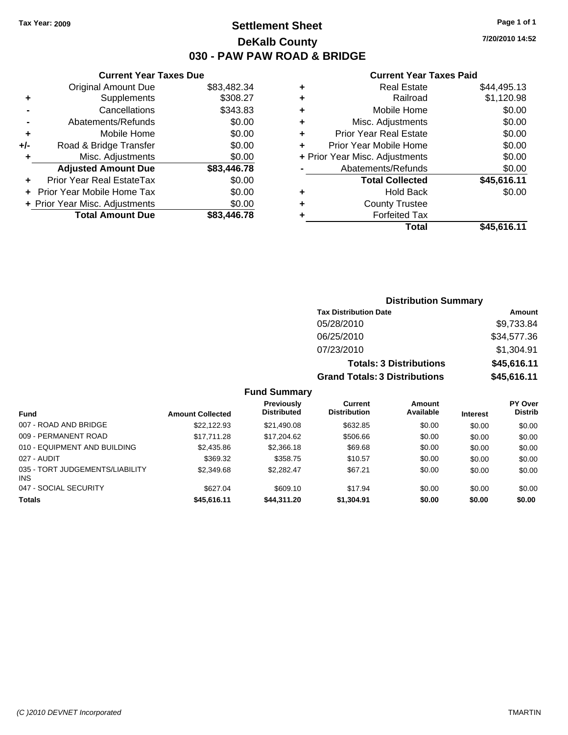**Tax Year: 2009**

# Settlement Sheet

## DeKalb County

## 030 - PAW PAW ROAD & BRIDGE

**7/20/2010 14:52**

### Current Year Taxes Due

| | | |
|---|---|---|
| | Original Amount Due | $83,482.34 |
| + | Supplements | $308.27 |
| - | Cancellations | $343.83 |
| - | Abatements/Refunds | $0.00 |
| + | Mobile Home | $0.00 |
| +/- | Road & Bridge Transfer | $0.00 |
| + | Misc. Adjustments | $0.00 |
| | **Adjusted Amount Due** | **$83,446.78** |
| + | Prior Year Real EstateTax | $0.00 |
| + | Prior Year Mobile Home Tax | $0.00 |
| + | Prior Year Misc. Adjustments | $0.00 |
| | **Total Amount Due** | **$83,446.78** |

### Current Year Taxes Paid

| | | |
|---|---|---|
| + | Real Estate | $44,495.13 |
| + | Railroad | $1,120.98 |
| + | Mobile Home | $0.00 |
| + | Misc. Adjustments | $0.00 |
| + | Prior Year Real Estate | $0.00 |
| + | Prior Year Mobile Home | $0.00 |
| + | Prior Year Misc. Adjustments | $0.00 |
| - | Abatements/Refunds | $0.00 |
| | **Total Collected** | **$45,616.11** |
| + | Hold Back | $0.00 |
| + | County Trustee | |
| + | Forfeited Tax | |
| | **Total** | **$45,616.11** |

### Distribution Summary

| Tax Distribution Date | Amount |
|---|---|
| 05/28/2010 | $9,733.84 |
| 06/25/2010 | $34,577.36 |
| 07/23/2010 | $1,304.91 |
| **Totals: 3 Distributions** | **$45,616.11** |
| **Grand Totals: 3 Distributions** | **$45,616.11** |

### Fund Summary

| Fund | Amount Collected | Previously Distributed | Current Distribution | Amount Available | Interest | PY Over Distrib |
|---|---|---|---|---|---|---|
| 007 - ROAD AND BRIDGE | $22,122.93 | $21,490.08 | $632.85 | $0.00 | $0.00 | $0.00 |
| 009 - PERMANENT ROAD | $17,711.28 | $17,204.62 | $506.66 | $0.00 | $0.00 | $0.00 |
| 010 - EQUIPMENT AND BUILDING | $2,435.86 | $2,366.18 | $69.68 | $0.00 | $0.00 | $0.00 |
| 027 - AUDIT | $369.32 | $358.75 | $10.57 | $0.00 | $0.00 | $0.00 |
| 035 - TORT JUDGEMENTS/LIABILITY INS | $2,349.68 | $2,282.47 | $67.21 | $0.00 | $0.00 | $0.00 |
| 047 - SOCIAL SECURITY | $627.04 | $609.10 | $17.94 | $0.00 | $0.00 | $0.00 |
| **Totals** | **$45,616.11** | **$44,311.20** | **$1,304.91** | **$0.00** | **$0.00** | **$0.00** |

*(C )2010 DEVNET Incorporated* TMARTIN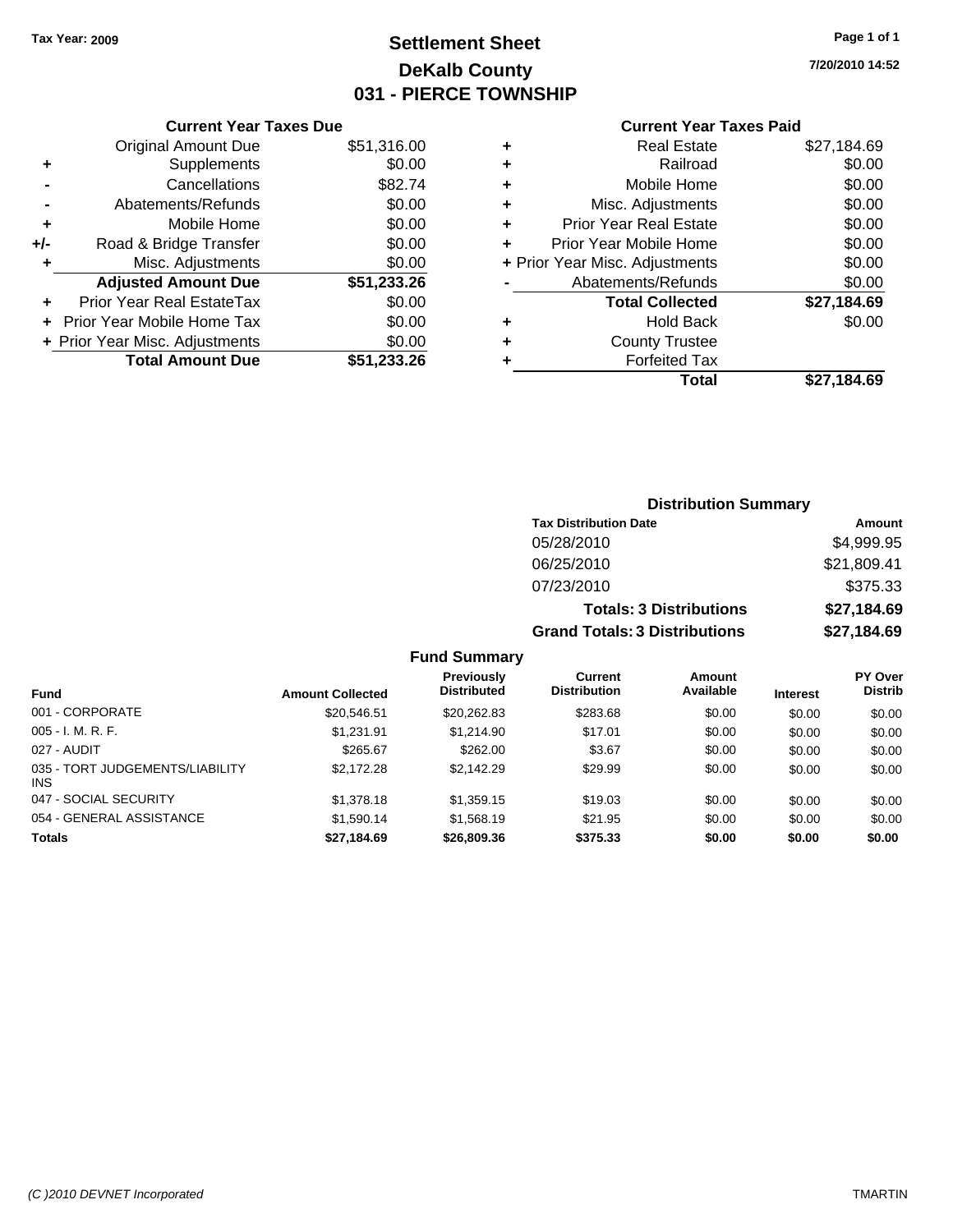Tax Year: 2009

# Settlement Sheet
## DeKalb County
## 031 - PIERCE TOWNSHIP

7/20/2010 14:52

### Current Year Taxes Due

| | | |
|---|---|---|
| | Original Amount Due | $51,316.00 |
| + | Supplements | $0.00 |
| - | Cancellations | $82.74 |
| - | Abatements/Refunds | $0.00 |
| + | Mobile Home | $0.00 |
| +/- | Road & Bridge Transfer | $0.00 |
| + | Misc. Adjustments | $0.00 |
| | **Adjusted Amount Due** | **$51,233.26** |
| + | Prior Year Real EstateTax | $0.00 |
| + | Prior Year Mobile Home Tax | $0.00 |
| + | Prior Year Misc. Adjustments | $0.00 |
| | **Total Amount Due** | **$51,233.26** |

### Current Year Taxes Paid

| | | |
|---|---|---|
| + | Real Estate | $27,184.69 |
| + | Railroad | $0.00 |
| + | Mobile Home | $0.00 |
| + | Misc. Adjustments | $0.00 |
| + | Prior Year Real Estate | $0.00 |
| + | Prior Year Mobile Home | $0.00 |
| + | Prior Year Misc. Adjustments | $0.00 |
| - | Abatements/Refunds | $0.00 |
| | **Total Collected** | **$27,184.69** |
| + | Hold Back | $0.00 |
| + | County Trustee | |
| + | Forfeited Tax | |
| | **Total** | **$27,184.69** |

### Distribution Summary

| Tax Distribution Date | Amount |
|---|---|
| 05/28/2010 | $4,999.95 |
| 06/25/2010 | $21,809.41 |
| 07/23/2010 | $375.33 |
| **Totals: 3 Distributions** | **$27,184.69** |
| **Grand Totals: 3 Distributions** | **$27,184.69** |

### Fund Summary

| Fund | Amount Collected | Previously Distributed | Current Distribution | Amount Available | Interest | PY Over Distrib |
|---|---|---|---|---|---|---|
| 001 - CORPORATE | $20,546.51 | $20,262.83 | $283.68 | $0.00 | $0.00 | $0.00 |
| 005 - I. M. R. F. | $1,231.91 | $1,214.90 | $17.01 | $0.00 | $0.00 | $0.00 |
| 027 - AUDIT | $265.67 | $262.00 | $3.67 | $0.00 | $0.00 | $0.00 |
| 035 - TORT JUDGEMENTS/LIABILITY INS | $2,172.28 | $2,142.29 | $29.99 | $0.00 | $0.00 | $0.00 |
| 047 - SOCIAL SECURITY | $1,378.18 | $1,359.15 | $19.03 | $0.00 | $0.00 | $0.00 |
| 054 - GENERAL ASSISTANCE | $1,590.14 | $1,568.19 | $21.95 | $0.00 | $0.00 | $0.00 |
| **Totals** | **$27,184.69** | **$26,809.36** | **$375.33** | **$0.00** | **$0.00** | **$0.00** |

(C )2010 DEVNET Incorporated — TMARTIN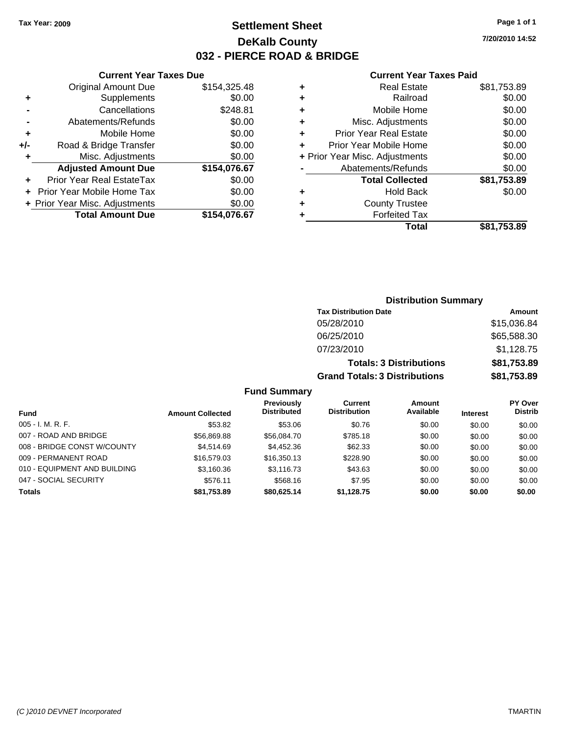Tax Year: 2009

# Settlement Sheet
## DeKalb County
## 032 - PIERCE ROAD & BRIDGE

7/20/2010 14:52

### Current Year Taxes Due

| | | |
|---|---|---|
| | Original Amount Due | $154,325.48 |
| + | Supplements | $0.00 |
| - | Cancellations | $248.81 |
| - | Abatements/Refunds | $0.00 |
| + | Mobile Home | $0.00 |
| +/- | Road & Bridge Transfer | $0.00 |
| + | Misc. Adjustments | $0.00 |
| | **Adjusted Amount Due** | **$154,076.67** |
| + | Prior Year Real EstateTax | $0.00 |
| + | Prior Year Mobile Home Tax | $0.00 |
| + | Prior Year Misc. Adjustments | $0.00 |
| | **Total Amount Due** | **$154,076.67** |

### Current Year Taxes Paid

| | | |
|---|---|---|
| + | Real Estate | $81,753.89 |
| + | Railroad | $0.00 |
| + | Mobile Home | $0.00 |
| + | Misc. Adjustments | $0.00 |
| + | Prior Year Real Estate | $0.00 |
| + | Prior Year Mobile Home | $0.00 |
| + | Prior Year Misc. Adjustments | $0.00 |
| - | Abatements/Refunds | $0.00 |
| | **Total Collected** | **$81,753.89** |
| + | Hold Back | $0.00 |
| + | County Trustee | |
| + | Forfeited Tax | |
| | **Total** | **$81,753.89** |

### Distribution Summary

| Tax Distribution Date | Amount |
|---|---|
| 05/28/2010 | $15,036.84 |
| 06/25/2010 | $65,588.30 |
| 07/23/2010 | $1,128.75 |
| **Totals: 3 Distributions** | **$81,753.89** |
| **Grand Totals: 3 Distributions** | **$81,753.89** |

### Fund Summary

| Fund | Amount Collected | Previously Distributed | Current Distribution | Amount Available | Interest | PY Over Distrib |
|---|---|---|---|---|---|---|
| 005 - I. M. R. F. | $53.82 | $53.06 | $0.76 | $0.00 | $0.00 | $0.00 |
| 007 - ROAD AND BRIDGE | $56,869.88 | $56,084.70 | $785.18 | $0.00 | $0.00 | $0.00 |
| 008 - BRIDGE CONST W/COUNTY | $4,514.69 | $4,452.36 | $62.33 | $0.00 | $0.00 | $0.00 |
| 009 - PERMANENT ROAD | $16,579.03 | $16,350.13 | $228.90 | $0.00 | $0.00 | $0.00 |
| 010 - EQUIPMENT AND BUILDING | $3,160.36 | $3,116.73 | $43.63 | $0.00 | $0.00 | $0.00 |
| 047 - SOCIAL SECURITY | $576.11 | $568.16 | $7.95 | $0.00 | $0.00 | $0.00 |
| **Totals** | **$81,753.89** | **$80,625.14** | **$1,128.75** | **$0.00** | **$0.00** | **$0.00** |

(C )2010 DEVNET Incorporated TMARTIN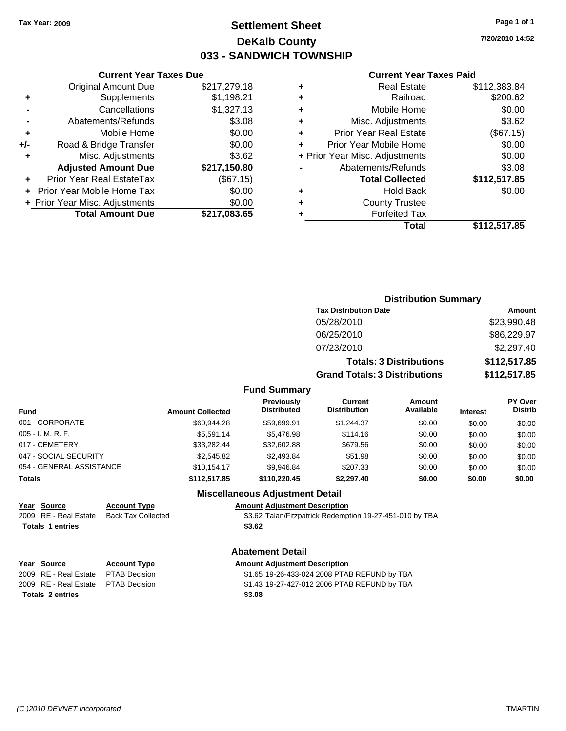Tax Year: 2009

# Settlement Sheet
## DeKalb County
## 033 - SANDWICH TOWNSHIP

7/20/2010 14:52

### Current Year Taxes Due

| | | |
|---|---|---|
| | Original Amount Due | $217,279.18 |
| + | Supplements | $1,198.21 |
| - | Cancellations | $1,327.13 |
| - | Abatements/Refunds | $3.08 |
| + | Mobile Home | $0.00 |
| +/- | Road & Bridge Transfer | $0.00 |
| + | Misc. Adjustments | $3.62 |
| | **Adjusted Amount Due** | **$217,150.80** |
| + | Prior Year Real EstateTax | ($67.15) |
| + | Prior Year Mobile Home Tax | $0.00 |
| + | Prior Year Misc. Adjustments | $0.00 |
| | **Total Amount Due** | **$217,083.65** |

### Current Year Taxes Paid

| | | |
|---|---|---|
| + | Real Estate | $112,383.84 |
| + | Railroad | $200.62 |
| + | Mobile Home | $0.00 |
| + | Misc. Adjustments | $3.62 |
| + | Prior Year Real Estate | ($67.15) |
| + | Prior Year Mobile Home | $0.00 |
| + | Prior Year Misc. Adjustments | $0.00 |
| - | Abatements/Refunds | $3.08 |
| | **Total Collected** | **$112,517.85** |
| + | Hold Back | $0.00 |
| + | County Trustee | |
| + | Forfeited Tax | |
| | **Total** | **$112,517.85** |

### Distribution Summary

| Tax Distribution Date | Amount |
|---|---|
| 05/28/2010 | $23,990.48 |
| 06/25/2010 | $86,229.97 |
| 07/23/2010 | $2,297.40 |
| **Totals: 3 Distributions** | **$112,517.85** |
| **Grand Totals: 3 Distributions** | **$112,517.85** |

### Fund Summary

| Fund | Amount Collected | Previously Distributed | Current Distribution | Amount Available | Interest | PY Over Distrib |
|---|---|---|---|---|---|---|
| 001 - CORPORATE | $60,944.28 | $59,699.91 | $1,244.37 | $0.00 | $0.00 | $0.00 |
| 005 - I. M. R. F. | $5,591.14 | $5,476.98 | $114.16 | $0.00 | $0.00 | $0.00 |
| 017 - CEMETERY | $33,282.44 | $32,602.88 | $679.56 | $0.00 | $0.00 | $0.00 |
| 047 - SOCIAL SECURITY | $2,545.82 | $2,493.84 | $51.98 | $0.00 | $0.00 | $0.00 |
| 054 - GENERAL ASSISTANCE | $10,154.17 | $9,946.84 | $207.33 | $0.00 | $0.00 | $0.00 |
| **Totals** | **$112,517.85** | **$110,220.45** | **$2,297.40** | **$0.00** | **$0.00** | **$0.00** |

### Miscellaneous Adjustment Detail

| Year | Source | Account Type | Amount | Adjustment Description |
|---|---|---|---|---|
| 2009 | RE - Real Estate | Back Tax Collected | $3.62 | Talan/Fitzpatrick Redemption 19-27-451-010 by TBA |
| **Totals 1 entries** | | | **$3.62** | |

### Abatement Detail

| Year | Source | Account Type | Amount | Adjustment Description |
|---|---|---|---|---|
| 2009 | RE - Real Estate | PTAB Decision | $1.65 | 19-26-433-024 2008 PTAB REFUND by TBA |
| 2009 | RE - Real Estate | PTAB Decision | $1.43 | 19-27-427-012 2006 PTAB REFUND by TBA |
| **Totals 2 entries** | | | **$3.08** | |

(C )2010 DEVNET Incorporated — TMARTIN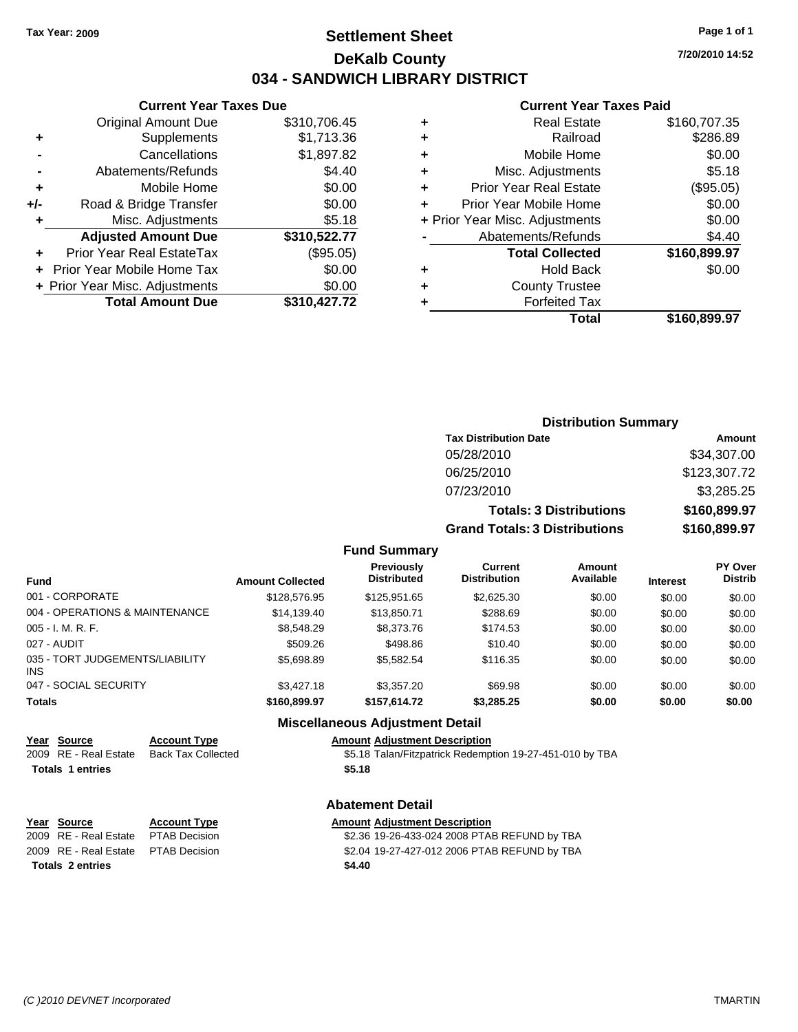Tax Year: 2009

# Settlement Sheet

## DeKalb County

## 034 - SANDWICH LIBRARY DISTRICT

7/20/2010 14:52

### Current Year Taxes Due

| | | |
|---|---|---|
| | Original Amount Due | $310,706.45 |
| + | Supplements | $1,713.36 |
| - | Cancellations | $1,897.82 |
| - | Abatements/Refunds | $4.40 |
| + | Mobile Home | $0.00 |
| +/- | Road & Bridge Transfer | $0.00 |
| + | Misc. Adjustments | $5.18 |
| | **Adjusted Amount Due** | **$310,522.77** |
| + | Prior Year Real EstateTax | ($95.05) |
| + | Prior Year Mobile Home Tax | $0.00 |
| + | Prior Year Misc. Adjustments | $0.00 |
| | **Total Amount Due** | **$310,427.72** |

### Current Year Taxes Paid

| | | |
|---|---|---|
| + | Real Estate | $160,707.35 |
| + | Railroad | $286.89 |
| + | Mobile Home | $0.00 |
| + | Misc. Adjustments | $5.18 |
| + | Prior Year Real Estate | ($95.05) |
| + | Prior Year Mobile Home | $0.00 |
| + | Prior Year Misc. Adjustments | $0.00 |
| - | Abatements/Refunds | $4.40 |
| | **Total Collected** | **$160,899.97** |
| + | Hold Back | $0.00 |
| + | County Trustee | |
| + | Forfeited Tax | |
| | **Total** | **$160,899.97** |

### Distribution Summary

| Tax Distribution Date | Amount |
|---|---|
| 05/28/2010 | $34,307.00 |
| 06/25/2010 | $123,307.72 |
| 07/23/2010 | $3,285.25 |
| **Totals: 3 Distributions** | **$160,899.97** |
| **Grand Totals: 3 Distributions** | **$160,899.97** |

### Fund Summary

| Fund | Amount Collected | Previously Distributed | Current Distribution | Amount Available | Interest | PY Over Distrib |
|---|---|---|---|---|---|---|
| 001 - CORPORATE | $128,576.95 | $125,951.65 | $2,625.30 | $0.00 | $0.00 | $0.00 |
| 004 - OPERATIONS & MAINTENANCE | $14,139.40 | $13,850.71 | $288.69 | $0.00 | $0.00 | $0.00 |
| 005 - I. M. R. F. | $8,548.29 | $8,373.76 | $174.53 | $0.00 | $0.00 | $0.00 |
| 027 - AUDIT | $509.26 | $498.86 | $10.40 | $0.00 | $0.00 | $0.00 |
| 035 - TORT JUDGEMENTS/LIABILITY INS | $5,698.89 | $5,582.54 | $116.35 | $0.00 | $0.00 | $0.00 |
| 047 - SOCIAL SECURITY | $3,427.18 | $3,357.20 | $69.98 | $0.00 | $0.00 | $0.00 |
| **Totals** | **$160,899.97** | **$157,614.72** | **$3,285.25** | **$0.00** | **$0.00** | **$0.00** |

### Miscellaneous Adjustment Detail

| Year | Source | Account Type | Amount | Adjustment Description |
|---|---|---|---|---|
| 2009 | RE - Real Estate | Back Tax Collected | $5.18 | Talan/Fitzpatrick Redemption 19-27-451-010 by TBA |
| **Totals 1 entries** | | | **$5.18** | |

### Abatement Detail

| Year | Source | Account Type | Amount | Adjustment Description |
|---|---|---|---|---|
| 2009 | RE - Real Estate | PTAB Decision | $2.36 | 19-26-433-024 2008 PTAB REFUND by TBA |
| 2009 | RE - Real Estate | PTAB Decision | $2.04 | 19-27-427-012 2006 PTAB REFUND by TBA |
| **Totals 2 entries** | | | **$4.40** | |

(C )2010 DEVNET Incorporated TMARTIN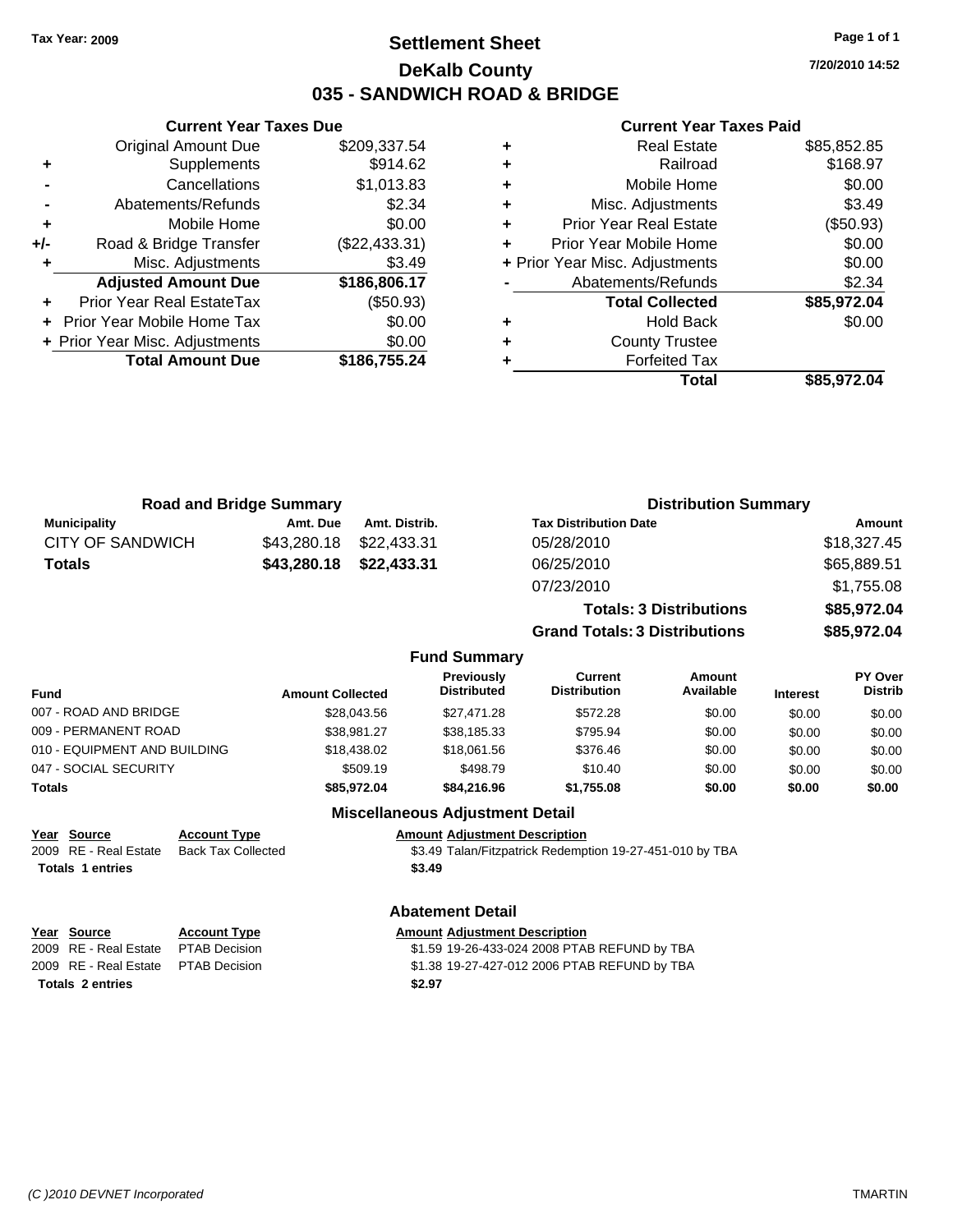**Tax Year: 2009**

# Settlement Sheet
## DeKalb County
## 035 - SANDWICH ROAD & BRIDGE

7/20/2010 14:52

### Current Year Taxes Due

| | | |
|---|---|---|
| | Original Amount Due | $209,337.54 |
| + | Supplements | $914.62 |
| - | Cancellations | $1,013.83 |
| - | Abatements/Refunds | $2.34 |
| + | Mobile Home | $0.00 |
| +/- | Road & Bridge Transfer | ($22,433.31) |
| + | Misc. Adjustments | $3.49 |
| | **Adjusted Amount Due** | **$186,806.17** |
| + | Prior Year Real EstateTax | ($50.93) |
| + | Prior Year Mobile Home Tax | $0.00 |
| + | Prior Year Misc. Adjustments | $0.00 |
| | **Total Amount Due** | **$186,755.24** |

### Current Year Taxes Paid

| | | |
|---|---|---|
| + | Real Estate | $85,852.85 |
| + | Railroad | $168.97 |
| + | Mobile Home | $0.00 |
| + | Misc. Adjustments | $3.49 |
| + | Prior Year Real Estate | ($50.93) |
| + | Prior Year Mobile Home | $0.00 |
| + | Prior Year Misc. Adjustments | $0.00 |
| - | Abatements/Refunds | $2.34 |
| | **Total Collected** | **$85,972.04** |
| + | Hold Back | $0.00 |
| + | County Trustee | |
| + | Forfeited Tax | |
| | **Total** | **$85,972.04** |

### Road and Bridge Summary

| Municipality | Amt. Due | Amt. Distrib. |
|---|---|---|
| CITY OF SANDWICH | $43,280.18 | $22,433.31 |
| **Totals** | **$43,280.18** | **$22,433.31** |

### Distribution Summary

| Tax Distribution Date | Amount |
|---|---|
| 05/28/2010 | $18,327.45 |
| 06/25/2010 | $65,889.51 |
| 07/23/2010 | $1,755.08 |
| **Totals: 3 Distributions** | **$85,972.04** |
| **Grand Totals: 3 Distributions** | **$85,972.04** |

### Fund Summary

| Fund | Amount Collected | Previously Distributed | Current Distribution | Amount Available | Interest | PY Over Distrib |
|---|---|---|---|---|---|---|
| 007 - ROAD AND BRIDGE | $28,043.56 | $27,471.28 | $572.28 | $0.00 | $0.00 | $0.00 |
| 009 - PERMANENT ROAD | $38,981.27 | $38,185.33 | $795.94 | $0.00 | $0.00 | $0.00 |
| 010 - EQUIPMENT AND BUILDING | $18,438.02 | $18,061.56 | $376.46 | $0.00 | $0.00 | $0.00 |
| 047 - SOCIAL SECURITY | $509.19 | $498.79 | $10.40 | $0.00 | $0.00 | $0.00 |
| **Totals** | **$85,972.04** | **$84,216.96** | **$1,755.08** | **$0.00** | **$0.00** | **$0.00** |

### Miscellaneous Adjustment Detail

| Year | Source | Account Type | Amount | Adjustment Description |
|---|---|---|---|---|
| 2009 | RE - Real Estate | Back Tax Collected | $3.49 | Talan/Fitzpatrick Redemption 19-27-451-010 by TBA |
| **Totals 1 entries** | | | **$3.49** | |

### Abatement Detail

| Year | Source | Account Type | Amount | Adjustment Description |
|---|---|---|---|---|
| 2009 | RE - Real Estate | PTAB Decision | $1.59 | 19-26-433-024 2008 PTAB REFUND by TBA |
| 2009 | RE - Real Estate | PTAB Decision | $1.38 | 19-27-427-012 2006 PTAB REFUND by TBA |
| **Totals 2 entries** | | | **$2.97** | |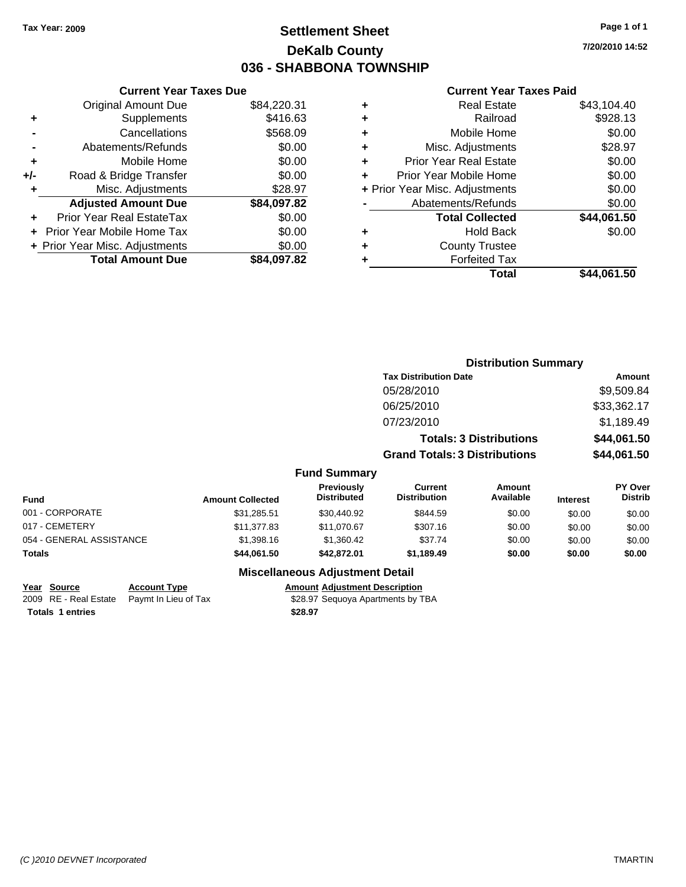Tax Year: 2009

# Settlement Sheet
## DeKalb County
## 036 - SHABBONA TOWNSHIP

7/20/2010 14:52

### Current Year Taxes Due

| | | |
|---|---|---|
| | Original Amount Due | $84,220.31 |
| + | Supplements | $416.63 |
| - | Cancellations | $568.09 |
| - | Abatements/Refunds | $0.00 |
| + | Mobile Home | $0.00 |
| +/- | Road & Bridge Transfer | $0.00 |
| + | Misc. Adjustments | $28.97 |
| | **Adjusted Amount Due** | **$84,097.82** |
| + | Prior Year Real EstateTax | $0.00 |
| + | Prior Year Mobile Home Tax | $0.00 |
| + | Prior Year Misc. Adjustments | $0.00 |
| | **Total Amount Due** | **$84,097.82** |

### Current Year Taxes Paid

| | | |
|---|---|---|
| + | Real Estate | $43,104.40 |
| + | Railroad | $928.13 |
| + | Mobile Home | $0.00 |
| + | Misc. Adjustments | $28.97 |
| + | Prior Year Real Estate | $0.00 |
| + | Prior Year Mobile Home | $0.00 |
| + | Prior Year Misc. Adjustments | $0.00 |
| - | Abatements/Refunds | $0.00 |
| | **Total Collected** | **$44,061.50** |
| + | Hold Back | $0.00 |
| + | County Trustee | |
| + | Forfeited Tax | |
| | **Total** | **$44,061.50** |

### Distribution Summary

| Tax Distribution Date | Amount |
|---|---|
| 05/28/2010 | $9,509.84 |
| 06/25/2010 | $33,362.17 |
| 07/23/2010 | $1,189.49 |
| **Totals: 3 Distributions** | **$44,061.50** |
| **Grand Totals: 3 Distributions** | **$44,061.50** |

### Fund Summary

| Fund | Amount Collected | Previously Distributed | Current Distribution | Amount Available | Interest | PY Over Distrib |
|---|---|---|---|---|---|---|
| 001 - CORPORATE | $31,285.51 | $30,440.92 | $844.59 | $0.00 | $0.00 | $0.00 |
| 017 - CEMETERY | $11,377.83 | $11,070.67 | $307.16 | $0.00 | $0.00 | $0.00 |
| 054 - GENERAL ASSISTANCE | $1,398.16 | $1,360.42 | $37.74 | $0.00 | $0.00 | $0.00 |
| **Totals** | **$44,061.50** | **$42,872.01** | **$1,189.49** | **$0.00** | **$0.00** | **$0.00** |

### Miscellaneous Adjustment Detail

| Year | Source | Account Type | Amount | Adjustment Description |
|---|---|---|---|---|
| 2009 | RE - Real Estate | Paymt In Lieu of Tax | $28.97 | Sequoya Apartments by TBA |
| **Totals** | **1 entries** | | **$28.97** | |

(C )2010 DEVNET Incorporated — TMARTIN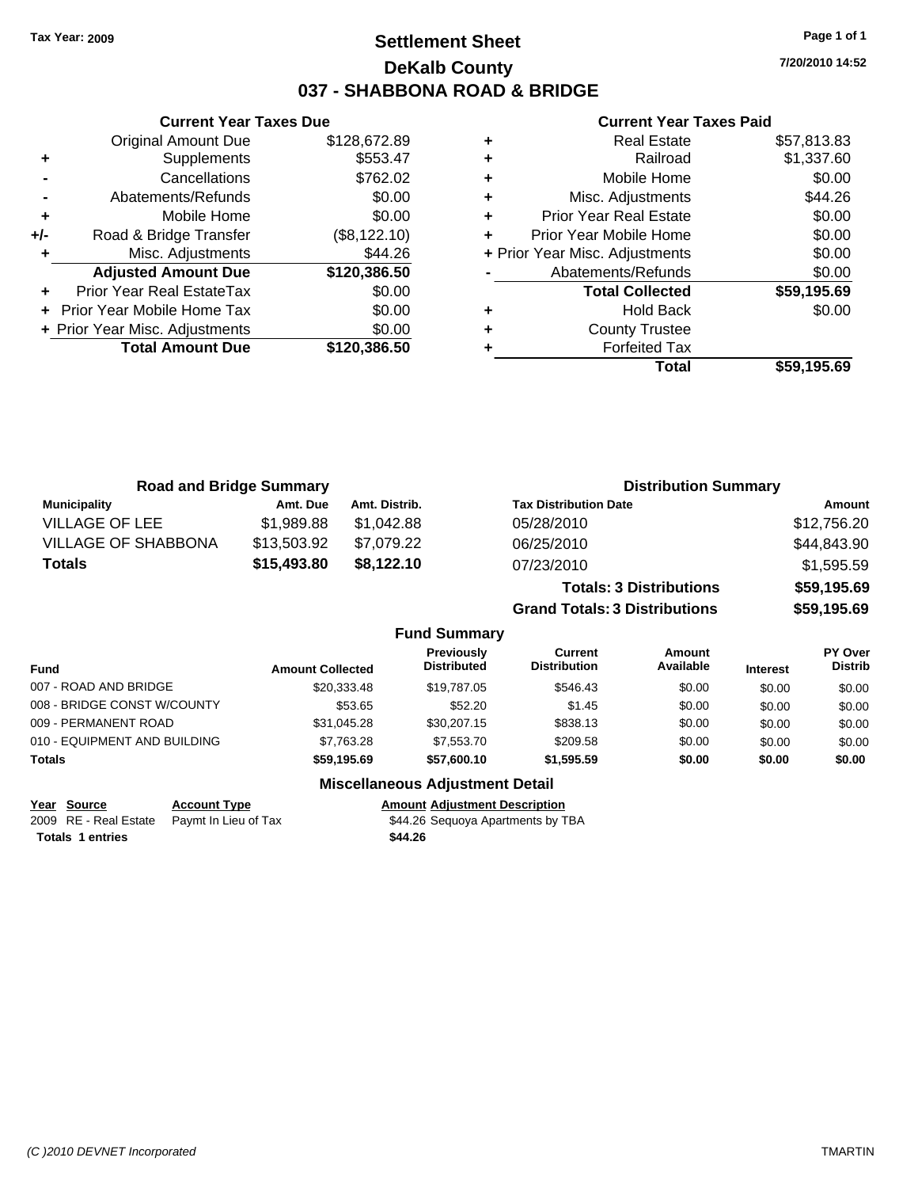Tax Year: 2009

# Settlement Sheet

## DeKalb County

## 037 - SHABBONA ROAD & BRIDGE

7/20/2010 14:52

### Current Year Taxes Due

| | | |
|---|---|---|
| | Original Amount Due | $128,672.89 |
| + | Supplements | $553.47 |
| - | Cancellations | $762.02 |
| - | Abatements/Refunds | $0.00 |
| + | Mobile Home | $0.00 |
| +/- | Road & Bridge Transfer | ($8,122.10) |
| + | Misc. Adjustments | $44.26 |
| | **Adjusted Amount Due** | **$120,386.50** |
| + | Prior Year Real EstateTax | $0.00 |
| + | Prior Year Mobile Home Tax | $0.00 |
| + | Prior Year Misc. Adjustments | $0.00 |
| | **Total Amount Due** | **$120,386.50** |

### Current Year Taxes Paid

| | | |
|---|---|---|
| + | Real Estate | $57,813.83 |
| + | Railroad | $1,337.60 |
| + | Mobile Home | $0.00 |
| + | Misc. Adjustments | $44.26 |
| + | Prior Year Real Estate | $0.00 |
| + | Prior Year Mobile Home | $0.00 |
| + | Prior Year Misc. Adjustments | $0.00 |
| - | Abatements/Refunds | $0.00 |
| | **Total Collected** | **$59,195.69** |
| + | Hold Back | $0.00 |
| + | County Trustee | |
| + | Forfeited Tax | |
| | **Total** | **$59,195.69** |

### Road and Bridge Summary

| Municipality | Amt. Due | Amt. Distrib. |
|---|---|---|
| VILLAGE OF LEE | $1,989.88 | $1,042.88 |
| VILLAGE OF SHABBONA | $13,503.92 | $7,079.22 |
| **Totals** | **$15,493.80** | **$8,122.10** |

### Distribution Summary

| Tax Distribution Date | Amount |
|---|---|
| 05/28/2010 | $12,756.20 |
| 06/25/2010 | $44,843.90 |
| 07/23/2010 | $1,595.59 |
| **Totals: 3 Distributions** | **$59,195.69** |
| **Grand Totals: 3 Distributions** | **$59,195.69** |

### Fund Summary

| Fund | Amount Collected | Previously Distributed | Current Distribution | Amount Available | Interest | PY Over Distrib |
|---|---|---|---|---|---|---|
| 007 - ROAD AND BRIDGE | $20,333.48 | $19,787.05 | $546.43 | $0.00 | $0.00 | $0.00 |
| 008 - BRIDGE CONST W/COUNTY | $53.65 | $52.20 | $1.45 | $0.00 | $0.00 | $0.00 |
| 009 - PERMANENT ROAD | $31,045.28 | $30,207.15 | $838.13 | $0.00 | $0.00 | $0.00 |
| 010 - EQUIPMENT AND BUILDING | $7,763.28 | $7,553.70 | $209.58 | $0.00 | $0.00 | $0.00 |
| **Totals** | **$59,195.69** | **$57,600.10** | **$1,595.59** | **$0.00** | **$0.00** | **$0.00** |

### Miscellaneous Adjustment Detail

| Year | Source | Account Type | Amount | Adjustment Description |
|---|---|---|---|---|
| 2009 | RE - Real Estate | Paymt In Lieu of Tax | $44.26 | Sequoya Apartments by TBA |
| **Totals** | **1 entries** | | **$44.26** | |

(C )2010 DEVNET Incorporated TMARTIN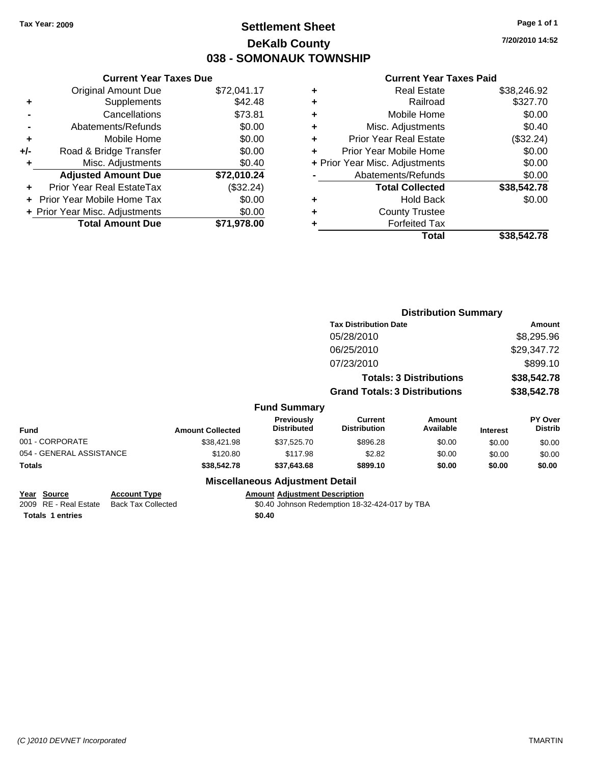Tax Year: 2009

# Settlement Sheet

## DeKalb County

## 038 - SOMONAUK TOWNSHIP

7/20/2010 14:52

### Current Year Taxes Due

| | | |
|---|---|---|
| | Original Amount Due | $72,041.17 |
| + | Supplements | $42.48 |
| - | Cancellations | $73.81 |
| - | Abatements/Refunds | $0.00 |
| + | Mobile Home | $0.00 |
| +/- | Road & Bridge Transfer | $0.00 |
| + | Misc. Adjustments | $0.40 |
| | **Adjusted Amount Due** | **$72,010.24** |
| + | Prior Year Real EstateTax | ($32.24) |
| + | Prior Year Mobile Home Tax | $0.00 |
| + | Prior Year Misc. Adjustments | $0.00 |
| | **Total Amount Due** | **$71,978.00** |

### Current Year Taxes Paid

| | | |
|---|---|---|
| + | Real Estate | $38,246.92 |
| + | Railroad | $327.70 |
| + | Mobile Home | $0.00 |
| + | Misc. Adjustments | $0.40 |
| + | Prior Year Real Estate | ($32.24) |
| + | Prior Year Mobile Home | $0.00 |
| + | Prior Year Misc. Adjustments | $0.00 |
| - | Abatements/Refunds | $0.00 |
| | **Total Collected** | **$38,542.78** |
| + | Hold Back | $0.00 |
| + | County Trustee | |
| + | Forfeited Tax | |
| | **Total** | **$38,542.78** |

### Distribution Summary

| Tax Distribution Date | Amount |
|---|---|
| 05/28/2010 | $8,295.96 |
| 06/25/2010 | $29,347.72 |
| 07/23/2010 | $899.10 |
| **Totals: 3 Distributions** | **$38,542.78** |
| **Grand Totals: 3 Distributions** | **$38,542.78** |

### Fund Summary

| Fund | Amount Collected | Previously Distributed | Current Distribution | Amount Available | Interest | PY Over Distrib |
|---|---|---|---|---|---|---|
| 001 - CORPORATE | $38,421.98 | $37,525.70 | $896.28 | $0.00 | $0.00 | $0.00 |
| 054 - GENERAL ASSISTANCE | $120.80 | $117.98 | $2.82 | $0.00 | $0.00 | $0.00 |
| **Totals** | **$38,542.78** | **$37,643.68** | **$899.10** | **$0.00** | **$0.00** | **$0.00** |

### Miscellaneous Adjustment Detail

| Year | Source | Account Type | Amount | Adjustment Description |
|---|---|---|---|---|
| 2009 | RE - Real Estate | Back Tax Collected | $0.40 | Johnson Redemption 18-32-424-017 by TBA |
| **Totals** | **1 entries** | | **$0.40** | |

(C )2010 DEVNET Incorporated TMARTIN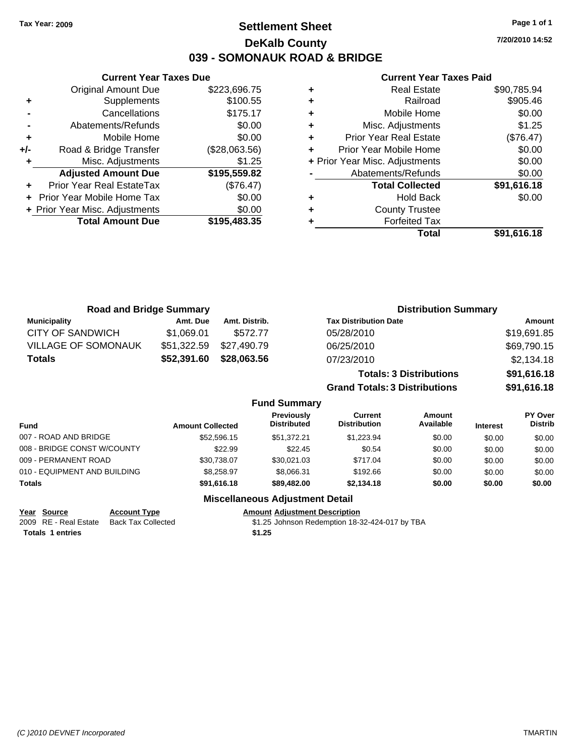Tax Year: 2009

# Settlement Sheet
## DeKalb County
## 039 - SOMONAUK ROAD & BRIDGE

7/20/2010 14:52

### Current Year Taxes Due

| | | |
|---|---|---|
| | Original Amount Due | $223,696.75 |
| + | Supplements | $100.55 |
| - | Cancellations | $175.17 |
| - | Abatements/Refunds | $0.00 |
| + | Mobile Home | $0.00 |
| +/- | Road & Bridge Transfer | ($28,063.56) |
| + | Misc. Adjustments | $1.25 |
| | **Adjusted Amount Due** | **$195,559.82** |
| + | Prior Year Real EstateTax | ($76.47) |
| + | Prior Year Mobile Home Tax | $0.00 |
| + | Prior Year Misc. Adjustments | $0.00 |
| | **Total Amount Due** | **$195,483.35** |

### Current Year Taxes Paid

| | | |
|---|---|---|
| + | Real Estate | $90,785.94 |
| + | Railroad | $905.46 |
| + | Mobile Home | $0.00 |
| + | Misc. Adjustments | $1.25 |
| + | Prior Year Real Estate | ($76.47) |
| + | Prior Year Mobile Home | $0.00 |
| + | Prior Year Misc. Adjustments | $0.00 |
| - | Abatements/Refunds | $0.00 |
| | **Total Collected** | **$91,616.18** |
| + | Hold Back | $0.00 |
| + | County Trustee | |
| + | Forfeited Tax | |
| | **Total** | **$91,616.18** |

### Road and Bridge Summary

| Municipality | Amt. Due | Amt. Distrib. |
|---|---|---|
| CITY OF SANDWICH | $1,069.01 | $572.77 |
| VILLAGE OF SOMONAUK | $51,322.59 | $27,490.79 |
| **Totals** | **$52,391.60** | **$28,063.56** |

### Distribution Summary

| Tax Distribution Date | Amount |
|---|---|
| 05/28/2010 | $19,691.85 |
| 06/25/2010 | $69,790.15 |
| 07/23/2010 | $2,134.18 |
| **Totals: 3 Distributions** | **$91,616.18** |
| **Grand Totals: 3 Distributions** | **$91,616.18** |

### Fund Summary

| Fund | Amount Collected | Previously Distributed | Current Distribution | Amount Available | Interest | PY Over Distrib |
|---|---|---|---|---|---|---|
| 007 - ROAD AND BRIDGE | $52,596.15 | $51,372.21 | $1,223.94 | $0.00 | $0.00 | $0.00 |
| 008 - BRIDGE CONST W/COUNTY | $22.99 | $22.45 | $0.54 | $0.00 | $0.00 | $0.00 |
| 009 - PERMANENT ROAD | $30,738.07 | $30,021.03 | $717.04 | $0.00 | $0.00 | $0.00 |
| 010 - EQUIPMENT AND BUILDING | $8,258.97 | $8,066.31 | $192.66 | $0.00 | $0.00 | $0.00 |
| **Totals** | **$91,616.18** | **$89,482.00** | **$2,134.18** | **$0.00** | **$0.00** | **$0.00** |

### Miscellaneous Adjustment Detail

| Year | Source | Account Type | Amount | Adjustment Description |
|---|---|---|---|---|
| 2009 | RE - Real Estate | Back Tax Collected | $1.25 | Johnson Redemption 18-32-424-017 by TBA |
| **Totals 1 entries** | | | **$1.25** | |

(C )2010 DEVNET Incorporated TMARTIN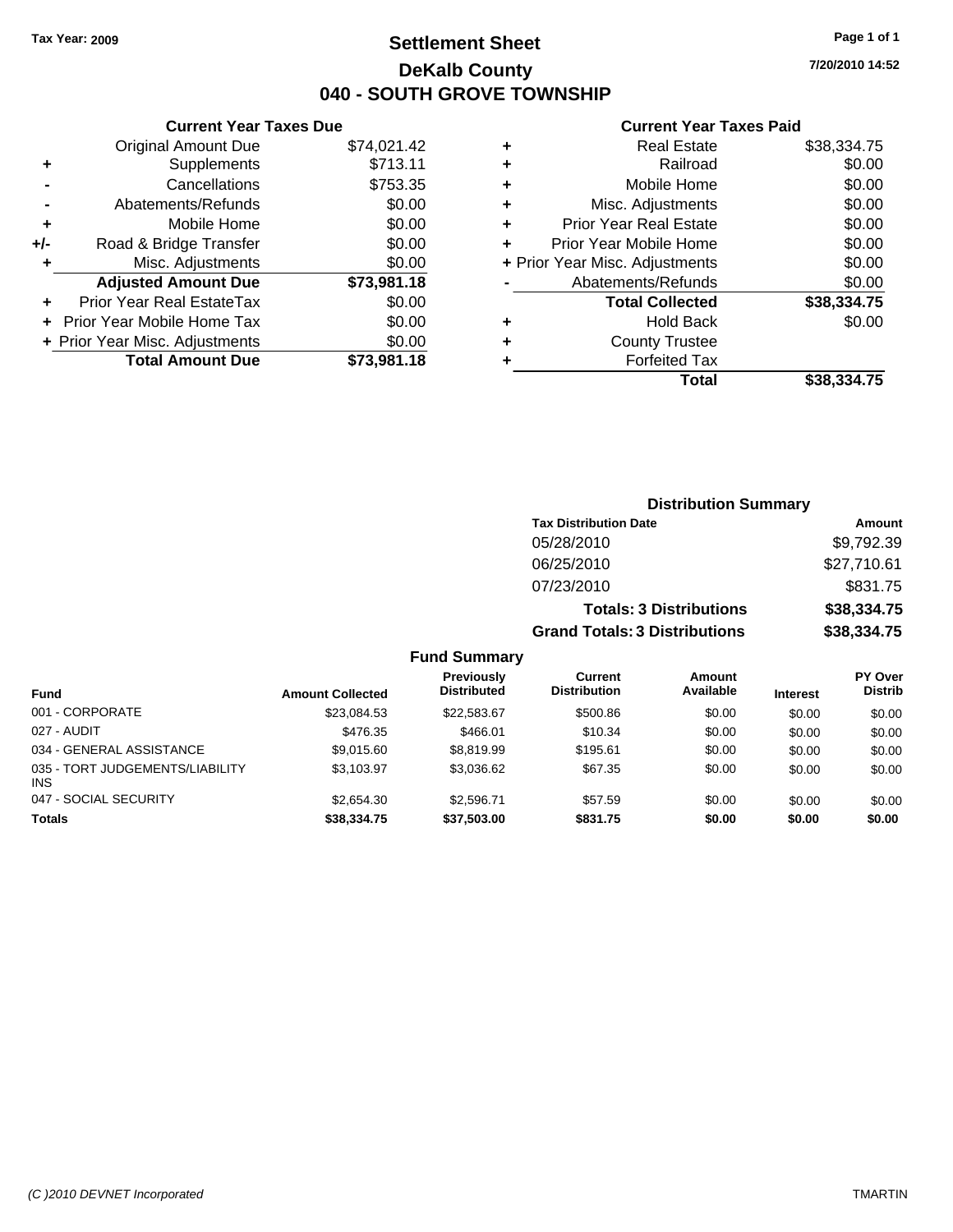**Tax Year: 2009**

# Settlement Sheet
## DeKalb County
## 040 - SOUTH GROVE TOWNSHIP

7/20/2010 14:52

### Current Year Taxes Due

| | | |
|---|---|---|
| | Original Amount Due | $74,021.42 |
| + | Supplements | $713.11 |
| - | Cancellations | $753.35 |
| - | Abatements/Refunds | $0.00 |
| + | Mobile Home | $0.00 |
| +/- | Road & Bridge Transfer | $0.00 |
| + | Misc. Adjustments | $0.00 |
| | **Adjusted Amount Due** | **$73,981.18** |
| + | Prior Year Real EstateTax | $0.00 |
| + | Prior Year Mobile Home Tax | $0.00 |
| + | Prior Year Misc. Adjustments | $0.00 |
| | **Total Amount Due** | **$73,981.18** |

### Current Year Taxes Paid

| | | |
|---|---|---|
| + | Real Estate | $38,334.75 |
| + | Railroad | $0.00 |
| + | Mobile Home | $0.00 |
| + | Misc. Adjustments | $0.00 |
| + | Prior Year Real Estate | $0.00 |
| + | Prior Year Mobile Home | $0.00 |
| + | Prior Year Misc. Adjustments | $0.00 |
| - | Abatements/Refunds | $0.00 |
| | **Total Collected** | **$38,334.75** |
| + | Hold Back | $0.00 |
| + | County Trustee | |
| + | Forfeited Tax | |
| | **Total** | **$38,334.75** |

### Distribution Summary

| Tax Distribution Date | Amount |
|---|---|
| 05/28/2010 | $9,792.39 |
| 06/25/2010 | $27,710.61 |
| 07/23/2010 | $831.75 |
| **Totals: 3 Distributions** | **$38,334.75** |
| **Grand Totals: 3 Distributions** | **$38,334.75** |

### Fund Summary

| Fund | Amount Collected | Previously Distributed | Current Distribution | Amount Available | Interest | PY Over Distrib |
|---|---|---|---|---|---|---|
| 001 - CORPORATE | $23,084.53 | $22,583.67 | $500.86 | $0.00 | $0.00 | $0.00 |
| 027 - AUDIT | $476.35 | $466.01 | $10.34 | $0.00 | $0.00 | $0.00 |
| 034 - GENERAL ASSISTANCE | $9,015.60 | $8,819.99 | $195.61 | $0.00 | $0.00 | $0.00 |
| 035 - TORT JUDGEMENTS/LIABILITY INS | $3,103.97 | $3,036.62 | $67.35 | $0.00 | $0.00 | $0.00 |
| 047 - SOCIAL SECURITY | $2,654.30 | $2,596.71 | $57.59 | $0.00 | $0.00 | $0.00 |
| **Totals** | **$38,334.75** | **$37,503.00** | **$831.75** | **$0.00** | **$0.00** | **$0.00** |

*(C )2010 DEVNET Incorporated* TMARTIN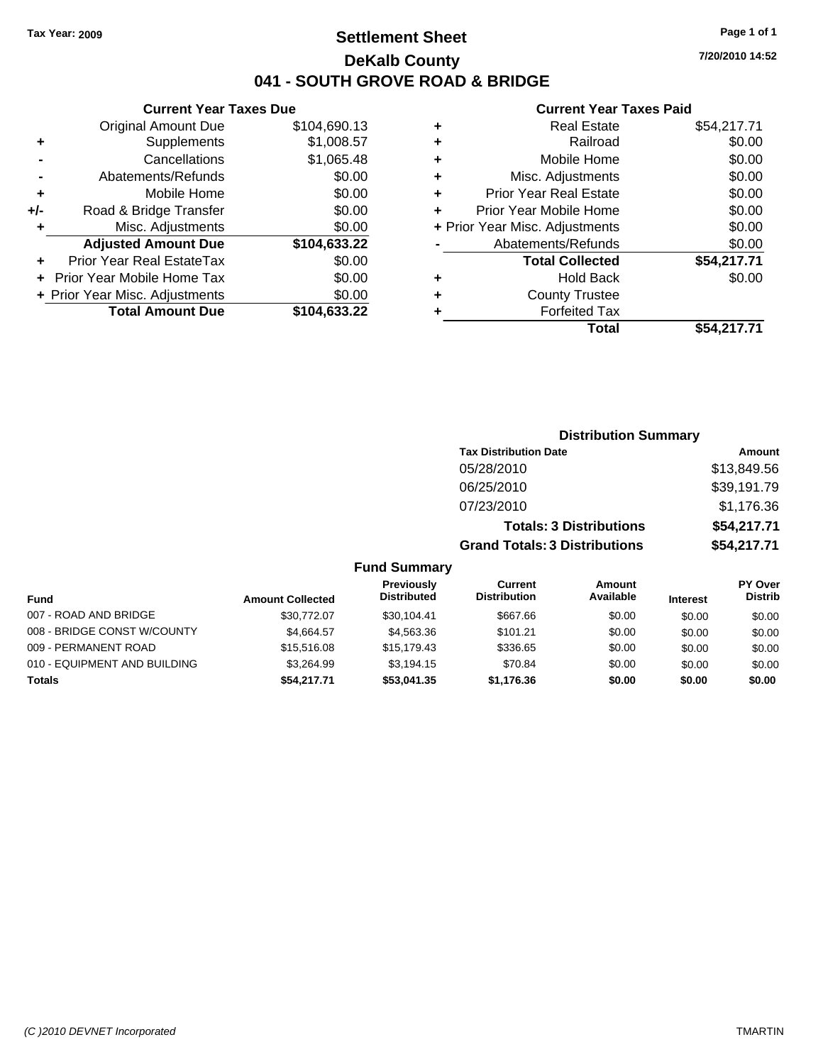Tax Year: 2009

# Settlement Sheet

## DeKalb County

## 041 - SOUTH GROVE ROAD & BRIDGE

7/20/2010 14:52

### Current Year Taxes Due

| | | |
|---|---|---|
| | Original Amount Due | $104,690.13 |
| + | Supplements | $1,008.57 |
| - | Cancellations | $1,065.48 |
| - | Abatements/Refunds | $0.00 |
| + | Mobile Home | $0.00 |
| +/- | Road & Bridge Transfer | $0.00 |
| + | Misc. Adjustments | $0.00 |
| | **Adjusted Amount Due** | **$104,633.22** |
| + | Prior Year Real EstateTax | $0.00 |
| + | Prior Year Mobile Home Tax | $0.00 |
| + | Prior Year Misc. Adjustments | $0.00 |
| | **Total Amount Due** | **$104,633.22** |

### Current Year Taxes Paid

| | | |
|---|---|---|
| + | Real Estate | $54,217.71 |
| + | Railroad | $0.00 |
| + | Mobile Home | $0.00 |
| + | Misc. Adjustments | $0.00 |
| + | Prior Year Real Estate | $0.00 |
| + | Prior Year Mobile Home | $0.00 |
| + | Prior Year Misc. Adjustments | $0.00 |
| - | Abatements/Refunds | $0.00 |
| | **Total Collected** | **$54,217.71** |
| + | Hold Back | $0.00 |
| + | County Trustee | |
| + | Forfeited Tax | |
| | **Total** | **$54,217.71** |

### Distribution Summary

| Tax Distribution Date | Amount |
|---|---|
| 05/28/2010 | $13,849.56 |
| 06/25/2010 | $39,191.79 |
| 07/23/2010 | $1,176.36 |
| **Totals: 3 Distributions** | **$54,217.71** |
| **Grand Totals: 3 Distributions** | **$54,217.71** |

### Fund Summary

| Fund | Amount Collected | Previously Distributed | Current Distribution | Amount Available | Interest | PY Over Distrib |
|---|---|---|---|---|---|---|
| 007 - ROAD AND BRIDGE | $30,772.07 | $30,104.41 | $667.66 | $0.00 | $0.00 | $0.00 |
| 008 - BRIDGE CONST W/COUNTY | $4,664.57 | $4,563.36 | $101.21 | $0.00 | $0.00 | $0.00 |
| 009 - PERMANENT ROAD | $15,516.08 | $15,179.43 | $336.65 | $0.00 | $0.00 | $0.00 |
| 010 - EQUIPMENT AND BUILDING | $3,264.99 | $3,194.15 | $70.84 | $0.00 | $0.00 | $0.00 |
| **Totals** | **$54,217.71** | **$53,041.35** | **$1,176.36** | **$0.00** | **$0.00** | **$0.00** |

(C )2010 DEVNET Incorporated TMARTIN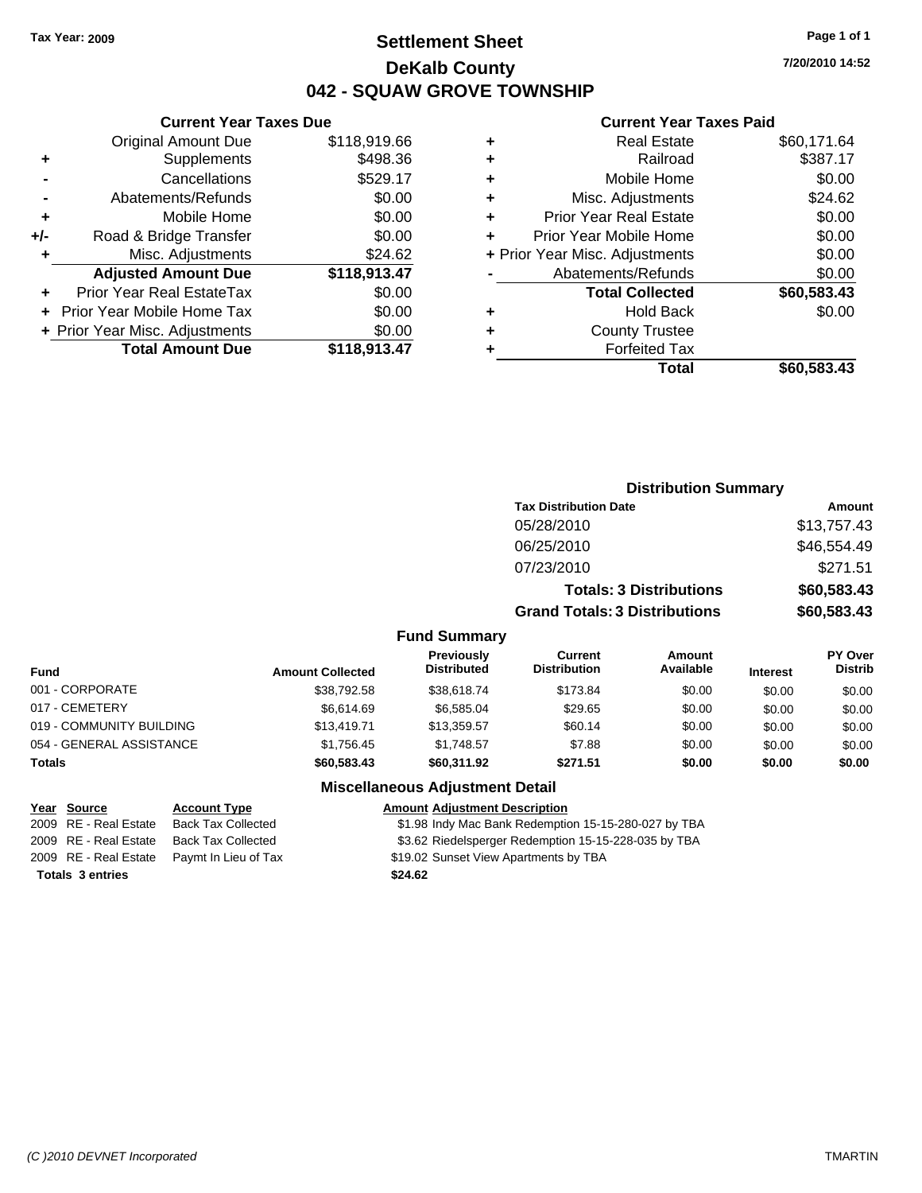Tax Year: 2009

# Settlement Sheet

## DeKalb County

## 042 - SQUAW GROVE TOWNSHIP

7/20/2010 14:52

### Current Year Taxes Due

| | | |
|---|---|---|
| | Original Amount Due | $118,919.66 |
| + | Supplements | $498.36 |
| - | Cancellations | $529.17 |
| - | Abatements/Refunds | $0.00 |
| + | Mobile Home | $0.00 |
| +/- | Road & Bridge Transfer | $0.00 |
| + | Misc. Adjustments | $24.62 |
| | **Adjusted Amount Due** | **$118,913.47** |
| + | Prior Year Real EstateTax | $0.00 |
| + | Prior Year Mobile Home Tax | $0.00 |
| + | Prior Year Misc. Adjustments | $0.00 |
| | **Total Amount Due** | **$118,913.47** |

### Current Year Taxes Paid

| | | |
|---|---|---|
| + | Real Estate | $60,171.64 |
| + | Railroad | $387.17 |
| + | Mobile Home | $0.00 |
| + | Misc. Adjustments | $24.62 |
| + | Prior Year Real Estate | $0.00 |
| + | Prior Year Mobile Home | $0.00 |
| + | Prior Year Misc. Adjustments | $0.00 |
| - | Abatements/Refunds | $0.00 |
| | **Total Collected** | **$60,583.43** |
| + | Hold Back | $0.00 |
| + | County Trustee | |
| + | Forfeited Tax | |
| | **Total** | **$60,583.43** |

### Distribution Summary

| Tax Distribution Date | Amount |
|---|---|
| 05/28/2010 | $13,757.43 |
| 06/25/2010 | $46,554.49 |
| 07/23/2010 | $271.51 |
| **Totals: 3 Distributions** | **$60,583.43** |
| **Grand Totals: 3 Distributions** | **$60,583.43** |

### Fund Summary

| Fund | Amount Collected | Previously Distributed | Current Distribution | Amount Available | Interest | PY Over Distrib |
|---|---|---|---|---|---|---|
| 001 - CORPORATE | $38,792.58 | $38,618.74 | $173.84 | $0.00 | $0.00 | $0.00 |
| 017 - CEMETERY | $6,614.69 | $6,585.04 | $29.65 | $0.00 | $0.00 | $0.00 |
| 019 - COMMUNITY BUILDING | $13,419.71 | $13,359.57 | $60.14 | $0.00 | $0.00 | $0.00 |
| 054 - GENERAL ASSISTANCE | $1,756.45 | $1,748.57 | $7.88 | $0.00 | $0.00 | $0.00 |
| **Totals** | **$60,583.43** | **$60,311.92** | **$271.51** | **$0.00** | **$0.00** | **$0.00** |

### Miscellaneous Adjustment Detail

| Year | Source | Account Type | Amount | Adjustment Description |
|---|---|---|---|---|
| 2009 | RE - Real Estate | Back Tax Collected | $1.98 | Indy Mac Bank Redemption 15-15-280-027 by TBA |
| 2009 | RE - Real Estate | Back Tax Collected | $3.62 | Riedelsperger Redemption 15-15-228-035 by TBA |
| 2009 | RE - Real Estate | Paymt In Lieu of Tax | $19.02 | Sunset View Apartments by TBA |
| **Totals 3 entries** | | | **$24.62** | |

(C )2010 DEVNET Incorporated TMARTIN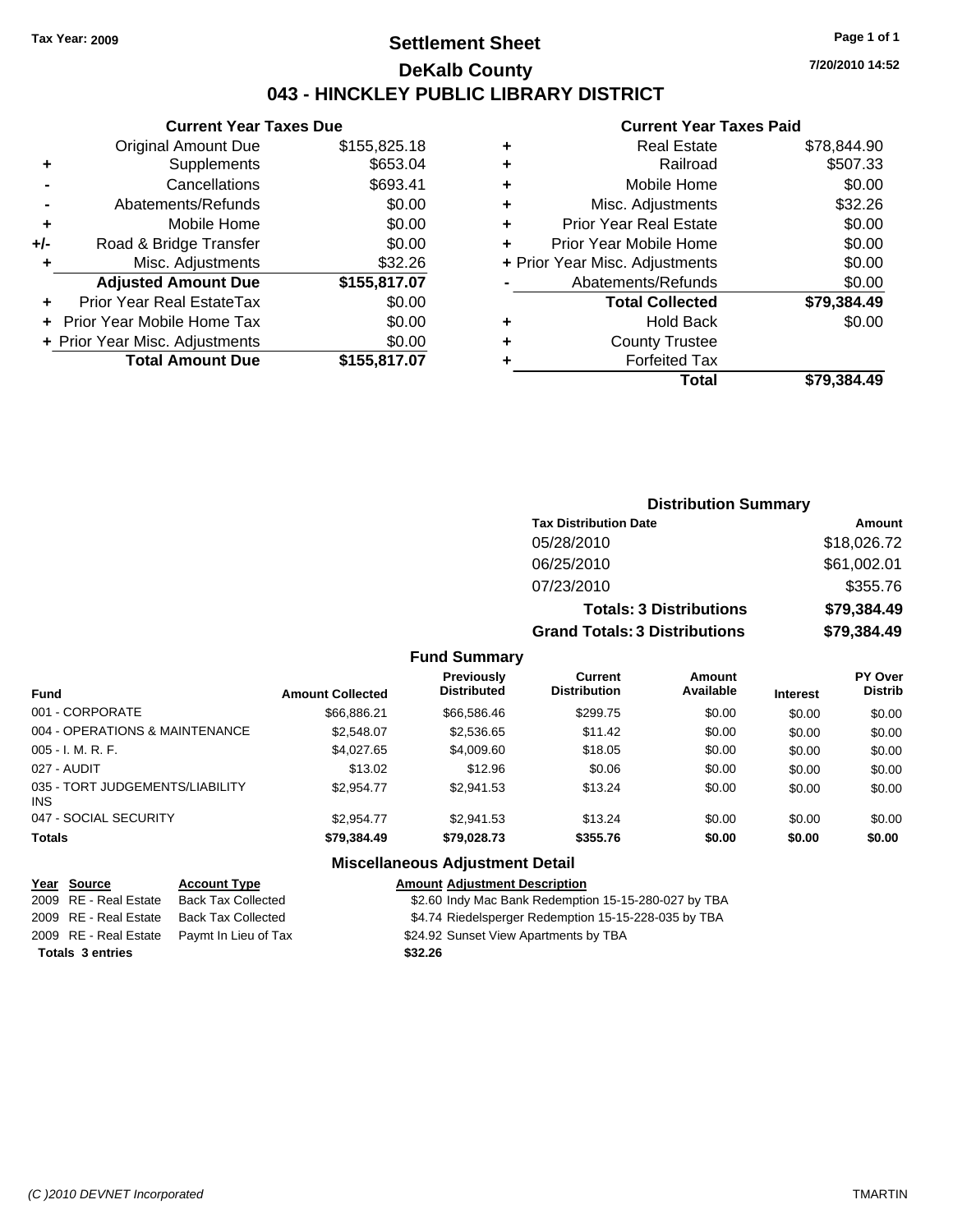Tax Year: 2009

# Settlement Sheet

## DeKalb County

## 043 - HINCKLEY PUBLIC LIBRARY DISTRICT

7/20/2010 14:52

### Current Year Taxes Due

| | | |
|---|---|---|
| | Original Amount Due | $155,825.18 |
| + | Supplements | $653.04 |
| - | Cancellations | $693.41 |
| - | Abatements/Refunds | $0.00 |
| + | Mobile Home | $0.00 |
| +/- | Road & Bridge Transfer | $0.00 |
| + | Misc. Adjustments | $32.26 |
| | **Adjusted Amount Due** | **$155,817.07** |
| + | Prior Year Real EstateTax | $0.00 |
| + | Prior Year Mobile Home Tax | $0.00 |
| + | Prior Year Misc. Adjustments | $0.00 |
| | **Total Amount Due** | **$155,817.07** |

### Current Year Taxes Paid

| | | |
|---|---|---|
| + | Real Estate | $78,844.90 |
| + | Railroad | $507.33 |
| + | Mobile Home | $0.00 |
| + | Misc. Adjustments | $32.26 |
| + | Prior Year Real Estate | $0.00 |
| + | Prior Year Mobile Home | $0.00 |
| + | Prior Year Misc. Adjustments | $0.00 |
| - | Abatements/Refunds | $0.00 |
| | **Total Collected** | **$79,384.49** |
| + | Hold Back | $0.00 |
| + | County Trustee | |
| + | Forfeited Tax | |
| | **Total** | **$79,384.49** |

### Distribution Summary

| Tax Distribution Date | Amount |
|---|---|
| 05/28/2010 | $18,026.72 |
| 06/25/2010 | $61,002.01 |
| 07/23/2010 | $355.76 |
| **Totals: 3 Distributions** | **$79,384.49** |
| **Grand Totals: 3 Distributions** | **$79,384.49** |

### Fund Summary

| Fund | Amount Collected | Previously Distributed | Current Distribution | Amount Available | Interest | PY Over Distrib |
|---|---|---|---|---|---|---|
| 001 - CORPORATE | $66,886.21 | $66,586.46 | $299.75 | $0.00 | $0.00 | $0.00 |
| 004 - OPERATIONS & MAINTENANCE | $2,548.07 | $2,536.65 | $11.42 | $0.00 | $0.00 | $0.00 |
| 005 - I. M. R. F. | $4,027.65 | $4,009.60 | $18.05 | $0.00 | $0.00 | $0.00 |
| 027 - AUDIT | $13.02 | $12.96 | $0.06 | $0.00 | $0.00 | $0.00 |
| 035 - TORT JUDGEMENTS/LIABILITY INS | $2,954.77 | $2,941.53 | $13.24 | $0.00 | $0.00 | $0.00 |
| 047 - SOCIAL SECURITY | $2,954.77 | $2,941.53 | $13.24 | $0.00 | $0.00 | $0.00 |
| **Totals** | **$79,384.49** | **$79,028.73** | **$355.76** | **$0.00** | **$0.00** | **$0.00** |

### Miscellaneous Adjustment Detail

| Year | Source | Account Type | Amount | Adjustment Description |
|---|---|---|---|---|
| 2009 | RE - Real Estate | Back Tax Collected | $2.60 | Indy Mac Bank Redemption 15-15-280-027 by TBA |
| 2009 | RE - Real Estate | Back Tax Collected | $4.74 | Riedelsperger Redemption 15-15-228-035 by TBA |
| 2009 | RE - Real Estate | Paymt In Lieu of Tax | $24.92 | Sunset View Apartments by TBA |
| **Totals 3 entries** | | | **$32.26** | |

(C )2010 DEVNET Incorporated TMARTIN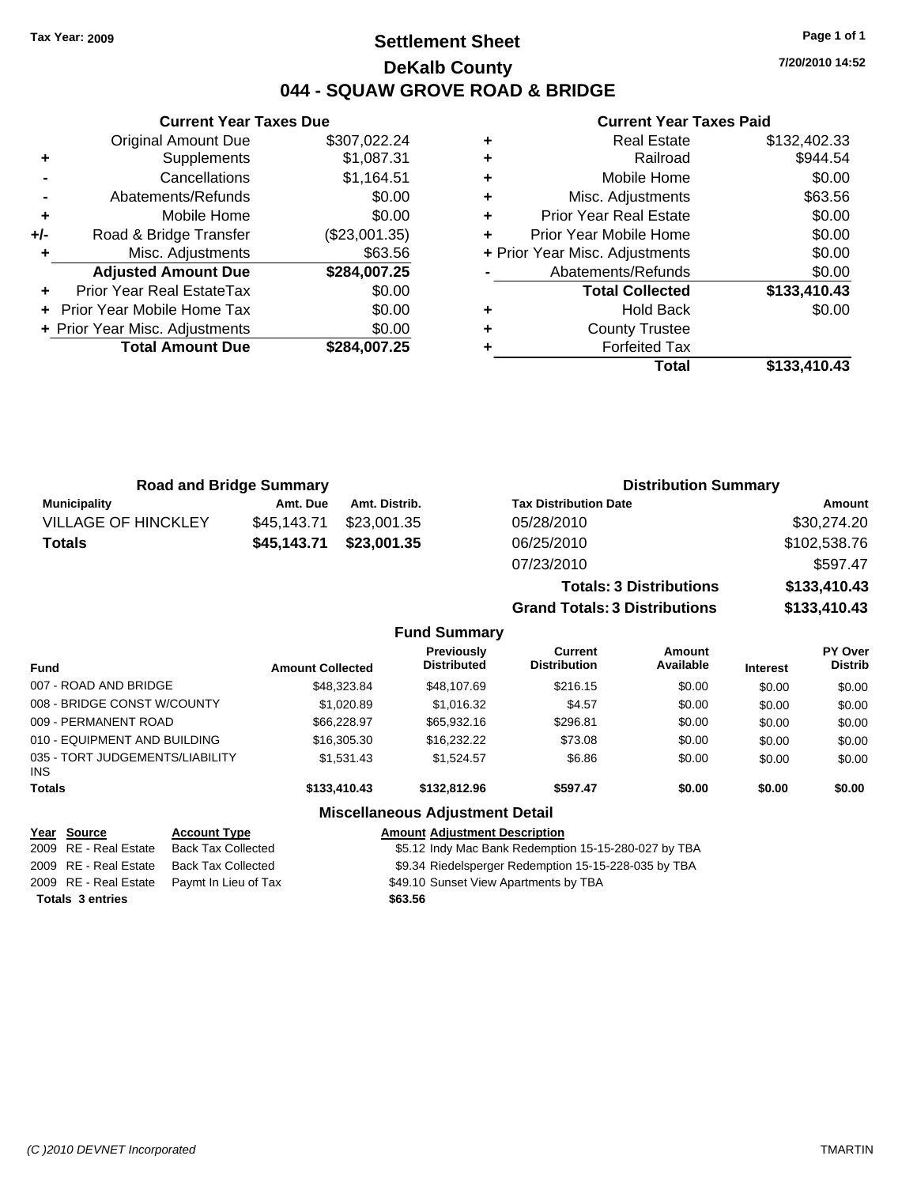Tax Year: 2009

# Settlement Sheet

## DeKalb County

## 044 - SQUAW GROVE ROAD & BRIDGE

7/20/2010 14:52

### Current Year Taxes Due

| | | |
|---|---|---|
| | Original Amount Due | $307,022.24 |
| + | Supplements | $1,087.31 |
| - | Cancellations | $1,164.51 |
| - | Abatements/Refunds | $0.00 |
| + | Mobile Home | $0.00 |
| +/- | Road & Bridge Transfer | ($23,001.35) |
| + | Misc. Adjustments | $63.56 |
| | **Adjusted Amount Due** | **$284,007.25** |
| + | Prior Year Real EstateTax | $0.00 |
| + | Prior Year Mobile Home Tax | $0.00 |
| + | Prior Year Misc. Adjustments | $0.00 |
| | **Total Amount Due** | **$284,007.25** |

### Current Year Taxes Paid

| | | |
|---|---|---|
| + | Real Estate | $132,402.33 |
| + | Railroad | $944.54 |
| + | Mobile Home | $0.00 |
| + | Misc. Adjustments | $63.56 |
| + | Prior Year Real Estate | $0.00 |
| + | Prior Year Mobile Home | $0.00 |
| + | Prior Year Misc. Adjustments | $0.00 |
| - | Abatements/Refunds | $0.00 |
| | **Total Collected** | **$133,410.43** |
| + | Hold Back | $0.00 |
| + | County Trustee | |
| + | Forfeited Tax | |
| | **Total** | **$133,410.43** |

### Road and Bridge Summary

| Municipality | Amt. Due | Amt. Distrib. |
|---|---|---|
| VILLAGE OF HINCKLEY | $45,143.71 | $23,001.35 |
| **Totals** | **$45,143.71** | **$23,001.35** |

### Distribution Summary

| Tax Distribution Date | Amount |
|---|---|
| 05/28/2010 | $30,274.20 |
| 06/25/2010 | $102,538.76 |
| 07/23/2010 | $597.47 |
| **Totals: 3 Distributions** | **$133,410.43** |
| **Grand Totals: 3 Distributions** | **$133,410.43** |

### Fund Summary

| Fund | Amount Collected | Previously Distributed | Current Distribution | Amount Available | Interest | PY Over Distrib |
|---|---|---|---|---|---|---|
| 007 - ROAD AND BRIDGE | $48,323.84 | $48,107.69 | $216.15 | $0.00 | $0.00 | $0.00 |
| 008 - BRIDGE CONST W/COUNTY | $1,020.89 | $1,016.32 | $4.57 | $0.00 | $0.00 | $0.00 |
| 009 - PERMANENT ROAD | $66,228.97 | $65,932.16 | $296.81 | $0.00 | $0.00 | $0.00 |
| 010 - EQUIPMENT AND BUILDING | $16,305.30 | $16,232.22 | $73.08 | $0.00 | $0.00 | $0.00 |
| 035 - TORT JUDGEMENTS/LIABILITY INS | $1,531.43 | $1,524.57 | $6.86 | $0.00 | $0.00 | $0.00 |
| **Totals** | **$133,410.43** | **$132,812.96** | **$597.47** | **$0.00** | **$0.00** | **$0.00** |

### Miscellaneous Adjustment Detail

| Year | Source | Account Type | Amount | Adjustment Description |
|---|---|---|---|---|
| 2009 | RE - Real Estate | Back Tax Collected | $5.12 | Indy Mac Bank Redemption 15-15-280-027 by TBA |
| 2009 | RE - Real Estate | Back Tax Collected | $9.34 | Riedelsperger Redemption 15-15-228-035 by TBA |
| 2009 | RE - Real Estate | Paymt In Lieu of Tax | $49.10 | Sunset View Apartments by TBA |
| **Totals 3 entries** | | | **$63.56** | |

(C )2010 DEVNET Incorporated TMARTIN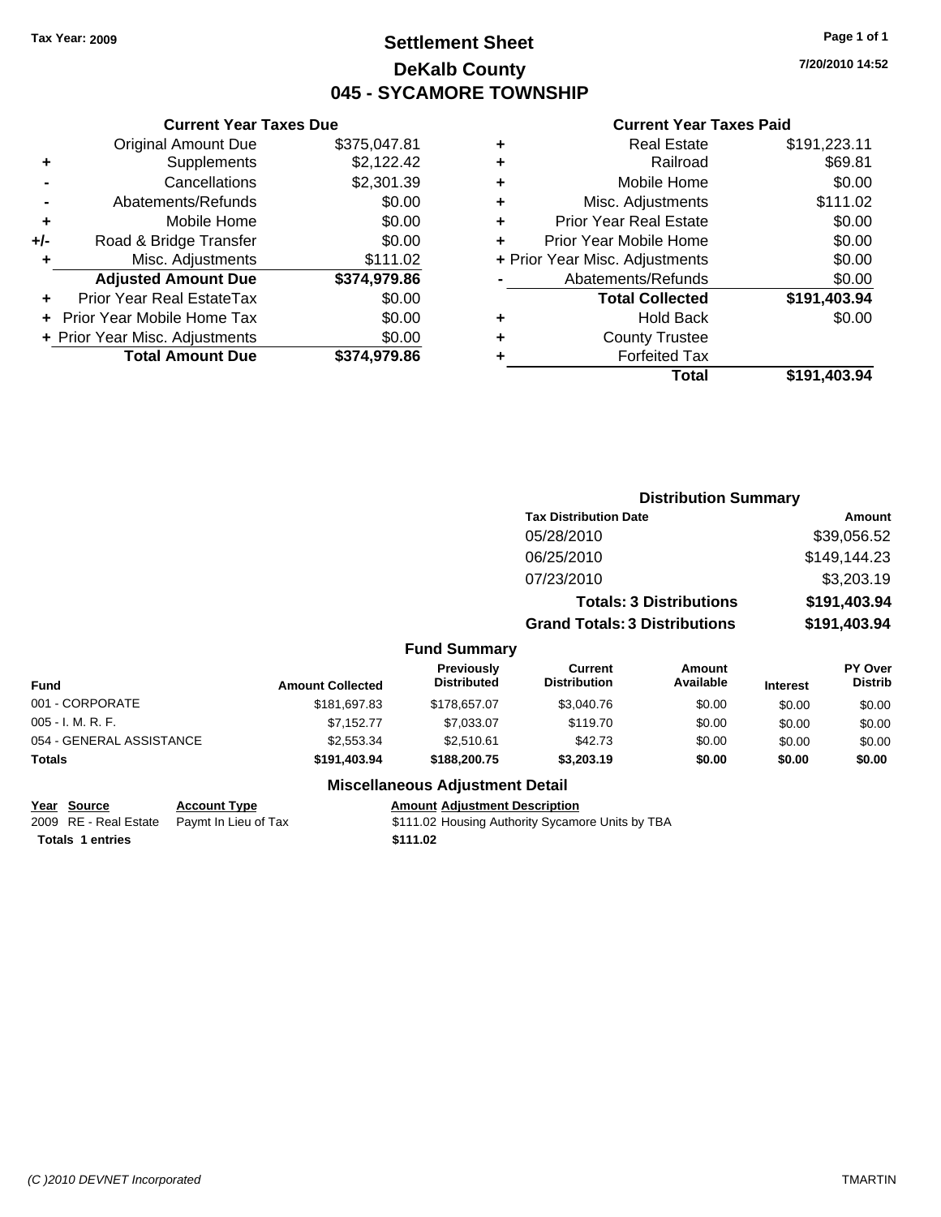Tax Year: 2009

# Settlement Sheet
## DeKalb County
## 045 - SYCAMORE TOWNSHIP

7/20/2010 14:52

### Current Year Taxes Due

| | | |
|---|---|---|
| | Original Amount Due | $375,047.81 |
| + | Supplements | $2,122.42 |
| - | Cancellations | $2,301.39 |
| - | Abatements/Refunds | $0.00 |
| + | Mobile Home | $0.00 |
| +/- | Road & Bridge Transfer | $0.00 |
| + | Misc. Adjustments | $111.02 |
| | **Adjusted Amount Due** | **$374,979.86** |
| + | Prior Year Real EstateTax | $0.00 |
| + | Prior Year Mobile Home Tax | $0.00 |
| + | Prior Year Misc. Adjustments | $0.00 |
| | **Total Amount Due** | **$374,979.86** |

### Current Year Taxes Paid

| | | |
|---|---|---|
| + | Real Estate | $191,223.11 |
| + | Railroad | $69.81 |
| + | Mobile Home | $0.00 |
| + | Misc. Adjustments | $111.02 |
| + | Prior Year Real Estate | $0.00 |
| + | Prior Year Mobile Home | $0.00 |
| + | Prior Year Misc. Adjustments | $0.00 |
| - | Abatements/Refunds | $0.00 |
| | **Total Collected** | **$191,403.94** |
| + | Hold Back | $0.00 |
| + | County Trustee | |
| + | Forfeited Tax | |
| | **Total** | **$191,403.94** |

### Distribution Summary

| Tax Distribution Date | Amount |
|---|---|
| 05/28/2010 | $39,056.52 |
| 06/25/2010 | $149,144.23 |
| 07/23/2010 | $3,203.19 |
| **Totals: 3 Distributions** | **$191,403.94** |
| **Grand Totals: 3 Distributions** | **$191,403.94** |

### Fund Summary

| Fund | Amount Collected | Previously Distributed | Current Distribution | Amount Available | Interest | PY Over Distrib |
|---|---|---|---|---|---|---|
| 001 - CORPORATE | $181,697.83 | $178,657.07 | $3,040.76 | $0.00 | $0.00 | $0.00 |
| 005 - I. M. R. F. | $7,152.77 | $7,033.07 | $119.70 | $0.00 | $0.00 | $0.00 |
| 054 - GENERAL ASSISTANCE | $2,553.34 | $2,510.61 | $42.73 | $0.00 | $0.00 | $0.00 |
| **Totals** | **$191,403.94** | **$188,200.75** | **$3,203.19** | **$0.00** | **$0.00** | **$0.00** |

### Miscellaneous Adjustment Detail

| Year | Source | Account Type | Amount | Adjustment Description |
|---|---|---|---|---|
| 2009 | RE - Real Estate | Paymt In Lieu of Tax | $111.02 | Housing Authority Sycamore Units by TBA |
| **Totals 1 entries** | | | **$111.02** | |

(C )2010 DEVNET Incorporated TMARTIN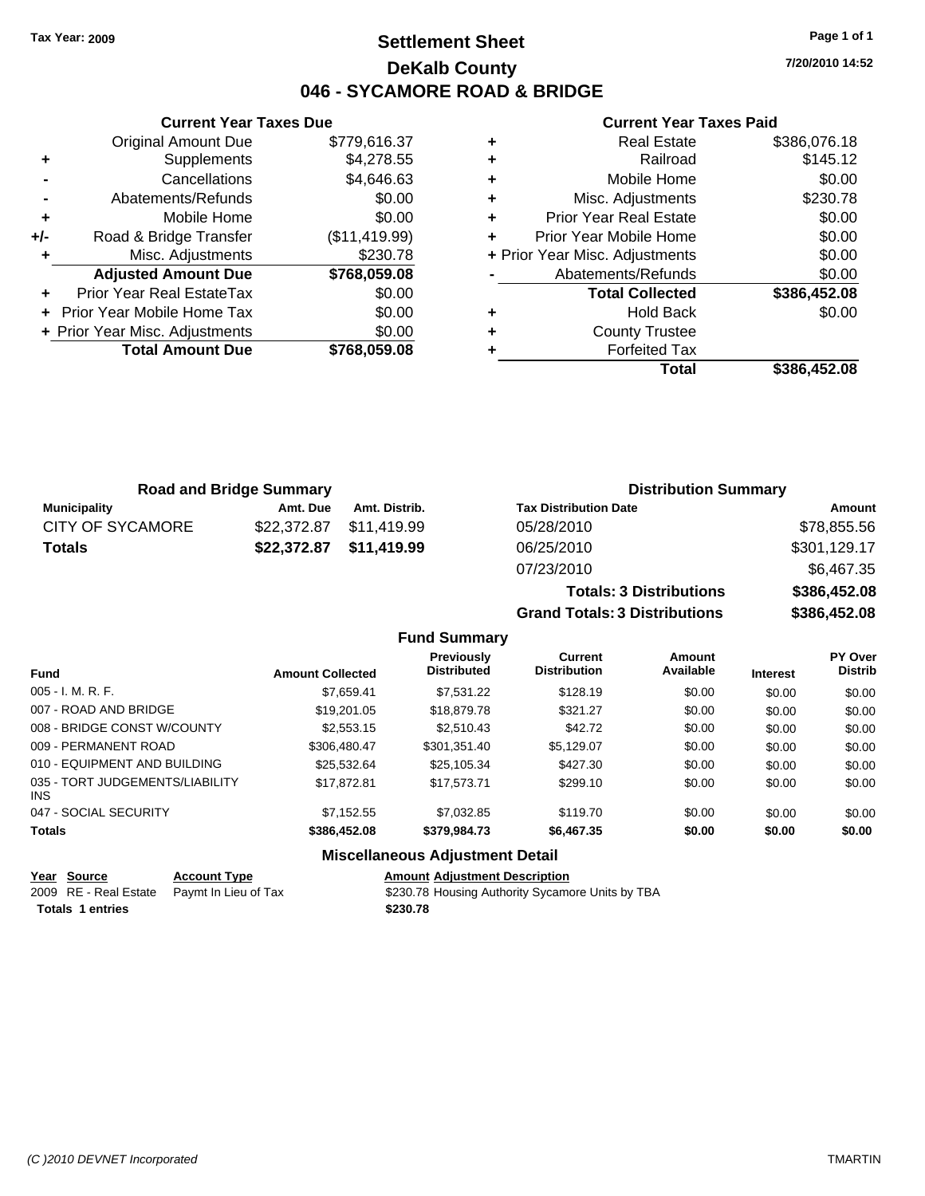Tax Year: 2009

# Settlement Sheet

## DeKalb County

## 046 - SYCAMORE ROAD & BRIDGE

7/20/2010 14:52

### Current Year Taxes Due

| | | |
|---|---|---|
| | Original Amount Due | $779,616.37 |
| + | Supplements | $4,278.55 |
| - | Cancellations | $4,646.63 |
| - | Abatements/Refunds | $0.00 |
| + | Mobile Home | $0.00 |
| +/- | Road & Bridge Transfer | ($11,419.99) |
| + | Misc. Adjustments | $230.78 |
| | **Adjusted Amount Due** | **$768,059.08** |
| + | Prior Year Real EstateTax | $0.00 |
| + | Prior Year Mobile Home Tax | $0.00 |
| + | Prior Year Misc. Adjustments | $0.00 |
| | **Total Amount Due** | **$768,059.08** |

### Current Year Taxes Paid

| | | |
|---|---|---|
| + | Real Estate | $386,076.18 |
| + | Railroad | $145.12 |
| + | Mobile Home | $0.00 |
| + | Misc. Adjustments | $230.78 |
| + | Prior Year Real Estate | $0.00 |
| + | Prior Year Mobile Home | $0.00 |
| + | Prior Year Misc. Adjustments | $0.00 |
| - | Abatements/Refunds | $0.00 |
| | **Total Collected** | **$386,452.08** |
| + | Hold Back | $0.00 |
| + | County Trustee | |
| + | Forfeited Tax | |
| | **Total** | **$386,452.08** |

### Road and Bridge Summary

| Municipality | Amt. Due | Amt. Distrib. |
|---|---|---|
| CITY OF SYCAMORE | $22,372.87 | $11,419.99 |
| **Totals** | **$22,372.87** | **$11,419.99** |

### Distribution Summary

| Tax Distribution Date | Amount |
|---|---|
| 05/28/2010 | $78,855.56 |
| 06/25/2010 | $301,129.17 |
| 07/23/2010 | $6,467.35 |
| **Totals: 3 Distributions** | **$386,452.08** |
| **Grand Totals: 3 Distributions** | **$386,452.08** |

### Fund Summary

| Fund | Amount Collected | Previously Distributed | Current Distribution | Amount Available | Interest | PY Over Distrib |
|---|---|---|---|---|---|---|
| 005 - I. M. R. F. | $7,659.41 | $7,531.22 | $128.19 | $0.00 | $0.00 | $0.00 |
| 007 - ROAD AND BRIDGE | $19,201.05 | $18,879.78 | $321.27 | $0.00 | $0.00 | $0.00 |
| 008 - BRIDGE CONST W/COUNTY | $2,553.15 | $2,510.43 | $42.72 | $0.00 | $0.00 | $0.00 |
| 009 - PERMANENT ROAD | $306,480.47 | $301,351.40 | $5,129.07 | $0.00 | $0.00 | $0.00 |
| 010 - EQUIPMENT AND BUILDING | $25,532.64 | $25,105.34 | $427.30 | $0.00 | $0.00 | $0.00 |
| 035 - TORT JUDGEMENTS/LIABILITY INS | $17,872.81 | $17,573.71 | $299.10 | $0.00 | $0.00 | $0.00 |
| 047 - SOCIAL SECURITY | $7,152.55 | $7,032.85 | $119.70 | $0.00 | $0.00 | $0.00 |
| **Totals** | **$386,452.08** | **$379,984.73** | **$6,467.35** | **$0.00** | **$0.00** | **$0.00** |

### Miscellaneous Adjustment Detail

| Year | Source | Account Type | Amount | Adjustment Description |
|---|---|---|---|---|
| 2009 | RE - Real Estate | Paymt In Lieu of Tax | $230.78 | Housing Authority Sycamore Units by TBA |
| **Totals** | **1 entries** | | **$230.78** | |

(C )2010 DEVNET Incorporated TMARTIN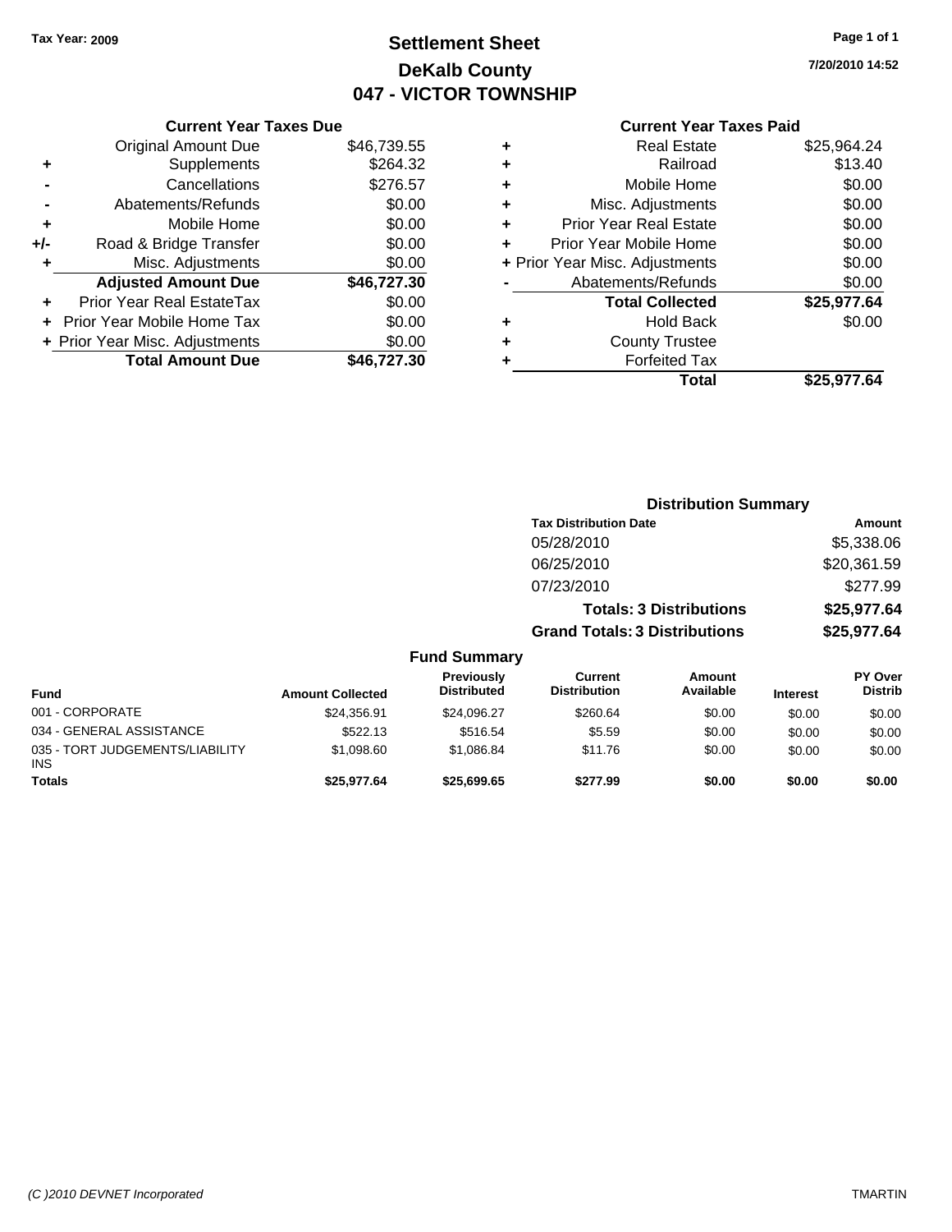Tax Year: 2009

# Settlement Sheet
## DeKalb County
## 047 - VICTOR TOWNSHIP

7/20/2010 14:52

### Current Year Taxes Due

| | | |
|---|---|---|
| | Original Amount Due | $46,739.55 |
| + | Supplements | $264.32 |
| - | Cancellations | $276.57 |
| - | Abatements/Refunds | $0.00 |
| + | Mobile Home | $0.00 |
| +/- | Road & Bridge Transfer | $0.00 |
| + | Misc. Adjustments | $0.00 |
| | **Adjusted Amount Due** | **$46,727.30** |
| + | Prior Year Real EstateTax | $0.00 |
| + | Prior Year Mobile Home Tax | $0.00 |
| + | Prior Year Misc. Adjustments | $0.00 |
| | **Total Amount Due** | **$46,727.30** |

### Current Year Taxes Paid

| | | |
|---|---|---|
| + | Real Estate | $25,964.24 |
| + | Railroad | $13.40 |
| + | Mobile Home | $0.00 |
| + | Misc. Adjustments | $0.00 |
| + | Prior Year Real Estate | $0.00 |
| + | Prior Year Mobile Home | $0.00 |
| + | Prior Year Misc. Adjustments | $0.00 |
| - | Abatements/Refunds | $0.00 |
| | **Total Collected** | **$25,977.64** |
| + | Hold Back | $0.00 |
| + | County Trustee | |
| + | Forfeited Tax | |
| | **Total** | **$25,977.64** |

### Distribution Summary

| Tax Distribution Date | Amount |
|---|---|
| 05/28/2010 | $5,338.06 |
| 06/25/2010 | $20,361.59 |
| 07/23/2010 | $277.99 |
| **Totals: 3 Distributions** | **$25,977.64** |
| **Grand Totals: 3 Distributions** | **$25,977.64** |

### Fund Summary

| Fund | Amount Collected | Previously Distributed | Current Distribution | Amount Available | Interest | PY Over Distrib |
|---|---|---|---|---|---|---|
| 001 - CORPORATE | $24,356.91 | $24,096.27 | $260.64 | $0.00 | $0.00 | $0.00 |
| 034 - GENERAL ASSISTANCE | $522.13 | $516.54 | $5.59 | $0.00 | $0.00 | $0.00 |
| 035 - TORT JUDGEMENTS/LIABILITY INS | $1,098.60 | $1,086.84 | $11.76 | $0.00 | $0.00 | $0.00 |
| **Totals** | **$25,977.64** | **$25,699.65** | **$277.99** | **$0.00** | **$0.00** | **$0.00** |

(C )2010 DEVNET Incorporated

TMARTIN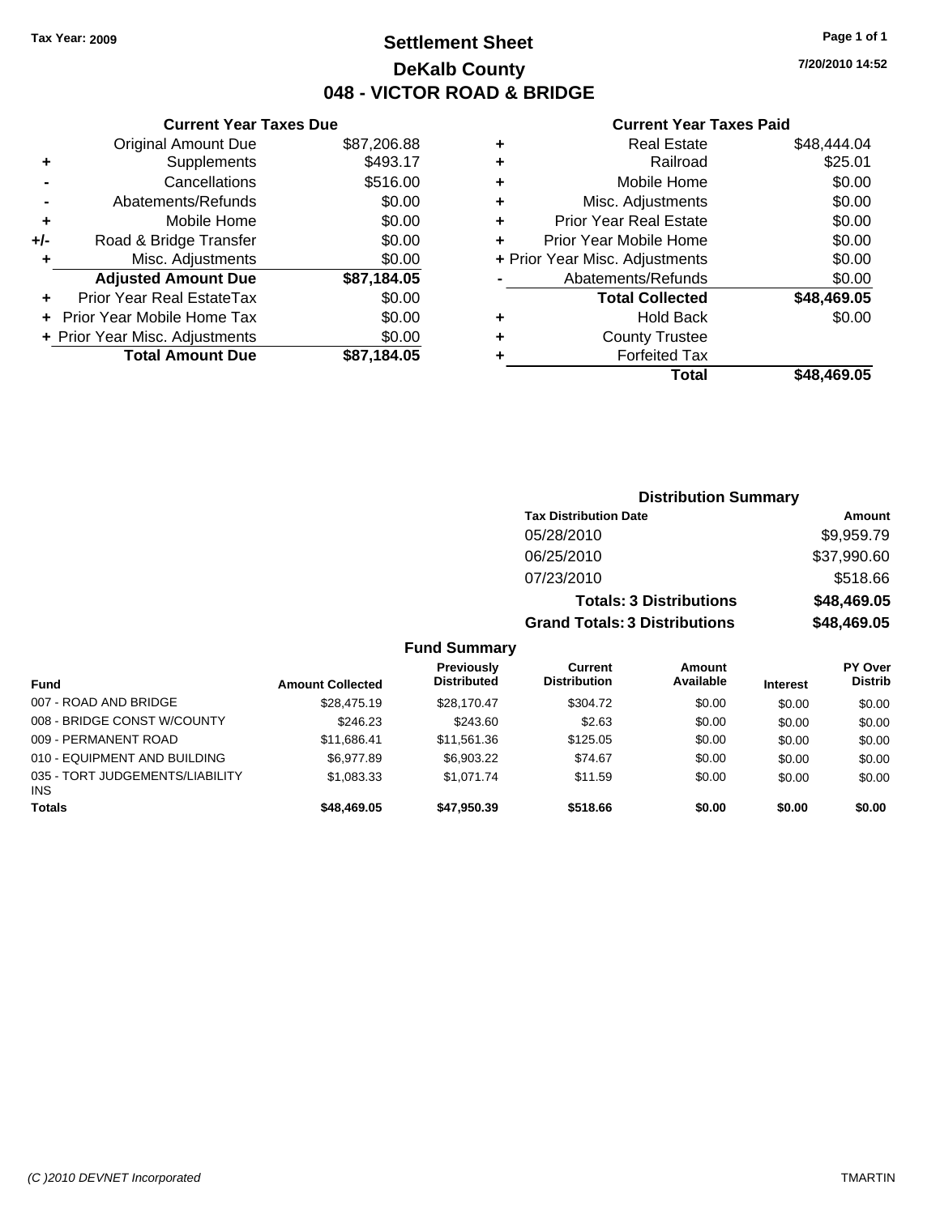**Tax Year: 2009**

# Settlement Sheet

## DeKalb County

## 048 - VICTOR ROAD & BRIDGE

**7/20/2010 14:52**

### Current Year Taxes Due

| | | |
|---|---|---|
| | Original Amount Due | $87,206.88 |
| + | Supplements | $493.17 |
| - | Cancellations | $516.00 |
| - | Abatements/Refunds | $0.00 |
| + | Mobile Home | $0.00 |
| +/- | Road & Bridge Transfer | $0.00 |
| + | Misc. Adjustments | $0.00 |
| | **Adjusted Amount Due** | **$87,184.05** |
| + | Prior Year Real EstateTax | $0.00 |
| + | Prior Year Mobile Home Tax | $0.00 |
| + | Prior Year Misc. Adjustments | $0.00 |
| | **Total Amount Due** | **$87,184.05** |

### Current Year Taxes Paid

| | | |
|---|---|---|
| + | Real Estate | $48,444.04 |
| + | Railroad | $25.01 |
| + | Mobile Home | $0.00 |
| + | Misc. Adjustments | $0.00 |
| + | Prior Year Real Estate | $0.00 |
| + | Prior Year Mobile Home | $0.00 |
| + | Prior Year Misc. Adjustments | $0.00 |
| - | Abatements/Refunds | $0.00 |
| | **Total Collected** | **$48,469.05** |
| + | Hold Back | $0.00 |
| + | County Trustee | |
| + | Forfeited Tax | |
| | **Total** | **$48,469.05** |

### Distribution Summary

| Tax Distribution Date | Amount |
|---|---|
| 05/28/2010 | $9,959.79 |
| 06/25/2010 | $37,990.60 |
| 07/23/2010 | $518.66 |
| **Totals: 3 Distributions** | **$48,469.05** |
| **Grand Totals: 3 Distributions** | **$48,469.05** |

### Fund Summary

| Fund | Amount Collected | Previously Distributed | Current Distribution | Amount Available | Interest | PY Over Distrib |
|---|---|---|---|---|---|---|
| 007 - ROAD AND BRIDGE | $28,475.19 | $28,170.47 | $304.72 | $0.00 | $0.00 | $0.00 |
| 008 - BRIDGE CONST W/COUNTY | $246.23 | $243.60 | $2.63 | $0.00 | $0.00 | $0.00 |
| 009 - PERMANENT ROAD | $11,686.41 | $11,561.36 | $125.05 | $0.00 | $0.00 | $0.00 |
| 010 - EQUIPMENT AND BUILDING | $6,977.89 | $6,903.22 | $74.67 | $0.00 | $0.00 | $0.00 |
| 035 - TORT JUDGEMENTS/LIABILITY INS | $1,083.33 | $1,071.74 | $11.59 | $0.00 | $0.00 | $0.00 |
| **Totals** | **$48,469.05** | **$47,950.39** | **$518.66** | **$0.00** | **$0.00** | **$0.00** |

*(C )2010 DEVNET Incorporated* TMARTIN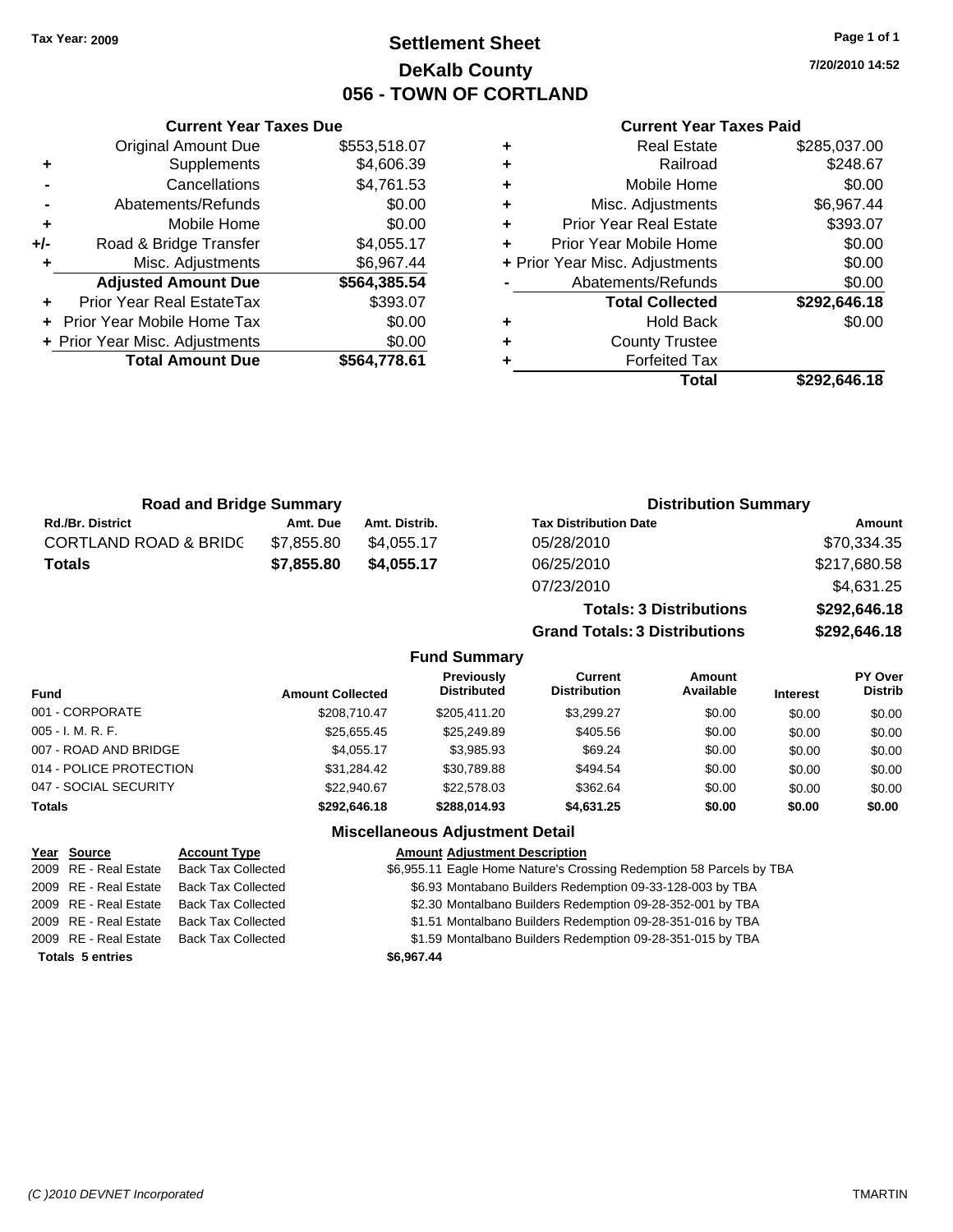Tax Year: 2009

# Settlement Sheet
## DeKalb County
## 056 - TOWN OF CORTLAND

7/20/2010 14:52

### Current Year Taxes Due

| | | |
|---|---|---|
| | Original Amount Due | $553,518.07 |
| + | Supplements | $4,606.39 |
| - | Cancellations | $4,761.53 |
| - | Abatements/Refunds | $0.00 |
| + | Mobile Home | $0.00 |
| +/- | Road & Bridge Transfer | $4,055.17 |
| + | Misc. Adjustments | $6,967.44 |
| | **Adjusted Amount Due** | **$564,385.54** |
| + | Prior Year Real EstateTax | $393.07 |
| + | Prior Year Mobile Home Tax | $0.00 |
| + | Prior Year Misc. Adjustments | $0.00 |
| | **Total Amount Due** | **$564,778.61** |

### Current Year Taxes Paid

| | | |
|---|---|---|
| + | Real Estate | $285,037.00 |
| + | Railroad | $248.67 |
| + | Mobile Home | $0.00 |
| + | Misc. Adjustments | $6,967.44 |
| + | Prior Year Real Estate | $393.07 |
| + | Prior Year Mobile Home | $0.00 |
| + | Prior Year Misc. Adjustments | $0.00 |
| - | Abatements/Refunds | $0.00 |
| | **Total Collected** | **$292,646.18** |
| + | Hold Back | $0.00 |
| + | County Trustee | |
| + | Forfeited Tax | |
| | **Total** | **$292,646.18** |

### Road and Bridge Summary

| Rd./Br. District | Amt. Due | Amt. Distrib. |
|---|---|---|
| CORTLAND ROAD & BRIDG | $7,855.80 | $4,055.17 |
| **Totals** | **$7,855.80** | **$4,055.17** |

### Distribution Summary

| Tax Distribution Date | Amount |
|---|---|
| 05/28/2010 | $70,334.35 |
| 06/25/2010 | $217,680.58 |
| 07/23/2010 | $4,631.25 |
| **Totals: 3 Distributions** | **$292,646.18** |
| **Grand Totals: 3 Distributions** | **$292,646.18** |

### Fund Summary

| Fund | Amount Collected | Previously Distributed | Current Distribution | Amount Available | Interest | PY Over Distrib |
|---|---|---|---|---|---|---|
| 001 - CORPORATE | $208,710.47 | $205,411.20 | $3,299.27 | $0.00 | $0.00 | $0.00 |
| 005 - I. M. R. F. | $25,655.45 | $25,249.89 | $405.56 | $0.00 | $0.00 | $0.00 |
| 007 - ROAD AND BRIDGE | $4,055.17 | $3,985.93 | $69.24 | $0.00 | $0.00 | $0.00 |
| 014 - POLICE PROTECTION | $31,284.42 | $30,789.88 | $494.54 | $0.00 | $0.00 | $0.00 |
| 047 - SOCIAL SECURITY | $22,940.67 | $22,578.03 | $362.64 | $0.00 | $0.00 | $0.00 |
| **Totals** | **$292,646.18** | **$288,014.93** | **$4,631.25** | **$0.00** | **$0.00** | **$0.00** |

### Miscellaneous Adjustment Detail

| Year | Source | Account Type | Amount | Adjustment Description |
|---|---|---|---|---|
| 2009 | RE - Real Estate | Back Tax Collected | $6,955.11 | Eagle Home Nature's Crossing Redemption 58 Parcels by TBA |
| 2009 | RE - Real Estate | Back Tax Collected | $6.93 | Montabano Builders Redemption 09-33-128-003 by TBA |
| 2009 | RE - Real Estate | Back Tax Collected | $2.30 | Montalbano Builders Redemption 09-28-352-001 by TBA |
| 2009 | RE - Real Estate | Back Tax Collected | $1.51 | Montalbano Builders Redemption 09-28-351-016 by TBA |
| 2009 | RE - Real Estate | Back Tax Collected | $1.59 | Montalbano Builders Redemption 09-28-351-015 by TBA |
| **Totals 5 entries** | | | **$6,967.44** | |

(C )2010 DEVNET Incorporated TMARTIN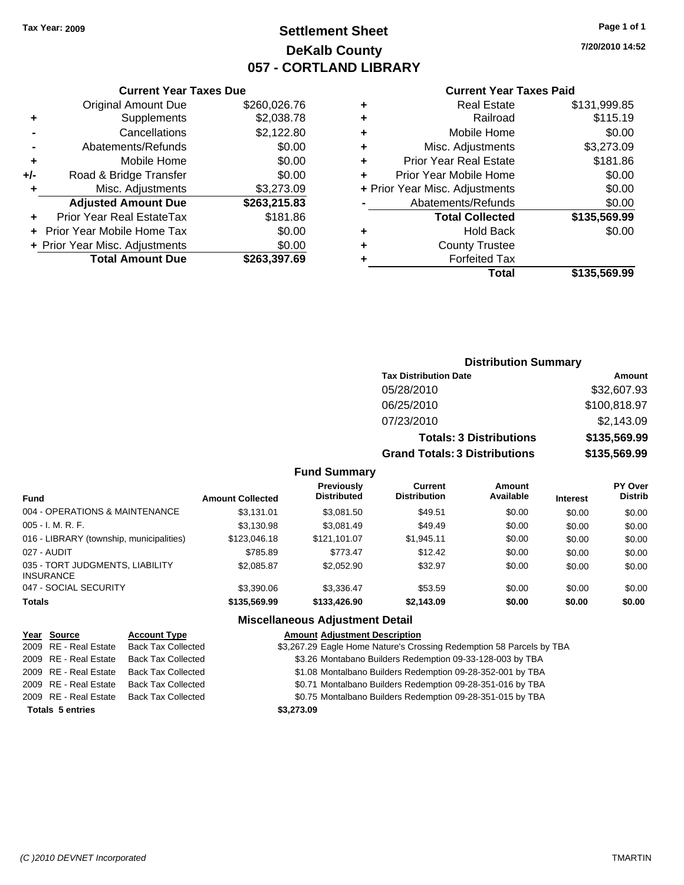**Tax Year: 2009**

# Settlement Sheet
## DeKalb County
## 057 - CORTLAND LIBRARY

7/20/2010 14:52

### Current Year Taxes Due

| | | |
|---|---|---|
| | Original Amount Due | $260,026.76 |
| + | Supplements | $2,038.78 |
| - | Cancellations | $2,122.80 |
| - | Abatements/Refunds | $0.00 |
| + | Mobile Home | $0.00 |
| +/- | Road & Bridge Transfer | $0.00 |
| + | Misc. Adjustments | $3,273.09 |
| | **Adjusted Amount Due** | **$263,215.83** |
| + | Prior Year Real EstateTax | $181.86 |
| + | Prior Year Mobile Home Tax | $0.00 |
| + | Prior Year Misc. Adjustments | $0.00 |
| | **Total Amount Due** | **$263,397.69** |

### Current Year Taxes Paid

| | | |
|---|---|---|
| + | Real Estate | $131,999.85 |
| + | Railroad | $115.19 |
| + | Mobile Home | $0.00 |
| + | Misc. Adjustments | $3,273.09 |
| + | Prior Year Real Estate | $181.86 |
| + | Prior Year Mobile Home | $0.00 |
| + | Prior Year Misc. Adjustments | $0.00 |
| - | Abatements/Refunds | $0.00 |
| | **Total Collected** | **$135,569.99** |
| + | Hold Back | $0.00 |
| + | County Trustee | |
| + | Forfeited Tax | |
| | **Total** | **$135,569.99** |

### Distribution Summary

| Tax Distribution Date | Amount |
|---|---|
| 05/28/2010 | $32,607.93 |
| 06/25/2010 | $100,818.97 |
| 07/23/2010 | $2,143.09 |
| **Totals: 3 Distributions** | **$135,569.99** |
| **Grand Totals: 3 Distributions** | **$135,569.99** |

### Fund Summary

| Fund | Amount Collected | Previously Distributed | Current Distribution | Amount Available | Interest | PY Over Distrib |
|---|---|---|---|---|---|---|
| 004 - OPERATIONS & MAINTENANCE | $3,131.01 | $3,081.50 | $49.51 | $0.00 | $0.00 | $0.00 |
| 005 - I. M. R. F. | $3,130.98 | $3,081.49 | $49.49 | $0.00 | $0.00 | $0.00 |
| 016 - LIBRARY (township, municipalities) | $123,046.18 | $121,101.07 | $1,945.11 | $0.00 | $0.00 | $0.00 |
| 027 - AUDIT | $785.89 | $773.47 | $12.42 | $0.00 | $0.00 | $0.00 |
| 035 - TORT JUDGMENTS, LIABILITY INSURANCE | $2,085.87 | $2,052.90 | $32.97 | $0.00 | $0.00 | $0.00 |
| 047 - SOCIAL SECURITY | $3,390.06 | $3,336.47 | $53.59 | $0.00 | $0.00 | $0.00 |
| **Totals** | **$135,569.99** | **$133,426.90** | **$2,143.09** | **$0.00** | **$0.00** | **$0.00** |

### Miscellaneous Adjustment Detail

| Year | Source | Account Type | Amount | Adjustment Description |
|---|---|---|---|---|
| 2009 | RE - Real Estate | Back Tax Collected | $3,267.29 | Eagle Home Nature's Crossing Redemption 58 Parcels by TBA |
| 2009 | RE - Real Estate | Back Tax Collected | $3.26 | Montabano Builders Redemption 09-33-128-003 by TBA |
| 2009 | RE - Real Estate | Back Tax Collected | $1.08 | Montalbano Builders Redemption 09-28-352-001 by TBA |
| 2009 | RE - Real Estate | Back Tax Collected | $0.71 | Montalbano Builders Redemption 09-28-351-016 by TBA |
| 2009 | RE - Real Estate | Back Tax Collected | $0.75 | Montalbano Builders Redemption 09-28-351-015 by TBA |
| **Totals 5 entries** | | | **$3,273.09** | |

*(C )2010 DEVNET Incorporated* TMARTIN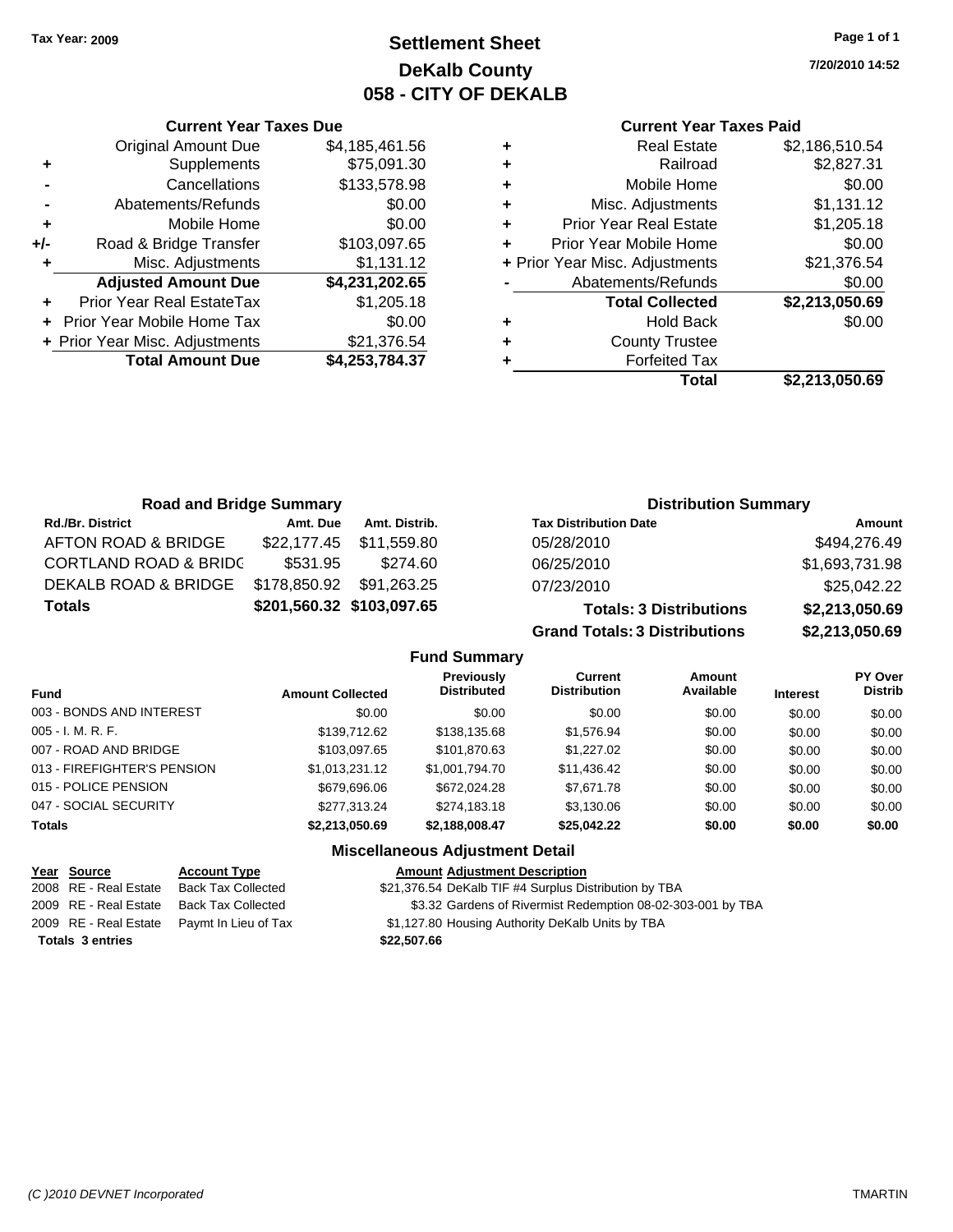Tax Year: 2009

# Settlement Sheet
## DeKalb County
## 058 - CITY OF DEKALB

7/20/2010 14:52

### Current Year Taxes Due

| | | |
|---|---|---|
| | Original Amount Due | $4,185,461.56 |
| + | Supplements | $75,091.30 |
| - | Cancellations | $133,578.98 |
| - | Abatements/Refunds | $0.00 |
| + | Mobile Home | $0.00 |
| +/- | Road & Bridge Transfer | $103,097.65 |
| + | Misc. Adjustments | $1,131.12 |
| | **Adjusted Amount Due** | **$4,231,202.65** |
| + | Prior Year Real EstateTax | $1,205.18 |
| + | Prior Year Mobile Home Tax | $0.00 |
| + | Prior Year Misc. Adjustments | $21,376.54 |
| | **Total Amount Due** | **$4,253,784.37** |

### Current Year Taxes Paid

| | | |
|---|---|---|
| + | Real Estate | $2,186,510.54 |
| + | Railroad | $2,827.31 |
| + | Mobile Home | $0.00 |
| + | Misc. Adjustments | $1,131.12 |
| + | Prior Year Real Estate | $1,205.18 |
| + | Prior Year Mobile Home | $0.00 |
| + | Prior Year Misc. Adjustments | $21,376.54 |
| - | Abatements/Refunds | $0.00 |
| | **Total Collected** | **$2,213,050.69** |
| + | Hold Back | $0.00 |
| + | County Trustee | |
| + | Forfeited Tax | |
| | **Total** | **$2,213,050.69** |

### Road and Bridge Summary

| Rd./Br. District | Amt. Due | Amt. Distrib. |
|---|---|---|
| AFTON ROAD & BRIDGE | $22,177.45 | $11,559.80 |
| CORTLAND ROAD & BRIDG | $531.95 | $274.60 |
| DEKALB ROAD & BRIDGE | $178,850.92 | $91,263.25 |
| **Totals** | **$201,560.32** | **$103,097.65** |

### Distribution Summary

| Tax Distribution Date | Amount |
|---|---|
| 05/28/2010 | $494,276.49 |
| 06/25/2010 | $1,693,731.98 |
| 07/23/2010 | $25,042.22 |
| **Totals: 3 Distributions** | **$2,213,050.69** |
| **Grand Totals: 3 Distributions** | **$2,213,050.69** |

### Fund Summary

| Fund | Amount Collected | Previously Distributed | Current Distribution | Amount Available | Interest | PY Over Distrib |
|---|---|---|---|---|---|---|
| 003 - BONDS AND INTEREST | $0.00 | $0.00 | $0.00 | $0.00 | $0.00 | $0.00 |
| 005 - I. M. R. F. | $139,712.62 | $138,135.68 | $1,576.94 | $0.00 | $0.00 | $0.00 |
| 007 - ROAD AND BRIDGE | $103,097.65 | $101,870.63 | $1,227.02 | $0.00 | $0.00 | $0.00 |
| 013 - FIREFIGHTER'S PENSION | $1,013,231.12 | $1,001,794.70 | $11,436.42 | $0.00 | $0.00 | $0.00 |
| 015 - POLICE PENSION | $679,696.06 | $672,024.28 | $7,671.78 | $0.00 | $0.00 | $0.00 |
| 047 - SOCIAL SECURITY | $277,313.24 | $274,183.18 | $3,130.06 | $0.00 | $0.00 | $0.00 |
| **Totals** | **$2,213,050.69** | **$2,188,008.47** | **$25,042.22** | **$0.00** | **$0.00** | **$0.00** |

### Miscellaneous Adjustment Detail

| Year | Source | Account Type | Amount | Adjustment Description |
|---|---|---|---|---|
| 2008 | RE - Real Estate | Back Tax Collected | $21,376.54 | DeKalb TIF #4 Surplus Distribution by TBA |
| 2009 | RE - Real Estate | Back Tax Collected | $3.32 | Gardens of Rivermist Redemption 08-02-303-001 by TBA |
| 2009 | RE - Real Estate | Paymt In Lieu of Tax | $1,127.80 | Housing Authority DeKalb Units by TBA |
| **Totals** | **3 entries** | | **$22,507.66** | |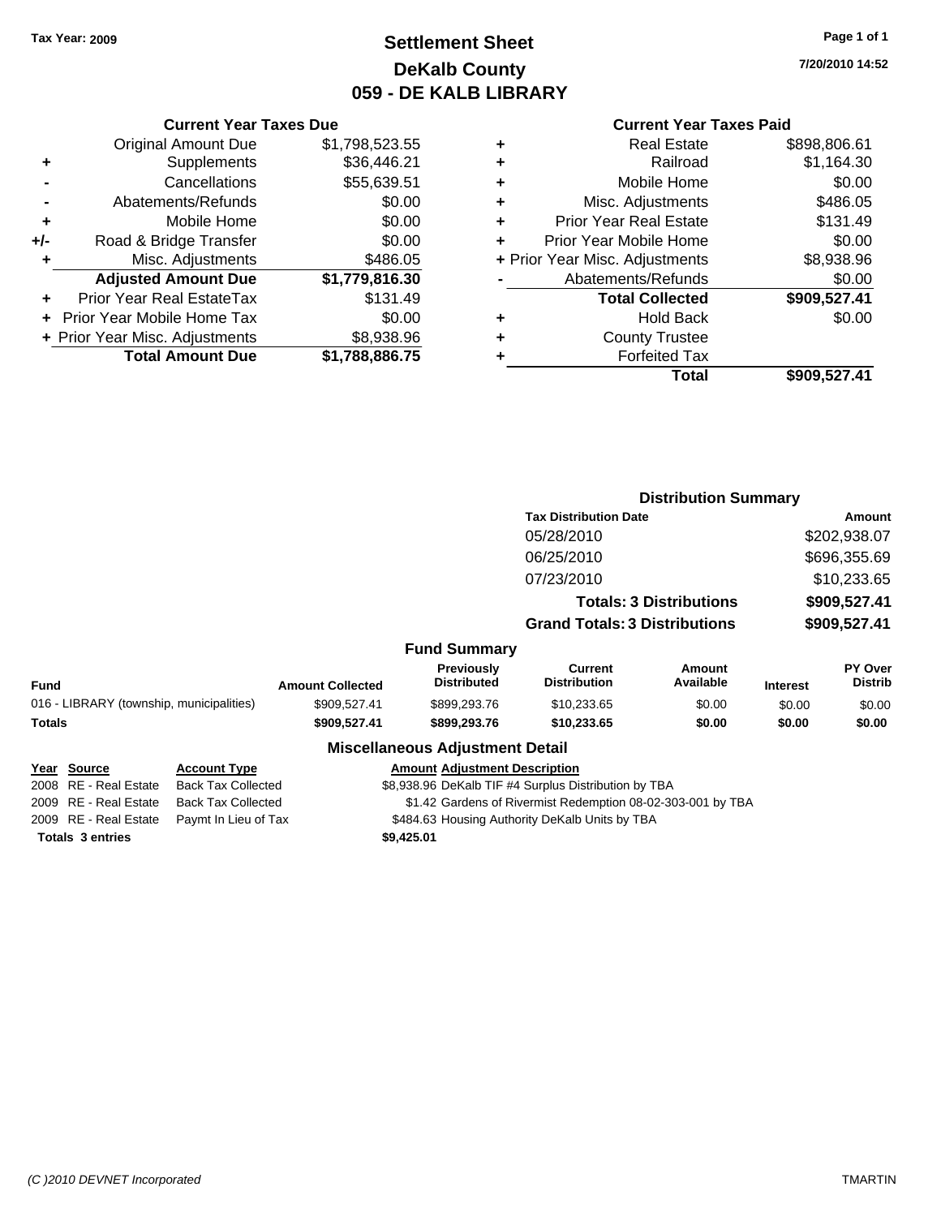**Tax Year: 2009**

# Settlement Sheet
## DeKalb County
## 059 - DE KALB LIBRARY

7/20/2010 14:52

### Current Year Taxes Due

| | | |
|---|---|---|
| | Original Amount Due | $1,798,523.55 |
| + | Supplements | $36,446.21 |
| - | Cancellations | $55,639.51 |
| - | Abatements/Refunds | $0.00 |
| + | Mobile Home | $0.00 |
| +/- | Road & Bridge Transfer | $0.00 |
| + | Misc. Adjustments | $486.05 |
| | **Adjusted Amount Due** | **$1,779,816.30** |
| + | Prior Year Real EstateTax | $131.49 |
| + | Prior Year Mobile Home Tax | $0.00 |
| + | Prior Year Misc. Adjustments | $8,938.96 |
| | **Total Amount Due** | **$1,788,886.75** |

### Current Year Taxes Paid

| | | |
|---|---|---|
| + | Real Estate | $898,806.61 |
| + | Railroad | $1,164.30 |
| + | Mobile Home | $0.00 |
| + | Misc. Adjustments | $486.05 |
| + | Prior Year Real Estate | $131.49 |
| + | Prior Year Mobile Home | $0.00 |
| + | Prior Year Misc. Adjustments | $8,938.96 |
| - | Abatements/Refunds | $0.00 |
| | **Total Collected** | **$909,527.41** |
| + | Hold Back | $0.00 |
| + | County Trustee | |
| + | Forfeited Tax | |
| | **Total** | **$909,527.41** |

### Distribution Summary

| Tax Distribution Date | Amount |
|---|---|
| 05/28/2010 | $202,938.07 |
| 06/25/2010 | $696,355.69 |
| 07/23/2010 | $10,233.65 |
| **Totals: 3 Distributions** | **$909,527.41** |
| **Grand Totals: 3 Distributions** | **$909,527.41** |

### Fund Summary

| Fund | Amount Collected | Previously Distributed | Current Distribution | Amount Available | Interest | PY Over Distrib |
|---|---|---|---|---|---|---|
| 016 - LIBRARY (township, municipalities) | $909,527.41 | $899,293.76 | $10,233.65 | $0.00 | $0.00 | $0.00 |
| **Totals** | **$909,527.41** | **$899,293.76** | **$10,233.65** | **$0.00** | **$0.00** | **$0.00** |

### Miscellaneous Adjustment Detail

| Year | Source | Account Type | Amount | Adjustment Description |
|---|---|---|---|---|
| 2008 | RE - Real Estate | Back Tax Collected | $8,938.96 | DeKalb TIF #4 Surplus Distribution by TBA |
| 2009 | RE - Real Estate | Back Tax Collected | $1.42 | Gardens of Rivermist Redemption 08-02-303-001 by TBA |
| 2009 | RE - Real Estate | Paymt In Lieu of Tax | $484.63 | Housing Authority DeKalb Units by TBA |
| **Totals 3 entries** | | | **$9,425.01** | |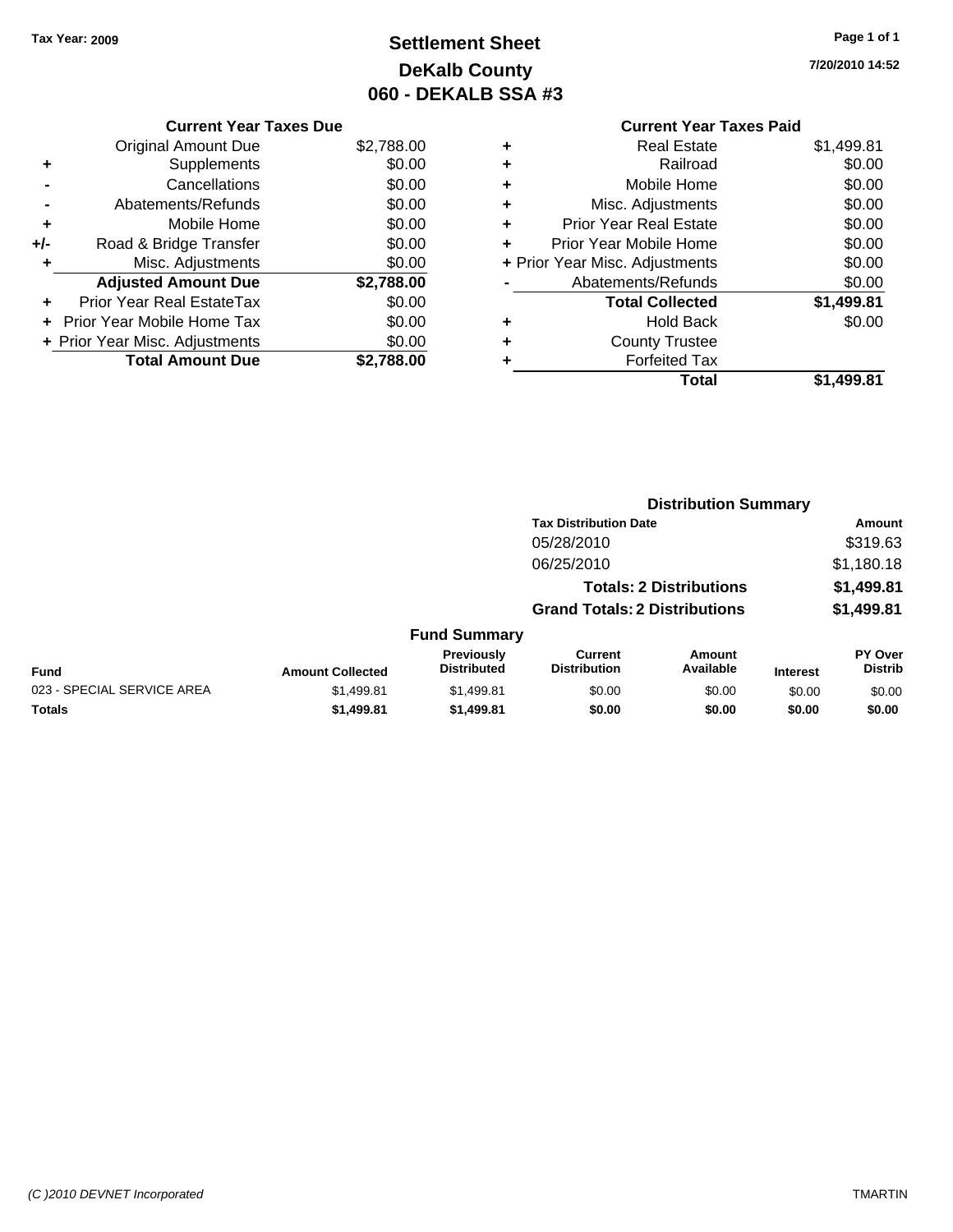Tax Year: 2009

# Settlement Sheet
## DeKalb County
## 060 - DEKALB SSA #3

7/20/2010 14:52

### Current Year Taxes Due

| | | |
|---|---|---|
| | Original Amount Due | $2,788.00 |
| + | Supplements | $0.00 |
| - | Cancellations | $0.00 |
| - | Abatements/Refunds | $0.00 |
| + | Mobile Home | $0.00 |
| +/- | Road & Bridge Transfer | $0.00 |
| + | Misc. Adjustments | $0.00 |
| | **Adjusted Amount Due** | **$2,788.00** |
| + | Prior Year Real EstateTax | $0.00 |
| + | Prior Year Mobile Home Tax | $0.00 |
| + | Prior Year Misc. Adjustments | $0.00 |
| | **Total Amount Due** | **$2,788.00** |

### Current Year Taxes Paid

| | | |
|---|---|---|
| + | Real Estate | $1,499.81 |
| + | Railroad | $0.00 |
| + | Mobile Home | $0.00 |
| + | Misc. Adjustments | $0.00 |
| + | Prior Year Real Estate | $0.00 |
| + | Prior Year Mobile Home | $0.00 |
| + | Prior Year Misc. Adjustments | $0.00 |
| - | Abatements/Refunds | $0.00 |
| | **Total Collected** | **$1,499.81** |
| + | Hold Back | $0.00 |
| + | County Trustee | |
| + | Forfeited Tax | |
| | **Total** | **$1,499.81** |

### Distribution Summary

| Tax Distribution Date | Amount |
|---|---|
| 05/28/2010 | $319.63 |
| 06/25/2010 | $1,180.18 |
| **Totals: 2 Distributions** | **$1,499.81** |
| **Grand Totals: 2 Distributions** | **$1,499.81** |

### Fund Summary

| Fund | Amount Collected | Previously Distributed | Current Distribution | Amount Available | Interest | PY Over Distrib |
|---|---|---|---|---|---|---|
| 023 - SPECIAL SERVICE AREA | $1,499.81 | $1,499.81 | $0.00 | $0.00 | $0.00 | $0.00 |
| **Totals** | **$1,499.81** | **$1,499.81** | **$0.00** | **$0.00** | **$0.00** | **$0.00** |

(C )2010 DEVNET Incorporated — TMARTIN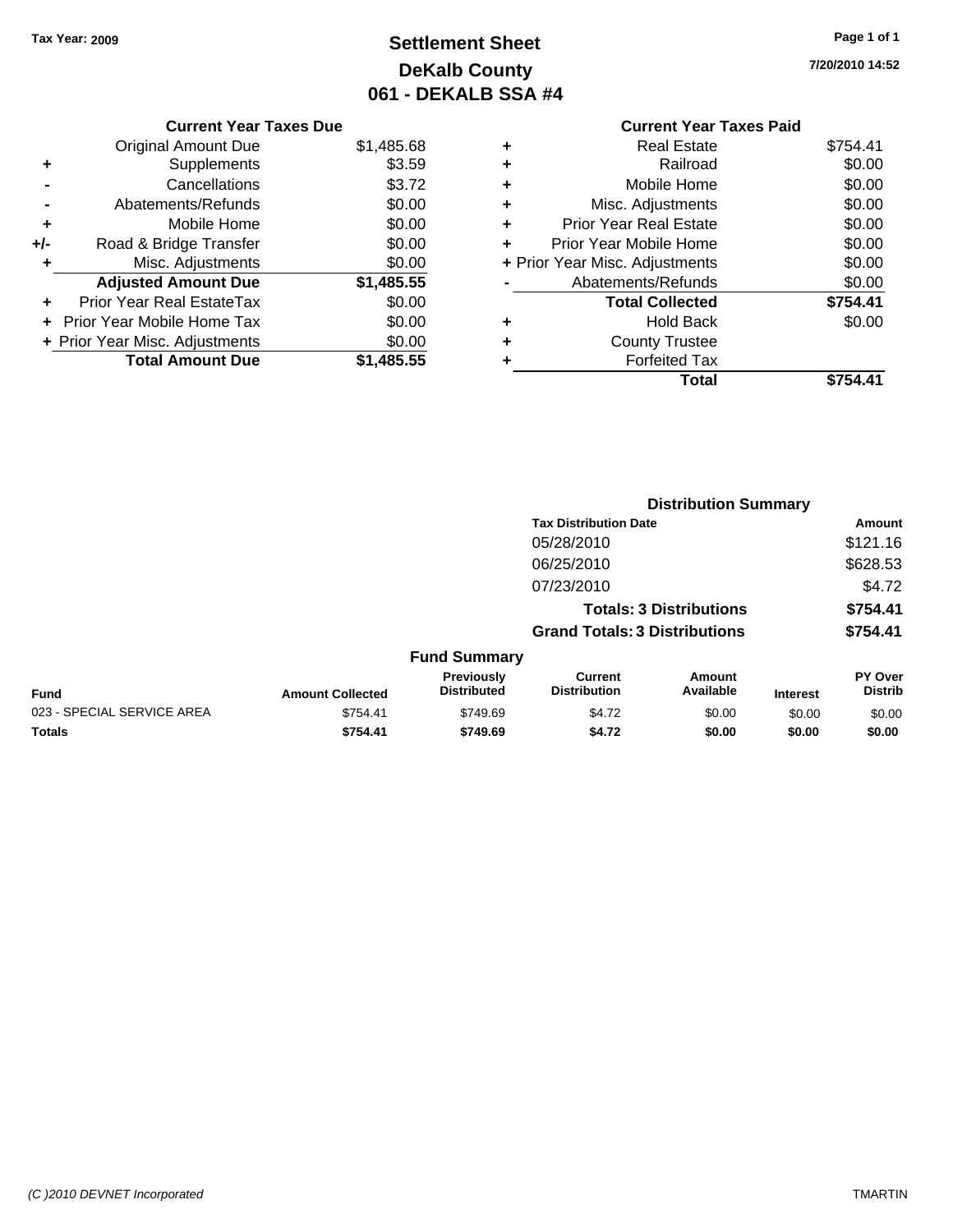Tax Year: 2009

# Settlement Sheet
## DeKalb County
## 061 - DEKALB SSA #4

7/20/2010 14:52

### Current Year Taxes Due

| | | |
|---|---|---|
| | Original Amount Due | $1,485.68 |
| + | Supplements | $3.59 |
| - | Cancellations | $3.72 |
| - | Abatements/Refunds | $0.00 |
| + | Mobile Home | $0.00 |
| +/- | Road & Bridge Transfer | $0.00 |
| + | Misc. Adjustments | $0.00 |
| | **Adjusted Amount Due** | **$1,485.55** |
| + | Prior Year Real EstateTax | $0.00 |
| + | Prior Year Mobile Home Tax | $0.00 |
| + | Prior Year Misc. Adjustments | $0.00 |
| | **Total Amount Due** | **$1,485.55** |

### Current Year Taxes Paid

| | | |
|---|---|---|
| + | Real Estate | $754.41 |
| + | Railroad | $0.00 |
| + | Mobile Home | $0.00 |
| + | Misc. Adjustments | $0.00 |
| + | Prior Year Real Estate | $0.00 |
| + | Prior Year Mobile Home | $0.00 |
| + | Prior Year Misc. Adjustments | $0.00 |
| - | Abatements/Refunds | $0.00 |
| | **Total Collected** | **$754.41** |
| + | Hold Back | $0.00 |
| + | County Trustee | |
| + | Forfeited Tax | |
| | **Total** | **$754.41** |

### Distribution Summary

| Tax Distribution Date | Amount |
|---|---|
| 05/28/2010 | $121.16 |
| 06/25/2010 | $628.53 |
| 07/23/2010 | $4.72 |
| **Totals: 3 Distributions** | **$754.41** |
| **Grand Totals: 3 Distributions** | **$754.41** |

### Fund Summary

| Fund | Amount Collected | Previously Distributed | Current Distribution | Amount Available | Interest | PY Over Distrib |
|---|---|---|---|---|---|---|
| 023 - SPECIAL SERVICE AREA | $754.41 | $749.69 | $4.72 | $0.00 | $0.00 | $0.00 |
| **Totals** | **$754.41** | **$749.69** | **$4.72** | **$0.00** | **$0.00** | **$0.00** |

(C )2010 DEVNET Incorporated TMARTIN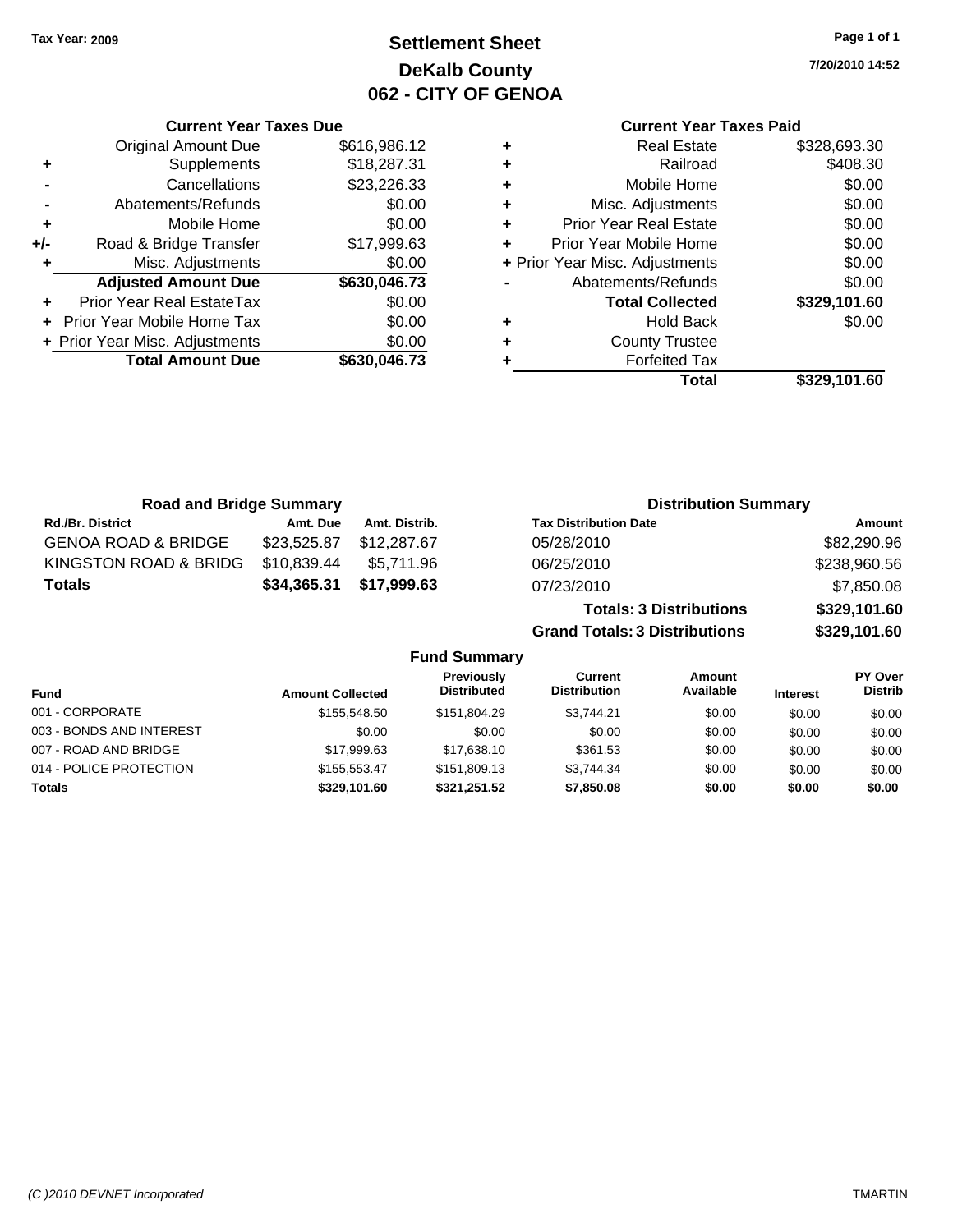Tax Year: 2009

# Settlement Sheet
## DeKalb County
## 062 - CITY OF GENOA

7/20/2010 14:52

### Current Year Taxes Due

| | | |
|---|---|---|
| | Original Amount Due | $616,986.12 |
| + | Supplements | $18,287.31 |
| - | Cancellations | $23,226.33 |
| - | Abatements/Refunds | $0.00 |
| + | Mobile Home | $0.00 |
| +/- | Road & Bridge Transfer | $17,999.63 |
| + | Misc. Adjustments | $0.00 |
| | **Adjusted Amount Due** | **$630,046.73** |
| + | Prior Year Real EstateTax | $0.00 |
| + | Prior Year Mobile Home Tax | $0.00 |
| + | Prior Year Misc. Adjustments | $0.00 |
| | **Total Amount Due** | **$630,046.73** |

### Current Year Taxes Paid

| | | |
|---|---|---|
| + | Real Estate | $328,693.30 |
| + | Railroad | $408.30 |
| + | Mobile Home | $0.00 |
| + | Misc. Adjustments | $0.00 |
| + | Prior Year Real Estate | $0.00 |
| + | Prior Year Mobile Home | $0.00 |
| + | Prior Year Misc. Adjustments | $0.00 |
| - | Abatements/Refunds | $0.00 |
| | **Total Collected** | **$329,101.60** |
| + | Hold Back | $0.00 |
| + | County Trustee | |
| + | Forfeited Tax | |
| | **Total** | **$329,101.60** |

### Road and Bridge Summary

| Rd./Br. District | Amt. Due | Amt. Distrib. |
|---|---|---|
| GENOA ROAD & BRIDGE | $23,525.87 | $12,287.67 |
| KINGSTON ROAD & BRIDG | $10,839.44 | $5,711.96 |
| **Totals** | **$34,365.31** | **$17,999.63** |

### Distribution Summary

| Tax Distribution Date | Amount |
|---|---|
| 05/28/2010 | $82,290.96 |
| 06/25/2010 | $238,960.56 |
| 07/23/2010 | $7,850.08 |
| **Totals: 3 Distributions** | **$329,101.60** |
| **Grand Totals: 3 Distributions** | **$329,101.60** |

### Fund Summary

| Fund | Amount Collected | Previously Distributed | Current Distribution | Amount Available | Interest | PY Over Distrib |
|---|---|---|---|---|---|---|
| 001 - CORPORATE | $155,548.50 | $151,804.29 | $3,744.21 | $0.00 | $0.00 | $0.00 |
| 003 - BONDS AND INTEREST | $0.00 | $0.00 | $0.00 | $0.00 | $0.00 | $0.00 |
| 007 - ROAD AND BRIDGE | $17,999.63 | $17,638.10 | $361.53 | $0.00 | $0.00 | $0.00 |
| 014 - POLICE PROTECTION | $155,553.47 | $151,809.13 | $3,744.34 | $0.00 | $0.00 | $0.00 |
| **Totals** | **$329,101.60** | **$321,251.52** | **$7,850.08** | **$0.00** | **$0.00** | **$0.00** |

(C )2010 DEVNET Incorporated — TMARTIN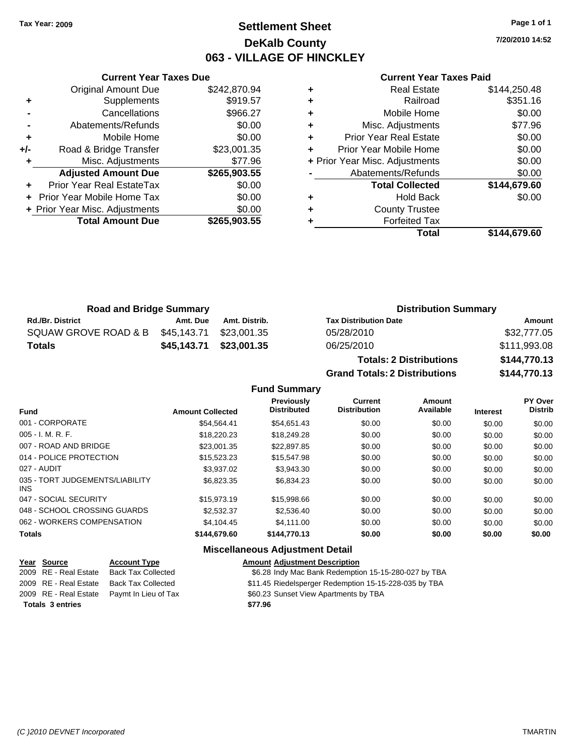**Tax Year: 2009**

# Settlement Sheet
## DeKalb County
## 063 - VILLAGE OF HINCKLEY

7/20/2010 14:52

### Current Year Taxes Due

| | | |
|---|---|---|
| | Original Amount Due | $242,870.94 |
| + | Supplements | $919.57 |
| - | Cancellations | $966.27 |
| - | Abatements/Refunds | $0.00 |
| + | Mobile Home | $0.00 |
| +/- | Road & Bridge Transfer | $23,001.35 |
| + | Misc. Adjustments | $77.96 |
| | **Adjusted Amount Due** | **$265,903.55** |
| + | Prior Year Real EstateTax | $0.00 |
| + | Prior Year Mobile Home Tax | $0.00 |
| + | Prior Year Misc. Adjustments | $0.00 |
| | **Total Amount Due** | **$265,903.55** |

### Current Year Taxes Paid

| | | |
|---|---|---|
| + | Real Estate | $144,250.48 |
| + | Railroad | $351.16 |
| + | Mobile Home | $0.00 |
| + | Misc. Adjustments | $77.96 |
| + | Prior Year Real Estate | $0.00 |
| + | Prior Year Mobile Home | $0.00 |
| + | Prior Year Misc. Adjustments | $0.00 |
| - | Abatements/Refunds | $0.00 |
| | **Total Collected** | **$144,679.60** |
| + | Hold Back | $0.00 |
| + | County Trustee | |
| + | Forfeited Tax | |
| | **Total** | **$144,679.60** |

### Road and Bridge Summary

| Rd./Br. District | Amt. Due | Amt. Distrib. |
|---|---|---|
| SQUAW GROVE ROAD & B | $45,143.71 | $23,001.35 |
| **Totals** | **$45,143.71** | **$23,001.35** |

### Distribution Summary

| Tax Distribution Date | Amount |
|---|---|
| 05/28/2010 | $32,777.05 |
| 06/25/2010 | $111,993.08 |
| **Totals: 2 Distributions** | **$144,770.13** |
| **Grand Totals: 2 Distributions** | **$144,770.13** |

### Fund Summary

| Fund | Amount Collected | Previously Distributed | Current Distribution | Amount Available | Interest | PY Over Distrib |
|---|---|---|---|---|---|---|
| 001 - CORPORATE | $54,564.41 | $54,651.43 | $0.00 | $0.00 | $0.00 | $0.00 |
| 005 - I. M. R. F. | $18,220.23 | $18,249.28 | $0.00 | $0.00 | $0.00 | $0.00 |
| 007 - ROAD AND BRIDGE | $23,001.35 | $22,897.85 | $0.00 | $0.00 | $0.00 | $0.00 |
| 014 - POLICE PROTECTION | $15,523.23 | $15,547.98 | $0.00 | $0.00 | $0.00 | $0.00 |
| 027 - AUDIT | $3,937.02 | $3,943.30 | $0.00 | $0.00 | $0.00 | $0.00 |
| 035 - TORT JUDGEMENTS/LIABILITY INS | $6,823.35 | $6,834.23 | $0.00 | $0.00 | $0.00 | $0.00 |
| 047 - SOCIAL SECURITY | $15,973.19 | $15,998.66 | $0.00 | $0.00 | $0.00 | $0.00 |
| 048 - SCHOOL CROSSING GUARDS | $2,532.37 | $2,536.40 | $0.00 | $0.00 | $0.00 | $0.00 |
| 062 - WORKERS COMPENSATION | $4,104.45 | $4,111.00 | $0.00 | $0.00 | $0.00 | $0.00 |
| **Totals** | **$144,679.60** | **$144,770.13** | **$0.00** | **$0.00** | **$0.00** | **$0.00** |

### Miscellaneous Adjustment Detail

| Year | Source | Account Type | Amount | Adjustment Description |
|---|---|---|---|---|
| 2009 | RE - Real Estate | Back Tax Collected | $6.28 | Indy Mac Bank Redemption 15-15-280-027 by TBA |
| 2009 | RE - Real Estate | Back Tax Collected | $11.45 | Riedelsperger Redemption 15-15-228-035 by TBA |
| 2009 | RE - Real Estate | Paymt In Lieu of Tax | $60.23 | Sunset View Apartments by TBA |
| **Totals** | **3 entries** | | **$77.96** | |

(C )2010 DEVNET Incorporated — TMARTIN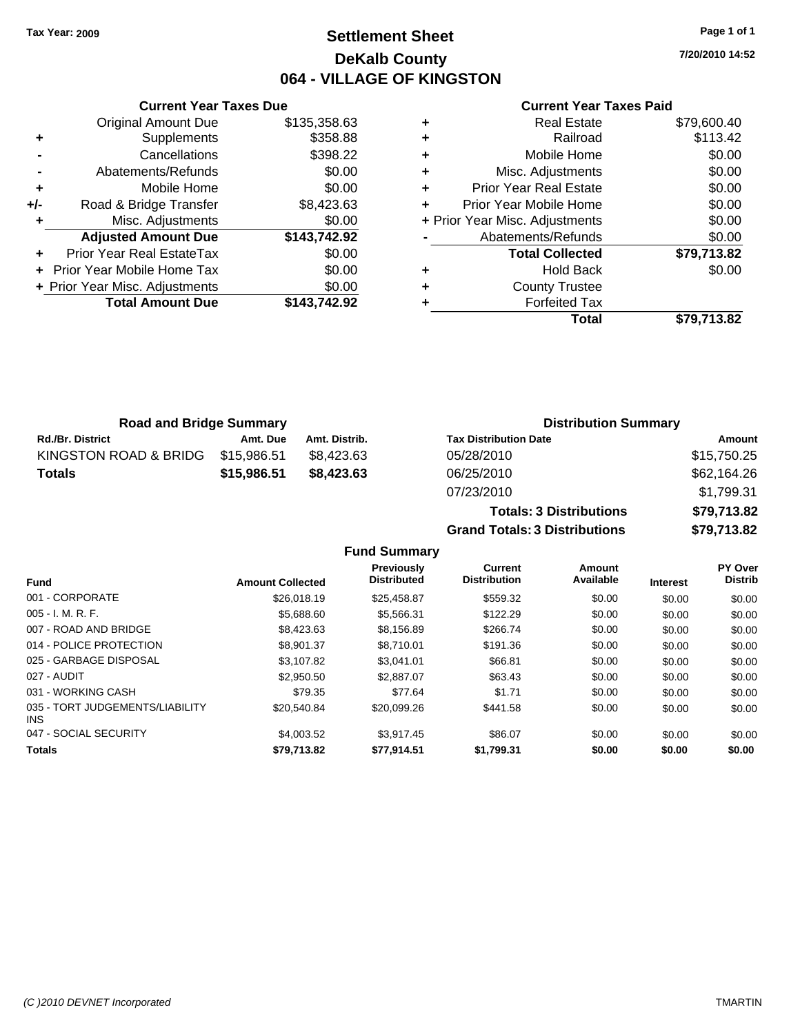**Tax Year: 2009**

# Settlement Sheet
## DeKalb County
## 064 - VILLAGE OF KINGSTON

7/20/2010 14:52

### Current Year Taxes Due

| | | |
|---|---|---|
| | Original Amount Due | $135,358.63 |
| + | Supplements | $358.88 |
| - | Cancellations | $398.22 |
| - | Abatements/Refunds | $0.00 |
| + | Mobile Home | $0.00 |
| +/- | Road & Bridge Transfer | $8,423.63 |
| + | Misc. Adjustments | $0.00 |
| | **Adjusted Amount Due** | **$143,742.92** |
| + | Prior Year Real EstateTax | $0.00 |
| + | Prior Year Mobile Home Tax | $0.00 |
| + | Prior Year Misc. Adjustments | $0.00 |
| | **Total Amount Due** | **$143,742.92** |

### Current Year Taxes Paid

| | | |
|---|---|---|
| + | Real Estate | $79,600.40 |
| + | Railroad | $113.42 |
| + | Mobile Home | $0.00 |
| + | Misc. Adjustments | $0.00 |
| + | Prior Year Real Estate | $0.00 |
| + | Prior Year Mobile Home | $0.00 |
| + | Prior Year Misc. Adjustments | $0.00 |
| - | Abatements/Refunds | $0.00 |
| | **Total Collected** | **$79,713.82** |
| + | Hold Back | $0.00 |
| + | County Trustee | |
| + | Forfeited Tax | |
| | **Total** | **$79,713.82** |

### Road and Bridge Summary

| Rd./Br. District | Amt. Due | Amt. Distrib. |
|---|---|---|
| KINGSTON ROAD & BRIDG | $15,986.51 | $8,423.63 |
| **Totals** | **$15,986.51** | **$8,423.63** |

### Distribution Summary

| Tax Distribution Date | Amount |
|---|---|
| 05/28/2010 | $15,750.25 |
| 06/25/2010 | $62,164.26 |
| 07/23/2010 | $1,799.31 |
| **Totals: 3 Distributions** | **$79,713.82** |
| **Grand Totals: 3 Distributions** | **$79,713.82** |

### Fund Summary

| Fund | Amount Collected | Previously Distributed | Current Distribution | Amount Available | Interest | PY Over Distrib |
|---|---|---|---|---|---|---|
| 001 - CORPORATE | $26,018.19 | $25,458.87 | $559.32 | $0.00 | $0.00 | $0.00 |
| 005 - I. M. R. F. | $5,688.60 | $5,566.31 | $122.29 | $0.00 | $0.00 | $0.00 |
| 007 - ROAD AND BRIDGE | $8,423.63 | $8,156.89 | $266.74 | $0.00 | $0.00 | $0.00 |
| 014 - POLICE PROTECTION | $8,901.37 | $8,710.01 | $191.36 | $0.00 | $0.00 | $0.00 |
| 025 - GARBAGE DISPOSAL | $3,107.82 | $3,041.01 | $66.81 | $0.00 | $0.00 | $0.00 |
| 027 - AUDIT | $2,950.50 | $2,887.07 | $63.43 | $0.00 | $0.00 | $0.00 |
| 031 - WORKING CASH | $79.35 | $77.64 | $1.71 | $0.00 | $0.00 | $0.00 |
| 035 - TORT JUDGEMENTS/LIABILITY INS | $20,540.84 | $20,099.26 | $441.58 | $0.00 | $0.00 | $0.00 |
| 047 - SOCIAL SECURITY | $4,003.52 | $3,917.45 | $86.07 | $0.00 | $0.00 | $0.00 |
| **Totals** | **$79,713.82** | **$77,914.51** | **$1,799.31** | **$0.00** | **$0.00** | **$0.00** |

(C )2010 DEVNET Incorporated TMARTIN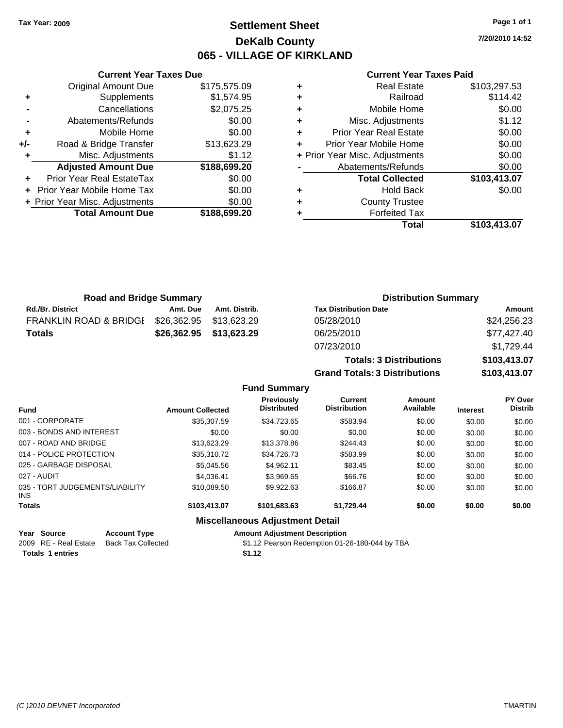**Tax Year: 2009**

# Settlement Sheet
## DeKalb County
## 065 - VILLAGE OF KIRKLAND

7/20/2010 14:52

### Current Year Taxes Due

| | | |
|---|---|---|
| | Original Amount Due | $175,575.09 |
| + | Supplements | $1,574.95 |
| - | Cancellations | $2,075.25 |
| - | Abatements/Refunds | $0.00 |
| + | Mobile Home | $0.00 |
| +/- | Road & Bridge Transfer | $13,623.29 |
| + | Misc. Adjustments | $1.12 |
| | **Adjusted Amount Due** | **$188,699.20** |
| + | Prior Year Real EstateTax | $0.00 |
| + | Prior Year Mobile Home Tax | $0.00 |
| + | Prior Year Misc. Adjustments | $0.00 |
| | **Total Amount Due** | **$188,699.20** |

### Current Year Taxes Paid

| | | |
|---|---|---|
| + | Real Estate | $103,297.53 |
| + | Railroad | $114.42 |
| + | Mobile Home | $0.00 |
| + | Misc. Adjustments | $1.12 |
| + | Prior Year Real Estate | $0.00 |
| + | Prior Year Mobile Home | $0.00 |
| + | Prior Year Misc. Adjustments | $0.00 |
| - | Abatements/Refunds | $0.00 |
| | **Total Collected** | **$103,413.07** |
| + | Hold Back | $0.00 |
| + | County Trustee | |
| + | Forfeited Tax | |
| | **Total** | **$103,413.07** |

### Road and Bridge Summary

| Rd./Br. District | Amt. Due | Amt. Distrib. |
|---|---|---|
| FRANKLIN ROAD & BRIDGI | $26,362.95 | $13,623.29 |
| **Totals** | **$26,362.95** | **$13,623.29** |

### Distribution Summary

| Tax Distribution Date | Amount |
|---|---|
| 05/28/2010 | $24,256.23 |
| 06/25/2010 | $77,427.40 |
| 07/23/2010 | $1,729.44 |
| **Totals: 3 Distributions** | **$103,413.07** |
| **Grand Totals: 3 Distributions** | **$103,413.07** |

### Fund Summary

| Fund | Amount Collected | Previously Distributed | Current Distribution | Amount Available | Interest | PY Over Distrib |
|---|---|---|---|---|---|---|
| 001 - CORPORATE | $35,307.59 | $34,723.65 | $583.94 | $0.00 | $0.00 | $0.00 |
| 003 - BONDS AND INTEREST | $0.00 | $0.00 | $0.00 | $0.00 | $0.00 | $0.00 |
| 007 - ROAD AND BRIDGE | $13,623.29 | $13,378.86 | $244.43 | $0.00 | $0.00 | $0.00 |
| 014 - POLICE PROTECTION | $35,310.72 | $34,726.73 | $583.99 | $0.00 | $0.00 | $0.00 |
| 025 - GARBAGE DISPOSAL | $5,045.56 | $4,962.11 | $83.45 | $0.00 | $0.00 | $0.00 |
| 027 - AUDIT | $4,036.41 | $3,969.65 | $66.76 | $0.00 | $0.00 | $0.00 |
| 035 - TORT JUDGEMENTS/LIABILITY INS | $10,089.50 | $9,922.63 | $166.87 | $0.00 | $0.00 | $0.00 |
| **Totals** | **$103,413.07** | **$101,683.63** | **$1,729.44** | **$0.00** | **$0.00** | **$0.00** |

### Miscellaneous Adjustment Detail

| Year | Source | Account Type | Amount | Adjustment Description |
|---|---|---|---|---|
| 2009 | RE - Real Estate | Back Tax Collected | $1.12 | Pearson Redemption 01-26-180-044 by TBA |
| **Totals** | **1 entries** | | **$1.12** | |

*(C )2010 DEVNET Incorporated* TMARTIN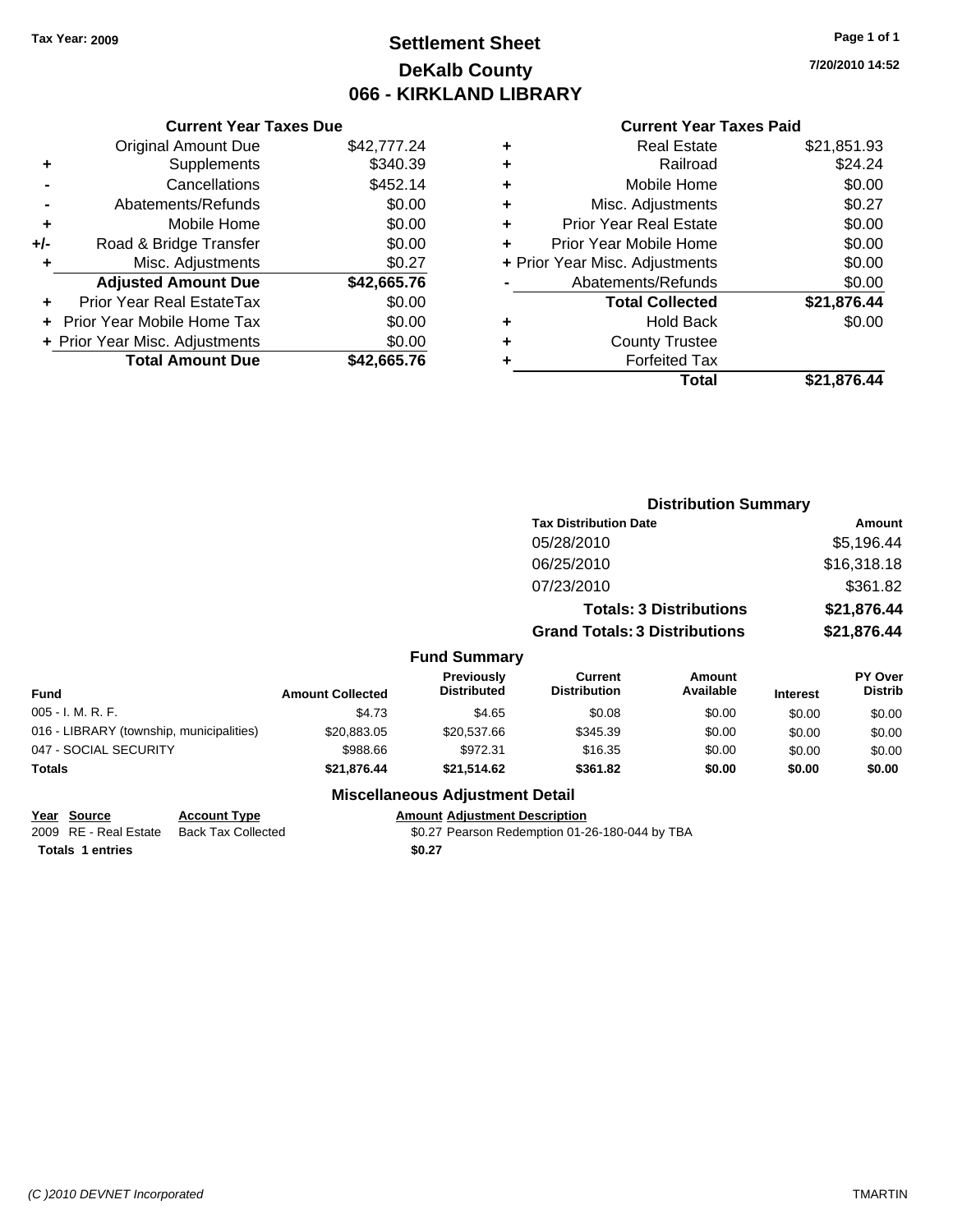Tax Year: 2009

# Settlement Sheet
## DeKalb County
## 066 - KIRKLAND LIBRARY

7/20/2010 14:52

### Current Year Taxes Due

| | | |
|---|---|---|
| | Original Amount Due | $42,777.24 |
| + | Supplements | $340.39 |
| - | Cancellations | $452.14 |
| - | Abatements/Refunds | $0.00 |
| + | Mobile Home | $0.00 |
| +/- | Road & Bridge Transfer | $0.00 |
| + | Misc. Adjustments | $0.27 |
| | **Adjusted Amount Due** | **$42,665.76** |
| + | Prior Year Real EstateTax | $0.00 |
| + | Prior Year Mobile Home Tax | $0.00 |
| + | Prior Year Misc. Adjustments | $0.00 |
| | **Total Amount Due** | **$42,665.76** |

### Current Year Taxes Paid

| | | |
|---|---|---|
| + | Real Estate | $21,851.93 |
| + | Railroad | $24.24 |
| + | Mobile Home | $0.00 |
| + | Misc. Adjustments | $0.27 |
| + | Prior Year Real Estate | $0.00 |
| + | Prior Year Mobile Home | $0.00 |
| + | Prior Year Misc. Adjustments | $0.00 |
| - | Abatements/Refunds | $0.00 |
| | **Total Collected** | **$21,876.44** |
| + | Hold Back | $0.00 |
| + | County Trustee | |
| + | Forfeited Tax | |
| | **Total** | **$21,876.44** |

### Distribution Summary

| Tax Distribution Date | Amount |
|---|---|
| 05/28/2010 | $5,196.44 |
| 06/25/2010 | $16,318.18 |
| 07/23/2010 | $361.82 |
| **Totals: 3 Distributions** | **$21,876.44** |
| **Grand Totals: 3 Distributions** | **$21,876.44** |

### Fund Summary

| Fund | Amount Collected | Previously Distributed | Current Distribution | Amount Available | Interest | PY Over Distrib |
|---|---|---|---|---|---|---|
| 005 - I. M. R. F. | $4.73 | $4.65 | $0.08 | $0.00 | $0.00 | $0.00 |
| 016 - LIBRARY (township, municipalities) | $20,883.05 | $20,537.66 | $345.39 | $0.00 | $0.00 | $0.00 |
| 047 - SOCIAL SECURITY | $988.66 | $972.31 | $16.35 | $0.00 | $0.00 | $0.00 |
| **Totals** | **$21,876.44** | **$21,514.62** | **$361.82** | **$0.00** | **$0.00** | **$0.00** |

### Miscellaneous Adjustment Detail

| Year | Source | Account Type | Amount | Adjustment Description |
|---|---|---|---|---|
| 2009 | RE - Real Estate | Back Tax Collected | $0.27 | Pearson Redemption 01-26-180-044 by TBA |
| **Totals 1 entries** | | | **$0.27** | |

(C )2010 DEVNET Incorporated TMARTIN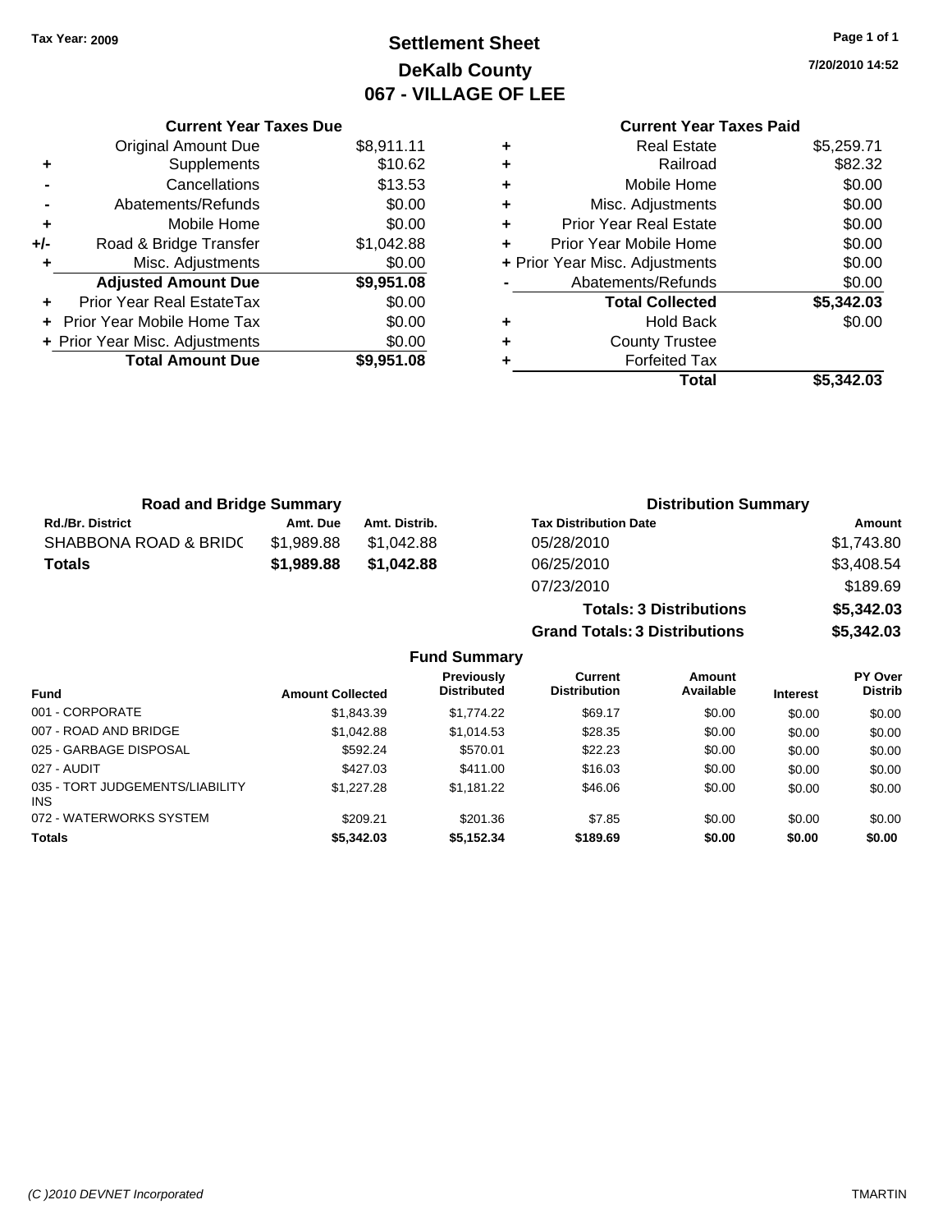Tax Year: 2009

# Settlement Sheet
## DeKalb County
## 067 - VILLAGE OF LEE

7/20/2010 14:52

### Current Year Taxes Due

| | | |
|---|---|---|
| | Original Amount Due | $8,911.11 |
| + | Supplements | $10.62 |
| - | Cancellations | $13.53 |
| - | Abatements/Refunds | $0.00 |
| + | Mobile Home | $0.00 |
| +/- | Road & Bridge Transfer | $1,042.88 |
| + | Misc. Adjustments | $0.00 |
| | **Adjusted Amount Due** | **$9,951.08** |
| + | Prior Year Real EstateTax | $0.00 |
| + | Prior Year Mobile Home Tax | $0.00 |
| + | Prior Year Misc. Adjustments | $0.00 |
| | **Total Amount Due** | **$9,951.08** |

### Current Year Taxes Paid

| | | |
|---|---|---|
| + | Real Estate | $5,259.71 |
| + | Railroad | $82.32 |
| + | Mobile Home | $0.00 |
| + | Misc. Adjustments | $0.00 |
| + | Prior Year Real Estate | $0.00 |
| + | Prior Year Mobile Home | $0.00 |
| + | Prior Year Misc. Adjustments | $0.00 |
| - | Abatements/Refunds | $0.00 |
| | **Total Collected** | **$5,342.03** |
| + | Hold Back | $0.00 |
| + | County Trustee | |
| + | Forfeited Tax | |
| | **Total** | **$5,342.03** |

### Road and Bridge Summary

| Rd./Br. District | Amt. Due | Amt. Distrib. |
|---|---|---|
| SHABBONA ROAD & BRIDC | $1,989.88 | $1,042.88 |
| **Totals** | **$1,989.88** | **$1,042.88** |

### Distribution Summary

| Tax Distribution Date | Amount |
|---|---|
| 05/28/2010 | $1,743.80 |
| 06/25/2010 | $3,408.54 |
| 07/23/2010 | $189.69 |
| **Totals: 3 Distributions** | **$5,342.03** |
| **Grand Totals: 3 Distributions** | **$5,342.03** |

### Fund Summary

| Fund | Amount Collected | Previously Distributed | Current Distribution | Amount Available | Interest | PY Over Distrib |
|---|---|---|---|---|---|---|
| 001 - CORPORATE | $1,843.39 | $1,774.22 | $69.17 | $0.00 | $0.00 | $0.00 |
| 007 - ROAD AND BRIDGE | $1,042.88 | $1,014.53 | $28.35 | $0.00 | $0.00 | $0.00 |
| 025 - GARBAGE DISPOSAL | $592.24 | $570.01 | $22.23 | $0.00 | $0.00 | $0.00 |
| 027 - AUDIT | $427.03 | $411.00 | $16.03 | $0.00 | $0.00 | $0.00 |
| 035 - TORT JUDGEMENTS/LIABILITY INS | $1,227.28 | $1,181.22 | $46.06 | $0.00 | $0.00 | $0.00 |
| 072 - WATERWORKS SYSTEM | $209.21 | $201.36 | $7.85 | $0.00 | $0.00 | $0.00 |
| **Totals** | **$5,342.03** | **$5,152.34** | **$189.69** | **$0.00** | **$0.00** | **$0.00** |

(C )2010 DEVNET Incorporated TMARTIN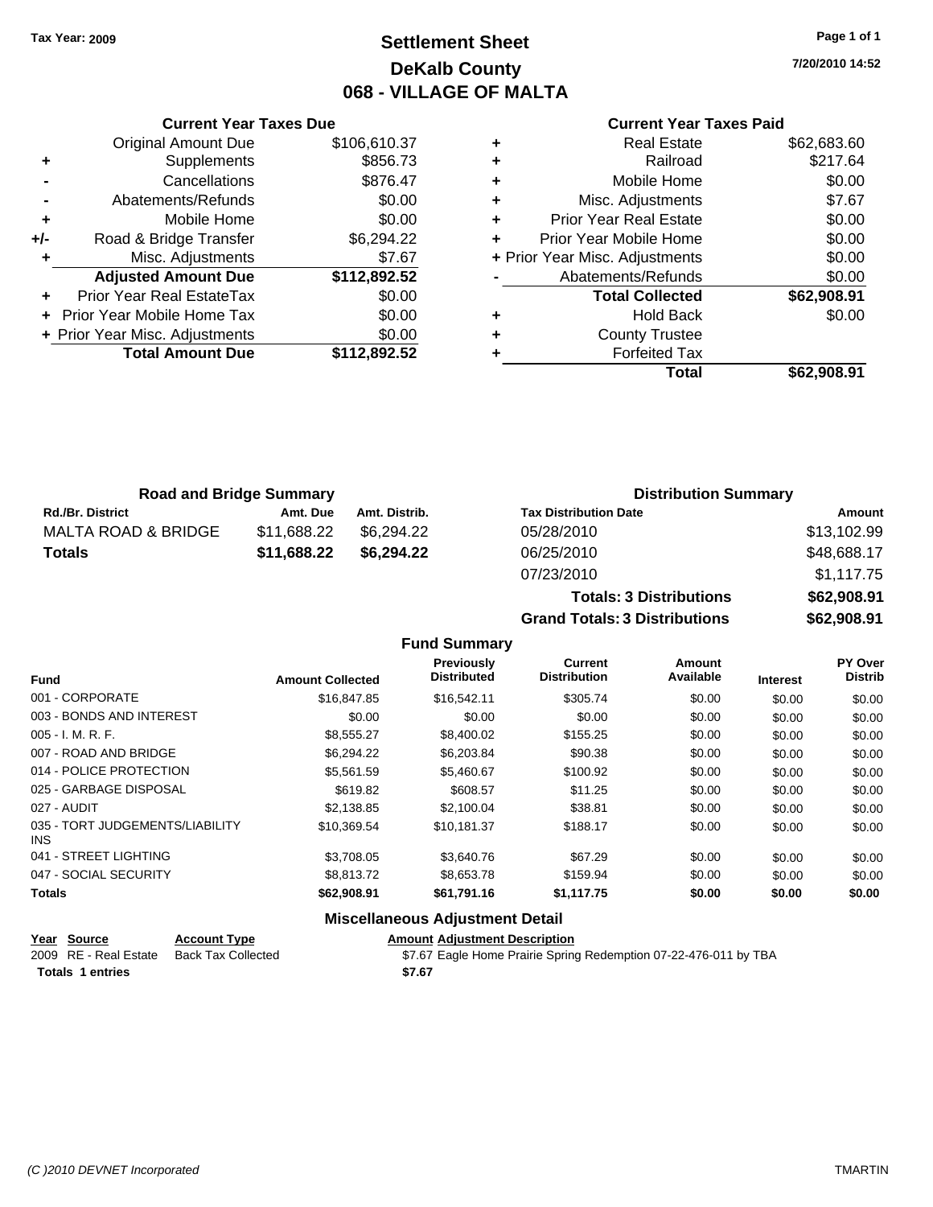Tax Year: 2009

# Settlement Sheet
## DeKalb County
## 068 - VILLAGE OF MALTA

7/20/2010 14:52

### Current Year Taxes Due

| | | |
|---|---|---|
| | Original Amount Due | $106,610.37 |
| + | Supplements | $856.73 |
| - | Cancellations | $876.47 |
| - | Abatements/Refunds | $0.00 |
| + | Mobile Home | $0.00 |
| +/- | Road & Bridge Transfer | $6,294.22 |
| + | Misc. Adjustments | $7.67 |
| | **Adjusted Amount Due** | **$112,892.52** |
| + | Prior Year Real EstateTax | $0.00 |
| + | Prior Year Mobile Home Tax | $0.00 |
| + | Prior Year Misc. Adjustments | $0.00 |
| | **Total Amount Due** | **$112,892.52** |

### Current Year Taxes Paid

| | | |
|---|---|---|
| + | Real Estate | $62,683.60 |
| + | Railroad | $217.64 |
| + | Mobile Home | $0.00 |
| + | Misc. Adjustments | $7.67 |
| + | Prior Year Real Estate | $0.00 |
| + | Prior Year Mobile Home | $0.00 |
| + | Prior Year Misc. Adjustments | $0.00 |
| - | Abatements/Refunds | $0.00 |
| | **Total Collected** | **$62,908.91** |
| + | Hold Back | $0.00 |
| + | County Trustee | |
| + | Forfeited Tax | |
| | **Total** | **$62,908.91** |

### Road and Bridge Summary

| Rd./Br. District | Amt. Due | Amt. Distrib. |
|---|---|---|
| MALTA ROAD & BRIDGE | $11,688.22 | $6,294.22 |
| **Totals** | **$11,688.22** | **$6,294.22** |

### Distribution Summary

| Tax Distribution Date | Amount |
|---|---|
| 05/28/2010 | $13,102.99 |
| 06/25/2010 | $48,688.17 |
| 07/23/2010 | $1,117.75 |
| **Totals: 3 Distributions** | **$62,908.91** |
| **Grand Totals: 3 Distributions** | **$62,908.91** |

### Fund Summary

| Fund | Amount Collected | Previously Distributed | Current Distribution | Amount Available | Interest | PY Over Distrib |
|---|---|---|---|---|---|---|
| 001 - CORPORATE | $16,847.85 | $16,542.11 | $305.74 | $0.00 | $0.00 | $0.00 |
| 003 - BONDS AND INTEREST | $0.00 | $0.00 | $0.00 | $0.00 | $0.00 | $0.00 |
| 005 - I. M. R. F. | $8,555.27 | $8,400.02 | $155.25 | $0.00 | $0.00 | $0.00 |
| 007 - ROAD AND BRIDGE | $6,294.22 | $6,203.84 | $90.38 | $0.00 | $0.00 | $0.00 |
| 014 - POLICE PROTECTION | $5,561.59 | $5,460.67 | $100.92 | $0.00 | $0.00 | $0.00 |
| 025 - GARBAGE DISPOSAL | $619.82 | $608.57 | $11.25 | $0.00 | $0.00 | $0.00 |
| 027 - AUDIT | $2,138.85 | $2,100.04 | $38.81 | $0.00 | $0.00 | $0.00 |
| 035 - TORT JUDGEMENTS/LIABILITY INS | $10,369.54 | $10,181.37 | $188.17 | $0.00 | $0.00 | $0.00 |
| 041 - STREET LIGHTING | $3,708.05 | $3,640.76 | $67.29 | $0.00 | $0.00 | $0.00 |
| 047 - SOCIAL SECURITY | $8,813.72 | $8,653.78 | $159.94 | $0.00 | $0.00 | $0.00 |
| **Totals** | **$62,908.91** | **$61,791.16** | **$1,117.75** | **$0.00** | **$0.00** | **$0.00** |

### Miscellaneous Adjustment Detail

| Year | Source | Account Type | Amount | Adjustment Description |
|---|---|---|---|---|
| 2009 | RE - Real Estate | Back Tax Collected | $7.67 | Eagle Home Prairie Spring Redemption 07-22-476-011 by TBA |
| **Totals 1 entries** | | | **$7.67** | |

(C )2010 DEVNET Incorporated TMARTIN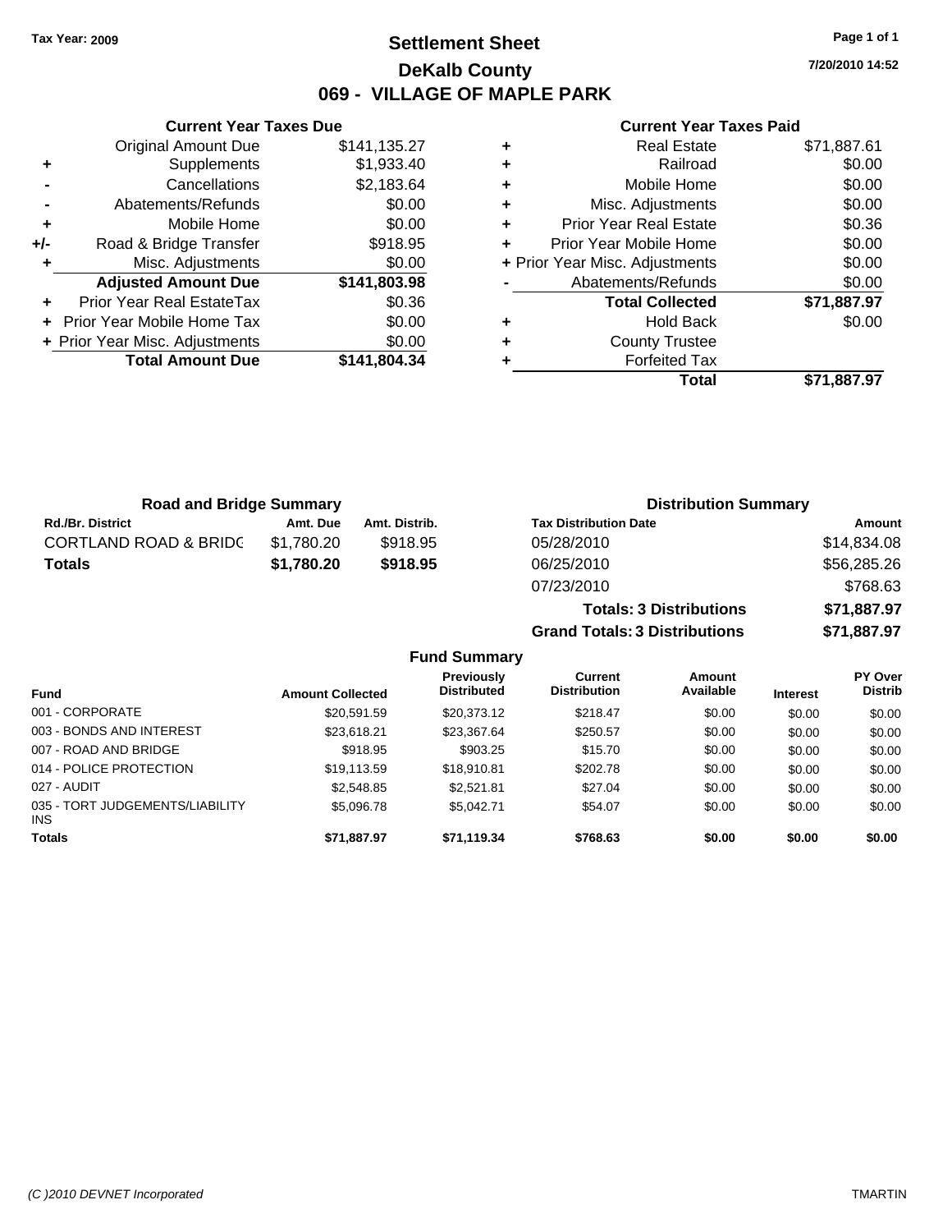**Tax Year: 2009**

# Settlement Sheet
## DeKalb County
## 069 - VILLAGE OF MAPLE PARK

7/20/2010 14:52

### Current Year Taxes Due

| | | |
|---|---|---|
| | Original Amount Due | $141,135.27 |
| + | Supplements | $1,933.40 |
| - | Cancellations | $2,183.64 |
| - | Abatements/Refunds | $0.00 |
| + | Mobile Home | $0.00 |
| +/- | Road & Bridge Transfer | $918.95 |
| + | Misc. Adjustments | $0.00 |
| | **Adjusted Amount Due** | **$141,803.98** |
| + | Prior Year Real EstateTax | $0.36 |
| + | Prior Year Mobile Home Tax | $0.00 |
| + | Prior Year Misc. Adjustments | $0.00 |
| | **Total Amount Due** | **$141,804.34** |

### Current Year Taxes Paid

| | | |
|---|---|---|
| + | Real Estate | $71,887.61 |
| + | Railroad | $0.00 |
| + | Mobile Home | $0.00 |
| + | Misc. Adjustments | $0.00 |
| + | Prior Year Real Estate | $0.36 |
| + | Prior Year Mobile Home | $0.00 |
| + | Prior Year Misc. Adjustments | $0.00 |
| - | Abatements/Refunds | $0.00 |
| | **Total Collected** | **$71,887.97** |
| + | Hold Back | $0.00 |
| + | County Trustee | |
| + | Forfeited Tax | |
| | **Total** | **$71,887.97** |

### Road and Bridge Summary

| Rd./Br. District | Amt. Due | Amt. Distrib. |
|---|---|---|
| CORTLAND ROAD & BRIDG | $1,780.20 | $918.95 |
| **Totals** | **$1,780.20** | **$918.95** |

### Distribution Summary

| Tax Distribution Date | Amount |
|---|---|
| 05/28/2010 | $14,834.08 |
| 06/25/2010 | $56,285.26 |
| 07/23/2010 | $768.63 |
| **Totals: 3 Distributions** | **$71,887.97** |
| **Grand Totals: 3 Distributions** | **$71,887.97** |

### Fund Summary

| Fund | Amount Collected | Previously Distributed | Current Distribution | Amount Available | Interest | PY Over Distrib |
|---|---|---|---|---|---|---|
| 001 - CORPORATE | $20,591.59 | $20,373.12 | $218.47 | $0.00 | $0.00 | $0.00 |
| 003 - BONDS AND INTEREST | $23,618.21 | $23,367.64 | $250.57 | $0.00 | $0.00 | $0.00 |
| 007 - ROAD AND BRIDGE | $918.95 | $903.25 | $15.70 | $0.00 | $0.00 | $0.00 |
| 014 - POLICE PROTECTION | $19,113.59 | $18,910.81 | $202.78 | $0.00 | $0.00 | $0.00 |
| 027 - AUDIT | $2,548.85 | $2,521.81 | $27.04 | $0.00 | $0.00 | $0.00 |
| 035 - TORT JUDGEMENTS/LIABILITY INS | $5,096.78 | $5,042.71 | $54.07 | $0.00 | $0.00 | $0.00 |
| **Totals** | **$71,887.97** | **$71,119.34** | **$768.63** | **$0.00** | **$0.00** | **$0.00** |

(C )2010 DEVNET Incorporated — TMARTIN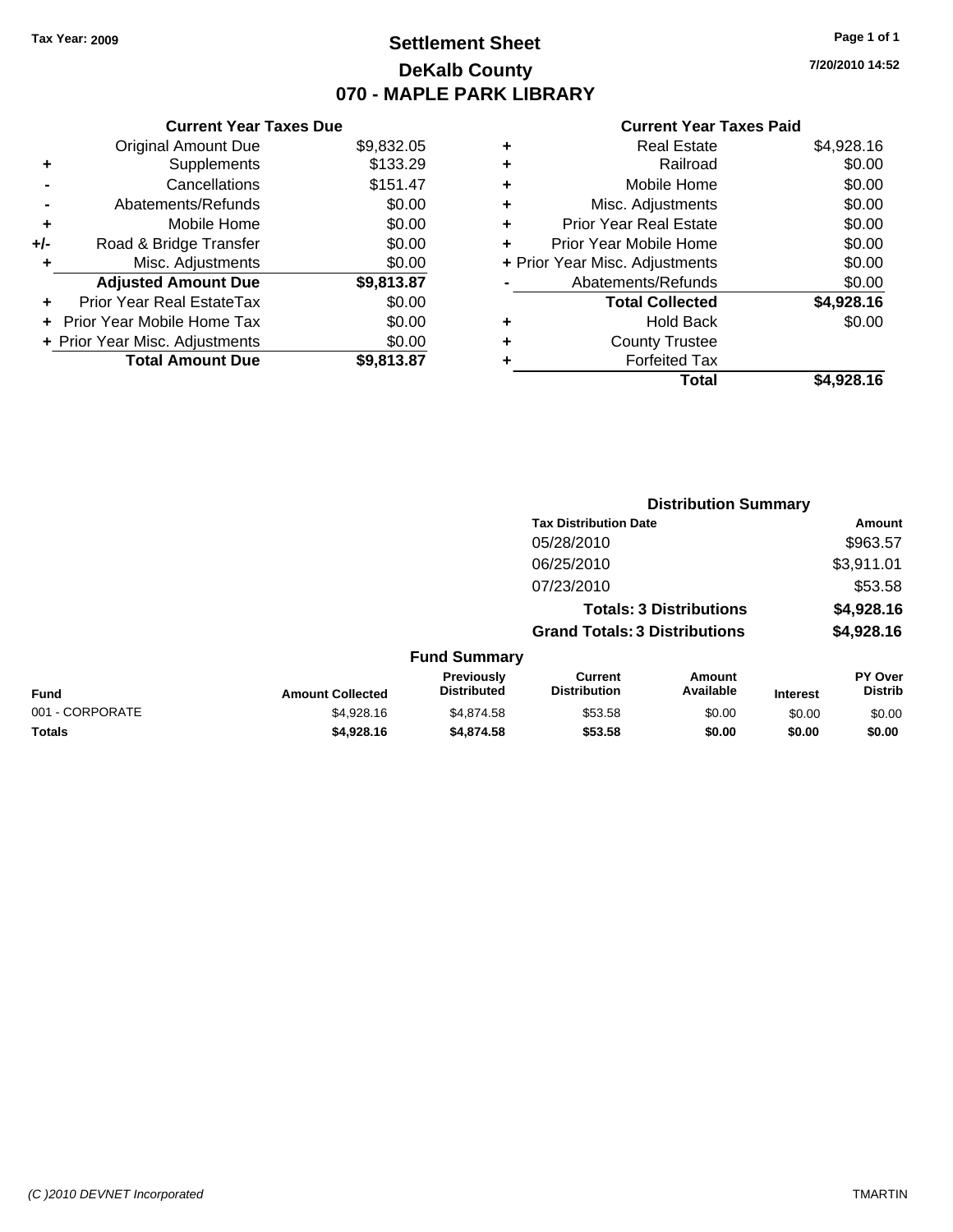Tax Year: 2009

# Settlement Sheet
## DeKalb County
## 070 - MAPLE PARK LIBRARY

7/20/2010 14:52

### Current Year Taxes Due

| | | |
|---|---|---|
| | Original Amount Due | $9,832.05 |
| + | Supplements | $133.29 |
| - | Cancellations | $151.47 |
| - | Abatements/Refunds | $0.00 |
| + | Mobile Home | $0.00 |
| +/- | Road & Bridge Transfer | $0.00 |
| + | Misc. Adjustments | $0.00 |
| | **Adjusted Amount Due** | **$9,813.87** |
| + | Prior Year Real EstateTax | $0.00 |
| + | Prior Year Mobile Home Tax | $0.00 |
| + | Prior Year Misc. Adjustments | $0.00 |
| | **Total Amount Due** | **$9,813.87** |

### Current Year Taxes Paid

| | | |
|---|---|---|
| + | Real Estate | $4,928.16 |
| + | Railroad | $0.00 |
| + | Mobile Home | $0.00 |
| + | Misc. Adjustments | $0.00 |
| + | Prior Year Real Estate | $0.00 |
| + | Prior Year Mobile Home | $0.00 |
| + | Prior Year Misc. Adjustments | $0.00 |
| - | Abatements/Refunds | $0.00 |
| | **Total Collected** | **$4,928.16** |
| + | Hold Back | $0.00 |
| + | County Trustee | |
| + | Forfeited Tax | |
| | **Total** | **$4,928.16** |

### Distribution Summary

| Tax Distribution Date | Amount |
|---|---|
| 05/28/2010 | $963.57 |
| 06/25/2010 | $3,911.01 |
| 07/23/2010 | $53.58 |
| **Totals: 3 Distributions** | **$4,928.16** |
| **Grand Totals: 3 Distributions** | **$4,928.16** |

### Fund Summary

| Fund | Amount Collected | Previously Distributed | Current Distribution | Amount Available | Interest | PY Over Distrib |
|---|---|---|---|---|---|---|
| 001 - CORPORATE | $4,928.16 | $4,874.58 | $53.58 | $0.00 | $0.00 | $0.00 |
| **Totals** | **$4,928.16** | **$4,874.58** | **$53.58** | **$0.00** | **$0.00** | **$0.00** |

(C )2010 DEVNET Incorporated TMARTIN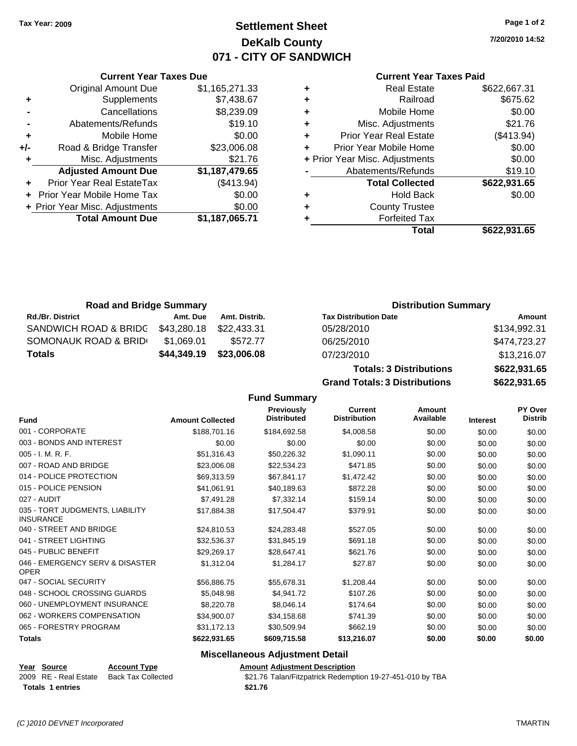Tax Year: 2009

# Settlement Sheet
## DeKalb County
## 071 - CITY OF SANDWICH

7/20/2010 14:52

### Current Year Taxes Due

| | | |
|---|---|---|
| | Original Amount Due | $1,165,271.33 |
| + | Supplements | $7,438.67 |
| - | Cancellations | $8,239.09 |
| - | Abatements/Refunds | $19.10 |
| + | Mobile Home | $0.00 |
| +/- | Road & Bridge Transfer | $23,006.08 |
| + | Misc. Adjustments | $21.76 |
| | **Adjusted Amount Due** | **$1,187,479.65** |
| + | Prior Year Real EstateTax | ($413.94) |
| + | Prior Year Mobile Home Tax | $0.00 |
| + | Prior Year Misc. Adjustments | $0.00 |
| | **Total Amount Due** | **$1,187,065.71** |

### Current Year Taxes Paid

| | | |
|---|---|---|
| + | Real Estate | $622,667.31 |
| + | Railroad | $675.62 |
| + | Mobile Home | $0.00 |
| + | Misc. Adjustments | $21.76 |
| + | Prior Year Real Estate | ($413.94) |
| + | Prior Year Mobile Home | $0.00 |
| + | Prior Year Misc. Adjustments | $0.00 |
| - | Abatements/Refunds | $19.10 |
| | **Total Collected** | **$622,931.65** |
| + | Hold Back | $0.00 |
| + | County Trustee | |
| + | Forfeited Tax | |
| | **Total** | **$622,931.65** |

### Road and Bridge Summary

| Rd./Br. District | Amt. Due | Amt. Distrib. |
|---|---|---|
| SANDWICH ROAD & BRIDG | $43,280.18 | $22,433.31 |
| SOMONAUK ROAD & BRID | $1,069.01 | $572.77 |
| **Totals** | **$44,349.19** | **$23,006.08** |

### Distribution Summary

| Tax Distribution Date | Amount |
|---|---|
| 05/28/2010 | $134,992.31 |
| 06/25/2010 | $474,723.27 |
| 07/23/2010 | $13,216.07 |
| **Totals: 3 Distributions** | **$622,931.65** |
| **Grand Totals: 3 Distributions** | **$622,931.65** |

### Fund Summary

| Fund | Amount Collected | Previously Distributed | Current Distribution | Amount Available | Interest | PY Over Distrib |
|---|---|---|---|---|---|---|
| 001 - CORPORATE | $188,701.16 | $184,692.58 | $4,008.58 | $0.00 | $0.00 | $0.00 |
| 003 - BONDS AND INTEREST | $0.00 | $0.00 | $0.00 | $0.00 | $0.00 | $0.00 |
| 005 - I. M. R. F. | $51,316.43 | $50,226.32 | $1,090.11 | $0.00 | $0.00 | $0.00 |
| 007 - ROAD AND BRIDGE | $23,006.08 | $22,534.23 | $471.85 | $0.00 | $0.00 | $0.00 |
| 014 - POLICE PROTECTION | $69,313.59 | $67,841.17 | $1,472.42 | $0.00 | $0.00 | $0.00 |
| 015 - POLICE PENSION | $41,061.91 | $40,189.63 | $872.28 | $0.00 | $0.00 | $0.00 |
| 027 - AUDIT | $7,491.28 | $7,332.14 | $159.14 | $0.00 | $0.00 | $0.00 |
| 035 - TORT JUDGMENTS, LIABILITY INSURANCE | $17,884.38 | $17,504.47 | $379.91 | $0.00 | $0.00 | $0.00 |
| 040 - STREET AND BRIDGE | $24,810.53 | $24,283.48 | $527.05 | $0.00 | $0.00 | $0.00 |
| 041 - STREET LIGHTING | $32,536.37 | $31,845.19 | $691.18 | $0.00 | $0.00 | $0.00 |
| 045 - PUBLIC BENEFIT | $29,269.17 | $28,647.41 | $621.76 | $0.00 | $0.00 | $0.00 |
| 046 - EMERGENCY SERV & DISASTER OPER | $1,312.04 | $1,284.17 | $27.87 | $0.00 | $0.00 | $0.00 |
| 047 - SOCIAL SECURITY | $56,886.75 | $55,678.31 | $1,208.44 | $0.00 | $0.00 | $0.00 |
| 048 - SCHOOL CROSSING GUARDS | $5,048.98 | $4,941.72 | $107.26 | $0.00 | $0.00 | $0.00 |
| 060 - UNEMPLOYMENT INSURANCE | $8,220.78 | $8,046.14 | $174.64 | $0.00 | $0.00 | $0.00 |
| 062 - WORKERS COMPENSATION | $34,900.07 | $34,158.68 | $741.39 | $0.00 | $0.00 | $0.00 |
| 065 - FORESTRY PROGRAM | $31,172.13 | $30,509.94 | $662.19 | $0.00 | $0.00 | $0.00 |
| **Totals** | **$622,931.65** | **$609,715.58** | **$13,216.07** | **$0.00** | **$0.00** | **$0.00** |

### Miscellaneous Adjustment Detail

| Year | Source | Account Type | Amount | Adjustment Description |
|---|---|---|---|---|
| 2009 | RE - Real Estate | Back Tax Collected | $21.76 | Talan/Fitzpatrick Redemption 19-27-451-010 by TBA |
| **Totals** | **1 entries** | | **$21.76** | |

(C )2010 DEVNET Incorporated TMARTIN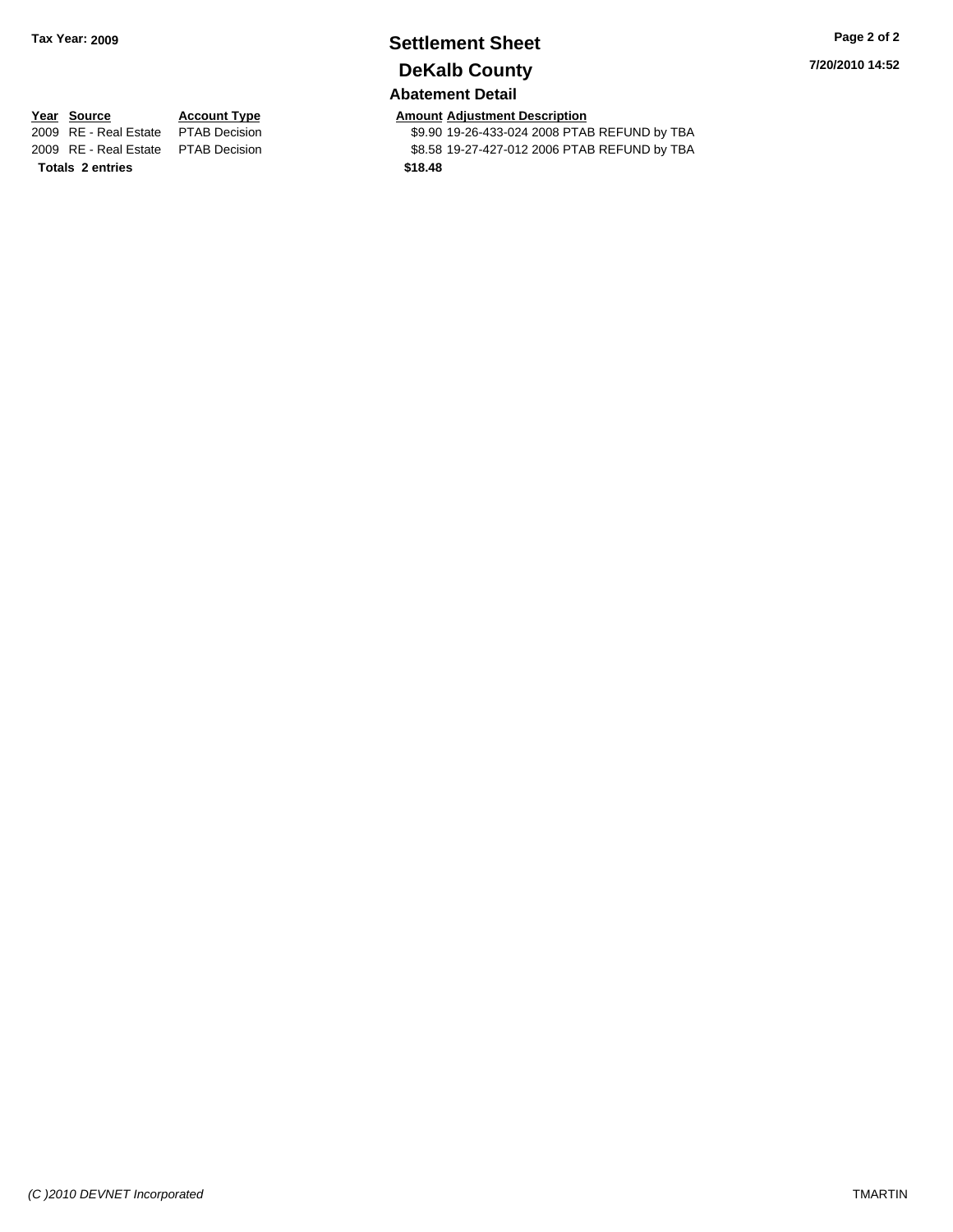# Settlement Sheet

## DeKalb County

### Abatement Detail

Tax Year: 2009

7/20/2010 14:52

| Year | Source | Account Type | Amount | Adjustment Description |
|---|---|---|---|---|
| 2009 | RE - Real Estate | PTAB Decision | $9.90 | 19-26-433-024 2008 PTAB REFUND by TBA |
| 2009 | RE - Real Estate | PTAB Decision | $8.58 | 19-27-427-012 2006 PTAB REFUND by TBA |
| **Totals 2 entries** | | | **$18.48** | |

*(C )2010 DEVNET Incorporated*

TMARTIN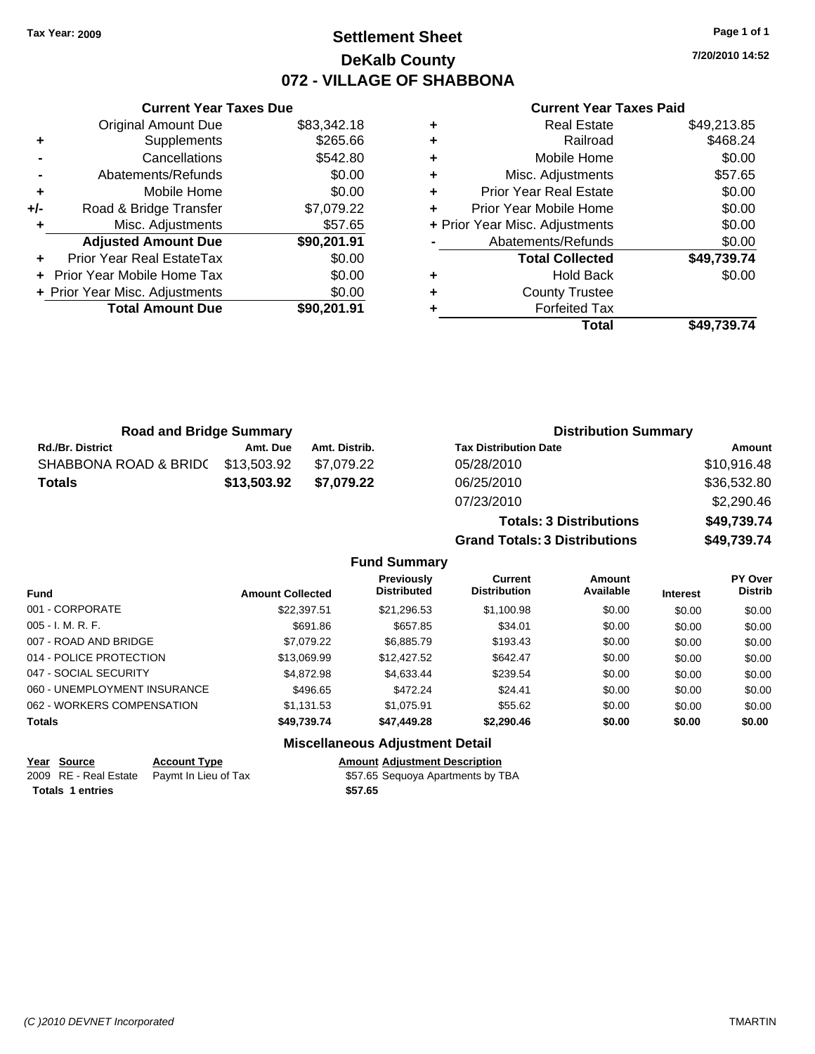Tax Year: 2009

# Settlement Sheet
## DeKalb County
## 072 - VILLAGE OF SHABBONA

7/20/2010 14:52

### Current Year Taxes Due

| | | |
|---|---|---|
| | Original Amount Due | $83,342.18 |
| + | Supplements | $265.66 |
| - | Cancellations | $542.80 |
| - | Abatements/Refunds | $0.00 |
| + | Mobile Home | $0.00 |
| +/- | Road & Bridge Transfer | $7,079.22 |
| + | Misc. Adjustments | $57.65 |
| | **Adjusted Amount Due** | **$90,201.91** |
| + | Prior Year Real EstateTax | $0.00 |
| + | Prior Year Mobile Home Tax | $0.00 |
| + | Prior Year Misc. Adjustments | $0.00 |
| | **Total Amount Due** | **$90,201.91** |

### Current Year Taxes Paid

| | | |
|---|---|---|
| + | Real Estate | $49,213.85 |
| + | Railroad | $468.24 |
| + | Mobile Home | $0.00 |
| + | Misc. Adjustments | $57.65 |
| + | Prior Year Real Estate | $0.00 |
| + | Prior Year Mobile Home | $0.00 |
| + | Prior Year Misc. Adjustments | $0.00 |
| - | Abatements/Refunds | $0.00 |
| | **Total Collected** | **$49,739.74** |
| + | Hold Back | $0.00 |
| + | County Trustee | |
| + | Forfeited Tax | |
| | **Total** | **$49,739.74** |

### Road and Bridge Summary

| Rd./Br. District | Amt. Due | Amt. Distrib. |
|---|---|---|
| SHABBONA ROAD & BRIDC | $13,503.92 | $7,079.22 |
| **Totals** | **$13,503.92** | **$7,079.22** |

### Distribution Summary

| Tax Distribution Date | Amount |
|---|---|
| 05/28/2010 | $10,916.48 |
| 06/25/2010 | $36,532.80 |
| 07/23/2010 | $2,290.46 |
| **Totals: 3 Distributions** | **$49,739.74** |
| **Grand Totals: 3 Distributions** | **$49,739.74** |

### Fund Summary

| Fund | Amount Collected | Previously Distributed | Current Distribution | Amount Available | Interest | PY Over Distrib |
|---|---|---|---|---|---|---|
| 001 - CORPORATE | $22,397.51 | $21,296.53 | $1,100.98 | $0.00 | $0.00 | $0.00 |
| 005 - I. M. R. F. | $691.86 | $657.85 | $34.01 | $0.00 | $0.00 | $0.00 |
| 007 - ROAD AND BRIDGE | $7,079.22 | $6,885.79 | $193.43 | $0.00 | $0.00 | $0.00 |
| 014 - POLICE PROTECTION | $13,069.99 | $12,427.52 | $642.47 | $0.00 | $0.00 | $0.00 |
| 047 - SOCIAL SECURITY | $4,872.98 | $4,633.44 | $239.54 | $0.00 | $0.00 | $0.00 |
| 060 - UNEMPLOYMENT INSURANCE | $496.65 | $472.24 | $24.41 | $0.00 | $0.00 | $0.00 |
| 062 - WORKERS COMPENSATION | $1,131.53 | $1,075.91 | $55.62 | $0.00 | $0.00 | $0.00 |
| **Totals** | **$49,739.74** | **$47,449.28** | **$2,290.46** | **$0.00** | **$0.00** | **$0.00** |

### Miscellaneous Adjustment Detail

| Year | Source | Account Type | Amount | Adjustment Description |
|---|---|---|---|---|
| 2009 | RE - Real Estate | Paymt In Lieu of Tax | $57.65 | Sequoya Apartments by TBA |
| **Totals** | **1 entries** | | **$57.65** | |

(C )2010 DEVNET Incorporated — TMARTIN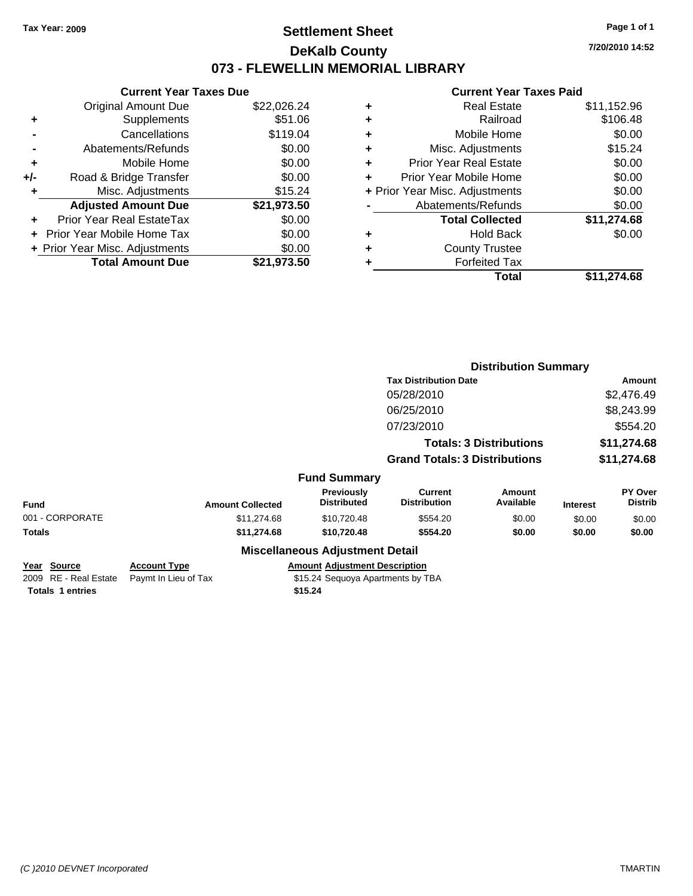Tax Year: 2009

# Settlement Sheet

## DeKalb County

## 073 - FLEWELLIN MEMORIAL LIBRARY

7/20/2010 14:52

### Current Year Taxes Due

| | | |
|---|---|---|
| | Original Amount Due | $22,026.24 |
| + | Supplements | $51.06 |
| - | Cancellations | $119.04 |
| - | Abatements/Refunds | $0.00 |
| + | Mobile Home | $0.00 |
| +/- | Road & Bridge Transfer | $0.00 |
| + | Misc. Adjustments | $15.24 |
| | **Adjusted Amount Due** | **$21,973.50** |
| + | Prior Year Real EstateTax | $0.00 |
| + | Prior Year Mobile Home Tax | $0.00 |
| + | Prior Year Misc. Adjustments | $0.00 |
| | **Total Amount Due** | **$21,973.50** |

### Current Year Taxes Paid

| | | |
|---|---|---|
| + | Real Estate | $11,152.96 |
| + | Railroad | $106.48 |
| + | Mobile Home | $0.00 |
| + | Misc. Adjustments | $15.24 |
| + | Prior Year Real Estate | $0.00 |
| + | Prior Year Mobile Home | $0.00 |
| + | Prior Year Misc. Adjustments | $0.00 |
| - | Abatements/Refunds | $0.00 |
| | **Total Collected** | **$11,274.68** |
| + | Hold Back | $0.00 |
| + | County Trustee | |
| + | Forfeited Tax | |
| | **Total** | **$11,274.68** |

### Distribution Summary

| Tax Distribution Date | Amount |
|---|---|
| 05/28/2010 | $2,476.49 |
| 06/25/2010 | $8,243.99 |
| 07/23/2010 | $554.20 |
| **Totals: 3 Distributions** | **$11,274.68** |
| **Grand Totals: 3 Distributions** | **$11,274.68** |

### Fund Summary

| Fund | Amount Collected | Previously Distributed | Current Distribution | Amount Available | Interest | PY Over Distrib |
|---|---|---|---|---|---|---|
| 001 - CORPORATE | $11,274.68 | $10,720.48 | $554.20 | $0.00 | $0.00 | $0.00 |
| **Totals** | **$11,274.68** | **$10,720.48** | **$554.20** | **$0.00** | **$0.00** | **$0.00** |

### Miscellaneous Adjustment Detail

| Year | Source | Account Type | Amount | Adjustment Description |
|---|---|---|---|---|
| 2009 | RE - Real Estate | Paymt In Lieu of Tax | $15.24 | Sequoya Apartments by TBA |
| **Totals** | **1 entries** | | **$15.24** | |

(C )2010 DEVNET Incorporated

TMARTIN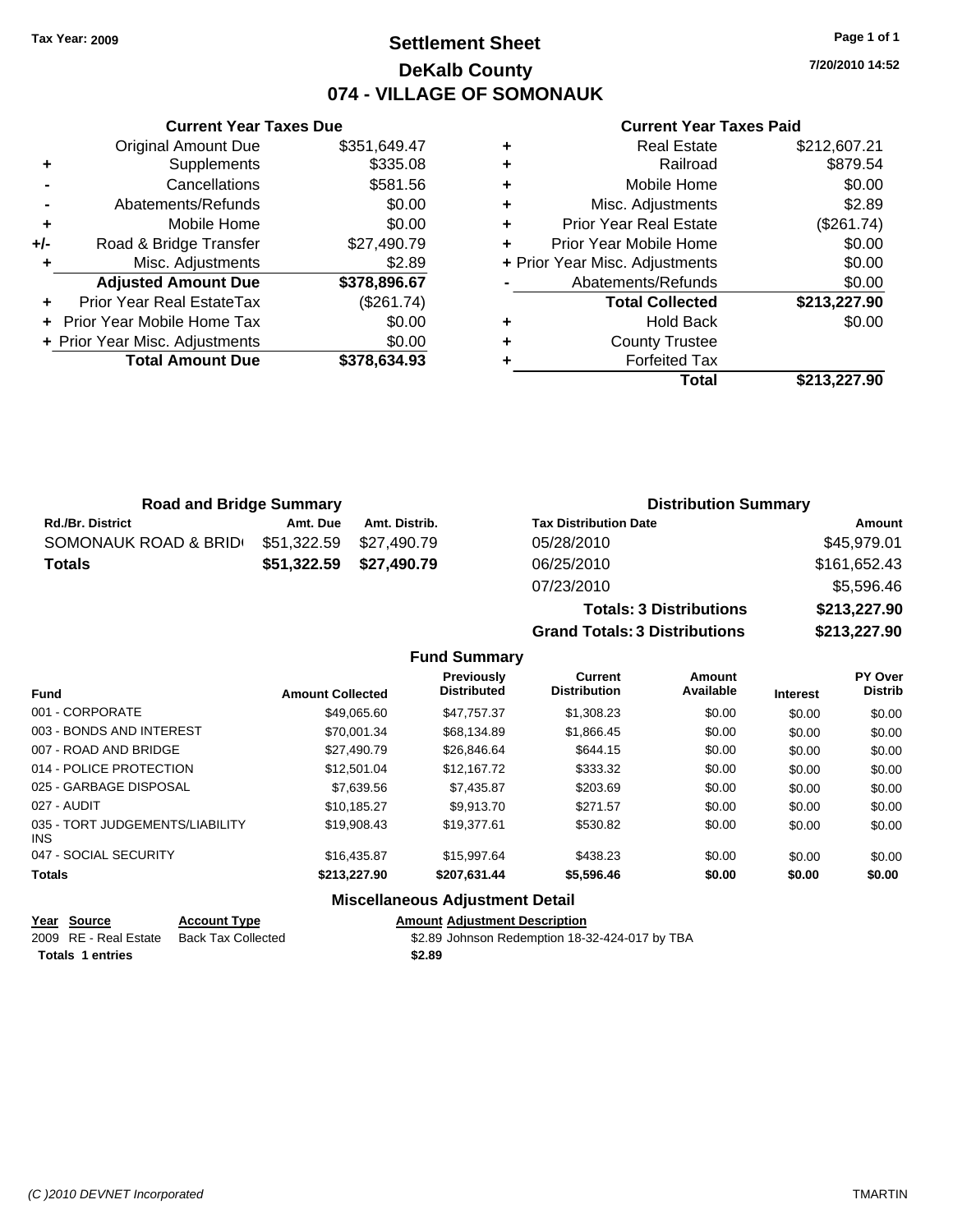Tax Year: 2009

# Settlement Sheet
## DeKalb County
## 074 - VILLAGE OF SOMONAUK

7/20/2010 14:52

### Current Year Taxes Due

| | | |
|---|---|---|
| | Original Amount Due | $351,649.47 |
| + | Supplements | $335.08 |
| - | Cancellations | $581.56 |
| - | Abatements/Refunds | $0.00 |
| + | Mobile Home | $0.00 |
| +/- | Road & Bridge Transfer | $27,490.79 |
| + | Misc. Adjustments | $2.89 |
| | **Adjusted Amount Due** | **$378,896.67** |
| + | Prior Year Real EstateTax | ($261.74) |
| + | Prior Year Mobile Home Tax | $0.00 |
| + | Prior Year Misc. Adjustments | $0.00 |
| | **Total Amount Due** | **$378,634.93** |

### Current Year Taxes Paid

| | | |
|---|---|---|
| + | Real Estate | $212,607.21 |
| + | Railroad | $879.54 |
| + | Mobile Home | $0.00 |
| + | Misc. Adjustments | $2.89 |
| + | Prior Year Real Estate | ($261.74) |
| + | Prior Year Mobile Home | $0.00 |
| + | Prior Year Misc. Adjustments | $0.00 |
| - | Abatements/Refunds | $0.00 |
| | **Total Collected** | **$213,227.90** |
| + | Hold Back | $0.00 |
| + | County Trustee | |
| + | Forfeited Tax | |
| | **Total** | **$213,227.90** |

### Road and Bridge Summary

| Rd./Br. District | Amt. Due | Amt. Distrib. |
|---|---|---|
| SOMONAUK ROAD & BRID | $51,322.59 | $27,490.79 |
| **Totals** | **$51,322.59** | **$27,490.79** |

### Distribution Summary

| Tax Distribution Date | Amount |
|---|---|
| 05/28/2010 | $45,979.01 |
| 06/25/2010 | $161,652.43 |
| 07/23/2010 | $5,596.46 |
| **Totals: 3 Distributions** | **$213,227.90** |
| **Grand Totals: 3 Distributions** | **$213,227.90** |

### Fund Summary

| Fund | Amount Collected | Previously Distributed | Current Distribution | Amount Available | Interest | PY Over Distrib |
|---|---|---|---|---|---|---|
| 001 - CORPORATE | $49,065.60 | $47,757.37 | $1,308.23 | $0.00 | $0.00 | $0.00 |
| 003 - BONDS AND INTEREST | $70,001.34 | $68,134.89 | $1,866.45 | $0.00 | $0.00 | $0.00 |
| 007 - ROAD AND BRIDGE | $27,490.79 | $26,846.64 | $644.15 | $0.00 | $0.00 | $0.00 |
| 014 - POLICE PROTECTION | $12,501.04 | $12,167.72 | $333.32 | $0.00 | $0.00 | $0.00 |
| 025 - GARBAGE DISPOSAL | $7,639.56 | $7,435.87 | $203.69 | $0.00 | $0.00 | $0.00 |
| 027 - AUDIT | $10,185.27 | $9,913.70 | $271.57 | $0.00 | $0.00 | $0.00 |
| 035 - TORT JUDGEMENTS/LIABILITY INS | $19,908.43 | $19,377.61 | $530.82 | $0.00 | $0.00 | $0.00 |
| 047 - SOCIAL SECURITY | $16,435.87 | $15,997.64 | $438.23 | $0.00 | $0.00 | $0.00 |
| **Totals** | **$213,227.90** | **$207,631.44** | **$5,596.46** | **$0.00** | **$0.00** | **$0.00** |

### Miscellaneous Adjustment Detail

| Year | Source | Account Type | Amount | Adjustment Description |
|---|---|---|---|---|
| 2009 | RE - Real Estate | Back Tax Collected | $2.89 | Johnson Redemption 18-32-424-017 by TBA |
| **Totals** | **1 entries** | | **$2.89** | |

(C )2010 DEVNET Incorporated — TMARTIN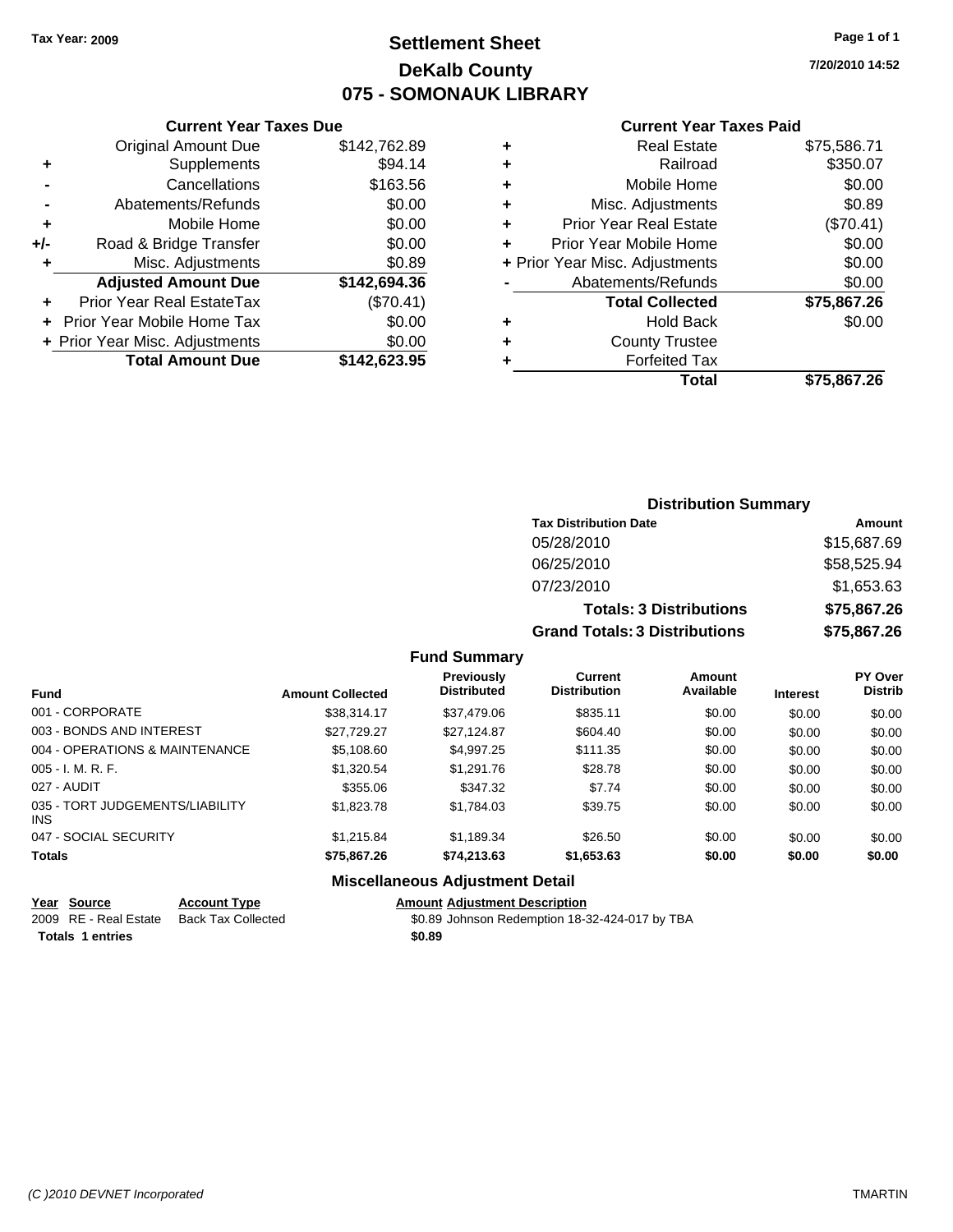Tax Year: 2009

# Settlement Sheet
## DeKalb County
## 075 - SOMONAUK LIBRARY

7/20/2010 14:52

### Current Year Taxes Due

| | | |
|---|---|---|
| | Original Amount Due | $142,762.89 |
| + | Supplements | $94.14 |
| - | Cancellations | $163.56 |
| - | Abatements/Refunds | $0.00 |
| + | Mobile Home | $0.00 |
| +/- | Road & Bridge Transfer | $0.00 |
| + | Misc. Adjustments | $0.89 |
| | **Adjusted Amount Due** | **$142,694.36** |
| + | Prior Year Real EstateTax | ($70.41) |
| + | Prior Year Mobile Home Tax | $0.00 |
| + | Prior Year Misc. Adjustments | $0.00 |
| | **Total Amount Due** | **$142,623.95** |

### Current Year Taxes Paid

| | | |
|---|---|---|
| + | Real Estate | $75,586.71 |
| + | Railroad | $350.07 |
| + | Mobile Home | $0.00 |
| + | Misc. Adjustments | $0.89 |
| + | Prior Year Real Estate | ($70.41) |
| + | Prior Year Mobile Home | $0.00 |
| + | Prior Year Misc. Adjustments | $0.00 |
| - | Abatements/Refunds | $0.00 |
| | **Total Collected** | **$75,867.26** |
| + | Hold Back | $0.00 |
| + | County Trustee | |
| + | Forfeited Tax | |
| | **Total** | **$75,867.26** |

### Distribution Summary

| Tax Distribution Date | Amount |
|---|---|
| 05/28/2010 | $15,687.69 |
| 06/25/2010 | $58,525.94 |
| 07/23/2010 | $1,653.63 |
| **Totals: 3 Distributions** | **$75,867.26** |
| **Grand Totals: 3 Distributions** | **$75,867.26** |

### Fund Summary

| Fund | Amount Collected | Previously Distributed | Current Distribution | Amount Available | Interest | PY Over Distrib |
|---|---|---|---|---|---|---|
| 001 - CORPORATE | $38,314.17 | $37,479.06 | $835.11 | $0.00 | $0.00 | $0.00 |
| 003 - BONDS AND INTEREST | $27,729.27 | $27,124.87 | $604.40 | $0.00 | $0.00 | $0.00 |
| 004 - OPERATIONS & MAINTENANCE | $5,108.60 | $4,997.25 | $111.35 | $0.00 | $0.00 | $0.00 |
| 005 - I. M. R. F. | $1,320.54 | $1,291.76 | $28.78 | $0.00 | $0.00 | $0.00 |
| 027 - AUDIT | $355.06 | $347.32 | $7.74 | $0.00 | $0.00 | $0.00 |
| 035 - TORT JUDGEMENTS/LIABILITY INS | $1,823.78 | $1,784.03 | $39.75 | $0.00 | $0.00 | $0.00 |
| 047 - SOCIAL SECURITY | $1,215.84 | $1,189.34 | $26.50 | $0.00 | $0.00 | $0.00 |
| **Totals** | **$75,867.26** | **$74,213.63** | **$1,653.63** | **$0.00** | **$0.00** | **$0.00** |

### Miscellaneous Adjustment Detail

| Year | Source | Account Type | Amount | Adjustment Description |
|---|---|---|---|---|
| 2009 | RE - Real Estate | Back Tax Collected | $0.89 | Johnson Redemption 18-32-424-017 by TBA |
| **Totals** | **1 entries** | | **$0.89** | |

(C )2010 DEVNET Incorporated

TMARTIN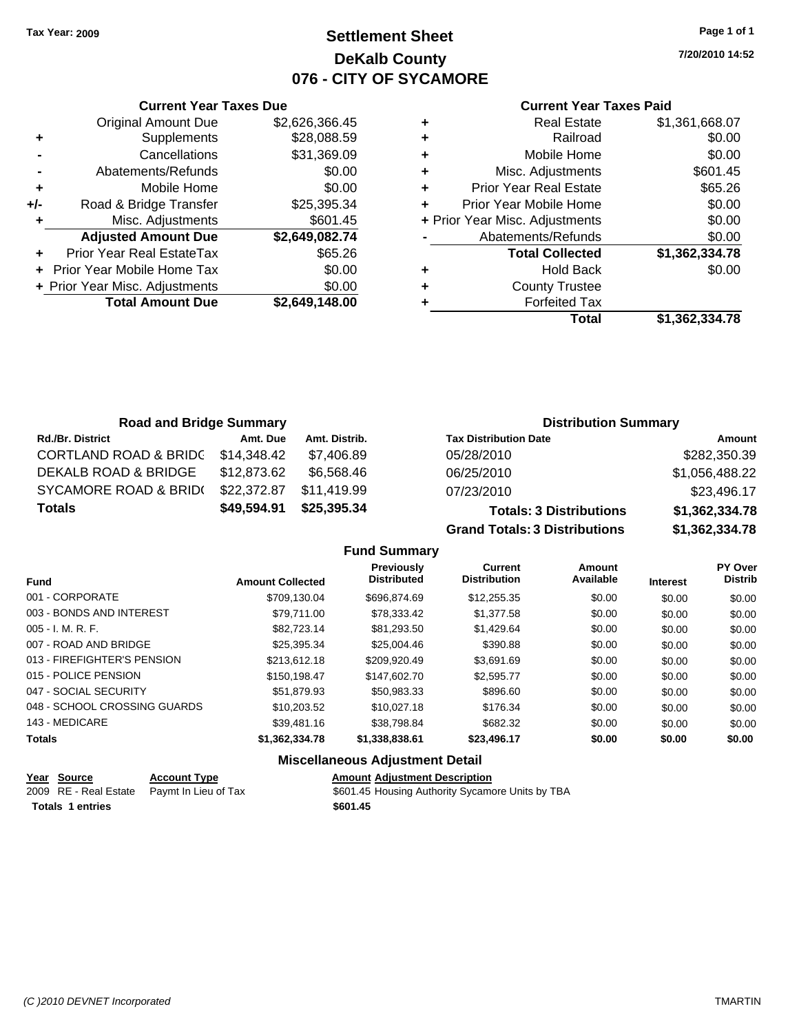Tax Year: 2009

# Settlement Sheet
## DeKalb County
## 076 - CITY OF SYCAMORE

7/20/2010 14:52

### Current Year Taxes Due

| | | |
|---|---|---|
| | Original Amount Due | $2,626,366.45 |
| + | Supplements | $28,088.59 |
| - | Cancellations | $31,369.09 |
| - | Abatements/Refunds | $0.00 |
| + | Mobile Home | $0.00 |
| +/- | Road & Bridge Transfer | $25,395.34 |
| + | Misc. Adjustments | $601.45 |
| | **Adjusted Amount Due** | **$2,649,082.74** |
| + | Prior Year Real EstateTax | $65.26 |
| + | Prior Year Mobile Home Tax | $0.00 |
| + | Prior Year Misc. Adjustments | $0.00 |
| | **Total Amount Due** | **$2,649,148.00** |

### Current Year Taxes Paid

| | | |
|---|---|---|
| + | Real Estate | $1,361,668.07 |
| + | Railroad | $0.00 |
| + | Mobile Home | $0.00 |
| + | Misc. Adjustments | $601.45 |
| + | Prior Year Real Estate | $65.26 |
| + | Prior Year Mobile Home | $0.00 |
| + | Prior Year Misc. Adjustments | $0.00 |
| - | Abatements/Refunds | $0.00 |
| | **Total Collected** | **$1,362,334.78** |
| + | Hold Back | $0.00 |
| + | County Trustee | |
| + | Forfeited Tax | |
| | **Total** | **$1,362,334.78** |

### Road and Bridge Summary

| Rd./Br. District | Amt. Due | Amt. Distrib. |
|---|---|---|
| CORTLAND ROAD & BRIDG | $14,348.42 | $7,406.89 |
| DEKALB ROAD & BRIDGE | $12,873.62 | $6,568.46 |
| SYCAMORE ROAD & BRID( | $22,372.87 | $11,419.99 |
| **Totals** | **$49,594.91** | **$25,395.34** |

### Distribution Summary

| Tax Distribution Date | Amount |
|---|---|
| 05/28/2010 | $282,350.39 |
| 06/25/2010 | $1,056,488.22 |
| 07/23/2010 | $23,496.17 |
| **Totals: 3 Distributions** | **$1,362,334.78** |
| **Grand Totals: 3 Distributions** | **$1,362,334.78** |

### Fund Summary

| Fund | Amount Collected | Previously Distributed | Current Distribution | Amount Available | Interest | PY Over Distrib |
|---|---|---|---|---|---|---|
| 001 - CORPORATE | $709,130.04 | $696,874.69 | $12,255.35 | $0.00 | $0.00 | $0.00 |
| 003 - BONDS AND INTEREST | $79,711.00 | $78,333.42 | $1,377.58 | $0.00 | $0.00 | $0.00 |
| 005 - I. M. R. F. | $82,723.14 | $81,293.50 | $1,429.64 | $0.00 | $0.00 | $0.00 |
| 007 - ROAD AND BRIDGE | $25,395.34 | $25,004.46 | $390.88 | $0.00 | $0.00 | $0.00 |
| 013 - FIREFIGHTER'S PENSION | $213,612.18 | $209,920.49 | $3,691.69 | $0.00 | $0.00 | $0.00 |
| 015 - POLICE PENSION | $150,198.47 | $147,602.70 | $2,595.77 | $0.00 | $0.00 | $0.00 |
| 047 - SOCIAL SECURITY | $51,879.93 | $50,983.33 | $896.60 | $0.00 | $0.00 | $0.00 |
| 048 - SCHOOL CROSSING GUARDS | $10,203.52 | $10,027.18 | $176.34 | $0.00 | $0.00 | $0.00 |
| 143 - MEDICARE | $39,481.16 | $38,798.84 | $682.32 | $0.00 | $0.00 | $0.00 |
| **Totals** | **$1,362,334.78** | **$1,338,838.61** | **$23,496.17** | **$0.00** | **$0.00** | **$0.00** |

### Miscellaneous Adjustment Detail

| Year | Source | Account Type | Amount | Adjustment Description |
|---|---|---|---|---|
| 2009 | RE - Real Estate | Paymt In Lieu of Tax | $601.45 | Housing Authority Sycamore Units by TBA |
| **Totals 1 entries** | | | **$601.45** | |

(C )2010 DEVNET Incorporated TMARTIN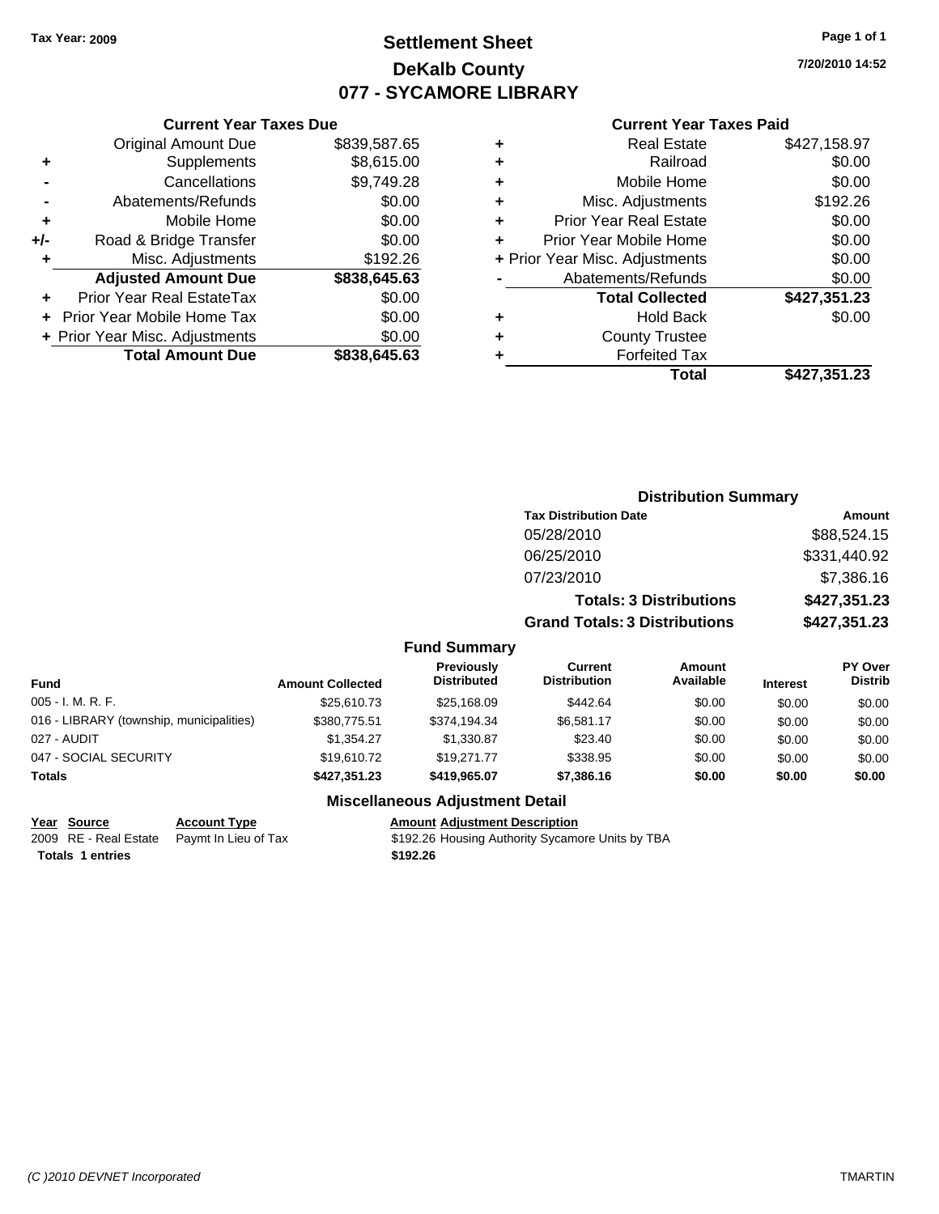**Tax Year: 2009**

# Settlement Sheet
## DeKalb County
## 077 - SYCAMORE LIBRARY

7/20/2010 14:52

### Current Year Taxes Due

| | | |
|---|---|---|
| | Original Amount Due | $839,587.65 |
| + | Supplements | $8,615.00 |
| - | Cancellations | $9,749.28 |
| - | Abatements/Refunds | $0.00 |
| + | Mobile Home | $0.00 |
| +/- | Road & Bridge Transfer | $0.00 |
| + | Misc. Adjustments | $192.26 |
| | **Adjusted Amount Due** | **$838,645.63** |
| + | Prior Year Real EstateTax | $0.00 |
| + | Prior Year Mobile Home Tax | $0.00 |
| + | Prior Year Misc. Adjustments | $0.00 |
| | **Total Amount Due** | **$838,645.63** |

### Current Year Taxes Paid

| | | |
|---|---|---|
| + | Real Estate | $427,158.97 |
| + | Railroad | $0.00 |
| + | Mobile Home | $0.00 |
| + | Misc. Adjustments | $192.26 |
| + | Prior Year Real Estate | $0.00 |
| + | Prior Year Mobile Home | $0.00 |
| + | Prior Year Misc. Adjustments | $0.00 |
| - | Abatements/Refunds | $0.00 |
| | **Total Collected** | **$427,351.23** |
| + | Hold Back | $0.00 |
| + | County Trustee | |
| + | Forfeited Tax | |
| | **Total** | **$427,351.23** |

### Distribution Summary

| Tax Distribution Date | Amount |
|---|---|
| 05/28/2010 | $88,524.15 |
| 06/25/2010 | $331,440.92 |
| 07/23/2010 | $7,386.16 |
| **Totals: 3 Distributions** | **$427,351.23** |
| **Grand Totals: 3 Distributions** | **$427,351.23** |

### Fund Summary

| Fund | Amount Collected | Previously Distributed | Current Distribution | Amount Available | Interest | PY Over Distrib |
|---|---|---|---|---|---|---|
| 005 - I. M. R. F. | $25,610.73 | $25,168.09 | $442.64 | $0.00 | $0.00 | $0.00 |
| 016 - LIBRARY (township, municipalities) | $380,775.51 | $374,194.34 | $6,581.17 | $0.00 | $0.00 | $0.00 |
| 027 - AUDIT | $1,354.27 | $1,330.87 | $23.40 | $0.00 | $0.00 | $0.00 |
| 047 - SOCIAL SECURITY | $19,610.72 | $19,271.77 | $338.95 | $0.00 | $0.00 | $0.00 |
| **Totals** | **$427,351.23** | **$419,965.07** | **$7,386.16** | **$0.00** | **$0.00** | **$0.00** |

### Miscellaneous Adjustment Detail

| Year | Source | Account Type | Amount | Adjustment Description |
|---|---|---|---|---|
| 2009 | RE - Real Estate | Paymt In Lieu of Tax | $192.26 | Housing Authority Sycamore Units by TBA |
| **Totals** | **1 entries** | | **$192.26** | |

*(C )2010 DEVNET Incorporated* TMARTIN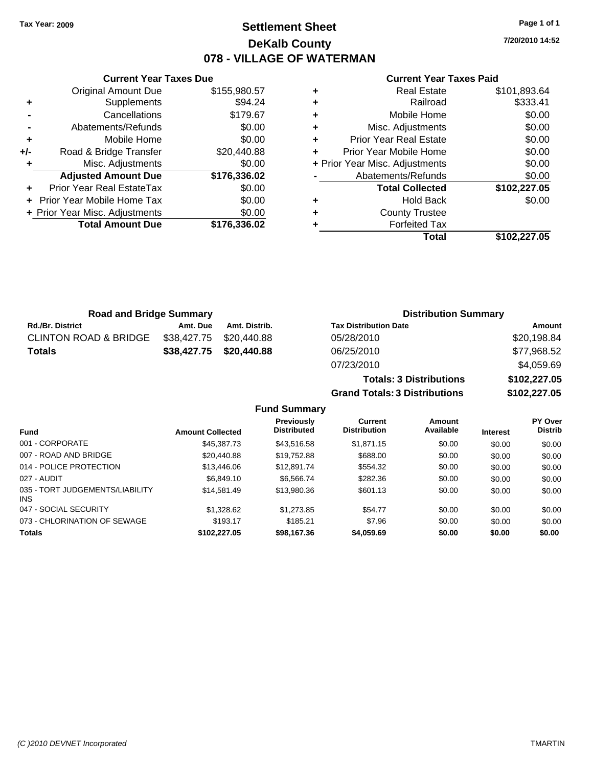Tax Year: 2009

# Settlement Sheet
## DeKalb County
## 078 - VILLAGE OF WATERMAN

7/20/2010 14:52

### Current Year Taxes Due

| | | |
|---|---|---|
| | Original Amount Due | $155,980.57 |
| + | Supplements | $94.24 |
| - | Cancellations | $179.67 |
| - | Abatements/Refunds | $0.00 |
| + | Mobile Home | $0.00 |
| +/- | Road & Bridge Transfer | $20,440.88 |
| + | Misc. Adjustments | $0.00 |
| | **Adjusted Amount Due** | **$176,336.02** |
| + | Prior Year Real EstateTax | $0.00 |
| + | Prior Year Mobile Home Tax | $0.00 |
| + | Prior Year Misc. Adjustments | $0.00 |
| | **Total Amount Due** | **$176,336.02** |

### Current Year Taxes Paid

| | | |
|---|---|---|
| + | Real Estate | $101,893.64 |
| + | Railroad | $333.41 |
| + | Mobile Home | $0.00 |
| + | Misc. Adjustments | $0.00 |
| + | Prior Year Real Estate | $0.00 |
| + | Prior Year Mobile Home | $0.00 |
| + | Prior Year Misc. Adjustments | $0.00 |
| - | Abatements/Refunds | $0.00 |
| | **Total Collected** | **$102,227.05** |
| + | Hold Back | $0.00 |
| + | County Trustee | |
| + | Forfeited Tax | |
| | **Total** | **$102,227.05** |

### Road and Bridge Summary

| Rd./Br. District | Amt. Due | Amt. Distrib. |
|---|---|---|
| CLINTON ROAD & BRIDGE | $38,427.75 | $20,440.88 |
| **Totals** | **$38,427.75** | **$20,440.88** |

### Distribution Summary

| Tax Distribution Date | Amount |
|---|---|
| 05/28/2010 | $20,198.84 |
| 06/25/2010 | $77,968.52 |
| 07/23/2010 | $4,059.69 |
| **Totals: 3 Distributions** | **$102,227.05** |
| **Grand Totals: 3 Distributions** | **$102,227.05** |

### Fund Summary

| Fund | Amount Collected | Previously Distributed | Current Distribution | Amount Available | Interest | PY Over Distrib |
|---|---|---|---|---|---|---|
| 001 - CORPORATE | $45,387.73 | $43,516.58 | $1,871.15 | $0.00 | $0.00 | $0.00 |
| 007 - ROAD AND BRIDGE | $20,440.88 | $19,752.88 | $688.00 | $0.00 | $0.00 | $0.00 |
| 014 - POLICE PROTECTION | $13,446.06 | $12,891.74 | $554.32 | $0.00 | $0.00 | $0.00 |
| 027 - AUDIT | $6,849.10 | $6,566.74 | $282.36 | $0.00 | $0.00 | $0.00 |
| 035 - TORT JUDGEMENTS/LIABILITY INS | $14,581.49 | $13,980.36 | $601.13 | $0.00 | $0.00 | $0.00 |
| 047 - SOCIAL SECURITY | $1,328.62 | $1,273.85 | $54.77 | $0.00 | $0.00 | $0.00 |
| 073 - CHLORINATION OF SEWAGE | $193.17 | $185.21 | $7.96 | $0.00 | $0.00 | $0.00 |
| **Totals** | **$102,227.05** | **$98,167.36** | **$4,059.69** | **$0.00** | **$0.00** | **$0.00** |

(C )2010 DEVNET Incorporated TMARTIN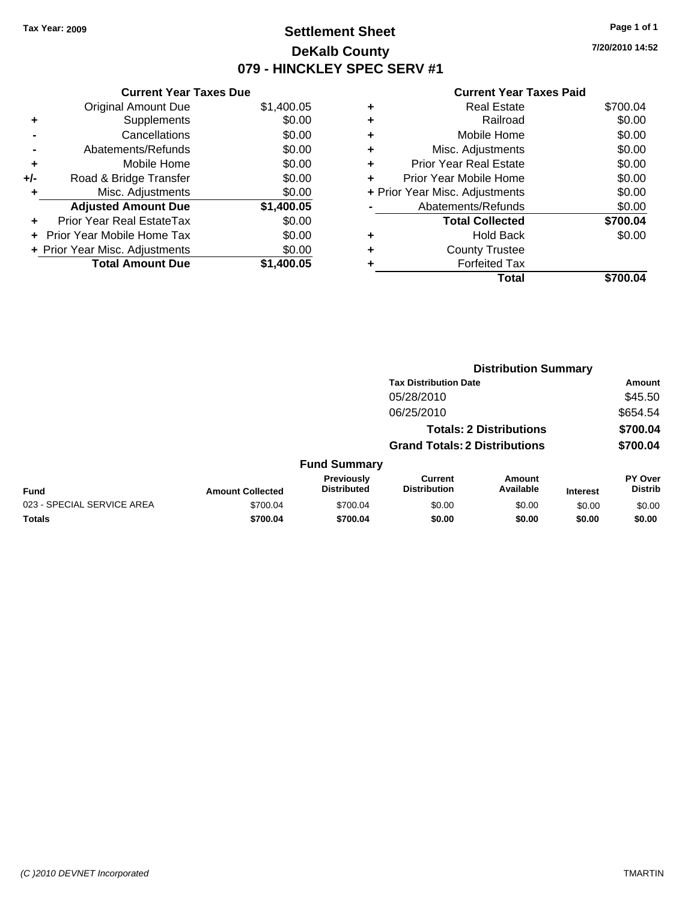**Tax Year: 2009**

# Settlement Sheet
## DeKalb County
## 079 - HINCKLEY SPEC SERV #1

**7/20/2010 14:52**

### Current Year Taxes Due

| | | |
|---|---|---|
| | Original Amount Due | $1,400.05 |
| + | Supplements | $0.00 |
| - | Cancellations | $0.00 |
| - | Abatements/Refunds | $0.00 |
| + | Mobile Home | $0.00 |
| +/- | Road & Bridge Transfer | $0.00 |
| + | Misc. Adjustments | $0.00 |
| | **Adjusted Amount Due** | **$1,400.05** |
| + | Prior Year Real EstateTax | $0.00 |
| + | Prior Year Mobile Home Tax | $0.00 |
| + | Prior Year Misc. Adjustments | $0.00 |
| | **Total Amount Due** | **$1,400.05** |

### Current Year Taxes Paid

| | | |
|---|---|---|
| + | Real Estate | $700.04 |
| + | Railroad | $0.00 |
| + | Mobile Home | $0.00 |
| + | Misc. Adjustments | $0.00 |
| + | Prior Year Real Estate | $0.00 |
| + | Prior Year Mobile Home | $0.00 |
| + | Prior Year Misc. Adjustments | $0.00 |
| - | Abatements/Refunds | $0.00 |
| | **Total Collected** | **$700.04** |
| + | Hold Back | $0.00 |
| + | County Trustee | |
| + | Forfeited Tax | |
| | **Total** | **$700.04** |

### Distribution Summary

| Tax Distribution Date | Amount |
|---|---|
| 05/28/2010 | $45.50 |
| 06/25/2010 | $654.54 |
| **Totals: 2 Distributions** | **$700.04** |
| **Grand Totals: 2 Distributions** | **$700.04** |

### Fund Summary

| Fund | Amount Collected | Previously Distributed | Current Distribution | Amount Available | Interest | PY Over Distrib |
|---|---|---|---|---|---|---|
| 023 - SPECIAL SERVICE AREA | $700.04 | $700.04 | $0.00 | $0.00 | $0.00 | $0.00 |
| **Totals** | **$700.04** | **$700.04** | **$0.00** | **$0.00** | **$0.00** | **$0.00** |

*(C )2010 DEVNET Incorporated* TMARTIN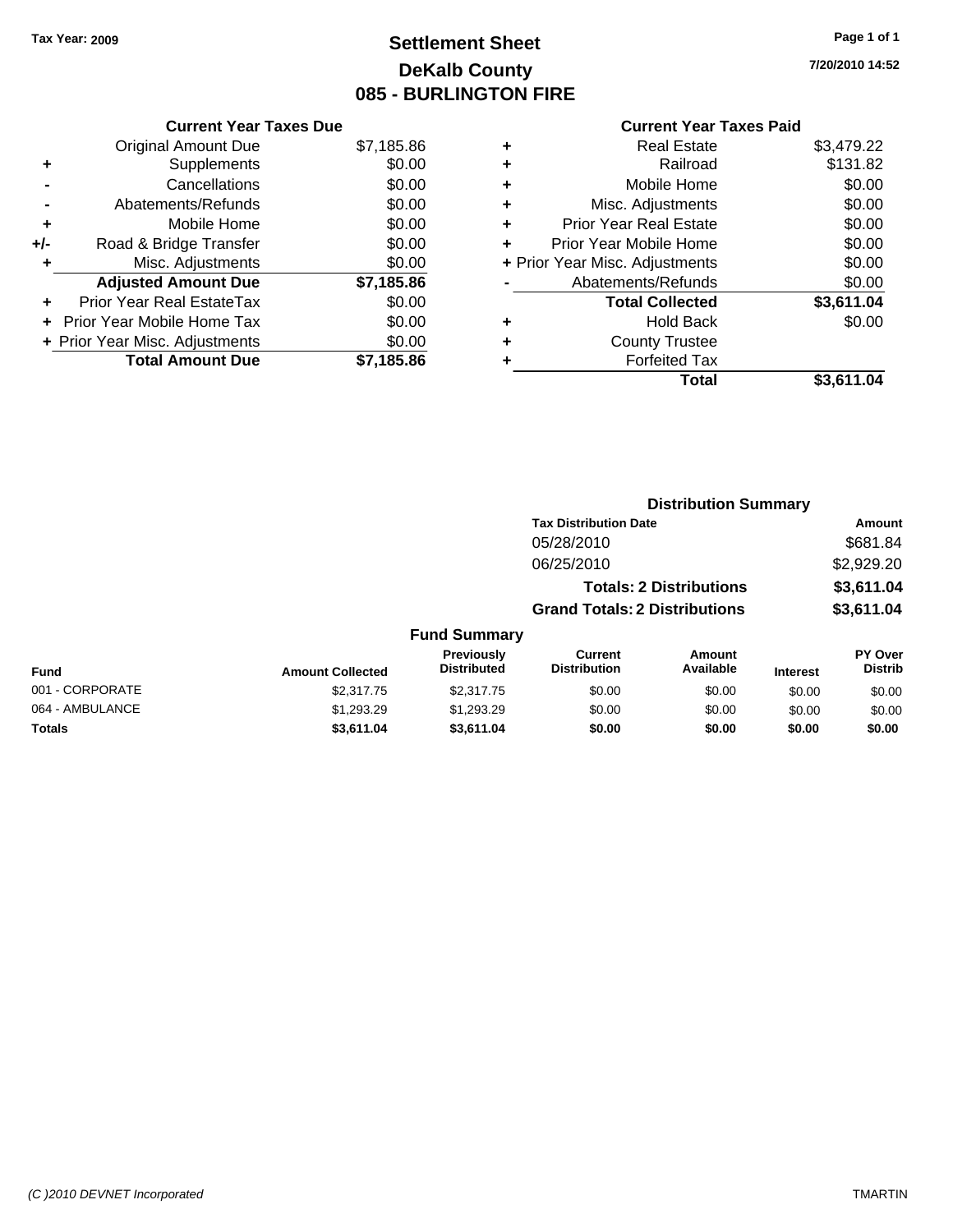Tax Year: 2009

# Settlement Sheet
## DeKalb County
## 085 - BURLINGTON FIRE

7/20/2010 14:52

| | Current Year Taxes Due | |
|---|---|---|
| | Original Amount Due | $7,185.86 |
| + | Supplements | $0.00 |
| - | Cancellations | $0.00 |
| - | Abatements/Refunds | $0.00 |
| + | Mobile Home | $0.00 |
| +/- | Road & Bridge Transfer | $0.00 |
| + | Misc. Adjustments | $0.00 |
| | **Adjusted Amount Due** | **$7,185.86** |
| + | Prior Year Real EstateTax | $0.00 |
| + | Prior Year Mobile Home Tax | $0.00 |
| + | Prior Year Misc. Adjustments | $0.00 |
| | **Total Amount Due** | **$7,185.86** |

| | Current Year Taxes Paid | |
|---|---|---|
| + | Real Estate | $3,479.22 |
| + | Railroad | $131.82 |
| + | Mobile Home | $0.00 |
| + | Misc. Adjustments | $0.00 |
| + | Prior Year Real Estate | $0.00 |
| + | Prior Year Mobile Home | $0.00 |
| + | Prior Year Misc. Adjustments | $0.00 |
| - | Abatements/Refunds | $0.00 |
| | **Total Collected** | **$3,611.04** |
| + | Hold Back | $0.00 |
| + | County Trustee | |
| + | Forfeited Tax | |
| | **Total** | **$3,611.04** |

### Distribution Summary

| Tax Distribution Date | Amount |
|---|---|
| 05/28/2010 | $681.84 |
| 06/25/2010 | $2,929.20 |
| **Totals: 2 Distributions** | **$3,611.04** |
| **Grand Totals: 2 Distributions** | **$3,611.04** |

### Fund Summary

| Fund | Amount Collected | Previously Distributed | Current Distribution | Amount Available | Interest | PY Over Distrib |
|---|---|---|---|---|---|---|
| 001 - CORPORATE | $2,317.75 | $2,317.75 | $0.00 | $0.00 | $0.00 | $0.00 |
| 064 - AMBULANCE | $1,293.29 | $1,293.29 | $0.00 | $0.00 | $0.00 | $0.00 |
| **Totals** | **$3,611.04** | **$3,611.04** | **$0.00** | **$0.00** | **$0.00** | **$0.00** |

(C )2010 DEVNET Incorporated TMARTIN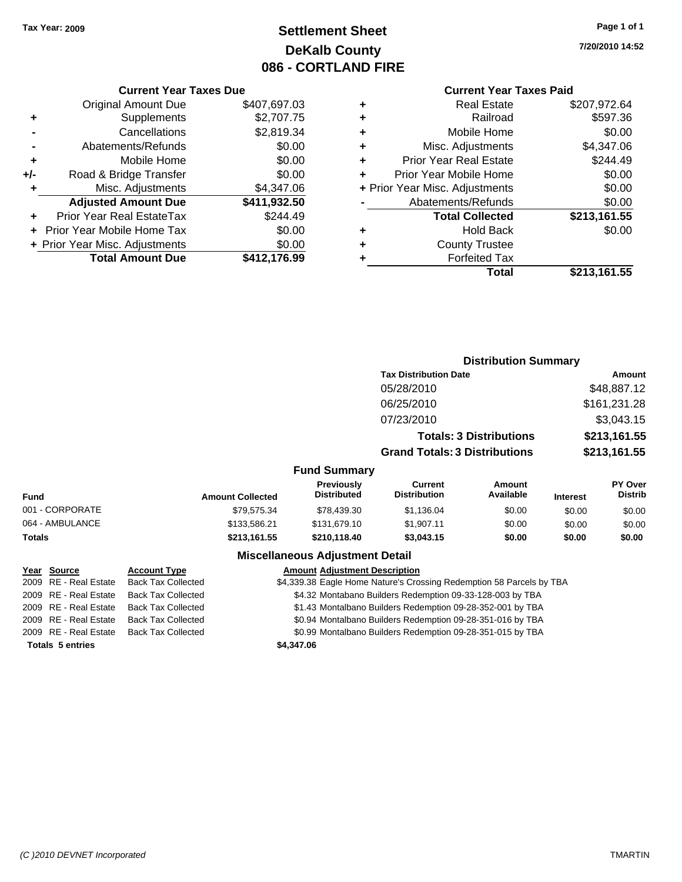Tax Year: 2009

# Settlement Sheet
## DeKalb County
## 086 - CORTLAND FIRE

7/20/2010 14:52

### Current Year Taxes Due

| | | |
|---|---|---|
| | Original Amount Due | $407,697.03 |
| + | Supplements | $2,707.75 |
| - | Cancellations | $2,819.34 |
| - | Abatements/Refunds | $0.00 |
| + | Mobile Home | $0.00 |
| +/- | Road & Bridge Transfer | $0.00 |
| + | Misc. Adjustments | $4,347.06 |
| | **Adjusted Amount Due** | **$411,932.50** |
| + | Prior Year Real EstateTax | $244.49 |
| + | Prior Year Mobile Home Tax | $0.00 |
| + | Prior Year Misc. Adjustments | $0.00 |
| | **Total Amount Due** | **$412,176.99** |

### Current Year Taxes Paid

| | | |
|---|---|---|
| + | Real Estate | $207,972.64 |
| + | Railroad | $597.36 |
| + | Mobile Home | $0.00 |
| + | Misc. Adjustments | $4,347.06 |
| + | Prior Year Real Estate | $244.49 |
| + | Prior Year Mobile Home | $0.00 |
| + | Prior Year Misc. Adjustments | $0.00 |
| - | Abatements/Refunds | $0.00 |
| | **Total Collected** | **$213,161.55** |
| + | Hold Back | $0.00 |
| + | County Trustee | |
| + | Forfeited Tax | |
| | **Total** | **$213,161.55** |

### Distribution Summary

| Tax Distribution Date | Amount |
|---|---|
| 05/28/2010 | $48,887.12 |
| 06/25/2010 | $161,231.28 |
| 07/23/2010 | $3,043.15 |
| **Totals: 3 Distributions** | **$213,161.55** |
| **Grand Totals: 3 Distributions** | **$213,161.55** |

### Fund Summary

| Fund | Amount Collected | Previously Distributed | Current Distribution | Amount Available | Interest | PY Over Distrib |
|---|---|---|---|---|---|---|
| 001 - CORPORATE | $79,575.34 | $78,439.30 | $1,136.04 | $0.00 | $0.00 | $0.00 |
| 064 - AMBULANCE | $133,586.21 | $131,679.10 | $1,907.11 | $0.00 | $0.00 | $0.00 |
| **Totals** | **$213,161.55** | **$210,118.40** | **$3,043.15** | **$0.00** | **$0.00** | **$0.00** |

### Miscellaneous Adjustment Detail

| Year | Source | Account Type | Amount | Adjustment Description |
|---|---|---|---|---|
| 2009 | RE - Real Estate | Back Tax Collected | $4,339.38 | Eagle Home Nature's Crossing Redemption 58 Parcels by TBA |
| 2009 | RE - Real Estate | Back Tax Collected | $4.32 | Montabano Builders Redemption 09-33-128-003 by TBA |
| 2009 | RE - Real Estate | Back Tax Collected | $1.43 | Montalbano Builders Redemption 09-28-352-001 by TBA |
| 2009 | RE - Real Estate | Back Tax Collected | $0.94 | Montalbano Builders Redemption 09-28-351-016 by TBA |
| 2009 | RE - Real Estate | Back Tax Collected | $0.99 | Montalbano Builders Redemption 09-28-351-015 by TBA |
| **Totals 5 entries** | | | **$4,347.06** | |

(C )2010 DEVNET Incorporated TMARTIN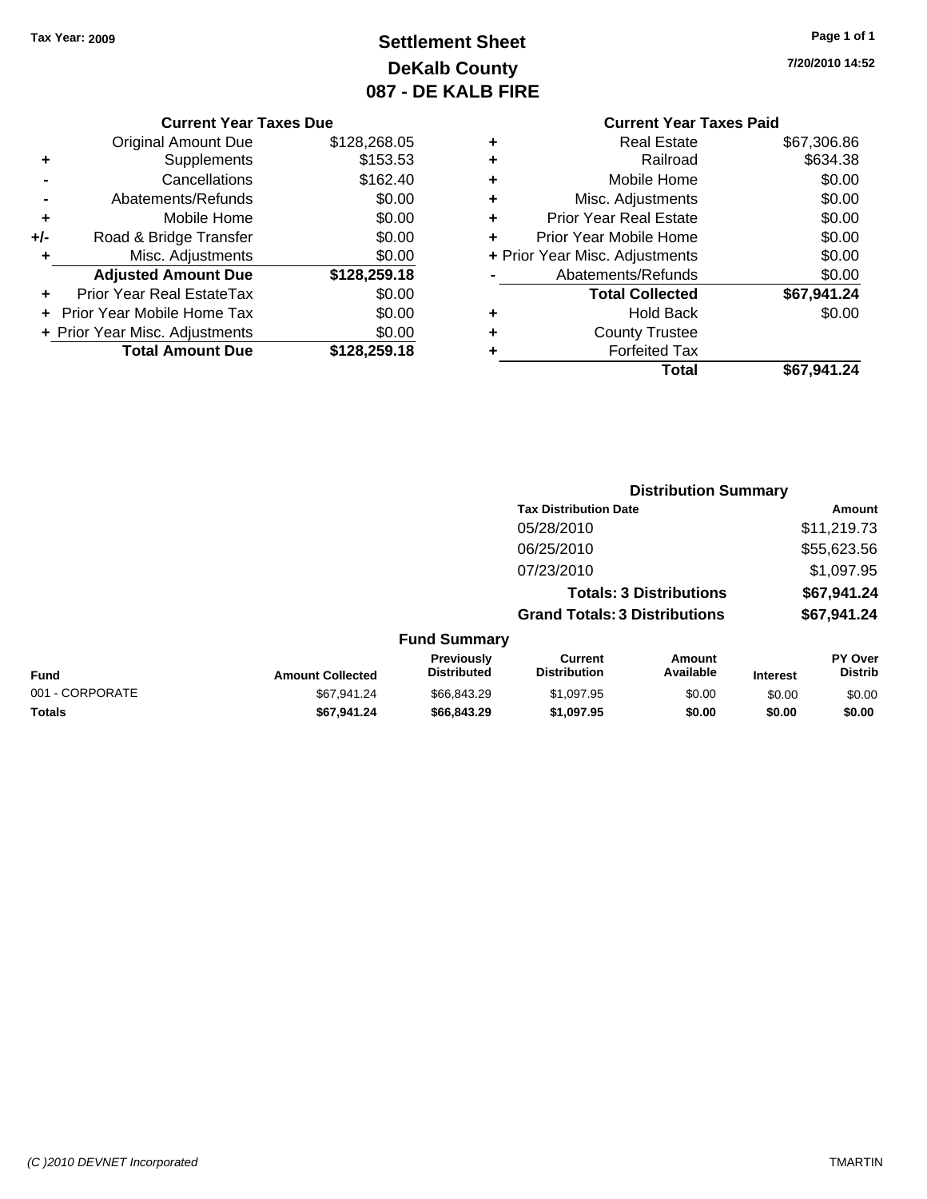**Tax Year: 2009**

# Settlement Sheet
## DeKalb County
## 087 - DE KALB FIRE

**7/20/2010 14:52**

### Current Year Taxes Due

| | | |
|---|---|---|
| | Original Amount Due | $128,268.05 |
| + | Supplements | $153.53 |
| - | Cancellations | $162.40 |
| - | Abatements/Refunds | $0.00 |
| + | Mobile Home | $0.00 |
| +/- | Road & Bridge Transfer | $0.00 |
| + | Misc. Adjustments | $0.00 |
| | **Adjusted Amount Due** | **$128,259.18** |
| + | Prior Year Real EstateTax | $0.00 |
| + | Prior Year Mobile Home Tax | $0.00 |
| + | Prior Year Misc. Adjustments | $0.00 |
| | **Total Amount Due** | **$128,259.18** |

### Current Year Taxes Paid

| | | |
|---|---|---|
| + | Real Estate | $67,306.86 |
| + | Railroad | $634.38 |
| + | Mobile Home | $0.00 |
| + | Misc. Adjustments | $0.00 |
| + | Prior Year Real Estate | $0.00 |
| + | Prior Year Mobile Home | $0.00 |
| + | Prior Year Misc. Adjustments | $0.00 |
| - | Abatements/Refunds | $0.00 |
| | **Total Collected** | **$67,941.24** |
| + | Hold Back | $0.00 |
| + | County Trustee | |
| + | Forfeited Tax | |
| | **Total** | **$67,941.24** |

### Distribution Summary

| Tax Distribution Date | Amount |
|---|---|
| 05/28/2010 | $11,219.73 |
| 06/25/2010 | $55,623.56 |
| 07/23/2010 | $1,097.95 |
| **Totals: 3 Distributions** | **$67,941.24** |
| **Grand Totals: 3 Distributions** | **$67,941.24** |

### Fund Summary

| Fund | Amount Collected | Previously Distributed | Current Distribution | Amount Available | Interest | PY Over Distrib |
|---|---|---|---|---|---|---|
| 001 - CORPORATE | $67,941.24 | $66,843.29 | $1,097.95 | $0.00 | $0.00 | $0.00 |
| **Totals** | **$67,941.24** | **$66,843.29** | **$1,097.95** | **$0.00** | **$0.00** | **$0.00** |

(C )2010 DEVNET Incorporated TMARTIN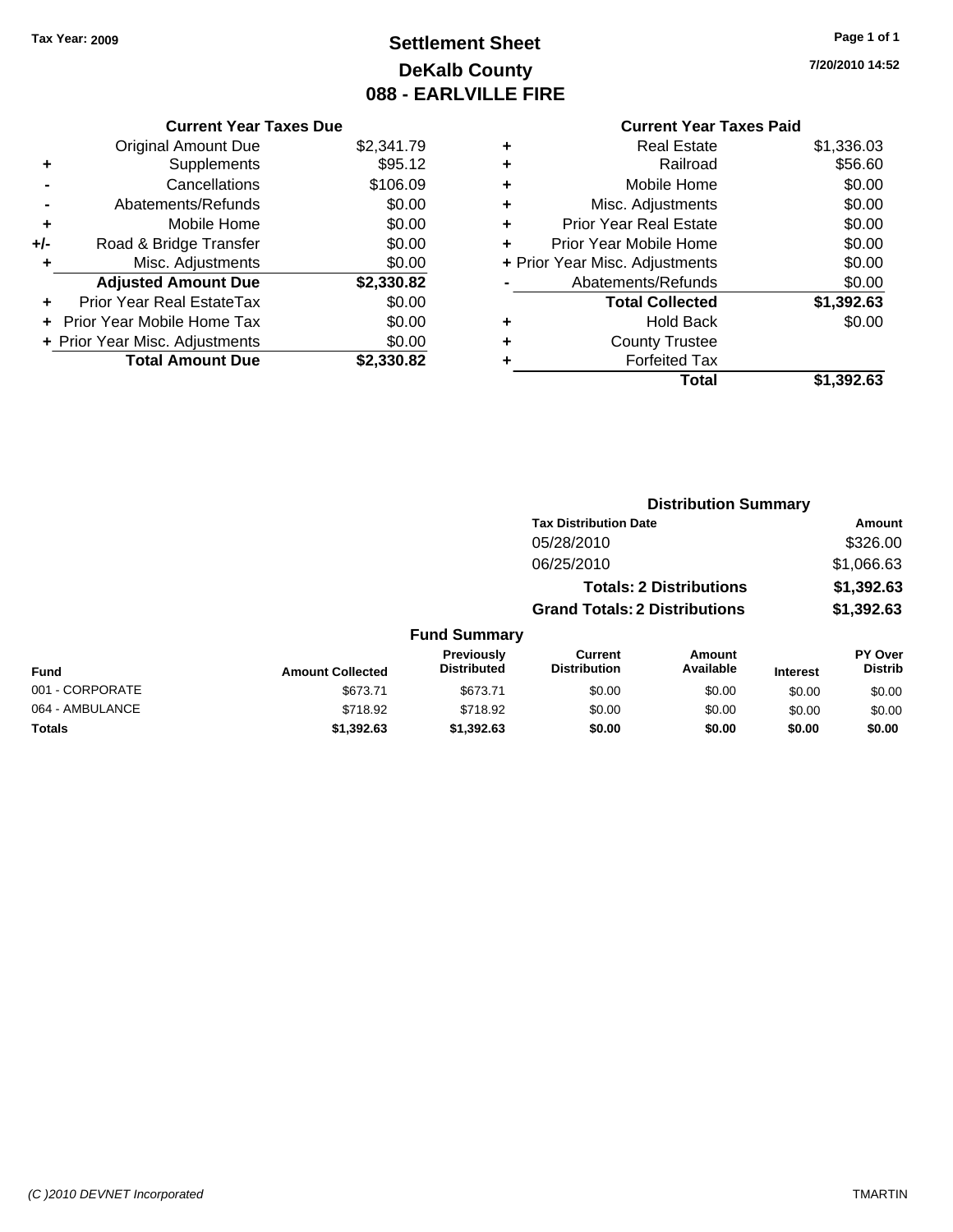Tax Year: 2009

# Settlement Sheet
## DeKalb County
## 088 - EARLVILLE FIRE

7/20/2010 14:52

**Current Year Taxes Due**

| | | |
|---|---|---|
| | Original Amount Due | $2,341.79 |
| + | Supplements | $95.12 |
| - | Cancellations | $106.09 |
| - | Abatements/Refunds | $0.00 |
| + | Mobile Home | $0.00 |
| +/- | Road & Bridge Transfer | $0.00 |
| + | Misc. Adjustments | $0.00 |
| | **Adjusted Amount Due** | **$2,330.82** |
| + | Prior Year Real EstateTax | $0.00 |
| + | Prior Year Mobile Home Tax | $0.00 |
| + | Prior Year Misc. Adjustments | $0.00 |
| | **Total Amount Due** | **$2,330.82** |

**Current Year Taxes Paid**

| | | |
|---|---|---|
| + | Real Estate | $1,336.03 |
| + | Railroad | $56.60 |
| + | Mobile Home | $0.00 |
| + | Misc. Adjustments | $0.00 |
| + | Prior Year Real Estate | $0.00 |
| + | Prior Year Mobile Home | $0.00 |
| + | Prior Year Misc. Adjustments | $0.00 |
| - | Abatements/Refunds | $0.00 |
| | **Total Collected** | **$1,392.63** |
| + | Hold Back | $0.00 |
| + | County Trustee | |
| + | Forfeited Tax | |
| | **Total** | **$1,392.63** |

**Distribution Summary**

| Tax Distribution Date | Amount |
|---|---|
| 05/28/2010 | $326.00 |
| 06/25/2010 | $1,066.63 |
| **Totals: 2 Distributions** | **$1,392.63** |
| **Grand Totals: 2 Distributions** | **$1,392.63** |

**Fund Summary**

| Fund | Amount Collected | Previously Distributed | Current Distribution | Amount Available | Interest | PY Over Distrib |
|---|---|---|---|---|---|---|
| 001 - CORPORATE | $673.71 | $673.71 | $0.00 | $0.00 | $0.00 | $0.00 |
| 064 - AMBULANCE | $718.92 | $718.92 | $0.00 | $0.00 | $0.00 | $0.00 |
| **Totals** | **$1,392.63** | **$1,392.63** | **$0.00** | **$0.00** | **$0.00** | **$0.00** |

(C )2010 DEVNET Incorporated — TMARTIN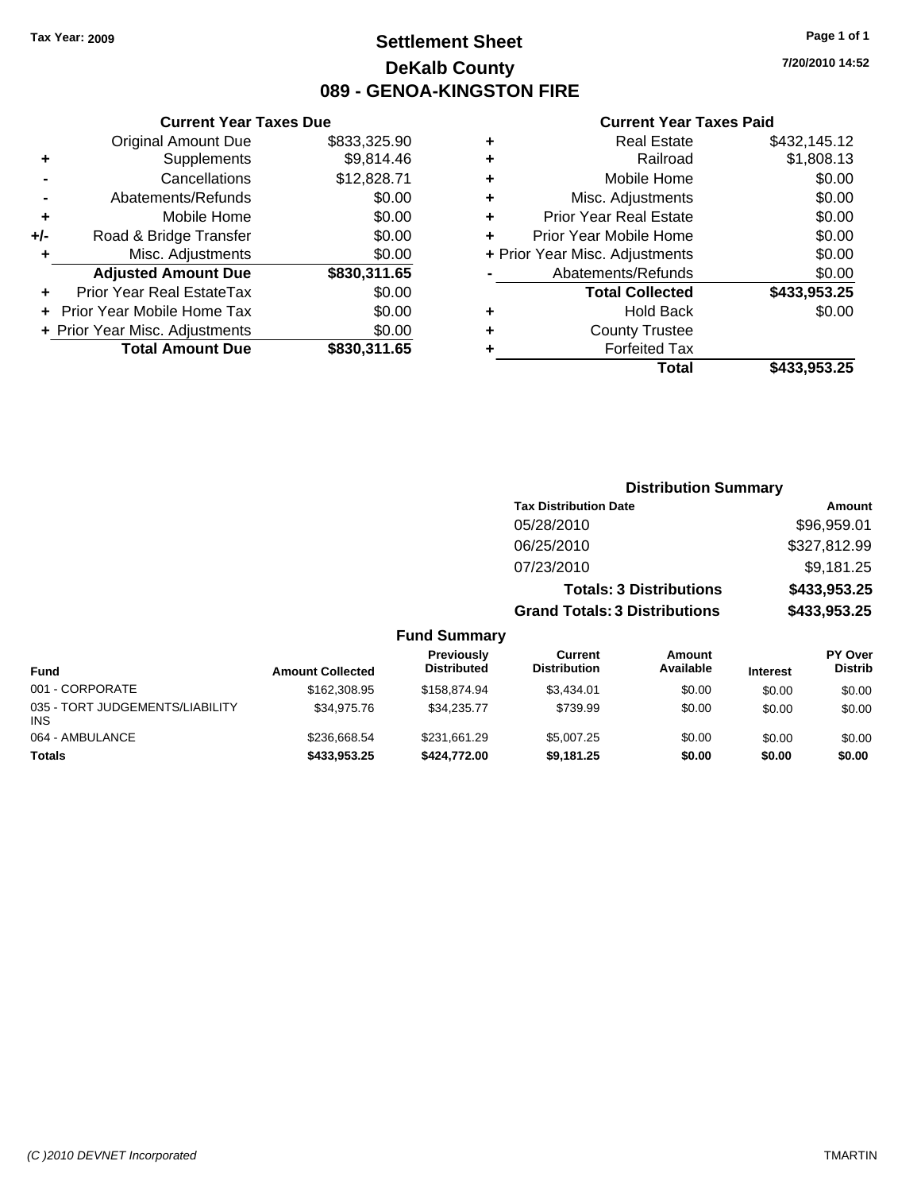Tax Year: 2009

# Settlement Sheet

## DeKalb County

## 089 - GENOA-KINGSTON FIRE

7/20/2010 14:52

### Current Year Taxes Due

| | | |
|---|---|---|
| | Original Amount Due | $833,325.90 |
| + | Supplements | $9,814.46 |
| - | Cancellations | $12,828.71 |
| - | Abatements/Refunds | $0.00 |
| + | Mobile Home | $0.00 |
| +/- | Road & Bridge Transfer | $0.00 |
| + | Misc. Adjustments | $0.00 |
| | **Adjusted Amount Due** | **$830,311.65** |
| + | Prior Year Real EstateTax | $0.00 |
| + | Prior Year Mobile Home Tax | $0.00 |
| + | Prior Year Misc. Adjustments | $0.00 |
| | **Total Amount Due** | **$830,311.65** |

### Current Year Taxes Paid

| | | |
|---|---|---|
| + | Real Estate | $432,145.12 |
| + | Railroad | $1,808.13 |
| + | Mobile Home | $0.00 |
| + | Misc. Adjustments | $0.00 |
| + | Prior Year Real Estate | $0.00 |
| + | Prior Year Mobile Home | $0.00 |
| + | Prior Year Misc. Adjustments | $0.00 |
| - | Abatements/Refunds | $0.00 |
| | **Total Collected** | **$433,953.25** |
| + | Hold Back | $0.00 |
| + | County Trustee | |
| + | Forfeited Tax | |
| | **Total** | **$433,953.25** |

### Distribution Summary

| Tax Distribution Date | Amount |
|---|---|
| 05/28/2010 | $96,959.01 |
| 06/25/2010 | $327,812.99 |
| 07/23/2010 | $9,181.25 |
| **Totals: 3 Distributions** | **$433,953.25** |
| **Grand Totals: 3 Distributions** | **$433,953.25** |

### Fund Summary

| Fund | Amount Collected | Previously Distributed | Current Distribution | Amount Available | Interest | PY Over Distrib |
|---|---|---|---|---|---|---|
| 001 - CORPORATE | $162,308.95 | $158,874.94 | $3,434.01 | $0.00 | $0.00 | $0.00 |
| 035 - TORT JUDGEMENTS/LIABILITY INS | $34,975.76 | $34,235.77 | $739.99 | $0.00 | $0.00 | $0.00 |
| 064 - AMBULANCE | $236,668.54 | $231,661.29 | $5,007.25 | $0.00 | $0.00 | $0.00 |
| **Totals** | **$433,953.25** | **$424,772.00** | **$9,181.25** | **$0.00** | **$0.00** | **$0.00** |

(C )2010 DEVNET Incorporated TMARTIN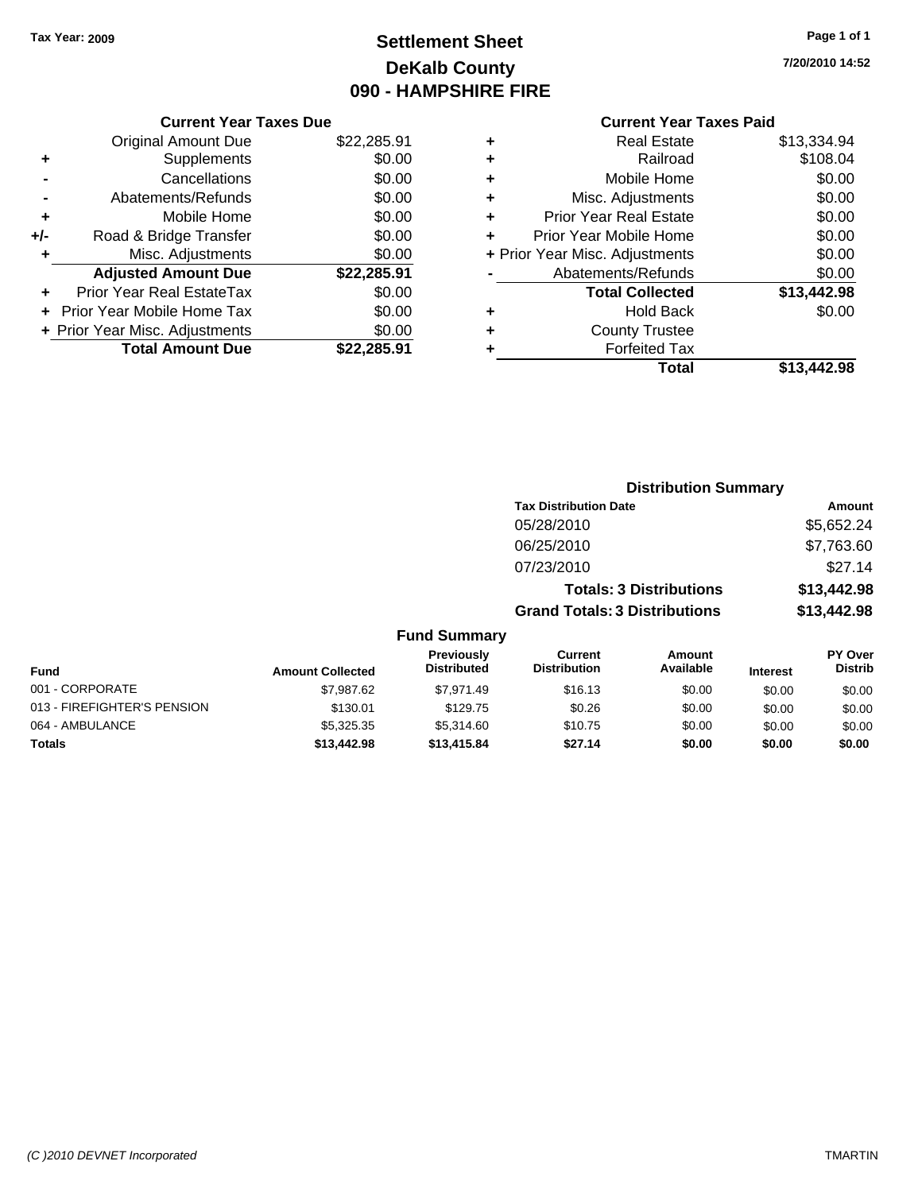Tax Year: 2009

# Settlement Sheet
## DeKalb County
## 090 - HAMPSHIRE FIRE

7/20/2010 14:52

### Current Year Taxes Due

| | | |
|---|---|---|
| | Original Amount Due | $22,285.91 |
| + | Supplements | $0.00 |
| - | Cancellations | $0.00 |
| - | Abatements/Refunds | $0.00 |
| + | Mobile Home | $0.00 |
| +/- | Road & Bridge Transfer | $0.00 |
| + | Misc. Adjustments | $0.00 |
| | **Adjusted Amount Due** | **$22,285.91** |
| + | Prior Year Real EstateTax | $0.00 |
| + | Prior Year Mobile Home Tax | $0.00 |
| + | Prior Year Misc. Adjustments | $0.00 |
| | **Total Amount Due** | **$22,285.91** |

### Current Year Taxes Paid

| | | |
|---|---|---|
| + | Real Estate | $13,334.94 |
| + | Railroad | $108.04 |
| + | Mobile Home | $0.00 |
| + | Misc. Adjustments | $0.00 |
| + | Prior Year Real Estate | $0.00 |
| + | Prior Year Mobile Home | $0.00 |
| + | Prior Year Misc. Adjustments | $0.00 |
| - | Abatements/Refunds | $0.00 |
| | **Total Collected** | **$13,442.98** |
| + | Hold Back | $0.00 |
| + | County Trustee | |
| + | Forfeited Tax | |
| | **Total** | **$13,442.98** |

### Distribution Summary

| Tax Distribution Date | Amount |
|---|---|
| 05/28/2010 | $5,652.24 |
| 06/25/2010 | $7,763.60 |
| 07/23/2010 | $27.14 |
| **Totals: 3 Distributions** | **$13,442.98** |
| **Grand Totals: 3 Distributions** | **$13,442.98** |

### Fund Summary

| Fund | Amount Collected | Previously Distributed | Current Distribution | Amount Available | Interest | PY Over Distrib |
|---|---|---|---|---|---|---|
| 001 - CORPORATE | $7,987.62 | $7,971.49 | $16.13 | $0.00 | $0.00 | $0.00 |
| 013 - FIREFIGHTER'S PENSION | $130.01 | $129.75 | $0.26 | $0.00 | $0.00 | $0.00 |
| 064 - AMBULANCE | $5,325.35 | $5,314.60 | $10.75 | $0.00 | $0.00 | $0.00 |
| **Totals** | **$13,442.98** | **$13,415.84** | **$27.14** | **$0.00** | **$0.00** | **$0.00** |

(C )2010 DEVNET Incorporated TMARTIN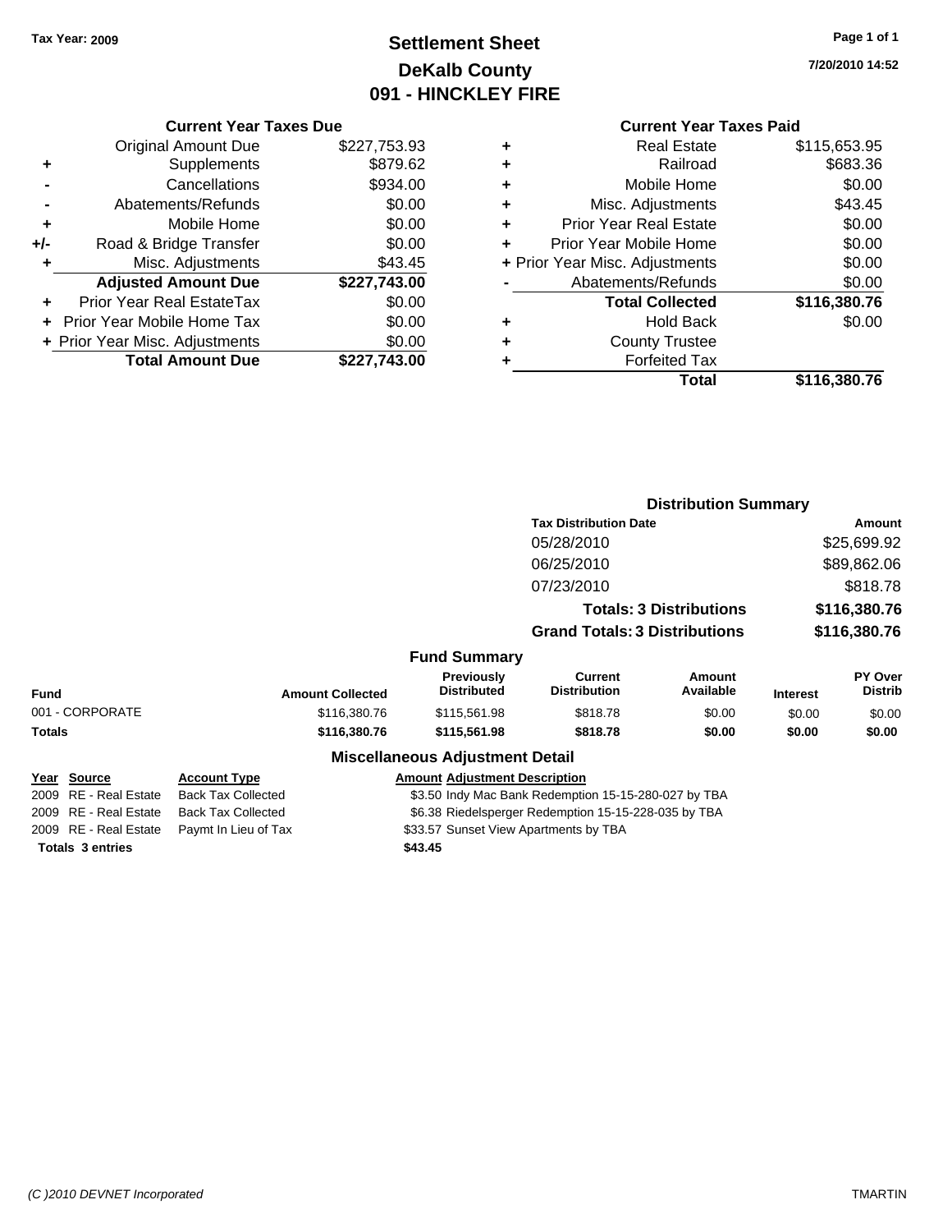**Tax Year: 2009**

# Settlement Sheet
## DeKalb County
## 091 - HINCKLEY FIRE

7/20/2010 14:52

### Current Year Taxes Due

| | | |
|---|---|---|
| | Original Amount Due | $227,753.93 |
| + | Supplements | $879.62 |
| - | Cancellations | $934.00 |
| - | Abatements/Refunds | $0.00 |
| + | Mobile Home | $0.00 |
| +/- | Road & Bridge Transfer | $0.00 |
| + | Misc. Adjustments | $43.45 |
| | **Adjusted Amount Due** | **$227,743.00** |
| + | Prior Year Real EstateTax | $0.00 |
| + | Prior Year Mobile Home Tax | $0.00 |
| + | Prior Year Misc. Adjustments | $0.00 |
| | **Total Amount Due** | **$227,743.00** |

### Current Year Taxes Paid

| | | |
|---|---|---|
| + | Real Estate | $115,653.95 |
| + | Railroad | $683.36 |
| + | Mobile Home | $0.00 |
| + | Misc. Adjustments | $43.45 |
| + | Prior Year Real Estate | $0.00 |
| + | Prior Year Mobile Home | $0.00 |
| + | Prior Year Misc. Adjustments | $0.00 |
| - | Abatements/Refunds | $0.00 |
| | **Total Collected** | **$116,380.76** |
| + | Hold Back | $0.00 |
| + | County Trustee | |
| + | Forfeited Tax | |
| | **Total** | **$116,380.76** |

### Distribution Summary

| Tax Distribution Date | Amount |
|---|---|
| 05/28/2010 | $25,699.92 |
| 06/25/2010 | $89,862.06 |
| 07/23/2010 | $818.78 |
| **Totals: 3 Distributions** | **$116,380.76** |
| **Grand Totals: 3 Distributions** | **$116,380.76** |

### Fund Summary

| Fund | Amount Collected | Previously Distributed | Current Distribution | Amount Available | Interest | PY Over Distrib |
|---|---|---|---|---|---|---|
| 001 - CORPORATE | $116,380.76 | $115,561.98 | $818.78 | $0.00 | $0.00 | $0.00 |
| **Totals** | **$116,380.76** | **$115,561.98** | **$818.78** | **$0.00** | **$0.00** | **$0.00** |

### Miscellaneous Adjustment Detail

| Year | Source | Account Type | Amount | Adjustment Description |
|---|---|---|---|---|
| 2009 | RE - Real Estate | Back Tax Collected | $3.50 | Indy Mac Bank Redemption 15-15-280-027 by TBA |
| 2009 | RE - Real Estate | Back Tax Collected | $6.38 | Riedelsperger Redemption 15-15-228-035 by TBA |
| 2009 | RE - Real Estate | Paymt In Lieu of Tax | $33.57 | Sunset View Apartments by TBA |
| **Totals 3 entries** | | | **$43.45** | |

*(C )2010 DEVNET Incorporated* TMARTIN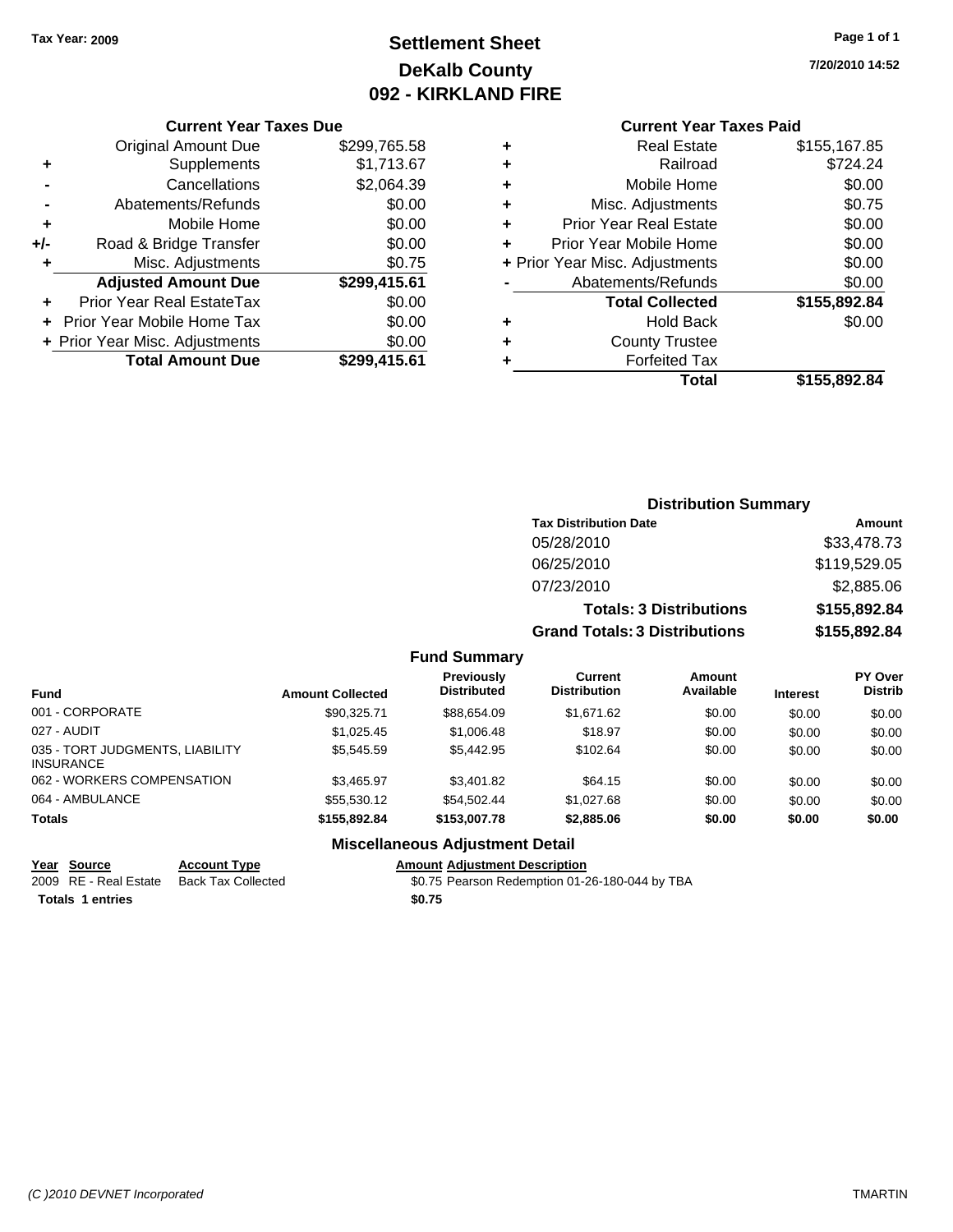Tax Year: 2009

# Settlement Sheet
## DeKalb County
## 092 - KIRKLAND FIRE

7/20/2010 14:52

### Current Year Taxes Due

| | | |
|---|---|---|
| | Original Amount Due | $299,765.58 |
| + | Supplements | $1,713.67 |
| - | Cancellations | $2,064.39 |
| - | Abatements/Refunds | $0.00 |
| + | Mobile Home | $0.00 |
| +/- | Road & Bridge Transfer | $0.00 |
| + | Misc. Adjustments | $0.75 |
| | **Adjusted Amount Due** | **$299,415.61** |
| + | Prior Year Real EstateTax | $0.00 |
| + | Prior Year Mobile Home Tax | $0.00 |
| + | Prior Year Misc. Adjustments | $0.00 |
| | **Total Amount Due** | **$299,415.61** |

### Current Year Taxes Paid

| | | |
|---|---|---|
| + | Real Estate | $155,167.85 |
| + | Railroad | $724.24 |
| + | Mobile Home | $0.00 |
| + | Misc. Adjustments | $0.75 |
| + | Prior Year Real Estate | $0.00 |
| + | Prior Year Mobile Home | $0.00 |
| + | Prior Year Misc. Adjustments | $0.00 |
| - | Abatements/Refunds | $0.00 |
| | **Total Collected** | **$155,892.84** |
| + | Hold Back | $0.00 |
| + | County Trustee | |
| + | Forfeited Tax | |
| | **Total** | **$155,892.84** |

### Distribution Summary

| Tax Distribution Date | Amount |
|---|---|
| 05/28/2010 | $33,478.73 |
| 06/25/2010 | $119,529.05 |
| 07/23/2010 | $2,885.06 |
| **Totals: 3 Distributions** | **$155,892.84** |
| **Grand Totals: 3 Distributions** | **$155,892.84** |

### Fund Summary

| Fund | Amount Collected | Previously Distributed | Current Distribution | Amount Available | Interest | PY Over Distrib |
|---|---|---|---|---|---|---|
| 001 - CORPORATE | $90,325.71 | $88,654.09 | $1,671.62 | $0.00 | $0.00 | $0.00 |
| 027 - AUDIT | $1,025.45 | $1,006.48 | $18.97 | $0.00 | $0.00 | $0.00 |
| 035 - TORT JUDGMENTS, LIABILITY INSURANCE | $5,545.59 | $5,442.95 | $102.64 | $0.00 | $0.00 | $0.00 |
| 062 - WORKERS COMPENSATION | $3,465.97 | $3,401.82 | $64.15 | $0.00 | $0.00 | $0.00 |
| 064 - AMBULANCE | $55,530.12 | $54,502.44 | $1,027.68 | $0.00 | $0.00 | $0.00 |
| **Totals** | **$155,892.84** | **$153,007.78** | **$2,885.06** | **$0.00** | **$0.00** | **$0.00** |

### Miscellaneous Adjustment Detail

| Year | Source | Account Type | Amount | Adjustment Description |
|---|---|---|---|---|
| 2009 | RE - Real Estate | Back Tax Collected | $0.75 | Pearson Redemption 01-26-180-044 by TBA |
| **Totals** | **1 entries** | | **$0.75** | |

(C )2010 DEVNET Incorporated TMARTIN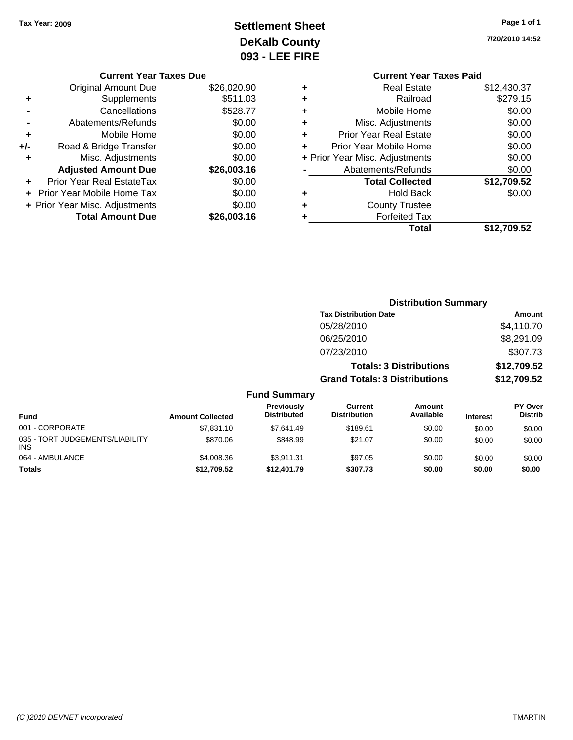Tax Year: 2009

# Settlement Sheet
## DeKalb County
## 093 - LEE FIRE

7/20/2010 14:52

### Current Year Taxes Due

| | | |
|---|---|---|
| | Original Amount Due | $26,020.90 |
| + | Supplements | $511.03 |
| - | Cancellations | $528.77 |
| - | Abatements/Refunds | $0.00 |
| + | Mobile Home | $0.00 |
| +/- | Road & Bridge Transfer | $0.00 |
| + | Misc. Adjustments | $0.00 |
| | **Adjusted Amount Due** | **$26,003.16** |
| + | Prior Year Real EstateTax | $0.00 |
| + | Prior Year Mobile Home Tax | $0.00 |
| + | Prior Year Misc. Adjustments | $0.00 |
| | **Total Amount Due** | **$26,003.16** |

### Current Year Taxes Paid

| | | |
|---|---|---|
| + | Real Estate | $12,430.37 |
| + | Railroad | $279.15 |
| + | Mobile Home | $0.00 |
| + | Misc. Adjustments | $0.00 |
| + | Prior Year Real Estate | $0.00 |
| + | Prior Year Mobile Home | $0.00 |
| + | Prior Year Misc. Adjustments | $0.00 |
| - | Abatements/Refunds | $0.00 |
| | **Total Collected** | **$12,709.52** |
| + | Hold Back | $0.00 |
| + | County Trustee | |
| + | Forfeited Tax | |
| | **Total** | **$12,709.52** |

### Distribution Summary

| Tax Distribution Date | Amount |
|---|---|
| 05/28/2010 | $4,110.70 |
| 06/25/2010 | $8,291.09 |
| 07/23/2010 | $307.73 |
| **Totals: 3 Distributions** | **$12,709.52** |
| **Grand Totals: 3 Distributions** | **$12,709.52** |

### Fund Summary

| Fund | Amount Collected | Previously Distributed | Current Distribution | Amount Available | Interest | PY Over Distrib |
|---|---|---|---|---|---|---|
| 001 - CORPORATE | $7,831.10 | $7,641.49 | $189.61 | $0.00 | $0.00 | $0.00 |
| 035 - TORT JUDGEMENTS/LIABILITY INS | $870.06 | $848.99 | $21.07 | $0.00 | $0.00 | $0.00 |
| 064 - AMBULANCE | $4,008.36 | $3,911.31 | $97.05 | $0.00 | $0.00 | $0.00 |
| **Totals** | **$12,709.52** | **$12,401.79** | **$307.73** | **$0.00** | **$0.00** | **$0.00** |

(C )2010 DEVNET Incorporated — TMARTIN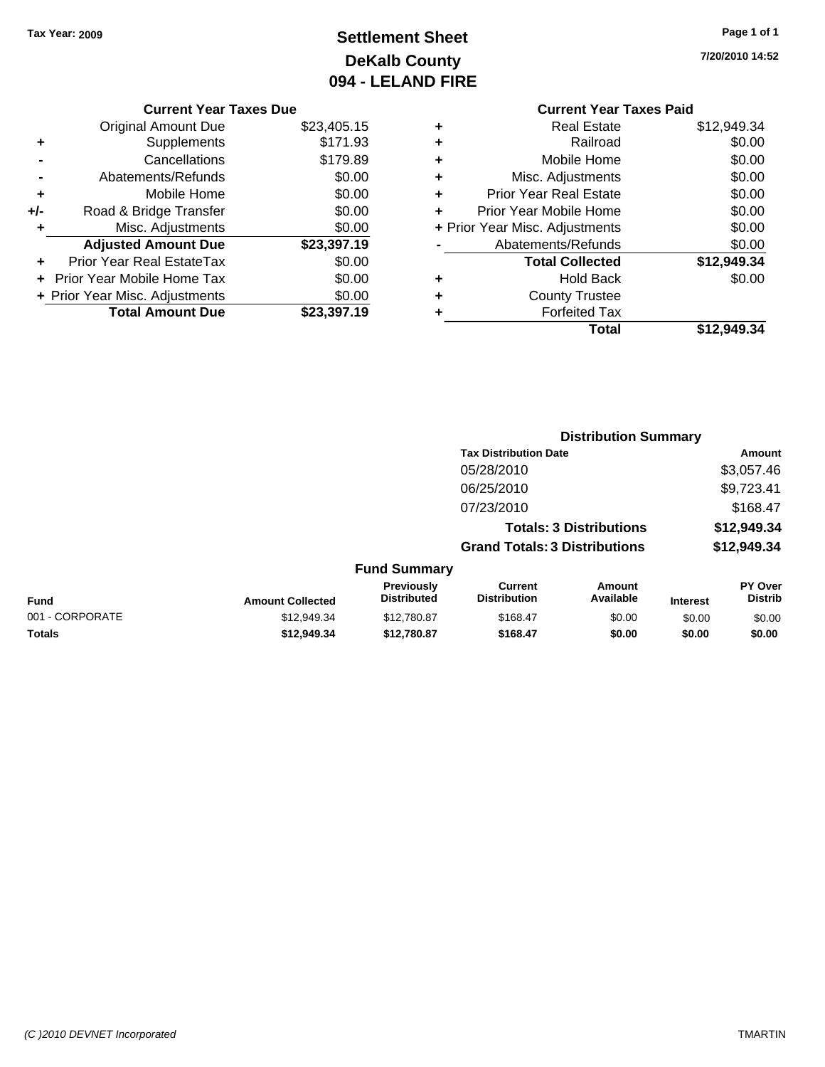Tax Year: 2009

# Settlement Sheet
## DeKalb County
## 094 - LELAND FIRE

7/20/2010 14:52

### Current Year Taxes Due

| | | |
|---|---|---|
| | Original Amount Due | $23,405.15 |
| + | Supplements | $171.93 |
| - | Cancellations | $179.89 |
| - | Abatements/Refunds | $0.00 |
| + | Mobile Home | $0.00 |
| +/- | Road & Bridge Transfer | $0.00 |
| + | Misc. Adjustments | $0.00 |
| | **Adjusted Amount Due** | **$23,397.19** |
| + | Prior Year Real EstateTax | $0.00 |
| + | Prior Year Mobile Home Tax | $0.00 |
| + | Prior Year Misc. Adjustments | $0.00 |
| | **Total Amount Due** | **$23,397.19** |

### Current Year Taxes Paid

| | | |
|---|---|---|
| + | Real Estate | $12,949.34 |
| + | Railroad | $0.00 |
| + | Mobile Home | $0.00 |
| + | Misc. Adjustments | $0.00 |
| + | Prior Year Real Estate | $0.00 |
| + | Prior Year Mobile Home | $0.00 |
| + | Prior Year Misc. Adjustments | $0.00 |
| - | Abatements/Refunds | $0.00 |
| | **Total Collected** | **$12,949.34** |
| + | Hold Back | $0.00 |
| + | County Trustee | |
| + | Forfeited Tax | |
| | **Total** | **$12,949.34** |

### Distribution Summary

| Tax Distribution Date | Amount |
|---|---|
| 05/28/2010 | $3,057.46 |
| 06/25/2010 | $9,723.41 |
| 07/23/2010 | $168.47 |
| **Totals: 3 Distributions** | **$12,949.34** |
| **Grand Totals: 3 Distributions** | **$12,949.34** |

### Fund Summary

| Fund | Amount Collected | Previously Distributed | Current Distribution | Amount Available | Interest | PY Over Distrib |
|---|---|---|---|---|---|---|
| 001 - CORPORATE | $12,949.34 | $12,780.87 | $168.47 | $0.00 | $0.00 | $0.00 |
| **Totals** | **$12,949.34** | **$12,780.87** | **$168.47** | **$0.00** | **$0.00** | **$0.00** |

(C )2010 DEVNET Incorporated TMARTIN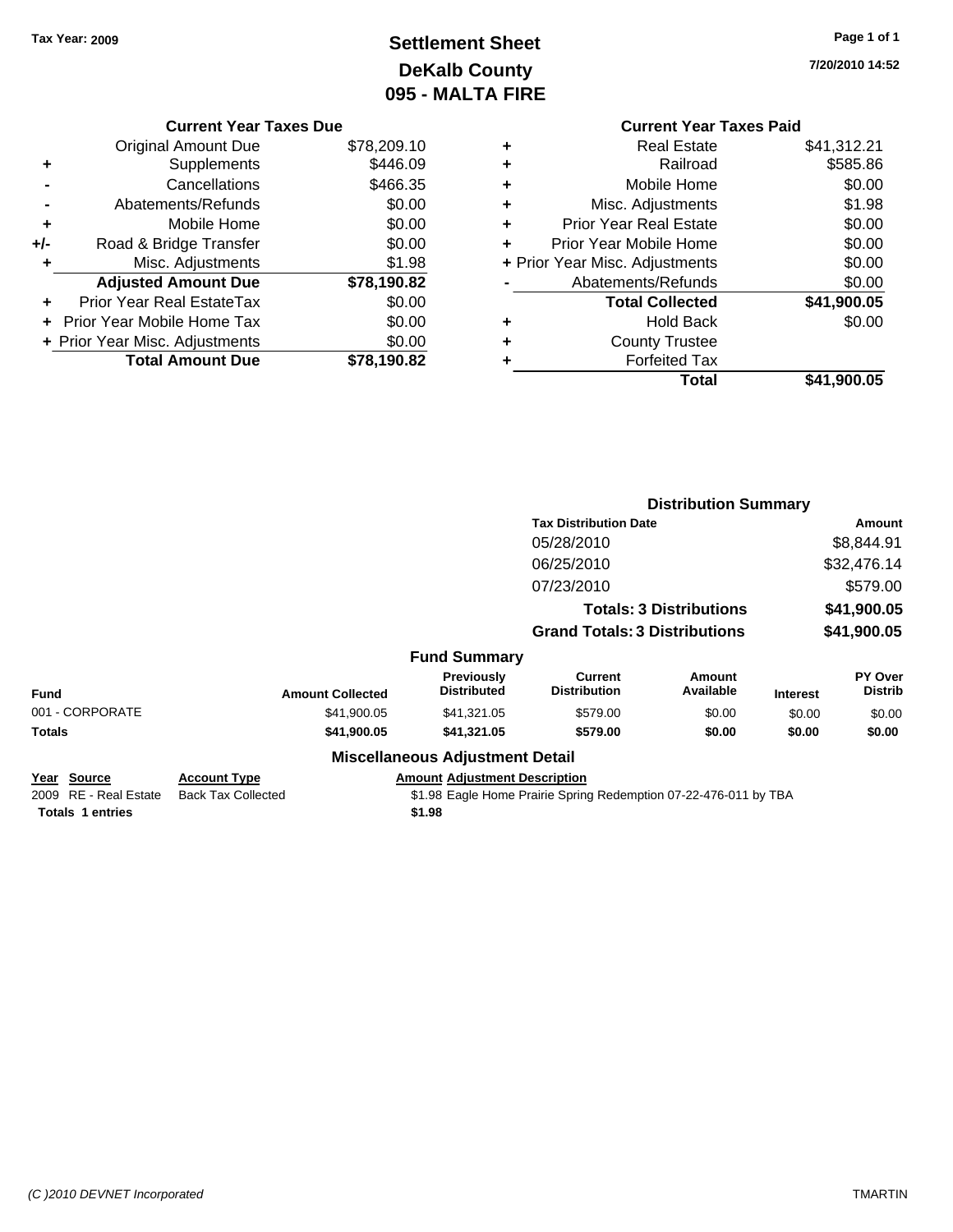**Tax Year: 2009**

# Settlement Sheet
## DeKalb County
## 095 - MALTA FIRE

7/20/2010 14:52

### Current Year Taxes Due

| | | |
|---|---|---|
| | Original Amount Due | $78,209.10 |
| + | Supplements | $446.09 |
| - | Cancellations | $466.35 |
| - | Abatements/Refunds | $0.00 |
| + | Mobile Home | $0.00 |
| +/- | Road & Bridge Transfer | $0.00 |
| + | Misc. Adjustments | $1.98 |
| | **Adjusted Amount Due** | **$78,190.82** |
| + | Prior Year Real EstateTax | $0.00 |
| + | Prior Year Mobile Home Tax | $0.00 |
| + | Prior Year Misc. Adjustments | $0.00 |
| | **Total Amount Due** | **$78,190.82** |

### Current Year Taxes Paid

| | | |
|---|---|---|
| + | Real Estate | $41,312.21 |
| + | Railroad | $585.86 |
| + | Mobile Home | $0.00 |
| + | Misc. Adjustments | $1.98 |
| + | Prior Year Real Estate | $0.00 |
| + | Prior Year Mobile Home | $0.00 |
| + | Prior Year Misc. Adjustments | $0.00 |
| - | Abatements/Refunds | $0.00 |
| | **Total Collected** | **$41,900.05** |
| + | Hold Back | $0.00 |
| + | County Trustee | |
| + | Forfeited Tax | |
| | **Total** | **$41,900.05** |

### Distribution Summary

| Tax Distribution Date | Amount |
|---|---|
| 05/28/2010 | $8,844.91 |
| 06/25/2010 | $32,476.14 |
| 07/23/2010 | $579.00 |
| **Totals: 3 Distributions** | **$41,900.05** |
| **Grand Totals: 3 Distributions** | **$41,900.05** |

### Fund Summary

| Fund | Amount Collected | Previously Distributed | Current Distribution | Amount Available | Interest | PY Over Distrib |
|---|---|---|---|---|---|---|
| 001 - CORPORATE | $41,900.05 | $41,321.05 | $579.00 | $0.00 | $0.00 | $0.00 |
| **Totals** | **$41,900.05** | **$41,321.05** | **$579.00** | **$0.00** | **$0.00** | **$0.00** |

### Miscellaneous Adjustment Detail

| Year | Source | Account Type | Amount | Adjustment Description |
|---|---|---|---|---|
| 2009 | RE - Real Estate | Back Tax Collected | $1.98 | Eagle Home Prairie Spring Redemption 07-22-476-011 by TBA |
| **Totals** | **1 entries** | | **$1.98** | |

*(C )2010 DEVNET Incorporated* TMARTIN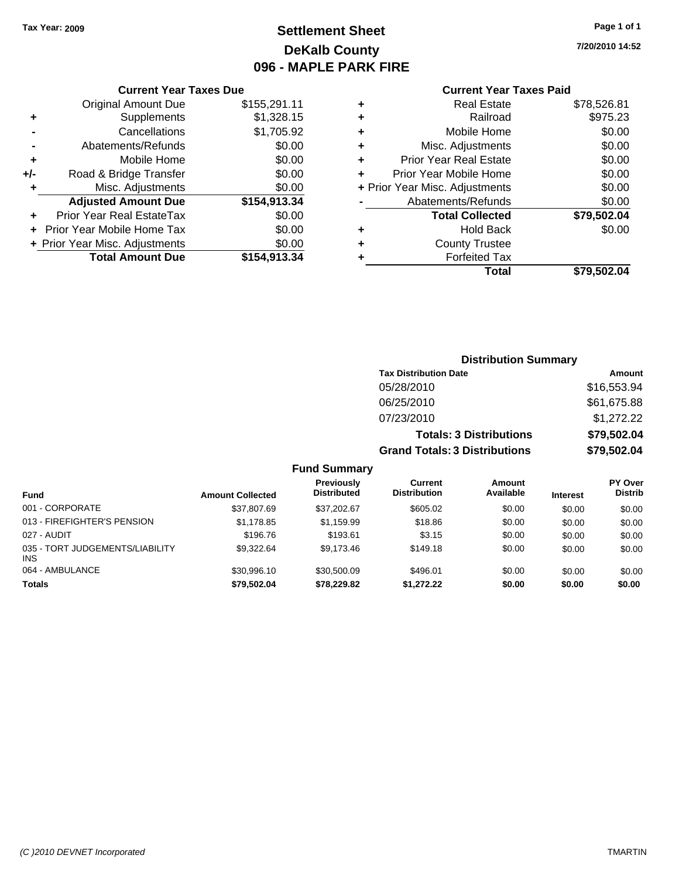**Tax Year: 2009**

# Settlement Sheet
## DeKalb County
## 096 - MAPLE PARK FIRE

7/20/2010 14:52

### Current Year Taxes Due

| | | |
|---|---|---|
| | Original Amount Due | $155,291.11 |
| + | Supplements | $1,328.15 |
| - | Cancellations | $1,705.92 |
| - | Abatements/Refunds | $0.00 |
| + | Mobile Home | $0.00 |
| +/- | Road & Bridge Transfer | $0.00 |
| + | Misc. Adjustments | $0.00 |
| | **Adjusted Amount Due** | **$154,913.34** |
| + | Prior Year Real EstateTax | $0.00 |
| + | Prior Year Mobile Home Tax | $0.00 |
| + | Prior Year Misc. Adjustments | $0.00 |
| | **Total Amount Due** | **$154,913.34** |

### Current Year Taxes Paid

| | | |
|---|---|---|
| + | Real Estate | $78,526.81 |
| + | Railroad | $975.23 |
| + | Mobile Home | $0.00 |
| + | Misc. Adjustments | $0.00 |
| + | Prior Year Real Estate | $0.00 |
| + | Prior Year Mobile Home | $0.00 |
| + | Prior Year Misc. Adjustments | $0.00 |
| - | Abatements/Refunds | $0.00 |
| | **Total Collected** | **$79,502.04** |
| + | Hold Back | $0.00 |
| + | County Trustee | |
| + | Forfeited Tax | |
| | **Total** | **$79,502.04** |

### Distribution Summary

| Tax Distribution Date | Amount |
|---|---|
| 05/28/2010 | $16,553.94 |
| 06/25/2010 | $61,675.88 |
| 07/23/2010 | $1,272.22 |
| **Totals: 3 Distributions** | **$79,502.04** |
| **Grand Totals: 3 Distributions** | **$79,502.04** |

### Fund Summary

| Fund | Amount Collected | Previously Distributed | Current Distribution | Amount Available | Interest | PY Over Distrib |
|---|---|---|---|---|---|---|
| 001 - CORPORATE | $37,807.69 | $37,202.67 | $605.02 | $0.00 | $0.00 | $0.00 |
| 013 - FIREFIGHTER'S PENSION | $1,178.85 | $1,159.99 | $18.86 | $0.00 | $0.00 | $0.00 |
| 027 - AUDIT | $196.76 | $193.61 | $3.15 | $0.00 | $0.00 | $0.00 |
| 035 - TORT JUDGEMENTS/LIABILITY INS | $9,322.64 | $9,173.46 | $149.18 | $0.00 | $0.00 | $0.00 |
| 064 - AMBULANCE | $30,996.10 | $30,500.09 | $496.01 | $0.00 | $0.00 | $0.00 |
| **Totals** | **$79,502.04** | **$78,229.82** | **$1,272.22** | **$0.00** | **$0.00** | **$0.00** |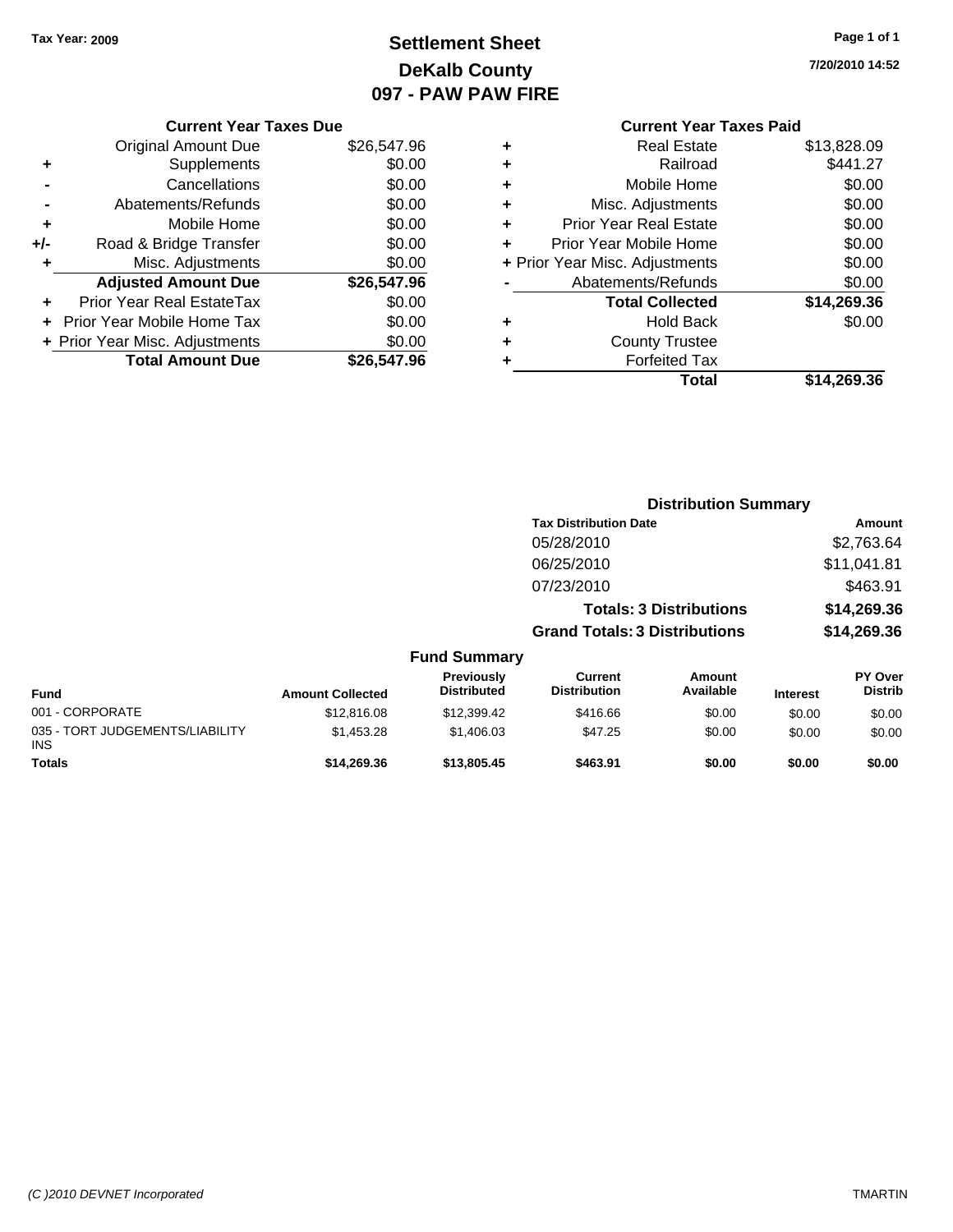Tax Year: 2009

# Settlement Sheet
## DeKalb County
## 097 - PAW PAW FIRE

7/20/2010 14:52

### Current Year Taxes Due

| | | |
|---|---|---|
| | Original Amount Due | $26,547.96 |
| + | Supplements | $0.00 |
| - | Cancellations | $0.00 |
| - | Abatements/Refunds | $0.00 |
| + | Mobile Home | $0.00 |
| +/- | Road & Bridge Transfer | $0.00 |
| + | Misc. Adjustments | $0.00 |
| | **Adjusted Amount Due** | **$26,547.96** |
| + | Prior Year Real EstateTax | $0.00 |
| + | Prior Year Mobile Home Tax | $0.00 |
| + | Prior Year Misc. Adjustments | $0.00 |
| | **Total Amount Due** | **$26,547.96** |

### Current Year Taxes Paid

| | | |
|---|---|---|
| + | Real Estate | $13,828.09 |
| + | Railroad | $441.27 |
| + | Mobile Home | $0.00 |
| + | Misc. Adjustments | $0.00 |
| + | Prior Year Real Estate | $0.00 |
| + | Prior Year Mobile Home | $0.00 |
| + | Prior Year Misc. Adjustments | $0.00 |
| - | Abatements/Refunds | $0.00 |
| | **Total Collected** | **$14,269.36** |
| + | Hold Back | $0.00 |
| + | County Trustee | |
| + | Forfeited Tax | |
| | **Total** | **$14,269.36** |

### Distribution Summary

| Tax Distribution Date | Amount |
|---|---|
| 05/28/2010 | $2,763.64 |
| 06/25/2010 | $11,041.81 |
| 07/23/2010 | $463.91 |
| **Totals: 3 Distributions** | **$14,269.36** |
| **Grand Totals: 3 Distributions** | **$14,269.36** |

### Fund Summary

| Fund | Amount Collected | Previously Distributed | Current Distribution | Amount Available | Interest | PY Over Distrib |
|---|---|---|---|---|---|---|
| 001 - CORPORATE | $12,816.08 | $12,399.42 | $416.66 | $0.00 | $0.00 | $0.00 |
| 035 - TORT JUDGEMENTS/LIABILITY INS | $1,453.28 | $1,406.03 | $47.25 | $0.00 | $0.00 | $0.00 |
| **Totals** | **$14,269.36** | **$13,805.45** | **$463.91** | **$0.00** | **$0.00** | **$0.00** |

(C )2010 DEVNET Incorporated — TMARTIN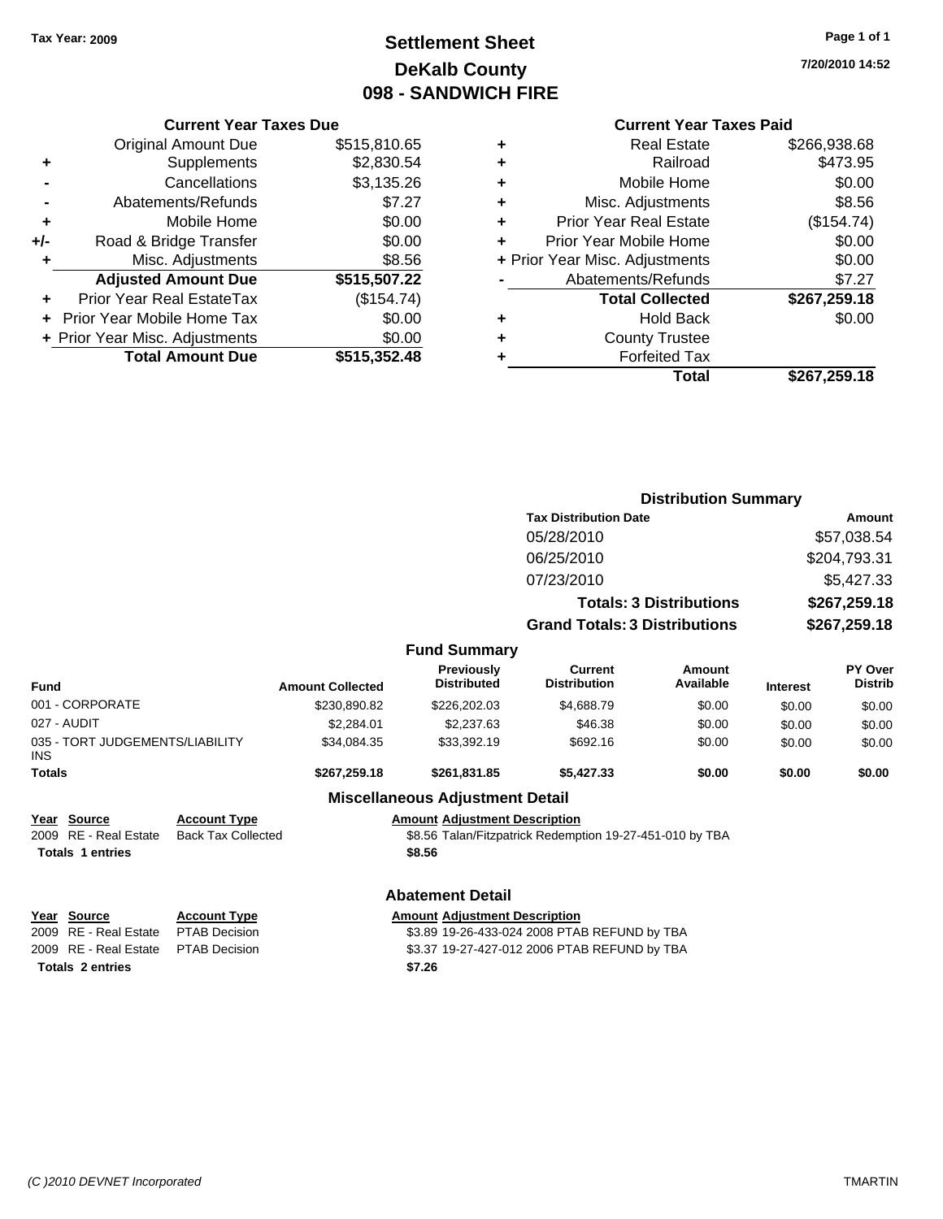Tax Year: 2009

# Settlement Sheet
## DeKalb County
## 098 - SANDWICH FIRE

7/20/2010 14:52

### Current Year Taxes Due

| | | |
|---|---|---|
| | Original Amount Due | $515,810.65 |
| + | Supplements | $2,830.54 |
| - | Cancellations | $3,135.26 |
| - | Abatements/Refunds | $7.27 |
| + | Mobile Home | $0.00 |
| +/- | Road & Bridge Transfer | $0.00 |
| + | Misc. Adjustments | $8.56 |
| | **Adjusted Amount Due** | **$515,507.22** |
| + | Prior Year Real EstateTax | ($154.74) |
| + | Prior Year Mobile Home Tax | $0.00 |
| + | Prior Year Misc. Adjustments | $0.00 |
| | **Total Amount Due** | **$515,352.48** |

### Current Year Taxes Paid

| | | |
|---|---|---|
| + | Real Estate | $266,938.68 |
| + | Railroad | $473.95 |
| + | Mobile Home | $0.00 |
| + | Misc. Adjustments | $8.56 |
| + | Prior Year Real Estate | ($154.74) |
| + | Prior Year Mobile Home | $0.00 |
| + | Prior Year Misc. Adjustments | $0.00 |
| - | Abatements/Refunds | $7.27 |
| | **Total Collected** | **$267,259.18** |
| + | Hold Back | $0.00 |
| + | County Trustee | |
| + | Forfeited Tax | |
| | **Total** | **$267,259.18** |

### Distribution Summary

| Tax Distribution Date | Amount |
|---|---|
| 05/28/2010 | $57,038.54 |
| 06/25/2010 | $204,793.31 |
| 07/23/2010 | $5,427.33 |
| **Totals: 3 Distributions** | **$267,259.18** |
| **Grand Totals: 3 Distributions** | **$267,259.18** |

### Fund Summary

| Fund | Amount Collected | Previously Distributed | Current Distribution | Amount Available | Interest | PY Over Distrib |
|---|---|---|---|---|---|---|
| 001 - CORPORATE | $230,890.82 | $226,202.03 | $4,688.79 | $0.00 | $0.00 | $0.00 |
| 027 - AUDIT | $2,284.01 | $2,237.63 | $46.38 | $0.00 | $0.00 | $0.00 |
| 035 - TORT JUDGEMENTS/LIABILITY INS | $34,084.35 | $33,392.19 | $692.16 | $0.00 | $0.00 | $0.00 |
| **Totals** | **$267,259.18** | **$261,831.85** | **$5,427.33** | **$0.00** | **$0.00** | **$0.00** |

### Miscellaneous Adjustment Detail

| Year | Source | Account Type | Amount | Adjustment Description |
|---|---|---|---|---|
| 2009 | RE - Real Estate | Back Tax Collected | $8.56 | Talan/Fitzpatrick Redemption 19-27-451-010 by TBA |
| **Totals 1 entries** | | | **$8.56** | |

### Abatement Detail

| Year | Source | Account Type | Amount | Adjustment Description |
|---|---|---|---|---|
| 2009 | RE - Real Estate | PTAB Decision | $3.89 | 19-26-433-024 2008 PTAB REFUND by TBA |
| 2009 | RE - Real Estate | PTAB Decision | $3.37 | 19-27-427-012 2006 PTAB REFUND by TBA |
| **Totals 2 entries** | | | **$7.26** | |

(C )2010 DEVNET Incorporated TMARTIN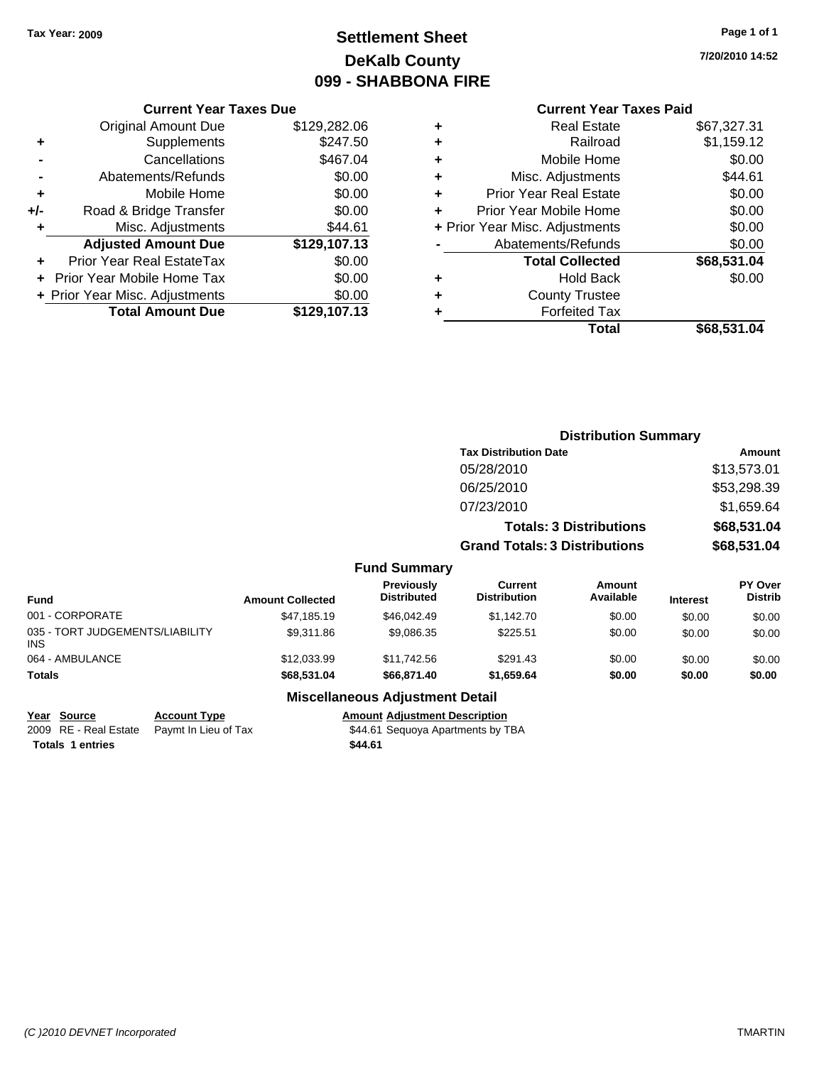Tax Year: 2009

# Settlement Sheet
## DeKalb County
## 099 - SHABBONA FIRE

7/20/2010 14:52

### Current Year Taxes Due

| | | |
|---|---|---|
| | Original Amount Due | $129,282.06 |
| + | Supplements | $247.50 |
| - | Cancellations | $467.04 |
| - | Abatements/Refunds | $0.00 |
| + | Mobile Home | $0.00 |
| +/- | Road & Bridge Transfer | $0.00 |
| + | Misc. Adjustments | $44.61 |
| | **Adjusted Amount Due** | **$129,107.13** |
| + | Prior Year Real EstateTax | $0.00 |
| + | Prior Year Mobile Home Tax | $0.00 |
| + | Prior Year Misc. Adjustments | $0.00 |
| | **Total Amount Due** | **$129,107.13** |

### Current Year Taxes Paid

| | | |
|---|---|---|
| + | Real Estate | $67,327.31 |
| + | Railroad | $1,159.12 |
| + | Mobile Home | $0.00 |
| + | Misc. Adjustments | $44.61 |
| + | Prior Year Real Estate | $0.00 |
| + | Prior Year Mobile Home | $0.00 |
| + | Prior Year Misc. Adjustments | $0.00 |
| - | Abatements/Refunds | $0.00 |
| | **Total Collected** | **$68,531.04** |
| + | Hold Back | $0.00 |
| + | County Trustee | |
| + | Forfeited Tax | |
| | **Total** | **$68,531.04** |

### Distribution Summary

| Tax Distribution Date | Amount |
|---|---|
| 05/28/2010 | $13,573.01 |
| 06/25/2010 | $53,298.39 |
| 07/23/2010 | $1,659.64 |
| **Totals: 3 Distributions** | **$68,531.04** |
| **Grand Totals: 3 Distributions** | **$68,531.04** |

### Fund Summary

| Fund | Amount Collected | Previously Distributed | Current Distribution | Amount Available | Interest | PY Over Distrib |
|---|---|---|---|---|---|---|
| 001 - CORPORATE | $47,185.19 | $46,042.49 | $1,142.70 | $0.00 | $0.00 | $0.00 |
| 035 - TORT JUDGEMENTS/LIABILITY INS | $9,311.86 | $9,086.35 | $225.51 | $0.00 | $0.00 | $0.00 |
| 064 - AMBULANCE | $12,033.99 | $11,742.56 | $291.43 | $0.00 | $0.00 | $0.00 |
| **Totals** | **$68,531.04** | **$66,871.40** | **$1,659.64** | **$0.00** | **$0.00** | **$0.00** |

### Miscellaneous Adjustment Detail

| Year | Source | Account Type | Amount | Adjustment Description |
|---|---|---|---|---|
| 2009 | RE - Real Estate | Paymt In Lieu of Tax | $44.61 | Sequoya Apartments by TBA |
| **Totals** | **1 entries** | | **$44.61** | |

(C )2010 DEVNET Incorporated — TMARTIN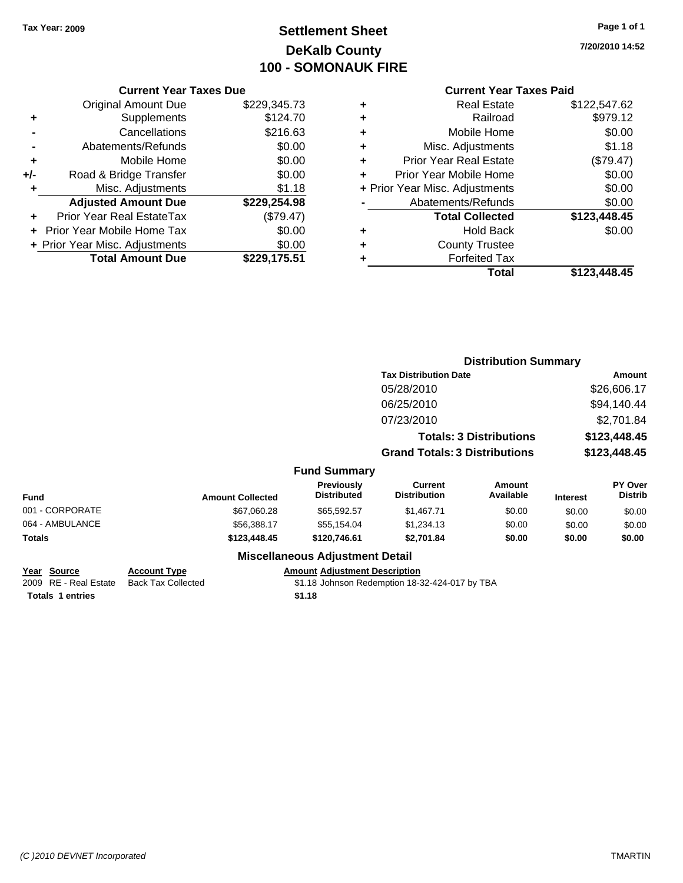Tax Year: 2009

# Settlement Sheet
## DeKalb County
## 100 - SOMONAUK FIRE

7/20/2010 14:52

### Current Year Taxes Due

| | | |
|---|---|---|
| | Original Amount Due | $229,345.73 |
| + | Supplements | $124.70 |
| - | Cancellations | $216.63 |
| - | Abatements/Refunds | $0.00 |
| + | Mobile Home | $0.00 |
| +/- | Road & Bridge Transfer | $0.00 |
| + | Misc. Adjustments | $1.18 |
| | **Adjusted Amount Due** | **$229,254.98** |
| + | Prior Year Real EstateTax | ($79.47) |
| + | Prior Year Mobile Home Tax | $0.00 |
| + | Prior Year Misc. Adjustments | $0.00 |
| | **Total Amount Due** | **$229,175.51** |

### Current Year Taxes Paid

| | | |
|---|---|---|
| + | Real Estate | $122,547.62 |
| + | Railroad | $979.12 |
| + | Mobile Home | $0.00 |
| + | Misc. Adjustments | $1.18 |
| + | Prior Year Real Estate | ($79.47) |
| + | Prior Year Mobile Home | $0.00 |
| + | Prior Year Misc. Adjustments | $0.00 |
| - | Abatements/Refunds | $0.00 |
| | **Total Collected** | **$123,448.45** |
| + | Hold Back | $0.00 |
| + | County Trustee | |
| + | Forfeited Tax | |
| | **Total** | **$123,448.45** |

### Distribution Summary

| Tax Distribution Date | Amount |
|---|---|
| 05/28/2010 | $26,606.17 |
| 06/25/2010 | $94,140.44 |
| 07/23/2010 | $2,701.84 |
| **Totals: 3 Distributions** | **$123,448.45** |
| **Grand Totals: 3 Distributions** | **$123,448.45** |

### Fund Summary

| Fund | Amount Collected | Previously Distributed | Current Distribution | Amount Available | Interest | PY Over Distrib |
|---|---|---|---|---|---|---|
| 001 - CORPORATE | $67,060.28 | $65,592.57 | $1,467.71 | $0.00 | $0.00 | $0.00 |
| 064 - AMBULANCE | $56,388.17 | $55,154.04 | $1,234.13 | $0.00 | $0.00 | $0.00 |
| **Totals** | **$123,448.45** | **$120,746.61** | **$2,701.84** | **$0.00** | **$0.00** | **$0.00** |

### Miscellaneous Adjustment Detail

| Year | Source | Account Type | Amount | Adjustment Description |
|---|---|---|---|---|
| 2009 | RE - Real Estate | Back Tax Collected | $1.18 | Johnson Redemption 18-32-424-017 by TBA |
| **Totals** | **1 entries** | | **$1.18** | |

(C )2010 DEVNET Incorporated

TMARTIN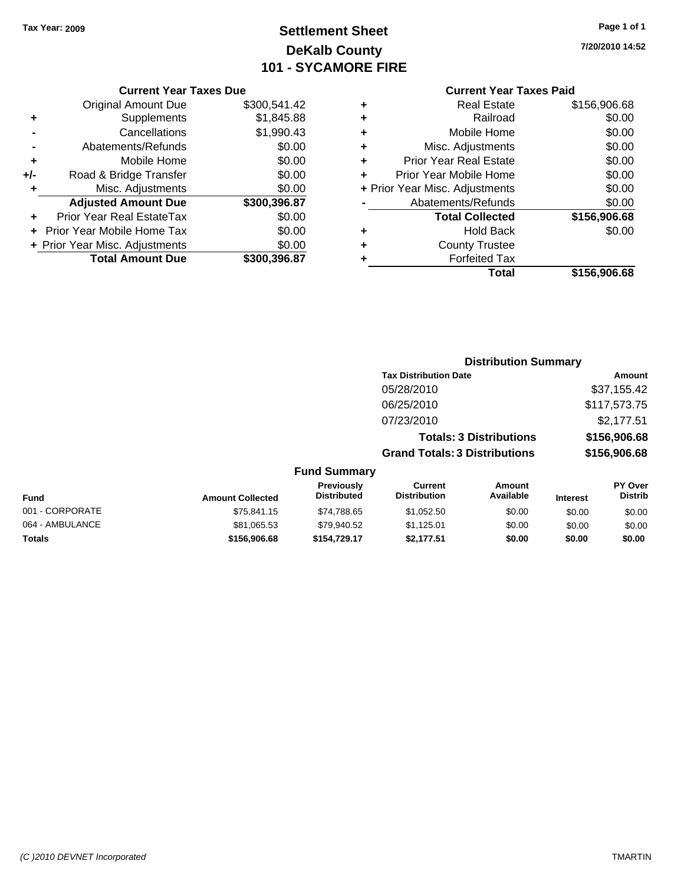Tax Year: 2009

# Settlement Sheet
## DeKalb County
## 101 - SYCAMORE FIRE

7/20/2010 14:52

### Current Year Taxes Due

| | | |
|---|---|---|
| | Original Amount Due | $300,541.42 |
| + | Supplements | $1,845.88 |
| - | Cancellations | $1,990.43 |
| - | Abatements/Refunds | $0.00 |
| + | Mobile Home | $0.00 |
| +/- | Road & Bridge Transfer | $0.00 |
| + | Misc. Adjustments | $0.00 |
| | **Adjusted Amount Due** | **$300,396.87** |
| + | Prior Year Real EstateTax | $0.00 |
| + | Prior Year Mobile Home Tax | $0.00 |
| + | Prior Year Misc. Adjustments | $0.00 |
| | **Total Amount Due** | **$300,396.87** |

### Current Year Taxes Paid

| | | |
|---|---|---|
| + | Real Estate | $156,906.68 |
| + | Railroad | $0.00 |
| + | Mobile Home | $0.00 |
| + | Misc. Adjustments | $0.00 |
| + | Prior Year Real Estate | $0.00 |
| + | Prior Year Mobile Home | $0.00 |
| + | Prior Year Misc. Adjustments | $0.00 |
| - | Abatements/Refunds | $0.00 |
| | **Total Collected** | **$156,906.68** |
| + | Hold Back | $0.00 |
| + | County Trustee | |
| + | Forfeited Tax | |
| | **Total** | **$156,906.68** |

### Distribution Summary

| Tax Distribution Date | Amount |
|---|---|
| 05/28/2010 | $37,155.42 |
| 06/25/2010 | $117,573.75 |
| 07/23/2010 | $2,177.51 |
| **Totals: 3 Distributions** | **$156,906.68** |
| **Grand Totals: 3 Distributions** | **$156,906.68** |

### Fund Summary

| Fund | Amount Collected | Previously Distributed | Current Distribution | Amount Available | Interest | PY Over Distrib |
|---|---|---|---|---|---|---|
| 001 - CORPORATE | $75,841.15 | $74,788.65 | $1,052.50 | $0.00 | $0.00 | $0.00 |
| 064 - AMBULANCE | $81,065.53 | $79,940.52 | $1,125.01 | $0.00 | $0.00 | $0.00 |
| **Totals** | **$156,906.68** | **$154,729.17** | **$2,177.51** | **$0.00** | **$0.00** | **$0.00** |

(C )2010 DEVNET Incorporated TMARTIN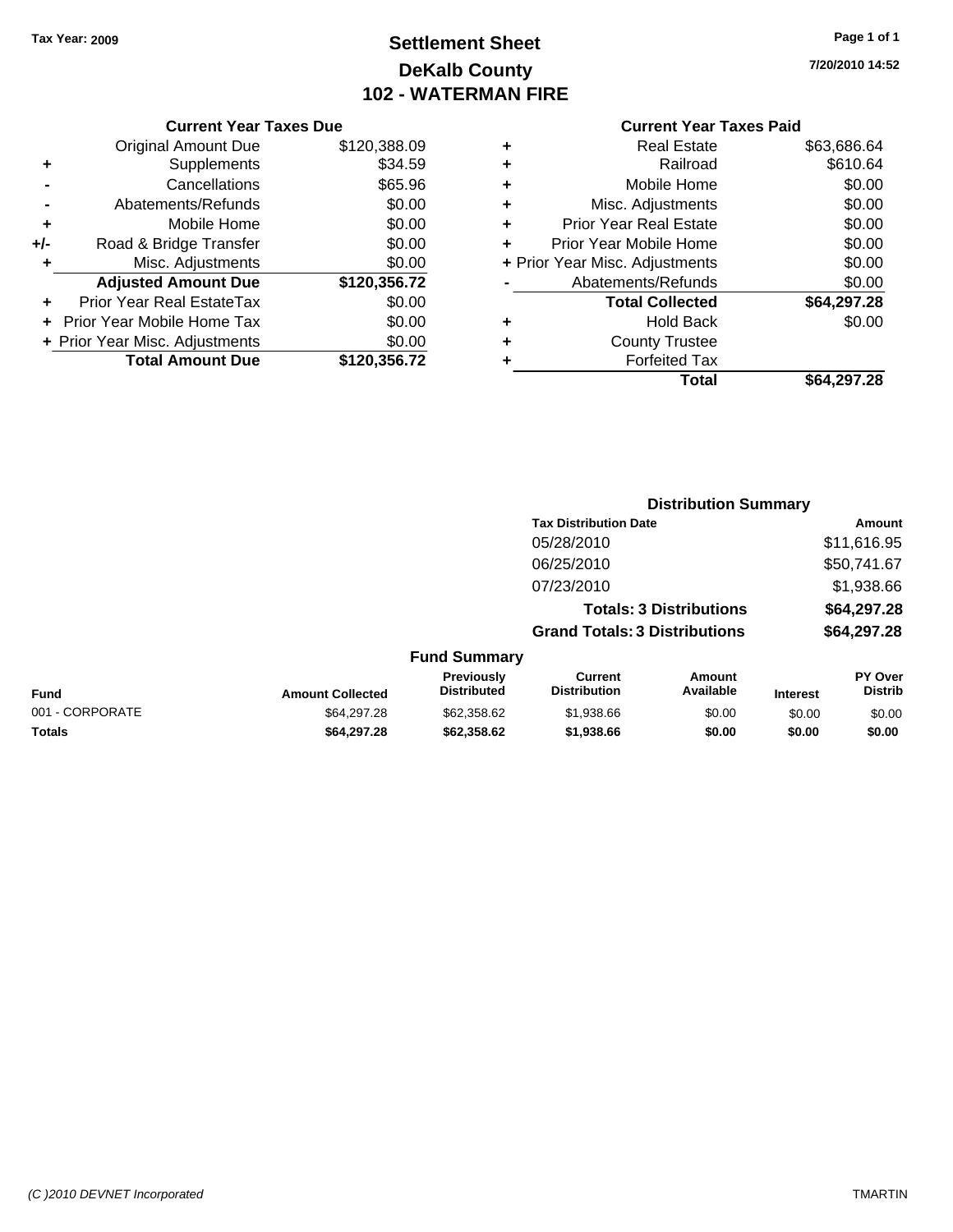Tax Year: 2009

# Settlement Sheet
## DeKalb County
## 102 - WATERMAN FIRE

7/20/2010 14:52

### Current Year Taxes Due

| | | |
|---|---|---|
| | Original Amount Due | $120,388.09 |
| + | Supplements | $34.59 |
| - | Cancellations | $65.96 |
| - | Abatements/Refunds | $0.00 |
| + | Mobile Home | $0.00 |
| +/- | Road & Bridge Transfer | $0.00 |
| + | Misc. Adjustments | $0.00 |
| | **Adjusted Amount Due** | **$120,356.72** |
| + | Prior Year Real EstateTax | $0.00 |
| + | Prior Year Mobile Home Tax | $0.00 |
| + | Prior Year Misc. Adjustments | $0.00 |
| | **Total Amount Due** | **$120,356.72** |

### Current Year Taxes Paid

| | | |
|---|---|---|
| + | Real Estate | $63,686.64 |
| + | Railroad | $610.64 |
| + | Mobile Home | $0.00 |
| + | Misc. Adjustments | $0.00 |
| + | Prior Year Real Estate | $0.00 |
| + | Prior Year Mobile Home | $0.00 |
| + | Prior Year Misc. Adjustments | $0.00 |
| - | Abatements/Refunds | $0.00 |
| | **Total Collected** | **$64,297.28** |
| + | Hold Back | $0.00 |
| + | County Trustee | |
| + | Forfeited Tax | |
| | **Total** | **$64,297.28** |

### Distribution Summary

| Tax Distribution Date | Amount |
|---|---|
| 05/28/2010 | $11,616.95 |
| 06/25/2010 | $50,741.67 |
| 07/23/2010 | $1,938.66 |
| **Totals: 3 Distributions** | **$64,297.28** |
| **Grand Totals: 3 Distributions** | **$64,297.28** |

### Fund Summary

| Fund | Amount Collected | Previously Distributed | Current Distribution | Amount Available | Interest | PY Over Distrib |
|---|---|---|---|---|---|---|
| 001 - CORPORATE | $64,297.28 | $62,358.62 | $1,938.66 | $0.00 | $0.00 | $0.00 |
| **Totals** | **$64,297.28** | **$62,358.62** | **$1,938.66** | **$0.00** | **$0.00** | **$0.00** |

(C )2010 DEVNET Incorporated

TMARTIN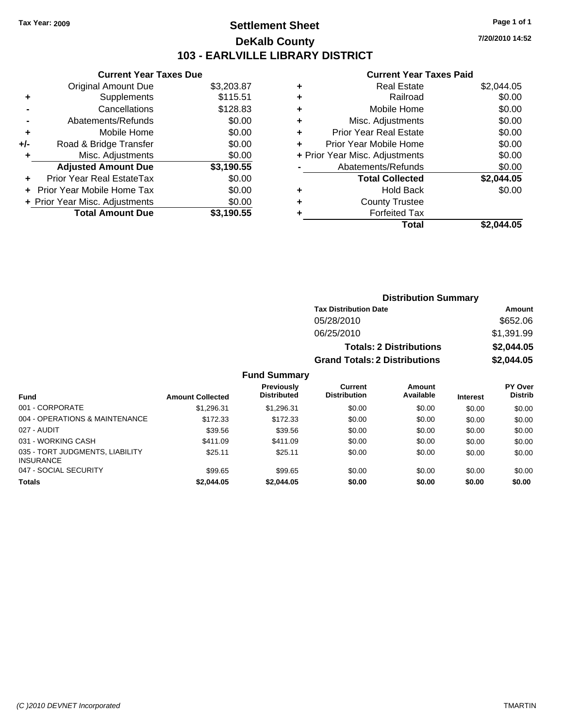Tax Year: 2009

# Settlement Sheet

## DeKalb County

## 103 - EARLVILLE LIBRARY DISTRICT

7/20/2010 14:52

### Current Year Taxes Due

| | | |
|---|---|---|
| | Original Amount Due | $3,203.87 |
| + | Supplements | $115.51 |
| - | Cancellations | $128.83 |
| - | Abatements/Refunds | $0.00 |
| + | Mobile Home | $0.00 |
| +/- | Road & Bridge Transfer | $0.00 |
| + | Misc. Adjustments | $0.00 |
| | **Adjusted Amount Due** | **$3,190.55** |
| + | Prior Year Real EstateTax | $0.00 |
| + | Prior Year Mobile Home Tax | $0.00 |
| + | Prior Year Misc. Adjustments | $0.00 |
| | **Total Amount Due** | **$3,190.55** |

### Current Year Taxes Paid

| | | |
|---|---|---|
| + | Real Estate | $2,044.05 |
| + | Railroad | $0.00 |
| + | Mobile Home | $0.00 |
| + | Misc. Adjustments | $0.00 |
| + | Prior Year Real Estate | $0.00 |
| + | Prior Year Mobile Home | $0.00 |
| + | Prior Year Misc. Adjustments | $0.00 |
| - | Abatements/Refunds | $0.00 |
| | **Total Collected** | **$2,044.05** |
| + | Hold Back | $0.00 |
| + | County Trustee | |
| + | Forfeited Tax | |
| | **Total** | **$2,044.05** |

### Distribution Summary

| Tax Distribution Date | Amount |
|---|---|
| 05/28/2010 | $652.06 |
| 06/25/2010 | $1,391.99 |
| **Totals: 2 Distributions** | **$2,044.05** |
| **Grand Totals: 2 Distributions** | **$2,044.05** |

### Fund Summary

| Fund | Amount Collected | Previously Distributed | Current Distribution | Amount Available | Interest | PY Over Distrib |
|---|---|---|---|---|---|---|
| 001 - CORPORATE | $1,296.31 | $1,296.31 | $0.00 | $0.00 | $0.00 | $0.00 |
| 004 - OPERATIONS & MAINTENANCE | $172.33 | $172.33 | $0.00 | $0.00 | $0.00 | $0.00 |
| 027 - AUDIT | $39.56 | $39.56 | $0.00 | $0.00 | $0.00 | $0.00 |
| 031 - WORKING CASH | $411.09 | $411.09 | $0.00 | $0.00 | $0.00 | $0.00 |
| 035 - TORT JUDGMENTS, LIABILITY INSURANCE | $25.11 | $25.11 | $0.00 | $0.00 | $0.00 | $0.00 |
| 047 - SOCIAL SECURITY | $99.65 | $99.65 | $0.00 | $0.00 | $0.00 | $0.00 |
| **Totals** | **$2,044.05** | **$2,044.05** | **$0.00** | **$0.00** | **$0.00** | **$0.00** |

(C )2010 DEVNET Incorporated TMARTIN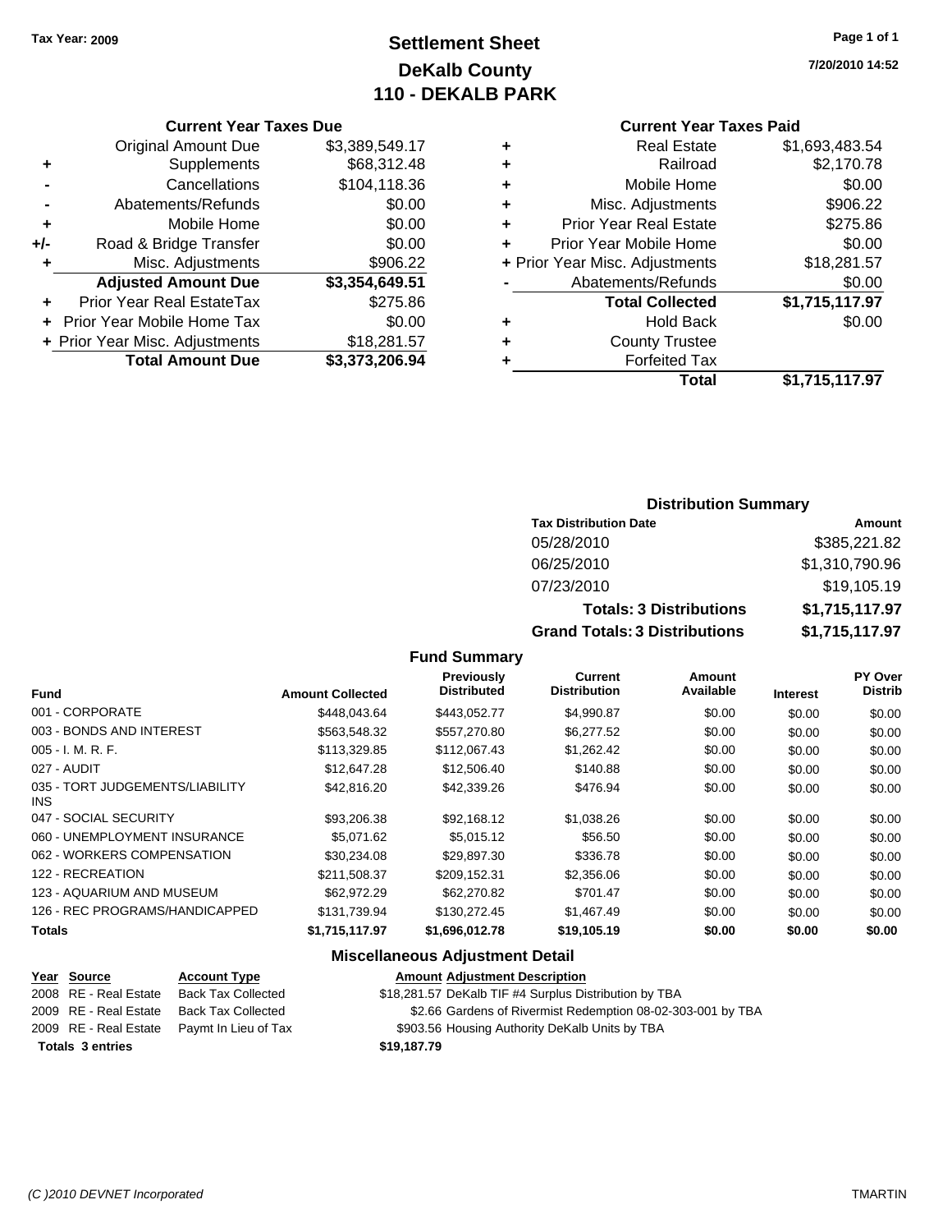**Tax Year: 2009**

# Settlement Sheet
## DeKalb County
## 110 - DEKALB PARK

7/20/2010 14:52

### Current Year Taxes Due

| | | |
|---|---|---|
| | Original Amount Due | $3,389,549.17 |
| + | Supplements | $68,312.48 |
| - | Cancellations | $104,118.36 |
| - | Abatements/Refunds | $0.00 |
| + | Mobile Home | $0.00 |
| +/- | Road & Bridge Transfer | $0.00 |
| + | Misc. Adjustments | $906.22 |
| | **Adjusted Amount Due** | **$3,354,649.51** |
| + | Prior Year Real EstateTax | $275.86 |
| + | Prior Year Mobile Home Tax | $0.00 |
| + | Prior Year Misc. Adjustments | $18,281.57 |
| | **Total Amount Due** | **$3,373,206.94** |

### Current Year Taxes Paid

| | | |
|---|---|---|
| + | Real Estate | $1,693,483.54 |
| + | Railroad | $2,170.78 |
| + | Mobile Home | $0.00 |
| + | Misc. Adjustments | $906.22 |
| + | Prior Year Real Estate | $275.86 |
| + | Prior Year Mobile Home | $0.00 |
| + | Prior Year Misc. Adjustments | $18,281.57 |
| - | Abatements/Refunds | $0.00 |
| | **Total Collected** | **$1,715,117.97** |
| + | Hold Back | $0.00 |
| + | County Trustee | |
| + | Forfeited Tax | |
| | **Total** | **$1,715,117.97** |

### Distribution Summary

| Tax Distribution Date | Amount |
|---|---|
| 05/28/2010 | $385,221.82 |
| 06/25/2010 | $1,310,790.96 |
| 07/23/2010 | $19,105.19 |
| **Totals: 3 Distributions** | **$1,715,117.97** |
| **Grand Totals: 3 Distributions** | **$1,715,117.97** |

### Fund Summary

| Fund | Amount Collected | Previously Distributed | Current Distribution | Amount Available | Interest | PY Over Distrib |
|---|---|---|---|---|---|---|
| 001 - CORPORATE | $448,043.64 | $443,052.77 | $4,990.87 | $0.00 | $0.00 | $0.00 |
| 003 - BONDS AND INTEREST | $563,548.32 | $557,270.80 | $6,277.52 | $0.00 | $0.00 | $0.00 |
| 005 - I. M. R. F. | $113,329.85 | $112,067.43 | $1,262.42 | $0.00 | $0.00 | $0.00 |
| 027 - AUDIT | $12,647.28 | $12,506.40 | $140.88 | $0.00 | $0.00 | $0.00 |
| 035 - TORT JUDGEMENTS/LIABILITY INS | $42,816.20 | $42,339.26 | $476.94 | $0.00 | $0.00 | $0.00 |
| 047 - SOCIAL SECURITY | $93,206.38 | $92,168.12 | $1,038.26 | $0.00 | $0.00 | $0.00 |
| 060 - UNEMPLOYMENT INSURANCE | $5,071.62 | $5,015.12 | $56.50 | $0.00 | $0.00 | $0.00 |
| 062 - WORKERS COMPENSATION | $30,234.08 | $29,897.30 | $336.78 | $0.00 | $0.00 | $0.00 |
| 122 - RECREATION | $211,508.37 | $209,152.31 | $2,356.06 | $0.00 | $0.00 | $0.00 |
| 123 - AQUARIUM AND MUSEUM | $62,972.29 | $62,270.82 | $701.47 | $0.00 | $0.00 | $0.00 |
| 126 - REC PROGRAMS/HANDICAPPED | $131,739.94 | $130,272.45 | $1,467.49 | $0.00 | $0.00 | $0.00 |
| **Totals** | **$1,715,117.97** | **$1,696,012.78** | **$19,105.19** | **$0.00** | **$0.00** | **$0.00** |

### Miscellaneous Adjustment Detail

| Year | Source | Account Type | Amount | Adjustment Description |
|---|---|---|---|---|
| 2008 | RE - Real Estate | Back Tax Collected | $18,281.57 | DeKalb TIF #4 Surplus Distribution by TBA |
| 2009 | RE - Real Estate | Back Tax Collected | $2.66 | Gardens of Rivermist Redemption 08-02-303-001 by TBA |
| 2009 | RE - Real Estate | Paymt In Lieu of Tax | $903.56 | Housing Authority DeKalb Units by TBA |
| **Totals 3 entries** | | | **$19,187.79** | |

*(C )2010 DEVNET Incorporated* TMARTIN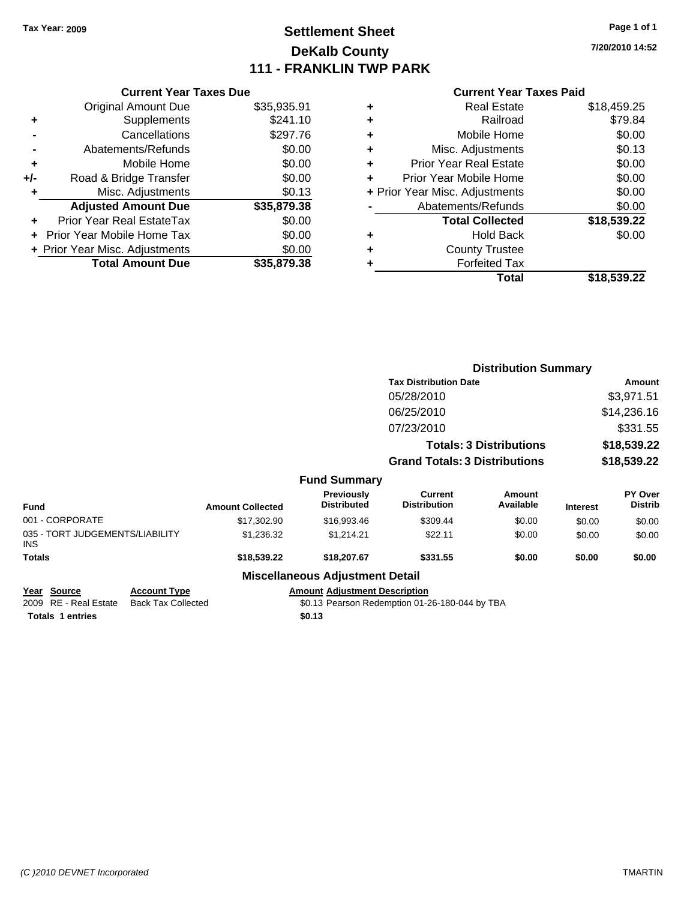Tax Year: 2009

# Settlement Sheet
## DeKalb County
## 111 - FRANKLIN TWP PARK

7/20/2010 14:52

### Current Year Taxes Due

| | | |
|---|---|---|
| | Original Amount Due | $35,935.91 |
| + | Supplements | $241.10 |
| - | Cancellations | $297.76 |
| - | Abatements/Refunds | $0.00 |
| + | Mobile Home | $0.00 |
| +/- | Road & Bridge Transfer | $0.00 |
| + | Misc. Adjustments | $0.13 |
| | **Adjusted Amount Due** | **$35,879.38** |
| + | Prior Year Real EstateTax | $0.00 |
| + | Prior Year Mobile Home Tax | $0.00 |
| + | Prior Year Misc. Adjustments | $0.00 |
| | **Total Amount Due** | **$35,879.38** |

### Current Year Taxes Paid

| | | |
|---|---|---|
| + | Real Estate | $18,459.25 |
| + | Railroad | $79.84 |
| + | Mobile Home | $0.00 |
| + | Misc. Adjustments | $0.13 |
| + | Prior Year Real Estate | $0.00 |
| + | Prior Year Mobile Home | $0.00 |
| + | Prior Year Misc. Adjustments | $0.00 |
| - | Abatements/Refunds | $0.00 |
| | **Total Collected** | **$18,539.22** |
| + | Hold Back | $0.00 |
| + | County Trustee | |
| + | Forfeited Tax | |
| | **Total** | **$18,539.22** |

### Distribution Summary

| Tax Distribution Date | Amount |
|---|---|
| 05/28/2010 | $3,971.51 |
| 06/25/2010 | $14,236.16 |
| 07/23/2010 | $331.55 |
| **Totals: 3 Distributions** | **$18,539.22** |
| **Grand Totals: 3 Distributions** | **$18,539.22** |

### Fund Summary

| Fund | Amount Collected | Previously Distributed | Current Distribution | Amount Available | Interest | PY Over Distrib |
|---|---|---|---|---|---|---|
| 001 - CORPORATE | $17,302.90 | $16,993.46 | $309.44 | $0.00 | $0.00 | $0.00 |
| 035 - TORT JUDGEMENTS/LIABILITY INS | $1,236.32 | $1,214.21 | $22.11 | $0.00 | $0.00 | $0.00 |
| **Totals** | **$18,539.22** | **$18,207.67** | **$331.55** | **$0.00** | **$0.00** | **$0.00** |

### Miscellaneous Adjustment Detail

| Year | Source | Account Type | Amount | Adjustment Description |
|---|---|---|---|---|
| 2009 | RE - Real Estate | Back Tax Collected | $0.13 | Pearson Redemption 01-26-180-044 by TBA |
| **Totals 1 entries** | | | **$0.13** | |

(C )2010 DEVNET Incorporated — TMARTIN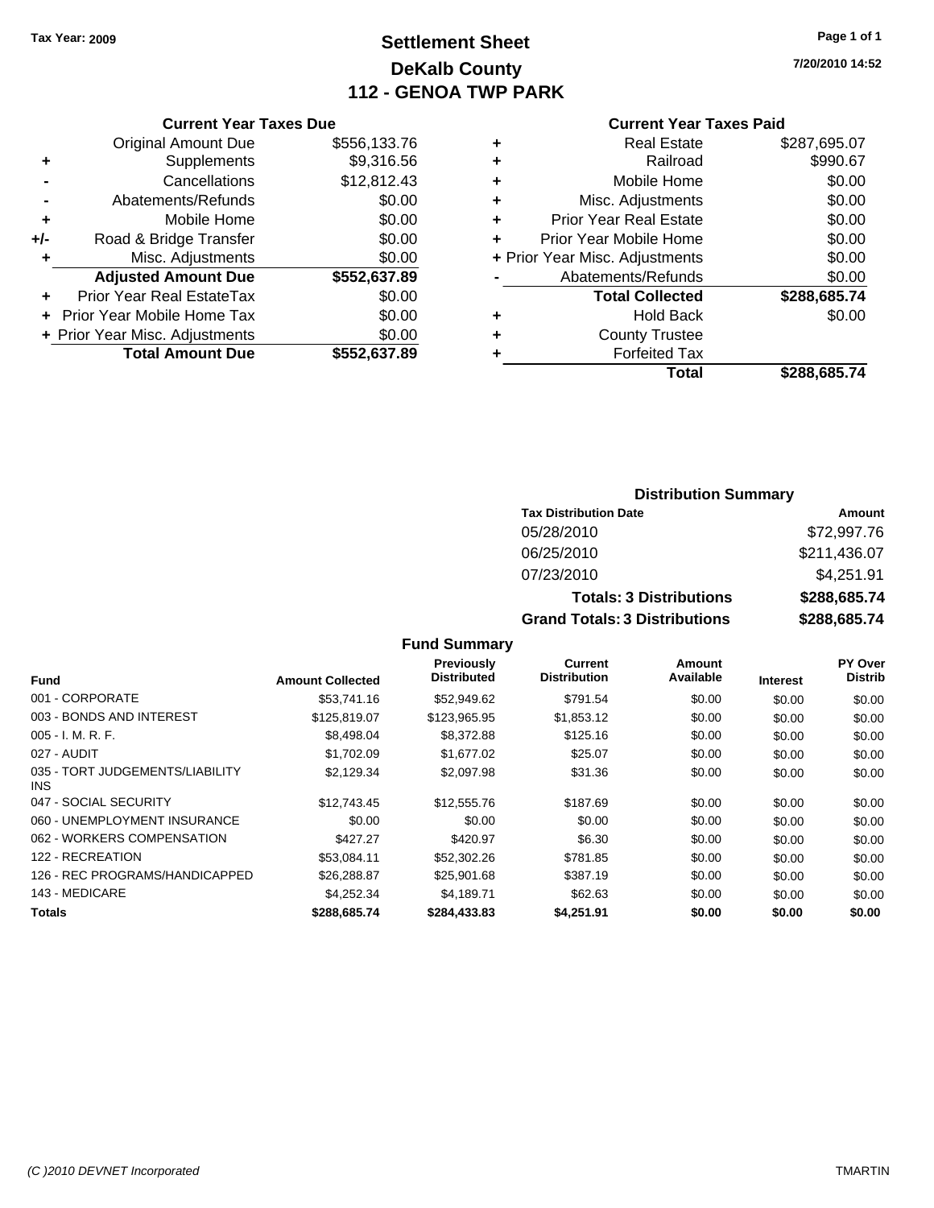Tax Year: 2009

# Settlement Sheet
## DeKalb County
## 112 - GENOA TWP PARK

7/20/2010 14:52

### Current Year Taxes Due

| | | |
|---|---|---|
| | Original Amount Due | $556,133.76 |
| + | Supplements | $9,316.56 |
| - | Cancellations | $12,812.43 |
| - | Abatements/Refunds | $0.00 |
| + | Mobile Home | $0.00 |
| +/- | Road & Bridge Transfer | $0.00 |
| + | Misc. Adjustments | $0.00 |
| | **Adjusted Amount Due** | **$552,637.89** |
| + | Prior Year Real EstateTax | $0.00 |
| + | Prior Year Mobile Home Tax | $0.00 |
| + | Prior Year Misc. Adjustments | $0.00 |
| | **Total Amount Due** | **$552,637.89** |

### Current Year Taxes Paid

| | | |
|---|---|---|
| + | Real Estate | $287,695.07 |
| + | Railroad | $990.67 |
| + | Mobile Home | $0.00 |
| + | Misc. Adjustments | $0.00 |
| + | Prior Year Real Estate | $0.00 |
| + | Prior Year Mobile Home | $0.00 |
| + | Prior Year Misc. Adjustments | $0.00 |
| - | Abatements/Refunds | $0.00 |
| | **Total Collected** | **$288,685.74** |
| + | Hold Back | $0.00 |
| + | County Trustee | |
| + | Forfeited Tax | |
| | **Total** | **$288,685.74** |

### Distribution Summary

| Tax Distribution Date | Amount |
|---|---|
| 05/28/2010 | $72,997.76 |
| 06/25/2010 | $211,436.07 |
| 07/23/2010 | $4,251.91 |
| **Totals: 3 Distributions** | **$288,685.74** |
| **Grand Totals: 3 Distributions** | **$288,685.74** |

### Fund Summary

| Fund | Amount Collected | Previously Distributed | Current Distribution | Amount Available | Interest | PY Over Distrib |
|---|---|---|---|---|---|---|
| 001 - CORPORATE | $53,741.16 | $52,949.62 | $791.54 | $0.00 | $0.00 | $0.00 |
| 003 - BONDS AND INTEREST | $125,819.07 | $123,965.95 | $1,853.12 | $0.00 | $0.00 | $0.00 |
| 005 - I. M. R. F. | $8,498.04 | $8,372.88 | $125.16 | $0.00 | $0.00 | $0.00 |
| 027 - AUDIT | $1,702.09 | $1,677.02 | $25.07 | $0.00 | $0.00 | $0.00 |
| 035 - TORT JUDGEMENTS/LIABILITY INS | $2,129.34 | $2,097.98 | $31.36 | $0.00 | $0.00 | $0.00 |
| 047 - SOCIAL SECURITY | $12,743.45 | $12,555.76 | $187.69 | $0.00 | $0.00 | $0.00 |
| 060 - UNEMPLOYMENT INSURANCE | $0.00 | $0.00 | $0.00 | $0.00 | $0.00 | $0.00 |
| 062 - WORKERS COMPENSATION | $427.27 | $420.97 | $6.30 | $0.00 | $0.00 | $0.00 |
| 122 - RECREATION | $53,084.11 | $52,302.26 | $781.85 | $0.00 | $0.00 | $0.00 |
| 126 - REC PROGRAMS/HANDICAPPED | $26,288.87 | $25,901.68 | $387.19 | $0.00 | $0.00 | $0.00 |
| 143 - MEDICARE | $4,252.34 | $4,189.71 | $62.63 | $0.00 | $0.00 | $0.00 |
| **Totals** | **$288,685.74** | **$284,433.83** | **$4,251.91** | **$0.00** | **$0.00** | **$0.00** |

(C )2010 DEVNET Incorporated TMARTIN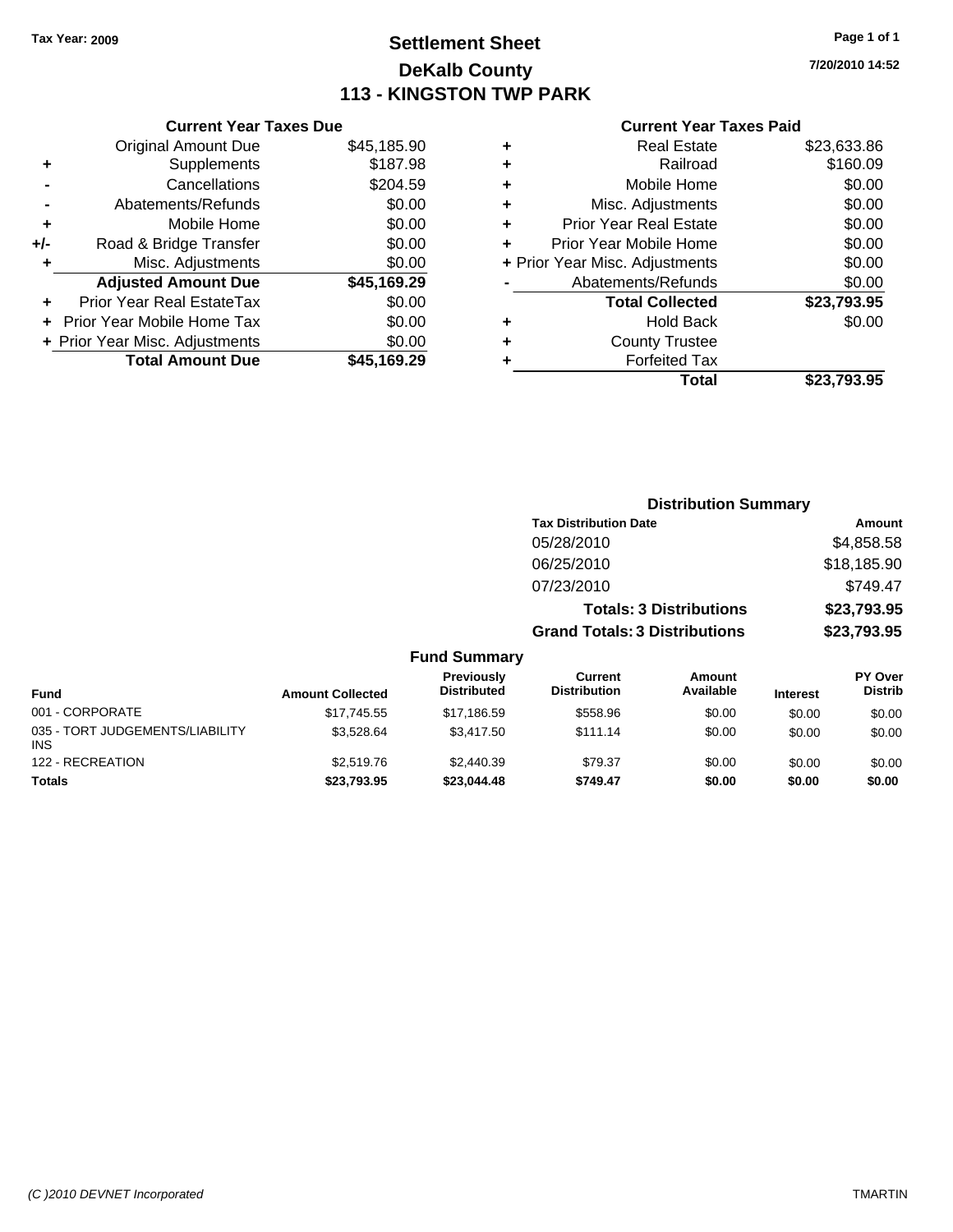Tax Year: 2009

# Settlement Sheet
## DeKalb County
## 113 - KINGSTON TWP PARK

7/20/2010 14:52

### Current Year Taxes Due

| | | |
|---|---|---|
| | Original Amount Due | $45,185.90 |
| + | Supplements | $187.98 |
| - | Cancellations | $204.59 |
| - | Abatements/Refunds | $0.00 |
| + | Mobile Home | $0.00 |
| +/- | Road & Bridge Transfer | $0.00 |
| + | Misc. Adjustments | $0.00 |
| | **Adjusted Amount Due** | **$45,169.29** |
| + | Prior Year Real EstateTax | $0.00 |
| + | Prior Year Mobile Home Tax | $0.00 |
| + | Prior Year Misc. Adjustments | $0.00 |
| | **Total Amount Due** | **$45,169.29** |

### Current Year Taxes Paid

| | | |
|---|---|---|
| + | Real Estate | $23,633.86 |
| + | Railroad | $160.09 |
| + | Mobile Home | $0.00 |
| + | Misc. Adjustments | $0.00 |
| + | Prior Year Real Estate | $0.00 |
| + | Prior Year Mobile Home | $0.00 |
| + | Prior Year Misc. Adjustments | $0.00 |
| - | Abatements/Refunds | $0.00 |
| | **Total Collected** | **$23,793.95** |
| + | Hold Back | $0.00 |
| + | County Trustee | |
| + | Forfeited Tax | |
| | **Total** | **$23,793.95** |

### Distribution Summary

| Tax Distribution Date | Amount |
|---|---|
| 05/28/2010 | $4,858.58 |
| 06/25/2010 | $18,185.90 |
| 07/23/2010 | $749.47 |
| **Totals: 3 Distributions** | **$23,793.95** |
| **Grand Totals: 3 Distributions** | **$23,793.95** |

### Fund Summary

| Fund | Amount Collected | Previously Distributed | Current Distribution | Amount Available | Interest | PY Over Distrib |
|---|---|---|---|---|---|---|
| 001 - CORPORATE | $17,745.55 | $17,186.59 | $558.96 | $0.00 | $0.00 | $0.00 |
| 035 - TORT JUDGEMENTS/LIABILITY INS | $3,528.64 | $3,417.50 | $111.14 | $0.00 | $0.00 | $0.00 |
| 122 - RECREATION | $2,519.76 | $2,440.39 | $79.37 | $0.00 | $0.00 | $0.00 |
| **Totals** | **$23,793.95** | **$23,044.48** | **$749.47** | **$0.00** | **$0.00** | **$0.00** |

(C )2010 DEVNET Incorporated TMARTIN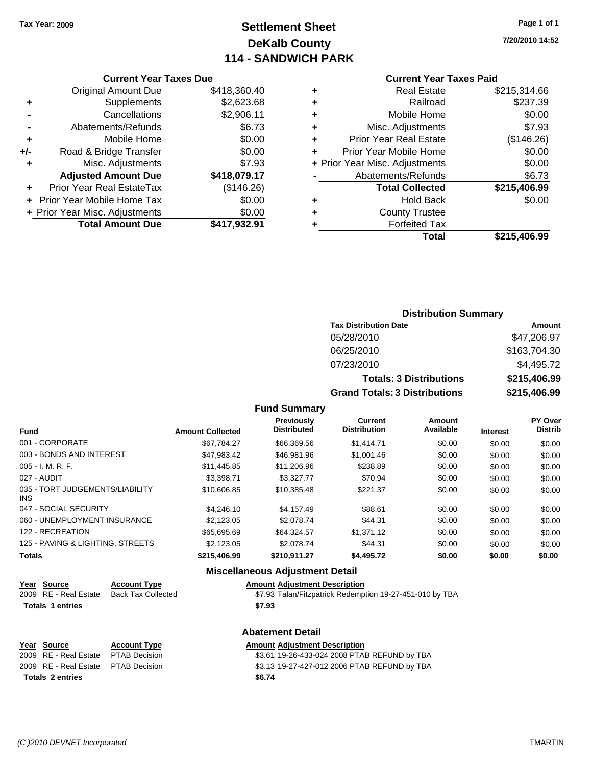Tax Year: 2009

# Settlement Sheet
## DeKalb County
## 114 - SANDWICH PARK

7/20/2010 14:52

### Current Year Taxes Due

| | | |
|---|---|---|
| | Original Amount Due | $418,360.40 |
| + | Supplements | $2,623.68 |
| - | Cancellations | $2,906.11 |
| - | Abatements/Refunds | $6.73 |
| + | Mobile Home | $0.00 |
| +/- | Road & Bridge Transfer | $0.00 |
| + | Misc. Adjustments | $7.93 |
| | **Adjusted Amount Due** | **$418,079.17** |
| + | Prior Year Real EstateTax | ($146.26) |
| + | Prior Year Mobile Home Tax | $0.00 |
| + | Prior Year Misc. Adjustments | $0.00 |
| | **Total Amount Due** | **$417,932.91** |

### Current Year Taxes Paid

| | | |
|---|---|---|
| + | Real Estate | $215,314.66 |
| + | Railroad | $237.39 |
| + | Mobile Home | $0.00 |
| + | Misc. Adjustments | $7.93 |
| + | Prior Year Real Estate | ($146.26) |
| + | Prior Year Mobile Home | $0.00 |
| + | Prior Year Misc. Adjustments | $0.00 |
| - | Abatements/Refunds | $6.73 |
| | **Total Collected** | **$215,406.99** |
| + | Hold Back | $0.00 |
| + | County Trustee | |
| + | Forfeited Tax | |
| | **Total** | **$215,406.99** |

### Distribution Summary

| Tax Distribution Date | Amount |
|---|---|
| 05/28/2010 | $47,206.97 |
| 06/25/2010 | $163,704.30 |
| 07/23/2010 | $4,495.72 |
| **Totals: 3 Distributions** | **$215,406.99** |
| **Grand Totals: 3 Distributions** | **$215,406.99** |

### Fund Summary

| Fund | Amount Collected | Previously Distributed | Current Distribution | Amount Available | Interest | PY Over Distrib |
|---|---|---|---|---|---|---|
| 001 - CORPORATE | $67,784.27 | $66,369.56 | $1,414.71 | $0.00 | $0.00 | $0.00 |
| 003 - BONDS AND INTEREST | $47,983.42 | $46,981.96 | $1,001.46 | $0.00 | $0.00 | $0.00 |
| 005 - I. M. R. F. | $11,445.85 | $11,206.96 | $238.89 | $0.00 | $0.00 | $0.00 |
| 027 - AUDIT | $3,398.71 | $3,327.77 | $70.94 | $0.00 | $0.00 | $0.00 |
| 035 - TORT JUDGEMENTS/LIABILITY INS | $10,606.85 | $10,385.48 | $221.37 | $0.00 | $0.00 | $0.00 |
| 047 - SOCIAL SECURITY | $4,246.10 | $4,157.49 | $88.61 | $0.00 | $0.00 | $0.00 |
| 060 - UNEMPLOYMENT INSURANCE | $2,123.05 | $2,078.74 | $44.31 | $0.00 | $0.00 | $0.00 |
| 122 - RECREATION | $65,695.69 | $64,324.57 | $1,371.12 | $0.00 | $0.00 | $0.00 |
| 125 - PAVING & LIGHTING, STREETS | $2,123.05 | $2,078.74 | $44.31 | $0.00 | $0.00 | $0.00 |
| **Totals** | **$215,406.99** | **$210,911.27** | **$4,495.72** | **$0.00** | **$0.00** | **$0.00** |

### Miscellaneous Adjustment Detail

| Year | Source | Account Type | Amount | Adjustment Description |
|---|---|---|---|---|
| 2009 | RE - Real Estate | Back Tax Collected | $7.93 | Talan/Fitzpatrick Redemption 19-27-451-010 by TBA |
| **Totals** | **1 entries** | | **$7.93** | |

### Abatement Detail

| Year | Source | Account Type | Amount | Adjustment Description |
|---|---|---|---|---|
| 2009 | RE - Real Estate | PTAB Decision | $3.61 | 19-26-433-024 2008 PTAB REFUND by TBA |
| 2009 | RE - Real Estate | PTAB Decision | $3.13 | 19-27-427-012 2006 PTAB REFUND by TBA |
| **Totals** | **2 entries** | | **$6.74** | |

(C )2010 DEVNET Incorporated TMARTIN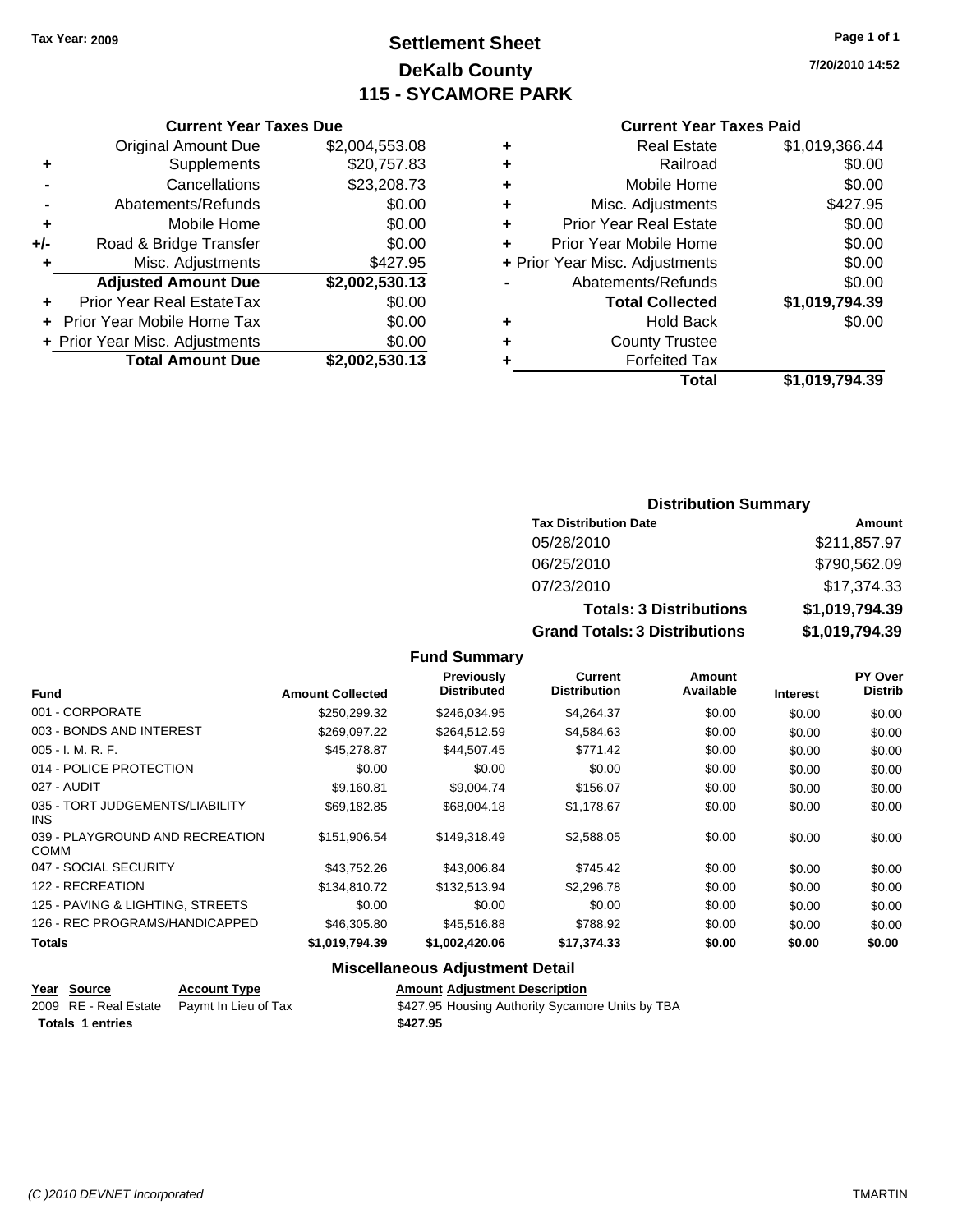Tax Year: 2009

# Settlement Sheet
## DeKalb County
## 115 - SYCAMORE PARK

7/20/2010 14:52

### Current Year Taxes Due

| | | |
|---|---|---|
| | Original Amount Due | $2,004,553.08 |
| + | Supplements | $20,757.83 |
| - | Cancellations | $23,208.73 |
| - | Abatements/Refunds | $0.00 |
| + | Mobile Home | $0.00 |
| +/- | Road & Bridge Transfer | $0.00 |
| + | Misc. Adjustments | $427.95 |
| | **Adjusted Amount Due** | **$2,002,530.13** |
| + | Prior Year Real EstateTax | $0.00 |
| + | Prior Year Mobile Home Tax | $0.00 |
| + | Prior Year Misc. Adjustments | $0.00 |
| | **Total Amount Due** | **$2,002,530.13** |

### Current Year Taxes Paid

| | | |
|---|---|---|
| + | Real Estate | $1,019,366.44 |
| + | Railroad | $0.00 |
| + | Mobile Home | $0.00 |
| + | Misc. Adjustments | $427.95 |
| + | Prior Year Real Estate | $0.00 |
| + | Prior Year Mobile Home | $0.00 |
| + | Prior Year Misc. Adjustments | $0.00 |
| - | Abatements/Refunds | $0.00 |
| | **Total Collected** | **$1,019,794.39** |
| + | Hold Back | $0.00 |
| + | County Trustee | |
| + | Forfeited Tax | |
| | **Total** | **$1,019,794.39** |

### Distribution Summary

| Tax Distribution Date | Amount |
|---|---|
| 05/28/2010 | $211,857.97 |
| 06/25/2010 | $790,562.09 |
| 07/23/2010 | $17,374.33 |
| **Totals: 3 Distributions** | **$1,019,794.39** |
| **Grand Totals: 3 Distributions** | **$1,019,794.39** |

### Fund Summary

| Fund | Amount Collected | Previously Distributed | Current Distribution | Amount Available | Interest | PY Over Distrib |
|---|---|---|---|---|---|---|
| 001 - CORPORATE | $250,299.32 | $246,034.95 | $4,264.37 | $0.00 | $0.00 | $0.00 |
| 003 - BONDS AND INTEREST | $269,097.22 | $264,512.59 | $4,584.63 | $0.00 | $0.00 | $0.00 |
| 005 - I. M. R. F. | $45,278.87 | $44,507.45 | $771.42 | $0.00 | $0.00 | $0.00 |
| 014 - POLICE PROTECTION | $0.00 | $0.00 | $0.00 | $0.00 | $0.00 | $0.00 |
| 027 - AUDIT | $9,160.81 | $9,004.74 | $156.07 | $0.00 | $0.00 | $0.00 |
| 035 - TORT JUDGEMENTS/LIABILITY INS | $69,182.85 | $68,004.18 | $1,178.67 | $0.00 | $0.00 | $0.00 |
| 039 - PLAYGROUND AND RECREATION COMM | $151,906.54 | $149,318.49 | $2,588.05 | $0.00 | $0.00 | $0.00 |
| 047 - SOCIAL SECURITY | $43,752.26 | $43,006.84 | $745.42 | $0.00 | $0.00 | $0.00 |
| 122 - RECREATION | $134,810.72 | $132,513.94 | $2,296.78 | $0.00 | $0.00 | $0.00 |
| 125 - PAVING & LIGHTING, STREETS | $0.00 | $0.00 | $0.00 | $0.00 | $0.00 | $0.00 |
| 126 - REC PROGRAMS/HANDICAPPED | $46,305.80 | $45,516.88 | $788.92 | $0.00 | $0.00 | $0.00 |
| **Totals** | **$1,019,794.39** | **$1,002,420.06** | **$17,374.33** | **$0.00** | **$0.00** | **$0.00** |

### Miscellaneous Adjustment Detail

| Year | Source | Account Type | Amount | Adjustment Description |
|---|---|---|---|---|
| 2009 | RE - Real Estate | Paymt In Lieu of Tax | $427.95 | Housing Authority Sycamore Units by TBA |
| **Totals 1 entries** | | | **$427.95** | |

(C )2010 DEVNET Incorporated

TMARTIN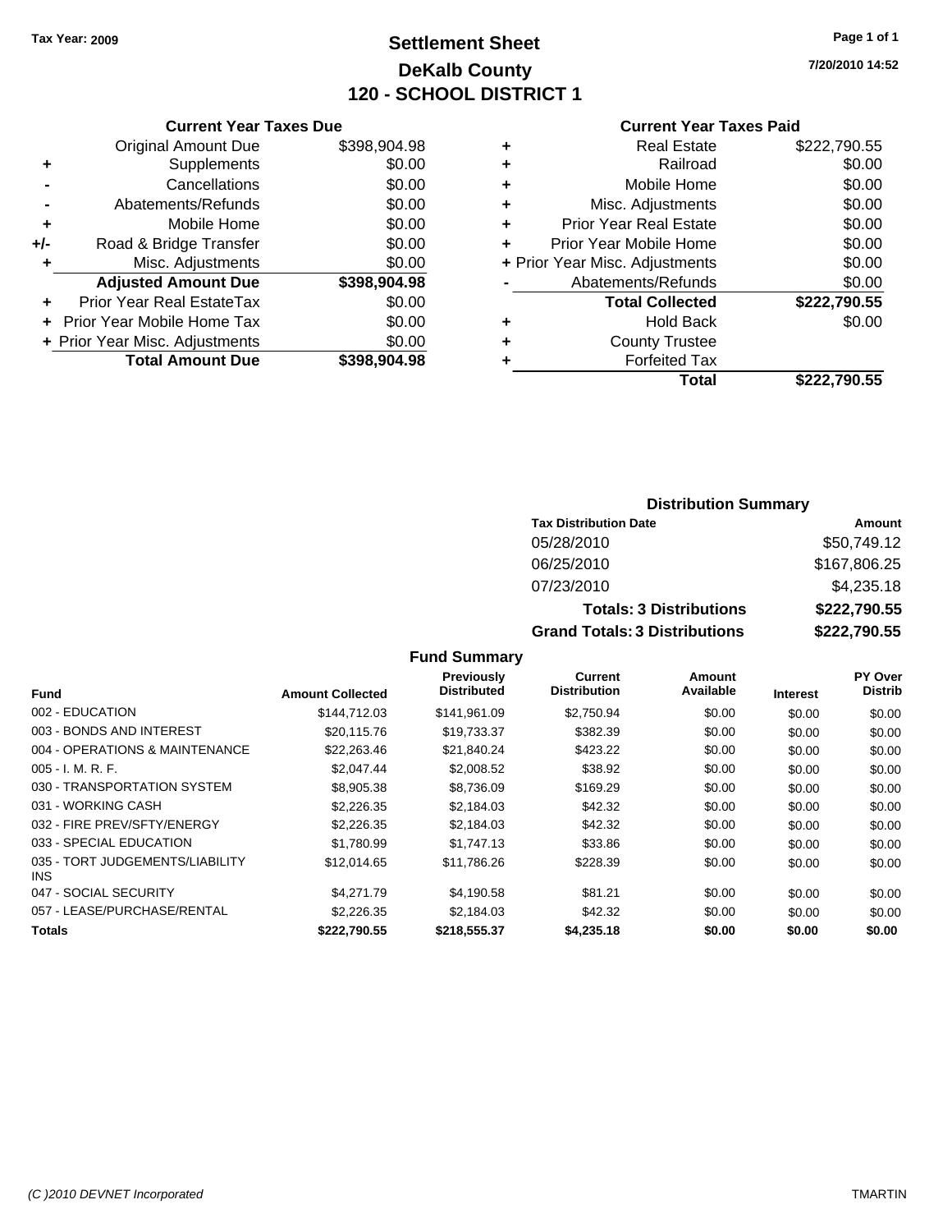**Tax Year: 2009**

# Settlement Sheet
## DeKalb County
## 120 - SCHOOL DISTRICT 1

7/20/2010 14:52

### Current Year Taxes Due

| | | |
|---|---|---|
| | Original Amount Due | $398,904.98 |
| + | Supplements | $0.00 |
| - | Cancellations | $0.00 |
| - | Abatements/Refunds | $0.00 |
| + | Mobile Home | $0.00 |
| +/- | Road & Bridge Transfer | $0.00 |
| + | Misc. Adjustments | $0.00 |
| | **Adjusted Amount Due** | **$398,904.98** |
| + | Prior Year Real EstateTax | $0.00 |
| + | Prior Year Mobile Home Tax | $0.00 |
| + | Prior Year Misc. Adjustments | $0.00 |
| | **Total Amount Due** | **$398,904.98** |

### Current Year Taxes Paid

| | | |
|---|---|---|
| + | Real Estate | $222,790.55 |
| + | Railroad | $0.00 |
| + | Mobile Home | $0.00 |
| + | Misc. Adjustments | $0.00 |
| + | Prior Year Real Estate | $0.00 |
| + | Prior Year Mobile Home | $0.00 |
| + | Prior Year Misc. Adjustments | $0.00 |
| - | Abatements/Refunds | $0.00 |
| | **Total Collected** | **$222,790.55** |
| + | Hold Back | $0.00 |
| + | County Trustee | |
| + | Forfeited Tax | |
| | **Total** | **$222,790.55** |

### Distribution Summary

| Tax Distribution Date | Amount |
|---|---|
| 05/28/2010 | $50,749.12 |
| 06/25/2010 | $167,806.25 |
| 07/23/2010 | $4,235.18 |
| **Totals: 3 Distributions** | **$222,790.55** |
| **Grand Totals: 3 Distributions** | **$222,790.55** |

### Fund Summary

| Fund | Amount Collected | Previously Distributed | Current Distribution | Amount Available | Interest | PY Over Distrib |
|---|---|---|---|---|---|---|
| 002 - EDUCATION | $144,712.03 | $141,961.09 | $2,750.94 | $0.00 | $0.00 | $0.00 |
| 003 - BONDS AND INTEREST | $20,115.76 | $19,733.37 | $382.39 | $0.00 | $0.00 | $0.00 |
| 004 - OPERATIONS & MAINTENANCE | $22,263.46 | $21,840.24 | $423.22 | $0.00 | $0.00 | $0.00 |
| 005 - I. M. R. F. | $2,047.44 | $2,008.52 | $38.92 | $0.00 | $0.00 | $0.00 |
| 030 - TRANSPORTATION SYSTEM | $8,905.38 | $8,736.09 | $169.29 | $0.00 | $0.00 | $0.00 |
| 031 - WORKING CASH | $2,226.35 | $2,184.03 | $42.32 | $0.00 | $0.00 | $0.00 |
| 032 - FIRE PREV/SFTY/ENERGY | $2,226.35 | $2,184.03 | $42.32 | $0.00 | $0.00 | $0.00 |
| 033 - SPECIAL EDUCATION | $1,780.99 | $1,747.13 | $33.86 | $0.00 | $0.00 | $0.00 |
| 035 - TORT JUDGEMENTS/LIABILITY INS | $12,014.65 | $11,786.26 | $228.39 | $0.00 | $0.00 | $0.00 |
| 047 - SOCIAL SECURITY | $4,271.79 | $4,190.58 | $81.21 | $0.00 | $0.00 | $0.00 |
| 057 - LEASE/PURCHASE/RENTAL | $2,226.35 | $2,184.03 | $42.32 | $0.00 | $0.00 | $0.00 |
| **Totals** | **$222,790.55** | **$218,555.37** | **$4,235.18** | **$0.00** | **$0.00** | **$0.00** |

(C )2010 DEVNET Incorporated — TMARTIN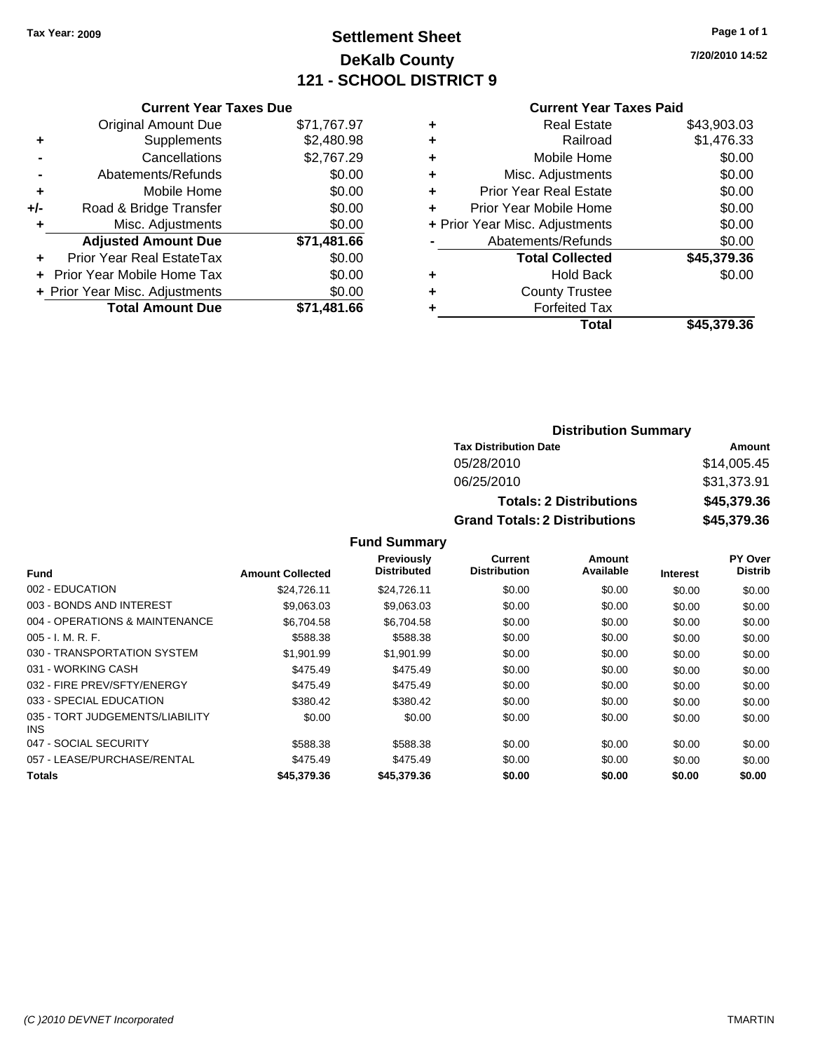Tax Year: 2009

# Settlement Sheet
## DeKalb County
## 121 - SCHOOL DISTRICT 9

7/20/2010 14:52

### Current Year Taxes Due

| | | |
|---|---|---|
| | Original Amount Due | $71,767.97 |
| + | Supplements | $2,480.98 |
| - | Cancellations | $2,767.29 |
| - | Abatements/Refunds | $0.00 |
| + | Mobile Home | $0.00 |
| +/- | Road & Bridge Transfer | $0.00 |
| + | Misc. Adjustments | $0.00 |
| | **Adjusted Amount Due** | **$71,481.66** |
| + | Prior Year Real EstateTax | $0.00 |
| + | Prior Year Mobile Home Tax | $0.00 |
| + | Prior Year Misc. Adjustments | $0.00 |
| | **Total Amount Due** | **$71,481.66** |

### Current Year Taxes Paid

| | | |
|---|---|---|
| + | Real Estate | $43,903.03 |
| + | Railroad | $1,476.33 |
| + | Mobile Home | $0.00 |
| + | Misc. Adjustments | $0.00 |
| + | Prior Year Real Estate | $0.00 |
| + | Prior Year Mobile Home | $0.00 |
| + | Prior Year Misc. Adjustments | $0.00 |
| - | Abatements/Refunds | $0.00 |
| | **Total Collected** | **$45,379.36** |
| + | Hold Back | $0.00 |
| + | County Trustee | |
| + | Forfeited Tax | |
| | **Total** | **$45,379.36** |

### Distribution Summary

| Tax Distribution Date | Amount |
|---|---|
| 05/28/2010 | $14,005.45 |
| 06/25/2010 | $31,373.91 |
| **Totals: 2 Distributions** | **$45,379.36** |
| **Grand Totals: 2 Distributions** | **$45,379.36** |

### Fund Summary

| Fund | Amount Collected | Previously Distributed | Current Distribution | Amount Available | Interest | PY Over Distrib |
|---|---|---|---|---|---|---|
| 002 - EDUCATION | $24,726.11 | $24,726.11 | $0.00 | $0.00 | $0.00 | $0.00 |
| 003 - BONDS AND INTEREST | $9,063.03 | $9,063.03 | $0.00 | $0.00 | $0.00 | $0.00 |
| 004 - OPERATIONS & MAINTENANCE | $6,704.58 | $6,704.58 | $0.00 | $0.00 | $0.00 | $0.00 |
| 005 - I. M. R. F. | $588.38 | $588.38 | $0.00 | $0.00 | $0.00 | $0.00 |
| 030 - TRANSPORTATION SYSTEM | $1,901.99 | $1,901.99 | $0.00 | $0.00 | $0.00 | $0.00 |
| 031 - WORKING CASH | $475.49 | $475.49 | $0.00 | $0.00 | $0.00 | $0.00 |
| 032 - FIRE PREV/SFTY/ENERGY | $475.49 | $475.49 | $0.00 | $0.00 | $0.00 | $0.00 |
| 033 - SPECIAL EDUCATION | $380.42 | $380.42 | $0.00 | $0.00 | $0.00 | $0.00 |
| 035 - TORT JUDGEMENTS/LIABILITY INS | $0.00 | $0.00 | $0.00 | $0.00 | $0.00 | $0.00 |
| 047 - SOCIAL SECURITY | $588.38 | $588.38 | $0.00 | $0.00 | $0.00 | $0.00 |
| 057 - LEASE/PURCHASE/RENTAL | $475.49 | $475.49 | $0.00 | $0.00 | $0.00 | $0.00 |
| **Totals** | **$45,379.36** | **$45,379.36** | **$0.00** | **$0.00** | **$0.00** | **$0.00** |

(C )2010 DEVNET Incorporated TMARTIN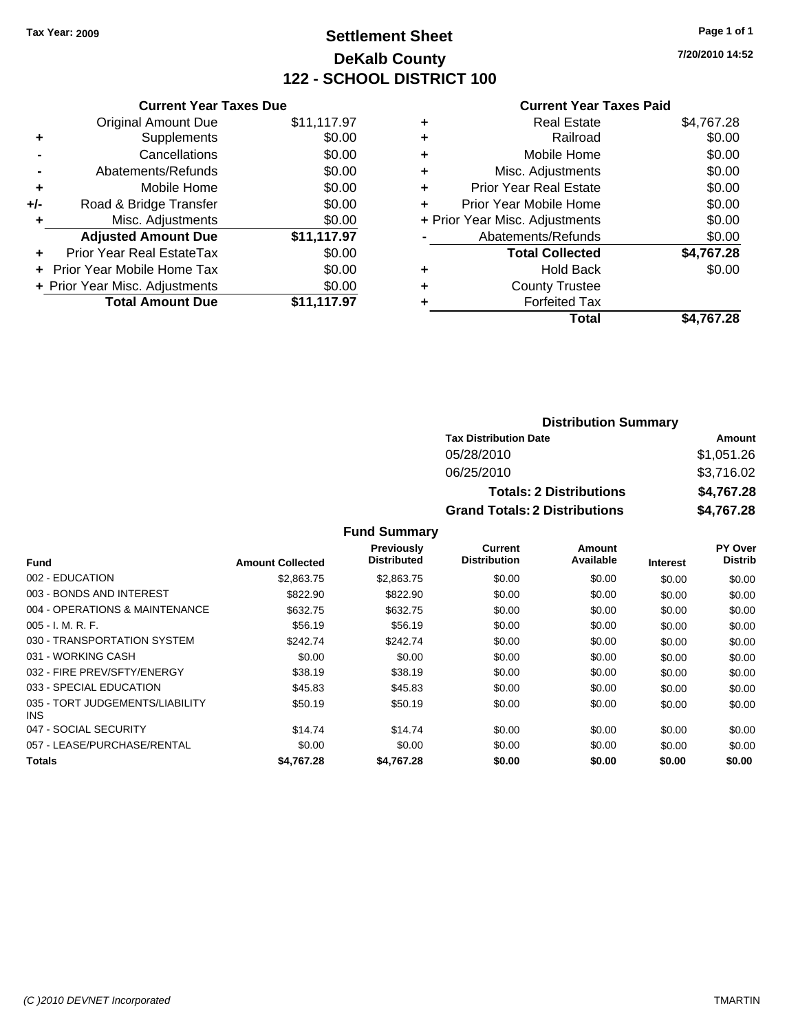Tax Year: 2009

# Settlement Sheet
## DeKalb County
## 122 - SCHOOL DISTRICT 100

7/20/2010 14:52

### Current Year Taxes Due

| | | |
|---|---|---|
| | Original Amount Due | $11,117.97 |
| + | Supplements | $0.00 |
| - | Cancellations | $0.00 |
| - | Abatements/Refunds | $0.00 |
| + | Mobile Home | $0.00 |
| +/- | Road & Bridge Transfer | $0.00 |
| + | Misc. Adjustments | $0.00 |
| | **Adjusted Amount Due** | **$11,117.97** |
| + | Prior Year Real EstateTax | $0.00 |
| + | Prior Year Mobile Home Tax | $0.00 |
| + | Prior Year Misc. Adjustments | $0.00 |
| | **Total Amount Due** | **$11,117.97** |

### Current Year Taxes Paid

| | | |
|---|---|---|
| + | Real Estate | $4,767.28 |
| + | Railroad | $0.00 |
| + | Mobile Home | $0.00 |
| + | Misc. Adjustments | $0.00 |
| + | Prior Year Real Estate | $0.00 |
| + | Prior Year Mobile Home | $0.00 |
| + | Prior Year Misc. Adjustments | $0.00 |
| - | Abatements/Refunds | $0.00 |
| | **Total Collected** | **$4,767.28** |
| + | Hold Back | $0.00 |
| + | County Trustee | |
| + | Forfeited Tax | |
| | **Total** | **$4,767.28** |

### Distribution Summary

| Tax Distribution Date | Amount |
|---|---|
| 05/28/2010 | $1,051.26 |
| 06/25/2010 | $3,716.02 |
| **Totals: 2 Distributions** | **$4,767.28** |
| **Grand Totals: 2 Distributions** | **$4,767.28** |

### Fund Summary

| Fund | Amount Collected | Previously Distributed | Current Distribution | Amount Available | Interest | PY Over Distrib |
|---|---|---|---|---|---|---|
| 002 - EDUCATION | $2,863.75 | $2,863.75 | $0.00 | $0.00 | $0.00 | $0.00 |
| 003 - BONDS AND INTEREST | $822.90 | $822.90 | $0.00 | $0.00 | $0.00 | $0.00 |
| 004 - OPERATIONS & MAINTENANCE | $632.75 | $632.75 | $0.00 | $0.00 | $0.00 | $0.00 |
| 005 - I. M. R. F. | $56.19 | $56.19 | $0.00 | $0.00 | $0.00 | $0.00 |
| 030 - TRANSPORTATION SYSTEM | $242.74 | $242.74 | $0.00 | $0.00 | $0.00 | $0.00 |
| 031 - WORKING CASH | $0.00 | $0.00 | $0.00 | $0.00 | $0.00 | $0.00 |
| 032 - FIRE PREV/SFTY/ENERGY | $38.19 | $38.19 | $0.00 | $0.00 | $0.00 | $0.00 |
| 033 - SPECIAL EDUCATION | $45.83 | $45.83 | $0.00 | $0.00 | $0.00 | $0.00 |
| 035 - TORT JUDGEMENTS/LIABILITY INS | $50.19 | $50.19 | $0.00 | $0.00 | $0.00 | $0.00 |
| 047 - SOCIAL SECURITY | $14.74 | $14.74 | $0.00 | $0.00 | $0.00 | $0.00 |
| 057 - LEASE/PURCHASE/RENTAL | $0.00 | $0.00 | $0.00 | $0.00 | $0.00 | $0.00 |
| **Totals** | **$4,767.28** | **$4,767.28** | **$0.00** | **$0.00** | **$0.00** | **$0.00** |

(C )2010 DEVNET Incorporated — TMARTIN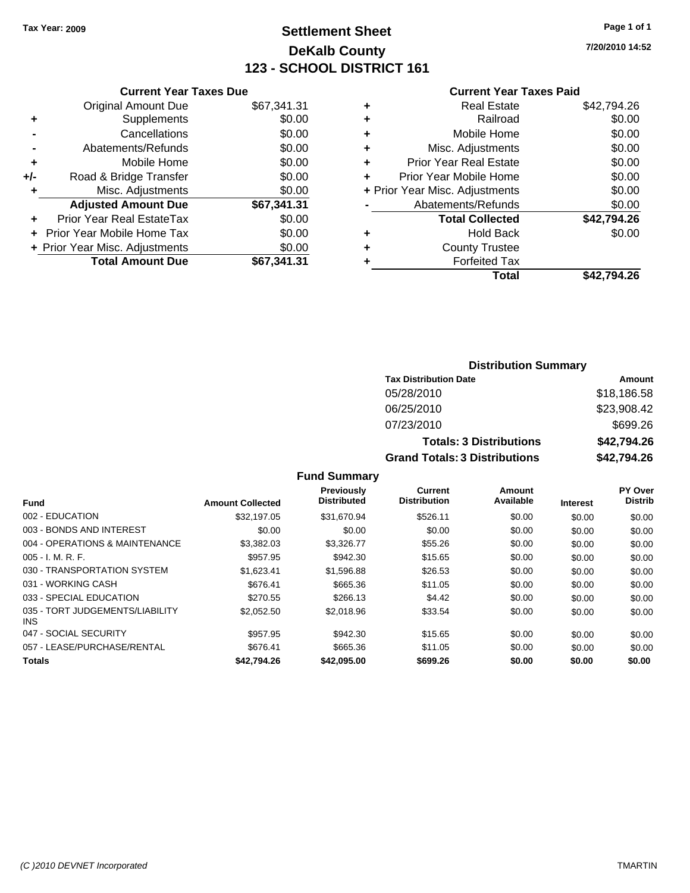Tax Year: 2009

# Settlement Sheet
## DeKalb County
## 123 - SCHOOL DISTRICT 161

7/20/2010 14:52

### Current Year Taxes Due

| | | |
|---|---|---|
| | Original Amount Due | $67,341.31 |
| + | Supplements | $0.00 |
| - | Cancellations | $0.00 |
| - | Abatements/Refunds | $0.00 |
| + | Mobile Home | $0.00 |
| +/- | Road & Bridge Transfer | $0.00 |
| + | Misc. Adjustments | $0.00 |
| | **Adjusted Amount Due** | **$67,341.31** |
| + | Prior Year Real EstateTax | $0.00 |
| + | Prior Year Mobile Home Tax | $0.00 |
| + | Prior Year Misc. Adjustments | $0.00 |
| | **Total Amount Due** | **$67,341.31** |

### Current Year Taxes Paid

| | | |
|---|---|---|
| + | Real Estate | $42,794.26 |
| + | Railroad | $0.00 |
| + | Mobile Home | $0.00 |
| + | Misc. Adjustments | $0.00 |
| + | Prior Year Real Estate | $0.00 |
| + | Prior Year Mobile Home | $0.00 |
| + | Prior Year Misc. Adjustments | $0.00 |
| - | Abatements/Refunds | $0.00 |
| | **Total Collected** | **$42,794.26** |
| + | Hold Back | $0.00 |
| + | County Trustee | |
| + | Forfeited Tax | |
| | **Total** | **$42,794.26** |

### Distribution Summary

| Tax Distribution Date | Amount |
|---|---|
| 05/28/2010 | $18,186.58 |
| 06/25/2010 | $23,908.42 |
| 07/23/2010 | $699.26 |
| **Totals: 3 Distributions** | **$42,794.26** |
| **Grand Totals: 3 Distributions** | **$42,794.26** |

### Fund Summary

| Fund | Amount Collected | Previously Distributed | Current Distribution | Amount Available | Interest | PY Over Distrib |
|---|---|---|---|---|---|---|
| 002 - EDUCATION | $32,197.05 | $31,670.94 | $526.11 | $0.00 | $0.00 | $0.00 |
| 003 - BONDS AND INTEREST | $0.00 | $0.00 | $0.00 | $0.00 | $0.00 | $0.00 |
| 004 - OPERATIONS & MAINTENANCE | $3,382.03 | $3,326.77 | $55.26 | $0.00 | $0.00 | $0.00 |
| 005 - I. M. R. F. | $957.95 | $942.30 | $15.65 | $0.00 | $0.00 | $0.00 |
| 030 - TRANSPORTATION SYSTEM | $1,623.41 | $1,596.88 | $26.53 | $0.00 | $0.00 | $0.00 |
| 031 - WORKING CASH | $676.41 | $665.36 | $11.05 | $0.00 | $0.00 | $0.00 |
| 033 - SPECIAL EDUCATION | $270.55 | $266.13 | $4.42 | $0.00 | $0.00 | $0.00 |
| 035 - TORT JUDGEMENTS/LIABILITY INS | $2,052.50 | $2,018.96 | $33.54 | $0.00 | $0.00 | $0.00 |
| 047 - SOCIAL SECURITY | $957.95 | $942.30 | $15.65 | $0.00 | $0.00 | $0.00 |
| 057 - LEASE/PURCHASE/RENTAL | $676.41 | $665.36 | $11.05 | $0.00 | $0.00 | $0.00 |
| **Totals** | **$42,794.26** | **$42,095.00** | **$699.26** | **$0.00** | **$0.00** | **$0.00** |

(C )2010 DEVNET Incorporated TMARTIN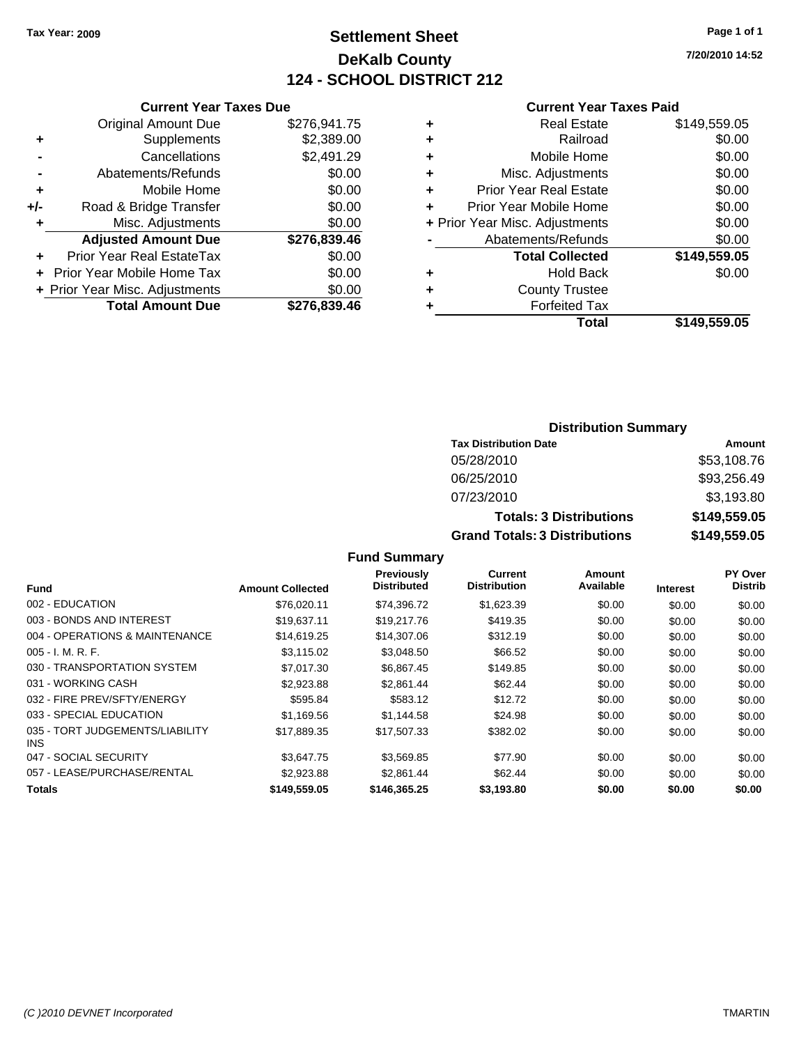Tax Year: 2009

# Settlement Sheet
## DeKalb County
## 124 - SCHOOL DISTRICT 212

7/20/2010 14:52

### Current Year Taxes Due

| | | |
|---|---|---|
| | Original Amount Due | $276,941.75 |
| + | Supplements | $2,389.00 |
| - | Cancellations | $2,491.29 |
| - | Abatements/Refunds | $0.00 |
| + | Mobile Home | $0.00 |
| +/- | Road & Bridge Transfer | $0.00 |
| + | Misc. Adjustments | $0.00 |
| | **Adjusted Amount Due** | **$276,839.46** |
| + | Prior Year Real EstateTax | $0.00 |
| + | Prior Year Mobile Home Tax | $0.00 |
| + | Prior Year Misc. Adjustments | $0.00 |
| | **Total Amount Due** | **$276,839.46** |

### Current Year Taxes Paid

| | | |
|---|---|---|
| + | Real Estate | $149,559.05 |
| + | Railroad | $0.00 |
| + | Mobile Home | $0.00 |
| + | Misc. Adjustments | $0.00 |
| + | Prior Year Real Estate | $0.00 |
| + | Prior Year Mobile Home | $0.00 |
| + | Prior Year Misc. Adjustments | $0.00 |
| - | Abatements/Refunds | $0.00 |
| | **Total Collected** | **$149,559.05** |
| + | Hold Back | $0.00 |
| + | County Trustee | |
| + | Forfeited Tax | |
| | **Total** | **$149,559.05** |

### Distribution Summary

| Tax Distribution Date | Amount |
|---|---|
| 05/28/2010 | $53,108.76 |
| 06/25/2010 | $93,256.49 |
| 07/23/2010 | $3,193.80 |
| **Totals: 3 Distributions** | **$149,559.05** |
| **Grand Totals: 3 Distributions** | **$149,559.05** |

### Fund Summary

| Fund | Amount Collected | Previously Distributed | Current Distribution | Amount Available | Interest | PY Over Distrib |
|---|---|---|---|---|---|---|
| 002 - EDUCATION | $76,020.11 | $74,396.72 | $1,623.39 | $0.00 | $0.00 | $0.00 |
| 003 - BONDS AND INTEREST | $19,637.11 | $19,217.76 | $419.35 | $0.00 | $0.00 | $0.00 |
| 004 - OPERATIONS & MAINTENANCE | $14,619.25 | $14,307.06 | $312.19 | $0.00 | $0.00 | $0.00 |
| 005 - I. M. R. F. | $3,115.02 | $3,048.50 | $66.52 | $0.00 | $0.00 | $0.00 |
| 030 - TRANSPORTATION SYSTEM | $7,017.30 | $6,867.45 | $149.85 | $0.00 | $0.00 | $0.00 |
| 031 - WORKING CASH | $2,923.88 | $2,861.44 | $62.44 | $0.00 | $0.00 | $0.00 |
| 032 - FIRE PREV/SFTY/ENERGY | $595.84 | $583.12 | $12.72 | $0.00 | $0.00 | $0.00 |
| 033 - SPECIAL EDUCATION | $1,169.56 | $1,144.58 | $24.98 | $0.00 | $0.00 | $0.00 |
| 035 - TORT JUDGEMENTS/LIABILITY INS | $17,889.35 | $17,507.33 | $382.02 | $0.00 | $0.00 | $0.00 |
| 047 - SOCIAL SECURITY | $3,647.75 | $3,569.85 | $77.90 | $0.00 | $0.00 | $0.00 |
| 057 - LEASE/PURCHASE/RENTAL | $2,923.88 | $2,861.44 | $62.44 | $0.00 | $0.00 | $0.00 |
| **Totals** | **$149,559.05** | **$146,365.25** | **$3,193.80** | **$0.00** | **$0.00** | **$0.00** |

(C )2010 DEVNET Incorporated — TMARTIN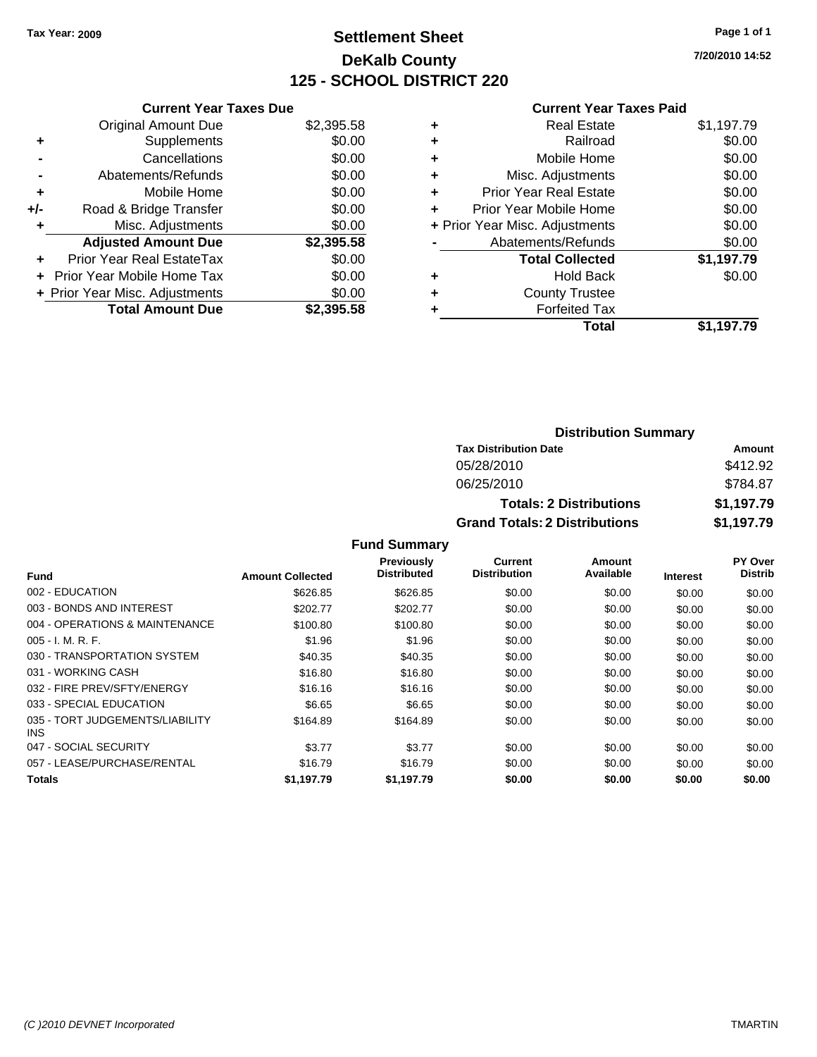Tax Year: 2009

# Settlement Sheet
## DeKalb County
## 125 - SCHOOL DISTRICT 220

7/20/2010 14:52

### Current Year Taxes Due

| | | |
|---|---|---|
| | Original Amount Due | $2,395.58 |
| + | Supplements | $0.00 |
| - | Cancellations | $0.00 |
| - | Abatements/Refunds | $0.00 |
| + | Mobile Home | $0.00 |
| +/- | Road & Bridge Transfer | $0.00 |
| + | Misc. Adjustments | $0.00 |
| | **Adjusted Amount Due** | **$2,395.58** |
| + | Prior Year Real EstateTax | $0.00 |
| + | Prior Year Mobile Home Tax | $0.00 |
| + | Prior Year Misc. Adjustments | $0.00 |
| | **Total Amount Due** | **$2,395.58** |

### Current Year Taxes Paid

| | | |
|---|---|---|
| + | Real Estate | $1,197.79 |
| + | Railroad | $0.00 |
| + | Mobile Home | $0.00 |
| + | Misc. Adjustments | $0.00 |
| + | Prior Year Real Estate | $0.00 |
| + | Prior Year Mobile Home | $0.00 |
| + | Prior Year Misc. Adjustments | $0.00 |
| - | Abatements/Refunds | $0.00 |
| | **Total Collected** | **$1,197.79** |
| + | Hold Back | $0.00 |
| + | County Trustee | |
| + | Forfeited Tax | |
| | **Total** | **$1,197.79** |

### Distribution Summary

| Tax Distribution Date | Amount |
|---|---|
| 05/28/2010 | $412.92 |
| 06/25/2010 | $784.87 |
| **Totals: 2 Distributions** | **$1,197.79** |
| **Grand Totals: 2 Distributions** | **$1,197.79** |

### Fund Summary

| Fund | Amount Collected | Previously Distributed | Current Distribution | Amount Available | Interest | PY Over Distrib |
|---|---|---|---|---|---|---|
| 002 - EDUCATION | $626.85 | $626.85 | $0.00 | $0.00 | $0.00 | $0.00 |
| 003 - BONDS AND INTEREST | $202.77 | $202.77 | $0.00 | $0.00 | $0.00 | $0.00 |
| 004 - OPERATIONS & MAINTENANCE | $100.80 | $100.80 | $0.00 | $0.00 | $0.00 | $0.00 |
| 005 - I. M. R. F. | $1.96 | $1.96 | $0.00 | $0.00 | $0.00 | $0.00 |
| 030 - TRANSPORTATION SYSTEM | $40.35 | $40.35 | $0.00 | $0.00 | $0.00 | $0.00 |
| 031 - WORKING CASH | $16.80 | $16.80 | $0.00 | $0.00 | $0.00 | $0.00 |
| 032 - FIRE PREV/SFTY/ENERGY | $16.16 | $16.16 | $0.00 | $0.00 | $0.00 | $0.00 |
| 033 - SPECIAL EDUCATION | $6.65 | $6.65 | $0.00 | $0.00 | $0.00 | $0.00 |
| 035 - TORT JUDGEMENTS/LIABILITY INS | $164.89 | $164.89 | $0.00 | $0.00 | $0.00 | $0.00 |
| 047 - SOCIAL SECURITY | $3.77 | $3.77 | $0.00 | $0.00 | $0.00 | $0.00 |
| 057 - LEASE/PURCHASE/RENTAL | $16.79 | $16.79 | $0.00 | $0.00 | $0.00 | $0.00 |
| **Totals** | **$1,197.79** | **$1,197.79** | **$0.00** | **$0.00** | **$0.00** | **$0.00** |

(C )2010 DEVNET Incorporated TMARTIN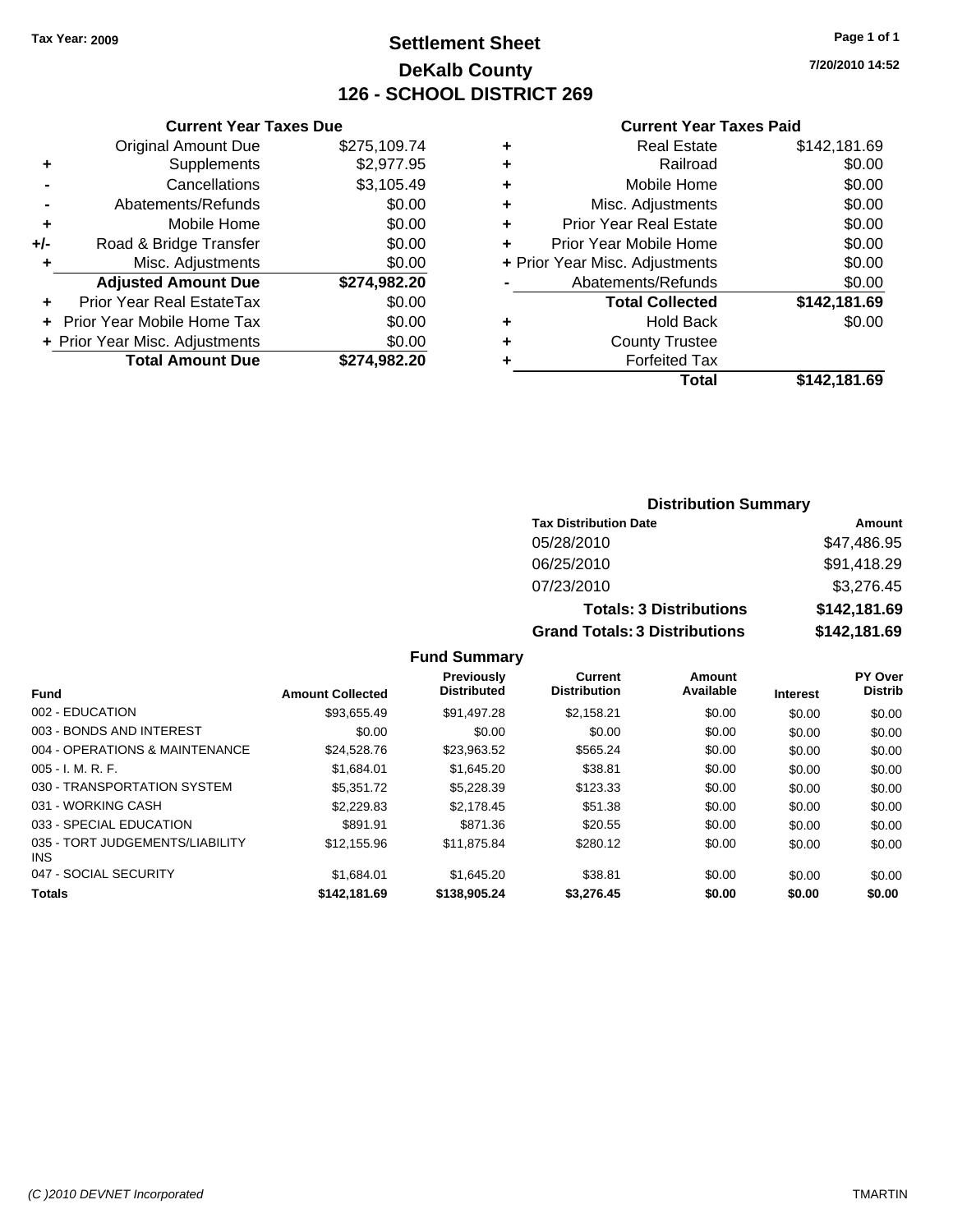Tax Year: 2009

# Settlement Sheet
## DeKalb County
## 126 - SCHOOL DISTRICT 269

7/20/2010 14:52

### Current Year Taxes Due

| | | |
|---|---|---|
| | Original Amount Due | $275,109.74 |
| + | Supplements | $2,977.95 |
| - | Cancellations | $3,105.49 |
| - | Abatements/Refunds | $0.00 |
| + | Mobile Home | $0.00 |
| +/- | Road & Bridge Transfer | $0.00 |
| + | Misc. Adjustments | $0.00 |
| | **Adjusted Amount Due** | **$274,982.20** |
| + | Prior Year Real EstateTax | $0.00 |
| + | Prior Year Mobile Home Tax | $0.00 |
| + | Prior Year Misc. Adjustments | $0.00 |
| | **Total Amount Due** | **$274,982.20** |

### Current Year Taxes Paid

| | | |
|---|---|---|
| + | Real Estate | $142,181.69 |
| + | Railroad | $0.00 |
| + | Mobile Home | $0.00 |
| + | Misc. Adjustments | $0.00 |
| + | Prior Year Real Estate | $0.00 |
| + | Prior Year Mobile Home | $0.00 |
| + | Prior Year Misc. Adjustments | $0.00 |
| - | Abatements/Refunds | $0.00 |
| | **Total Collected** | **$142,181.69** |
| + | Hold Back | $0.00 |
| + | County Trustee | |
| + | Forfeited Tax | |
| | **Total** | **$142,181.69** |

### Distribution Summary

| Tax Distribution Date | Amount |
|---|---|
| 05/28/2010 | $47,486.95 |
| 06/25/2010 | $91,418.29 |
| 07/23/2010 | $3,276.45 |
| **Totals: 3 Distributions** | **$142,181.69** |
| **Grand Totals: 3 Distributions** | **$142,181.69** |

### Fund Summary

| Fund | Amount Collected | Previously Distributed | Current Distribution | Amount Available | Interest | PY Over Distrib |
|---|---|---|---|---|---|---|
| 002 - EDUCATION | $93,655.49 | $91,497.28 | $2,158.21 | $0.00 | $0.00 | $0.00 |
| 003 - BONDS AND INTEREST | $0.00 | $0.00 | $0.00 | $0.00 | $0.00 | $0.00 |
| 004 - OPERATIONS & MAINTENANCE | $24,528.76 | $23,963.52 | $565.24 | $0.00 | $0.00 | $0.00 |
| 005 - I. M. R. F. | $1,684.01 | $1,645.20 | $38.81 | $0.00 | $0.00 | $0.00 |
| 030 - TRANSPORTATION SYSTEM | $5,351.72 | $5,228.39 | $123.33 | $0.00 | $0.00 | $0.00 |
| 031 - WORKING CASH | $2,229.83 | $2,178.45 | $51.38 | $0.00 | $0.00 | $0.00 |
| 033 - SPECIAL EDUCATION | $891.91 | $871.36 | $20.55 | $0.00 | $0.00 | $0.00 |
| 035 - TORT JUDGEMENTS/LIABILITY INS | $12,155.96 | $11,875.84 | $280.12 | $0.00 | $0.00 | $0.00 |
| 047 - SOCIAL SECURITY | $1,684.01 | $1,645.20 | $38.81 | $0.00 | $0.00 | $0.00 |
| **Totals** | **$142,181.69** | **$138,905.24** | **$3,276.45** | **$0.00** | **$0.00** | **$0.00** |

(C )2010 DEVNET Incorporated TMARTIN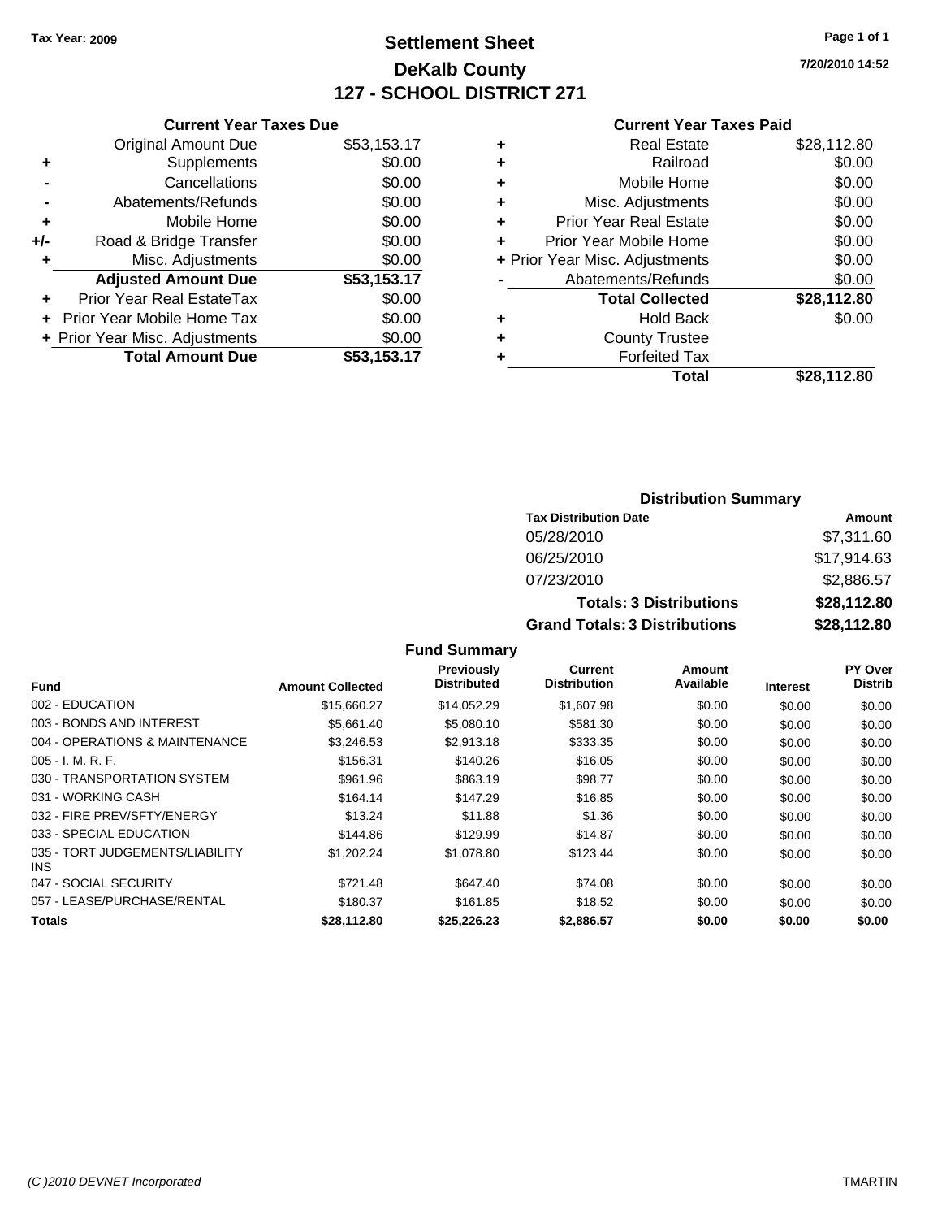Tax Year: 2009

# Settlement Sheet
## DeKalb County
## 127 - SCHOOL DISTRICT 271

7/20/2010 14:52

### Current Year Taxes Due

| | | |
|---|---|---|
| | Original Amount Due | $53,153.17 |
| + | Supplements | $0.00 |
| - | Cancellations | $0.00 |
| - | Abatements/Refunds | $0.00 |
| + | Mobile Home | $0.00 |
| +/- | Road & Bridge Transfer | $0.00 |
| + | Misc. Adjustments | $0.00 |
| | **Adjusted Amount Due** | **$53,153.17** |
| + | Prior Year Real EstateTax | $0.00 |
| + | Prior Year Mobile Home Tax | $0.00 |
| + | Prior Year Misc. Adjustments | $0.00 |
| | **Total Amount Due** | **$53,153.17** |

### Current Year Taxes Paid

| | | |
|---|---|---|
| + | Real Estate | $28,112.80 |
| + | Railroad | $0.00 |
| + | Mobile Home | $0.00 |
| + | Misc. Adjustments | $0.00 |
| + | Prior Year Real Estate | $0.00 |
| + | Prior Year Mobile Home | $0.00 |
| + | Prior Year Misc. Adjustments | $0.00 |
| - | Abatements/Refunds | $0.00 |
| | **Total Collected** | **$28,112.80** |
| + | Hold Back | $0.00 |
| + | County Trustee | |
| + | Forfeited Tax | |
| | **Total** | **$28,112.80** |

### Distribution Summary

| Tax Distribution Date | Amount |
|---|---|
| 05/28/2010 | $7,311.60 |
| 06/25/2010 | $17,914.63 |
| 07/23/2010 | $2,886.57 |
| **Totals: 3 Distributions** | **$28,112.80** |
| **Grand Totals: 3 Distributions** | **$28,112.80** |

### Fund Summary

| Fund | Amount Collected | Previously Distributed | Current Distribution | Amount Available | Interest | PY Over Distrib |
|---|---|---|---|---|---|---|
| 002 - EDUCATION | $15,660.27 | $14,052.29 | $1,607.98 | $0.00 | $0.00 | $0.00 |
| 003 - BONDS AND INTEREST | $5,661.40 | $5,080.10 | $581.30 | $0.00 | $0.00 | $0.00 |
| 004 - OPERATIONS & MAINTENANCE | $3,246.53 | $2,913.18 | $333.35 | $0.00 | $0.00 | $0.00 |
| 005 - I. M. R. F. | $156.31 | $140.26 | $16.05 | $0.00 | $0.00 | $0.00 |
| 030 - TRANSPORTATION SYSTEM | $961.96 | $863.19 | $98.77 | $0.00 | $0.00 | $0.00 |
| 031 - WORKING CASH | $164.14 | $147.29 | $16.85 | $0.00 | $0.00 | $0.00 |
| 032 - FIRE PREV/SFTY/ENERGY | $13.24 | $11.88 | $1.36 | $0.00 | $0.00 | $0.00 |
| 033 - SPECIAL EDUCATION | $144.86 | $129.99 | $14.87 | $0.00 | $0.00 | $0.00 |
| 035 - TORT JUDGEMENTS/LIABILITY INS | $1,202.24 | $1,078.80 | $123.44 | $0.00 | $0.00 | $0.00 |
| 047 - SOCIAL SECURITY | $721.48 | $647.40 | $74.08 | $0.00 | $0.00 | $0.00 |
| 057 - LEASE/PURCHASE/RENTAL | $180.37 | $161.85 | $18.52 | $0.00 | $0.00 | $0.00 |
| **Totals** | **$28,112.80** | **$25,226.23** | **$2,886.57** | **$0.00** | **$0.00** | **$0.00** |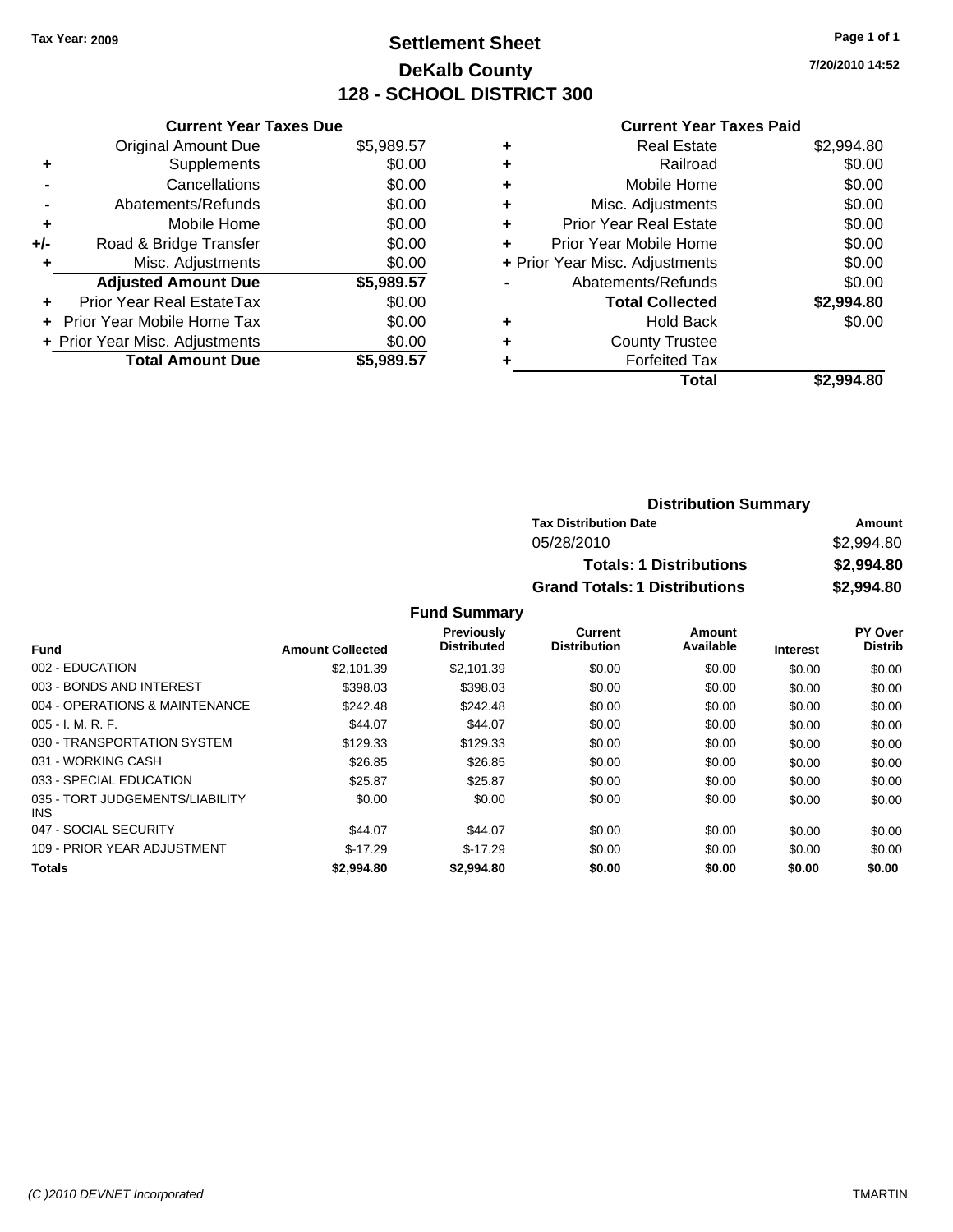**Tax Year: 2009**

# Settlement Sheet
## DeKalb County
## 128 - SCHOOL DISTRICT 300

7/20/2010 14:52

### Current Year Taxes Due

| | | |
|---|---|---|
| | Original Amount Due | $5,989.57 |
| + | Supplements | $0.00 |
| - | Cancellations | $0.00 |
| - | Abatements/Refunds | $0.00 |
| + | Mobile Home | $0.00 |
| +/- | Road & Bridge Transfer | $0.00 |
| + | Misc. Adjustments | $0.00 |
| | **Adjusted Amount Due** | **$5,989.57** |
| + | Prior Year Real EstateTax | $0.00 |
| + | Prior Year Mobile Home Tax | $0.00 |
| + | Prior Year Misc. Adjustments | $0.00 |
| | **Total Amount Due** | **$5,989.57** |

### Current Year Taxes Paid

| | | |
|---|---|---|
| + | Real Estate | $2,994.80 |
| + | Railroad | $0.00 |
| + | Mobile Home | $0.00 |
| + | Misc. Adjustments | $0.00 |
| + | Prior Year Real Estate | $0.00 |
| + | Prior Year Mobile Home | $0.00 |
| + | Prior Year Misc. Adjustments | $0.00 |
| - | Abatements/Refunds | $0.00 |
| | **Total Collected** | **$2,994.80** |
| + | Hold Back | $0.00 |
| + | County Trustee | |
| + | Forfeited Tax | |
| | **Total** | **$2,994.80** |

### Distribution Summary

| Tax Distribution Date | Amount |
|---|---|
| 05/28/2010 | $2,994.80 |
| **Totals: 1 Distributions** | **$2,994.80** |
| **Grand Totals: 1 Distributions** | **$2,994.80** |

### Fund Summary

| Fund | Amount Collected | Previously Distributed | Current Distribution | Amount Available | Interest | PY Over Distrib |
|---|---|---|---|---|---|---|
| 002 - EDUCATION | $2,101.39 | $2,101.39 | $0.00 | $0.00 | $0.00 | $0.00 |
| 003 - BONDS AND INTEREST | $398.03 | $398.03 | $0.00 | $0.00 | $0.00 | $0.00 |
| 004 - OPERATIONS & MAINTENANCE | $242.48 | $242.48 | $0.00 | $0.00 | $0.00 | $0.00 |
| 005 - I. M. R. F. | $44.07 | $44.07 | $0.00 | $0.00 | $0.00 | $0.00 |
| 030 - TRANSPORTATION SYSTEM | $129.33 | $129.33 | $0.00 | $0.00 | $0.00 | $0.00 |
| 031 - WORKING CASH | $26.85 | $26.85 | $0.00 | $0.00 | $0.00 | $0.00 |
| 033 - SPECIAL EDUCATION | $25.87 | $25.87 | $0.00 | $0.00 | $0.00 | $0.00 |
| 035 - TORT JUDGEMENTS/LIABILITY INS | $0.00 | $0.00 | $0.00 | $0.00 | $0.00 | $0.00 |
| 047 - SOCIAL SECURITY | $44.07 | $44.07 | $0.00 | $0.00 | $0.00 | $0.00 |
| 109 - PRIOR YEAR ADJUSTMENT | $-17.29 | $-17.29 | $0.00 | $0.00 | $0.00 | $0.00 |
| **Totals** | **$2,994.80** | **$2,994.80** | **$0.00** | **$0.00** | **$0.00** | **$0.00** |

(C )2010 DEVNET Incorporated TMARTIN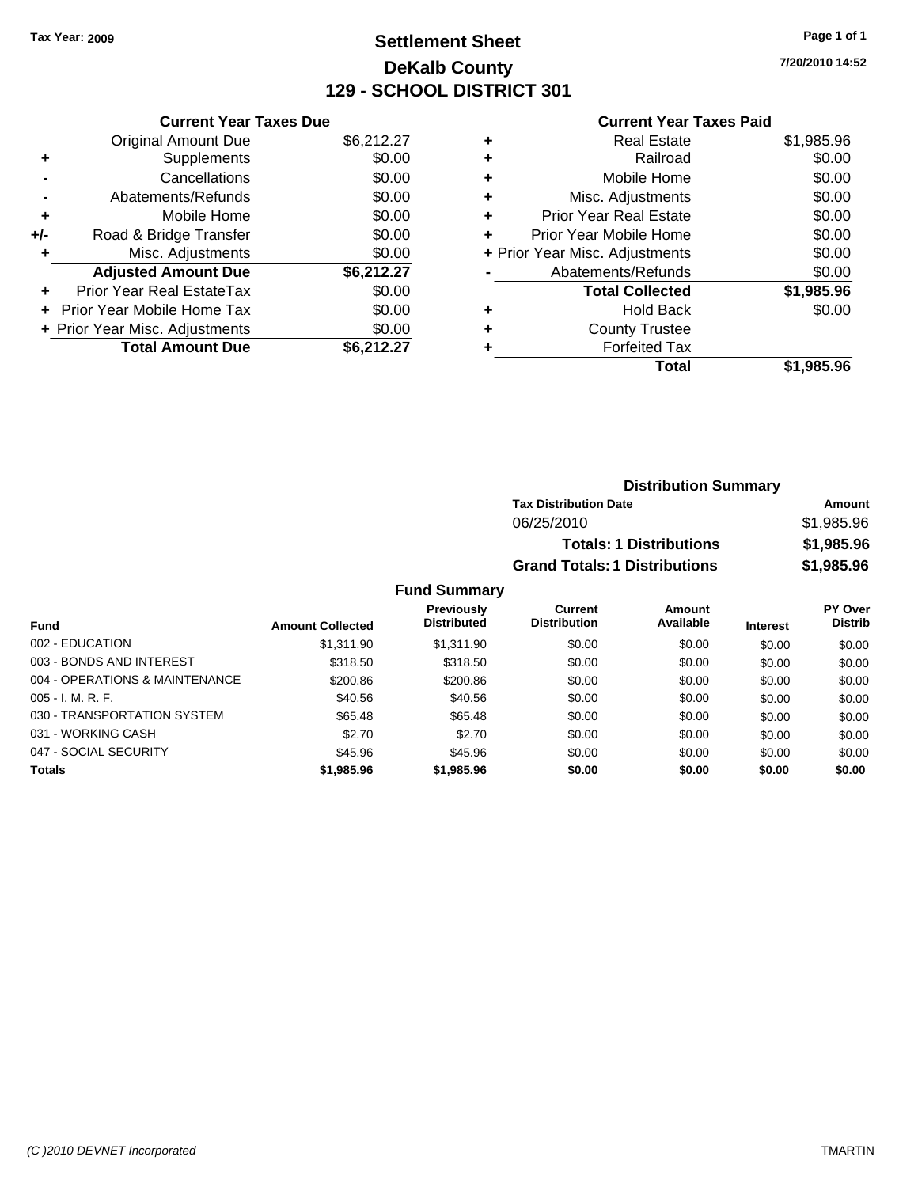Tax Year: 2009

# Settlement Sheet
## DeKalb County
## 129 - SCHOOL DISTRICT 301

7/20/2010 14:52

### Current Year Taxes Due

| | | |
|---|---|---|
| | Original Amount Due | $6,212.27 |
| + | Supplements | $0.00 |
| - | Cancellations | $0.00 |
| - | Abatements/Refunds | $0.00 |
| + | Mobile Home | $0.00 |
| +/- | Road & Bridge Transfer | $0.00 |
| + | Misc. Adjustments | $0.00 |
| | **Adjusted Amount Due** | **$6,212.27** |
| + | Prior Year Real EstateTax | $0.00 |
| + | Prior Year Mobile Home Tax | $0.00 |
| + | Prior Year Misc. Adjustments | $0.00 |
| | **Total Amount Due** | **$6,212.27** |

### Current Year Taxes Paid

| | | |
|---|---|---|
| + | Real Estate | $1,985.96 |
| + | Railroad | $0.00 |
| + | Mobile Home | $0.00 |
| + | Misc. Adjustments | $0.00 |
| + | Prior Year Real Estate | $0.00 |
| + | Prior Year Mobile Home | $0.00 |
| + | Prior Year Misc. Adjustments | $0.00 |
| - | Abatements/Refunds | $0.00 |
| | **Total Collected** | **$1,985.96** |
| + | Hold Back | $0.00 |
| + | County Trustee | |
| + | Forfeited Tax | |
| | **Total** | **$1,985.96** |

### Distribution Summary

| Tax Distribution Date | Amount |
|---|---|
| 06/25/2010 | $1,985.96 |
| **Totals: 1 Distributions** | **$1,985.96** |
| **Grand Totals: 1 Distributions** | **$1,985.96** |

### Fund Summary

| Fund | Amount Collected | Previously Distributed | Current Distribution | Amount Available | Interest | PY Over Distrib |
|---|---|---|---|---|---|---|
| 002 - EDUCATION | $1,311.90 | $1,311.90 | $0.00 | $0.00 | $0.00 | $0.00 |
| 003 - BONDS AND INTEREST | $318.50 | $318.50 | $0.00 | $0.00 | $0.00 | $0.00 |
| 004 - OPERATIONS & MAINTENANCE | $200.86 | $200.86 | $0.00 | $0.00 | $0.00 | $0.00 |
| 005 - I. M. R. F. | $40.56 | $40.56 | $0.00 | $0.00 | $0.00 | $0.00 |
| 030 - TRANSPORTATION SYSTEM | $65.48 | $65.48 | $0.00 | $0.00 | $0.00 | $0.00 |
| 031 - WORKING CASH | $2.70 | $2.70 | $0.00 | $0.00 | $0.00 | $0.00 |
| 047 - SOCIAL SECURITY | $45.96 | $45.96 | $0.00 | $0.00 | $0.00 | $0.00 |
| **Totals** | **$1,985.96** | **$1,985.96** | **$0.00** | **$0.00** | **$0.00** | **$0.00** |

(C )2010 DEVNET Incorporated TMARTIN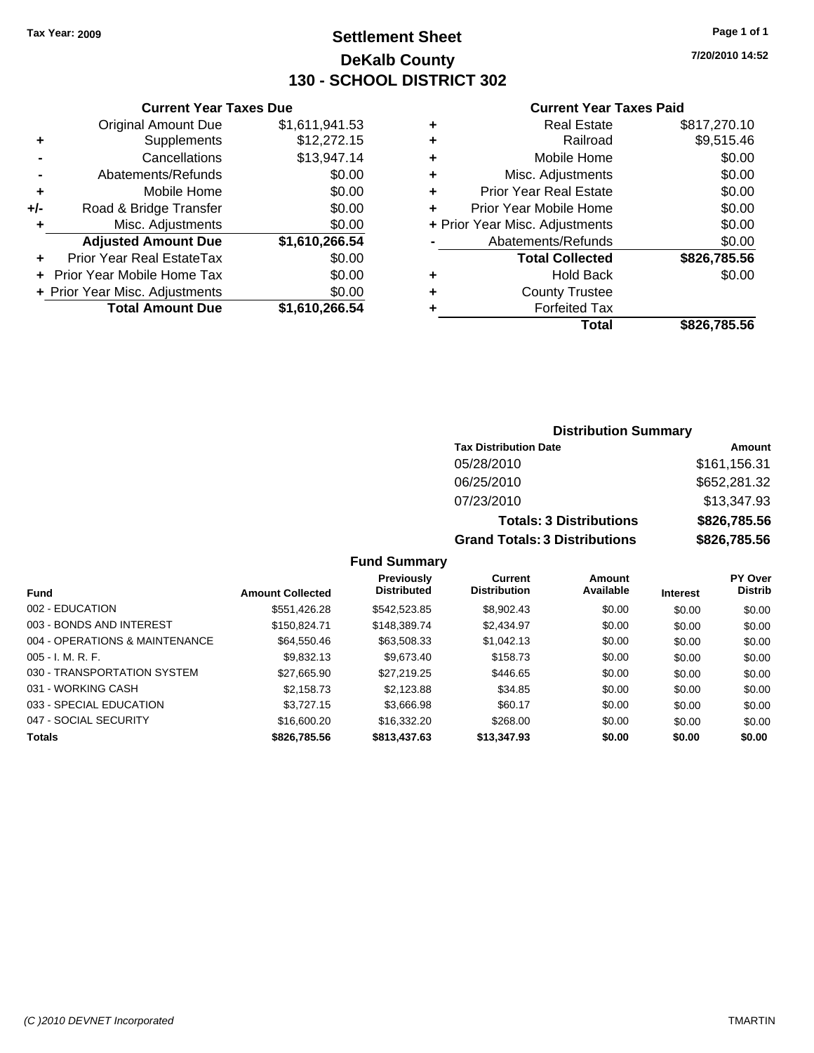Tax Year: 2009

# Settlement Sheet
## DeKalb County
## 130 - SCHOOL DISTRICT 302

7/20/2010 14:52

### Current Year Taxes Due

| | | |
|---|---|---|
| | Original Amount Due | $1,611,941.53 |
| + | Supplements | $12,272.15 |
| - | Cancellations | $13,947.14 |
| - | Abatements/Refunds | $0.00 |
| + | Mobile Home | $0.00 |
| +/- | Road & Bridge Transfer | $0.00 |
| + | Misc. Adjustments | $0.00 |
| | **Adjusted Amount Due** | **$1,610,266.54** |
| + | Prior Year Real EstateTax | $0.00 |
| + | Prior Year Mobile Home Tax | $0.00 |
| + | Prior Year Misc. Adjustments | $0.00 |
| | **Total Amount Due** | **$1,610,266.54** |

### Current Year Taxes Paid

| | | |
|---|---|---|
| + | Real Estate | $817,270.10 |
| + | Railroad | $9,515.46 |
| + | Mobile Home | $0.00 |
| + | Misc. Adjustments | $0.00 |
| + | Prior Year Real Estate | $0.00 |
| + | Prior Year Mobile Home | $0.00 |
| + | Prior Year Misc. Adjustments | $0.00 |
| - | Abatements/Refunds | $0.00 |
| | **Total Collected** | **$826,785.56** |
| + | Hold Back | $0.00 |
| + | County Trustee | |
| + | Forfeited Tax | |
| | **Total** | **$826,785.56** |

### Distribution Summary

| Tax Distribution Date | Amount |
|---|---|
| 05/28/2010 | $161,156.31 |
| 06/25/2010 | $652,281.32 |
| 07/23/2010 | $13,347.93 |
| **Totals: 3 Distributions** | **$826,785.56** |
| **Grand Totals: 3 Distributions** | **$826,785.56** |

### Fund Summary

| Fund | Amount Collected | Previously Distributed | Current Distribution | Amount Available | Interest | PY Over Distrib |
|---|---|---|---|---|---|---|
| 002 - EDUCATION | $551,426.28 | $542,523.85 | $8,902.43 | $0.00 | $0.00 | $0.00 |
| 003 - BONDS AND INTEREST | $150,824.71 | $148,389.74 | $2,434.97 | $0.00 | $0.00 | $0.00 |
| 004 - OPERATIONS & MAINTENANCE | $64,550.46 | $63,508.33 | $1,042.13 | $0.00 | $0.00 | $0.00 |
| 005 - I. M. R. F. | $9,832.13 | $9,673.40 | $158.73 | $0.00 | $0.00 | $0.00 |
| 030 - TRANSPORTATION SYSTEM | $27,665.90 | $27,219.25 | $446.65 | $0.00 | $0.00 | $0.00 |
| 031 - WORKING CASH | $2,158.73 | $2,123.88 | $34.85 | $0.00 | $0.00 | $0.00 |
| 033 - SPECIAL EDUCATION | $3,727.15 | $3,666.98 | $60.17 | $0.00 | $0.00 | $0.00 |
| 047 - SOCIAL SECURITY | $16,600.20 | $16,332.20 | $268.00 | $0.00 | $0.00 | $0.00 |
| **Totals** | **$826,785.56** | **$813,437.63** | **$13,347.93** | **$0.00** | **$0.00** | **$0.00** |

(C )2010 DEVNET Incorporated TMARTIN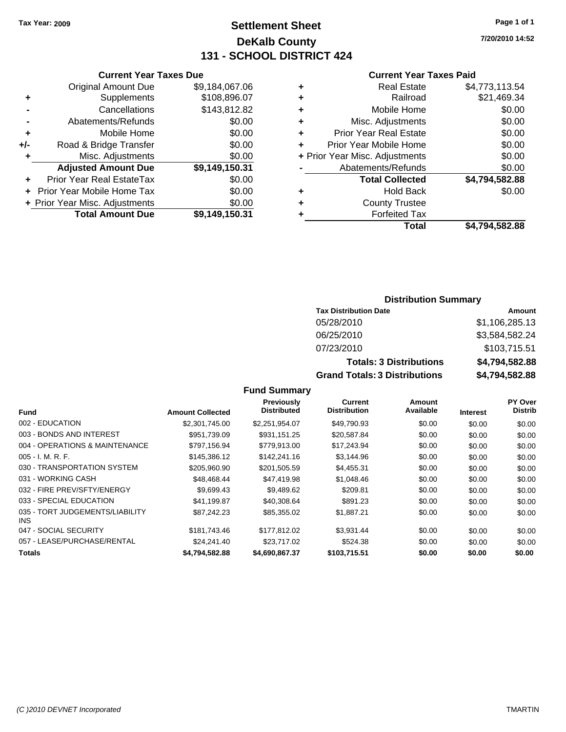Tax Year: 2009

# Settlement Sheet
## DeKalb County
## 131 - SCHOOL DISTRICT 424

7/20/2010 14:52

### Current Year Taxes Due

| | | |
|---|---|---|
| | Original Amount Due | $9,184,067.06 |
| + | Supplements | $108,896.07 |
| - | Cancellations | $143,812.82 |
| - | Abatements/Refunds | $0.00 |
| + | Mobile Home | $0.00 |
| +/- | Road & Bridge Transfer | $0.00 |
| + | Misc. Adjustments | $0.00 |
| | **Adjusted Amount Due** | **$9,149,150.31** |
| + | Prior Year Real EstateTax | $0.00 |
| + | Prior Year Mobile Home Tax | $0.00 |
| + | Prior Year Misc. Adjustments | $0.00 |
| | **Total Amount Due** | **$9,149,150.31** |

### Current Year Taxes Paid

| | | |
|---|---|---|
| + | Real Estate | $4,773,113.54 |
| + | Railroad | $21,469.34 |
| + | Mobile Home | $0.00 |
| + | Misc. Adjustments | $0.00 |
| + | Prior Year Real Estate | $0.00 |
| + | Prior Year Mobile Home | $0.00 |
| + | Prior Year Misc. Adjustments | $0.00 |
| - | Abatements/Refunds | $0.00 |
| | **Total Collected** | **$4,794,582.88** |
| + | Hold Back | $0.00 |
| + | County Trustee | |
| + | Forfeited Tax | |
| | **Total** | **$4,794,582.88** |

### Distribution Summary

| Tax Distribution Date | Amount |
|---|---|
| 05/28/2010 | $1,106,285.13 |
| 06/25/2010 | $3,584,582.24 |
| 07/23/2010 | $103,715.51 |
| **Totals: 3 Distributions** | **$4,794,582.88** |
| **Grand Totals: 3 Distributions** | **$4,794,582.88** |

### Fund Summary

| Fund | Amount Collected | Previously Distributed | Current Distribution | Amount Available | Interest | PY Over Distrib |
|---|---|---|---|---|---|---|
| 002 - EDUCATION | $2,301,745.00 | $2,251,954.07 | $49,790.93 | $0.00 | $0.00 | $0.00 |
| 003 - BONDS AND INTEREST | $951,739.09 | $931,151.25 | $20,587.84 | $0.00 | $0.00 | $0.00 |
| 004 - OPERATIONS & MAINTENANCE | $797,156.94 | $779,913.00 | $17,243.94 | $0.00 | $0.00 | $0.00 |
| 005 - I. M. R. F. | $145,386.12 | $142,241.16 | $3,144.96 | $0.00 | $0.00 | $0.00 |
| 030 - TRANSPORTATION SYSTEM | $205,960.90 | $201,505.59 | $4,455.31 | $0.00 | $0.00 | $0.00 |
| 031 - WORKING CASH | $48,468.44 | $47,419.98 | $1,048.46 | $0.00 | $0.00 | $0.00 |
| 032 - FIRE PREV/SFTY/ENERGY | $9,699.43 | $9,489.62 | $209.81 | $0.00 | $0.00 | $0.00 |
| 033 - SPECIAL EDUCATION | $41,199.87 | $40,308.64 | $891.23 | $0.00 | $0.00 | $0.00 |
| 035 - TORT JUDGEMENTS/LIABILITY INS | $87,242.23 | $85,355.02 | $1,887.21 | $0.00 | $0.00 | $0.00 |
| 047 - SOCIAL SECURITY | $181,743.46 | $177,812.02 | $3,931.44 | $0.00 | $0.00 | $0.00 |
| 057 - LEASE/PURCHASE/RENTAL | $24,241.40 | $23,717.02 | $524.38 | $0.00 | $0.00 | $0.00 |
| **Totals** | **$4,794,582.88** | **$4,690,867.37** | **$103,715.51** | **$0.00** | **$0.00** | **$0.00** |

(C )2010 DEVNET Incorporated — TMARTIN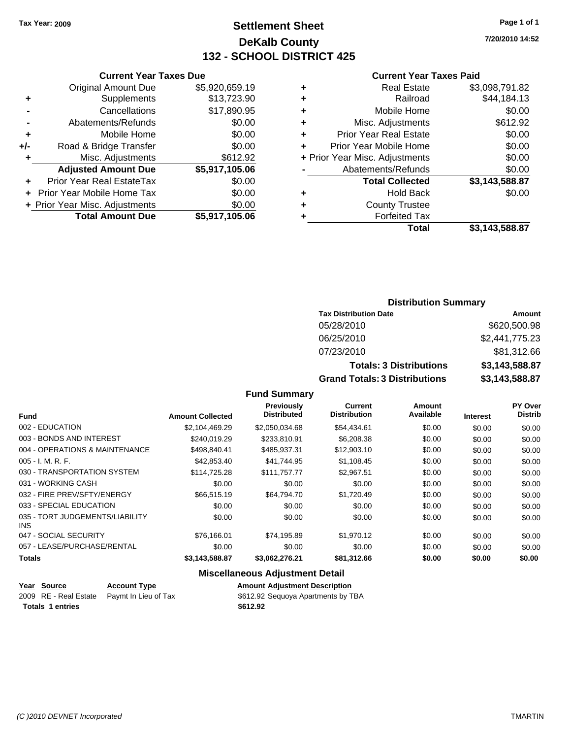**Tax Year: 2009**

# Settlement Sheet
## DeKalb County
## 132 - SCHOOL DISTRICT 425

7/20/2010 14:52

### Current Year Taxes Due

| | | |
|---|---|---|
| | Original Amount Due | $5,920,659.19 |
| + | Supplements | $13,723.90 |
| - | Cancellations | $17,890.95 |
| - | Abatements/Refunds | $0.00 |
| + | Mobile Home | $0.00 |
| +/- | Road & Bridge Transfer | $0.00 |
| + | Misc. Adjustments | $612.92 |
| | **Adjusted Amount Due** | **$5,917,105.06** |
| + | Prior Year Real EstateTax | $0.00 |
| + | Prior Year Mobile Home Tax | $0.00 |
| + | Prior Year Misc. Adjustments | $0.00 |
| | **Total Amount Due** | **$5,917,105.06** |

### Current Year Taxes Paid

| | | |
|---|---|---|
| + | Real Estate | $3,098,791.82 |
| + | Railroad | $44,184.13 |
| + | Mobile Home | $0.00 |
| + | Misc. Adjustments | $612.92 |
| + | Prior Year Real Estate | $0.00 |
| + | Prior Year Mobile Home | $0.00 |
| + | Prior Year Misc. Adjustments | $0.00 |
| - | Abatements/Refunds | $0.00 |
| | **Total Collected** | **$3,143,588.87** |
| + | Hold Back | $0.00 |
| + | County Trustee | |
| + | Forfeited Tax | |
| | **Total** | **$3,143,588.87** |

### Distribution Summary

| Tax Distribution Date | Amount |
|---|---|
| 05/28/2010 | $620,500.98 |
| 06/25/2010 | $2,441,775.23 |
| 07/23/2010 | $81,312.66 |
| **Totals: 3 Distributions** | **$3,143,588.87** |
| **Grand Totals: 3 Distributions** | **$3,143,588.87** |

### Fund Summary

| Fund | Amount Collected | Previously Distributed | Current Distribution | Amount Available | Interest | PY Over Distrib |
|---|---|---|---|---|---|---|
| 002 - EDUCATION | $2,104,469.29 | $2,050,034.68 | $54,434.61 | $0.00 | $0.00 | $0.00 |
| 003 - BONDS AND INTEREST | $240,019.29 | $233,810.91 | $6,208.38 | $0.00 | $0.00 | $0.00 |
| 004 - OPERATIONS & MAINTENANCE | $498,840.41 | $485,937.31 | $12,903.10 | $0.00 | $0.00 | $0.00 |
| 005 - I. M. R. F. | $42,853.40 | $41,744.95 | $1,108.45 | $0.00 | $0.00 | $0.00 |
| 030 - TRANSPORTATION SYSTEM | $114,725.28 | $111,757.77 | $2,967.51 | $0.00 | $0.00 | $0.00 |
| 031 - WORKING CASH | $0.00 | $0.00 | $0.00 | $0.00 | $0.00 | $0.00 |
| 032 - FIRE PREV/SFTY/ENERGY | $66,515.19 | $64,794.70 | $1,720.49 | $0.00 | $0.00 | $0.00 |
| 033 - SPECIAL EDUCATION | $0.00 | $0.00 | $0.00 | $0.00 | $0.00 | $0.00 |
| 035 - TORT JUDGEMENTS/LIABILITY INS | $0.00 | $0.00 | $0.00 | $0.00 | $0.00 | $0.00 |
| 047 - SOCIAL SECURITY | $76,166.01 | $74,195.89 | $1,970.12 | $0.00 | $0.00 | $0.00 |
| 057 - LEASE/PURCHASE/RENTAL | $0.00 | $0.00 | $0.00 | $0.00 | $0.00 | $0.00 |
| **Totals** | **$3,143,588.87** | **$3,062,276.21** | **$81,312.66** | **$0.00** | **$0.00** | **$0.00** |

### Miscellaneous Adjustment Detail

| Year | Source | Account Type | Amount | Adjustment Description |
|---|---|---|---|---|
| 2009 | RE - Real Estate | Paymt In Lieu of Tax | $612.92 | Sequoya Apartments by TBA |
| **Totals** | **1 entries** | | **$612.92** | |

*(C )2010 DEVNET Incorporated* TMARTIN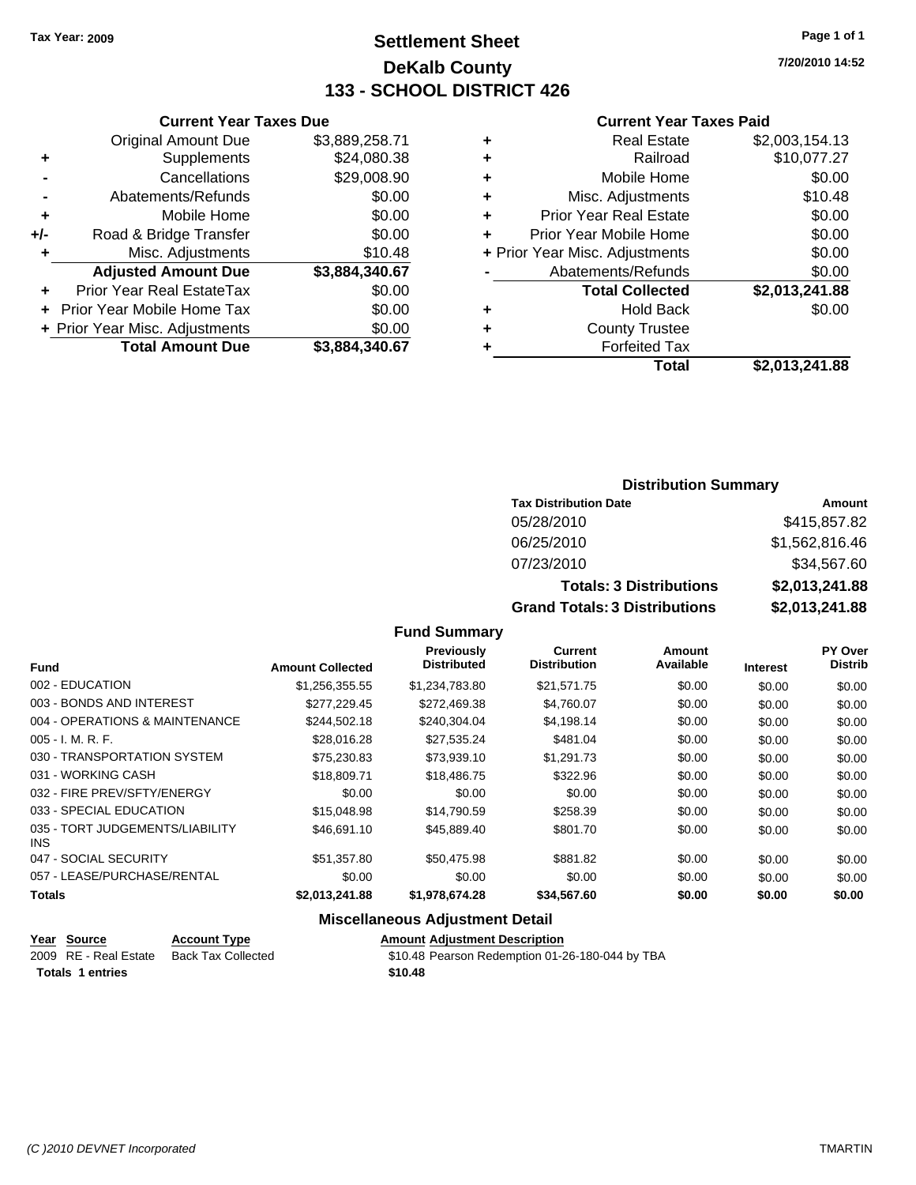Tax Year: 2009

# Settlement Sheet
## DeKalb County
## 133 - SCHOOL DISTRICT 426

7/20/2010 14:52

### Current Year Taxes Due

| | | |
|---|---|---|
| | Original Amount Due | $3,889,258.71 |
| + | Supplements | $24,080.38 |
| - | Cancellations | $29,008.90 |
| - | Abatements/Refunds | $0.00 |
| + | Mobile Home | $0.00 |
| +/- | Road & Bridge Transfer | $0.00 |
| + | Misc. Adjustments | $10.48 |
| | **Adjusted Amount Due** | **$3,884,340.67** |
| + | Prior Year Real EstateTax | $0.00 |
| + | Prior Year Mobile Home Tax | $0.00 |
| + | Prior Year Misc. Adjustments | $0.00 |
| | **Total Amount Due** | **$3,884,340.67** |

### Current Year Taxes Paid

| | | |
|---|---|---|
| + | Real Estate | $2,003,154.13 |
| + | Railroad | $10,077.27 |
| + | Mobile Home | $0.00 |
| + | Misc. Adjustments | $10.48 |
| + | Prior Year Real Estate | $0.00 |
| + | Prior Year Mobile Home | $0.00 |
| + | Prior Year Misc. Adjustments | $0.00 |
| - | Abatements/Refunds | $0.00 |
| | **Total Collected** | **$2,013,241.88** |
| + | Hold Back | $0.00 |
| + | County Trustee | |
| + | Forfeited Tax | |
| | **Total** | **$2,013,241.88** |

### Distribution Summary

| Tax Distribution Date | Amount |
|---|---|
| 05/28/2010 | $415,857.82 |
| 06/25/2010 | $1,562,816.46 |
| 07/23/2010 | $34,567.60 |
| **Totals: 3 Distributions** | **$2,013,241.88** |
| **Grand Totals: 3 Distributions** | **$2,013,241.88** |

### Fund Summary

| Fund | Amount Collected | Previously Distributed | Current Distribution | Amount Available | Interest | PY Over Distrib |
|---|---|---|---|---|---|---|
| 002 - EDUCATION | $1,256,355.55 | $1,234,783.80 | $21,571.75 | $0.00 | $0.00 | $0.00 |
| 003 - BONDS AND INTEREST | $277,229.45 | $272,469.38 | $4,760.07 | $0.00 | $0.00 | $0.00 |
| 004 - OPERATIONS & MAINTENANCE | $244,502.18 | $240,304.04 | $4,198.14 | $0.00 | $0.00 | $0.00 |
| 005 - I. M. R. F. | $28,016.28 | $27,535.24 | $481.04 | $0.00 | $0.00 | $0.00 |
| 030 - TRANSPORTATION SYSTEM | $75,230.83 | $73,939.10 | $1,291.73 | $0.00 | $0.00 | $0.00 |
| 031 - WORKING CASH | $18,809.71 | $18,486.75 | $322.96 | $0.00 | $0.00 | $0.00 |
| 032 - FIRE PREV/SFTY/ENERGY | $0.00 | $0.00 | $0.00 | $0.00 | $0.00 | $0.00 |
| 033 - SPECIAL EDUCATION | $15,048.98 | $14,790.59 | $258.39 | $0.00 | $0.00 | $0.00 |
| 035 - TORT JUDGEMENTS/LIABILITY INS | $46,691.10 | $45,889.40 | $801.70 | $0.00 | $0.00 | $0.00 |
| 047 - SOCIAL SECURITY | $51,357.80 | $50,475.98 | $881.82 | $0.00 | $0.00 | $0.00 |
| 057 - LEASE/PURCHASE/RENTAL | $0.00 | $0.00 | $0.00 | $0.00 | $0.00 | $0.00 |
| **Totals** | **$2,013,241.88** | **$1,978,674.28** | **$34,567.60** | **$0.00** | **$0.00** | **$0.00** |

### Miscellaneous Adjustment Detail

| Year | Source | Account Type | Amount | Adjustment Description |
|---|---|---|---|---|
| 2009 | RE - Real Estate | Back Tax Collected | $10.48 | Pearson Redemption 01-26-180-044 by TBA |
| **Totals** | **1 entries** | | **$10.48** | |

(C )2010 DEVNET Incorporated

TMARTIN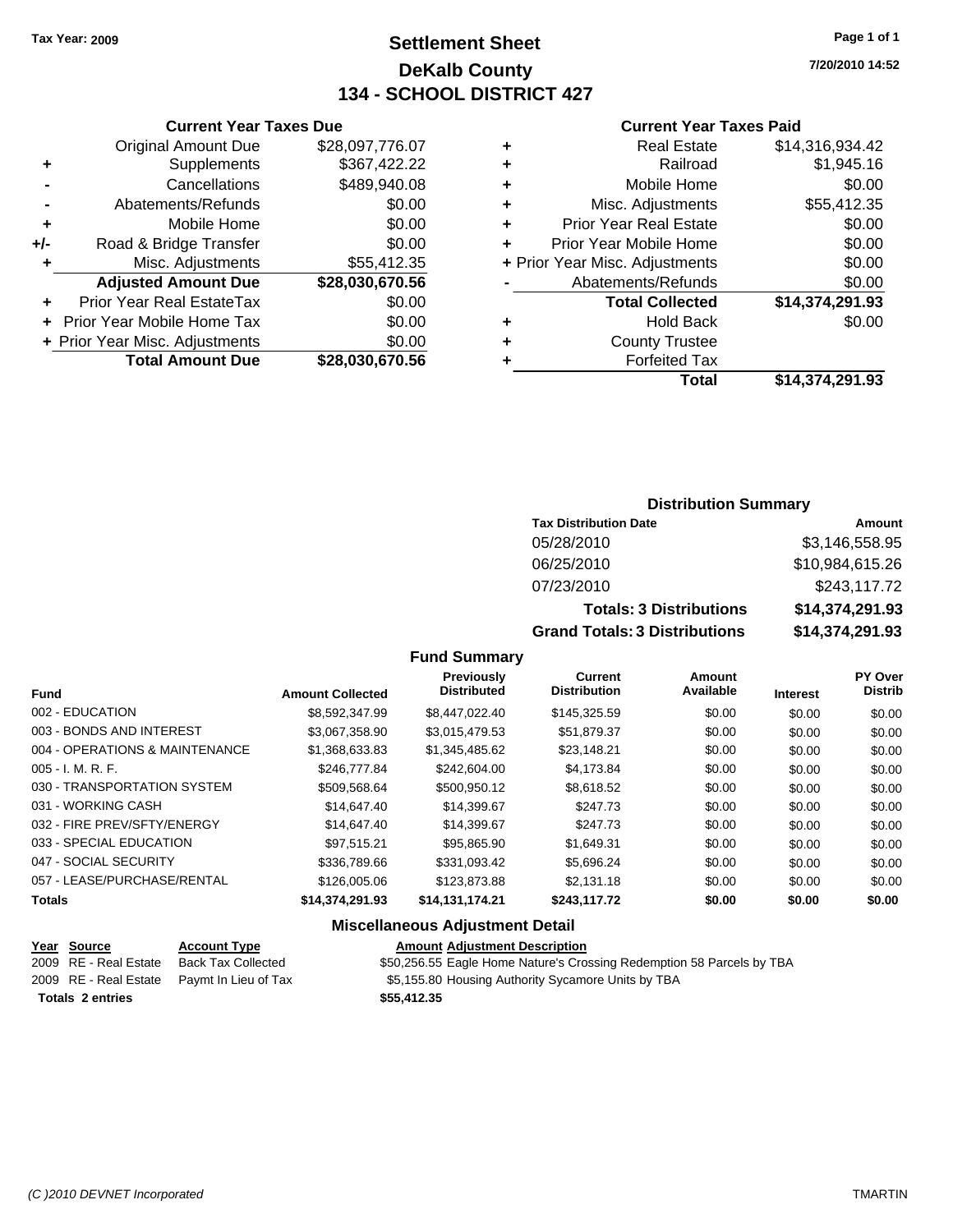Tax Year: 2009

# Settlement Sheet
## DeKalb County
## 134 - SCHOOL DISTRICT 427

7/20/2010 14:52

### Current Year Taxes Due

| | | |
|---|---|---|
| | Original Amount Due | $28,097,776.07 |
| + | Supplements | $367,422.22 |
| - | Cancellations | $489,940.08 |
| - | Abatements/Refunds | $0.00 |
| + | Mobile Home | $0.00 |
| +/- | Road & Bridge Transfer | $0.00 |
| + | Misc. Adjustments | $55,412.35 |
| | **Adjusted Amount Due** | **$28,030,670.56** |
| + | Prior Year Real EstateTax | $0.00 |
| + | Prior Year Mobile Home Tax | $0.00 |
| + | Prior Year Misc. Adjustments | $0.00 |
| | **Total Amount Due** | **$28,030,670.56** |

### Current Year Taxes Paid

| | | |
|---|---|---|
| + | Real Estate | $14,316,934.42 |
| + | Railroad | $1,945.16 |
| + | Mobile Home | $0.00 |
| + | Misc. Adjustments | $55,412.35 |
| + | Prior Year Real Estate | $0.00 |
| + | Prior Year Mobile Home | $0.00 |
| + | Prior Year Misc. Adjustments | $0.00 |
| - | Abatements/Refunds | $0.00 |
| | **Total Collected** | **$14,374,291.93** |
| + | Hold Back | $0.00 |
| + | County Trustee | |
| + | Forfeited Tax | |
| | **Total** | **$14,374,291.93** |

### Distribution Summary

| Tax Distribution Date | Amount |
|---|---|
| 05/28/2010 | $3,146,558.95 |
| 06/25/2010 | $10,984,615.26 |
| 07/23/2010 | $243,117.72 |
| **Totals: 3 Distributions** | **$14,374,291.93** |
| **Grand Totals: 3 Distributions** | **$14,374,291.93** |

### Fund Summary

| Fund | Amount Collected | Previously Distributed | Current Distribution | Amount Available | Interest | PY Over Distrib |
|---|---|---|---|---|---|---|
| 002 - EDUCATION | $8,592,347.99 | $8,447,022.40 | $145,325.59 | $0.00 | $0.00 | $0.00 |
| 003 - BONDS AND INTEREST | $3,067,358.90 | $3,015,479.53 | $51,879.37 | $0.00 | $0.00 | $0.00 |
| 004 - OPERATIONS & MAINTENANCE | $1,368,633.83 | $1,345,485.62 | $23,148.21 | $0.00 | $0.00 | $0.00 |
| 005 - I. M. R. F. | $246,777.84 | $242,604.00 | $4,173.84 | $0.00 | $0.00 | $0.00 |
| 030 - TRANSPORTATION SYSTEM | $509,568.64 | $500,950.12 | $8,618.52 | $0.00 | $0.00 | $0.00 |
| 031 - WORKING CASH | $14,647.40 | $14,399.67 | $247.73 | $0.00 | $0.00 | $0.00 |
| 032 - FIRE PREV/SFTY/ENERGY | $14,647.40 | $14,399.67 | $247.73 | $0.00 | $0.00 | $0.00 |
| 033 - SPECIAL EDUCATION | $97,515.21 | $95,865.90 | $1,649.31 | $0.00 | $0.00 | $0.00 |
| 047 - SOCIAL SECURITY | $336,789.66 | $331,093.42 | $5,696.24 | $0.00 | $0.00 | $0.00 |
| 057 - LEASE/PURCHASE/RENTAL | $126,005.06 | $123,873.88 | $2,131.18 | $0.00 | $0.00 | $0.00 |
| **Totals** | **$14,374,291.93** | **$14,131,174.21** | **$243,117.72** | **$0.00** | **$0.00** | **$0.00** |

### Miscellaneous Adjustment Detail

| Year | Source | Account Type | Amount | Adjustment Description |
|---|---|---|---|---|
| 2009 | RE - Real Estate | Back Tax Collected | $50,256.55 | Eagle Home Nature's Crossing Redemption 58 Parcels by TBA |
| 2009 | RE - Real Estate | Paymt In Lieu of Tax | $5,155.80 | Housing Authority Sycamore Units by TBA |
| **Totals 2 entries** | | | **$55,412.35** | |

(C )2010 DEVNET Incorporated TMARTIN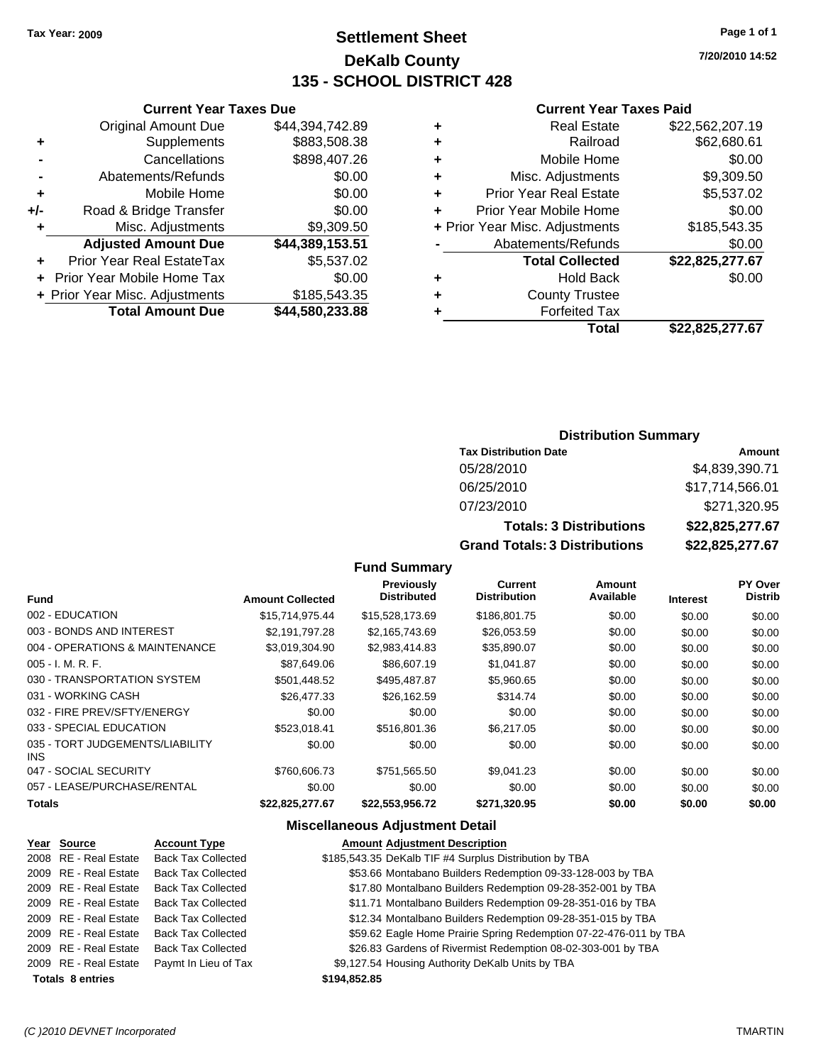**Tax Year: 2009**

# Settlement Sheet
## DeKalb County
## 135 - SCHOOL DISTRICT 428

7/20/2010 14:52

### Current Year Taxes Due

| | | |
|---|---|---|
| | Original Amount Due | $44,394,742.89 |
| + | Supplements | $883,508.38 |
| - | Cancellations | $898,407.26 |
| - | Abatements/Refunds | $0.00 |
| + | Mobile Home | $0.00 |
| +/- | Road & Bridge Transfer | $0.00 |
| + | Misc. Adjustments | $9,309.50 |
| | **Adjusted Amount Due** | **$44,389,153.51** |
| + | Prior Year Real EstateTax | $5,537.02 |
| + | Prior Year Mobile Home Tax | $0.00 |
| + | Prior Year Misc. Adjustments | $185,543.35 |
| | **Total Amount Due** | **$44,580,233.88** |

### Current Year Taxes Paid

| | | |
|---|---|---|
| + | Real Estate | $22,562,207.19 |
| + | Railroad | $62,680.61 |
| + | Mobile Home | $0.00 |
| + | Misc. Adjustments | $9,309.50 |
| + | Prior Year Real Estate | $5,537.02 |
| + | Prior Year Mobile Home | $0.00 |
| + | Prior Year Misc. Adjustments | $185,543.35 |
| - | Abatements/Refunds | $0.00 |
| | **Total Collected** | **$22,825,277.67** |
| + | Hold Back | $0.00 |
| + | County Trustee | |
| + | Forfeited Tax | |
| | **Total** | **$22,825,277.67** |

### Distribution Summary

| Tax Distribution Date | Amount |
|---|---|
| 05/28/2010 | $4,839,390.71 |
| 06/25/2010 | $17,714,566.01 |
| 07/23/2010 | $271,320.95 |
| **Totals: 3 Distributions** | **$22,825,277.67** |
| **Grand Totals: 3 Distributions** | **$22,825,277.67** |

### Fund Summary

| Fund | Amount Collected | Previously Distributed | Current Distribution | Amount Available | Interest | PY Over Distrib |
|---|---|---|---|---|---|---|
| 002 - EDUCATION | $15,714,975.44 | $15,528,173.69 | $186,801.75 | $0.00 | $0.00 | $0.00 |
| 003 - BONDS AND INTEREST | $2,191,797.28 | $2,165,743.69 | $26,053.59 | $0.00 | $0.00 | $0.00 |
| 004 - OPERATIONS & MAINTENANCE | $3,019,304.90 | $2,983,414.83 | $35,890.07 | $0.00 | $0.00 | $0.00 |
| 005 - I. M. R. F. | $87,649.06 | $86,607.19 | $1,041.87 | $0.00 | $0.00 | $0.00 |
| 030 - TRANSPORTATION SYSTEM | $501,448.52 | $495,487.87 | $5,960.65 | $0.00 | $0.00 | $0.00 |
| 031 - WORKING CASH | $26,477.33 | $26,162.59 | $314.74 | $0.00 | $0.00 | $0.00 |
| 032 - FIRE PREV/SFTY/ENERGY | $0.00 | $0.00 | $0.00 | $0.00 | $0.00 | $0.00 |
| 033 - SPECIAL EDUCATION | $523,018.41 | $516,801.36 | $6,217.05 | $0.00 | $0.00 | $0.00 |
| 035 - TORT JUDGEMENTS/LIABILITY INS | $0.00 | $0.00 | $0.00 | $0.00 | $0.00 | $0.00 |
| 047 - SOCIAL SECURITY | $760,606.73 | $751,565.50 | $9,041.23 | $0.00 | $0.00 | $0.00 |
| 057 - LEASE/PURCHASE/RENTAL | $0.00 | $0.00 | $0.00 | $0.00 | $0.00 | $0.00 |
| **Totals** | **$22,825,277.67** | **$22,553,956.72** | **$271,320.95** | **$0.00** | **$0.00** | **$0.00** |

### Miscellaneous Adjustment Detail

| Year | Source | Account Type | Amount | Adjustment Description |
|---|---|---|---|---|
| 2008 | RE - Real Estate | Back Tax Collected | $185,543.35 | DeKalb TIF #4 Surplus Distribution by TBA |
| 2009 | RE - Real Estate | Back Tax Collected | $53.66 | Montabano Builders Redemption 09-33-128-003 by TBA |
| 2009 | RE - Real Estate | Back Tax Collected | $17.80 | Montalbano Builders Redemption 09-28-352-001 by TBA |
| 2009 | RE - Real Estate | Back Tax Collected | $11.71 | Montalbano Builders Redemption 09-28-351-016 by TBA |
| 2009 | RE - Real Estate | Back Tax Collected | $12.34 | Montalbano Builders Redemption 09-28-351-015 by TBA |
| 2009 | RE - Real Estate | Back Tax Collected | $59.62 | Eagle Home Prairie Spring Redemption 07-22-476-011 by TBA |
| 2009 | RE - Real Estate | Back Tax Collected | $26.83 | Gardens of Rivermist Redemption 08-02-303-001 by TBA |
| 2009 | RE - Real Estate | Paymt In Lieu of Tax | $9,127.54 | Housing Authority DeKalb Units by TBA |
| **Totals 8 entries** | | | **$194,852.85** | |

(C )2010 DEVNET Incorporated TMARTIN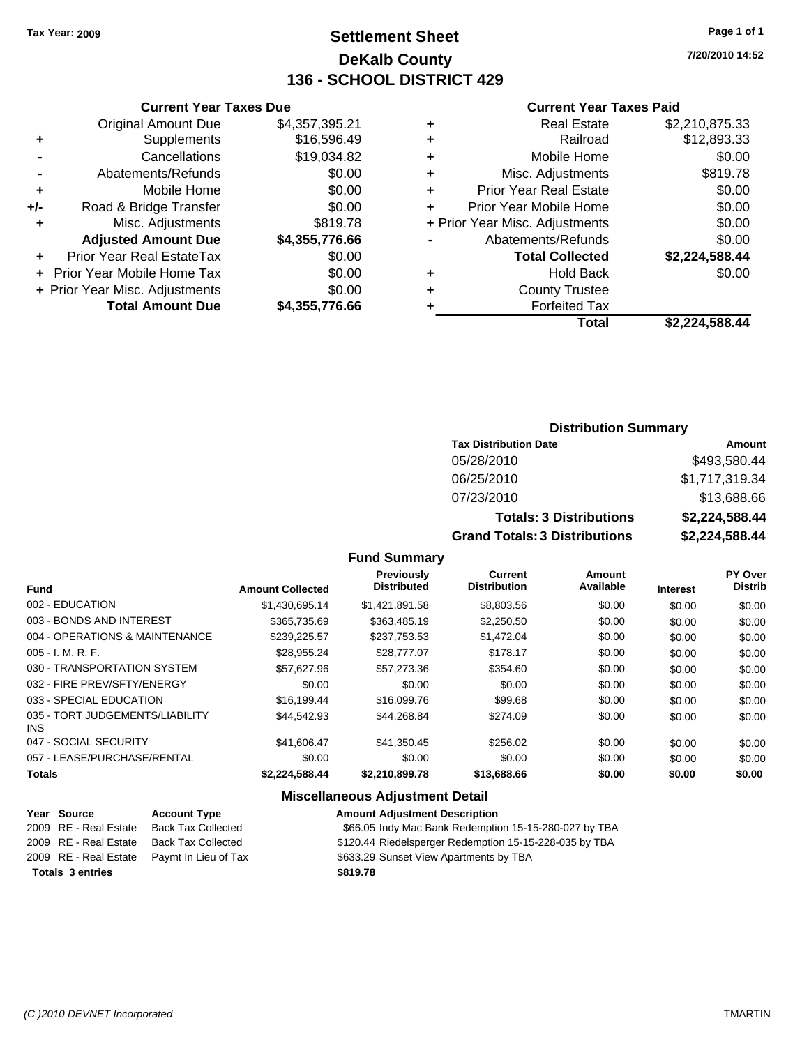Tax Year: 2009

# Settlement Sheet
## DeKalb County
## 136 - SCHOOL DISTRICT 429

7/20/2010 14:52

### Current Year Taxes Due

| | | |
|---|---|---|
| | Original Amount Due | $4,357,395.21 |
| + | Supplements | $16,596.49 |
| - | Cancellations | $19,034.82 |
| - | Abatements/Refunds | $0.00 |
| + | Mobile Home | $0.00 |
| +/- | Road & Bridge Transfer | $0.00 |
| + | Misc. Adjustments | $819.78 |
| | **Adjusted Amount Due** | **$4,355,776.66** |
| + | Prior Year Real EstateTax | $0.00 |
| + | Prior Year Mobile Home Tax | $0.00 |
| + | Prior Year Misc. Adjustments | $0.00 |
| | **Total Amount Due** | **$4,355,776.66** |

### Current Year Taxes Paid

| | | |
|---|---|---|
| + | Real Estate | $2,210,875.33 |
| + | Railroad | $12,893.33 |
| + | Mobile Home | $0.00 |
| + | Misc. Adjustments | $819.78 |
| + | Prior Year Real Estate | $0.00 |
| + | Prior Year Mobile Home | $0.00 |
| + | Prior Year Misc. Adjustments | $0.00 |
| - | Abatements/Refunds | $0.00 |
| | **Total Collected** | **$2,224,588.44** |
| + | Hold Back | $0.00 |
| + | County Trustee | |
| + | Forfeited Tax | |
| | **Total** | **$2,224,588.44** |

### Distribution Summary

| Tax Distribution Date | Amount |
|---|---|
| 05/28/2010 | $493,580.44 |
| 06/25/2010 | $1,717,319.34 |
| 07/23/2010 | $13,688.66 |
| **Totals: 3 Distributions** | **$2,224,588.44** |
| **Grand Totals: 3 Distributions** | **$2,224,588.44** |

### Fund Summary

| Fund | Amount Collected | Previously Distributed | Current Distribution | Amount Available | Interest | PY Over Distrib |
|---|---|---|---|---|---|---|
| 002 - EDUCATION | $1,430,695.14 | $1,421,891.58 | $8,803.56 | $0.00 | $0.00 | $0.00 |
| 003 - BONDS AND INTEREST | $365,735.69 | $363,485.19 | $2,250.50 | $0.00 | $0.00 | $0.00 |
| 004 - OPERATIONS & MAINTENANCE | $239,225.57 | $237,753.53 | $1,472.04 | $0.00 | $0.00 | $0.00 |
| 005 - I. M. R. F. | $28,955.24 | $28,777.07 | $178.17 | $0.00 | $0.00 | $0.00 |
| 030 - TRANSPORTATION SYSTEM | $57,627.96 | $57,273.36 | $354.60 | $0.00 | $0.00 | $0.00 |
| 032 - FIRE PREV/SFTY/ENERGY | $0.00 | $0.00 | $0.00 | $0.00 | $0.00 | $0.00 |
| 033 - SPECIAL EDUCATION | $16,199.44 | $16,099.76 | $99.68 | $0.00 | $0.00 | $0.00 |
| 035 - TORT JUDGEMENTS/LIABILITY INS | $44,542.93 | $44,268.84 | $274.09 | $0.00 | $0.00 | $0.00 |
| 047 - SOCIAL SECURITY | $41,606.47 | $41,350.45 | $256.02 | $0.00 | $0.00 | $0.00 |
| 057 - LEASE/PURCHASE/RENTAL | $0.00 | $0.00 | $0.00 | $0.00 | $0.00 | $0.00 |
| **Totals** | **$2,224,588.44** | **$2,210,899.78** | **$13,688.66** | **$0.00** | **$0.00** | **$0.00** |

### Miscellaneous Adjustment Detail

| Year | Source | Account Type | Amount | Adjustment Description |
|---|---|---|---|---|
| 2009 | RE - Real Estate | Back Tax Collected | $66.05 | Indy Mac Bank Redemption 15-15-280-027 by TBA |
| 2009 | RE - Real Estate | Back Tax Collected | $120.44 | Riedelsperger Redemption 15-15-228-035 by TBA |
| 2009 | RE - Real Estate | Paymt In Lieu of Tax | $633.29 | Sunset View Apartments by TBA |
| **Totals 3 entries** | | | **$819.78** | |

(C )2010 DEVNET Incorporated TMARTIN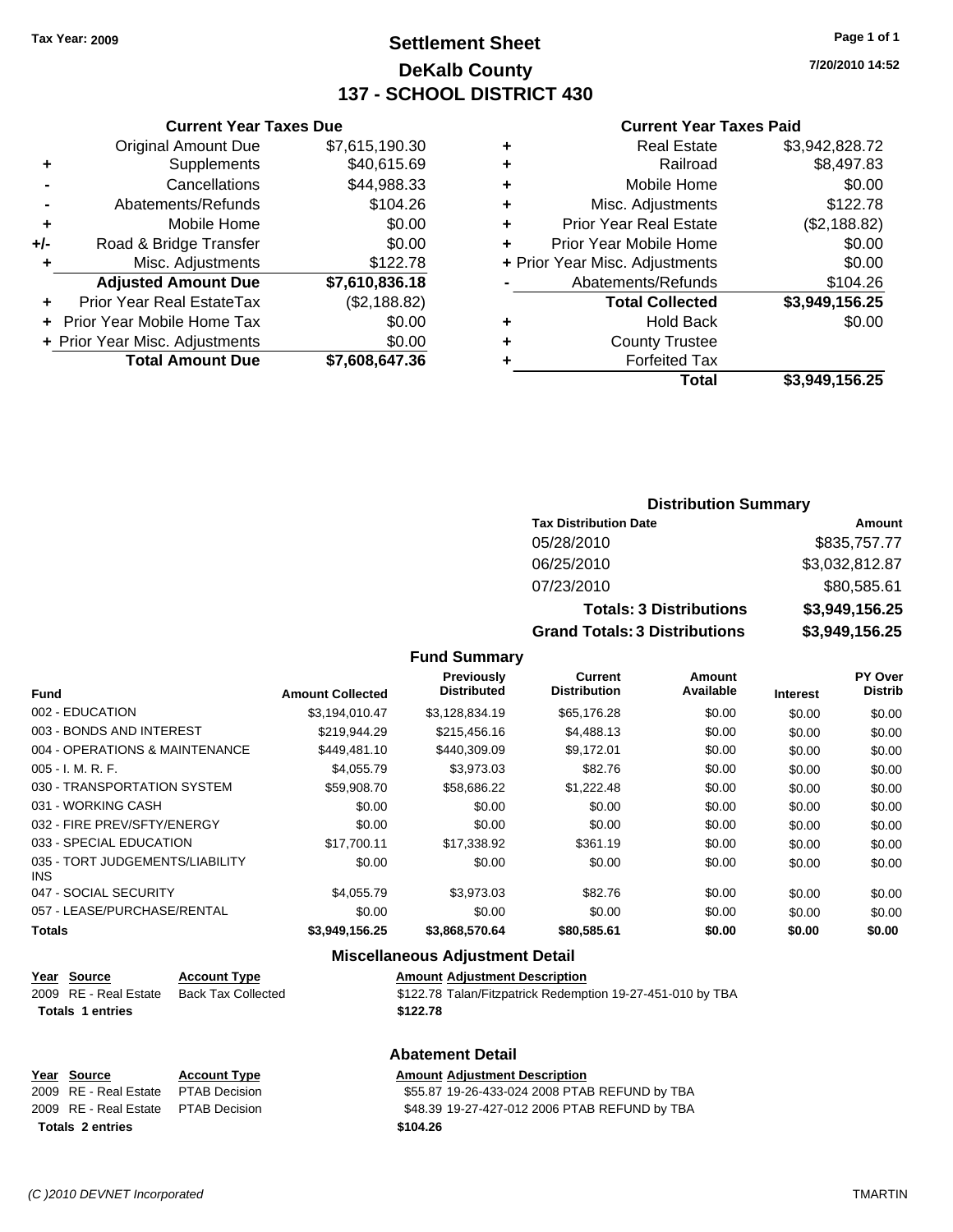Tax Year: 2009

# Settlement Sheet
## DeKalb County
## 137 - SCHOOL DISTRICT 430

7/20/2010 14:52

### Current Year Taxes Due

| | | |
|---|---|---|
| | Original Amount Due | $7,615,190.30 |
| + | Supplements | $40,615.69 |
| - | Cancellations | $44,988.33 |
| - | Abatements/Refunds | $104.26 |
| + | Mobile Home | $0.00 |
| +/- | Road & Bridge Transfer | $0.00 |
| + | Misc. Adjustments | $122.78 |
| | **Adjusted Amount Due** | **$7,610,836.18** |
| + | Prior Year Real EstateTax | ($2,188.82) |
| + | Prior Year Mobile Home Tax | $0.00 |
| + | Prior Year Misc. Adjustments | $0.00 |
| | **Total Amount Due** | **$7,608,647.36** |

### Current Year Taxes Paid

| | | |
|---|---|---|
| + | Real Estate | $3,942,828.72 |
| + | Railroad | $8,497.83 |
| + | Mobile Home | $0.00 |
| + | Misc. Adjustments | $122.78 |
| + | Prior Year Real Estate | ($2,188.82) |
| + | Prior Year Mobile Home | $0.00 |
| + | Prior Year Misc. Adjustments | $0.00 |
| - | Abatements/Refunds | $104.26 |
| | **Total Collected** | **$3,949,156.25** |
| + | Hold Back | $0.00 |
| + | County Trustee | |
| + | Forfeited Tax | |
| | **Total** | **$3,949,156.25** |

### Distribution Summary

| Tax Distribution Date | Amount |
|---|---|
| 05/28/2010 | $835,757.77 |
| 06/25/2010 | $3,032,812.87 |
| 07/23/2010 | $80,585.61 |
| **Totals: 3 Distributions** | **$3,949,156.25** |
| **Grand Totals: 3 Distributions** | **$3,949,156.25** |

### Fund Summary

| Fund | Amount Collected | Previously Distributed | Current Distribution | Amount Available | Interest | PY Over Distrib |
|---|---|---|---|---|---|---|
| 002 - EDUCATION | $3,194,010.47 | $3,128,834.19 | $65,176.28 | $0.00 | $0.00 | $0.00 |
| 003 - BONDS AND INTEREST | $219,944.29 | $215,456.16 | $4,488.13 | $0.00 | $0.00 | $0.00 |
| 004 - OPERATIONS & MAINTENANCE | $449,481.10 | $440,309.09 | $9,172.01 | $0.00 | $0.00 | $0.00 |
| 005 - I. M. R. F. | $4,055.79 | $3,973.03 | $82.76 | $0.00 | $0.00 | $0.00 |
| 030 - TRANSPORTATION SYSTEM | $59,908.70 | $58,686.22 | $1,222.48 | $0.00 | $0.00 | $0.00 |
| 031 - WORKING CASH | $0.00 | $0.00 | $0.00 | $0.00 | $0.00 | $0.00 |
| 032 - FIRE PREV/SFTY/ENERGY | $0.00 | $0.00 | $0.00 | $0.00 | $0.00 | $0.00 |
| 033 - SPECIAL EDUCATION | $17,700.11 | $17,338.92 | $361.19 | $0.00 | $0.00 | $0.00 |
| 035 - TORT JUDGEMENTS/LIABILITY INS | $0.00 | $0.00 | $0.00 | $0.00 | $0.00 | $0.00 |
| 047 - SOCIAL SECURITY | $4,055.79 | $3,973.03 | $82.76 | $0.00 | $0.00 | $0.00 |
| 057 - LEASE/PURCHASE/RENTAL | $0.00 | $0.00 | $0.00 | $0.00 | $0.00 | $0.00 |
| **Totals** | **$3,949,156.25** | **$3,868,570.64** | **$80,585.61** | **$0.00** | **$0.00** | **$0.00** |

### Miscellaneous Adjustment Detail

| Year | Source | Account Type | Amount | Adjustment Description |
|---|---|---|---|---|
| 2009 | RE - Real Estate | Back Tax Collected | $122.78 | Talan/Fitzpatrick Redemption 19-27-451-010 by TBA |
| **Totals 1 entries** | | | **$122.78** | |

### Abatement Detail

| Year | Source | Account Type | Amount | Adjustment Description |
|---|---|---|---|---|
| 2009 | RE - Real Estate | PTAB Decision | $55.87 | 19-26-433-024 2008 PTAB REFUND by TBA |
| 2009 | RE - Real Estate | PTAB Decision | $48.39 | 19-27-427-012 2006 PTAB REFUND by TBA |
| **Totals 2 entries** | | | **$104.26** | |

(C )2010 DEVNET Incorporated TMARTIN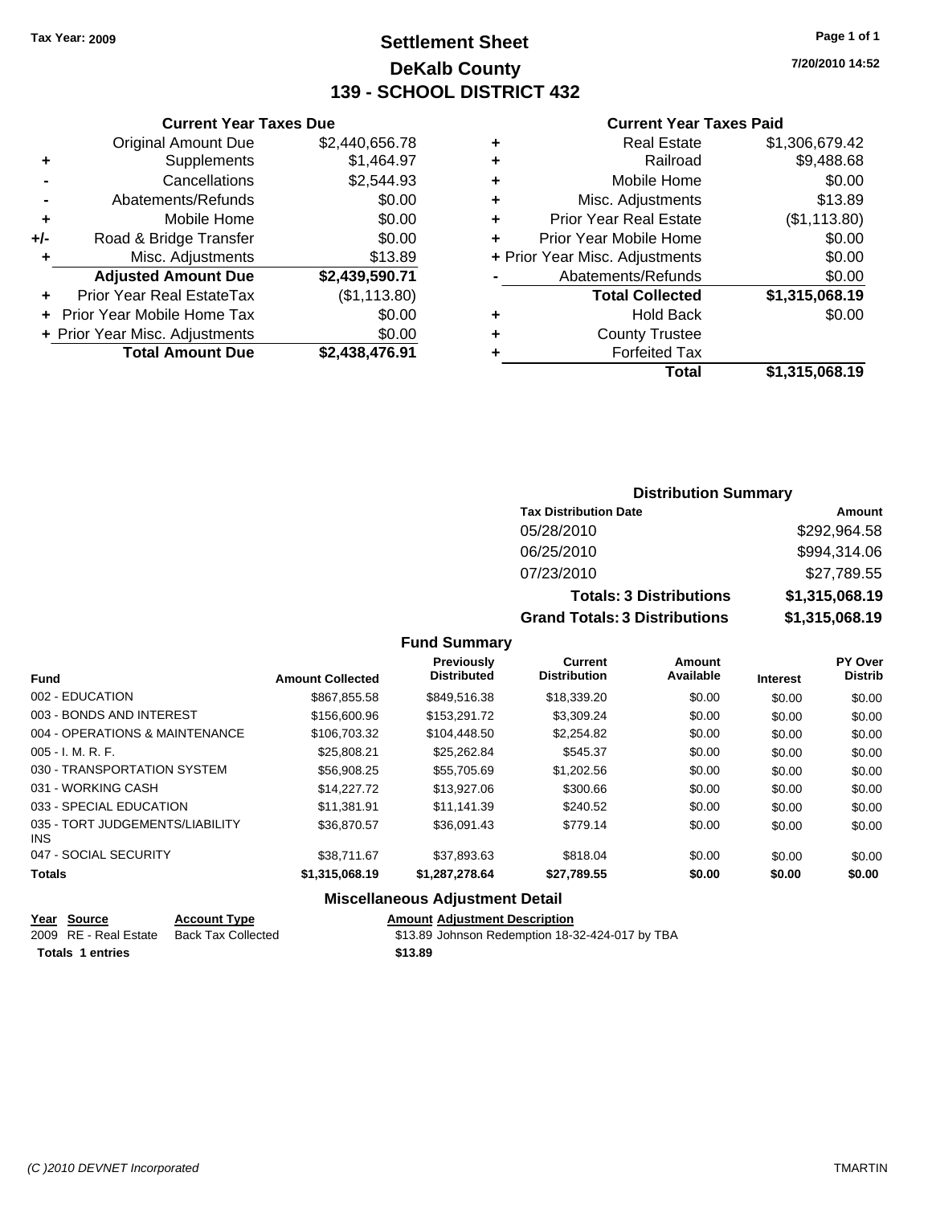Tax Year: 2009

# Settlement Sheet
## DeKalb County
## 139 - SCHOOL DISTRICT 432

7/20/2010 14:52

### Current Year Taxes Due

| | | |
|---|---|---|
| | Original Amount Due | $2,440,656.78 |
| + | Supplements | $1,464.97 |
| - | Cancellations | $2,544.93 |
| - | Abatements/Refunds | $0.00 |
| + | Mobile Home | $0.00 |
| +/- | Road & Bridge Transfer | $0.00 |
| + | Misc. Adjustments | $13.89 |
| | **Adjusted Amount Due** | **$2,439,590.71** |
| + | Prior Year Real EstateTax | ($1,113.80) |
| + | Prior Year Mobile Home Tax | $0.00 |
| + | Prior Year Misc. Adjustments | $0.00 |
| | **Total Amount Due** | **$2,438,476.91** |

### Current Year Taxes Paid

| | | |
|---|---|---|
| + | Real Estate | $1,306,679.42 |
| + | Railroad | $9,488.68 |
| + | Mobile Home | $0.00 |
| + | Misc. Adjustments | $13.89 |
| + | Prior Year Real Estate | ($1,113.80) |
| + | Prior Year Mobile Home | $0.00 |
| + | Prior Year Misc. Adjustments | $0.00 |
| - | Abatements/Refunds | $0.00 |
| | **Total Collected** | **$1,315,068.19** |
| + | Hold Back | $0.00 |
| + | County Trustee | |
| + | Forfeited Tax | |
| | **Total** | **$1,315,068.19** |

### Distribution Summary

| Tax Distribution Date | Amount |
|---|---|
| 05/28/2010 | $292,964.58 |
| 06/25/2010 | $994,314.06 |
| 07/23/2010 | $27,789.55 |
| **Totals: 3 Distributions** | **$1,315,068.19** |
| **Grand Totals: 3 Distributions** | **$1,315,068.19** |

### Fund Summary

| Fund | Amount Collected | Previously Distributed | Current Distribution | Amount Available | Interest | PY Over Distrib |
|---|---|---|---|---|---|---|
| 002 - EDUCATION | $867,855.58 | $849,516.38 | $18,339.20 | $0.00 | $0.00 | $0.00 |
| 003 - BONDS AND INTEREST | $156,600.96 | $153,291.72 | $3,309.24 | $0.00 | $0.00 | $0.00 |
| 004 - OPERATIONS & MAINTENANCE | $106,703.32 | $104,448.50 | $2,254.82 | $0.00 | $0.00 | $0.00 |
| 005 - I. M. R. F. | $25,808.21 | $25,262.84 | $545.37 | $0.00 | $0.00 | $0.00 |
| 030 - TRANSPORTATION SYSTEM | $56,908.25 | $55,705.69 | $1,202.56 | $0.00 | $0.00 | $0.00 |
| 031 - WORKING CASH | $14,227.72 | $13,927.06 | $300.66 | $0.00 | $0.00 | $0.00 |
| 033 - SPECIAL EDUCATION | $11,381.91 | $11,141.39 | $240.52 | $0.00 | $0.00 | $0.00 |
| 035 - TORT JUDGEMENTS/LIABILITY INS | $36,870.57 | $36,091.43 | $779.14 | $0.00 | $0.00 | $0.00 |
| 047 - SOCIAL SECURITY | $38,711.67 | $37,893.63 | $818.04 | $0.00 | $0.00 | $0.00 |
| **Totals** | **$1,315,068.19** | **$1,287,278.64** | **$27,789.55** | **$0.00** | **$0.00** | **$0.00** |

### Miscellaneous Adjustment Detail

| Year | Source | Account Type | Amount | Adjustment Description |
|---|---|---|---|---|
| 2009 | RE - Real Estate | Back Tax Collected | $13.89 | Johnson Redemption 18-32-424-017 by TBA |
| **Totals** | **1 entries** | | **$13.89** | |

(C )2010 DEVNET Incorporated — TMARTIN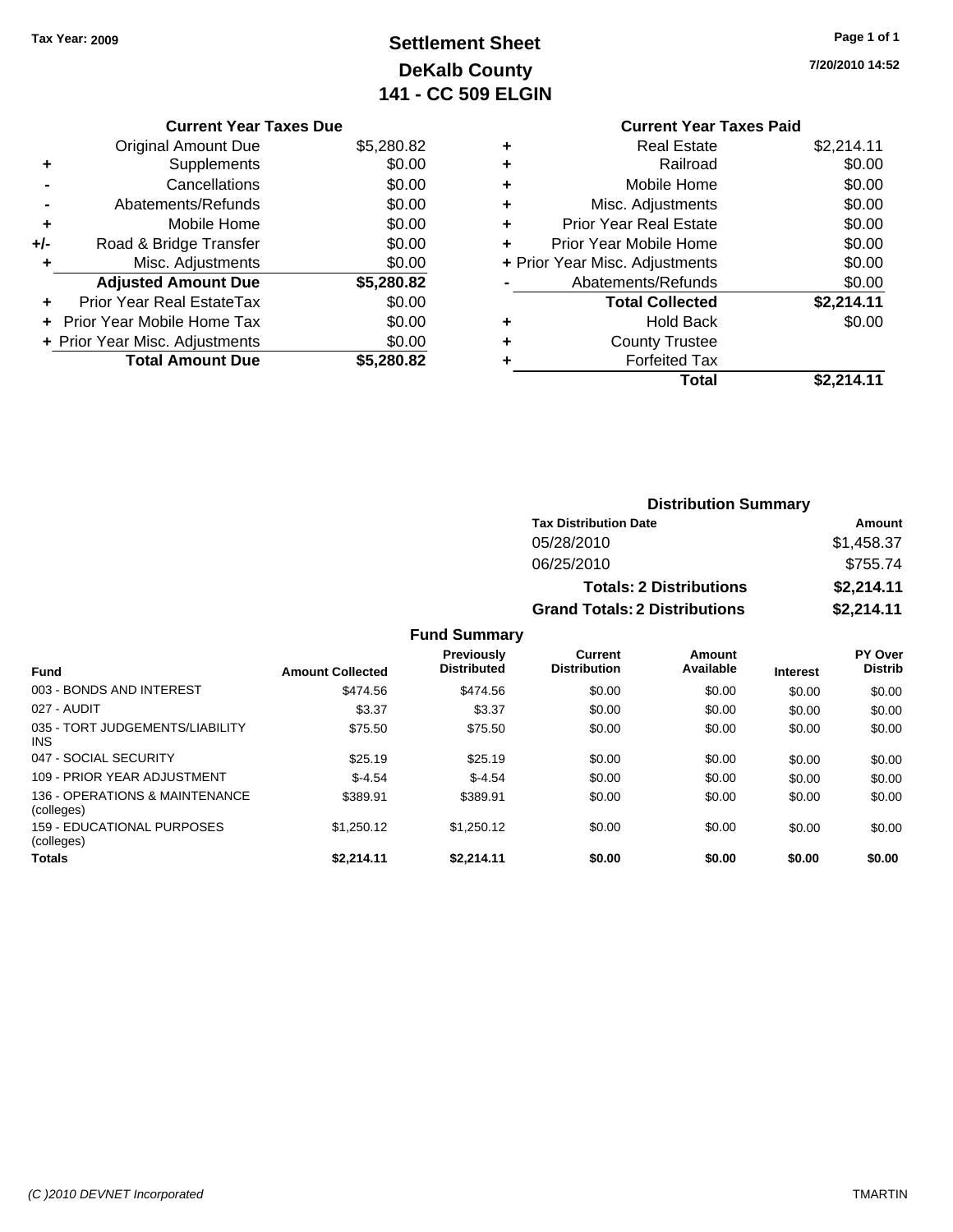Tax Year: 2009

# Settlement Sheet
## DeKalb County
## 141 - CC 509 ELGIN

7/20/2010 14:52

### Current Year Taxes Due

| | | |
|---|---|---|
| | Original Amount Due | $5,280.82 |
| + | Supplements | $0.00 |
| - | Cancellations | $0.00 |
| - | Abatements/Refunds | $0.00 |
| + | Mobile Home | $0.00 |
| +/- | Road & Bridge Transfer | $0.00 |
| + | Misc. Adjustments | $0.00 |
| | **Adjusted Amount Due** | **$5,280.82** |
| + | Prior Year Real EstateTax | $0.00 |
| + | Prior Year Mobile Home Tax | $0.00 |
| + | Prior Year Misc. Adjustments | $0.00 |
| | **Total Amount Due** | **$5,280.82** |

### Current Year Taxes Paid

| | | |
|---|---|---|
| + | Real Estate | $2,214.11 |
| + | Railroad | $0.00 |
| + | Mobile Home | $0.00 |
| + | Misc. Adjustments | $0.00 |
| + | Prior Year Real Estate | $0.00 |
| + | Prior Year Mobile Home | $0.00 |
| + | Prior Year Misc. Adjustments | $0.00 |
| - | Abatements/Refunds | $0.00 |
| | **Total Collected** | **$2,214.11** |
| + | Hold Back | $0.00 |
| + | County Trustee | |
| + | Forfeited Tax | |
| | **Total** | **$2,214.11** |

### Distribution Summary

| Tax Distribution Date | Amount |
|---|---|
| 05/28/2010 | $1,458.37 |
| 06/25/2010 | $755.74 |
| **Totals: 2 Distributions** | **$2,214.11** |
| **Grand Totals: 2 Distributions** | **$2,214.11** |

### Fund Summary

| Fund | Amount Collected | Previously Distributed | Current Distribution | Amount Available | Interest | PY Over Distrib |
|---|---|---|---|---|---|---|
| 003 - BONDS AND INTEREST | $474.56 | $474.56 | $0.00 | $0.00 | $0.00 | $0.00 |
| 027 - AUDIT | $3.37 | $3.37 | $0.00 | $0.00 | $0.00 | $0.00 |
| 035 - TORT JUDGEMENTS/LIABILITY INS | $75.50 | $75.50 | $0.00 | $0.00 | $0.00 | $0.00 |
| 047 - SOCIAL SECURITY | $25.19 | $25.19 | $0.00 | $0.00 | $0.00 | $0.00 |
| 109 - PRIOR YEAR ADJUSTMENT | $-4.54 | $-4.54 | $0.00 | $0.00 | $0.00 | $0.00 |
| 136 - OPERATIONS & MAINTENANCE (colleges) | $389.91 | $389.91 | $0.00 | $0.00 | $0.00 | $0.00 |
| 159 - EDUCATIONAL PURPOSES (colleges) | $1,250.12 | $1,250.12 | $0.00 | $0.00 | $0.00 | $0.00 |
| **Totals** | **$2,214.11** | **$2,214.11** | **$0.00** | **$0.00** | **$0.00** | **$0.00** |

(C )2010 DEVNET Incorporated — TMARTIN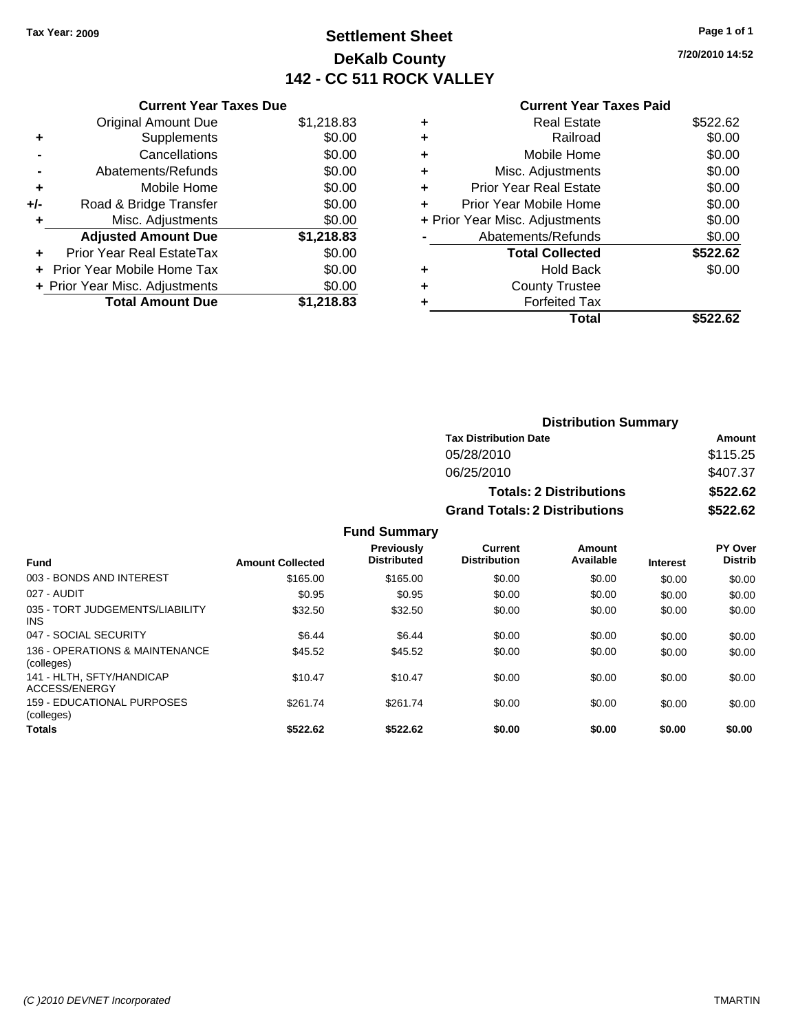Tax Year: 2009

# Settlement Sheet

## DeKalb County

## 142 - CC 511 ROCK VALLEY

7/20/2010 14:52

### Current Year Taxes Due

| | | |
|---|---|---|
| | Original Amount Due | $1,218.83 |
| + | Supplements | $0.00 |
| - | Cancellations | $0.00 |
| - | Abatements/Refunds | $0.00 |
| + | Mobile Home | $0.00 |
| +/- | Road & Bridge Transfer | $0.00 |
| + | Misc. Adjustments | $0.00 |
| | **Adjusted Amount Due** | **$1,218.83** |
| + | Prior Year Real EstateTax | $0.00 |
| + | Prior Year Mobile Home Tax | $0.00 |
| + | Prior Year Misc. Adjustments | $0.00 |
| | **Total Amount Due** | **$1,218.83** |

### Current Year Taxes Paid

| | | |
|---|---|---|
| + | Real Estate | $522.62 |
| + | Railroad | $0.00 |
| + | Mobile Home | $0.00 |
| + | Misc. Adjustments | $0.00 |
| + | Prior Year Real Estate | $0.00 |
| + | Prior Year Mobile Home | $0.00 |
| + | Prior Year Misc. Adjustments | $0.00 |
| - | Abatements/Refunds | $0.00 |
| | **Total Collected** | **$522.62** |
| + | Hold Back | $0.00 |
| + | County Trustee | |
| + | Forfeited Tax | |
| | **Total** | **$522.62** |

### Distribution Summary

| Tax Distribution Date | Amount |
|---|---|
| 05/28/2010 | $115.25 |
| 06/25/2010 | $407.37 |
| **Totals: 2 Distributions** | **$522.62** |
| **Grand Totals: 2 Distributions** | **$522.62** |

### Fund Summary

| Fund | Amount Collected | Previously Distributed | Current Distribution | Amount Available | Interest | PY Over Distrib |
|---|---|---|---|---|---|---|
| 003 - BONDS AND INTEREST | $165.00 | $165.00 | $0.00 | $0.00 | $0.00 | $0.00 |
| 027 - AUDIT | $0.95 | $0.95 | $0.00 | $0.00 | $0.00 | $0.00 |
| 035 - TORT JUDGEMENTS/LIABILITY INS | $32.50 | $32.50 | $0.00 | $0.00 | $0.00 | $0.00 |
| 047 - SOCIAL SECURITY | $6.44 | $6.44 | $0.00 | $0.00 | $0.00 | $0.00 |
| 136 - OPERATIONS & MAINTENANCE (colleges) | $45.52 | $45.52 | $0.00 | $0.00 | $0.00 | $0.00 |
| 141 - HLTH, SFTY/HANDICAP ACCESS/ENERGY | $10.47 | $10.47 | $0.00 | $0.00 | $0.00 | $0.00 |
| 159 - EDUCATIONAL PURPOSES (colleges) | $261.74 | $261.74 | $0.00 | $0.00 | $0.00 | $0.00 |
| **Totals** | **$522.62** | **$522.62** | **$0.00** | **$0.00** | **$0.00** | **$0.00** |

(C )2010 DEVNET Incorporated TMARTIN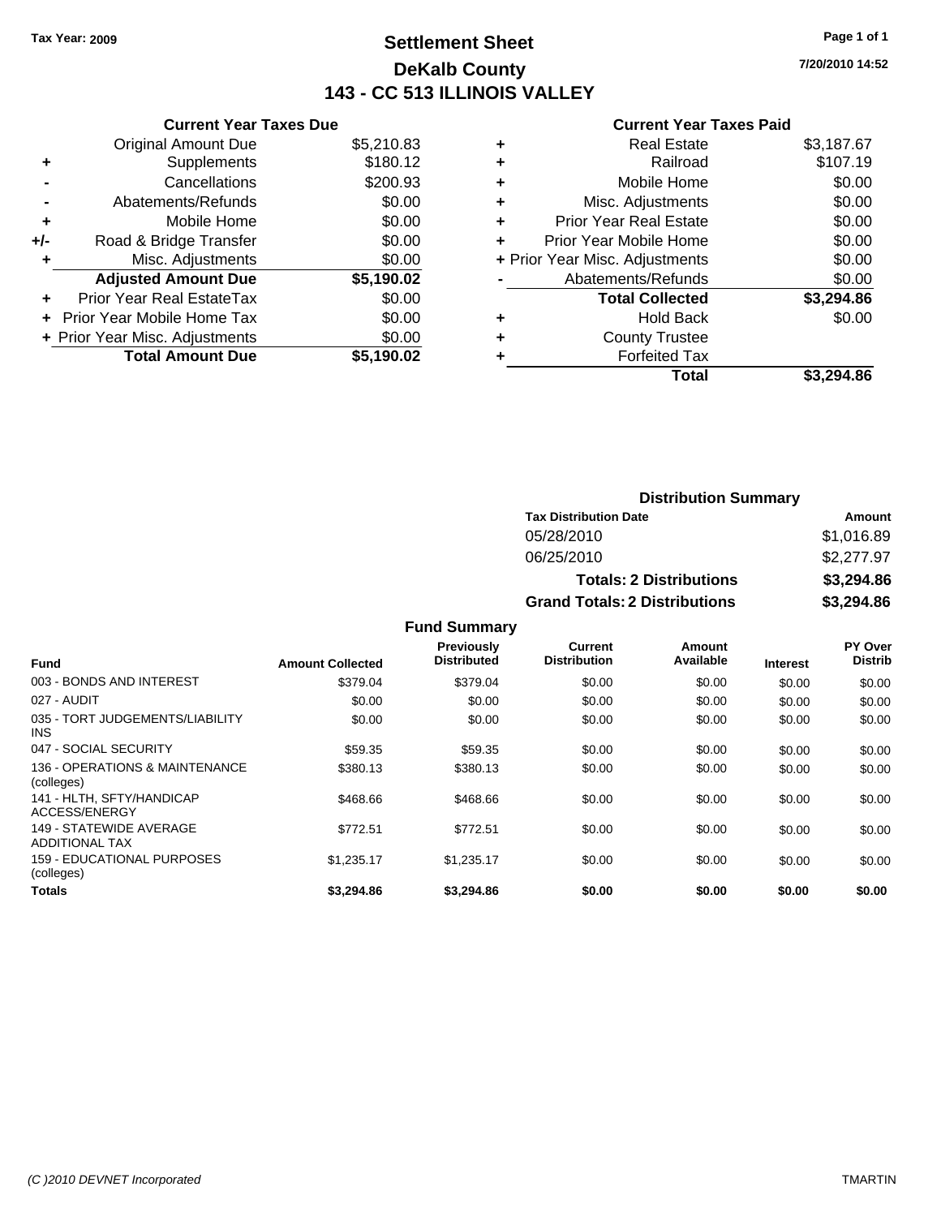Tax Year: 2009

# Settlement Sheet

## DeKalb County

## 143 - CC 513 ILLINOIS VALLEY

7/20/2010 14:52

### Current Year Taxes Due

| | | |
|---|---|---|
| | Original Amount Due | $5,210.83 |
| + | Supplements | $180.12 |
| - | Cancellations | $200.93 |
| - | Abatements/Refunds | $0.00 |
| + | Mobile Home | $0.00 |
| +/- | Road & Bridge Transfer | $0.00 |
| + | Misc. Adjustments | $0.00 |
| | **Adjusted Amount Due** | **$5,190.02** |
| + | Prior Year Real EstateTax | $0.00 |
| + | Prior Year Mobile Home Tax | $0.00 |
| + | Prior Year Misc. Adjustments | $0.00 |
| | **Total Amount Due** | **$5,190.02** |

### Current Year Taxes Paid

| | | |
|---|---|---|
| + | Real Estate | $3,187.67 |
| + | Railroad | $107.19 |
| + | Mobile Home | $0.00 |
| + | Misc. Adjustments | $0.00 |
| + | Prior Year Real Estate | $0.00 |
| + | Prior Year Mobile Home | $0.00 |
| + | Prior Year Misc. Adjustments | $0.00 |
| - | Abatements/Refunds | $0.00 |
| | **Total Collected** | **$3,294.86** |
| + | Hold Back | $0.00 |
| + | County Trustee | |
| + | Forfeited Tax | |
| | **Total** | **$3,294.86** |

### Distribution Summary

| Tax Distribution Date | Amount |
|---|---|
| 05/28/2010 | $1,016.89 |
| 06/25/2010 | $2,277.97 |
| **Totals: 2 Distributions** | **$3,294.86** |
| **Grand Totals: 2 Distributions** | **$3,294.86** |

### Fund Summary

| Fund | Amount Collected | Previously Distributed | Current Distribution | Amount Available | Interest | PY Over Distrib |
|---|---|---|---|---|---|---|
| 003 - BONDS AND INTEREST | $379.04 | $379.04 | $0.00 | $0.00 | $0.00 | $0.00 |
| 027 - AUDIT | $0.00 | $0.00 | $0.00 | $0.00 | $0.00 | $0.00 |
| 035 - TORT JUDGEMENTS/LIABILITY INS | $0.00 | $0.00 | $0.00 | $0.00 | $0.00 | $0.00 |
| 047 - SOCIAL SECURITY | $59.35 | $59.35 | $0.00 | $0.00 | $0.00 | $0.00 |
| 136 - OPERATIONS & MAINTENANCE (colleges) | $380.13 | $380.13 | $0.00 | $0.00 | $0.00 | $0.00 |
| 141 - HLTH, SFTY/HANDICAP ACCESS/ENERGY | $468.66 | $468.66 | $0.00 | $0.00 | $0.00 | $0.00 |
| 149 - STATEWIDE AVERAGE ADDITIONAL TAX | $772.51 | $772.51 | $0.00 | $0.00 | $0.00 | $0.00 |
| 159 - EDUCATIONAL PURPOSES (colleges) | $1,235.17 | $1,235.17 | $0.00 | $0.00 | $0.00 | $0.00 |
| **Totals** | **$3,294.86** | **$3,294.86** | **$0.00** | **$0.00** | **$0.00** | **$0.00** |

(C )2010 DEVNET Incorporated TMARTIN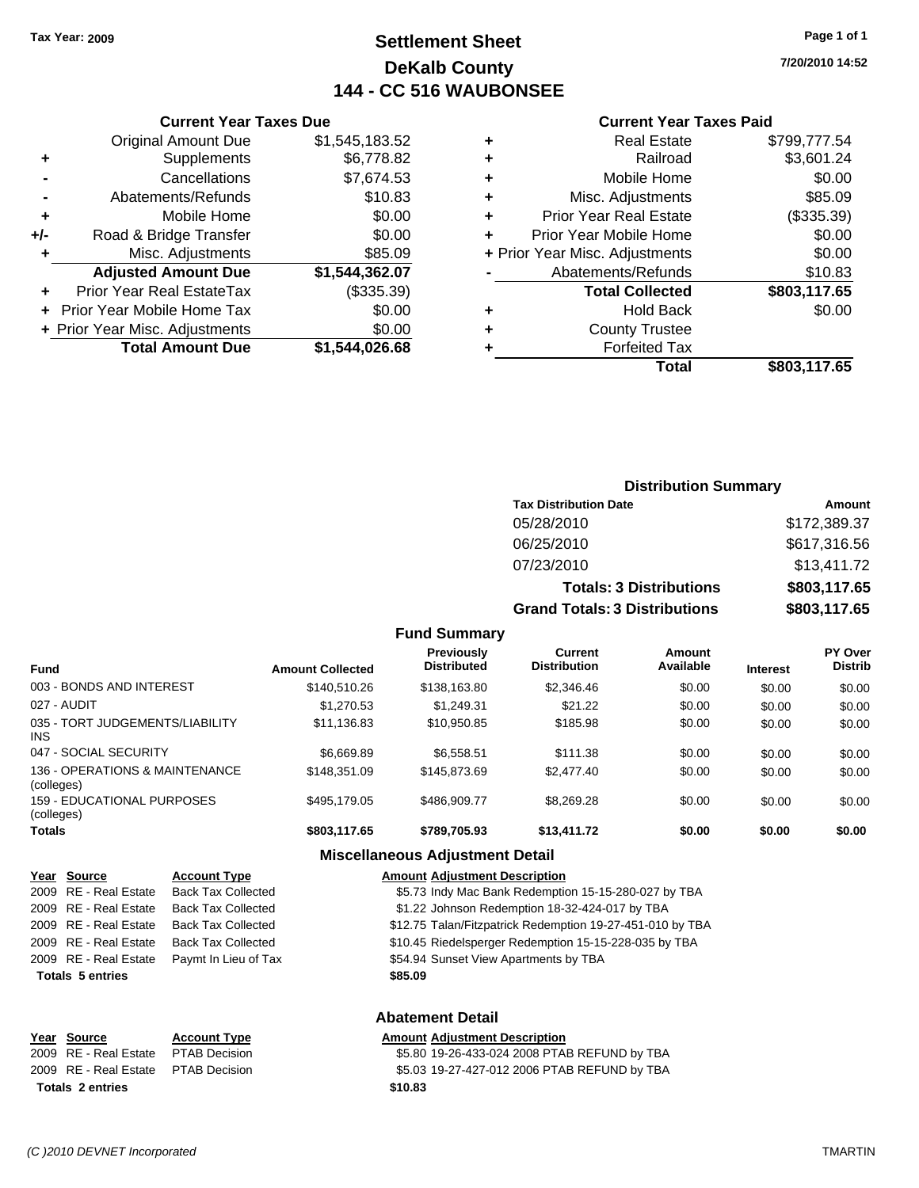Tax Year: 2009

# Settlement Sheet
## DeKalb County
## 144 - CC 516 WAUBONSEE

7/20/2010 14:52

### Current Year Taxes Due

| | | |
|---|---|---|
| | Original Amount Due | $1,545,183.52 |
| + | Supplements | $6,778.82 |
| - | Cancellations | $7,674.53 |
| - | Abatements/Refunds | $10.83 |
| + | Mobile Home | $0.00 |
| +/- | Road & Bridge Transfer | $0.00 |
| + | Misc. Adjustments | $85.09 |
| | **Adjusted Amount Due** | **$1,544,362.07** |
| + | Prior Year Real EstateTax | ($335.39) |
| + | Prior Year Mobile Home Tax | $0.00 |
| + | Prior Year Misc. Adjustments | $0.00 |
| | **Total Amount Due** | **$1,544,026.68** |

### Current Year Taxes Paid

| | | |
|---|---|---|
| + | Real Estate | $799,777.54 |
| + | Railroad | $3,601.24 |
| + | Mobile Home | $0.00 |
| + | Misc. Adjustments | $85.09 |
| + | Prior Year Real Estate | ($335.39) |
| + | Prior Year Mobile Home | $0.00 |
| + | Prior Year Misc. Adjustments | $0.00 |
| - | Abatements/Refunds | $10.83 |
| | **Total Collected** | **$803,117.65** |
| + | Hold Back | $0.00 |
| + | County Trustee | |
| + | Forfeited Tax | |
| | **Total** | **$803,117.65** |

### Distribution Summary

| Tax Distribution Date | Amount |
|---|---|
| 05/28/2010 | $172,389.37 |
| 06/25/2010 | $617,316.56 |
| 07/23/2010 | $13,411.72 |
| **Totals: 3 Distributions** | **$803,117.65** |
| **Grand Totals: 3 Distributions** | **$803,117.65** |

### Fund Summary

| Fund | Amount Collected | Previously Distributed | Current Distribution | Amount Available | Interest | PY Over Distrib |
|---|---|---|---|---|---|---|
| 003 - BONDS AND INTEREST | $140,510.26 | $138,163.80 | $2,346.46 | $0.00 | $0.00 | $0.00 |
| 027 - AUDIT | $1,270.53 | $1,249.31 | $21.22 | $0.00 | $0.00 | $0.00 |
| 035 - TORT JUDGEMENTS/LIABILITY INS | $11,136.83 | $10,950.85 | $185.98 | $0.00 | $0.00 | $0.00 |
| 047 - SOCIAL SECURITY | $6,669.89 | $6,558.51 | $111.38 | $0.00 | $0.00 | $0.00 |
| 136 - OPERATIONS & MAINTENANCE (colleges) | $148,351.09 | $145,873.69 | $2,477.40 | $0.00 | $0.00 | $0.00 |
| 159 - EDUCATIONAL PURPOSES (colleges) | $495,179.05 | $486,909.77 | $8,269.28 | $0.00 | $0.00 | $0.00 |
| **Totals** | **$803,117.65** | **$789,705.93** | **$13,411.72** | **$0.00** | **$0.00** | **$0.00** |

### Miscellaneous Adjustment Detail

| Year | Source | Account Type | Amount | Adjustment Description |
|---|---|---|---|---|
| 2009 | RE - Real Estate | Back Tax Collected | $5.73 | Indy Mac Bank Redemption 15-15-280-027 by TBA |
| 2009 | RE - Real Estate | Back Tax Collected | $1.22 | Johnson Redemption 18-32-424-017 by TBA |
| 2009 | RE - Real Estate | Back Tax Collected | $12.75 | Talan/Fitzpatrick Redemption 19-27-451-010 by TBA |
| 2009 | RE - Real Estate | Back Tax Collected | $10.45 | Riedelsperger Redemption 15-15-228-035 by TBA |
| 2009 | RE - Real Estate | Paymt In Lieu of Tax | $54.94 | Sunset View Apartments by TBA |
| **Totals 5 entries** | | | **$85.09** | |

### Abatement Detail

| Year | Source | Account Type | Amount | Adjustment Description |
|---|---|---|---|---|
| 2009 | RE - Real Estate | PTAB Decision | $5.80 | 19-26-433-024 2008 PTAB REFUND by TBA |
| 2009 | RE - Real Estate | PTAB Decision | $5.03 | 19-27-427-012 2006 PTAB REFUND by TBA |
| **Totals 2 entries** | | | **$10.83** | |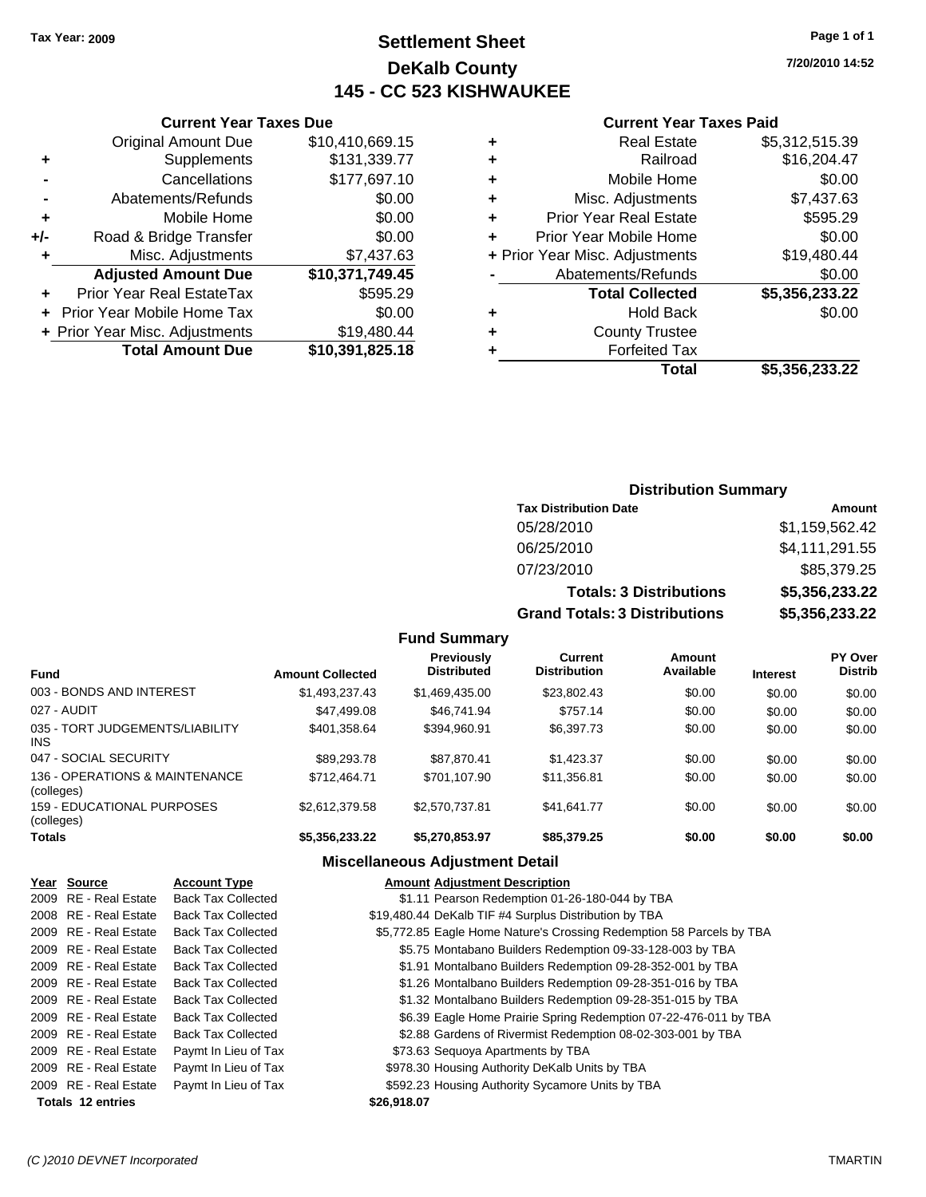Tax Year: 2009

# Settlement Sheet
## DeKalb County
## 145 - CC 523 KISHWAUKEE

7/20/2010 14:52

### Current Year Taxes Due

| | | |
|---|---|---|
| | Original Amount Due | $10,410,669.15 |
| + | Supplements | $131,339.77 |
| - | Cancellations | $177,697.10 |
| - | Abatements/Refunds | $0.00 |
| + | Mobile Home | $0.00 |
| +/- | Road & Bridge Transfer | $0.00 |
| + | Misc. Adjustments | $7,437.63 |
| | **Adjusted Amount Due** | **$10,371,749.45** |
| + | Prior Year Real EstateTax | $595.29 |
| + | Prior Year Mobile Home Tax | $0.00 |
| + | Prior Year Misc. Adjustments | $19,480.44 |
| | **Total Amount Due** | **$10,391,825.18** |

### Current Year Taxes Paid

| | | |
|---|---|---|
| + | Real Estate | $5,312,515.39 |
| + | Railroad | $16,204.47 |
| + | Mobile Home | $0.00 |
| + | Misc. Adjustments | $7,437.63 |
| + | Prior Year Real Estate | $595.29 |
| + | Prior Year Mobile Home | $0.00 |
| + | Prior Year Misc. Adjustments | $19,480.44 |
| - | Abatements/Refunds | $0.00 |
| | **Total Collected** | **$5,356,233.22** |
| + | Hold Back | $0.00 |
| + | County Trustee | |
| + | Forfeited Tax | |
| | **Total** | **$5,356,233.22** |

### Distribution Summary

| Tax Distribution Date | Amount |
|---|---|
| 05/28/2010 | $1,159,562.42 |
| 06/25/2010 | $4,111,291.55 |
| 07/23/2010 | $85,379.25 |
| **Totals: 3 Distributions** | **$5,356,233.22** |
| **Grand Totals: 3 Distributions** | **$5,356,233.22** |

### Fund Summary

| Fund | Amount Collected | Previously Distributed | Current Distribution | Amount Available | Interest | PY Over Distrib |
|---|---|---|---|---|---|---|
| 003 - BONDS AND INTEREST | $1,493,237.43 | $1,469,435.00 | $23,802.43 | $0.00 | $0.00 | $0.00 |
| 027 - AUDIT | $47,499.08 | $46,741.94 | $757.14 | $0.00 | $0.00 | $0.00 |
| 035 - TORT JUDGEMENTS/LIABILITY INS | $401,358.64 | $394,960.91 | $6,397.73 | $0.00 | $0.00 | $0.00 |
| 047 - SOCIAL SECURITY | $89,293.78 | $87,870.41 | $1,423.37 | $0.00 | $0.00 | $0.00 |
| 136 - OPERATIONS & MAINTENANCE (colleges) | $712,464.71 | $701,107.90 | $11,356.81 | $0.00 | $0.00 | $0.00 |
| 159 - EDUCATIONAL PURPOSES (colleges) | $2,612,379.58 | $2,570,737.81 | $41,641.77 | $0.00 | $0.00 | $0.00 |
| **Totals** | **$5,356,233.22** | **$5,270,853.97** | **$85,379.25** | **$0.00** | **$0.00** | **$0.00** |

### Miscellaneous Adjustment Detail

| Year | Source | Account Type | Amount | Adjustment Description |
|---|---|---|---|---|
| 2009 | RE - Real Estate | Back Tax Collected | $1.11 | Pearson Redemption 01-26-180-044 by TBA |
| 2008 | RE - Real Estate | Back Tax Collected | $19,480.44 | DeKalb TIF #4 Surplus Distribution by TBA |
| 2009 | RE - Real Estate | Back Tax Collected | $5,772.85 | Eagle Home Nature's Crossing Redemption 58 Parcels by TBA |
| 2009 | RE - Real Estate | Back Tax Collected | $5.75 | Montabano Builders Redemption 09-33-128-003 by TBA |
| 2009 | RE - Real Estate | Back Tax Collected | $1.91 | Montalbano Builders Redemption 09-28-352-001 by TBA |
| 2009 | RE - Real Estate | Back Tax Collected | $1.26 | Montalbano Builders Redemption 09-28-351-016 by TBA |
| 2009 | RE - Real Estate | Back Tax Collected | $1.32 | Montalbano Builders Redemption 09-28-351-015 by TBA |
| 2009 | RE - Real Estate | Back Tax Collected | $6.39 | Eagle Home Prairie Spring Redemption 07-22-476-011 by TBA |
| 2009 | RE - Real Estate | Back Tax Collected | $2.88 | Gardens of Rivermist Redemption 08-02-303-001 by TBA |
| 2009 | RE - Real Estate | Paymt In Lieu of Tax | $73.63 | Sequoya Apartments by TBA |
| 2009 | RE - Real Estate | Paymt In Lieu of Tax | $978.30 | Housing Authority DeKalb Units by TBA |
| 2009 | RE - Real Estate | Paymt In Lieu of Tax | $592.23 | Housing Authority Sycamore Units by TBA |
| **Totals** | **12 entries** | | **$26,918.07** | |

(C )2010 DEVNET Incorporated TMARTIN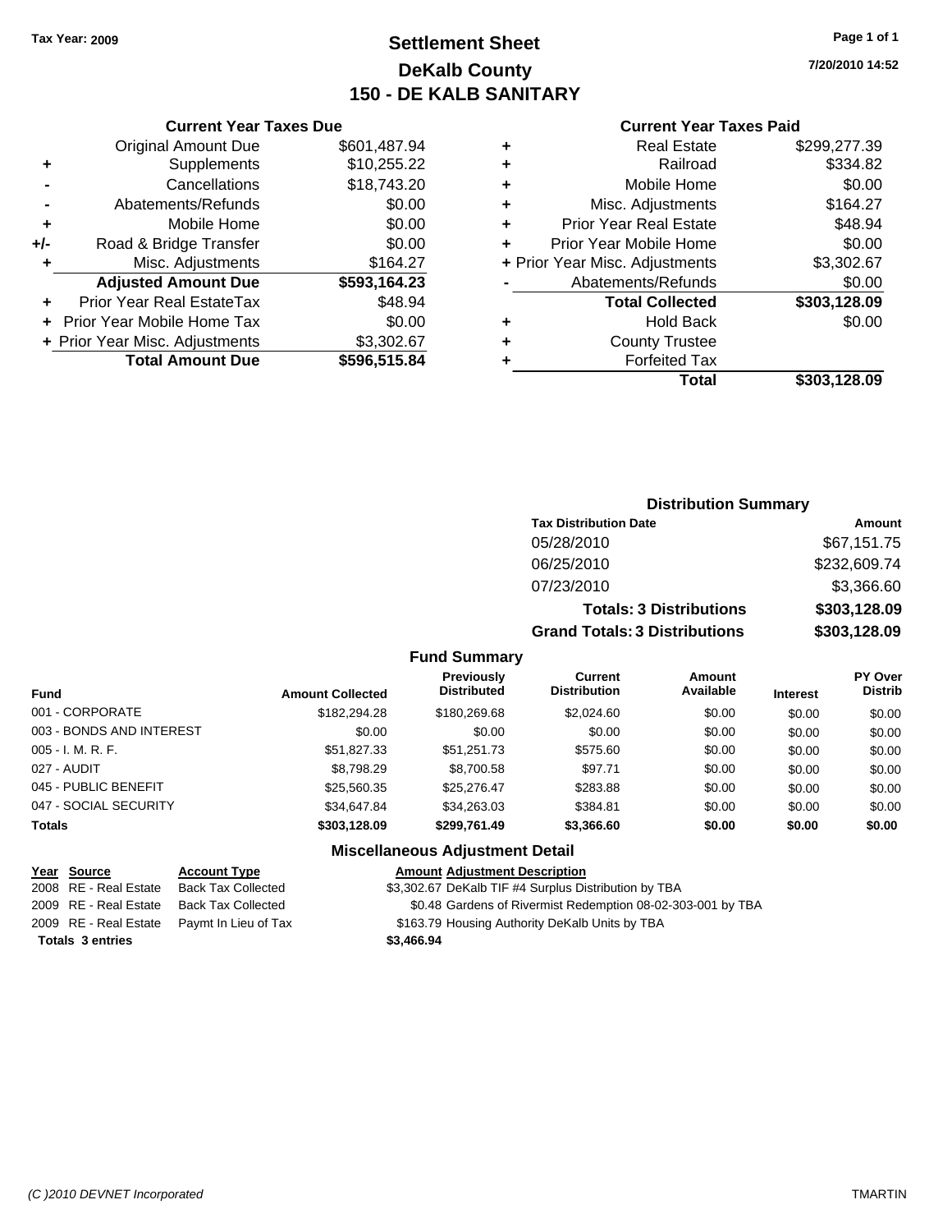Tax Year: 2009

# Settlement Sheet
## DeKalb County
## 150 - DE KALB SANITARY

7/20/2010 14:52

### Current Year Taxes Due

| | | |
|---|---|---|
| | Original Amount Due | $601,487.94 |
| + | Supplements | $10,255.22 |
| - | Cancellations | $18,743.20 |
| - | Abatements/Refunds | $0.00 |
| + | Mobile Home | $0.00 |
| +/- | Road & Bridge Transfer | $0.00 |
| + | Misc. Adjustments | $164.27 |
| | **Adjusted Amount Due** | **$593,164.23** |
| + | Prior Year Real EstateTax | $48.94 |
| + | Prior Year Mobile Home Tax | $0.00 |
| + | Prior Year Misc. Adjustments | $3,302.67 |
| | **Total Amount Due** | **$596,515.84** |

### Current Year Taxes Paid

| | | |
|---|---|---|
| + | Real Estate | $299,277.39 |
| + | Railroad | $334.82 |
| + | Mobile Home | $0.00 |
| + | Misc. Adjustments | $164.27 |
| + | Prior Year Real Estate | $48.94 |
| + | Prior Year Mobile Home | $0.00 |
| + | Prior Year Misc. Adjustments | $3,302.67 |
| - | Abatements/Refunds | $0.00 |
| | **Total Collected** | **$303,128.09** |
| + | Hold Back | $0.00 |
| + | County Trustee | |
| + | Forfeited Tax | |
| | **Total** | **$303,128.09** |

### Distribution Summary

| Tax Distribution Date | Amount |
|---|---|
| 05/28/2010 | $67,151.75 |
| 06/25/2010 | $232,609.74 |
| 07/23/2010 | $3,366.60 |
| **Totals: 3 Distributions** | **$303,128.09** |
| **Grand Totals: 3 Distributions** | **$303,128.09** |

### Fund Summary

| Fund | Amount Collected | Previously Distributed | Current Distribution | Amount Available | Interest | PY Over Distrib |
|---|---|---|---|---|---|---|
| 001 - CORPORATE | $182,294.28 | $180,269.68 | $2,024.60 | $0.00 | $0.00 | $0.00 |
| 003 - BONDS AND INTEREST | $0.00 | $0.00 | $0.00 | $0.00 | $0.00 | $0.00 |
| 005 - I. M. R. F. | $51,827.33 | $51,251.73 | $575.60 | $0.00 | $0.00 | $0.00 |
| 027 - AUDIT | $8,798.29 | $8,700.58 | $97.71 | $0.00 | $0.00 | $0.00 |
| 045 - PUBLIC BENEFIT | $25,560.35 | $25,276.47 | $283.88 | $0.00 | $0.00 | $0.00 |
| 047 - SOCIAL SECURITY | $34,647.84 | $34,263.03 | $384.81 | $0.00 | $0.00 | $0.00 |
| **Totals** | **$303,128.09** | **$299,761.49** | **$3,366.60** | **$0.00** | **$0.00** | **$0.00** |

### Miscellaneous Adjustment Detail

| Year | Source | Account Type | Amount | Adjustment Description |
|---|---|---|---|---|
| 2008 | RE - Real Estate | Back Tax Collected | $3,302.67 | DeKalb TIF #4 Surplus Distribution by TBA |
| 2009 | RE - Real Estate | Back Tax Collected | $0.48 | Gardens of Rivermist Redemption 08-02-303-001 by TBA |
| 2009 | RE - Real Estate | Paymt In Lieu of Tax | $163.79 | Housing Authority DeKalb Units by TBA |
| **Totals 3 entries** | | | **$3,466.94** | |

(C )2010 DEVNET Incorporated TMARTIN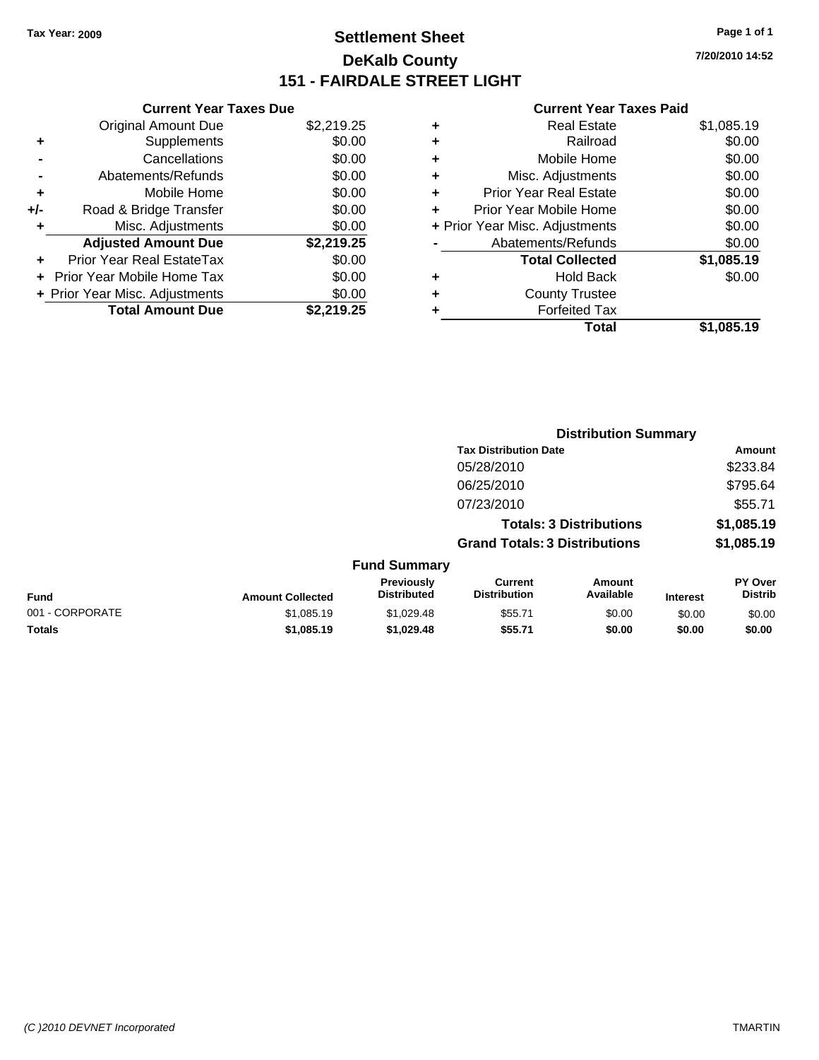Tax Year: 2009

# Settlement Sheet

## DeKalb County

## 151 - FAIRDALE STREET LIGHT

7/20/2010 14:52

### Current Year Taxes Due

| | | |
|---|---|---|
| | Original Amount Due | $2,219.25 |
| + | Supplements | $0.00 |
| - | Cancellations | $0.00 |
| - | Abatements/Refunds | $0.00 |
| + | Mobile Home | $0.00 |
| +/- | Road & Bridge Transfer | $0.00 |
| + | Misc. Adjustments | $0.00 |
| | **Adjusted Amount Due** | **$2,219.25** |
| + | Prior Year Real EstateTax | $0.00 |
| + | Prior Year Mobile Home Tax | $0.00 |
| + | Prior Year Misc. Adjustments | $0.00 |
| | **Total Amount Due** | **$2,219.25** |

### Current Year Taxes Paid

| | | |
|---|---|---|
| + | Real Estate | $1,085.19 |
| + | Railroad | $0.00 |
| + | Mobile Home | $0.00 |
| + | Misc. Adjustments | $0.00 |
| + | Prior Year Real Estate | $0.00 |
| + | Prior Year Mobile Home | $0.00 |
| + | Prior Year Misc. Adjustments | $0.00 |
| - | Abatements/Refunds | $0.00 |
| | **Total Collected** | **$1,085.19** |
| + | Hold Back | $0.00 |
| + | County Trustee | |
| + | Forfeited Tax | |
| | **Total** | **$1,085.19** |

### Distribution Summary

| Tax Distribution Date | Amount |
|---|---|
| 05/28/2010 | $233.84 |
| 06/25/2010 | $795.64 |
| 07/23/2010 | $55.71 |
| **Totals: 3 Distributions** | **$1,085.19** |
| **Grand Totals: 3 Distributions** | **$1,085.19** |

### Fund Summary

| Fund | Amount Collected | Previously Distributed | Current Distribution | Amount Available | Interest | PY Over Distrib |
|---|---|---|---|---|---|---|
| 001 - CORPORATE | $1,085.19 | $1,029.48 | $55.71 | $0.00 | $0.00 | $0.00 |
| **Totals** | **$1,085.19** | **$1,029.48** | **$55.71** | **$0.00** | **$0.00** | **$0.00** |

(C )2010 DEVNET Incorporated TMARTIN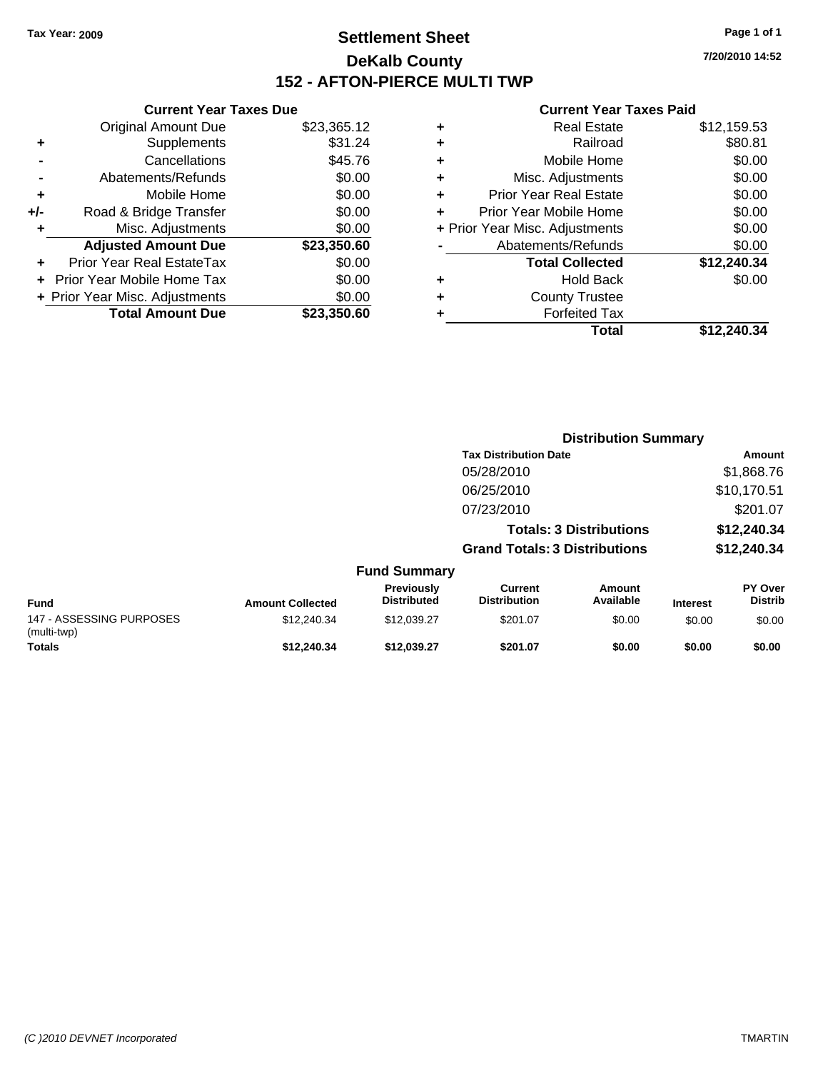**Tax Year: 2009**

# Settlement Sheet
## DeKalb County
## 152 - AFTON-PIERCE MULTI TWP

7/20/2010 14:52

### Current Year Taxes Due

| | | |
|---|---|---|
| | Original Amount Due | $23,365.12 |
| + | Supplements | $31.24 |
| - | Cancellations | $45.76 |
| - | Abatements/Refunds | $0.00 |
| + | Mobile Home | $0.00 |
| +/- | Road & Bridge Transfer | $0.00 |
| + | Misc. Adjustments | $0.00 |
| | **Adjusted Amount Due** | **$23,350.60** |
| + | Prior Year Real EstateTax | $0.00 |
| + | Prior Year Mobile Home Tax | $0.00 |
| + | Prior Year Misc. Adjustments | $0.00 |
| | **Total Amount Due** | **$23,350.60** |

### Current Year Taxes Paid

| | | |
|---|---|---|
| + | Real Estate | $12,159.53 |
| + | Railroad | $80.81 |
| + | Mobile Home | $0.00 |
| + | Misc. Adjustments | $0.00 |
| + | Prior Year Real Estate | $0.00 |
| + | Prior Year Mobile Home | $0.00 |
| + | Prior Year Misc. Adjustments | $0.00 |
| - | Abatements/Refunds | $0.00 |
| | **Total Collected** | **$12,240.34** |
| + | Hold Back | $0.00 |
| + | County Trustee | |
| + | Forfeited Tax | |
| | **Total** | **$12,240.34** |

### Distribution Summary

| Tax Distribution Date | Amount |
|---|---|
| 05/28/2010 | $1,868.76 |
| 06/25/2010 | $10,170.51 |
| 07/23/2010 | $201.07 |
| **Totals: 3 Distributions** | **$12,240.34** |
| **Grand Totals: 3 Distributions** | **$12,240.34** |

### Fund Summary

| Fund | Amount Collected | Previously Distributed | Current Distribution | Amount Available | Interest | PY Over Distrib |
|---|---|---|---|---|---|---|
| 147 - ASSESSING PURPOSES (multi-twp) | $12,240.34 | $12,039.27 | $201.07 | $0.00 | $0.00 | $0.00 |
| **Totals** | **$12,240.34** | **$12,039.27** | **$201.07** | **$0.00** | **$0.00** | **$0.00** |

*(C )2010 DEVNET Incorporated* TMARTIN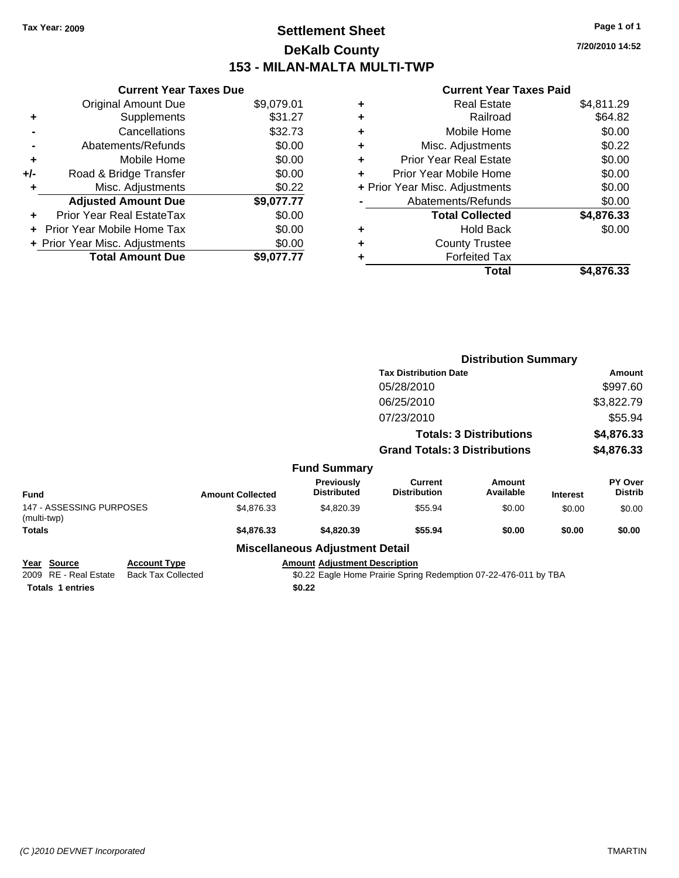Tax Year: 2009

# Settlement Sheet
## DeKalb County
## 153 - MILAN-MALTA MULTI-TWP

7/20/2010 14:52

### Current Year Taxes Due

| | | |
|---|---|---|
| | Original Amount Due | $9,079.01 |
| + | Supplements | $31.27 |
| - | Cancellations | $32.73 |
| - | Abatements/Refunds | $0.00 |
| + | Mobile Home | $0.00 |
| +/- | Road & Bridge Transfer | $0.00 |
| + | Misc. Adjustments | $0.22 |
| | **Adjusted Amount Due** | **$9,077.77** |
| + | Prior Year Real EstateTax | $0.00 |
| + | Prior Year Mobile Home Tax | $0.00 |
| + | Prior Year Misc. Adjustments | $0.00 |
| | **Total Amount Due** | **$9,077.77** |

### Current Year Taxes Paid

| | | |
|---|---|---|
| + | Real Estate | $4,811.29 |
| + | Railroad | $64.82 |
| + | Mobile Home | $0.00 |
| + | Misc. Adjustments | $0.22 |
| + | Prior Year Real Estate | $0.00 |
| + | Prior Year Mobile Home | $0.00 |
| + | Prior Year Misc. Adjustments | $0.00 |
| - | Abatements/Refunds | $0.00 |
| | **Total Collected** | **$4,876.33** |
| + | Hold Back | $0.00 |
| + | County Trustee | |
| + | Forfeited Tax | |
| | **Total** | **$4,876.33** |

### Distribution Summary

| Tax Distribution Date | Amount |
|---|---|
| 05/28/2010 | $997.60 |
| 06/25/2010 | $3,822.79 |
| 07/23/2010 | $55.94 |
| **Totals: 3 Distributions** | **$4,876.33** |
| **Grand Totals: 3 Distributions** | **$4,876.33** |

### Fund Summary

| Fund | Amount Collected | Previously Distributed | Current Distribution | Amount Available | Interest | PY Over Distrib |
|---|---|---|---|---|---|---|
| 147 - ASSESSING PURPOSES (multi-twp) | $4,876.33 | $4,820.39 | $55.94 | $0.00 | $0.00 | $0.00 |
| **Totals** | **$4,876.33** | **$4,820.39** | **$55.94** | **$0.00** | **$0.00** | **$0.00** |

### Miscellaneous Adjustment Detail

| Year | Source | Account Type | Amount | Adjustment Description |
|---|---|---|---|---|
| 2009 | RE - Real Estate | Back Tax Collected | $0.22 | Eagle Home Prairie Spring Redemption 07-22-476-011 by TBA |
| **Totals 1 entries** | | | **$0.22** | |

(C )2010 DEVNET Incorporated — TMARTIN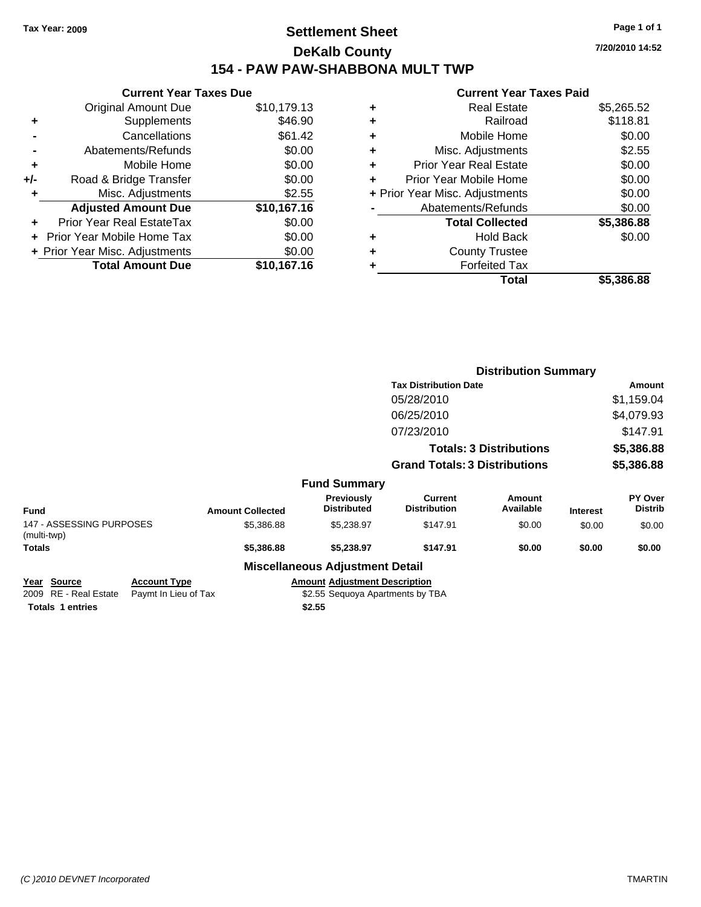**Tax Year: 2009**

# Settlement Sheet

## DeKalb County

## 154 - PAW PAW-SHABBONA MULT TWP

7/20/2010 14:52

### Current Year Taxes Due

| | | |
|---|---|---|
| | Original Amount Due | $10,179.13 |
| + | Supplements | $46.90 |
| - | Cancellations | $61.42 |
| - | Abatements/Refunds | $0.00 |
| + | Mobile Home | $0.00 |
| +/- | Road & Bridge Transfer | $0.00 |
| + | Misc. Adjustments | $2.55 |
| | **Adjusted Amount Due** | **$10,167.16** |
| + | Prior Year Real EstateTax | $0.00 |
| + | Prior Year Mobile Home Tax | $0.00 |
| + | Prior Year Misc. Adjustments | $0.00 |
| | **Total Amount Due** | **$10,167.16** |

### Current Year Taxes Paid

| | | |
|---|---|---|
| + | Real Estate | $5,265.52 |
| + | Railroad | $118.81 |
| + | Mobile Home | $0.00 |
| + | Misc. Adjustments | $2.55 |
| + | Prior Year Real Estate | $0.00 |
| + | Prior Year Mobile Home | $0.00 |
| + | Prior Year Misc. Adjustments | $0.00 |
| - | Abatements/Refunds | $0.00 |
| | **Total Collected** | **$5,386.88** |
| + | Hold Back | $0.00 |
| + | County Trustee | |
| + | Forfeited Tax | |
| | **Total** | **$5,386.88** |

### Distribution Summary

| Tax Distribution Date | Amount |
|---|---|
| 05/28/2010 | $1,159.04 |
| 06/25/2010 | $4,079.93 |
| 07/23/2010 | $147.91 |
| **Totals: 3 Distributions** | **$5,386.88** |
| **Grand Totals: 3 Distributions** | **$5,386.88** |

### Fund Summary

| Fund | Amount Collected | Previously Distributed | Current Distribution | Amount Available | Interest | PY Over Distrib |
|---|---|---|---|---|---|---|
| 147 - ASSESSING PURPOSES (multi-twp) | $5,386.88 | $5,238.97 | $147.91 | $0.00 | $0.00 | $0.00 |
| **Totals** | **$5,386.88** | **$5,238.97** | **$147.91** | **$0.00** | **$0.00** | **$0.00** |

### Miscellaneous Adjustment Detail

| Year | Source | Account Type | Amount | Adjustment Description |
|---|---|---|---|---|
| 2009 | RE - Real Estate | Paymt In Lieu of Tax | $2.55 | Sequoya Apartments by TBA |
| **Totals** | **1 entries** | | **$2.55** | |

*(C )2010 DEVNET Incorporated* TMARTIN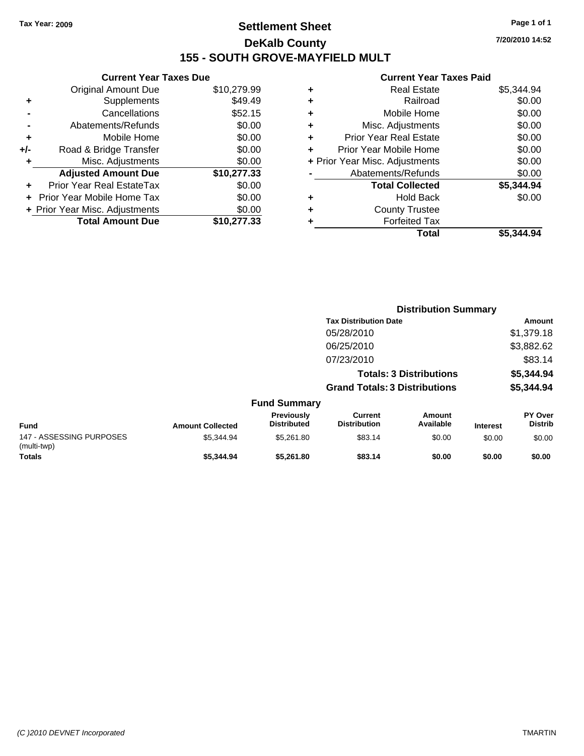**Tax Year: 2009**

# Settlement Sheet
## DeKalb County
## 155 - SOUTH GROVE-MAYFIELD MULT

7/20/2010 14:52

### Current Year Taxes Due

| | | |
|---|---|---|
| | Original Amount Due | $10,279.99 |
| + | Supplements | $49.49 |
| - | Cancellations | $52.15 |
| - | Abatements/Refunds | $0.00 |
| + | Mobile Home | $0.00 |
| +/- | Road & Bridge Transfer | $0.00 |
| + | Misc. Adjustments | $0.00 |
| | **Adjusted Amount Due** | **$10,277.33** |
| + | Prior Year Real EstateTax | $0.00 |
| + | Prior Year Mobile Home Tax | $0.00 |
| + | Prior Year Misc. Adjustments | $0.00 |
| | **Total Amount Due** | **$10,277.33** |

### Current Year Taxes Paid

| | | |
|---|---|---|
| + | Real Estate | $5,344.94 |
| + | Railroad | $0.00 |
| + | Mobile Home | $0.00 |
| + | Misc. Adjustments | $0.00 |
| + | Prior Year Real Estate | $0.00 |
| + | Prior Year Mobile Home | $0.00 |
| + | Prior Year Misc. Adjustments | $0.00 |
| - | Abatements/Refunds | $0.00 |
| | **Total Collected** | **$5,344.94** |
| + | Hold Back | $0.00 |
| + | County Trustee | |
| + | Forfeited Tax | |
| | **Total** | **$5,344.94** |

### Distribution Summary

| Tax Distribution Date | Amount |
|---|---|
| 05/28/2010 | $1,379.18 |
| 06/25/2010 | $3,882.62 |
| 07/23/2010 | $83.14 |
| **Totals: 3 Distributions** | **$5,344.94** |
| **Grand Totals: 3 Distributions** | **$5,344.94** |

### Fund Summary

| Fund | Amount Collected | Previously Distributed | Current Distribution | Amount Available | Interest | PY Over Distrib |
|---|---|---|---|---|---|---|
| 147 - ASSESSING PURPOSES (multi-twp) | $5,344.94 | $5,261.80 | $83.14 | $0.00 | $0.00 | $0.00 |
| **Totals** | **$5,344.94** | **$5,261.80** | **$83.14** | **$0.00** | **$0.00** | **$0.00** |

(C )2010 DEVNET Incorporated — TMARTIN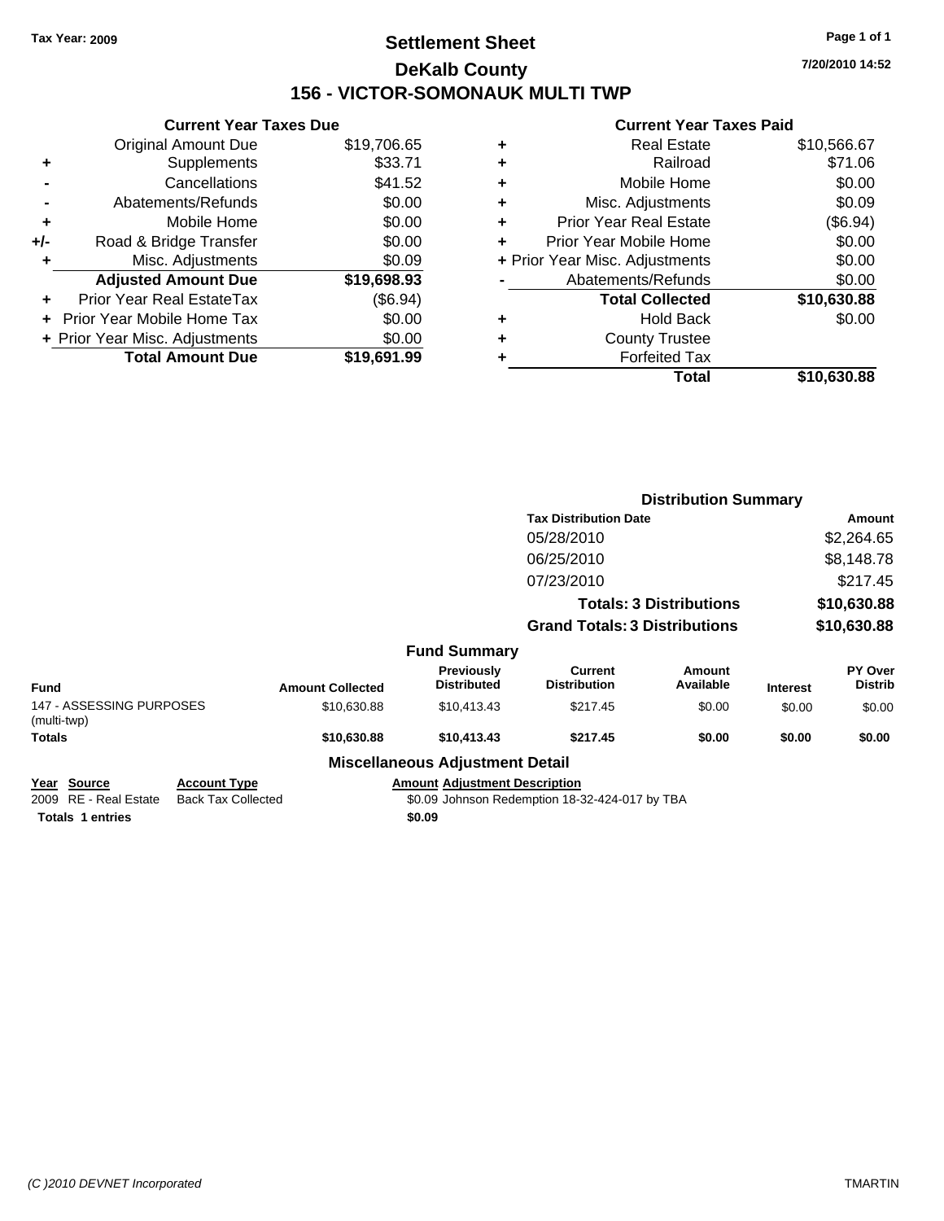Tax Year: 2009

# Settlement Sheet

## DeKalb County

## 156 - VICTOR-SOMONAUK MULTI TWP

7/20/2010 14:52

### Current Year Taxes Due

| | | |
|---|---|---|
| | Original Amount Due | $19,706.65 |
| + | Supplements | $33.71 |
| - | Cancellations | $41.52 |
| - | Abatements/Refunds | $0.00 |
| + | Mobile Home | $0.00 |
| +/- | Road & Bridge Transfer | $0.00 |
| + | Misc. Adjustments | $0.09 |
| | **Adjusted Amount Due** | **$19,698.93** |
| + | Prior Year Real EstateTax | ($6.94) |
| + | Prior Year Mobile Home Tax | $0.00 |
| + | Prior Year Misc. Adjustments | $0.00 |
| | **Total Amount Due** | **$19,691.99** |

### Current Year Taxes Paid

| | | |
|---|---|---|
| + | Real Estate | $10,566.67 |
| + | Railroad | $71.06 |
| + | Mobile Home | $0.00 |
| + | Misc. Adjustments | $0.09 |
| + | Prior Year Real Estate | ($6.94) |
| + | Prior Year Mobile Home | $0.00 |
| + | Prior Year Misc. Adjustments | $0.00 |
| - | Abatements/Refunds | $0.00 |
| | **Total Collected** | **$10,630.88** |
| + | Hold Back | $0.00 |
| + | County Trustee | |
| + | Forfeited Tax | |
| | **Total** | **$10,630.88** |

### Distribution Summary

| Tax Distribution Date | Amount |
|---|---|
| 05/28/2010 | $2,264.65 |
| 06/25/2010 | $8,148.78 |
| 07/23/2010 | $217.45 |
| **Totals: 3 Distributions** | **$10,630.88** |
| **Grand Totals: 3 Distributions** | **$10,630.88** |

### Fund Summary

| Fund | Amount Collected | Previously Distributed | Current Distribution | Amount Available | Interest | PY Over Distrib |
|---|---|---|---|---|---|---|
| 147 - ASSESSING PURPOSES (multi-twp) | $10,630.88 | $10,413.43 | $217.45 | $0.00 | $0.00 | $0.00 |
| **Totals** | **$10,630.88** | **$10,413.43** | **$217.45** | **$0.00** | **$0.00** | **$0.00** |

### Miscellaneous Adjustment Detail

| Year | Source | Account Type | Amount | Adjustment Description |
|---|---|---|---|---|
| 2009 | RE - Real Estate | Back Tax Collected | $0.09 | Johnson Redemption 18-32-424-017 by TBA |
| **Totals** | **1 entries** | | **$0.09** | |

(C )2010 DEVNET Incorporated

TMARTIN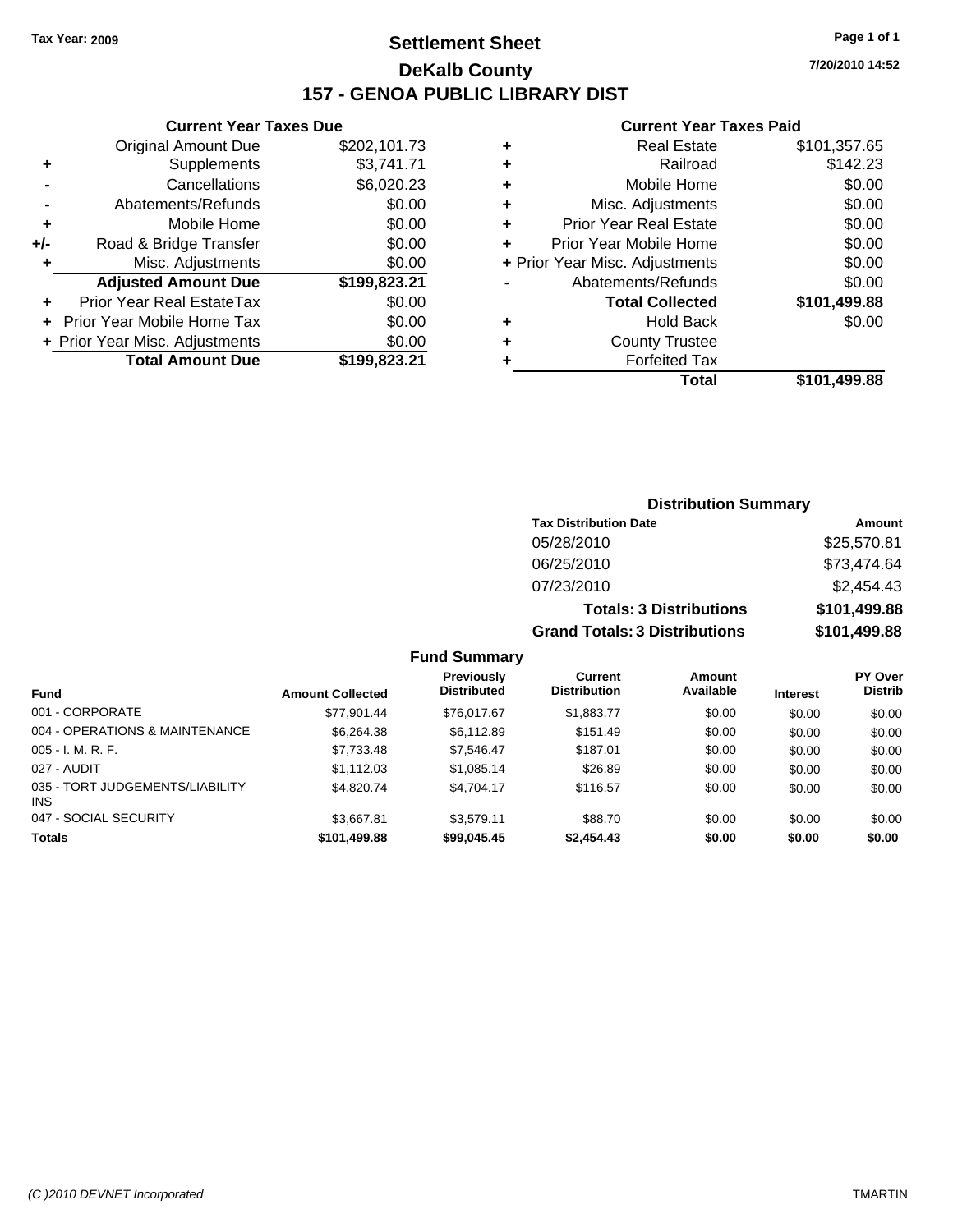**Tax Year: 2009**

# Settlement Sheet

## DeKalb County

## 157 - GENOA PUBLIC LIBRARY DIST

7/20/2010 14:52

### Current Year Taxes Due

| | | |
|---|---|---|
| | Original Amount Due | $202,101.73 |
| + | Supplements | $3,741.71 |
| - | Cancellations | $6,020.23 |
| - | Abatements/Refunds | $0.00 |
| + | Mobile Home | $0.00 |
| +/- | Road & Bridge Transfer | $0.00 |
| + | Misc. Adjustments | $0.00 |
| | **Adjusted Amount Due** | **$199,823.21** |
| + | Prior Year Real EstateTax | $0.00 |
| + | Prior Year Mobile Home Tax | $0.00 |
| + | Prior Year Misc. Adjustments | $0.00 |
| | **Total Amount Due** | **$199,823.21** |

### Current Year Taxes Paid

| | | |
|---|---|---|
| + | Real Estate | $101,357.65 |
| + | Railroad | $142.23 |
| + | Mobile Home | $0.00 |
| + | Misc. Adjustments | $0.00 |
| + | Prior Year Real Estate | $0.00 |
| + | Prior Year Mobile Home | $0.00 |
| + | Prior Year Misc. Adjustments | $0.00 |
| - | Abatements/Refunds | $0.00 |
| | **Total Collected** | **$101,499.88** |
| + | Hold Back | $0.00 |
| + | County Trustee | |
| + | Forfeited Tax | |
| | **Total** | **$101,499.88** |

### Distribution Summary

| Tax Distribution Date | Amount |
|---|---|
| 05/28/2010 | $25,570.81 |
| 06/25/2010 | $73,474.64 |
| 07/23/2010 | $2,454.43 |
| **Totals: 3 Distributions** | **$101,499.88** |
| **Grand Totals: 3 Distributions** | **$101,499.88** |

### Fund Summary

| Fund | Amount Collected | Previously Distributed | Current Distribution | Amount Available | Interest | PY Over Distrib |
|---|---|---|---|---|---|---|
| 001 - CORPORATE | $77,901.44 | $76,017.67 | $1,883.77 | $0.00 | $0.00 | $0.00 |
| 004 - OPERATIONS & MAINTENANCE | $6,264.38 | $6,112.89 | $151.49 | $0.00 | $0.00 | $0.00 |
| 005 - I. M. R. F. | $7,733.48 | $7,546.47 | $187.01 | $0.00 | $0.00 | $0.00 |
| 027 - AUDIT | $1,112.03 | $1,085.14 | $26.89 | $0.00 | $0.00 | $0.00 |
| 035 - TORT JUDGEMENTS/LIABILITY INS | $4,820.74 | $4,704.17 | $116.57 | $0.00 | $0.00 | $0.00 |
| 047 - SOCIAL SECURITY | $3,667.81 | $3,579.11 | $88.70 | $0.00 | $0.00 | $0.00 |
| **Totals** | **$101,499.88** | **$99,045.45** | **$2,454.43** | **$0.00** | **$0.00** | **$0.00** |

(C )2010 DEVNET Incorporated TMARTIN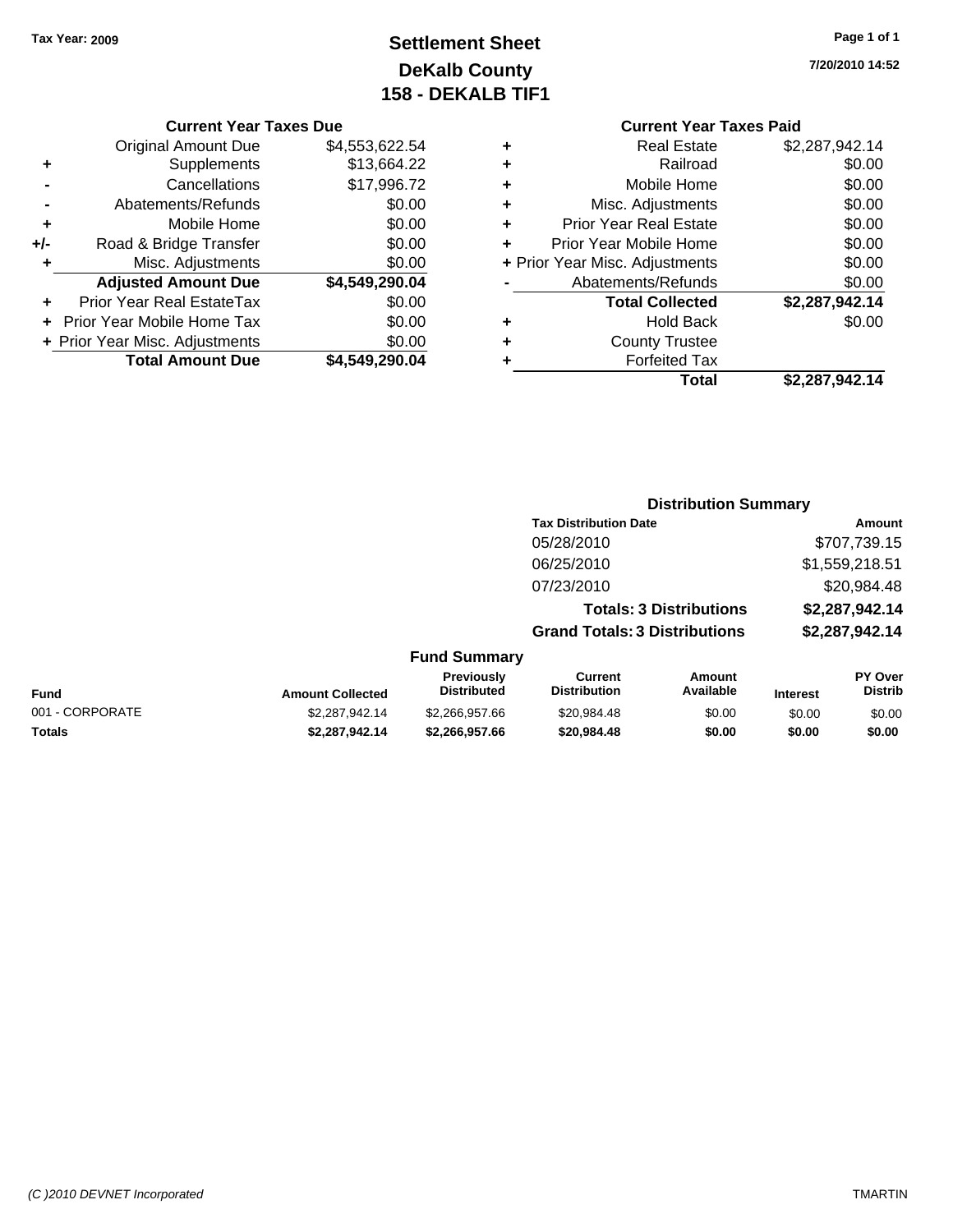Tax Year: 2009

# Settlement Sheet
## DeKalb County
## 158 - DEKALB TIF1

7/20/2010 14:52

### Current Year Taxes Due

| | | |
|---|---|---|
| | Original Amount Due | $4,553,622.54 |
| + | Supplements | $13,664.22 |
| - | Cancellations | $17,996.72 |
| - | Abatements/Refunds | $0.00 |
| + | Mobile Home | $0.00 |
| +/- | Road & Bridge Transfer | $0.00 |
| + | Misc. Adjustments | $0.00 |
| | **Adjusted Amount Due** | **$4,549,290.04** |
| + | Prior Year Real EstateTax | $0.00 |
| + | Prior Year Mobile Home Tax | $0.00 |
| + | Prior Year Misc. Adjustments | $0.00 |
| | **Total Amount Due** | **$4,549,290.04** |

### Current Year Taxes Paid

| | | |
|---|---|---|
| + | Real Estate | $2,287,942.14 |
| + | Railroad | $0.00 |
| + | Mobile Home | $0.00 |
| + | Misc. Adjustments | $0.00 |
| + | Prior Year Real Estate | $0.00 |
| + | Prior Year Mobile Home | $0.00 |
| + | Prior Year Misc. Adjustments | $0.00 |
| - | Abatements/Refunds | $0.00 |
| | **Total Collected** | **$2,287,942.14** |
| + | Hold Back | $0.00 |
| + | County Trustee | |
| + | Forfeited Tax | |
| | **Total** | **$2,287,942.14** |

### Distribution Summary

| Tax Distribution Date | Amount |
|---|---|
| 05/28/2010 | $707,739.15 |
| 06/25/2010 | $1,559,218.51 |
| 07/23/2010 | $20,984.48 |
| **Totals: 3 Distributions** | **$2,287,942.14** |
| **Grand Totals: 3 Distributions** | **$2,287,942.14** |

### Fund Summary

| Fund | Amount Collected | Previously Distributed | Current Distribution | Amount Available | Interest | PY Over Distrib |
|---|---|---|---|---|---|---|
| 001 - CORPORATE | $2,287,942.14 | $2,266,957.66 | $20,984.48 | $0.00 | $0.00 | $0.00 |
| **Totals** | **$2,287,942.14** | **$2,266,957.66** | **$20,984.48** | **$0.00** | **$0.00** | **$0.00** |

(C )2010 DEVNET Incorporated — TMARTIN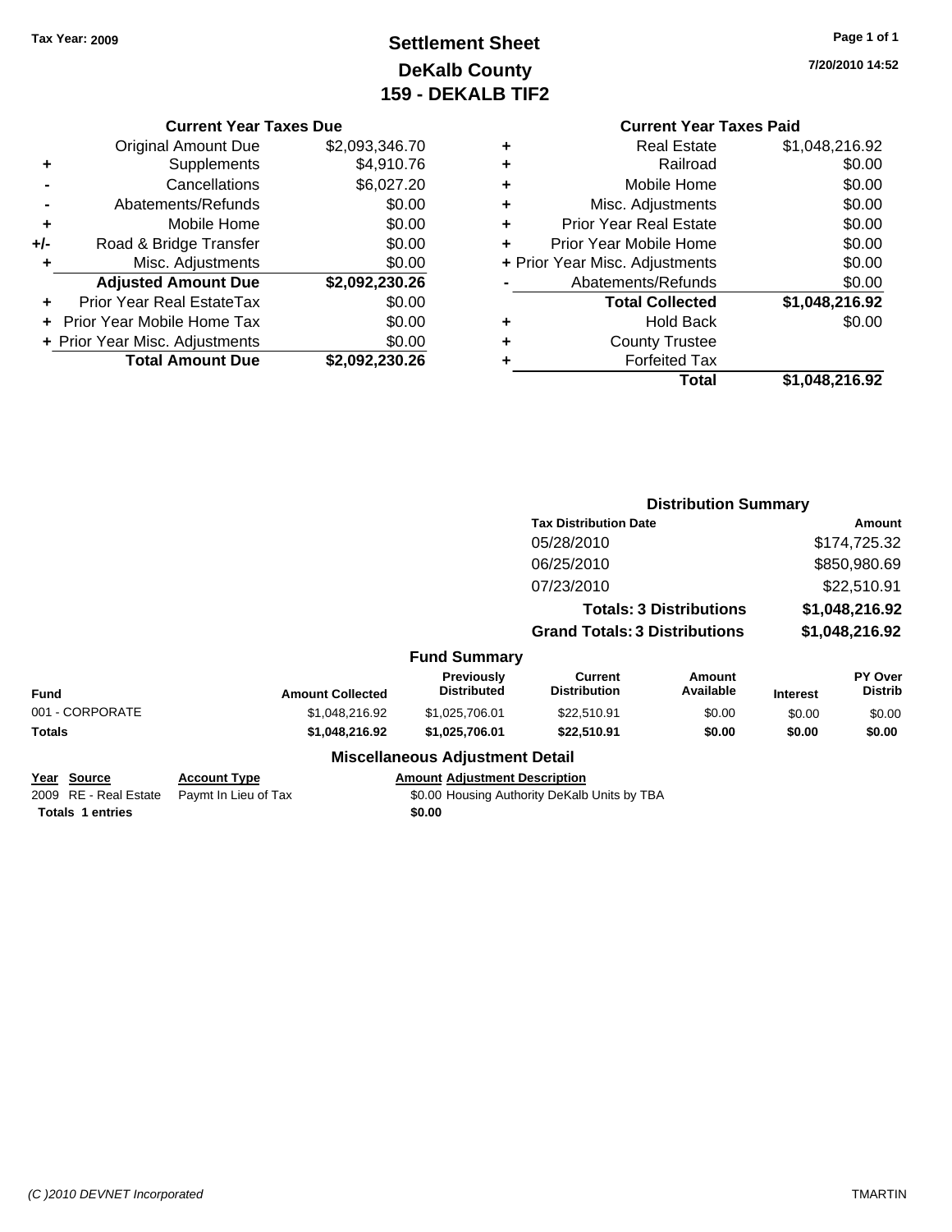Tax Year: 2009

# Settlement Sheet
## DeKalb County
## 159 - DEKALB TIF2

7/20/2010 14:52

### Current Year Taxes Due

| | | |
|---|---|---|
| | Original Amount Due | $2,093,346.70 |
| + | Supplements | $4,910.76 |
| - | Cancellations | $6,027.20 |
| - | Abatements/Refunds | $0.00 |
| + | Mobile Home | $0.00 |
| +/- | Road & Bridge Transfer | $0.00 |
| + | Misc. Adjustments | $0.00 |
| | **Adjusted Amount Due** | **$2,092,230.26** |
| + | Prior Year Real EstateTax | $0.00 |
| + | Prior Year Mobile Home Tax | $0.00 |
| + | Prior Year Misc. Adjustments | $0.00 |
| | **Total Amount Due** | **$2,092,230.26** |

### Current Year Taxes Paid

| | | |
|---|---|---|
| + | Real Estate | $1,048,216.92 |
| + | Railroad | $0.00 |
| + | Mobile Home | $0.00 |
| + | Misc. Adjustments | $0.00 |
| + | Prior Year Real Estate | $0.00 |
| + | Prior Year Mobile Home | $0.00 |
| + | Prior Year Misc. Adjustments | $0.00 |
| - | Abatements/Refunds | $0.00 |
| | **Total Collected** | **$1,048,216.92** |
| + | Hold Back | $0.00 |
| + | County Trustee | |
| + | Forfeited Tax | |
| | **Total** | **$1,048,216.92** |

### Distribution Summary

| Tax Distribution Date | Amount |
|---|---|
| 05/28/2010 | $174,725.32 |
| 06/25/2010 | $850,980.69 |
| 07/23/2010 | $22,510.91 |
| **Totals: 3 Distributions** | **$1,048,216.92** |
| **Grand Totals: 3 Distributions** | **$1,048,216.92** |

### Fund Summary

| Fund | Amount Collected | Previously Distributed | Current Distribution | Amount Available | Interest | PY Over Distrib |
|---|---|---|---|---|---|---|
| 001 - CORPORATE | $1,048,216.92 | $1,025,706.01 | $22,510.91 | $0.00 | $0.00 | $0.00 |
| **Totals** | **$1,048,216.92** | **$1,025,706.01** | **$22,510.91** | **$0.00** | **$0.00** | **$0.00** |

### Miscellaneous Adjustment Detail

| Year | Source | Account Type | Amount | Adjustment Description |
|---|---|---|---|---|
| 2009 | RE - Real Estate | Paymt In Lieu of Tax | $0.00 | Housing Authority DeKalb Units by TBA |
| **Totals 1 entries** | | | **$0.00** | |

(C )2010 DEVNET Incorporated

TMARTIN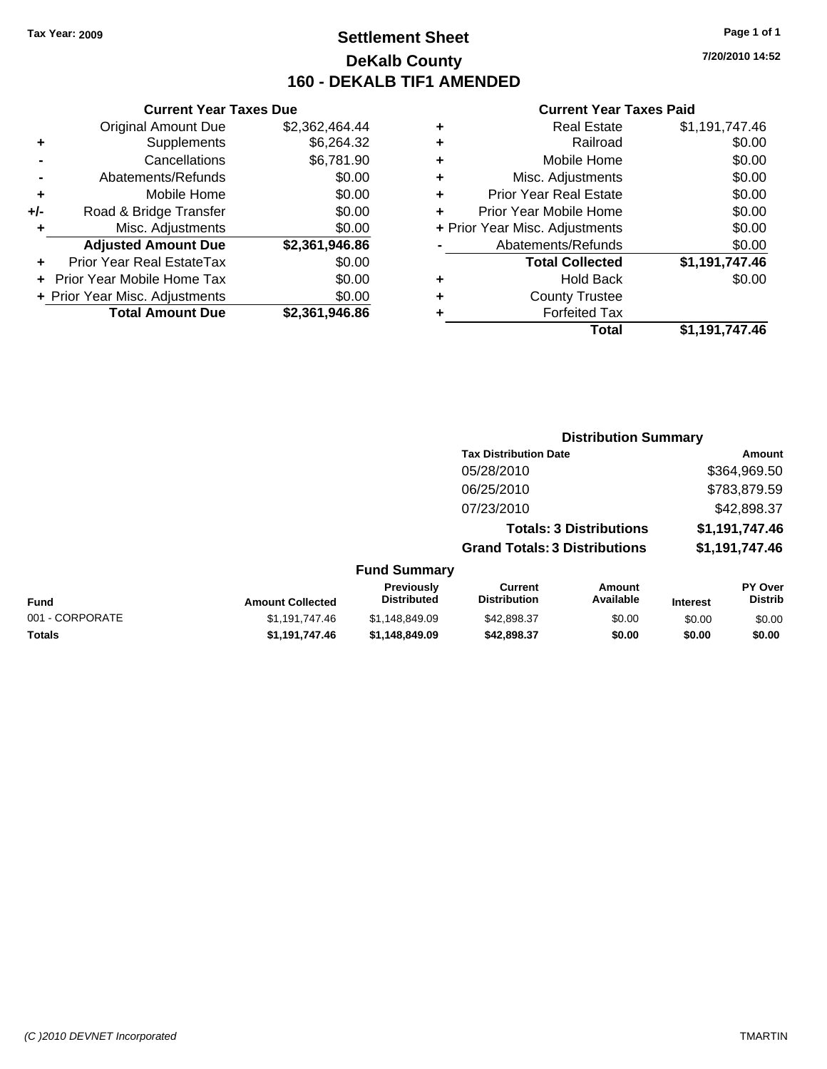Tax Year: 2009

# Settlement Sheet
## DeKalb County
## 160 - DEKALB TIF1 AMENDED

7/20/2010 14:52

### Current Year Taxes Due

| | | |
|---|---|---|
| | Original Amount Due | $2,362,464.44 |
| + | Supplements | $6,264.32 |
| - | Cancellations | $6,781.90 |
| - | Abatements/Refunds | $0.00 |
| + | Mobile Home | $0.00 |
| +/- | Road & Bridge Transfer | $0.00 |
| + | Misc. Adjustments | $0.00 |
| | **Adjusted Amount Due** | **$2,361,946.86** |
| + | Prior Year Real EstateTax | $0.00 |
| + | Prior Year Mobile Home Tax | $0.00 |
| + | Prior Year Misc. Adjustments | $0.00 |
| | **Total Amount Due** | **$2,361,946.86** |

### Current Year Taxes Paid

| | | |
|---|---|---|
| + | Real Estate | $1,191,747.46 |
| + | Railroad | $0.00 |
| + | Mobile Home | $0.00 |
| + | Misc. Adjustments | $0.00 |
| + | Prior Year Real Estate | $0.00 |
| + | Prior Year Mobile Home | $0.00 |
| + | Prior Year Misc. Adjustments | $0.00 |
| - | Abatements/Refunds | $0.00 |
| | **Total Collected** | **$1,191,747.46** |
| + | Hold Back | $0.00 |
| + | County Trustee | |
| + | Forfeited Tax | |
| | **Total** | **$1,191,747.46** |

### Distribution Summary

| Tax Distribution Date | Amount |
|---|---|
| 05/28/2010 | $364,969.50 |
| 06/25/2010 | $783,879.59 |
| 07/23/2010 | $42,898.37 |
| **Totals: 3 Distributions** | **$1,191,747.46** |
| **Grand Totals: 3 Distributions** | **$1,191,747.46** |

### Fund Summary

| Fund | Amount Collected | Previously Distributed | Current Distribution | Amount Available | Interest | PY Over Distrib |
|---|---|---|---|---|---|---|
| 001 - CORPORATE | $1,191,747.46 | $1,148,849.09 | $42,898.37 | $0.00 | $0.00 | $0.00 |
| **Totals** | **$1,191,747.46** | **$1,148,849.09** | **$42,898.37** | **$0.00** | **$0.00** | **$0.00** |

(C )2010 DEVNET Incorporated TMARTIN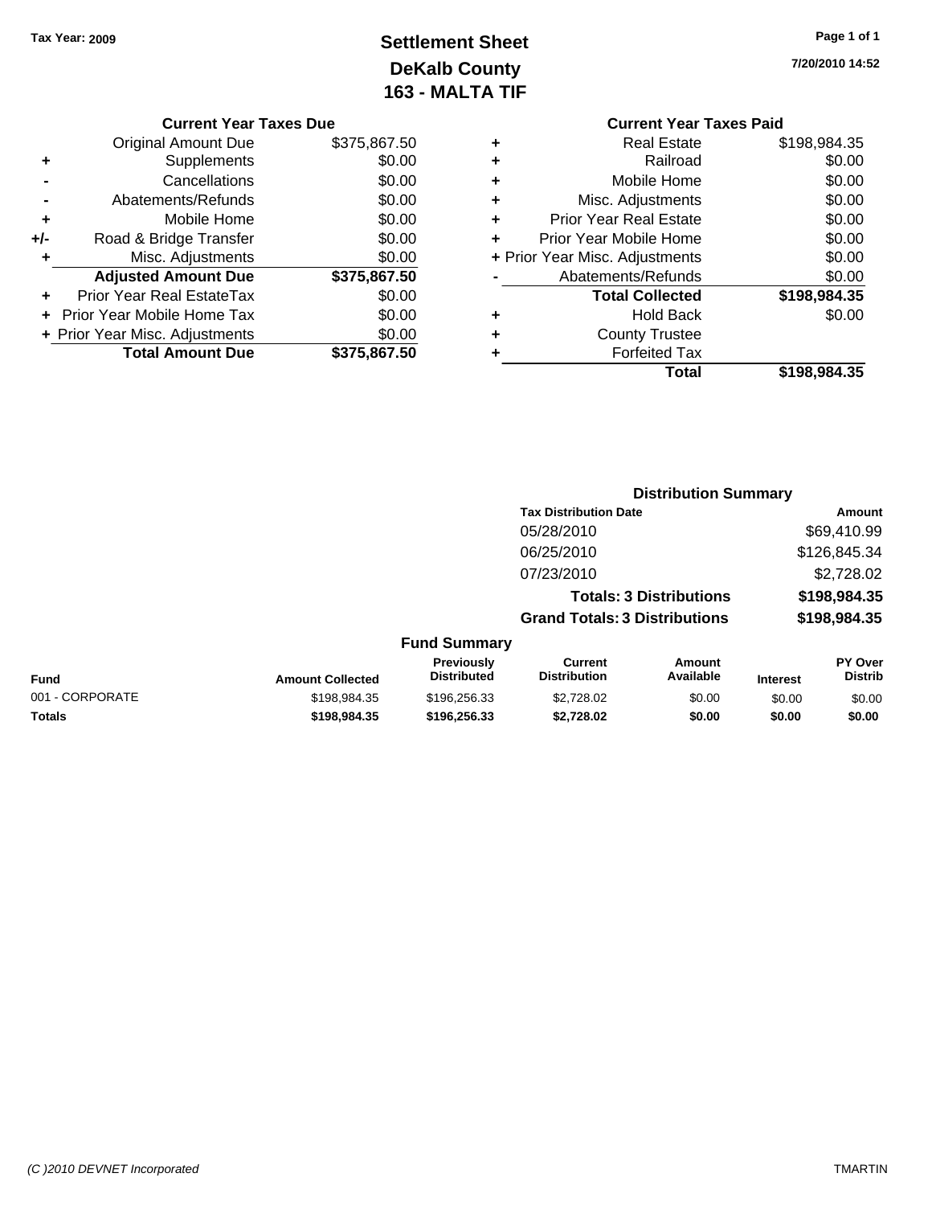Tax Year: 2009

# Settlement Sheet
# DeKalb County
# 163 - MALTA TIF

7/20/2010 14:52

### Current Year Taxes Due

| | | |
|---|---|---|
| | Original Amount Due | $375,867.50 |
| + | Supplements | $0.00 |
| - | Cancellations | $0.00 |
| - | Abatements/Refunds | $0.00 |
| + | Mobile Home | $0.00 |
| +/- | Road & Bridge Transfer | $0.00 |
| + | Misc. Adjustments | $0.00 |
| | **Adjusted Amount Due** | **$375,867.50** |
| + | Prior Year Real EstateTax | $0.00 |
| + | Prior Year Mobile Home Tax | $0.00 |
| + | Prior Year Misc. Adjustments | $0.00 |
| | **Total Amount Due** | **$375,867.50** |

### Current Year Taxes Paid

| | | |
|---|---|---|
| + | Real Estate | $198,984.35 |
| + | Railroad | $0.00 |
| + | Mobile Home | $0.00 |
| + | Misc. Adjustments | $0.00 |
| + | Prior Year Real Estate | $0.00 |
| + | Prior Year Mobile Home | $0.00 |
| + | Prior Year Misc. Adjustments | $0.00 |
| - | Abatements/Refunds | $0.00 |
| | **Total Collected** | **$198,984.35** |
| + | Hold Back | $0.00 |
| + | County Trustee | |
| + | Forfeited Tax | |
| | **Total** | **$198,984.35** |

### Distribution Summary

| Tax Distribution Date | Amount |
|---|---|
| 05/28/2010 | $69,410.99 |
| 06/25/2010 | $126,845.34 |
| 07/23/2010 | $2,728.02 |
| **Totals: 3 Distributions** | **$198,984.35** |
| **Grand Totals: 3 Distributions** | **$198,984.35** |

### Fund Summary

| Fund | Amount Collected | Previously Distributed | Current Distribution | Amount Available | Interest | PY Over Distrib |
|---|---|---|---|---|---|---|
| 001 - CORPORATE | $198,984.35 | $196,256.33 | $2,728.02 | $0.00 | $0.00 | $0.00 |
| **Totals** | **$198,984.35** | **$196,256.33** | **$2,728.02** | **$0.00** | **$0.00** | **$0.00** |

(C )2010 DEVNET Incorporated

TMARTIN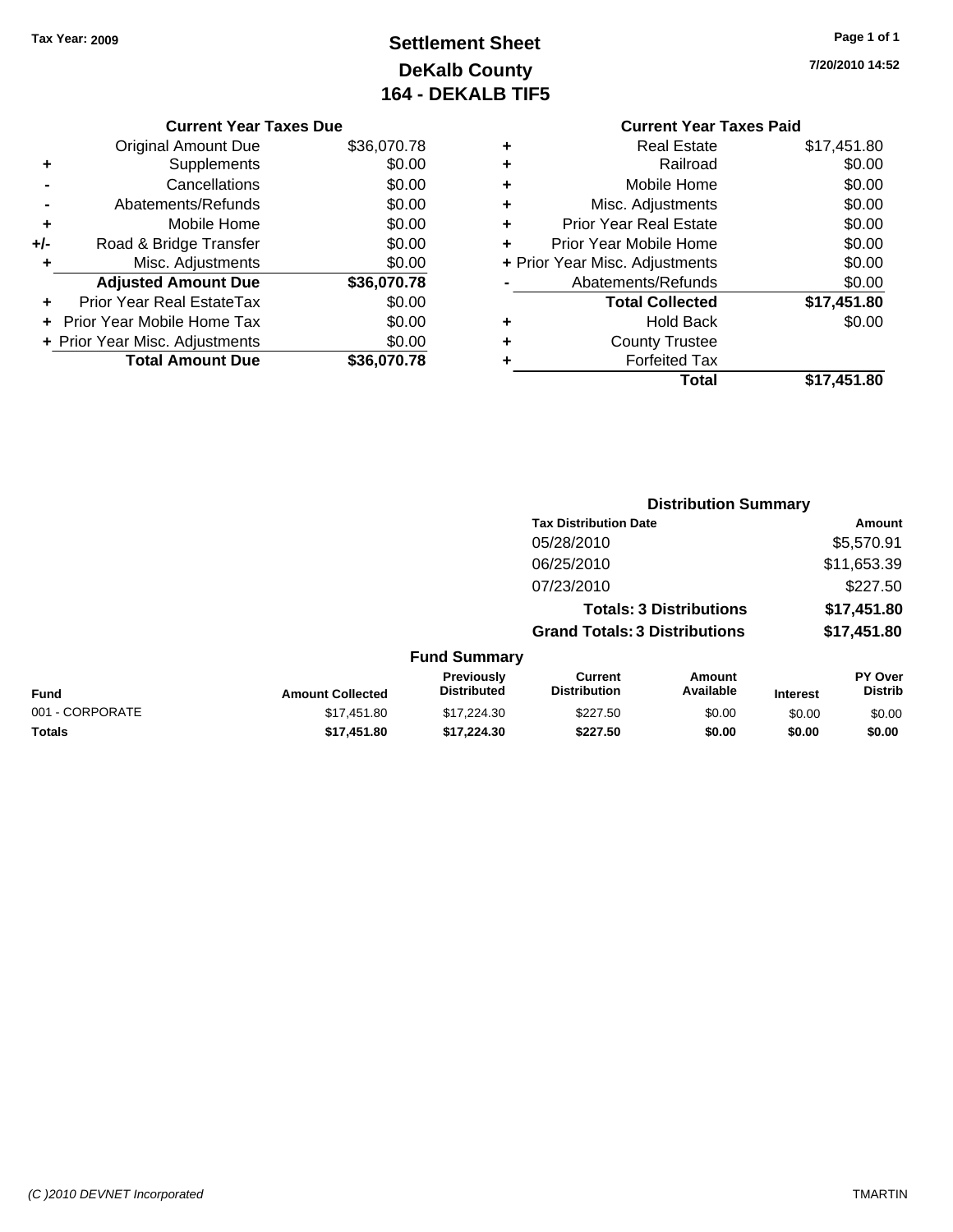Tax Year: 2009

# Settlement Sheet
## DeKalb County
## 164 - DEKALB TIF5

7/20/2010 14:52

### Current Year Taxes Due

| | | |
|---|---|---|
| | Original Amount Due | $36,070.78 |
| + | Supplements | $0.00 |
| - | Cancellations | $0.00 |
| - | Abatements/Refunds | $0.00 |
| + | Mobile Home | $0.00 |
| +/- | Road & Bridge Transfer | $0.00 |
| + | Misc. Adjustments | $0.00 |
| | **Adjusted Amount Due** | **$36,070.78** |
| + | Prior Year Real EstateTax | $0.00 |
| + | Prior Year Mobile Home Tax | $0.00 |
| + | Prior Year Misc. Adjustments | $0.00 |
| | **Total Amount Due** | **$36,070.78** |

### Current Year Taxes Paid

| | | |
|---|---|---|
| + | Real Estate | $17,451.80 |
| + | Railroad | $0.00 |
| + | Mobile Home | $0.00 |
| + | Misc. Adjustments | $0.00 |
| + | Prior Year Real Estate | $0.00 |
| + | Prior Year Mobile Home | $0.00 |
| + | Prior Year Misc. Adjustments | $0.00 |
| - | Abatements/Refunds | $0.00 |
| | **Total Collected** | **$17,451.80** |
| + | Hold Back | $0.00 |
| + | County Trustee | |
| + | Forfeited Tax | |
| | **Total** | **$17,451.80** |

### Distribution Summary

| Tax Distribution Date | Amount |
|---|---|
| 05/28/2010 | $5,570.91 |
| 06/25/2010 | $11,653.39 |
| 07/23/2010 | $227.50 |
| **Totals: 3 Distributions** | **$17,451.80** |
| **Grand Totals: 3 Distributions** | **$17,451.80** |

### Fund Summary

| Fund | Amount Collected | Previously Distributed | Current Distribution | Amount Available | Interest | PY Over Distrib |
|---|---|---|---|---|---|---|
| 001 - CORPORATE | $17,451.80 | $17,224.30 | $227.50 | $0.00 | $0.00 | $0.00 |
| **Totals** | **$17,451.80** | **$17,224.30** | **$227.50** | **$0.00** | **$0.00** | **$0.00** |

(C )2010 DEVNET Incorporated — TMARTIN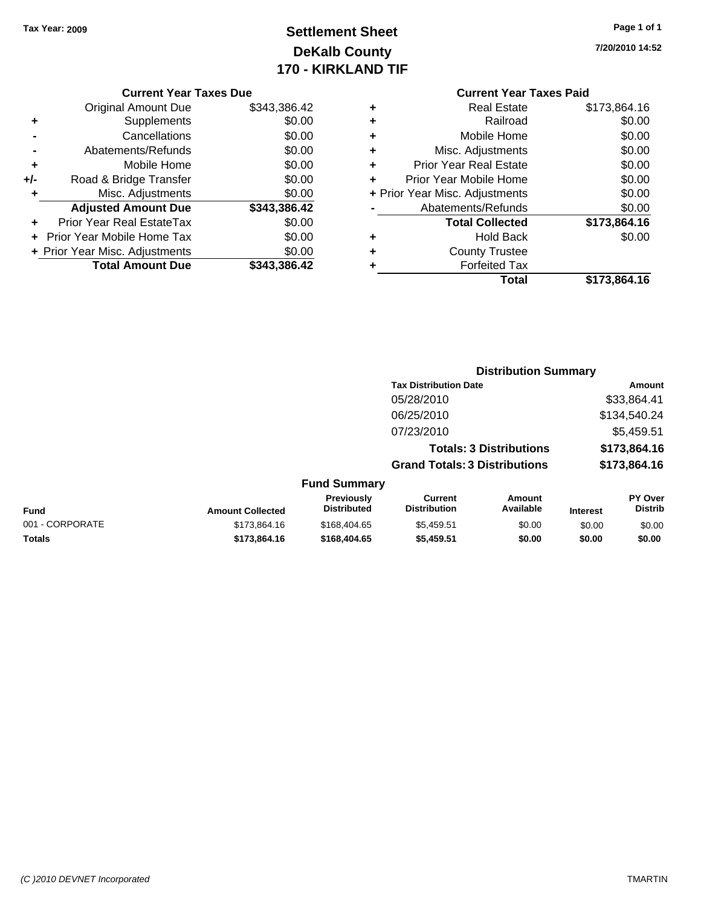**Tax Year: 2009**

# Settlement Sheet
## DeKalb County
## 170 - KIRKLAND TIF

7/20/2010 14:52

### Current Year Taxes Due

| | | |
|---|---|---|
| | Original Amount Due | $343,386.42 |
| + | Supplements | $0.00 |
| - | Cancellations | $0.00 |
| - | Abatements/Refunds | $0.00 |
| + | Mobile Home | $0.00 |
| +/- | Road & Bridge Transfer | $0.00 |
| + | Misc. Adjustments | $0.00 |
| | **Adjusted Amount Due** | **$343,386.42** |
| + | Prior Year Real EstateTax | $0.00 |
| + | Prior Year Mobile Home Tax | $0.00 |
| + | Prior Year Misc. Adjustments | $0.00 |
| | **Total Amount Due** | **$343,386.42** |

### Current Year Taxes Paid

| | | |
|---|---|---|
| + | Real Estate | $173,864.16 |
| + | Railroad | $0.00 |
| + | Mobile Home | $0.00 |
| + | Misc. Adjustments | $0.00 |
| + | Prior Year Real Estate | $0.00 |
| + | Prior Year Mobile Home | $0.00 |
| + | Prior Year Misc. Adjustments | $0.00 |
| - | Abatements/Refunds | $0.00 |
| | **Total Collected** | **$173,864.16** |
| + | Hold Back | $0.00 |
| + | County Trustee | |
| + | Forfeited Tax | |
| | **Total** | **$173,864.16** |

### Distribution Summary

| Tax Distribution Date | Amount |
|---|---|
| 05/28/2010 | $33,864.41 |
| 06/25/2010 | $134,540.24 |
| 07/23/2010 | $5,459.51 |
| **Totals: 3 Distributions** | **$173,864.16** |
| **Grand Totals: 3 Distributions** | **$173,864.16** |

### Fund Summary

| Fund | Amount Collected | Previously Distributed | Current Distribution | Amount Available | Interest | PY Over Distrib |
|---|---|---|---|---|---|---|
| 001 - CORPORATE | $173,864.16 | $168,404.65 | $5,459.51 | $0.00 | $0.00 | $0.00 |
| **Totals** | **$173,864.16** | **$168,404.65** | **$5,459.51** | **$0.00** | **$0.00** | **$0.00** |

(C )2010 DEVNET Incorporated

TMARTIN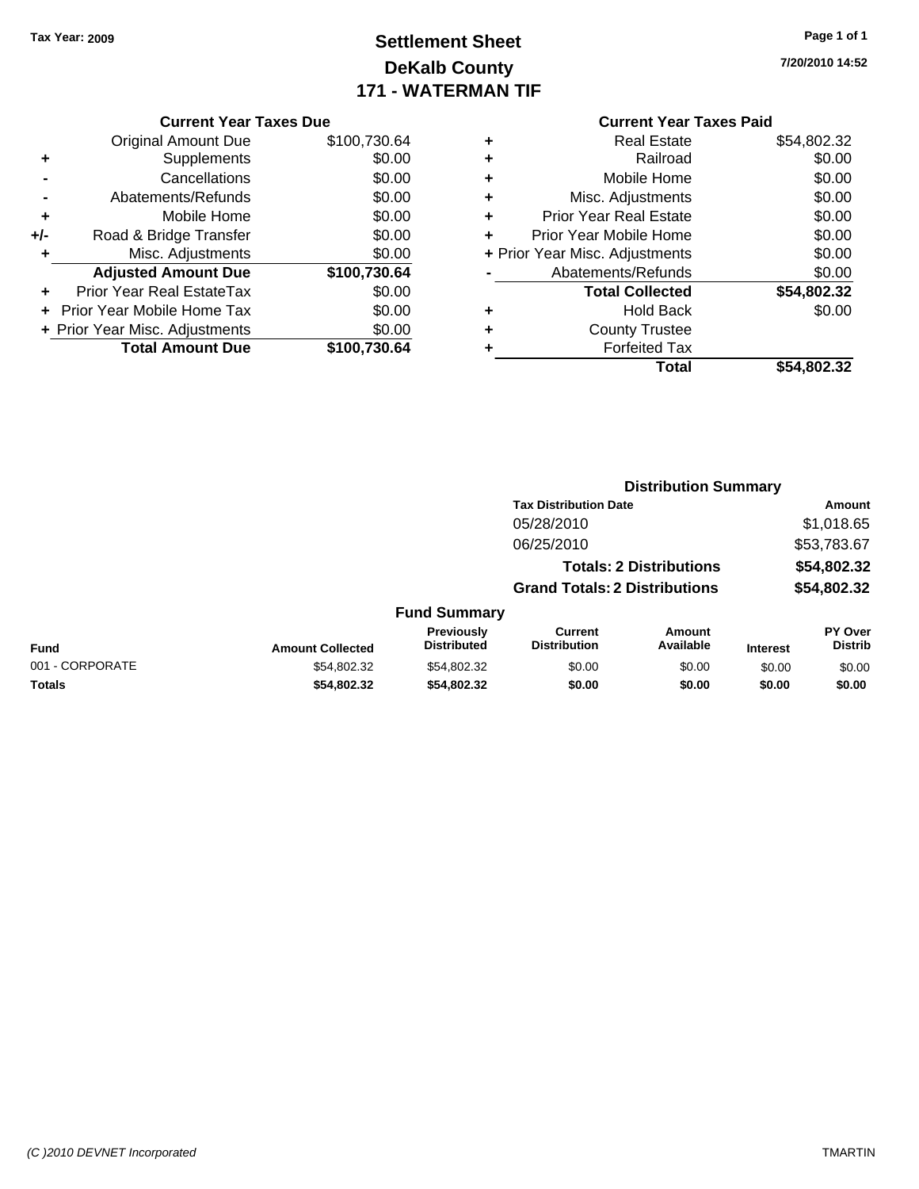Tax Year: 2009

# Settlement Sheet
## DeKalb County
## 171 - WATERMAN TIF

7/20/2010 14:52

### Current Year Taxes Due

| | | |
|---|---|---|
| | Original Amount Due | $100,730.64 |
| + | Supplements | $0.00 |
| - | Cancellations | $0.00 |
| - | Abatements/Refunds | $0.00 |
| + | Mobile Home | $0.00 |
| +/- | Road & Bridge Transfer | $0.00 |
| + | Misc. Adjustments | $0.00 |
| | **Adjusted Amount Due** | **$100,730.64** |
| + | Prior Year Real EstateTax | $0.00 |
| + | Prior Year Mobile Home Tax | $0.00 |
| + | Prior Year Misc. Adjustments | $0.00 |
| | **Total Amount Due** | **$100,730.64** |

### Current Year Taxes Paid

| | | |
|---|---|---|
| + | Real Estate | $54,802.32 |
| + | Railroad | $0.00 |
| + | Mobile Home | $0.00 |
| + | Misc. Adjustments | $0.00 |
| + | Prior Year Real Estate | $0.00 |
| + | Prior Year Mobile Home | $0.00 |
| + | Prior Year Misc. Adjustments | $0.00 |
| - | Abatements/Refunds | $0.00 |
| | **Total Collected** | **$54,802.32** |
| + | Hold Back | $0.00 |
| + | County Trustee | |
| + | Forfeited Tax | |
| | **Total** | **$54,802.32** |

### Distribution Summary

| Tax Distribution Date | Amount |
|---|---|
| 05/28/2010 | $1,018.65 |
| 06/25/2010 | $53,783.67 |
| **Totals: 2 Distributions** | **$54,802.32** |
| **Grand Totals: 2 Distributions** | **$54,802.32** |

### Fund Summary

| Fund | Amount Collected | Previously Distributed | Current Distribution | Amount Available | Interest | PY Over Distrib |
|---|---|---|---|---|---|---|
| 001 - CORPORATE | $54,802.32 | $54,802.32 | $0.00 | $0.00 | $0.00 | $0.00 |
| **Totals** | **$54,802.32** | **$54,802.32** | **$0.00** | **$0.00** | **$0.00** | **$0.00** |

(C )2010 DEVNET Incorporated TMARTIN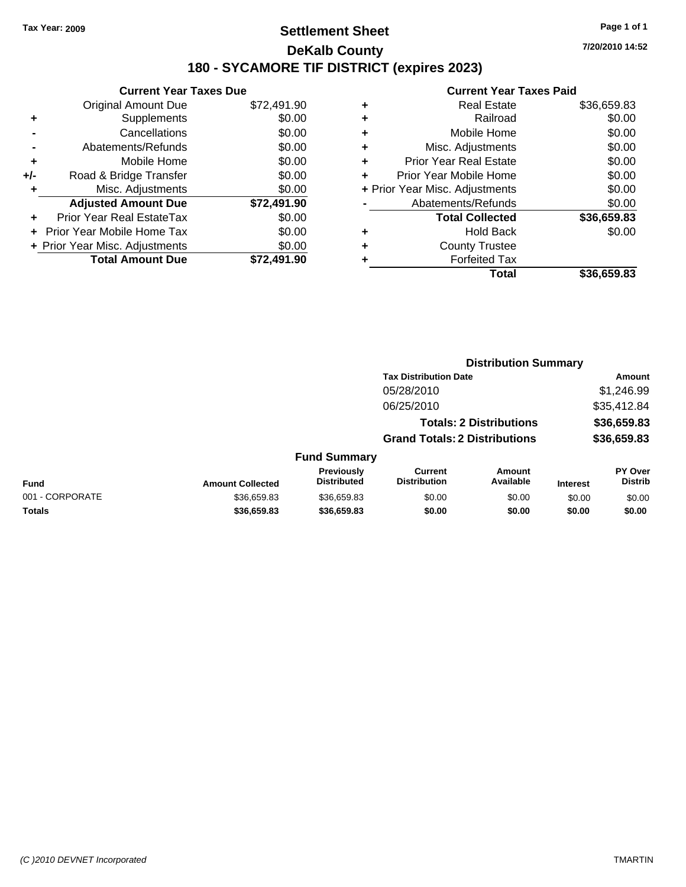Tax Year: 2009

# Settlement Sheet

## DeKalb County

## 180 - SYCAMORE TIF DISTRICT (expires 2023)

7/20/2010 14:52

### Current Year Taxes Due

| | | |
|---|---|---|
| | Original Amount Due | $72,491.90 |
| + | Supplements | $0.00 |
| - | Cancellations | $0.00 |
| - | Abatements/Refunds | $0.00 |
| + | Mobile Home | $0.00 |
| +/- | Road & Bridge Transfer | $0.00 |
| + | Misc. Adjustments | $0.00 |
| | **Adjusted Amount Due** | **$72,491.90** |
| + | Prior Year Real EstateTax | $0.00 |
| + | Prior Year Mobile Home Tax | $0.00 |
| + | Prior Year Misc. Adjustments | $0.00 |
| | **Total Amount Due** | **$72,491.90** |

### Current Year Taxes Paid

| | | |
|---|---|---|
| + | Real Estate | $36,659.83 |
| + | Railroad | $0.00 |
| + | Mobile Home | $0.00 |
| + | Misc. Adjustments | $0.00 |
| + | Prior Year Real Estate | $0.00 |
| + | Prior Year Mobile Home | $0.00 |
| + | Prior Year Misc. Adjustments | $0.00 |
| - | Abatements/Refunds | $0.00 |
| | **Total Collected** | **$36,659.83** |
| + | Hold Back | $0.00 |
| + | County Trustee | |
| + | Forfeited Tax | |
| | **Total** | **$36,659.83** |

### Distribution Summary

| Tax Distribution Date | Amount |
|---|---|
| 05/28/2010 | $1,246.99 |
| 06/25/2010 | $35,412.84 |
| **Totals: 2 Distributions** | **$36,659.83** |
| **Grand Totals: 2 Distributions** | **$36,659.83** |

### Fund Summary

| Fund | Amount Collected | Previously Distributed | Current Distribution | Amount Available | Interest | PY Over Distrib |
|---|---|---|---|---|---|---|
| 001 - CORPORATE | $36,659.83 | $36,659.83 | $0.00 | $0.00 | $0.00 | $0.00 |
| **Totals** | **$36,659.83** | **$36,659.83** | **$0.00** | **$0.00** | **$0.00** | **$0.00** |

(C )2010 DEVNET Incorporated TMARTIN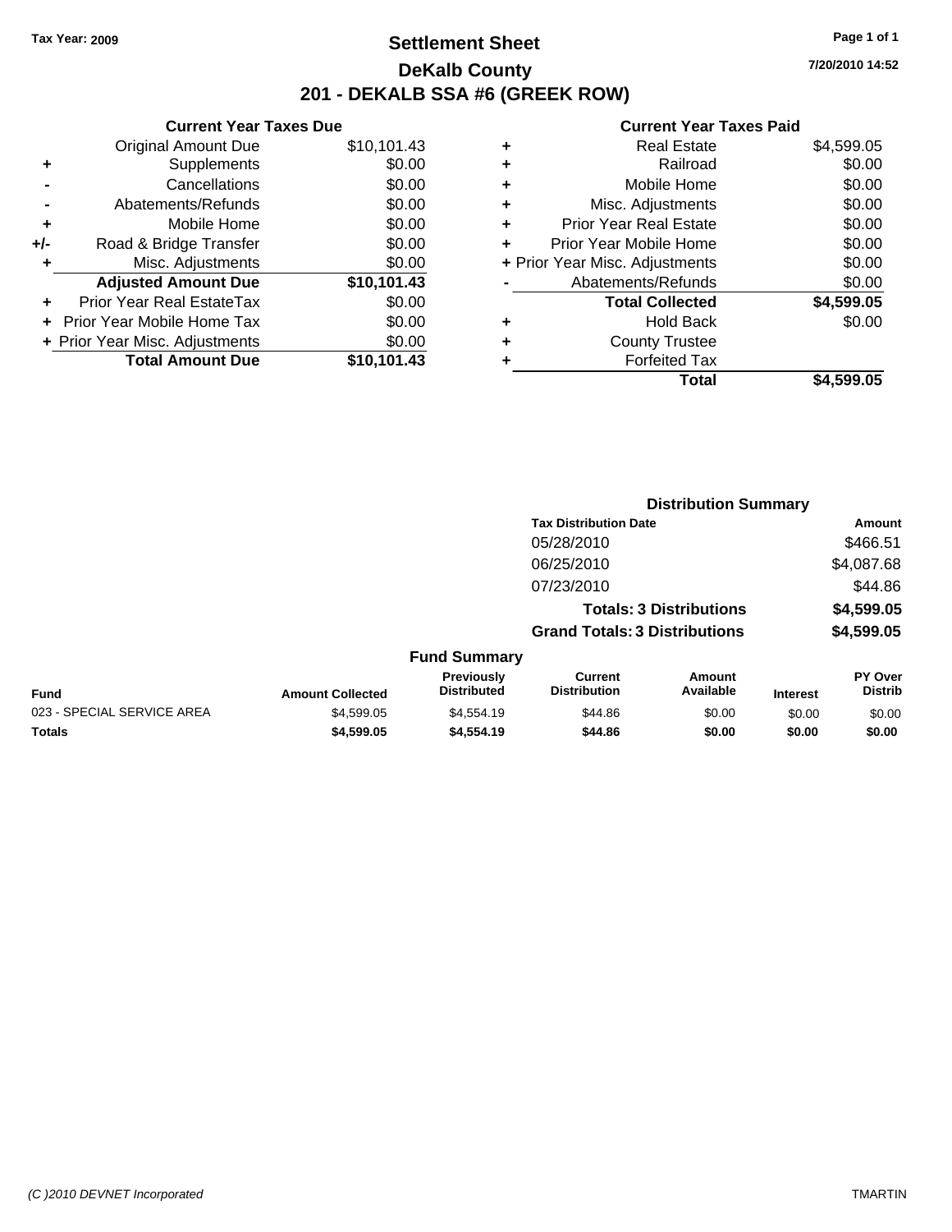Tax Year: 2009

# Settlement Sheet

## DeKalb County

## 201 - DEKALB SSA #6 (GREEK ROW)

7/20/2010 14:52

### Current Year Taxes Due

| | | |
|---|---|---|
| | Original Amount Due | $10,101.43 |
| + | Supplements | $0.00 |
| - | Cancellations | $0.00 |
| - | Abatements/Refunds | $0.00 |
| + | Mobile Home | $0.00 |
| +/- | Road & Bridge Transfer | $0.00 |
| + | Misc. Adjustments | $0.00 |
| | **Adjusted Amount Due** | **$10,101.43** |
| + | Prior Year Real EstateTax | $0.00 |
| + | Prior Year Mobile Home Tax | $0.00 |
| + | Prior Year Misc. Adjustments | $0.00 |
| | **Total Amount Due** | **$10,101.43** |

### Current Year Taxes Paid

| | | |
|---|---|---|
| + | Real Estate | $4,599.05 |
| + | Railroad | $0.00 |
| + | Mobile Home | $0.00 |
| + | Misc. Adjustments | $0.00 |
| + | Prior Year Real Estate | $0.00 |
| + | Prior Year Mobile Home | $0.00 |
| + | Prior Year Misc. Adjustments | $0.00 |
| - | Abatements/Refunds | $0.00 |
| | **Total Collected** | **$4,599.05** |
| + | Hold Back | $0.00 |
| + | County Trustee | |
| + | Forfeited Tax | |
| | **Total** | **$4,599.05** |

### Distribution Summary

| Tax Distribution Date | Amount |
|---|---|
| 05/28/2010 | $466.51 |
| 06/25/2010 | $4,087.68 |
| 07/23/2010 | $44.86 |
| **Totals: 3 Distributions** | **$4,599.05** |
| **Grand Totals: 3 Distributions** | **$4,599.05** |

### Fund Summary

| Fund | Amount Collected | Previously Distributed | Current Distribution | Amount Available | Interest | PY Over Distrib |
|---|---|---|---|---|---|---|
| 023 - SPECIAL SERVICE AREA | $4,599.05 | $4,554.19 | $44.86 | $0.00 | $0.00 | $0.00 |
| **Totals** | **$4,599.05** | **$4,554.19** | **$44.86** | **$0.00** | **$0.00** | **$0.00** |

(C )2010 DEVNET Incorporated

TMARTIN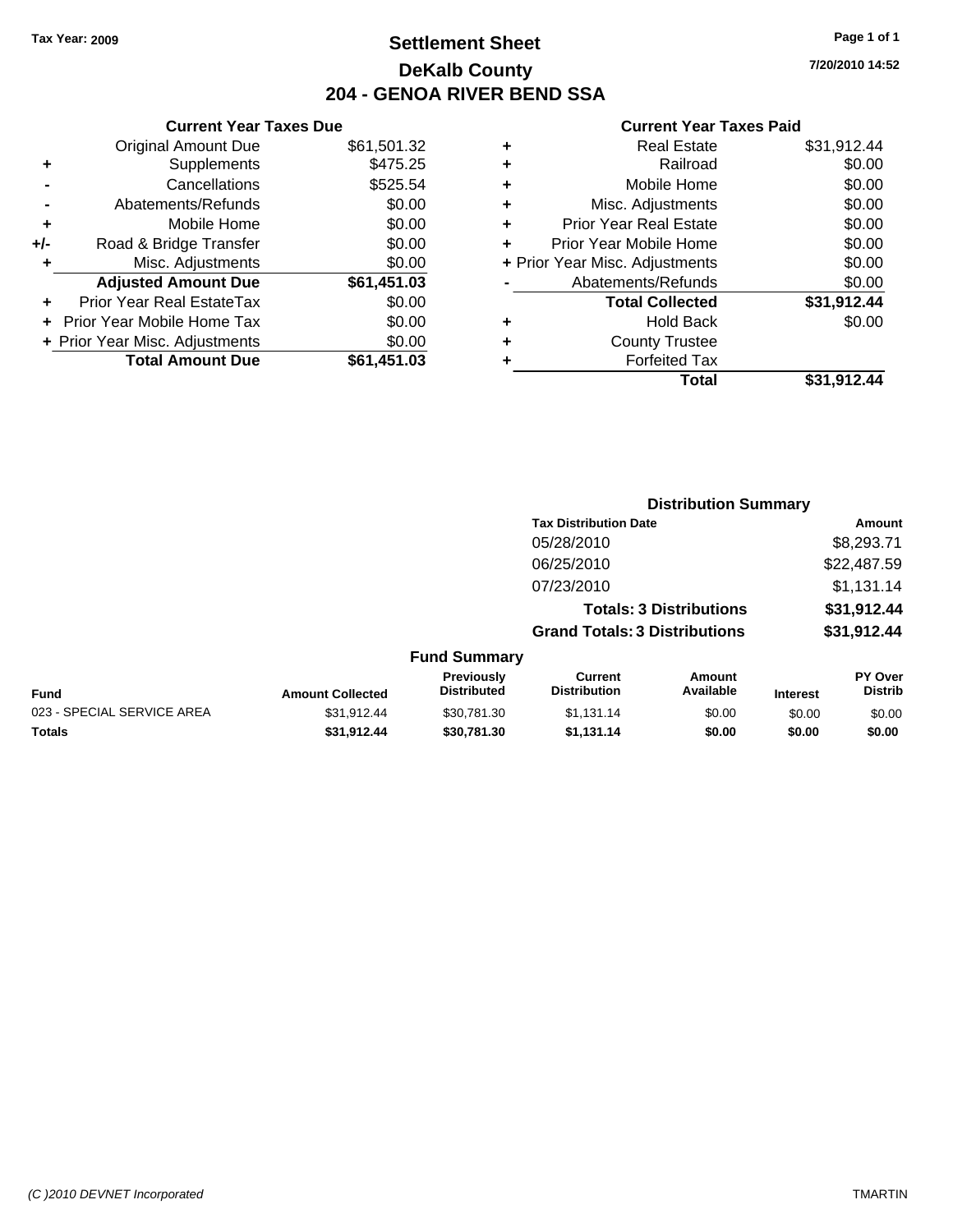Tax Year: 2009

# Settlement Sheet

## DeKalb County

## 204 - GENOA RIVER BEND SSA

7/20/2010 14:52

### Current Year Taxes Due

| | | |
|---|---|---|
| | Original Amount Due | $61,501.32 |
| + | Supplements | $475.25 |
| - | Cancellations | $525.54 |
| - | Abatements/Refunds | $0.00 |
| + | Mobile Home | $0.00 |
| +/- | Road & Bridge Transfer | $0.00 |
| + | Misc. Adjustments | $0.00 |
| | **Adjusted Amount Due** | **$61,451.03** |
| + | Prior Year Real EstateTax | $0.00 |
| + | Prior Year Mobile Home Tax | $0.00 |
| + | Prior Year Misc. Adjustments | $0.00 |
| | **Total Amount Due** | **$61,451.03** |

### Current Year Taxes Paid

| | | |
|---|---|---|
| + | Real Estate | $31,912.44 |
| + | Railroad | $0.00 |
| + | Mobile Home | $0.00 |
| + | Misc. Adjustments | $0.00 |
| + | Prior Year Real Estate | $0.00 |
| + | Prior Year Mobile Home | $0.00 |
| + | Prior Year Misc. Adjustments | $0.00 |
| - | Abatements/Refunds | $0.00 |
| | **Total Collected** | **$31,912.44** |
| + | Hold Back | $0.00 |
| + | County Trustee | |
| + | Forfeited Tax | |
| | **Total** | **$31,912.44** |

### Distribution Summary

| Tax Distribution Date | Amount |
|---|---|
| 05/28/2010 | $8,293.71 |
| 06/25/2010 | $22,487.59 |
| 07/23/2010 | $1,131.14 |
| **Totals: 3 Distributions** | **$31,912.44** |
| **Grand Totals: 3 Distributions** | **$31,912.44** |

### Fund Summary

| Fund | Amount Collected | Previously Distributed | Current Distribution | Amount Available | Interest | PY Over Distrib |
|---|---|---|---|---|---|---|
| 023 - SPECIAL SERVICE AREA | $31,912.44 | $30,781.30 | $1,131.14 | $0.00 | $0.00 | $0.00 |
| **Totals** | **$31,912.44** | **$30,781.30** | **$1,131.14** | **$0.00** | **$0.00** | **$0.00** |

(C )2010 DEVNET Incorporated TMARTIN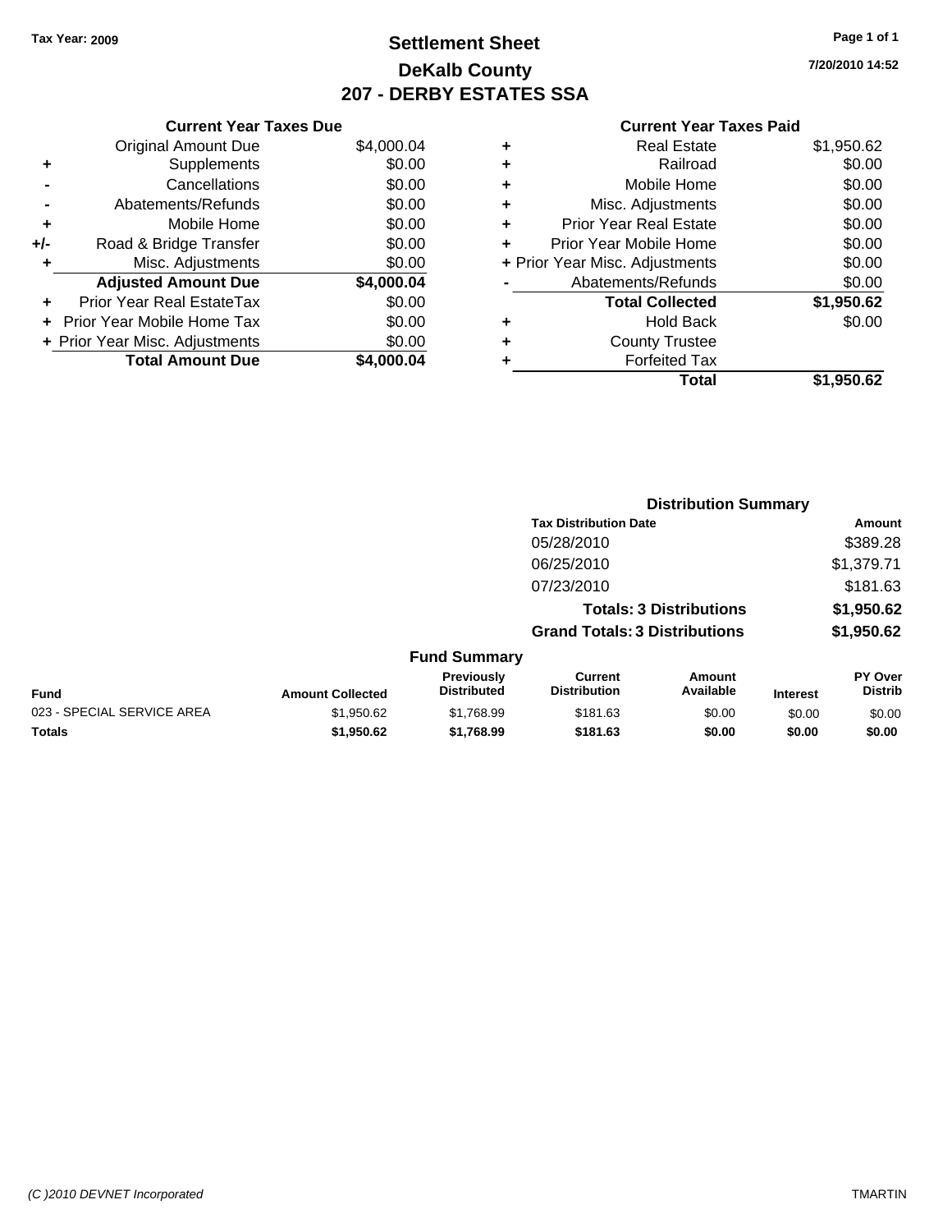Tax Year: 2009

# Settlement Sheet
## DeKalb County
## 207 - DERBY ESTATES SSA

7/20/2010 14:52

| | Current Year Taxes Due | |
|---|---|---|
| | Original Amount Due | $4,000.04 |
| + | Supplements | $0.00 |
| - | Cancellations | $0.00 |
| - | Abatements/Refunds | $0.00 |
| + | Mobile Home | $0.00 |
| +/- | Road & Bridge Transfer | $0.00 |
| + | Misc. Adjustments | $0.00 |
| | **Adjusted Amount Due** | **$4,000.04** |
| + | Prior Year Real EstateTax | $0.00 |
| + | Prior Year Mobile Home Tax | $0.00 |
| + | Prior Year Misc. Adjustments | $0.00 |
| | **Total Amount Due** | **$4,000.04** |

| | Current Year Taxes Paid | |
|---|---|---|
| + | Real Estate | $1,950.62 |
| + | Railroad | $0.00 |
| + | Mobile Home | $0.00 |
| + | Misc. Adjustments | $0.00 |
| + | Prior Year Real Estate | $0.00 |
| + | Prior Year Mobile Home | $0.00 |
| + | Prior Year Misc. Adjustments | $0.00 |
| - | Abatements/Refunds | $0.00 |
| | **Total Collected** | **$1,950.62** |
| + | Hold Back | $0.00 |
| + | County Trustee | |
| + | Forfeited Tax | |
| | **Total** | **$1,950.62** |

### Distribution Summary

| Tax Distribution Date | Amount |
|---|---|
| 05/28/2010 | $389.28 |
| 06/25/2010 | $1,379.71 |
| 07/23/2010 | $181.63 |
| **Totals: 3 Distributions** | **$1,950.62** |
| **Grand Totals: 3 Distributions** | **$1,950.62** |

### Fund Summary

| Fund | Amount Collected | Previously Distributed | Current Distribution | Amount Available | Interest | PY Over Distrib |
|---|---|---|---|---|---|---|
| 023 - SPECIAL SERVICE AREA | $1,950.62 | $1,768.99 | $181.63 | $0.00 | $0.00 | $0.00 |
| **Totals** | **$1,950.62** | **$1,768.99** | **$181.63** | **$0.00** | **$0.00** | **$0.00** |

(C )2010 DEVNET Incorporated TMARTIN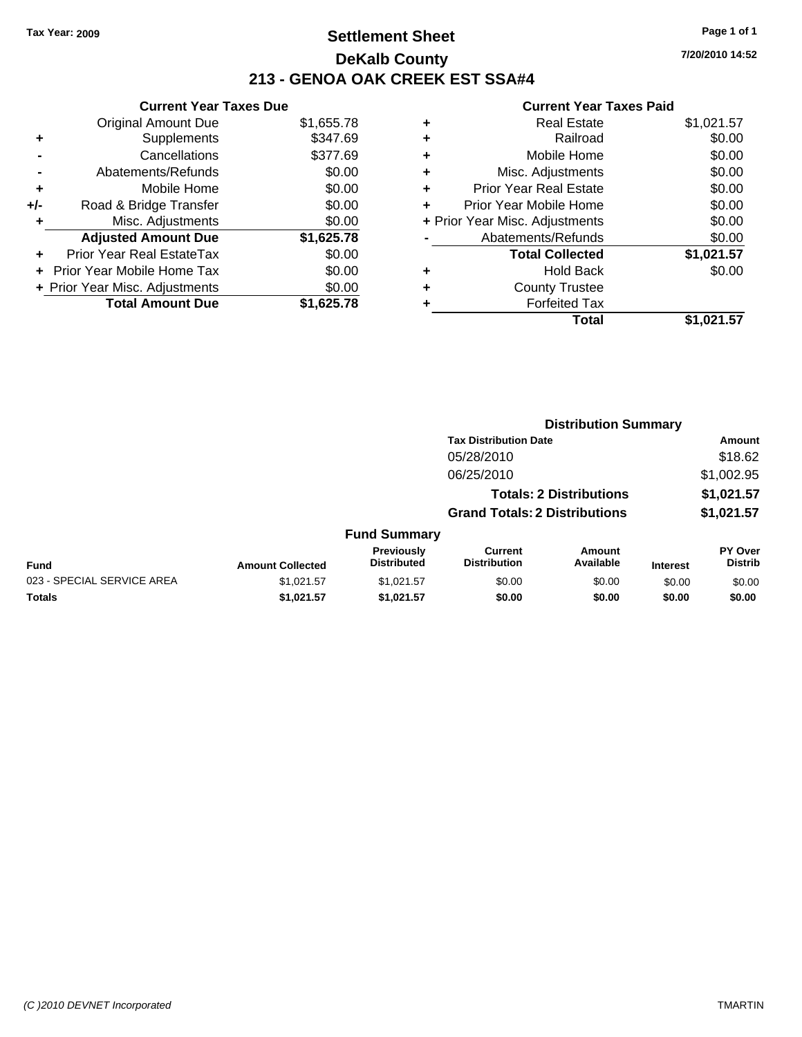Tax Year: 2009

# Settlement Sheet

## DeKalb County

## 213 - GENOA OAK CREEK EST SSA#4

7/20/2010 14:52

### Current Year Taxes Due

| | | |
|---|---|---|
| | Original Amount Due | $1,655.78 |
| + | Supplements | $347.69 |
| - | Cancellations | $377.69 |
| - | Abatements/Refunds | $0.00 |
| + | Mobile Home | $0.00 |
| +/- | Road & Bridge Transfer | $0.00 |
| + | Misc. Adjustments | $0.00 |
| | **Adjusted Amount Due** | **$1,625.78** |
| + | Prior Year Real EstateTax | $0.00 |
| + | Prior Year Mobile Home Tax | $0.00 |
| + | Prior Year Misc. Adjustments | $0.00 |
| | **Total Amount Due** | **$1,625.78** |

### Current Year Taxes Paid

| | | |
|---|---|---|
| + | Real Estate | $1,021.57 |
| + | Railroad | $0.00 |
| + | Mobile Home | $0.00 |
| + | Misc. Adjustments | $0.00 |
| + | Prior Year Real Estate | $0.00 |
| + | Prior Year Mobile Home | $0.00 |
| + | Prior Year Misc. Adjustments | $0.00 |
| - | Abatements/Refunds | $0.00 |
| | **Total Collected** | **$1,021.57** |
| + | Hold Back | $0.00 |
| + | County Trustee | |
| + | Forfeited Tax | |
| | **Total** | **$1,021.57** |

### Distribution Summary

| Tax Distribution Date | Amount |
|---|---|
| 05/28/2010 | $18.62 |
| 06/25/2010 | $1,002.95 |
| **Totals: 2 Distributions** | **$1,021.57** |
| **Grand Totals: 2 Distributions** | **$1,021.57** |

### Fund Summary

| Fund | Amount Collected | Previously Distributed | Current Distribution | Amount Available | Interest | PY Over Distrib |
|---|---|---|---|---|---|---|
| 023 - SPECIAL SERVICE AREA | $1,021.57 | $1,021.57 | $0.00 | $0.00 | $0.00 | $0.00 |
| **Totals** | **$1,021.57** | **$1,021.57** | **$0.00** | **$0.00** | **$0.00** | **$0.00** |

(C )2010 DEVNET Incorporated TMARTIN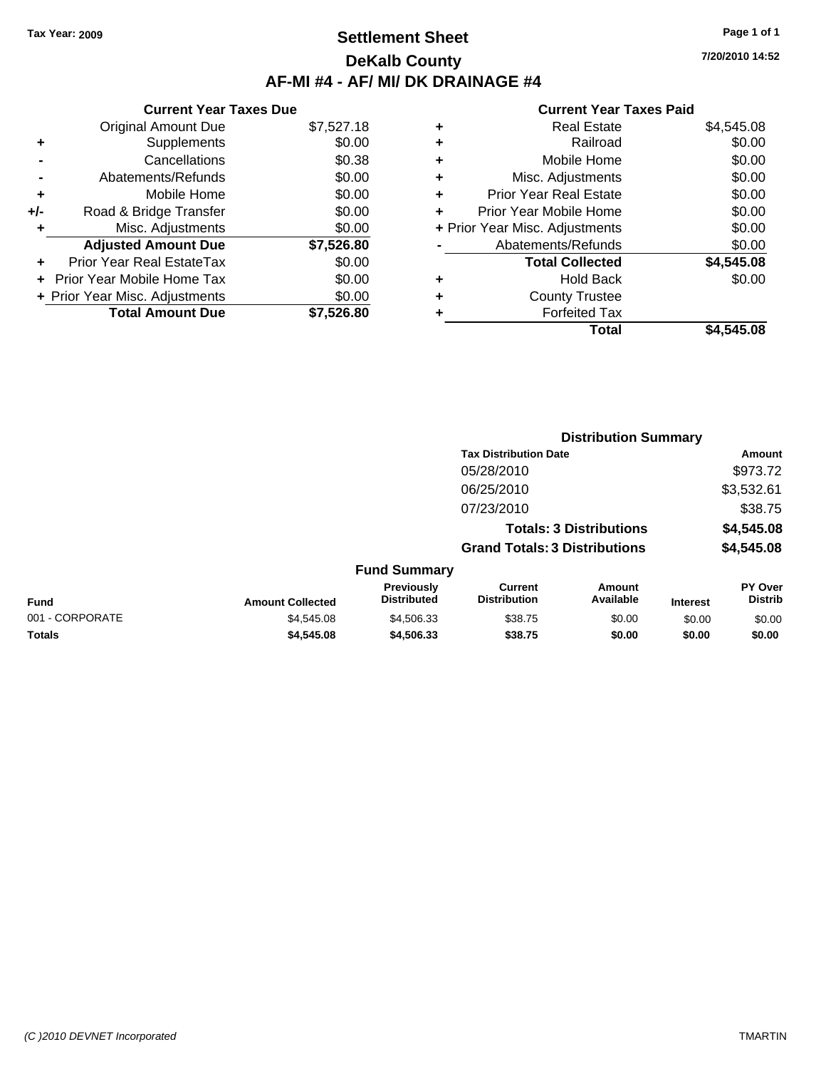**Tax Year: 2009**

# Settlement Sheet

## DeKalb County

## AF-MI #4 - AF/ MI/ DK DRAINAGE #4

**7/20/2010 14:52**

### Current Year Taxes Due

| | | |
|---|---|---|
| | Original Amount Due | $7,527.18 |
| + | Supplements | $0.00 |
| - | Cancellations | $0.38 |
| - | Abatements/Refunds | $0.00 |
| + | Mobile Home | $0.00 |
| +/- | Road & Bridge Transfer | $0.00 |
| + | Misc. Adjustments | $0.00 |
| | **Adjusted Amount Due** | **$7,526.80** |
| + | Prior Year Real EstateTax | $0.00 |
| + | Prior Year Mobile Home Tax | $0.00 |
| + | Prior Year Misc. Adjustments | $0.00 |
| | **Total Amount Due** | **$7,526.80** |

### Current Year Taxes Paid

| | | |
|---|---|---|
| + | Real Estate | $4,545.08 |
| + | Railroad | $0.00 |
| + | Mobile Home | $0.00 |
| + | Misc. Adjustments | $0.00 |
| + | Prior Year Real Estate | $0.00 |
| + | Prior Year Mobile Home | $0.00 |
| + | Prior Year Misc. Adjustments | $0.00 |
| - | Abatements/Refunds | $0.00 |
| | **Total Collected** | **$4,545.08** |
| + | Hold Back | $0.00 |
| + | County Trustee | |
| + | Forfeited Tax | |
| | **Total** | **$4,545.08** |

### Distribution Summary

| Tax Distribution Date | Amount |
|---|---|
| 05/28/2010 | $973.72 |
| 06/25/2010 | $3,532.61 |
| 07/23/2010 | $38.75 |
| **Totals: 3 Distributions** | **$4,545.08** |
| **Grand Totals: 3 Distributions** | **$4,545.08** |

### Fund Summary

| Fund | Amount Collected | Previously Distributed | Current Distribution | Amount Available | Interest | PY Over Distrib |
|---|---|---|---|---|---|---|
| 001 - CORPORATE | $4,545.08 | $4,506.33 | $38.75 | $0.00 | $0.00 | $0.00 |
| **Totals** | **$4,545.08** | **$4,506.33** | **$38.75** | **$0.00** | **$0.00** | **$0.00** |

(C )2010 DEVNET Incorporated TMARTIN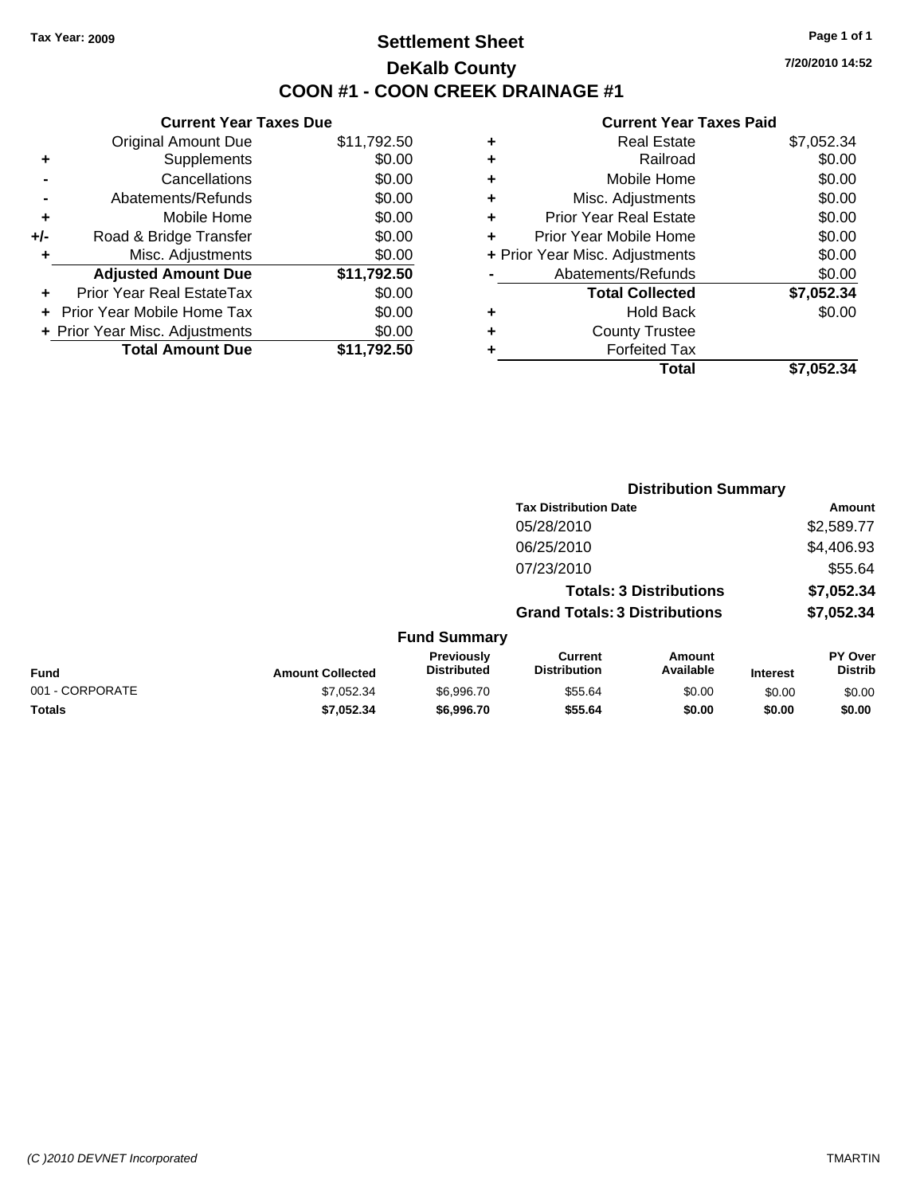Tax Year: 2009

# Settlement Sheet

## DeKalb County

## COON #1 - COON CREEK DRAINAGE #1

7/20/2010 14:52

### Current Year Taxes Due

| | | |
|---|---|---|
| | Original Amount Due | $11,792.50 |
| + | Supplements | $0.00 |
| - | Cancellations | $0.00 |
| - | Abatements/Refunds | $0.00 |
| + | Mobile Home | $0.00 |
| +/- | Road & Bridge Transfer | $0.00 |
| + | Misc. Adjustments | $0.00 |
| | **Adjusted Amount Due** | **$11,792.50** |
| + | Prior Year Real EstateTax | $0.00 |
| + | Prior Year Mobile Home Tax | $0.00 |
| + | Prior Year Misc. Adjustments | $0.00 |
| | **Total Amount Due** | **$11,792.50** |

### Current Year Taxes Paid

| | | |
|---|---|---|
| + | Real Estate | $7,052.34 |
| + | Railroad | $0.00 |
| + | Mobile Home | $0.00 |
| + | Misc. Adjustments | $0.00 |
| + | Prior Year Real Estate | $0.00 |
| + | Prior Year Mobile Home | $0.00 |
| + | Prior Year Misc. Adjustments | $0.00 |
| - | Abatements/Refunds | $0.00 |
| | **Total Collected** | **$7,052.34** |
| + | Hold Back | $0.00 |
| + | County Trustee | |
| + | Forfeited Tax | |
| | **Total** | **$7,052.34** |

### Distribution Summary

| Tax Distribution Date | Amount |
|---|---|
| 05/28/2010 | $2,589.77 |
| 06/25/2010 | $4,406.93 |
| 07/23/2010 | $55.64 |
| **Totals: 3 Distributions** | **$7,052.34** |
| **Grand Totals: 3 Distributions** | **$7,052.34** |

### Fund Summary

| Fund | Amount Collected | Previously Distributed | Current Distribution | Amount Available | Interest | PY Over Distrib |
|---|---|---|---|---|---|---|
| 001 - CORPORATE | $7,052.34 | $6,996.70 | $55.64 | $0.00 | $0.00 | $0.00 |
| **Totals** | **$7,052.34** | **$6,996.70** | **$55.64** | **$0.00** | **$0.00** | **$0.00** |

(C )2010 DEVNET Incorporated TMARTIN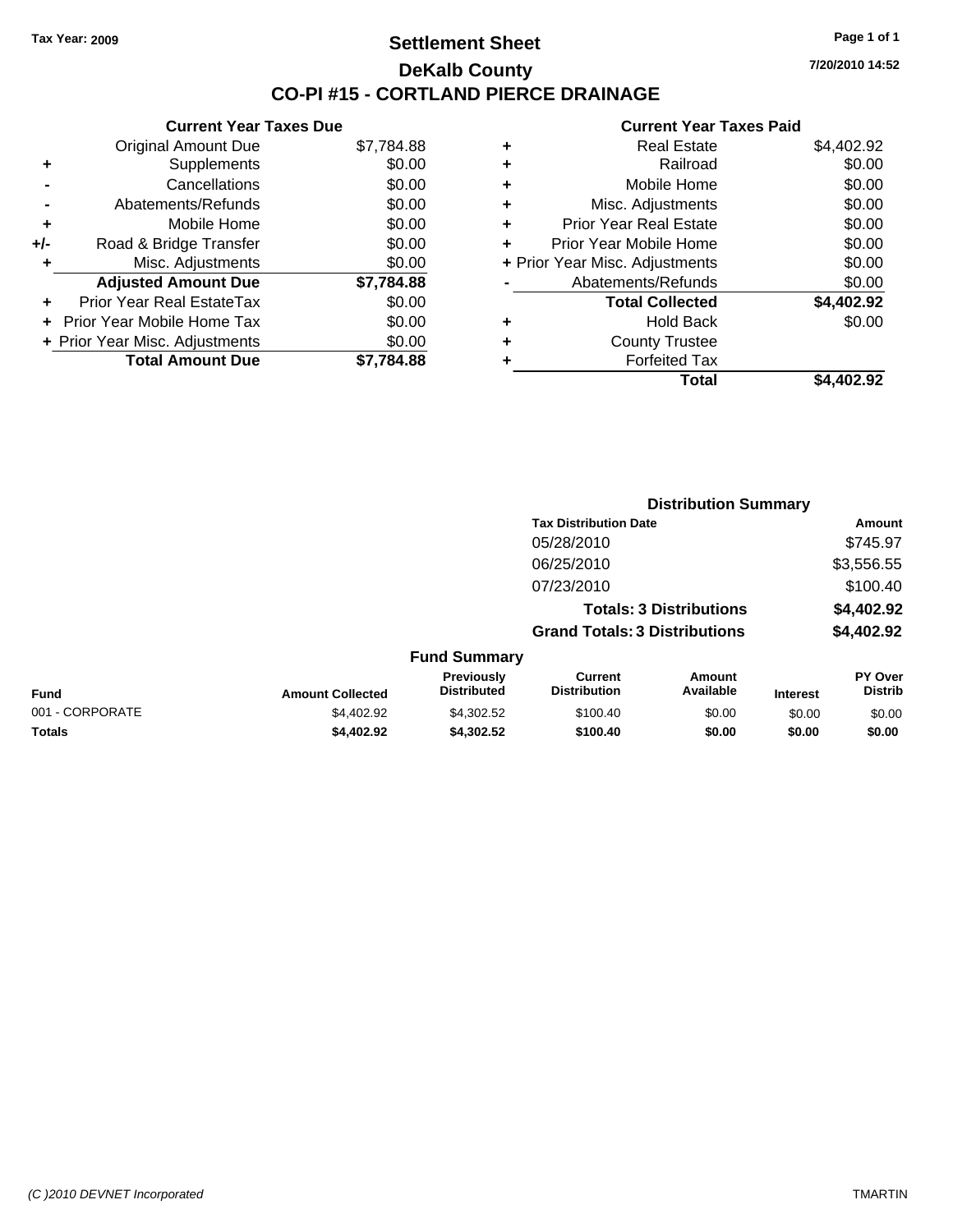Tax Year: 2009

# Settlement Sheet

## DeKalb County

## CO-PI #15 - CORTLAND PIERCE DRAINAGE

7/20/2010 14:52

### Current Year Taxes Due

| | | |
|---|---|---|
| | Original Amount Due | $7,784.88 |
| + | Supplements | $0.00 |
| - | Cancellations | $0.00 |
| - | Abatements/Refunds | $0.00 |
| + | Mobile Home | $0.00 |
| +/- | Road & Bridge Transfer | $0.00 |
| + | Misc. Adjustments | $0.00 |
| | **Adjusted Amount Due** | **$7,784.88** |
| + | Prior Year Real EstateTax | $0.00 |
| + | Prior Year Mobile Home Tax | $0.00 |
| + | Prior Year Misc. Adjustments | $0.00 |
| | **Total Amount Due** | **$7,784.88** |

### Current Year Taxes Paid

| | | |
|---|---|---|
| + | Real Estate | $4,402.92 |
| + | Railroad | $0.00 |
| + | Mobile Home | $0.00 |
| + | Misc. Adjustments | $0.00 |
| + | Prior Year Real Estate | $0.00 |
| + | Prior Year Mobile Home | $0.00 |
| + | Prior Year Misc. Adjustments | $0.00 |
| - | Abatements/Refunds | $0.00 |
| | **Total Collected** | **$4,402.92** |
| + | Hold Back | $0.00 |
| + | County Trustee | |
| + | Forfeited Tax | |
| | **Total** | **$4,402.92** |

### Distribution Summary

| Tax Distribution Date | Amount |
|---|---|
| 05/28/2010 | $745.97 |
| 06/25/2010 | $3,556.55 |
| 07/23/2010 | $100.40 |
| **Totals: 3 Distributions** | **$4,402.92** |
| **Grand Totals: 3 Distributions** | **$4,402.92** |

### Fund Summary

| Fund | Amount Collected | Previously Distributed | Current Distribution | Amount Available | Interest | PY Over Distrib |
|---|---|---|---|---|---|---|
| 001 - CORPORATE | $4,402.92 | $4,302.52 | $100.40 | $0.00 | $0.00 | $0.00 |
| **Totals** | **$4,402.92** | **$4,302.52** | **$100.40** | **$0.00** | **$0.00** | **$0.00** |

(C )2010 DEVNET Incorporated

TMARTIN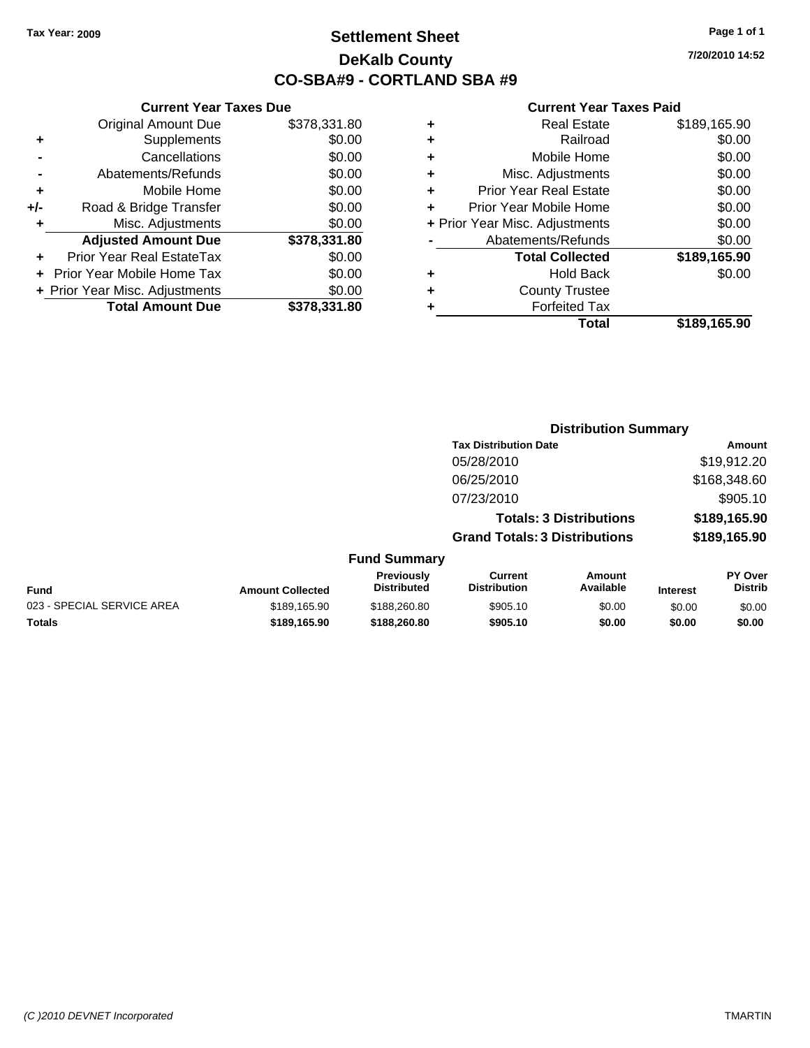Tax Year: 2009

# Settlement Sheet
## DeKalb County
## CO-SBA#9 - CORTLAND SBA #9

7/20/2010 14:52

### Current Year Taxes Due

| | | |
|---|---|---|
| | Original Amount Due | $378,331.80 |
| + | Supplements | $0.00 |
| - | Cancellations | $0.00 |
| - | Abatements/Refunds | $0.00 |
| + | Mobile Home | $0.00 |
| +/- | Road & Bridge Transfer | $0.00 |
| + | Misc. Adjustments | $0.00 |
| | **Adjusted Amount Due** | **$378,331.80** |
| + | Prior Year Real EstateTax | $0.00 |
| + | Prior Year Mobile Home Tax | $0.00 |
| + | Prior Year Misc. Adjustments | $0.00 |
| | **Total Amount Due** | **$378,331.80** |

### Current Year Taxes Paid

| | | |
|---|---|---|
| + | Real Estate | $189,165.90 |
| + | Railroad | $0.00 |
| + | Mobile Home | $0.00 |
| + | Misc. Adjustments | $0.00 |
| + | Prior Year Real Estate | $0.00 |
| + | Prior Year Mobile Home | $0.00 |
| + | Prior Year Misc. Adjustments | $0.00 |
| - | Abatements/Refunds | $0.00 |
| | **Total Collected** | **$189,165.90** |
| + | Hold Back | $0.00 |
| + | County Trustee | |
| + | Forfeited Tax | |
| | **Total** | **$189,165.90** |

### Distribution Summary

| Tax Distribution Date | Amount |
|---|---|
| 05/28/2010 | $19,912.20 |
| 06/25/2010 | $168,348.60 |
| 07/23/2010 | $905.10 |
| **Totals: 3 Distributions** | **$189,165.90** |
| **Grand Totals: 3 Distributions** | **$189,165.90** |

### Fund Summary

| Fund | Amount Collected | Previously Distributed | Current Distribution | Amount Available | Interest | PY Over Distrib |
|---|---|---|---|---|---|---|
| 023 - SPECIAL SERVICE AREA | $189,165.90 | $188,260.80 | $905.10 | $0.00 | $0.00 | $0.00 |
| **Totals** | **$189,165.90** | **$188,260.80** | **$905.10** | **$0.00** | **$0.00** | **$0.00** |

(C )2010 DEVNET Incorporated TMARTIN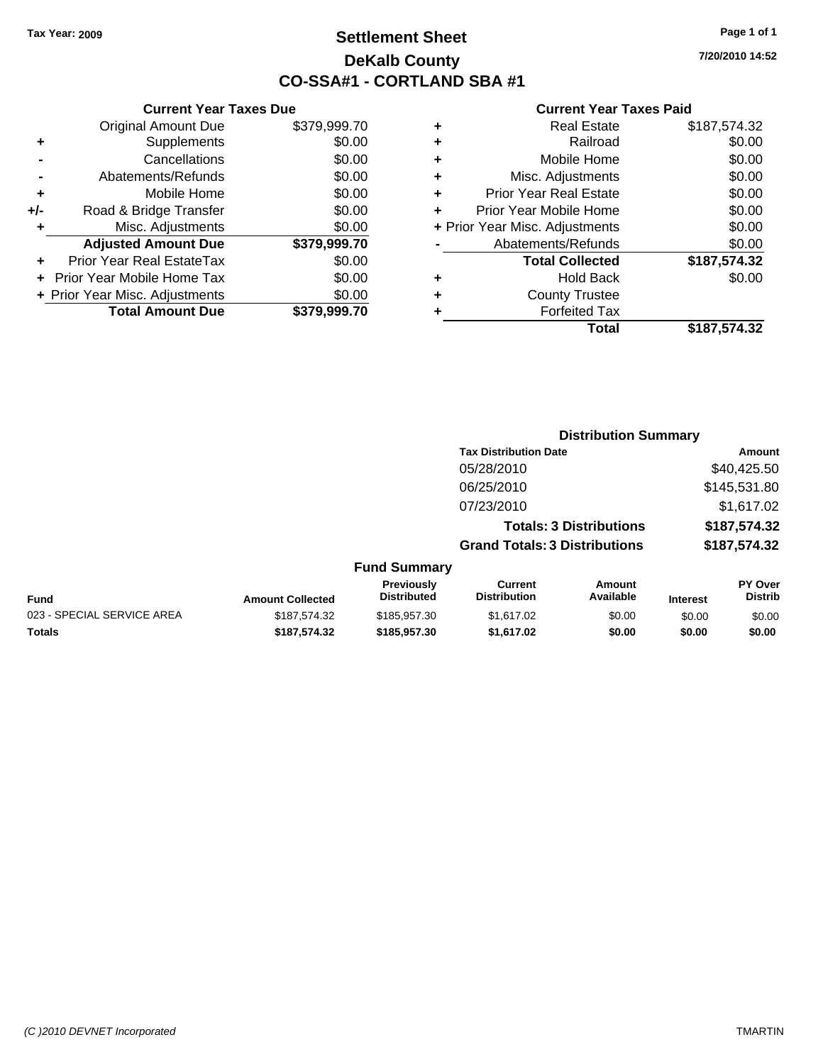Tax Year: 2009

# Settlement Sheet
## DeKalb County
## CO-SSA#1 - CORTLAND SBA #1

7/20/2010 14:52

### Current Year Taxes Due

| | | |
|---|---|---|
| | Original Amount Due | $379,999.70 |
| + | Supplements | $0.00 |
| - | Cancellations | $0.00 |
| - | Abatements/Refunds | $0.00 |
| + | Mobile Home | $0.00 |
| +/- | Road & Bridge Transfer | $0.00 |
| + | Misc. Adjustments | $0.00 |
| | **Adjusted Amount Due** | **$379,999.70** |
| + | Prior Year Real EstateTax | $0.00 |
| + | Prior Year Mobile Home Tax | $0.00 |
| + | Prior Year Misc. Adjustments | $0.00 |
| | **Total Amount Due** | **$379,999.70** |

### Current Year Taxes Paid

| | | |
|---|---|---|
| + | Real Estate | $187,574.32 |
| + | Railroad | $0.00 |
| + | Mobile Home | $0.00 |
| + | Misc. Adjustments | $0.00 |
| + | Prior Year Real Estate | $0.00 |
| + | Prior Year Mobile Home | $0.00 |
| + | Prior Year Misc. Adjustments | $0.00 |
| - | Abatements/Refunds | $0.00 |
| | **Total Collected** | **$187,574.32** |
| + | Hold Back | $0.00 |
| + | County Trustee | |
| + | Forfeited Tax | |
| | **Total** | **$187,574.32** |

### Distribution Summary

| Tax Distribution Date | Amount |
|---|---|
| 05/28/2010 | $40,425.50 |
| 06/25/2010 | $145,531.80 |
| 07/23/2010 | $1,617.02 |
| **Totals: 3 Distributions** | **$187,574.32** |
| **Grand Totals: 3 Distributions** | **$187,574.32** |

### Fund Summary

| Fund | Amount Collected | Previously Distributed | Current Distribution | Amount Available | Interest | PY Over Distrib |
|---|---|---|---|---|---|---|
| 023 - SPECIAL SERVICE AREA | $187,574.32 | $185,957.30 | $1,617.02 | $0.00 | $0.00 | $0.00 |
| **Totals** | **$187,574.32** | **$185,957.30** | **$1,617.02** | **$0.00** | **$0.00** | **$0.00** |

(C )2010 DEVNET Incorporated TMARTIN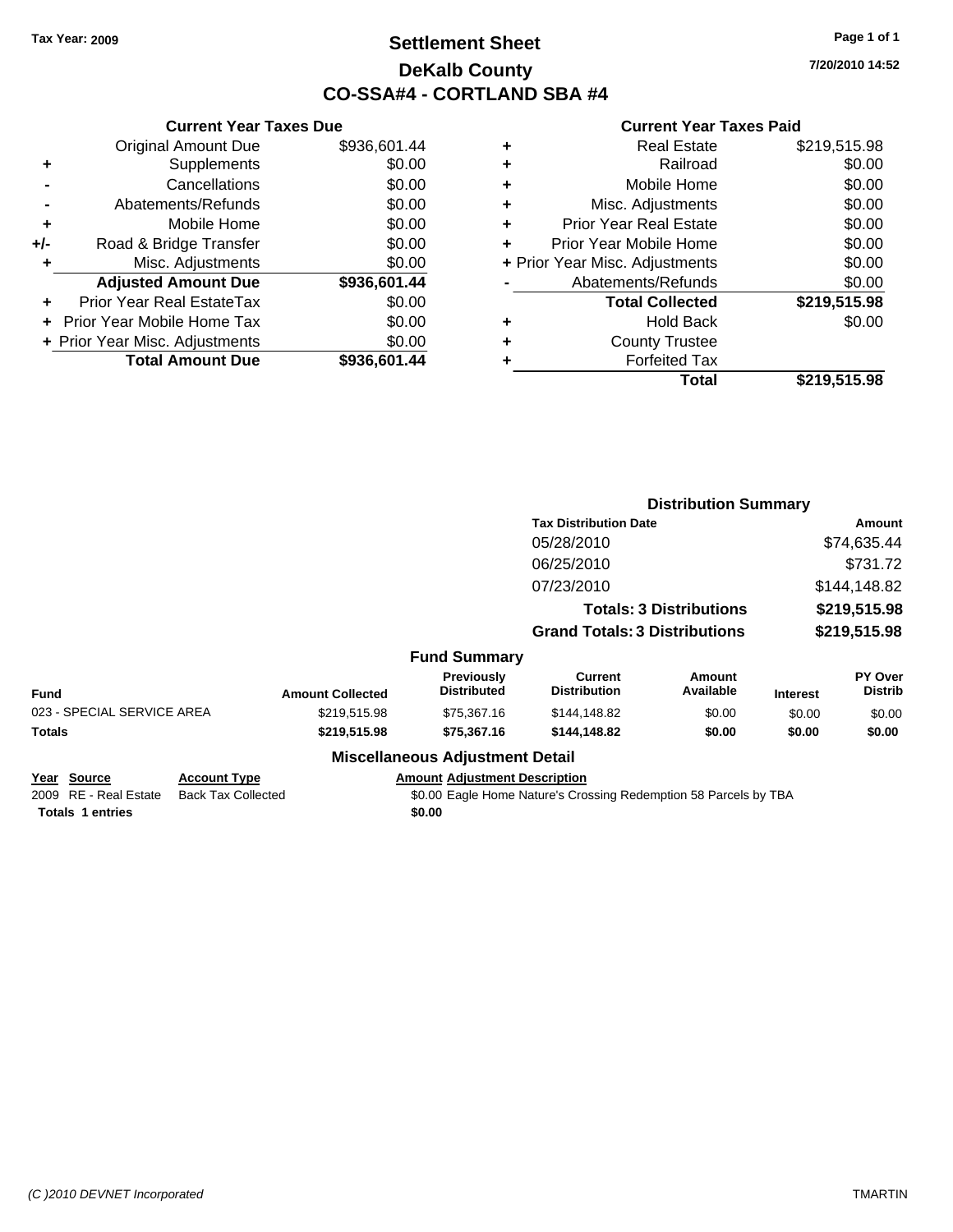Tax Year: 2009

# Settlement Sheet

## DeKalb County

## CO-SSA#4 - CORTLAND SBA #4

7/20/2010 14:52

### Current Year Taxes Due

| | | |
|---|---|---|
| | Original Amount Due | $936,601.44 |
| + | Supplements | $0.00 |
| - | Cancellations | $0.00 |
| - | Abatements/Refunds | $0.00 |
| + | Mobile Home | $0.00 |
| +/- | Road & Bridge Transfer | $0.00 |
| + | Misc. Adjustments | $0.00 |
| | **Adjusted Amount Due** | **$936,601.44** |
| + | Prior Year Real EstateTax | $0.00 |
| + | Prior Year Mobile Home Tax | $0.00 |
| + | Prior Year Misc. Adjustments | $0.00 |
| | **Total Amount Due** | **$936,601.44** |

### Current Year Taxes Paid

| | | |
|---|---|---|
| + | Real Estate | $219,515.98 |
| + | Railroad | $0.00 |
| + | Mobile Home | $0.00 |
| + | Misc. Adjustments | $0.00 |
| + | Prior Year Real Estate | $0.00 |
| + | Prior Year Mobile Home | $0.00 |
| + | Prior Year Misc. Adjustments | $0.00 |
| - | Abatements/Refunds | $0.00 |
| | **Total Collected** | **$219,515.98** |
| + | Hold Back | $0.00 |
| + | County Trustee | |
| + | Forfeited Tax | |
| | **Total** | **$219,515.98** |

### Distribution Summary

| Tax Distribution Date | Amount |
|---|---|
| 05/28/2010 | $74,635.44 |
| 06/25/2010 | $731.72 |
| 07/23/2010 | $144,148.82 |
| **Totals: 3 Distributions** | **$219,515.98** |
| **Grand Totals: 3 Distributions** | **$219,515.98** |

### Fund Summary

| Fund | Amount Collected | Previously Distributed | Current Distribution | Amount Available | Interest | PY Over Distrib |
|---|---|---|---|---|---|---|
| 023 - SPECIAL SERVICE AREA | $219,515.98 | $75,367.16 | $144,148.82 | $0.00 | $0.00 | $0.00 |
| **Totals** | **$219,515.98** | **$75,367.16** | **$144,148.82** | **$0.00** | **$0.00** | **$0.00** |

### Miscellaneous Adjustment Detail

| Year | Source | Account Type | Amount | Adjustment Description |
|---|---|---|---|---|
| 2009 | RE - Real Estate | Back Tax Collected | $0.00 | Eagle Home Nature's Crossing Redemption 58 Parcels by TBA |
| **Totals 1 entries** | | | **$0.00** | |

(C )2010 DEVNET Incorporated TMARTIN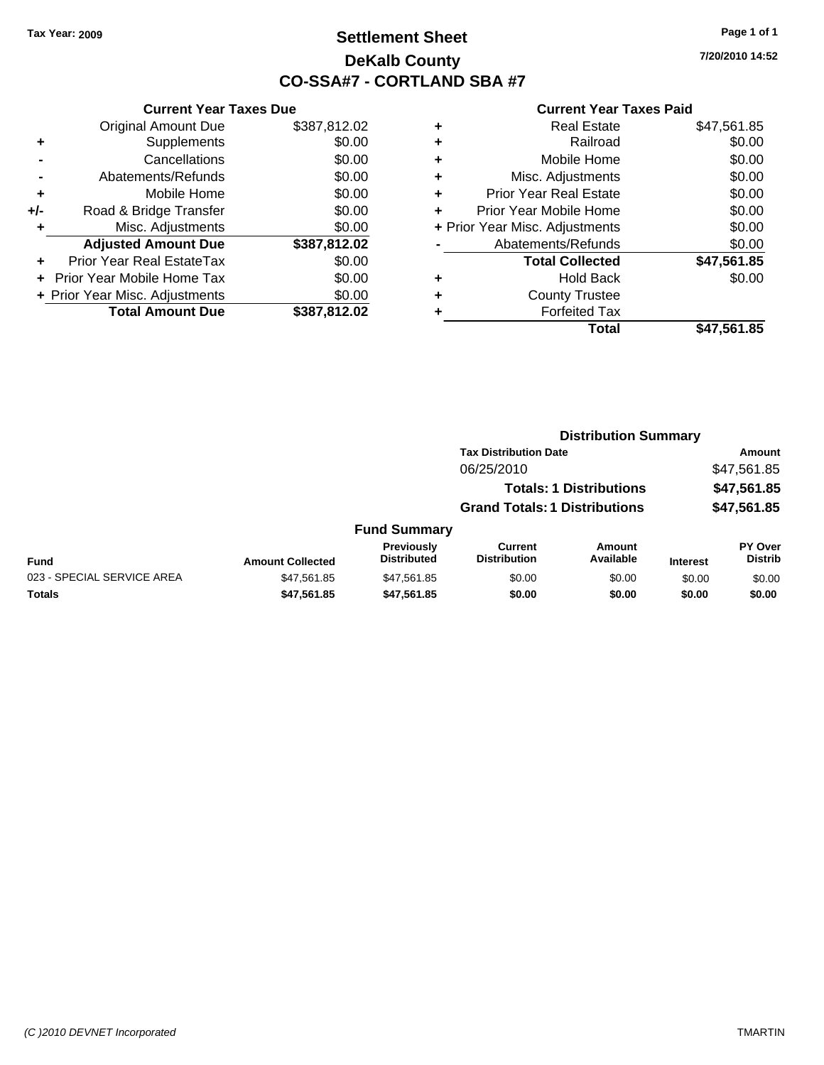Tax Year: 2009

# Settlement Sheet
## DeKalb County
## CO-SSA#7 - CORTLAND SBA #7

7/20/2010 14:52

### Current Year Taxes Due

| | | |
|---|---|---|
| | Original Amount Due | $387,812.02 |
| + | Supplements | $0.00 |
| - | Cancellations | $0.00 |
| - | Abatements/Refunds | $0.00 |
| + | Mobile Home | $0.00 |
| +/- | Road & Bridge Transfer | $0.00 |
| + | Misc. Adjustments | $0.00 |
| | **Adjusted Amount Due** | **$387,812.02** |
| + | Prior Year Real EstateTax | $0.00 |
| + | Prior Year Mobile Home Tax | $0.00 |
| + | Prior Year Misc. Adjustments | $0.00 |
| | **Total Amount Due** | **$387,812.02** |

### Current Year Taxes Paid

| | | |
|---|---|---|
| + | Real Estate | $47,561.85 |
| + | Railroad | $0.00 |
| + | Mobile Home | $0.00 |
| + | Misc. Adjustments | $0.00 |
| + | Prior Year Real Estate | $0.00 |
| + | Prior Year Mobile Home | $0.00 |
| + | Prior Year Misc. Adjustments | $0.00 |
| - | Abatements/Refunds | $0.00 |
| | **Total Collected** | **$47,561.85** |
| + | Hold Back | $0.00 |
| + | County Trustee | |
| + | Forfeited Tax | |
| | **Total** | **$47,561.85** |

### Distribution Summary

| Tax Distribution Date | Amount |
|---|---|
| 06/25/2010 | $47,561.85 |
| **Totals: 1 Distributions** | **$47,561.85** |
| **Grand Totals: 1 Distributions** | **$47,561.85** |

### Fund Summary

| Fund | Amount Collected | Previously Distributed | Current Distribution | Amount Available | Interest | PY Over Distrib |
|---|---|---|---|---|---|---|
| 023 - SPECIAL SERVICE AREA | $47,561.85 | $47,561.85 | $0.00 | $0.00 | $0.00 | $0.00 |
| **Totals** | **$47,561.85** | **$47,561.85** | **$0.00** | **$0.00** | **$0.00** | **$0.00** |

(C )2010 DEVNET Incorporated — TMARTIN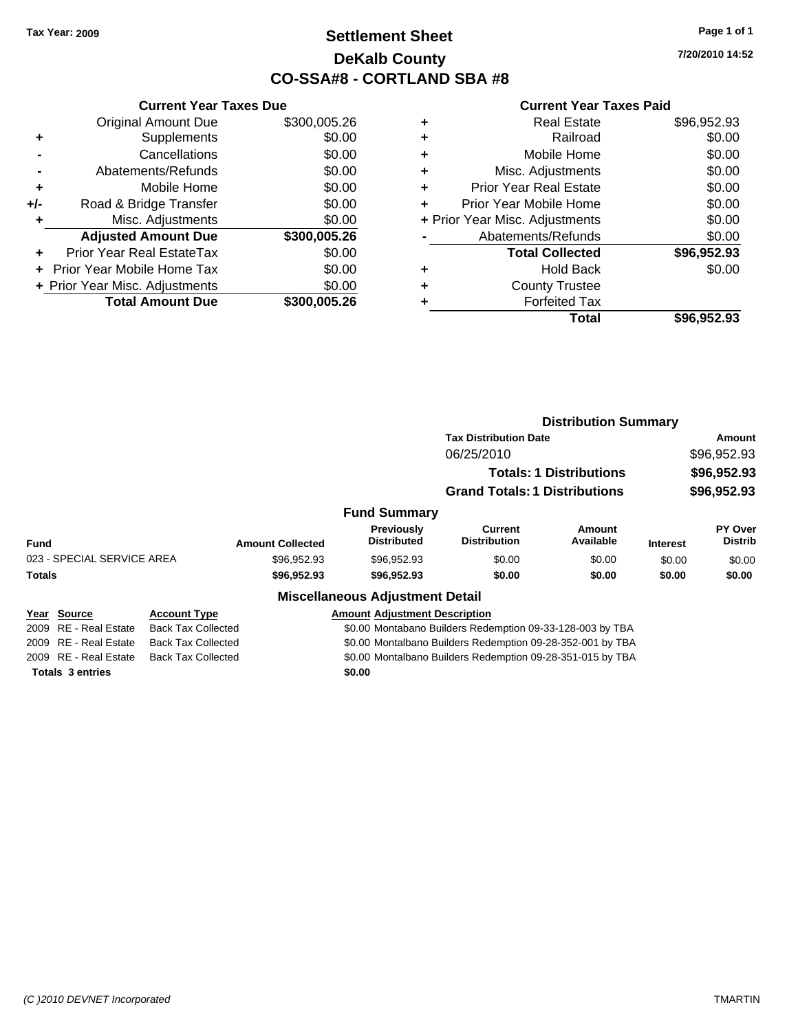Tax Year: 2009

# Settlement Sheet
## DeKalb County
## CO-SSA#8 - CORTLAND SBA #8

7/20/2010 14:52

### Current Year Taxes Due

| | | |
|---|---|---|
| | Original Amount Due | $300,005.26 |
| + | Supplements | $0.00 |
| - | Cancellations | $0.00 |
| - | Abatements/Refunds | $0.00 |
| + | Mobile Home | $0.00 |
| +/- | Road & Bridge Transfer | $0.00 |
| + | Misc. Adjustments | $0.00 |
| | **Adjusted Amount Due** | **$300,005.26** |
| + | Prior Year Real EstateTax | $0.00 |
| + | Prior Year Mobile Home Tax | $0.00 |
| + | Prior Year Misc. Adjustments | $0.00 |
| | **Total Amount Due** | **$300,005.26** |

### Current Year Taxes Paid

| | | |
|---|---|---|
| + | Real Estate | $96,952.93 |
| + | Railroad | $0.00 |
| + | Mobile Home | $0.00 |
| + | Misc. Adjustments | $0.00 |
| + | Prior Year Real Estate | $0.00 |
| + | Prior Year Mobile Home | $0.00 |
| + | Prior Year Misc. Adjustments | $0.00 |
| - | Abatements/Refunds | $0.00 |
| | **Total Collected** | **$96,952.93** |
| + | Hold Back | $0.00 |
| + | County Trustee | |
| + | Forfeited Tax | |
| | **Total** | **$96,952.93** |

### Distribution Summary

| Tax Distribution Date | Amount |
|---|---|
| 06/25/2010 | $96,952.93 |
| **Totals: 1 Distributions** | **$96,952.93** |
| **Grand Totals: 1 Distributions** | **$96,952.93** |

### Fund Summary

| Fund | Amount Collected | Previously Distributed | Current Distribution | Amount Available | Interest | PY Over Distrib |
|---|---|---|---|---|---|---|
| 023 - SPECIAL SERVICE AREA | $96,952.93 | $96,952.93 | $0.00 | $0.00 | $0.00 | $0.00 |
| **Totals** | **$96,952.93** | **$96,952.93** | **$0.00** | **$0.00** | **$0.00** | **$0.00** |

### Miscellaneous Adjustment Detail

| Year | Source | Account Type | Amount | Adjustment Description |
|---|---|---|---|---|
| 2009 | RE - Real Estate | Back Tax Collected | $0.00 | Montabano Builders Redemption 09-33-128-003 by TBA |
| 2009 | RE - Real Estate | Back Tax Collected | $0.00 | Montalbano Builders Redemption 09-28-352-001 by TBA |
| 2009 | RE - Real Estate | Back Tax Collected | $0.00 | Montalbano Builders Redemption 09-28-351-015 by TBA |
| **Totals 3 entries** | | | **$0.00** | |

(C )2010 DEVNET Incorporated TMARTIN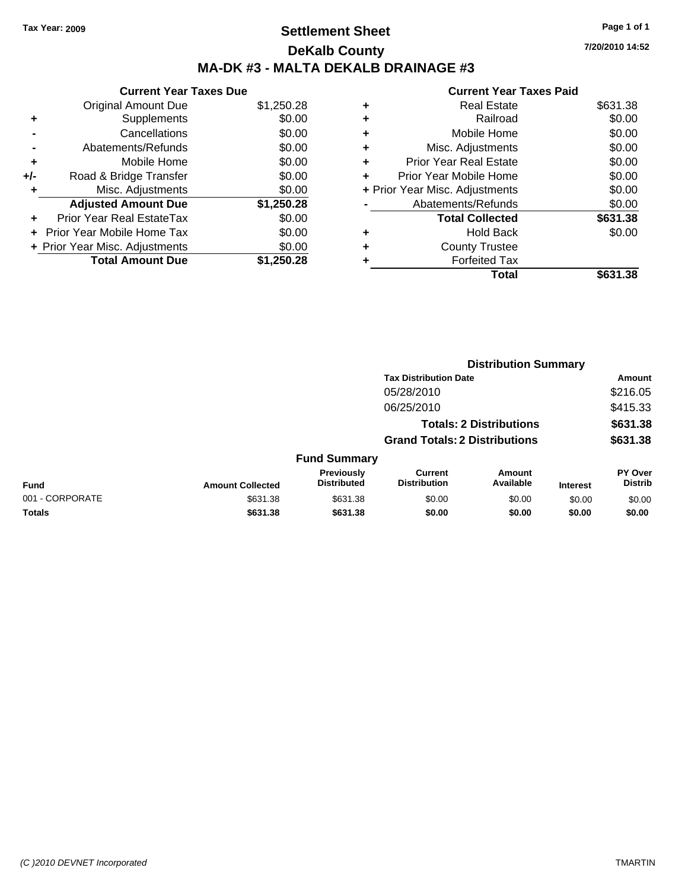Tax Year: 2009

# Settlement Sheet

## DeKalb County

## MA-DK #3 - MALTA DEKALB DRAINAGE #3

7/20/2010 14:52

### Current Year Taxes Due

| | | |
|---|---|---|
| | Original Amount Due | $1,250.28 |
| + | Supplements | $0.00 |
| - | Cancellations | $0.00 |
| - | Abatements/Refunds | $0.00 |
| + | Mobile Home | $0.00 |
| +/- | Road & Bridge Transfer | $0.00 |
| + | Misc. Adjustments | $0.00 |
| | **Adjusted Amount Due** | **$1,250.28** |
| + | Prior Year Real EstateTax | $0.00 |
| + | Prior Year Mobile Home Tax | $0.00 |
| + | Prior Year Misc. Adjustments | $0.00 |
| | **Total Amount Due** | **$1,250.28** |

### Current Year Taxes Paid

| | | |
|---|---|---|
| + | Real Estate | $631.38 |
| + | Railroad | $0.00 |
| + | Mobile Home | $0.00 |
| + | Misc. Adjustments | $0.00 |
| + | Prior Year Real Estate | $0.00 |
| + | Prior Year Mobile Home | $0.00 |
| + | Prior Year Misc. Adjustments | $0.00 |
| - | Abatements/Refunds | $0.00 |
| | **Total Collected** | **$631.38** |
| + | Hold Back | $0.00 |
| + | County Trustee | |
| + | Forfeited Tax | |
| | **Total** | **$631.38** |

### Distribution Summary

| Tax Distribution Date | Amount |
|---|---|
| 05/28/2010 | $216.05 |
| 06/25/2010 | $415.33 |
| **Totals: 2 Distributions** | **$631.38** |
| **Grand Totals: 2 Distributions** | **$631.38** |

### Fund Summary

| Fund | Amount Collected | Previously Distributed | Current Distribution | Amount Available | Interest | PY Over Distrib |
|---|---|---|---|---|---|---|
| 001 - CORPORATE | $631.38 | $631.38 | $0.00 | $0.00 | $0.00 | $0.00 |
| **Totals** | **$631.38** | **$631.38** | **$0.00** | **$0.00** | **$0.00** | **$0.00** |

(C )2010 DEVNET Incorporated TMARTIN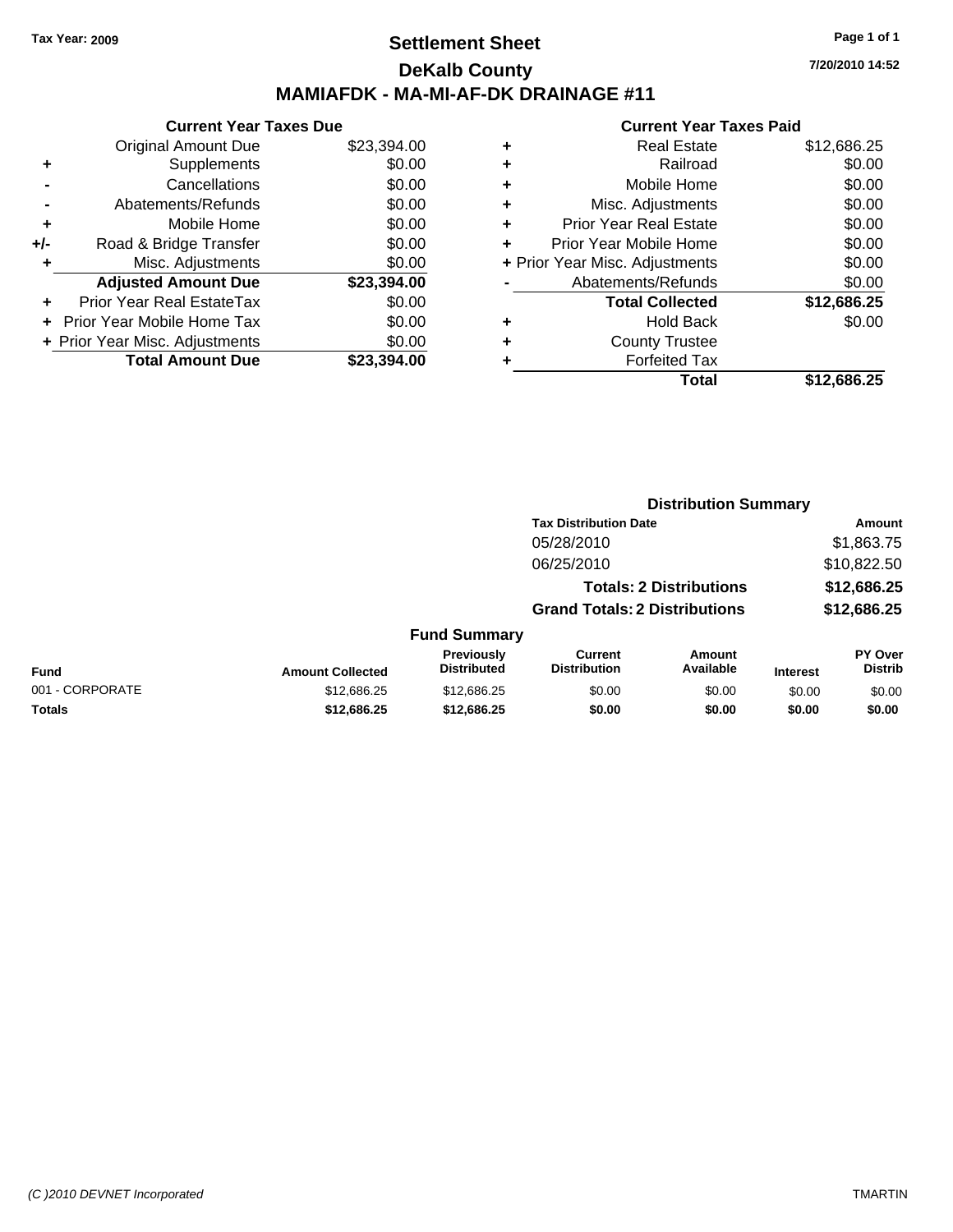Tax Year: 2009

# Settlement Sheet

## DeKalb County

## MAMIAFDK - MA-MI-AF-DK DRAINAGE #11

7/20/2010 14:52

### Current Year Taxes Due

| | | |
|---|---|---|
| | Original Amount Due | $23,394.00 |
| + | Supplements | $0.00 |
| - | Cancellations | $0.00 |
| - | Abatements/Refunds | $0.00 |
| + | Mobile Home | $0.00 |
| +/- | Road & Bridge Transfer | $0.00 |
| + | Misc. Adjustments | $0.00 |
| | **Adjusted Amount Due** | **$23,394.00** |
| + | Prior Year Real EstateTax | $0.00 |
| + | Prior Year Mobile Home Tax | $0.00 |
| + | Prior Year Misc. Adjustments | $0.00 |
| | **Total Amount Due** | **$23,394.00** |

### Current Year Taxes Paid

| | | |
|---|---|---|
| + | Real Estate | $12,686.25 |
| + | Railroad | $0.00 |
| + | Mobile Home | $0.00 |
| + | Misc. Adjustments | $0.00 |
| + | Prior Year Real Estate | $0.00 |
| + | Prior Year Mobile Home | $0.00 |
| + | Prior Year Misc. Adjustments | $0.00 |
| - | Abatements/Refunds | $0.00 |
| | **Total Collected** | **$12,686.25** |
| + | Hold Back | $0.00 |
| + | County Trustee | |
| + | Forfeited Tax | |
| | **Total** | **$12,686.25** |

### Distribution Summary

| Tax Distribution Date | Amount |
|---|---|
| 05/28/2010 | $1,863.75 |
| 06/25/2010 | $10,822.50 |
| **Totals: 2 Distributions** | **$12,686.25** |
| **Grand Totals: 2 Distributions** | **$12,686.25** |

### Fund Summary

| Fund | Amount Collected | Previously Distributed | Current Distribution | Amount Available | Interest | PY Over Distrib |
|---|---|---|---|---|---|---|
| 001 - CORPORATE | $12,686.25 | $12,686.25 | $0.00 | $0.00 | $0.00 | $0.00 |
| **Totals** | **$12,686.25** | **$12,686.25** | **$0.00** | **$0.00** | **$0.00** | **$0.00** |

(C )2010 DEVNET Incorporated — TMARTIN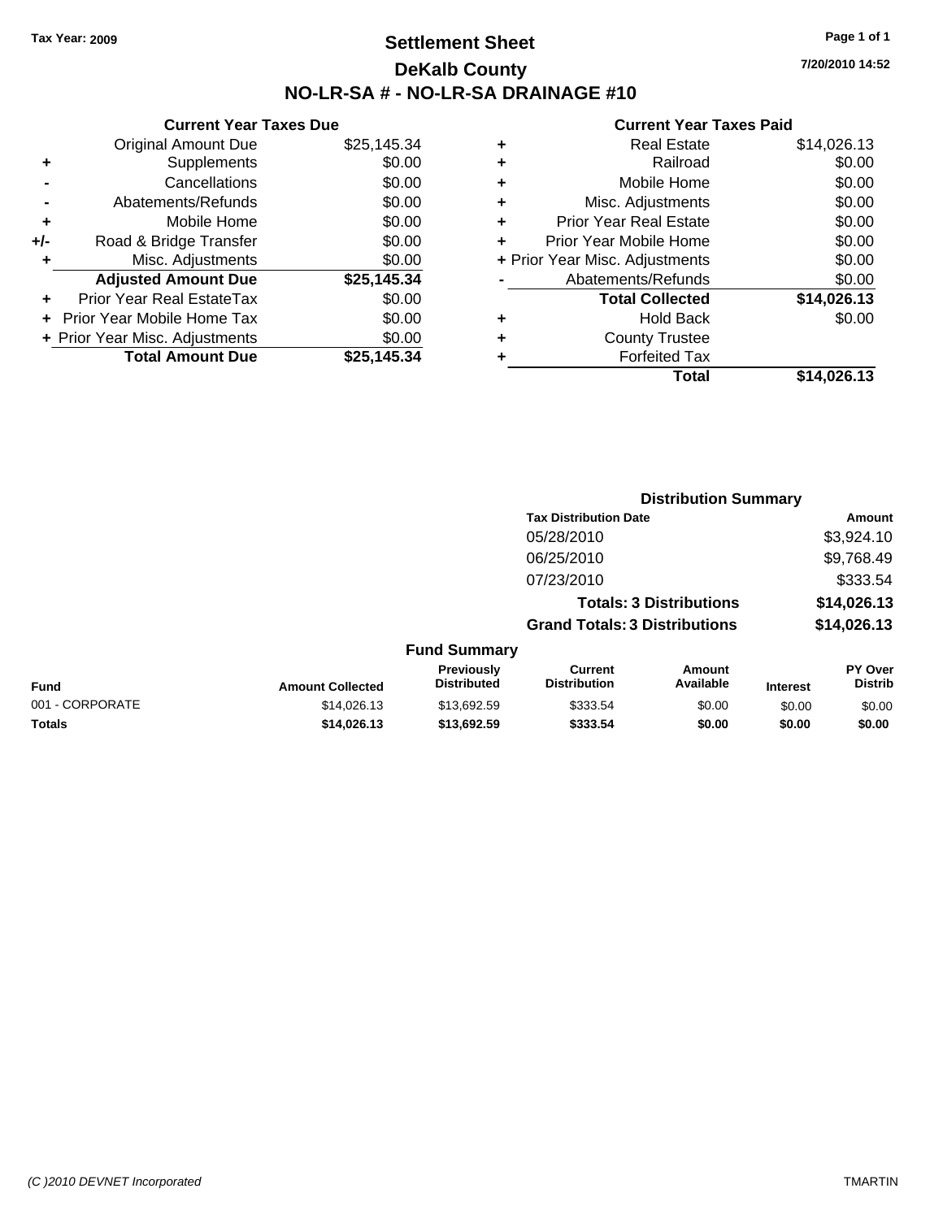Tax Year: 2009

# Settlement Sheet

## DeKalb County

## NO-LR-SA # - NO-LR-SA DRAINAGE #10

7/20/2010 14:52

### Current Year Taxes Due

| | | |
|---|---|---|
| | Original Amount Due | $25,145.34 |
| + | Supplements | $0.00 |
| - | Cancellations | $0.00 |
| - | Abatements/Refunds | $0.00 |
| + | Mobile Home | $0.00 |
| +/- | Road & Bridge Transfer | $0.00 |
| + | Misc. Adjustments | $0.00 |
| | **Adjusted Amount Due** | **$25,145.34** |
| + | Prior Year Real EstateTax | $0.00 |
| + | Prior Year Mobile Home Tax | $0.00 |
| + | Prior Year Misc. Adjustments | $0.00 |
| | **Total Amount Due** | **$25,145.34** |

### Current Year Taxes Paid

| | | |
|---|---|---|
| + | Real Estate | $14,026.13 |
| + | Railroad | $0.00 |
| + | Mobile Home | $0.00 |
| + | Misc. Adjustments | $0.00 |
| + | Prior Year Real Estate | $0.00 |
| + | Prior Year Mobile Home | $0.00 |
| + | Prior Year Misc. Adjustments | $0.00 |
| - | Abatements/Refunds | $0.00 |
| | **Total Collected** | **$14,026.13** |
| + | Hold Back | $0.00 |
| + | County Trustee | |
| + | Forfeited Tax | |
| | **Total** | **$14,026.13** |

### Distribution Summary

| Tax Distribution Date | Amount |
|---|---|
| 05/28/2010 | $3,924.10 |
| 06/25/2010 | $9,768.49 |
| 07/23/2010 | $333.54 |
| **Totals: 3 Distributions** | **$14,026.13** |
| **Grand Totals: 3 Distributions** | **$14,026.13** |

### Fund Summary

| Fund | Amount Collected | Previously Distributed | Current Distribution | Amount Available | Interest | PY Over Distrib |
|---|---|---|---|---|---|---|
| 001 - CORPORATE | $14,026.13 | $13,692.59 | $333.54 | $0.00 | $0.00 | $0.00 |
| **Totals** | **$14,026.13** | **$13,692.59** | **$333.54** | **$0.00** | **$0.00** | **$0.00** |

(C )2010 DEVNET Incorporated TMARTIN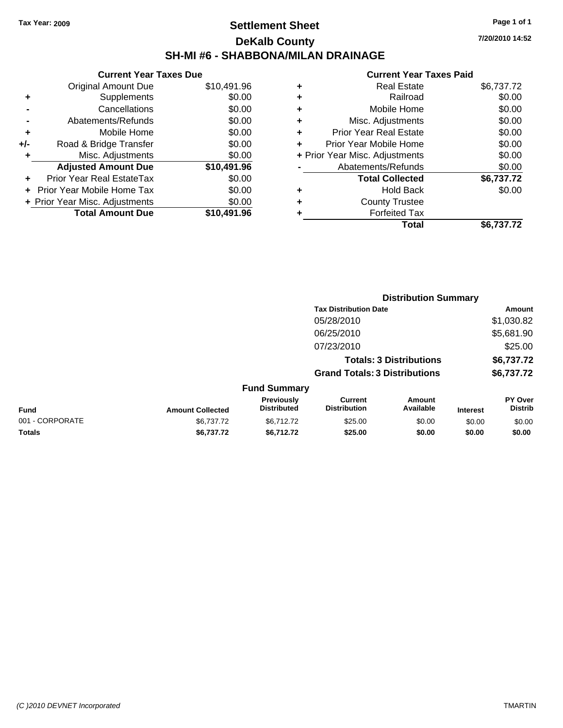Tax Year: 2009

# Settlement Sheet
## DeKalb County
## SH-MI #6 - SHABBONA/MILAN DRAINAGE

7/20/2010 14:52

**Current Year Taxes Due**

| | | |
|---|---|---|
| | Original Amount Due | $10,491.96 |
| + | Supplements | $0.00 |
| - | Cancellations | $0.00 |
| - | Abatements/Refunds | $0.00 |
| + | Mobile Home | $0.00 |
| +/- | Road & Bridge Transfer | $0.00 |
| + | Misc. Adjustments | $0.00 |
| | **Adjusted Amount Due** | **$10,491.96** |
| + | Prior Year Real EstateTax | $0.00 |
| + | Prior Year Mobile Home Tax | $0.00 |
| + | Prior Year Misc. Adjustments | $0.00 |
| | **Total Amount Due** | **$10,491.96** |

**Current Year Taxes Paid**

| | | |
|---|---|---|
| + | Real Estate | $6,737.72 |
| + | Railroad | $0.00 |
| + | Mobile Home | $0.00 |
| + | Misc. Adjustments | $0.00 |
| + | Prior Year Real Estate | $0.00 |
| + | Prior Year Mobile Home | $0.00 |
| + | Prior Year Misc. Adjustments | $0.00 |
| - | Abatements/Refunds | $0.00 |
| | **Total Collected** | **$6,737.72** |
| + | Hold Back | $0.00 |
| + | County Trustee | |
| + | Forfeited Tax | |
| | **Total** | **$6,737.72** |

**Distribution Summary**

| Tax Distribution Date | Amount |
|---|---|
| 05/28/2010 | $1,030.82 |
| 06/25/2010 | $5,681.90 |
| 07/23/2010 | $25.00 |
| **Totals: 3 Distributions** | **$6,737.72** |
| **Grand Totals: 3 Distributions** | **$6,737.72** |

**Fund Summary**

| Fund | Amount Collected | Previously Distributed | Current Distribution | Amount Available | Interest | PY Over Distrib |
|---|---|---|---|---|---|---|
| 001 - CORPORATE | $6,737.72 | $6,712.72 | $25.00 | $0.00 | $0.00 | $0.00 |
| **Totals** | **$6,737.72** | **$6,712.72** | **$25.00** | **$0.00** | **$0.00** | **$0.00** |

(C )2010 DEVNET Incorporated TMARTIN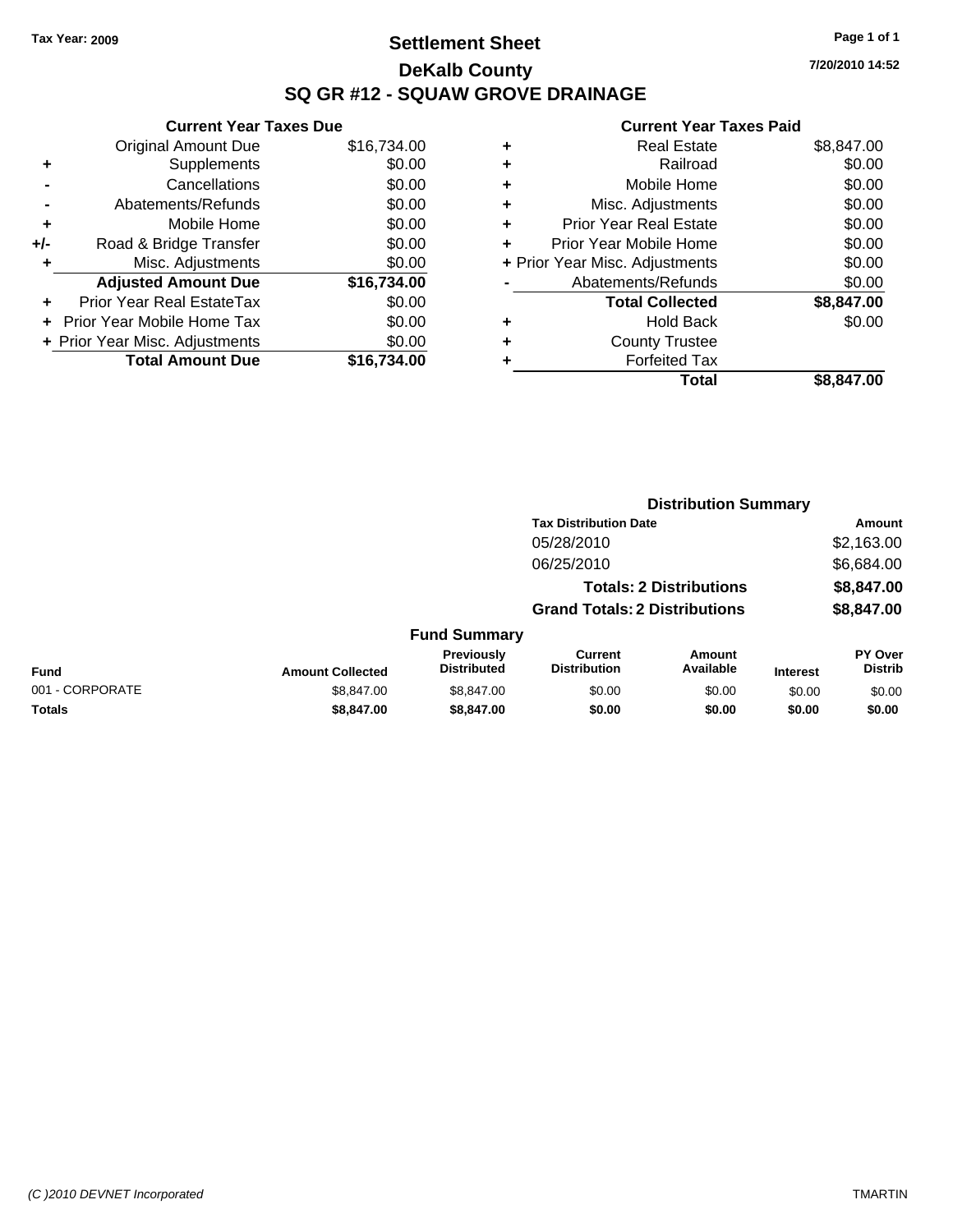Tax Year: 2009

# Settlement Sheet
## DeKalb County
## SQ GR #12 - SQUAW GROVE DRAINAGE

7/20/2010 14:52

### Current Year Taxes Due

| | | |
|---|---|---|
| | Original Amount Due | $16,734.00 |
| + | Supplements | $0.00 |
| - | Cancellations | $0.00 |
| - | Abatements/Refunds | $0.00 |
| + | Mobile Home | $0.00 |
| +/- | Road & Bridge Transfer | $0.00 |
| + | Misc. Adjustments | $0.00 |
| | **Adjusted Amount Due** | **$16,734.00** |
| + | Prior Year Real EstateTax | $0.00 |
| + | Prior Year Mobile Home Tax | $0.00 |
| + | Prior Year Misc. Adjustments | $0.00 |
| | **Total Amount Due** | **$16,734.00** |

### Current Year Taxes Paid

| | | |
|---|---|---|
| + | Real Estate | $8,847.00 |
| + | Railroad | $0.00 |
| + | Mobile Home | $0.00 |
| + | Misc. Adjustments | $0.00 |
| + | Prior Year Real Estate | $0.00 |
| + | Prior Year Mobile Home | $0.00 |
| + | Prior Year Misc. Adjustments | $0.00 |
| - | Abatements/Refunds | $0.00 |
| | **Total Collected** | **$8,847.00** |
| + | Hold Back | $0.00 |
| + | County Trustee | |
| + | Forfeited Tax | |
| | **Total** | **$8,847.00** |

### Distribution Summary

| Tax Distribution Date | Amount |
|---|---|
| 05/28/2010 | $2,163.00 |
| 06/25/2010 | $6,684.00 |
| **Totals: 2 Distributions** | **$8,847.00** |
| **Grand Totals: 2 Distributions** | **$8,847.00** |

### Fund Summary

| Fund | Amount Collected | Previously Distributed | Current Distribution | Amount Available | Interest | PY Over Distrib |
|---|---|---|---|---|---|---|
| 001 - CORPORATE | $8,847.00 | $8,847.00 | $0.00 | $0.00 | $0.00 | $0.00 |
| **Totals** | **$8,847.00** | **$8,847.00** | **$0.00** | **$0.00** | **$0.00** | **$0.00** |

(C )2010 DEVNET Incorporated

TMARTIN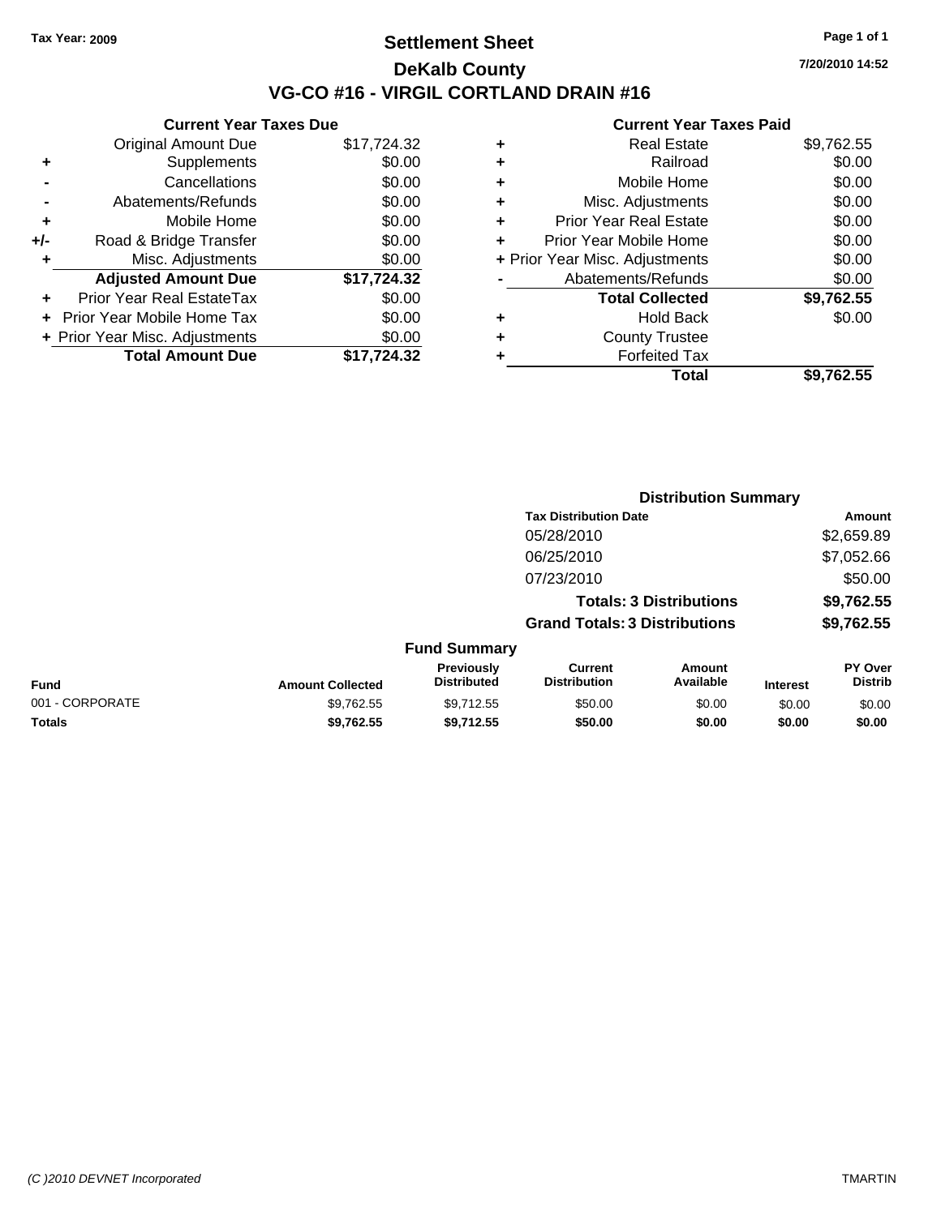Tax Year: 2009

# Settlement Sheet

## DeKalb County

## VG-CO #16 - VIRGIL CORTLAND DRAIN #16

7/20/2010 14:52

### Current Year Taxes Due

| | | |
|---|---|---|
| | Original Amount Due | $17,724.32 |
| + | Supplements | $0.00 |
| - | Cancellations | $0.00 |
| - | Abatements/Refunds | $0.00 |
| + | Mobile Home | $0.00 |
| +/- | Road & Bridge Transfer | $0.00 |
| + | Misc. Adjustments | $0.00 |
| | **Adjusted Amount Due** | **$17,724.32** |
| + | Prior Year Real EstateTax | $0.00 |
| + | Prior Year Mobile Home Tax | $0.00 |
| + | Prior Year Misc. Adjustments | $0.00 |
| | **Total Amount Due** | **$17,724.32** |

### Current Year Taxes Paid

| | | |
|---|---|---|
| + | Real Estate | $9,762.55 |
| + | Railroad | $0.00 |
| + | Mobile Home | $0.00 |
| + | Misc. Adjustments | $0.00 |
| + | Prior Year Real Estate | $0.00 |
| + | Prior Year Mobile Home | $0.00 |
| + | Prior Year Misc. Adjustments | $0.00 |
| - | Abatements/Refunds | $0.00 |
| | **Total Collected** | **$9,762.55** |
| + | Hold Back | $0.00 |
| + | County Trustee | |
| + | Forfeited Tax | |
| | **Total** | **$9,762.55** |

### Distribution Summary

| Tax Distribution Date | Amount |
|---|---|
| 05/28/2010 | $2,659.89 |
| 06/25/2010 | $7,052.66 |
| 07/23/2010 | $50.00 |
| **Totals: 3 Distributions** | **$9,762.55** |
| **Grand Totals: 3 Distributions** | **$9,762.55** |

### Fund Summary

| Fund | Amount Collected | Previously Distributed | Current Distribution | Amount Available | Interest | PY Over Distrib |
|---|---|---|---|---|---|---|
| 001 - CORPORATE | $9,762.55 | $9,712.55 | $50.00 | $0.00 | $0.00 | $0.00 |
| **Totals** | **$9,762.55** | **$9,712.55** | **$50.00** | **$0.00** | **$0.00** | **$0.00** |

(C )2010 DEVNET Incorporated TMARTIN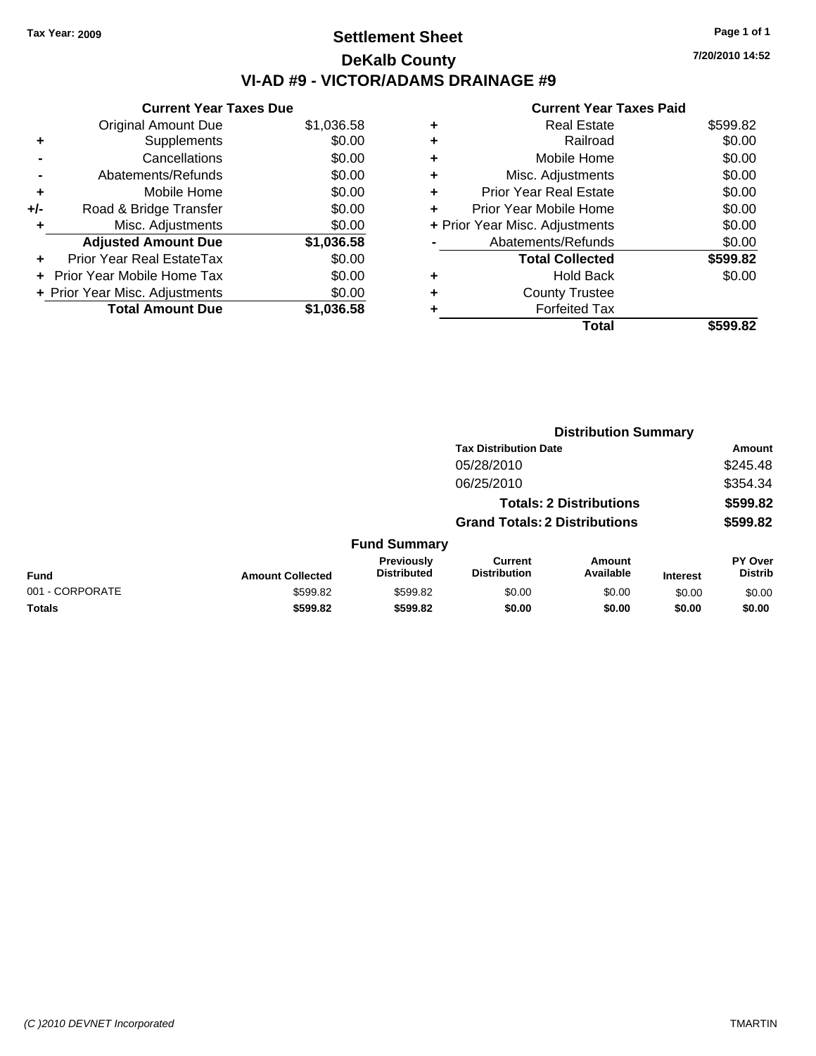Tax Year: 2009

# Settlement Sheet
## DeKalb County
## VI-AD #9 - VICTOR/ADAMS DRAINAGE #9

7/20/2010 14:52

| | Current Year Taxes Due | |
|---|---|---|
| | Original Amount Due | $1,036.58 |
| + | Supplements | $0.00 |
| - | Cancellations | $0.00 |
| - | Abatements/Refunds | $0.00 |
| + | Mobile Home | $0.00 |
| +/- | Road & Bridge Transfer | $0.00 |
| + | Misc. Adjustments | $0.00 |
| | **Adjusted Amount Due** | **$1,036.58** |
| + | Prior Year Real EstateTax | $0.00 |
| + | Prior Year Mobile Home Tax | $0.00 |
| + | Prior Year Misc. Adjustments | $0.00 |
| | **Total Amount Due** | **$1,036.58** |

| | Current Year Taxes Paid | |
|---|---|---|
| + | Real Estate | $599.82 |
| + | Railroad | $0.00 |
| + | Mobile Home | $0.00 |
| + | Misc. Adjustments | $0.00 |
| + | Prior Year Real Estate | $0.00 |
| + | Prior Year Mobile Home | $0.00 |
| + | Prior Year Misc. Adjustments | $0.00 |
| - | Abatements/Refunds | $0.00 |
| | **Total Collected** | **$599.82** |
| + | Hold Back | $0.00 |
| + | County Trustee | |
| + | Forfeited Tax | |
| | **Total** | **$599.82** |

### Distribution Summary

| Tax Distribution Date | Amount |
|---|---|
| 05/28/2010 | $245.48 |
| 06/25/2010 | $354.34 |
| **Totals: 2 Distributions** | **$599.82** |
| **Grand Totals: 2 Distributions** | **$599.82** |

### Fund Summary

| Fund | Amount Collected | Previously Distributed | Current Distribution | Amount Available | Interest | PY Over Distrib |
|---|---|---|---|---|---|---|
| 001 - CORPORATE | $599.82 | $599.82 | $0.00 | $0.00 | $0.00 | $0.00 |
| **Totals** | **$599.82** | **$599.82** | **$0.00** | **$0.00** | **$0.00** | **$0.00** |

(C )2010 DEVNET Incorporated TMARTIN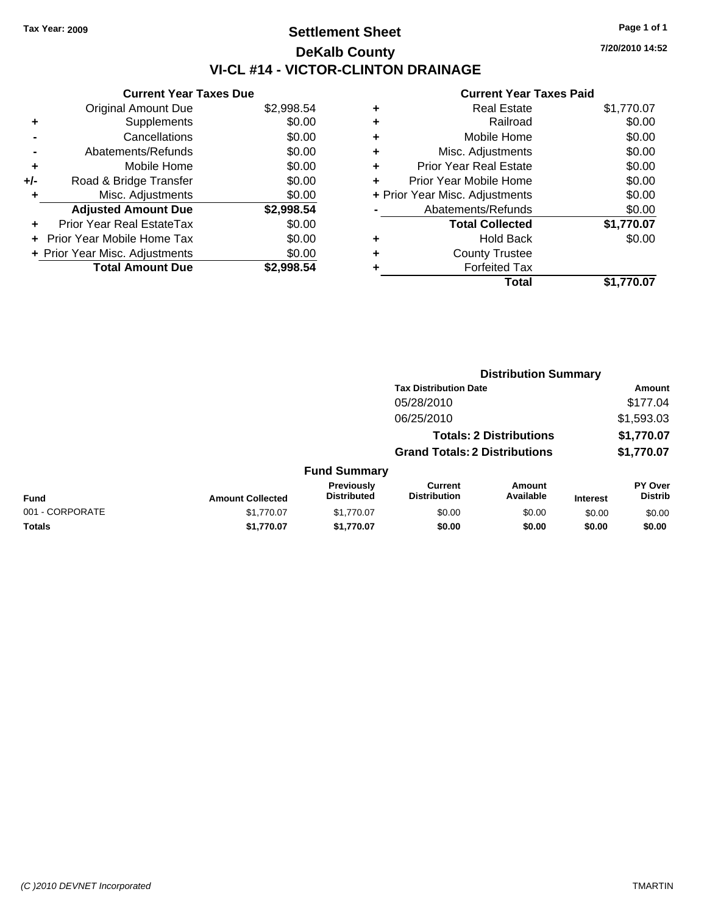Tax Year: 2009

# Settlement Sheet

## DeKalb County

## VI-CL #14 - VICTOR-CLINTON DRAINAGE

7/20/2010 14:52

### Current Year Taxes Due

| | | |
|---|---|---|
| | Original Amount Due | $2,998.54 |
| + | Supplements | $0.00 |
| - | Cancellations | $0.00 |
| - | Abatements/Refunds | $0.00 |
| + | Mobile Home | $0.00 |
| +/- | Road & Bridge Transfer | $0.00 |
| + | Misc. Adjustments | $0.00 |
| | **Adjusted Amount Due** | **$2,998.54** |
| + | Prior Year Real EstateTax | $0.00 |
| + | Prior Year Mobile Home Tax | $0.00 |
| + | Prior Year Misc. Adjustments | $0.00 |
| | **Total Amount Due** | **$2,998.54** |

### Current Year Taxes Paid

| | | |
|---|---|---|
| + | Real Estate | $1,770.07 |
| + | Railroad | $0.00 |
| + | Mobile Home | $0.00 |
| + | Misc. Adjustments | $0.00 |
| + | Prior Year Real Estate | $0.00 |
| + | Prior Year Mobile Home | $0.00 |
| + | Prior Year Misc. Adjustments | $0.00 |
| - | Abatements/Refunds | $0.00 |
| | **Total Collected** | **$1,770.07** |
| + | Hold Back | $0.00 |
| + | County Trustee | |
| + | Forfeited Tax | |
| | **Total** | **$1,770.07** |

### Distribution Summary

| Tax Distribution Date | Amount |
|---|---|
| 05/28/2010 | $177.04 |
| 06/25/2010 | $1,593.03 |
| **Totals: 2 Distributions** | **$1,770.07** |
| **Grand Totals: 2 Distributions** | **$1,770.07** |

### Fund Summary

| Fund | Amount Collected | Previously Distributed | Current Distribution | Amount Available | Interest | PY Over Distrib |
|---|---|---|---|---|---|---|
| 001 - CORPORATE | $1,770.07 | $1,770.07 | $0.00 | $0.00 | $0.00 | $0.00 |
| **Totals** | **$1,770.07** | **$1,770.07** | **$0.00** | **$0.00** | **$0.00** | **$0.00** |

(C )2010 DEVNET Incorporated TMARTIN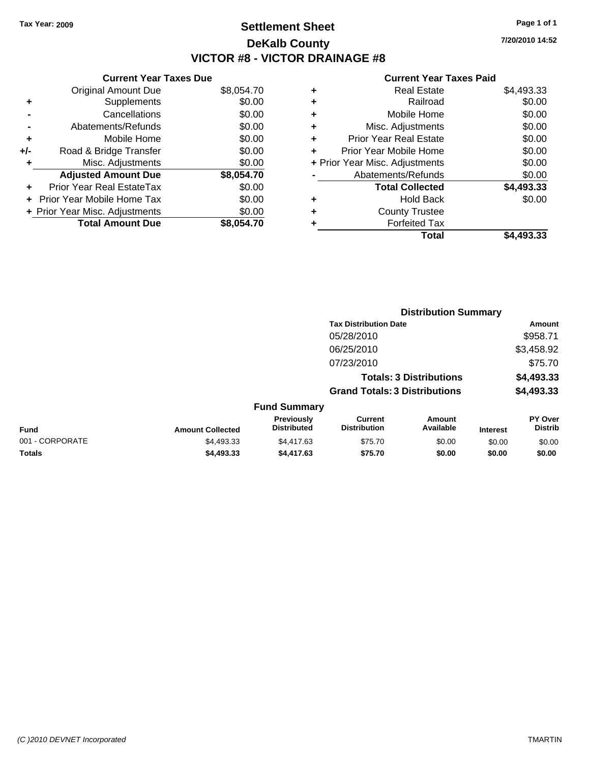Tax Year: 2009

# Settlement Sheet

## DeKalb County

## VICTOR #8 - VICTOR DRAINAGE #8

7/20/2010 14:52

### Current Year Taxes Due

| | | |
|---|---|---|
| | Original Amount Due | $8,054.70 |
| + | Supplements | $0.00 |
| - | Cancellations | $0.00 |
| - | Abatements/Refunds | $0.00 |
| + | Mobile Home | $0.00 |
| +/- | Road & Bridge Transfer | $0.00 |
| + | Misc. Adjustments | $0.00 |
| | **Adjusted Amount Due** | **$8,054.70** |
| + | Prior Year Real EstateTax | $0.00 |
| + | Prior Year Mobile Home Tax | $0.00 |
| + | Prior Year Misc. Adjustments | $0.00 |
| | **Total Amount Due** | **$8,054.70** |

### Current Year Taxes Paid

| | | |
|---|---|---|
| + | Real Estate | $4,493.33 |
| + | Railroad | $0.00 |
| + | Mobile Home | $0.00 |
| + | Misc. Adjustments | $0.00 |
| + | Prior Year Real Estate | $0.00 |
| + | Prior Year Mobile Home | $0.00 |
| + | Prior Year Misc. Adjustments | $0.00 |
| - | Abatements/Refunds | $0.00 |
| | **Total Collected** | **$4,493.33** |
| + | Hold Back | $0.00 |
| + | County Trustee | |
| + | Forfeited Tax | |
| | **Total** | **$4,493.33** |

### Distribution Summary

| Tax Distribution Date | Amount |
|---|---|
| 05/28/2010 | $958.71 |
| 06/25/2010 | $3,458.92 |
| 07/23/2010 | $75.70 |
| **Totals: 3 Distributions** | **$4,493.33** |
| **Grand Totals: 3 Distributions** | **$4,493.33** |

### Fund Summary

| Fund | Amount Collected | Previously Distributed | Current Distribution | Amount Available | Interest | PY Over Distrib |
|---|---|---|---|---|---|---|
| 001 - CORPORATE | $4,493.33 | $4,417.63 | $75.70 | $0.00 | $0.00 | $0.00 |
| **Totals** | **$4,493.33** | **$4,417.63** | **$75.70** | **$0.00** | **$0.00** | **$0.00** |

(C )2010 DEVNET Incorporated TMARTIN